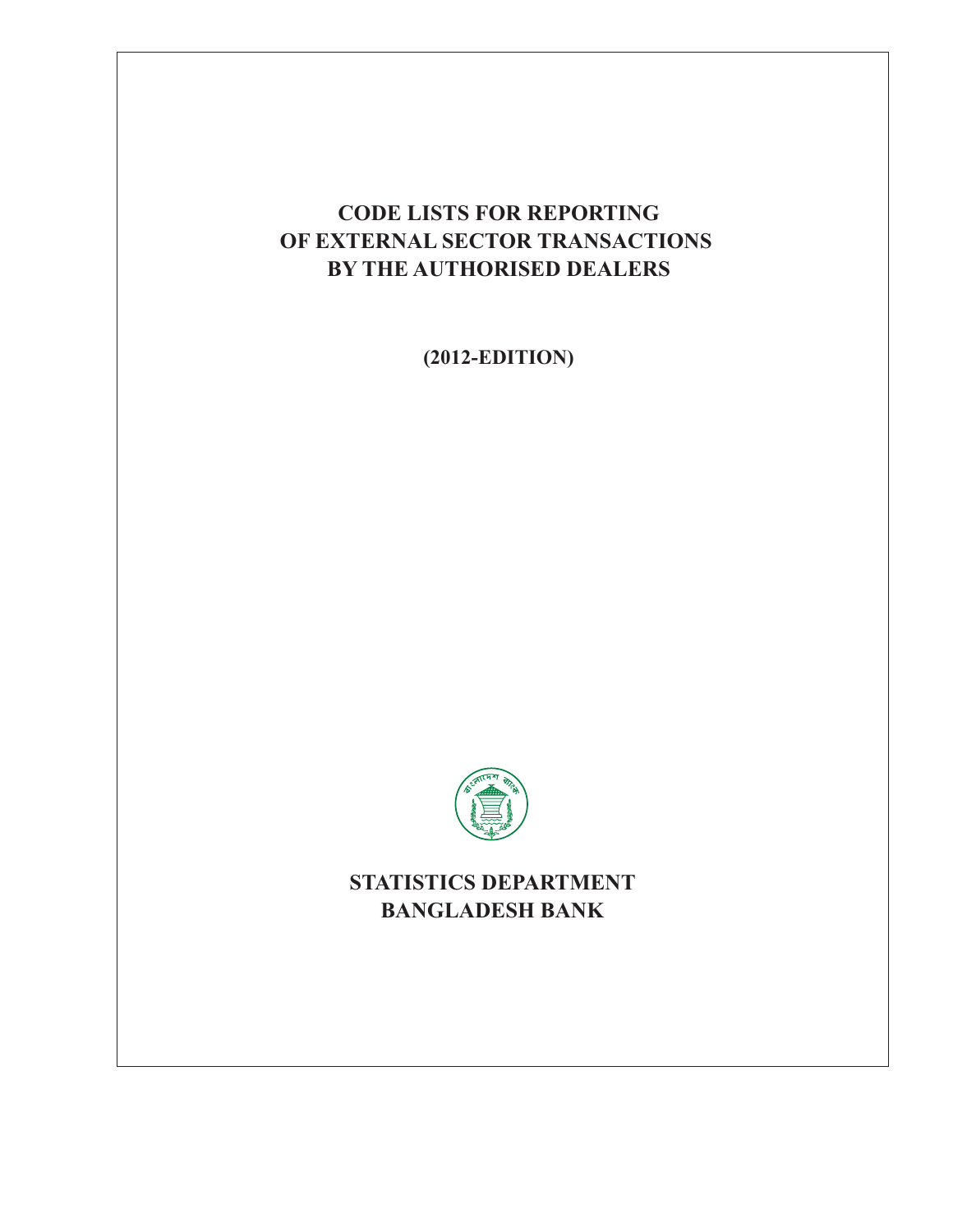# CODE LISTS FOR REPORTING OF EXTERNAL SECTOR TRANSACTIONS BY THE AUTHORISED DEALERS

**(2012-EDITION)**

**STATISTICS DEPARTMENT**
**BANGLADESH BANK**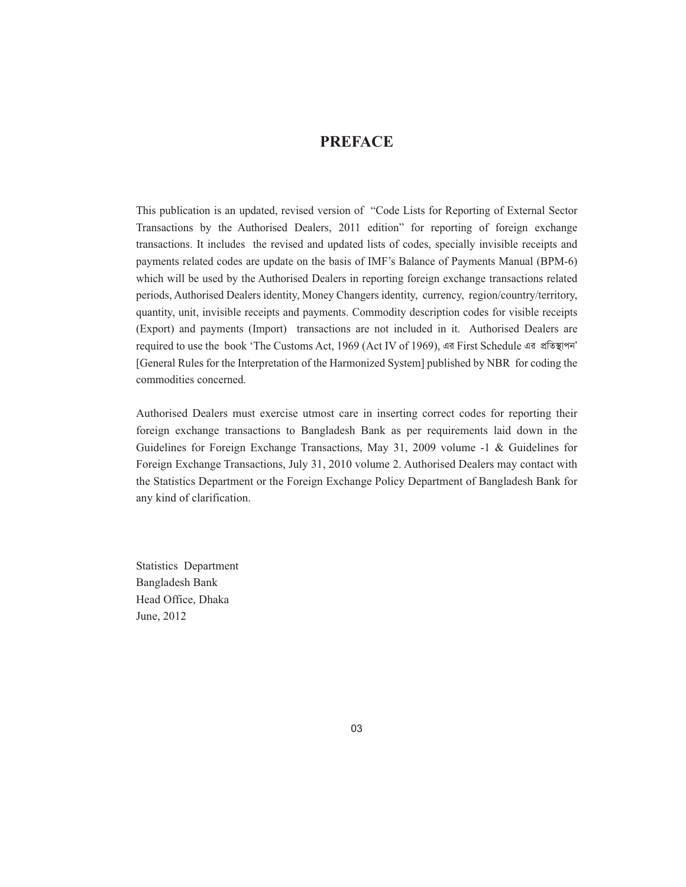# PREFACE

This publication is an updated, revised version of "Code Lists for Reporting of External Sector Transactions by the Authorised Dealers, 2011 edition" for reporting of foreign exchange transactions. It includes the revised and updated lists of codes, specially invisible receipts and payments related codes are update on the basis of IMF's Balance of Payments Manual (BPM-6) which will be used by the Authorised Dealers in reporting foreign exchange transactions related periods, Authorised Dealers identity, Money Changers identity, currency, region/country/territory, quantity, unit, invisible receipts and payments. Commodity description codes for visible receipts (Export) and payments (Import) transactions are not included in it. Authorised Dealers are required to use the book 'The Customs Act, 1969 (Act IV of 1969), এর First Schedule এর প্রতিস্থাপন' [General Rules for the Interpretation of the Harmonized System] published by NBR for coding the commodities concerned.

Authorised Dealers must exercise utmost care in inserting correct codes for reporting their foreign exchange transactions to Bangladesh Bank as per requirements laid down in the Guidelines for Foreign Exchange Transactions, May 31, 2009 volume -1 & Guidelines for Foreign Exchange Transactions, July 31, 2010 volume 2. Authorised Dealers may contact with the Statistics Department or the Foreign Exchange Policy Department of Bangladesh Bank for any kind of clarification.

Statistics Department
Bangladesh Bank
Head Office, Dhaka
June, 2012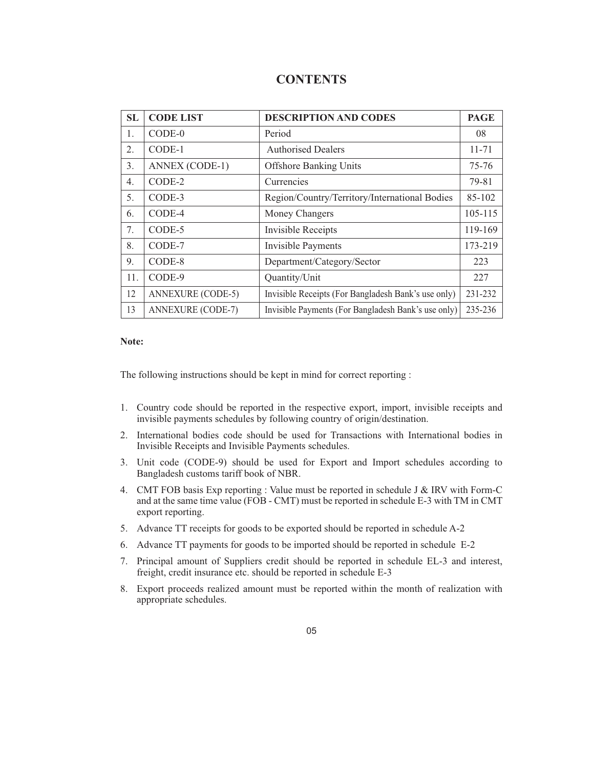# CONTENTS

| SL | CODE LIST | DESCRIPTION AND CODES | PAGE |
|---|---|---|---|
| 1. | CODE-0 | Period | 08 |
| 2. | CODE-1 | Authorised Dealers | 11-71 |
| 3. | ANNEX (CODE-1) | Offshore Banking Units | 75-76 |
| 4. | CODE-2 | Currencies | 79-81 |
| 5. | CODE-3 | Region/Country/Territory/International Bodies | 85-102 |
| 6. | CODE-4 | Money Changers | 105-115 |
| 7. | CODE-5 | Invisible Receipts | 119-169 |
| 8. | CODE-7 | Invisible Payments | 173-219 |
| 9. | CODE-8 | Department/Category/Sector | 223 |
| 11. | CODE-9 | Quantity/Unit | 227 |
| 12 | ANNEXURE (CODE-5) | Invisible Receipts (For Bangladesh Bank's use only) | 231-232 |
| 13 | ANNEXURE (CODE-7) | Invisible Payments (For Bangladesh Bank's use only) | 235-236 |

**Note:**

The following instructions should be kept in mind for correct reporting :

1. Country code should be reported in the respective export, import, invisible receipts and invisible payments schedules by following country of origin/destination.
2. International bodies code should be used for Transactions with International bodies in Invisible Receipts and Invisible Payments schedules.
3. Unit code (CODE-9) should be used for Export and Import schedules according to Bangladesh customs tariff book of NBR.
4. CMT FOB basis Exp reporting : Value must be reported in schedule J & IRV with Form-C and at the same time value (FOB - CMT) must be reported in schedule E-3 with TM in CMT export reporting.
5. Advance TT receipts for goods to be exported should be reported in schedule A-2
6. Advance TT payments for goods to be imported should be reported in schedule E-2
7. Principal amount of Suppliers credit should be reported in schedule EL-3 and interest, freight, credit insurance etc. should be reported in schedule E-3
8. Export proceeds realized amount must be reported within the month of realization with appropriate schedules.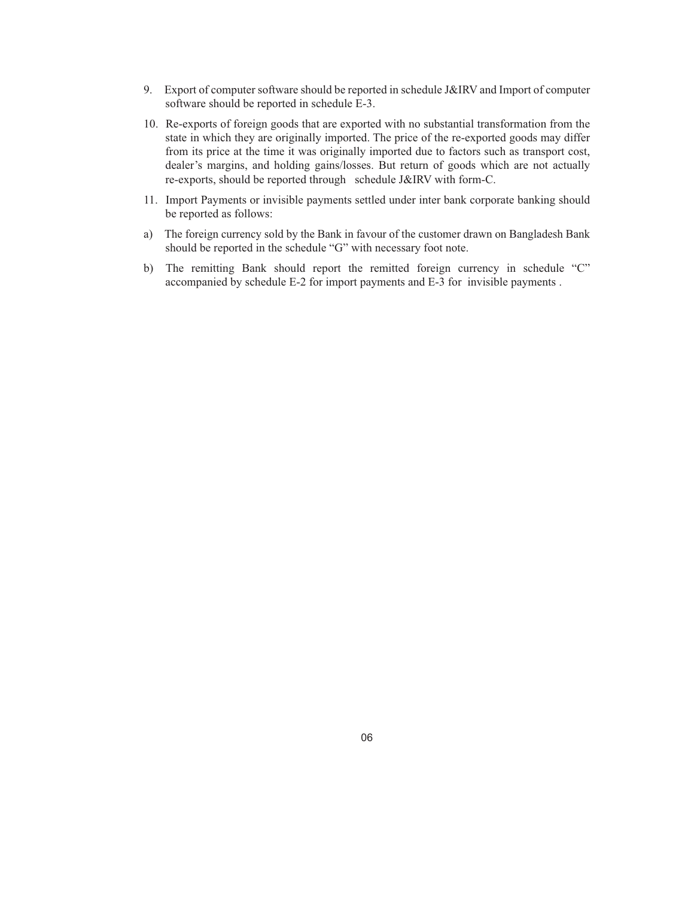9. Export of computer software should be reported in schedule J&IRV and Import of computer software should be reported in schedule E-3.

10. Re-exports of foreign goods that are exported with no substantial transformation from the state in which they are originally imported. The price of the re-exported goods may differ from its price at the time it was originally imported due to factors such as transport cost, dealer's margins, and holding gains/losses. But return of goods which are not actually re-exports, should be reported through schedule J&IRV with form-C.

11. Import Payments or invisible payments settled under inter bank corporate banking should be reported as follows:

a) The foreign currency sold by the Bank in favour of the customer drawn on Bangladesh Bank should be reported in the schedule "G" with necessary foot note.

b) The remitting Bank should report the remitted foreign currency in schedule "C" accompanied by schedule E-2 for import payments and E-3 for invisible payments .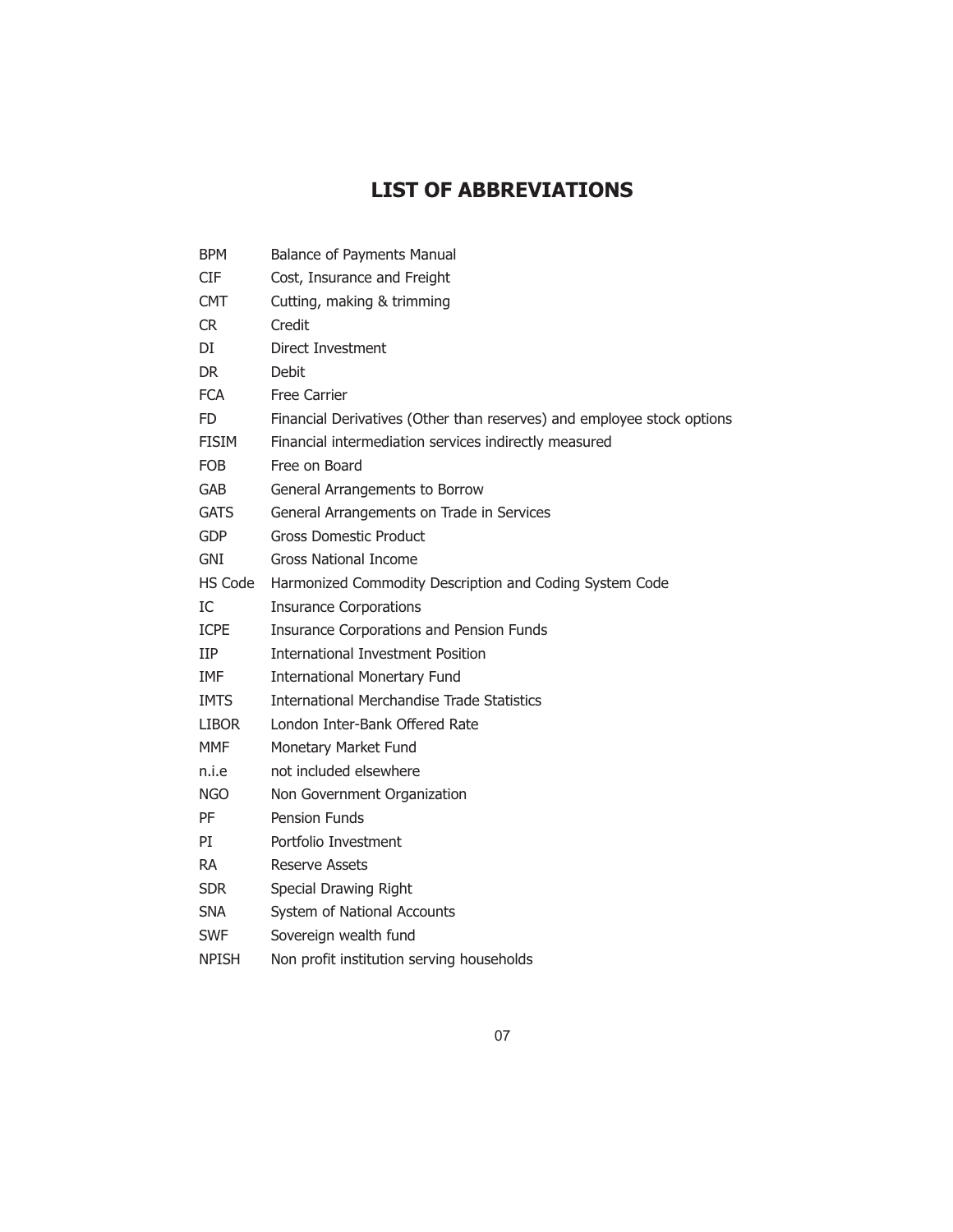# LIST OF ABBREVIATIONS

| | |
|---|---|
| BPM | Balance of Payments Manual |
| CIF | Cost, Insurance and Freight |
| CMT | Cutting, making & trimming |
| CR | Credit |
| DI | Direct Investment |
| DR | Debit |
| FCA | Free Carrier |
| FD | Financial Derivatives (Other than reserves) and employee stock options |
| FISIM | Financial intermediation services indirectly measured |
| FOB | Free on Board |
| GAB | General Arrangements to Borrow |
| GATS | General Arrangements on Trade in Services |
| GDP | Gross Domestic Product |
| GNI | Gross National Income |
| HS Code | Harmonized Commodity Description and Coding System Code |
| IC | Insurance Corporations |
| ICPE | Insurance Corporations and Pension Funds |
| IIP | International Investment Position |
| IMF | International Monertary Fund |
| IMTS | International Merchandise Trade Statistics |
| LIBOR | London Inter-Bank Offered Rate |
| MMF | Monetary Market Fund |
| n.i.e | not included elsewhere |
| NGO | Non Government Organization |
| PF | Pension Funds |
| PI | Portfolio Investment |
| RA | Reserve Assets |
| SDR | Special Drawing Right |
| SNA | System of National Accounts |
| SWF | Sovereign wealth fund |
| NPISH | Non profit institution serving households |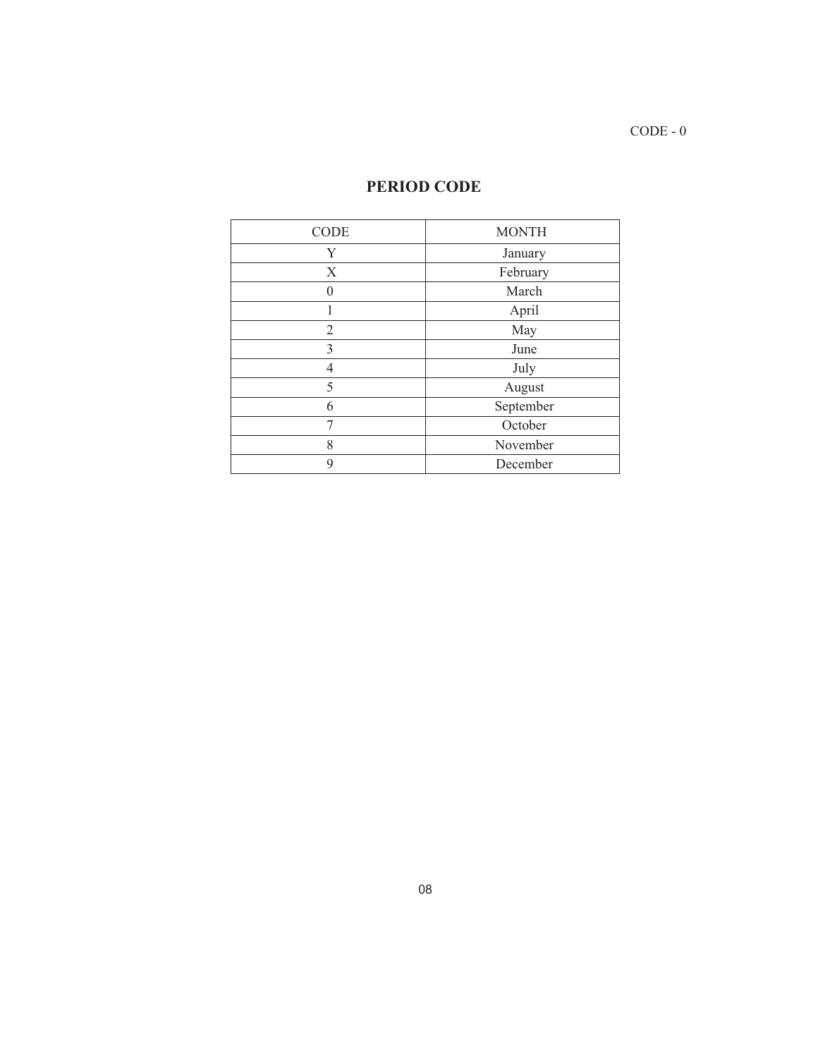CODE - 0

## PERIOD CODE

| CODE | MONTH |
|---|---|
| Y | January |
| X | February |
| 0 | March |
| 1 | April |
| 2 | May |
| 3 | June |
| 4 | July |
| 5 | August |
| 6 | September |
| 7 | October |
| 8 | November |
| 9 | December |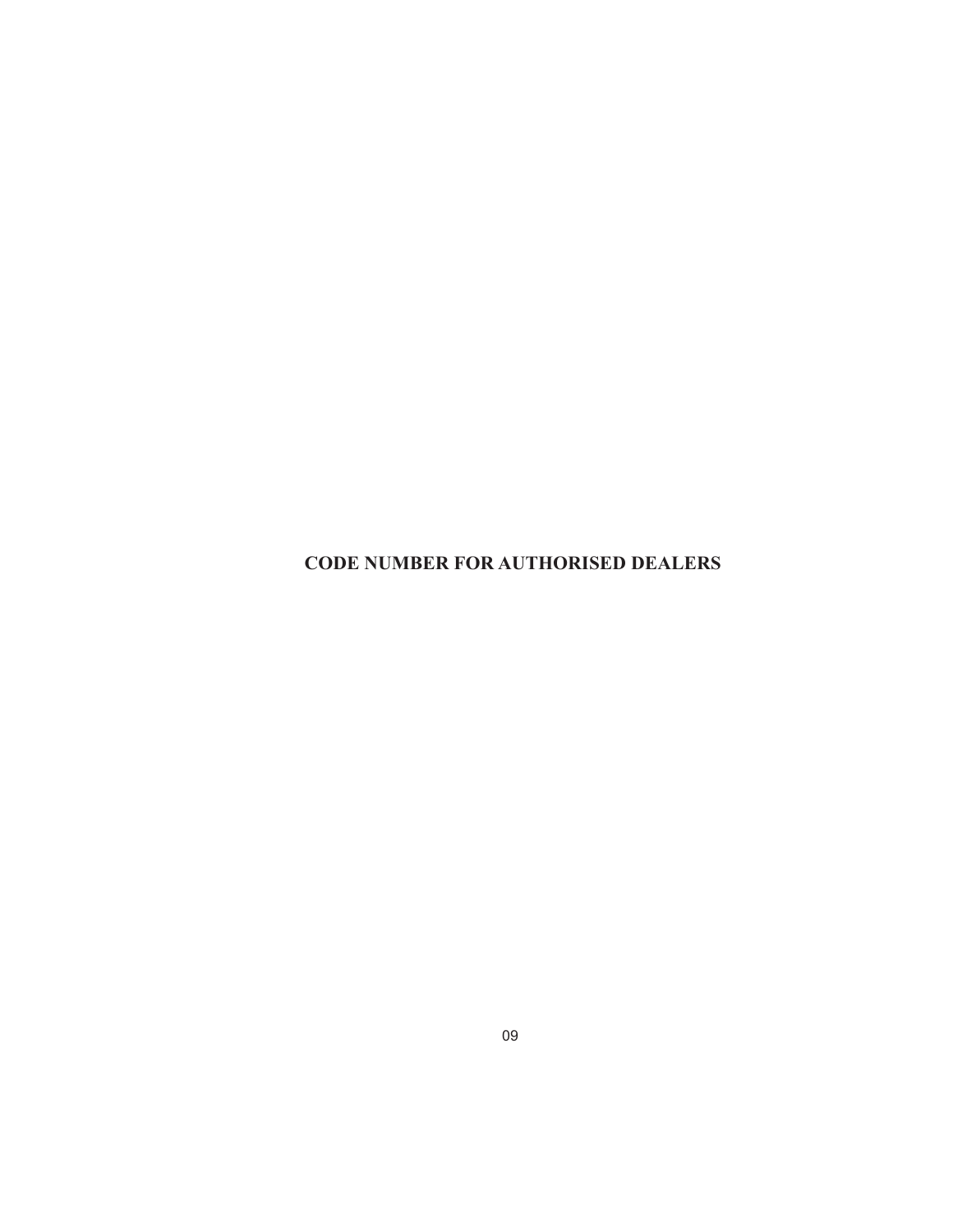# CODE NUMBER FOR AUTHORISED DEALERS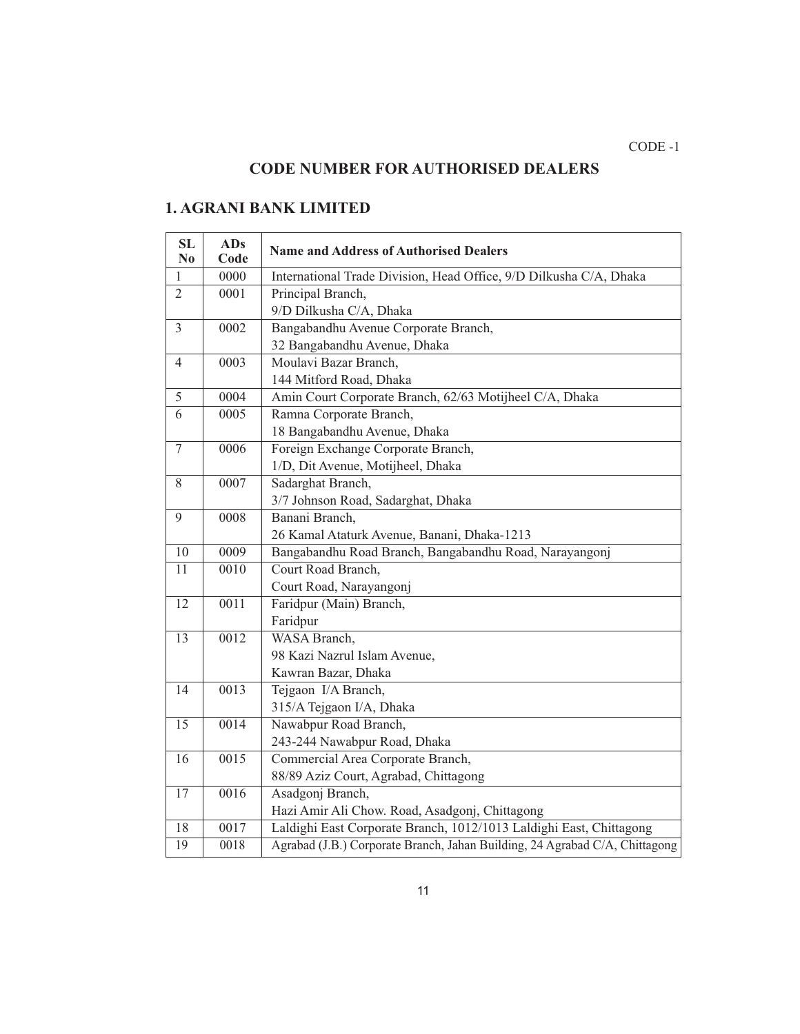CODE -1

## CODE NUMBER FOR AUTHORISED DEALERS

### 1. AGRANI BANK LIMITED

| SL No | ADs Code | Name and Address of Authorised Dealers |
|---|---|---|
| 1 | 0000 | International Trade Division, Head Office, 9/D Dilkusha C/A, Dhaka |
| 2 | 0001 | Principal Branch, 9/D Dilkusha C/A, Dhaka |
| 3 | 0002 | Bangabandhu Avenue Corporate Branch, 32 Bangabandhu Avenue, Dhaka |
| 4 | 0003 | Moulavi Bazar Branch, 144 Mitford Road, Dhaka |
| 5 | 0004 | Amin Court Corporate Branch, 62/63 Motijheel C/A, Dhaka |
| 6 | 0005 | Ramna Corporate Branch, 18 Bangabandhu Avenue, Dhaka |
| 7 | 0006 | Foreign Exchange Corporate Branch, 1/D, Dit Avenue, Motijheel, Dhaka |
| 8 | 0007 | Sadarghat Branch, 3/7 Johnson Road, Sadarghat, Dhaka |
| 9 | 0008 | Banani Branch, 26 Kamal Ataturk Avenue, Banani, Dhaka-1213 |
| 10 | 0009 | Bangabandhu Road Branch, Bangabandhu Road, Narayangonj |
| 11 | 0010 | Court Road Branch, Court Road, Narayangonj |
| 12 | 0011 | Faridpur (Main) Branch, Faridpur |
| 13 | 0012 | WASA Branch, 98 Kazi Nazrul Islam Avenue, Kawran Bazar, Dhaka |
| 14 | 0013 | Tejgaon I/A Branch, 315/A Tejgaon I/A, Dhaka |
| 15 | 0014 | Nawabpur Road Branch, 243-244 Nawabpur Road, Dhaka |
| 16 | 0015 | Commercial Area Corporate Branch, 88/89 Aziz Court, Agrabad, Chittagong |
| 17 | 0016 | Asadgonj Branch, Hazi Amir Ali Chow. Road, Asadgonj, Chittagong |
| 18 | 0017 | Laldighi East Corporate Branch, 1012/1013 Laldighi East, Chittagong |
| 19 | 0018 | Agrabad (J.B.) Corporate Branch, Jahan Building, 24 Agrabad C/A, Chittagong |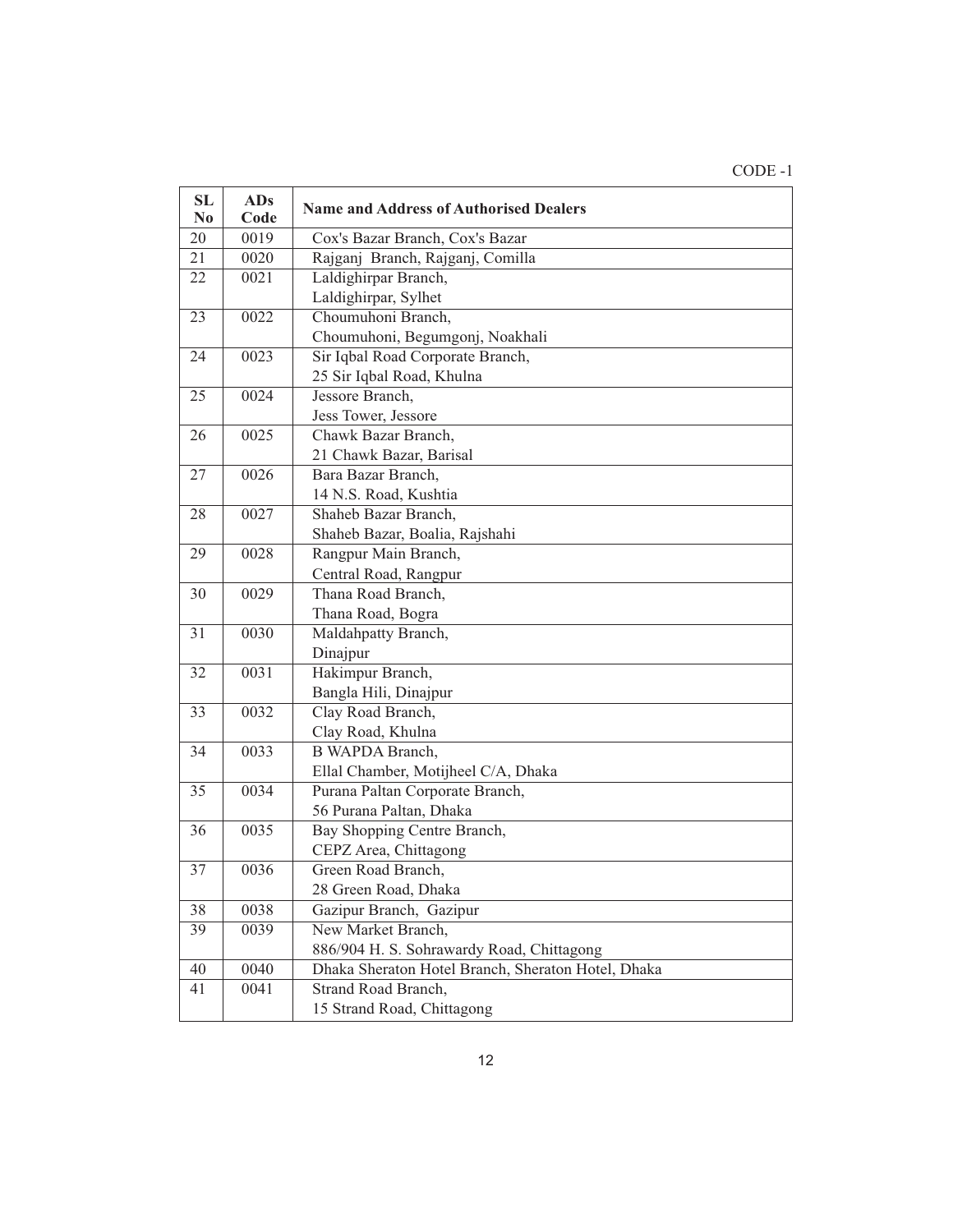CODE -1

| SL No | ADs Code | Name and Address of Authorised Dealers |
|---|---|---|
| 20 | 0019 | Cox's Bazar Branch, Cox's Bazar |
| 21 | 0020 | Rajganj Branch, Rajganj, Comilla |
| 22 | 0021 | Laldighirpar Branch, Laldighirpar, Sylhet |
| 23 | 0022 | Choumuhoni Branch, Choumuhoni, Begumgonj, Noakhali |
| 24 | 0023 | Sir Iqbal Road Corporate Branch, 25 Sir Iqbal Road, Khulna |
| 25 | 0024 | Jessore Branch, Jess Tower, Jessore |
| 26 | 0025 | Chawk Bazar Branch, 21 Chawk Bazar, Barisal |
| 27 | 0026 | Bara Bazar Branch, 14 N.S. Road, Kushtia |
| 28 | 0027 | Shaheb Bazar Branch, Shaheb Bazar, Boalia, Rajshahi |
| 29 | 0028 | Rangpur Main Branch, Central Road, Rangpur |
| 30 | 0029 | Thana Road Branch, Thana Road, Bogra |
| 31 | 0030 | Maldahpatty Branch, Dinajpur |
| 32 | 0031 | Hakimpur Branch, Bangla Hili, Dinajpur |
| 33 | 0032 | Clay Road Branch, Clay Road, Khulna |
| 34 | 0033 | B WAPDA Branch, Ellal Chamber, Motijheel C/A, Dhaka |
| 35 | 0034 | Purana Paltan Corporate Branch, 56 Purana Paltan, Dhaka |
| 36 | 0035 | Bay Shopping Centre Branch, CEPZ Area, Chittagong |
| 37 | 0036 | Green Road Branch, 28 Green Road, Dhaka |
| 38 | 0038 | Gazipur Branch, Gazipur |
| 39 | 0039 | New Market Branch, 886/904 H. S. Sohrawardy Road, Chittagong |
| 40 | 0040 | Dhaka Sheraton Hotel Branch, Sheraton Hotel, Dhaka |
| 41 | 0041 | Strand Road Branch, 15 Strand Road, Chittagong |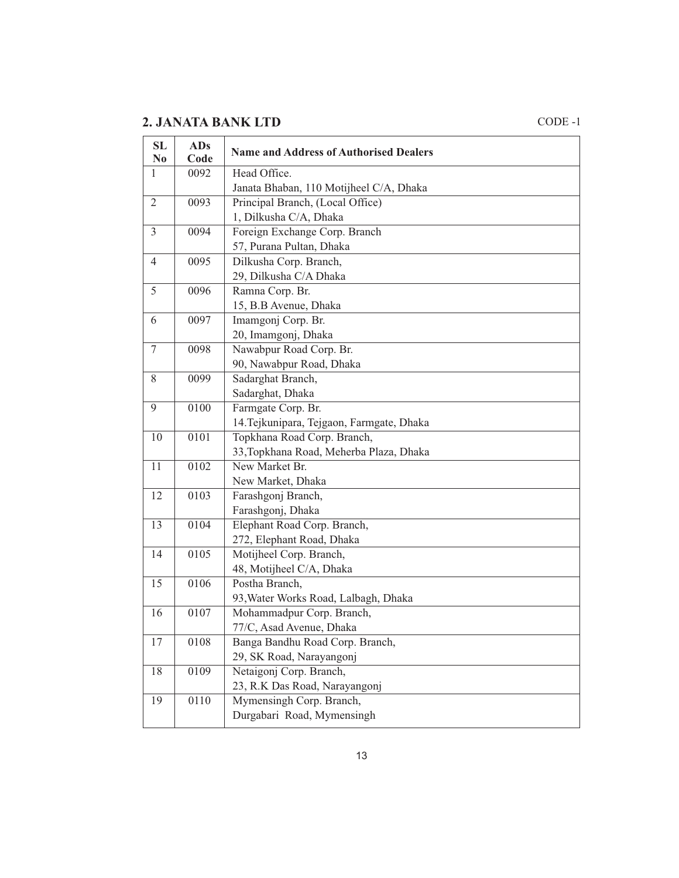## 2. JANATA BANK LTD

CODE -1

| SL No | ADs Code | Name and Address of Authorised Dealers |
|---|---|---|
| 1 | 0092 | Head Office.<br>Janata Bhaban, 110 Motijheel C/A, Dhaka |
| 2 | 0093 | Principal Branch, (Local Office)<br>1, Dilkusha C/A, Dhaka |
| 3 | 0094 | Foreign Exchange Corp. Branch<br>57, Purana Pultan, Dhaka |
| 4 | 0095 | Dilkusha Corp. Branch,<br>29, Dilkusha C/A Dhaka |
| 5 | 0096 | Ramna Corp. Br.<br>15, B.B Avenue, Dhaka |
| 6 | 0097 | Imamgonj Corp. Br.<br>20, Imamgonj, Dhaka |
| 7 | 0098 | Nawabpur Road Corp. Br.<br>90, Nawabpur Road, Dhaka |
| 8 | 0099 | Sadarghat Branch,<br>Sadarghat, Dhaka |
| 9 | 0100 | Farmgate Corp. Br.<br>14.Tejkunipara, Tejgaon, Farmgate, Dhaka |
| 10 | 0101 | Topkhana Road Corp. Branch,<br>33,Topkhana Road, Meherba Plaza, Dhaka |
| 11 | 0102 | New Market Br.<br>New Market, Dhaka |
| 12 | 0103 | Farashgonj Branch,<br>Farashgonj, Dhaka |
| 13 | 0104 | Elephant Road Corp. Branch,<br>272, Elephant Road, Dhaka |
| 14 | 0105 | Motijheel Corp. Branch,<br>48, Motijheel C/A, Dhaka |
| 15 | 0106 | Postha Branch,<br>93,Water Works Road, Lalbagh, Dhaka |
| 16 | 0107 | Mohammadpur Corp. Branch,<br>77/C, Asad Avenue, Dhaka |
| 17 | 0108 | Banga Bandhu Road Corp. Branch,<br>29, SK Road, Narayangonj |
| 18 | 0109 | Netaigonj Corp. Branch,<br>23, R.K Das Road, Narayangonj |
| 19 | 0110 | Mymensingh Corp. Branch,<br>Durgabari Road, Mymensingh |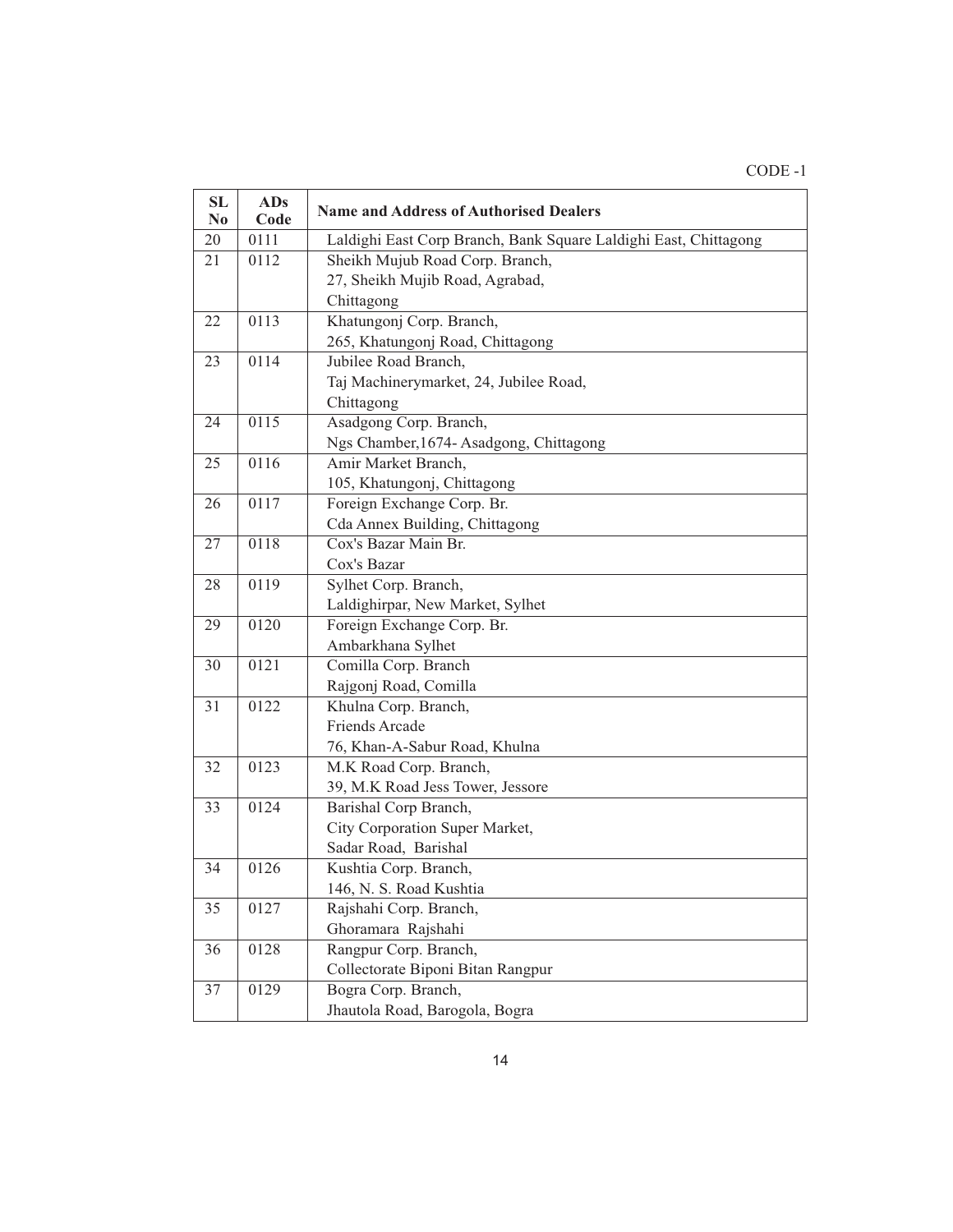CODE -1

| SL No | ADs Code | Name and Address of Authorised Dealers |
|---|---|---|
| 20 | 0111 | Laldighi East Corp Branch, Bank Square Laldighi East, Chittagong |
| 21 | 0112 | Sheikh Mujub Road Corp. Branch, 27, Sheikh Mujib Road, Agrabad, Chittagong |
| 22 | 0113 | Khatungonj Corp. Branch, 265, Khatungonj Road, Chittagong |
| 23 | 0114 | Jubilee Road Branch, Taj Machinerymarket, 24, Jubilee Road, Chittagong |
| 24 | 0115 | Asadgong Corp. Branch, Ngs Chamber,1674- Asadgong, Chittagong |
| 25 | 0116 | Amir Market Branch, 105, Khatungonj, Chittagong |
| 26 | 0117 | Foreign Exchange Corp. Br. Cda Annex Building, Chittagong |
| 27 | 0118 | Cox's Bazar Main Br. Cox's Bazar |
| 28 | 0119 | Sylhet Corp. Branch, Laldighirpar, New Market, Sylhet |
| 29 | 0120 | Foreign Exchange Corp. Br. Ambarkhana Sylhet |
| 30 | 0121 | Comilla Corp. Branch Rajgonj Road, Comilla |
| 31 | 0122 | Khulna Corp. Branch, Friends Arcade 76, Khan-A-Sabur Road, Khulna |
| 32 | 0123 | M.K Road Corp. Branch, 39, M.K Road Jess Tower, Jessore |
| 33 | 0124 | Barishal Corp Branch, City Corporation Super Market, Sadar Road, Barishal |
| 34 | 0126 | Kushtia Corp. Branch, 146, N. S. Road Kushtia |
| 35 | 0127 | Rajshahi Corp. Branch, Ghoramara Rajshahi |
| 36 | 0128 | Rangpur Corp. Branch, Collectorate Biponi Bitan Rangpur |
| 37 | 0129 | Bogra Corp. Branch, Jhautola Road, Barogola, Bogra |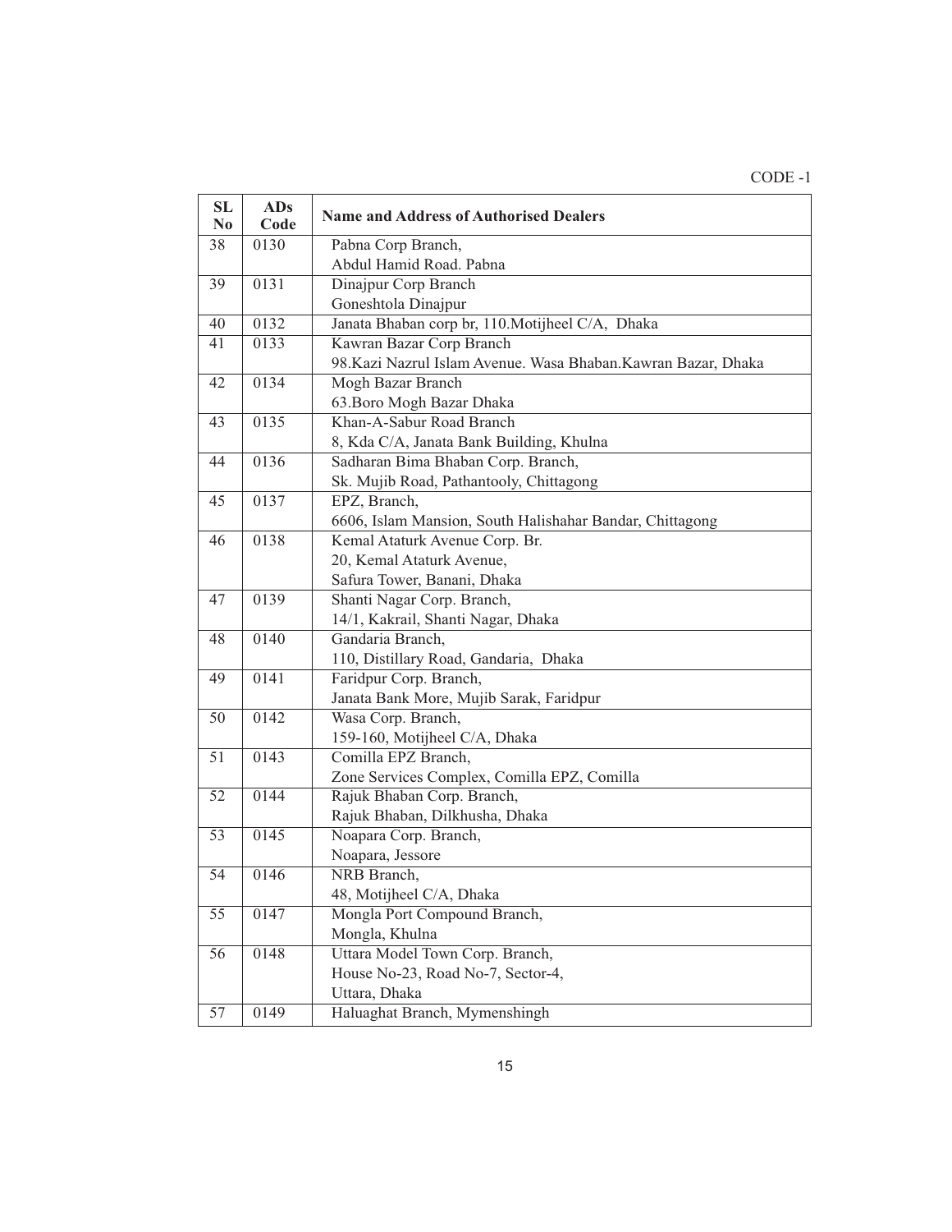CODE -1

| SL No | ADs Code | Name and Address of Authorised Dealers |
|---|---|---|
| 38 | 0130 | Pabna Corp Branch,<br>Abdul Hamid Road. Pabna |
| 39 | 0131 | Dinajpur Corp Branch<br>Goneshtola Dinajpur |
| 40 | 0132 | Janata Bhaban corp br, 110.Motijheel C/A, Dhaka |
| 41 | 0133 | Kawran Bazar Corp Branch<br>98.Kazi Nazrul Islam Avenue. Wasa Bhaban.Kawran Bazar, Dhaka |
| 42 | 0134 | Mogh Bazar Branch<br>63.Boro Mogh Bazar Dhaka |
| 43 | 0135 | Khan-A-Sabur Road Branch<br>8, Kda C/A, Janata Bank Building, Khulna |
| 44 | 0136 | Sadharan Bima Bhaban Corp. Branch,<br>Sk. Mujib Road, Pathantooly, Chittagong |
| 45 | 0137 | EPZ, Branch,<br>6606, Islam Mansion, South Halishahar Bandar, Chittagong |
| 46 | 0138 | Kemal Ataturk Avenue Corp. Br.<br>20, Kemal Ataturk Avenue,<br>Safura Tower, Banani, Dhaka |
| 47 | 0139 | Shanti Nagar Corp. Branch,<br>14/1, Kakrail, Shanti Nagar, Dhaka |
| 48 | 0140 | Gandaria Branch,<br>110, Distillary Road, Gandaria, Dhaka |
| 49 | 0141 | Faridpur Corp. Branch,<br>Janata Bank More, Mujib Sarak, Faridpur |
| 50 | 0142 | Wasa Corp. Branch,<br>159-160, Motijheel C/A, Dhaka |
| 51 | 0143 | Comilla EPZ Branch,<br>Zone Services Complex, Comilla EPZ, Comilla |
| 52 | 0144 | Rajuk Bhaban Corp. Branch,<br>Rajuk Bhaban, Dilkhusha, Dhaka |
| 53 | 0145 | Noapara Corp. Branch,<br>Noapara, Jessore |
| 54 | 0146 | NRB Branch,<br>48, Motijheel C/A, Dhaka |
| 55 | 0147 | Mongla Port Compound Branch,<br>Mongla, Khulna |
| 56 | 0148 | Uttara Model Town Corp. Branch,<br>House No-23, Road No-7, Sector-4,<br>Uttara, Dhaka |
| 57 | 0149 | Haluaghat Branch, Mymenshingh |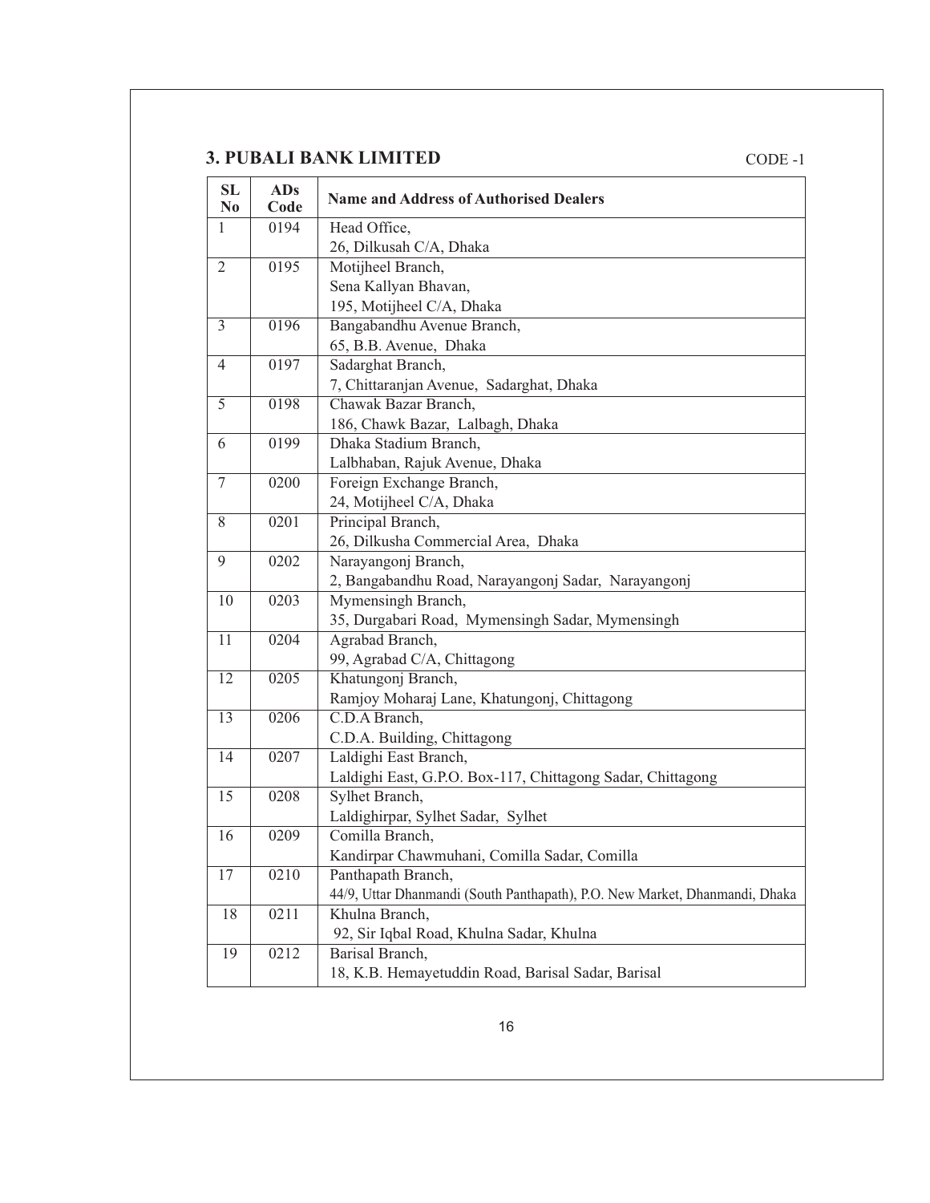## 3. PUBALI BANK LIMITED

CODE -1

| SL No | ADs Code | Name and Address of Authorised Dealers |
|---|---|---|
| 1 | 0194 | Head Office,<br>26, Dilkusah C/A, Dhaka |
| 2 | 0195 | Motijheel Branch,<br>Sena Kallyan Bhavan,<br>195, Motijheel C/A, Dhaka |
| 3 | 0196 | Bangabandhu Avenue Branch,<br>65, B.B. Avenue, Dhaka |
| 4 | 0197 | Sadarghat Branch,<br>7, Chittaranjan Avenue, Sadarghat, Dhaka |
| 5 | 0198 | Chawak Bazar Branch,<br>186, Chawk Bazar, Lalbagh, Dhaka |
| 6 | 0199 | Dhaka Stadium Branch,<br>Lalbhaban, Rajuk Avenue, Dhaka |
| 7 | 0200 | Foreign Exchange Branch,<br>24, Motijheel C/A, Dhaka |
| 8 | 0201 | Principal Branch,<br>26, Dilkusha Commercial Area, Dhaka |
| 9 | 0202 | Narayangonj Branch,<br>2, Bangabandhu Road, Narayangonj Sadar, Narayangonj |
| 10 | 0203 | Mymensingh Branch,<br>35, Durgabari Road, Mymensingh Sadar, Mymensingh |
| 11 | 0204 | Agrabad Branch,<br>99, Agrabad C/A, Chittagong |
| 12 | 0205 | Khatungonj Branch,<br>Ramjoy Moharaj Lane, Khatungonj, Chittagong |
| 13 | 0206 | C.D.A Branch,<br>C.D.A. Building, Chittagong |
| 14 | 0207 | Laldighi East Branch,<br>Laldighi East, G.P.O. Box-117, Chittagong Sadar, Chittagong |
| 15 | 0208 | Sylhet Branch,<br>Laldighirpar, Sylhet Sadar, Sylhet |
| 16 | 0209 | Comilla Branch,<br>Kandirpar Chawmuhani, Comilla Sadar, Comilla |
| 17 | 0210 | Panthapath Branch,<br>44/9, Uttar Dhanmandi (South Panthapath), P.O. New Market, Dhanmandi, Dhaka |
| 18 | 0211 | Khulna Branch,<br>92, Sir Iqbal Road, Khulna Sadar, Khulna |
| 19 | 0212 | Barisal Branch,<br>18, K.B. Hemayetuddin Road, Barisal Sadar, Barisal |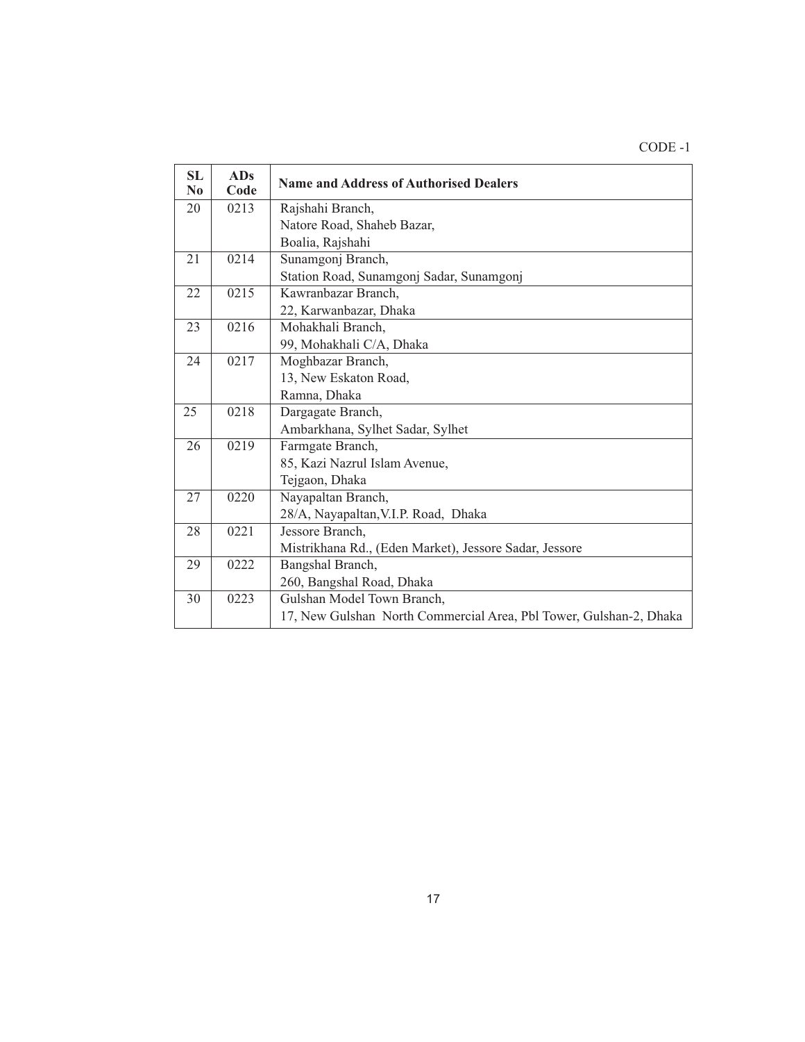CODE -1

| SL No | ADs Code | Name and Address of Authorised Dealers |
|---|---|---|
| 20 | 0213 | Rajshahi Branch,<br>Natore Road, Shaheb Bazar,<br>Boalia, Rajshahi |
| 21 | 0214 | Sunamgonj Branch,<br>Station Road, Sunamgonj Sadar, Sunamgonj |
| 22 | 0215 | Kawranbazar Branch,<br>22, Karwanbazar, Dhaka |
| 23 | 0216 | Mohakhali Branch,<br>99, Mohakhali C/A, Dhaka |
| 24 | 0217 | Moghbazar Branch,<br>13, New Eskaton Road,<br>Ramna, Dhaka |
| 25 | 0218 | Dargagate Branch,<br>Ambarkhana, Sylhet Sadar, Sylhet |
| 26 | 0219 | Farmgate Branch,<br>85, Kazi Nazrul Islam Avenue,<br>Tejgaon, Dhaka |
| 27 | 0220 | Nayapaltan Branch,<br>28/A, Nayapaltan,V.I.P. Road, Dhaka |
| 28 | 0221 | Jessore Branch,<br>Mistrikhana Rd., (Eden Market), Jessore Sadar, Jessore |
| 29 | 0222 | Bangshal Branch,<br>260, Bangshal Road, Dhaka |
| 30 | 0223 | Gulshan Model Town Branch,<br>17, New Gulshan North Commercial Area, Pbl Tower, Gulshan-2, Dhaka |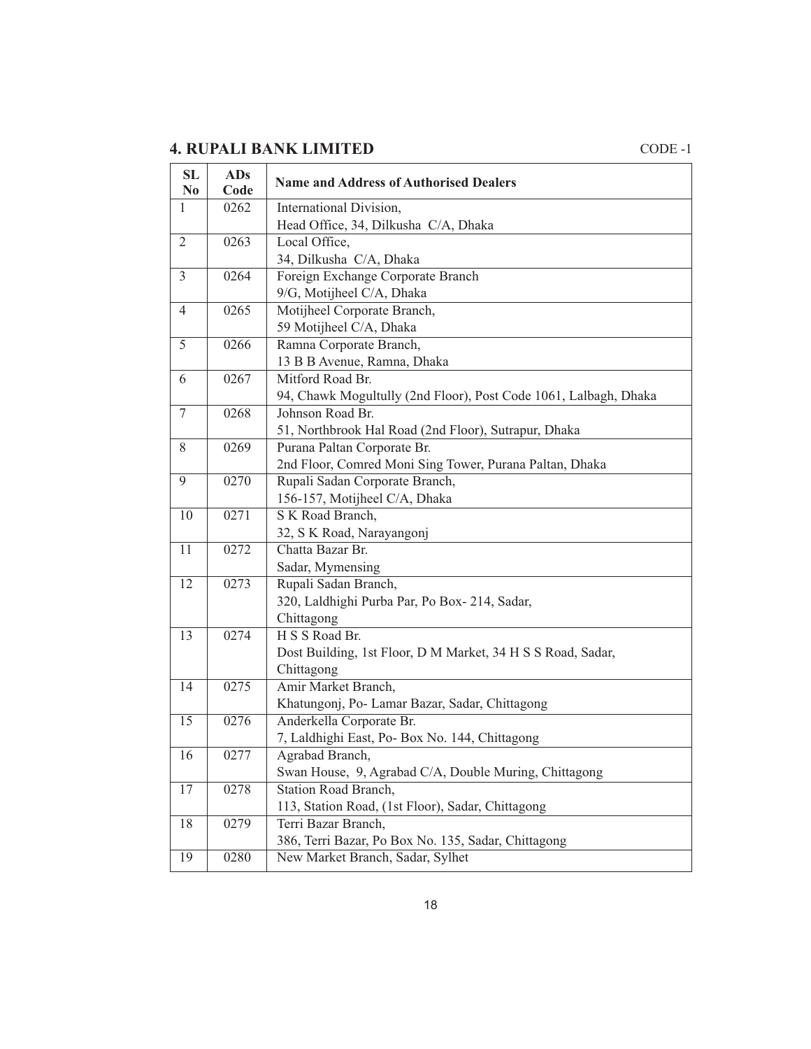## 4. RUPALI BANK LIMITED

CODE -1

| SL No | ADs Code | Name and Address of Authorised Dealers |
|---|---|---|
| 1 | 0262 | International Division, Head Office, 34, Dilkusha C/A, Dhaka |
| 2 | 0263 | Local Office, 34, Dilkusha C/A, Dhaka |
| 3 | 0264 | Foreign Exchange Corporate Branch 9/G, Motijheel C/A, Dhaka |
| 4 | 0265 | Motijheel Corporate Branch, 59 Motijheel C/A, Dhaka |
| 5 | 0266 | Ramna Corporate Branch, 13 B B Avenue, Ramna, Dhaka |
| 6 | 0267 | Mitford Road Br. 94, Chawk Mogultully (2nd Floor), Post Code 1061, Lalbagh, Dhaka |
| 7 | 0268 | Johnson Road Br. 51, Northbrook Hal Road (2nd Floor), Sutrapur, Dhaka |
| 8 | 0269 | Purana Paltan Corporate Br. 2nd Floor, Comred Moni Sing Tower, Purana Paltan, Dhaka |
| 9 | 0270 | Rupali Sadan Corporate Branch, 156-157, Motijheel C/A, Dhaka |
| 10 | 0271 | S K Road Branch, 32, S K Road, Narayangonj |
| 11 | 0272 | Chatta Bazar Br. Sadar, Mymensing |
| 12 | 0273 | Rupali Sadan Branch, 320, Laldhighi Purba Par, Po Box- 214, Sadar, Chittagong |
| 13 | 0274 | H S S Road Br. Dost Building, 1st Floor, D M Market, 34 H S S Road, Sadar, Chittagong |
| 14 | 0275 | Amir Market Branch, Khatungonj, Po- Lamar Bazar, Sadar, Chittagong |
| 15 | 0276 | Anderkella Corporate Br. 7, Laldhighi East, Po- Box No. 144, Chittagong |
| 16 | 0277 | Agrabad Branch, Swan House, 9, Agrabad C/A, Double Muring, Chittagong |
| 17 | 0278 | Station Road Branch, 113, Station Road, (1st Floor), Sadar, Chittagong |
| 18 | 0279 | Terri Bazar Branch, 386, Terri Bazar, Po Box No. 135, Sadar, Chittagong |
| 19 | 0280 | New Market Branch, Sadar, Sylhet |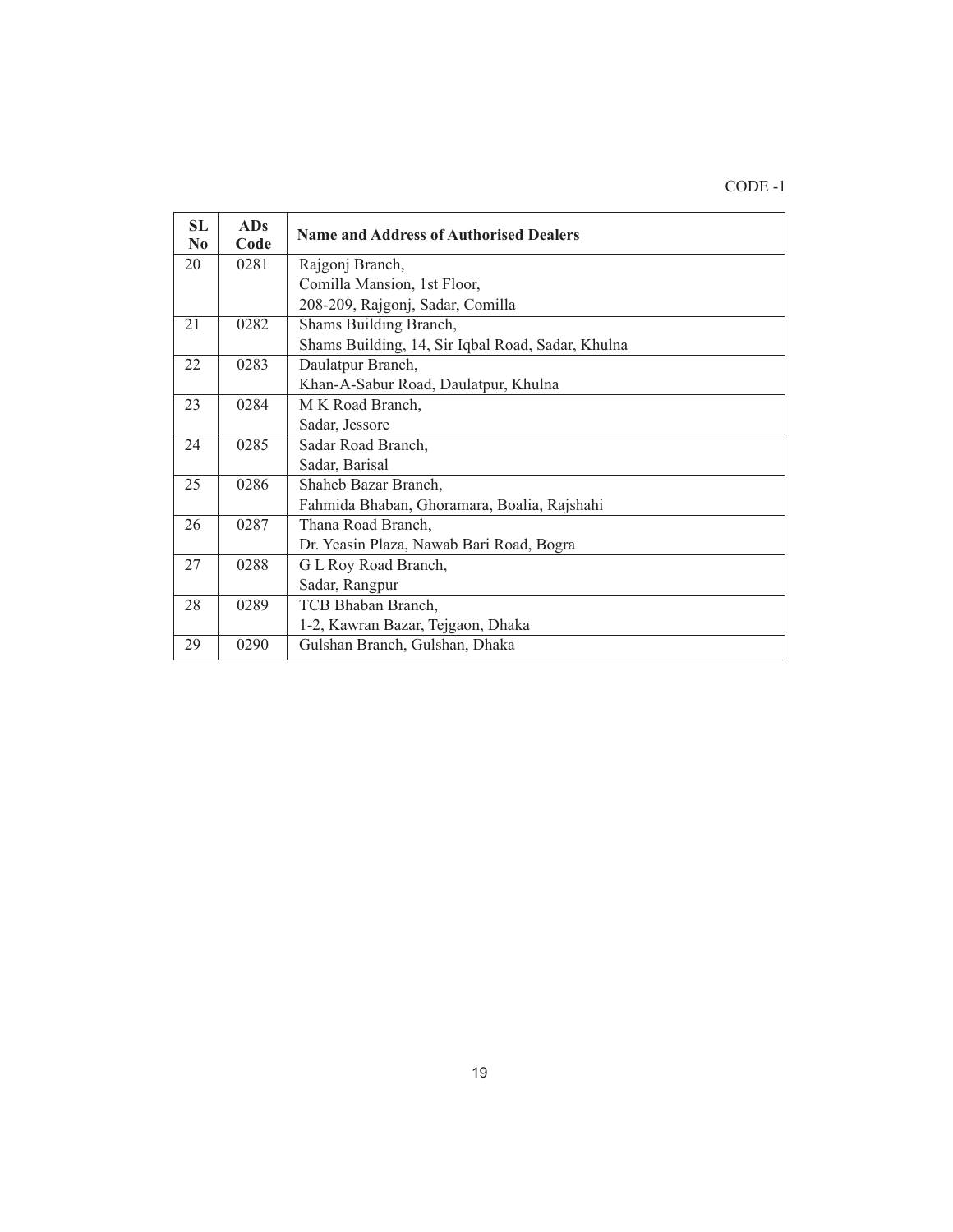CODE -1

| SL No | ADs Code | Name and Address of Authorised Dealers |
|---|---|---|
| 20 | 0281 | Rajgonj Branch, Comilla Mansion, 1st Floor, 208-209, Rajgonj, Sadar, Comilla |
| 21 | 0282 | Shams Building Branch, Shams Building, 14, Sir Iqbal Road, Sadar, Khulna |
| 22 | 0283 | Daulatpur Branch, Khan-A-Sabur Road, Daulatpur, Khulna |
| 23 | 0284 | M K Road Branch, Sadar, Jessore |
| 24 | 0285 | Sadar Road Branch, Sadar, Barisal |
| 25 | 0286 | Shaheb Bazar Branch, Fahmida Bhaban, Ghoramara, Boalia, Rajshahi |
| 26 | 0287 | Thana Road Branch, Dr. Yeasin Plaza, Nawab Bari Road, Bogra |
| 27 | 0288 | G L Roy Road Branch, Sadar, Rangpur |
| 28 | 0289 | TCB Bhaban Branch, 1-2, Kawran Bazar, Tejgaon, Dhaka |
| 29 | 0290 | Gulshan Branch, Gulshan, Dhaka |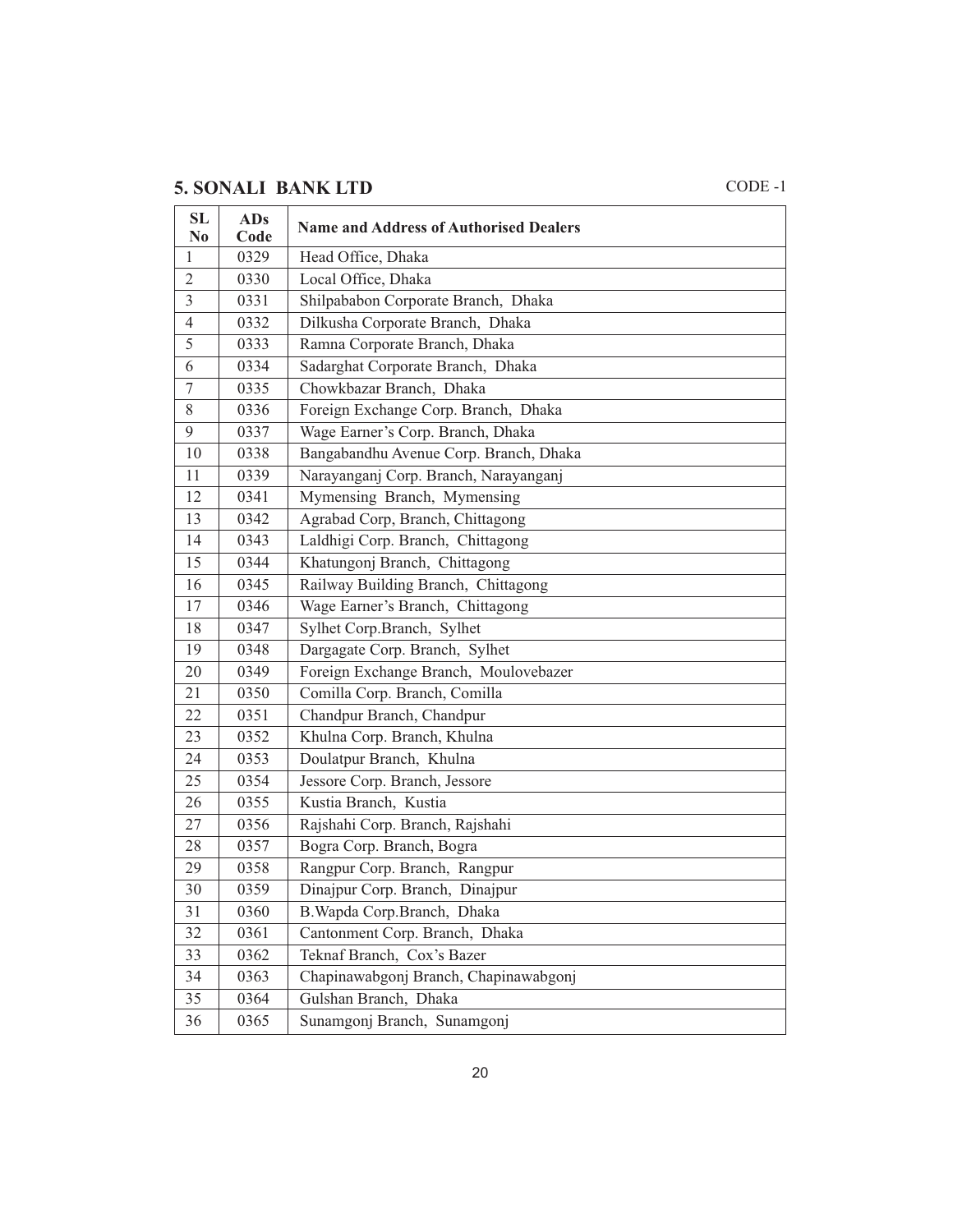## 5. SONALI BANK LTD

CODE -1

| SL No | ADs Code | Name and Address of Authorised Dealers |
|---|---|---|
| 1 | 0329 | Head Office, Dhaka |
| 2 | 0330 | Local Office, Dhaka |
| 3 | 0331 | Shilpababon Corporate Branch, Dhaka |
| 4 | 0332 | Dilkusha Corporate Branch, Dhaka |
| 5 | 0333 | Ramna Corporate Branch, Dhaka |
| 6 | 0334 | Sadarghat Corporate Branch, Dhaka |
| 7 | 0335 | Chowkbazar Branch, Dhaka |
| 8 | 0336 | Foreign Exchange Corp. Branch, Dhaka |
| 9 | 0337 | Wage Earner's Corp. Branch, Dhaka |
| 10 | 0338 | Bangabandhu Avenue Corp. Branch, Dhaka |
| 11 | 0339 | Narayanganj Corp. Branch, Narayanganj |
| 12 | 0341 | Mymensing Branch, Mymensing |
| 13 | 0342 | Agrabad Corp, Branch, Chittagong |
| 14 | 0343 | Laldhigi Corp. Branch, Chittagong |
| 15 | 0344 | Khatungonj Branch, Chittagong |
| 16 | 0345 | Railway Building Branch, Chittagong |
| 17 | 0346 | Wage Earner's Branch, Chittagong |
| 18 | 0347 | Sylhet Corp.Branch, Sylhet |
| 19 | 0348 | Dargagate Corp. Branch, Sylhet |
| 20 | 0349 | Foreign Exchange Branch, Moulovebazer |
| 21 | 0350 | Comilla Corp. Branch, Comilla |
| 22 | 0351 | Chandpur Branch, Chandpur |
| 23 | 0352 | Khulna Corp. Branch, Khulna |
| 24 | 0353 | Doulatpur Branch, Khulna |
| 25 | 0354 | Jessore Corp. Branch, Jessore |
| 26 | 0355 | Kustia Branch, Kustia |
| 27 | 0356 | Rajshahi Corp. Branch, Rajshahi |
| 28 | 0357 | Bogra Corp. Branch, Bogra |
| 29 | 0358 | Rangpur Corp. Branch, Rangpur |
| 30 | 0359 | Dinajpur Corp. Branch, Dinajpur |
| 31 | 0360 | B.Wapda Corp.Branch, Dhaka |
| 32 | 0361 | Cantonment Corp. Branch, Dhaka |
| 33 | 0362 | Teknaf Branch, Cox's Bazer |
| 34 | 0363 | Chapinawabgonj Branch, Chapinawabgonj |
| 35 | 0364 | Gulshan Branch, Dhaka |
| 36 | 0365 | Sunamgonj Branch, Sunamgonj |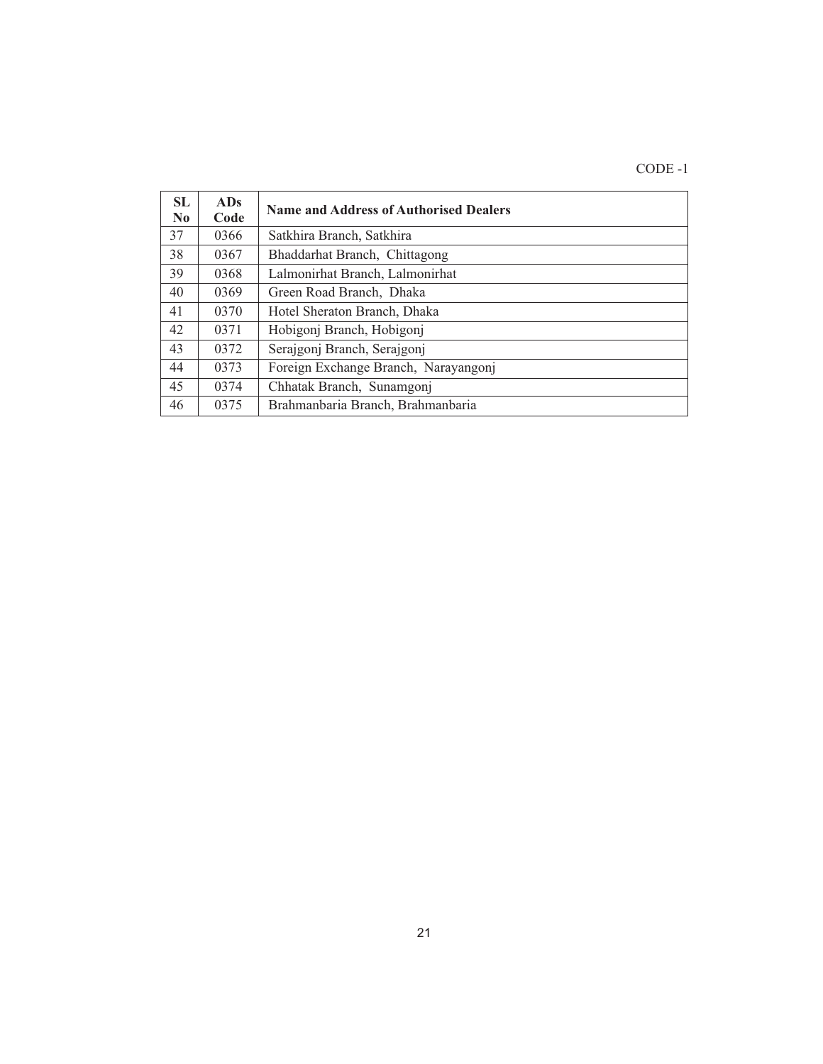CODE -1

| SL No | ADs Code | Name and Address of Authorised Dealers |
|---|---|---|
| 37 | 0366 | Satkhira Branch, Satkhira |
| 38 | 0367 | Bhaddarhat Branch, Chittagong |
| 39 | 0368 | Lalmonirhat Branch, Lalmonirhat |
| 40 | 0369 | Green Road Branch, Dhaka |
| 41 | 0370 | Hotel Sheraton Branch, Dhaka |
| 42 | 0371 | Hobigonj Branch, Hobigonj |
| 43 | 0372 | Serajgonj Branch, Serajgonj |
| 44 | 0373 | Foreign Exchange Branch, Narayangonj |
| 45 | 0374 | Chhatak Branch, Sunamgonj |
| 46 | 0375 | Brahmanbaria Branch, Brahmanbaria |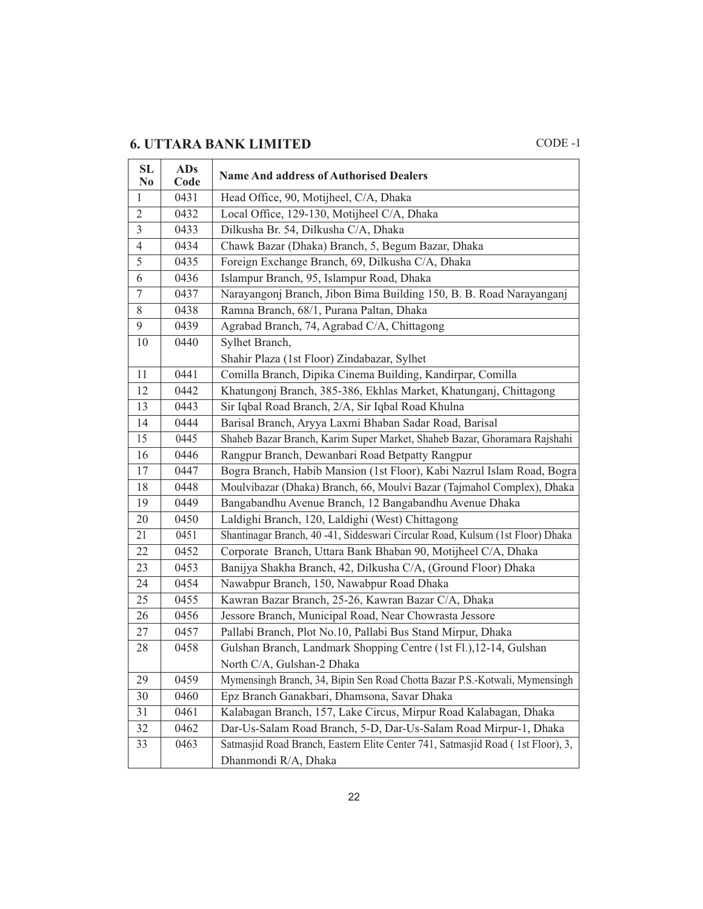## 6. UTTARA BANK LIMITED

CODE -1

| SL No | ADs Code | Name And address of Authorised Dealers |
|---|---|---|
| 1 | 0431 | Head Office, 90, Motijheel, C/A, Dhaka |
| 2 | 0432 | Local Office, 129-130, Motijheel C/A, Dhaka |
| 3 | 0433 | Dilkusha Br. 54, Dilkusha C/A, Dhaka |
| 4 | 0434 | Chawk Bazar (Dhaka) Branch, 5, Begum Bazar, Dhaka |
| 5 | 0435 | Foreign Exchange Branch, 69, Dilkusha C/A, Dhaka |
| 6 | 0436 | Islampur Branch, 95, Islampur Road, Dhaka |
| 7 | 0437 | Narayangonj Branch, Jibon Bima Building 150, B. B. Road Narayanganj |
| 8 | 0438 | Ramna Branch, 68/1, Purana Paltan, Dhaka |
| 9 | 0439 | Agrabad Branch, 74, Agrabad C/A, Chittagong |
| 10 | 0440 | Sylhet Branch, Shahir Plaza (1st Floor) Zindabazar, Sylhet |
| 11 | 0441 | Comilla Branch, Dipika Cinema Building, Kandirpar, Comilla |
| 12 | 0442 | Khatungonj Branch, 385-386, Ekhlas Market, Khatunganj, Chittagong |
| 13 | 0443 | Sir Iqbal Road Branch, 2/A, Sir Iqbal Road Khulna |
| 14 | 0444 | Barisal Branch, Aryya Laxmi Bhaban Sadar Road, Barisal |
| 15 | 0445 | Shaheb Bazar Branch, Karim Super Market, Shaheb Bazar, Ghoramara Rajshahi |
| 16 | 0446 | Rangpur Branch, Dewanbari Road Betpatty Rangpur |
| 17 | 0447 | Bogra Branch, Habib Mansion (1st Floor), Kabi Nazrul Islam Road, Bogra |
| 18 | 0448 | Moulvibazar (Dhaka) Branch, 66, Moulvi Bazar (Tajmahol Complex), Dhaka |
| 19 | 0449 | Bangabandhu Avenue Branch, 12 Bangabandhu Avenue Dhaka |
| 20 | 0450 | Laldighi Branch, 120, Laldighi (West) Chittagong |
| 21 | 0451 | Shantinagar Branch, 40 -41, Siddeswari Circular Road, Kulsum (1st Floor) Dhaka |
| 22 | 0452 | Corporate Branch, Uttara Bank Bhaban 90, Motijheel C/A, Dhaka |
| 23 | 0453 | Banijya Shakha Branch, 42, Dilkusha C/A, (Ground Floor) Dhaka |
| 24 | 0454 | Nawabpur Branch, 150, Nawabpur Road Dhaka |
| 25 | 0455 | Kawran Bazar Branch, 25-26, Kawran Bazar C/A, Dhaka |
| 26 | 0456 | Jessore Branch, Municipal Road, Near Chowrasta Jessore |
| 27 | 0457 | Pallabi Branch, Plot No.10, Pallabi Bus Stand Mirpur, Dhaka |
| 28 | 0458 | Gulshan Branch, Landmark Shopping Centre (1st Fl.),12-14, Gulshan North C/A, Gulshan-2 Dhaka |
| 29 | 0459 | Mymensingh Branch, 34, Bipin Sen Road Chotta Bazar P.S.-Kotwali, Mymensingh |
| 30 | 0460 | Epz Branch Ganakbari, Dhamsona, Savar Dhaka |
| 31 | 0461 | Kalabagan Branch, 157, Lake Circus, Mirpur Road Kalabagan, Dhaka |
| 32 | 0462 | Dar-Us-Salam Road Branch, 5-D, Dar-Us-Salam Road Mirpur-1, Dhaka |
| 33 | 0463 | Satmasjid Road Branch, Eastern Elite Center 741, Satmasjid Road ( 1st Floor), 3, Dhanmondi R/A, Dhaka |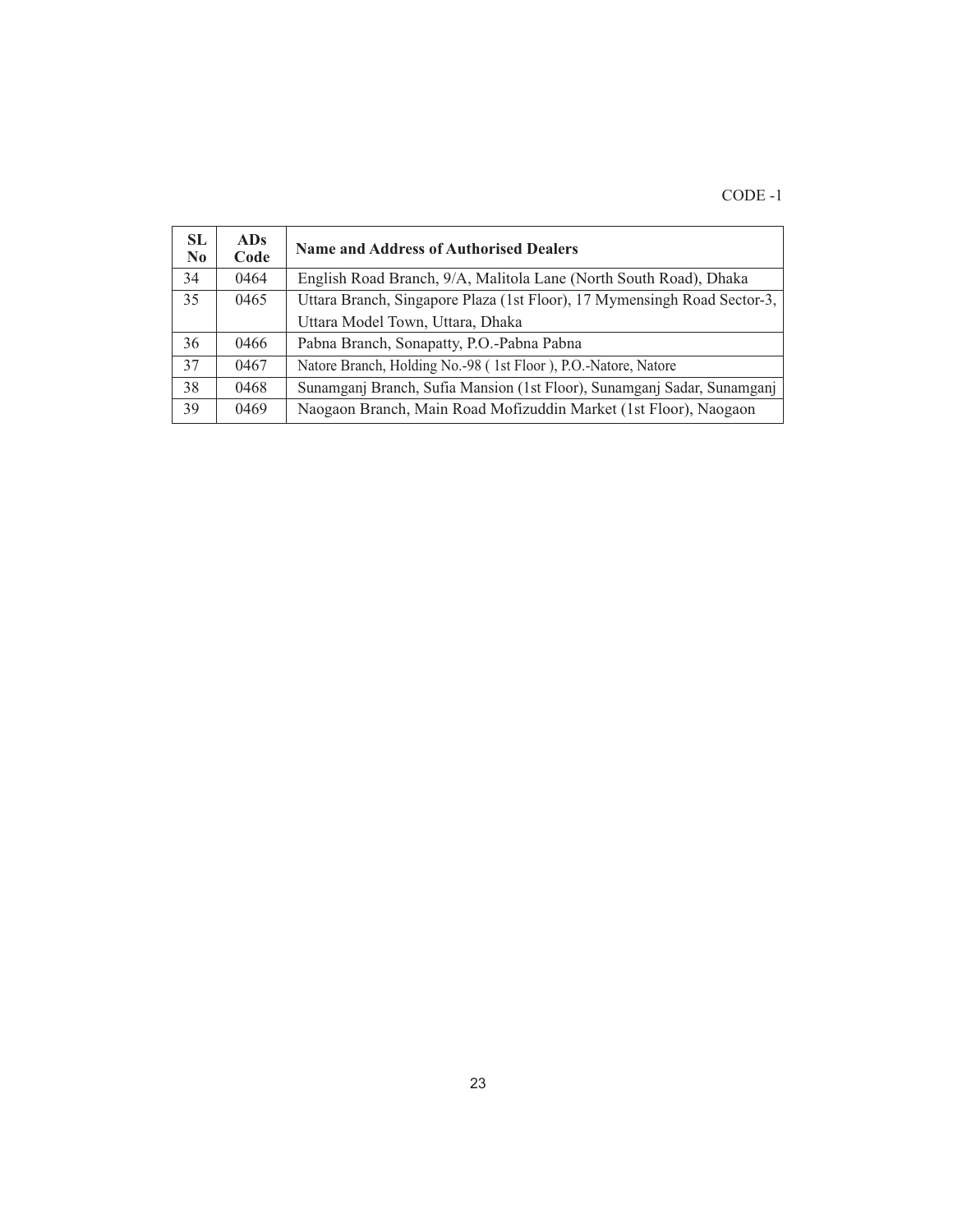CODE -1

| SL No | ADs Code | Name and Address of Authorised Dealers |
|---|---|---|
| 34 | 0464 | English Road Branch, 9/A, Malitola Lane (North South Road), Dhaka |
| 35 | 0465 | Uttara Branch, Singapore Plaza (1st Floor), 17 Mymensingh Road Sector-3, Uttara Model Town, Uttara, Dhaka |
| 36 | 0466 | Pabna Branch, Sonapatty, P.O.-Pabna Pabna |
| 37 | 0467 | Natore Branch, Holding No.-98 ( 1st Floor ), P.O.-Natore, Natore |
| 38 | 0468 | Sunamganj Branch, Sufia Mansion (1st Floor), Sunamganj Sadar, Sunamganj |
| 39 | 0469 | Naogaon Branch, Main Road Mofizuddin Market (1st Floor), Naogaon |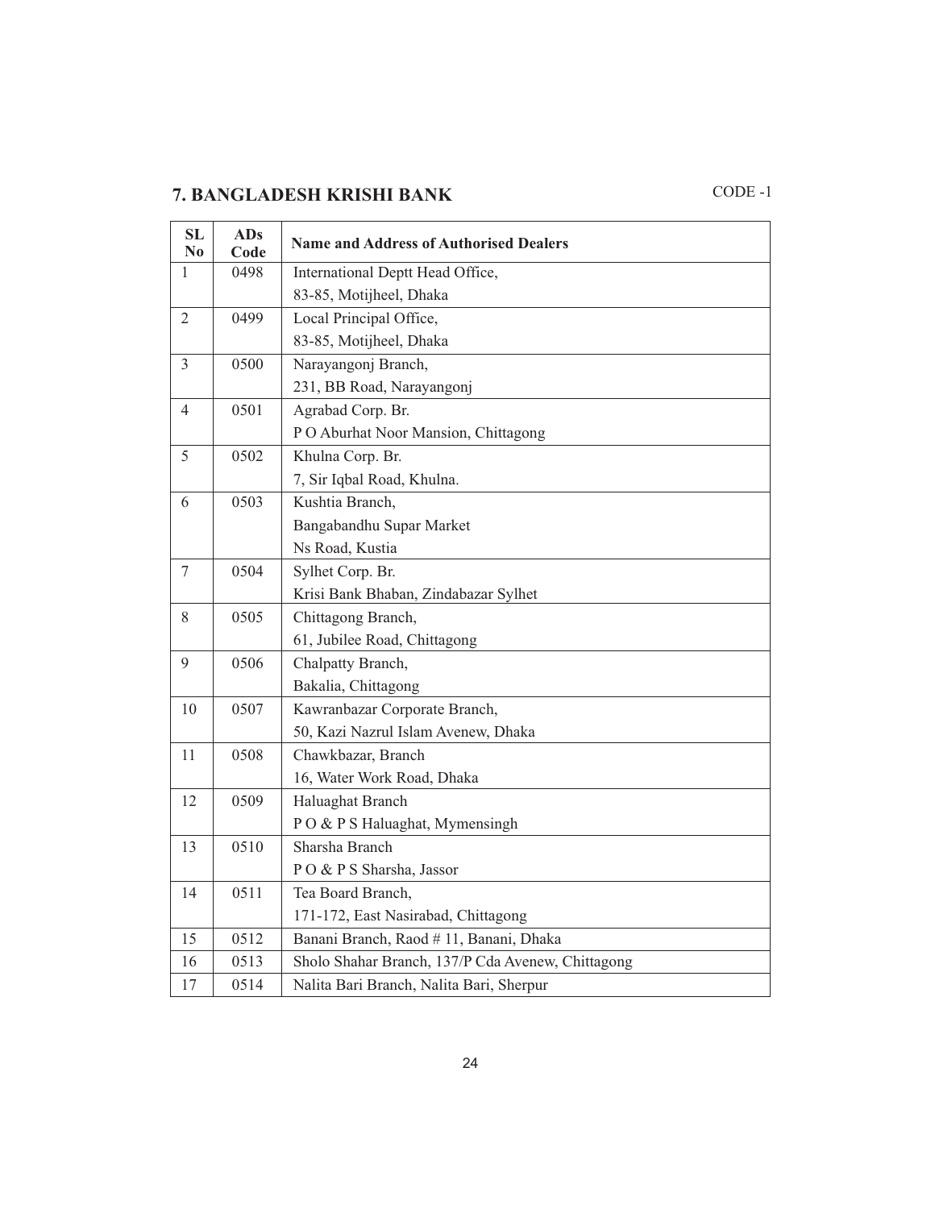## 7. BANGLADESH KRISHI BANK

CODE -1

| SL No | ADs Code | Name and Address of Authorised Dealers |
|---|---|---|
| 1 | 0498 | International Deptt Head Office,<br>83-85, Motijheel, Dhaka |
| 2 | 0499 | Local Principal Office,<br>83-85, Motijheel, Dhaka |
| 3 | 0500 | Narayangonj Branch,<br>231, BB Road, Narayangonj |
| 4 | 0501 | Agrabad Corp. Br.<br>P O Aburhat Noor Mansion, Chittagong |
| 5 | 0502 | Khulna Corp. Br.<br>7, Sir Iqbal Road, Khulna. |
| 6 | 0503 | Kushtia Branch,<br>Bangabandhu Supar Market<br>Ns Road, Kustia |
| 7 | 0504 | Sylhet Corp. Br.<br>Krisi Bank Bhaban, Zindabazar Sylhet |
| 8 | 0505 | Chittagong Branch,<br>61, Jubilee Road, Chittagong |
| 9 | 0506 | Chalpatty Branch,<br>Bakalia, Chittagong |
| 10 | 0507 | Kawranbazar Corporate Branch,<br>50, Kazi Nazrul Islam Avenew, Dhaka |
| 11 | 0508 | Chawkbazar, Branch<br>16, Water Work Road, Dhaka |
| 12 | 0509 | Haluaghat Branch<br>P O & P S Haluaghat, Mymensingh |
| 13 | 0510 | Sharsha Branch<br>P O & P S Sharsha, Jassor |
| 14 | 0511 | Tea Board Branch,<br>171-172, East Nasirabad, Chittagong |
| 15 | 0512 | Banani Branch, Raod # 11, Banani, Dhaka |
| 16 | 0513 | Sholo Shahar Branch, 137/P Cda Avenew, Chittagong |
| 17 | 0514 | Nalita Bari Branch, Nalita Bari, Sherpur |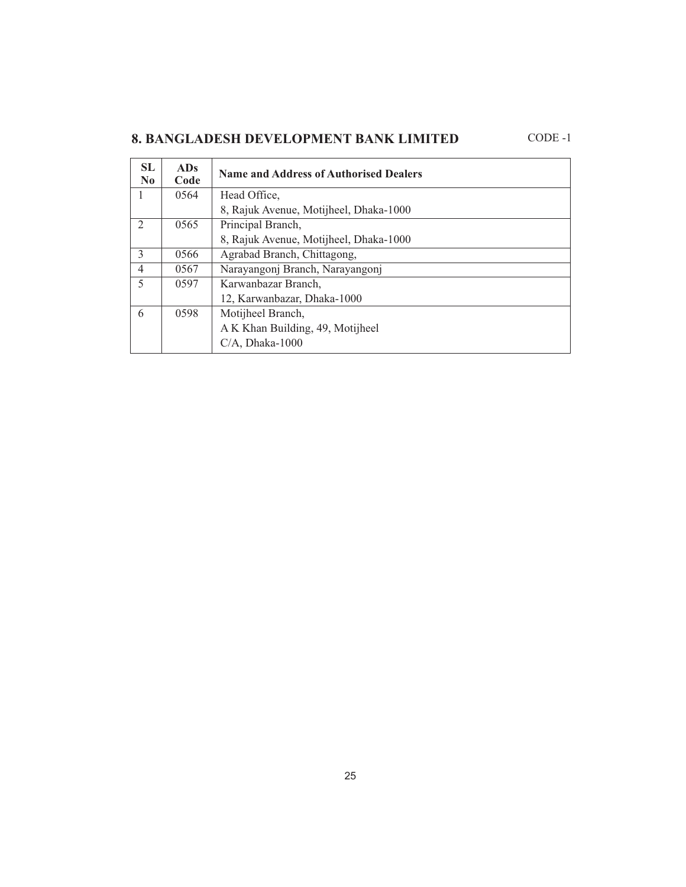## 8. BANGLADESH DEVELOPMENT BANK LIMITED

CODE -1

| SL No | ADs Code | Name and Address of Authorised Dealers |
|---|---|---|
| 1 | 0564 | Head Office, 8, Rajuk Avenue, Motijheel, Dhaka-1000 |
| 2 | 0565 | Principal Branch, 8, Rajuk Avenue, Motijheel, Dhaka-1000 |
| 3 | 0566 | Agrabad Branch, Chittagong, |
| 4 | 0567 | Narayangonj Branch, Narayangonj |
| 5 | 0597 | Karwanbazar Branch, 12, Karwanbazar, Dhaka-1000 |
| 6 | 0598 | Motijheel Branch, A K Khan Building, 49, Motijheel C/A, Dhaka-1000 |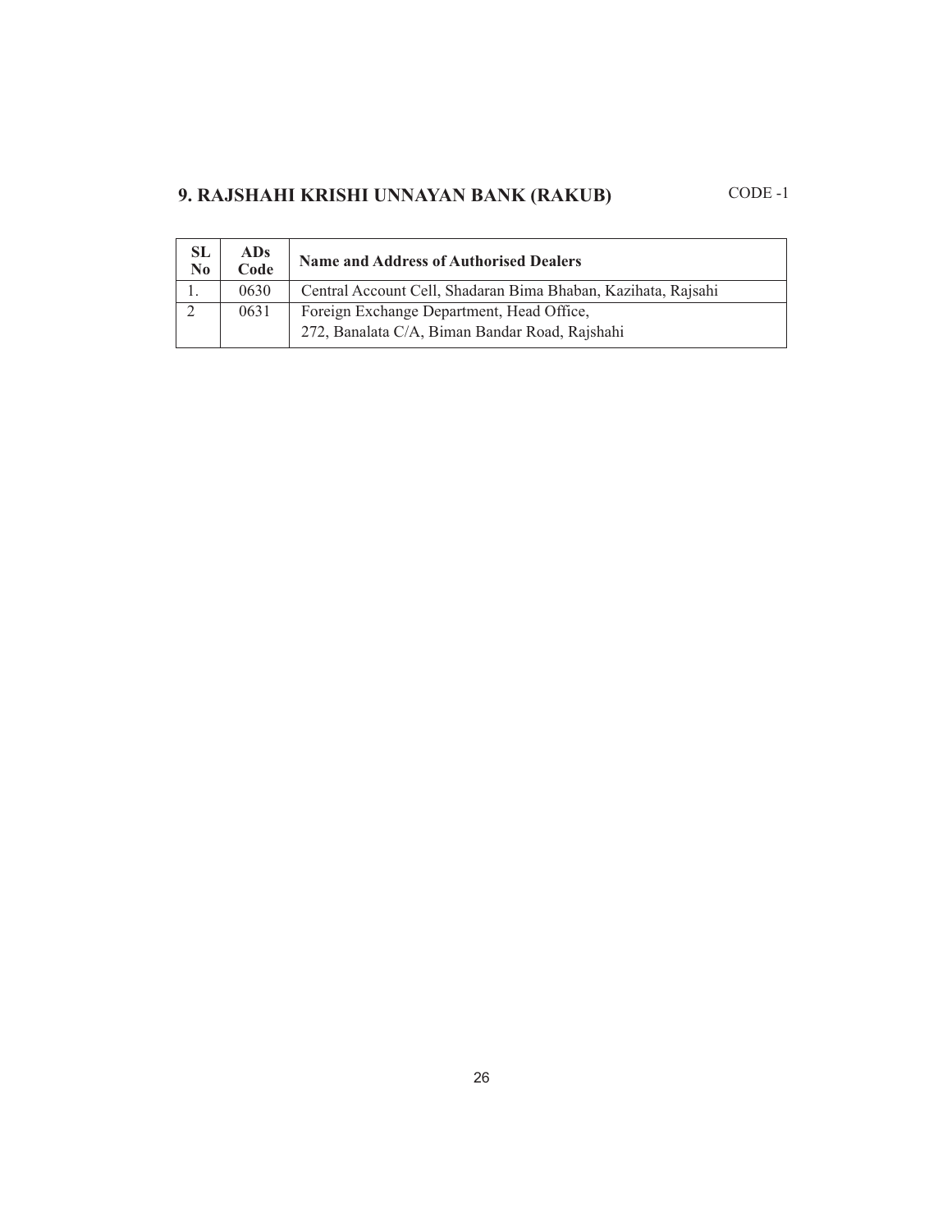## 9. RAJSHAHI KRISHI UNNAYAN BANK (RAKUB)

CODE -1

| SL No | ADs Code | Name and Address of Authorised Dealers |
|---|---|---|
| 1. | 0630 | Central Account Cell, Shadaran Bima Bhaban, Kazihata, Rajsahi |
| 2 | 0631 | Foreign Exchange Department, Head Office, 272, Banalata C/A, Biman Bandar Road, Rajshahi |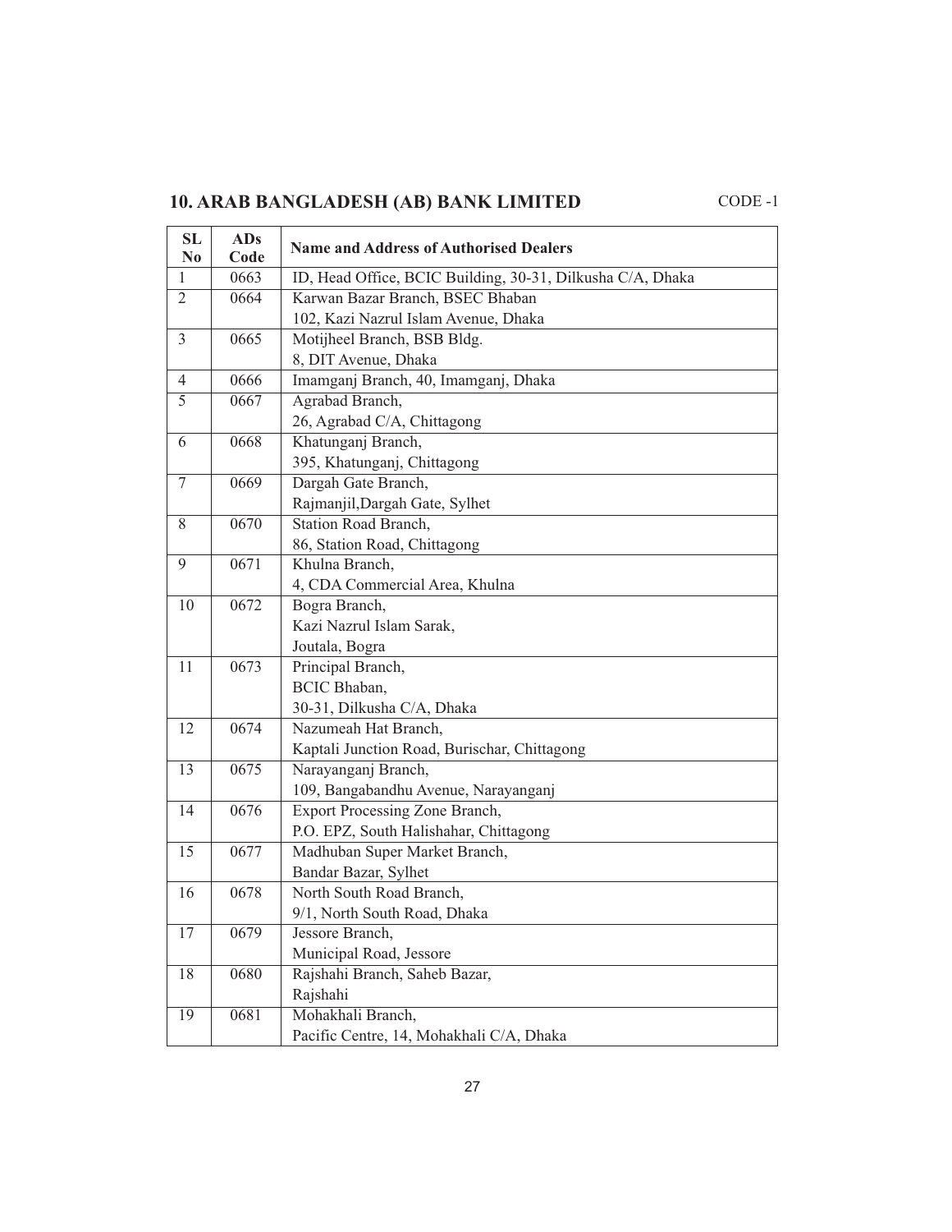## 10. ARAB BANGLADESH (AB) BANK LIMITED

CODE -1

| SL No | ADs Code | Name and Address of Authorised Dealers |
|---|---|---|
| 1 | 0663 | ID, Head Office, BCIC Building, 30-31, Dilkusha C/A, Dhaka |
| 2 | 0664 | Karwan Bazar Branch, BSEC Bhaban<br>102, Kazi Nazrul Islam Avenue, Dhaka |
| 3 | 0665 | Motijheel Branch, BSB Bldg.<br>8, DIT Avenue, Dhaka |
| 4 | 0666 | Imamganj Branch, 40, Imamganj, Dhaka |
| 5 | 0667 | Agrabad Branch,<br>26, Agrabad C/A, Chittagong |
| 6 | 0668 | Khatunganj Branch,<br>395, Khatunganj, Chittagong |
| 7 | 0669 | Dargah Gate Branch,<br>Rajmanjil,Dargah Gate, Sylhet |
| 8 | 0670 | Station Road Branch,<br>86, Station Road, Chittagong |
| 9 | 0671 | Khulna Branch,<br>4, CDA Commercial Area, Khulna |
| 10 | 0672 | Bogra Branch,<br>Kazi Nazrul Islam Sarak,<br>Joutala, Bogra |
| 11 | 0673 | Principal Branch,<br>BCIC Bhaban,<br>30-31, Dilkusha C/A, Dhaka |
| 12 | 0674 | Nazumeah Hat Branch,<br>Kaptali Junction Road, Burischar, Chittagong |
| 13 | 0675 | Narayanganj Branch,<br>109, Bangabandhu Avenue, Narayanganj |
| 14 | 0676 | Export Processing Zone Branch,<br>P.O. EPZ, South Halishahar, Chittagong |
| 15 | 0677 | Madhuban Super Market Branch,<br>Bandar Bazar, Sylhet |
| 16 | 0678 | North South Road Branch,<br>9/1, North South Road, Dhaka |
| 17 | 0679 | Jessore Branch,<br>Municipal Road, Jessore |
| 18 | 0680 | Rajshahi Branch, Saheb Bazar,<br>Rajshahi |
| 19 | 0681 | Mohakhali Branch,<br>Pacific Centre, 14, Mohakhali C/A, Dhaka |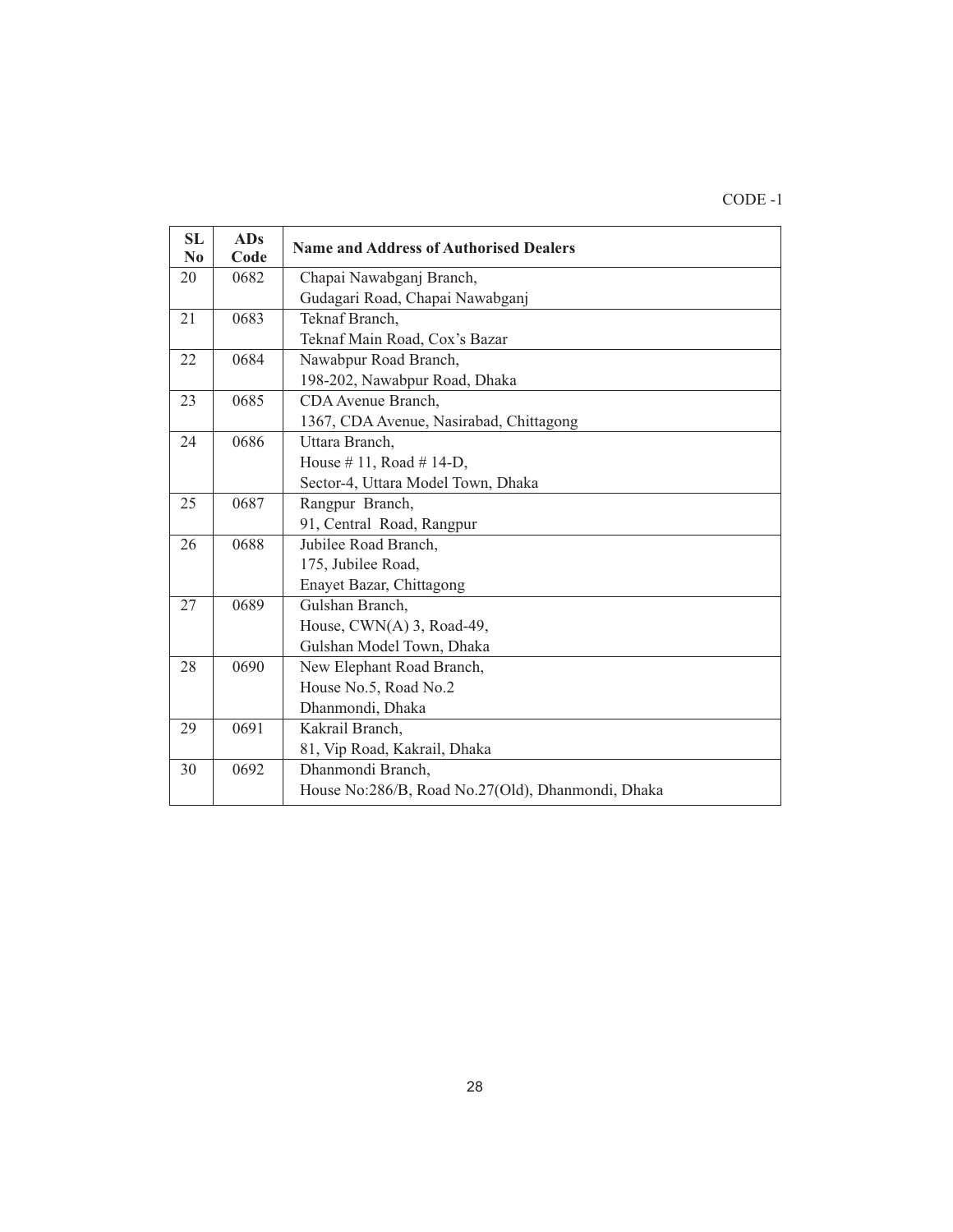CODE -1

| SL No | ADs Code | Name and Address of Authorised Dealers |
|---|---|---|
| 20 | 0682 | Chapai Nawabganj Branch,<br>Gudagari Road, Chapai Nawabganj |
| 21 | 0683 | Teknaf Branch,<br>Teknaf Main Road, Cox's Bazar |
| 22 | 0684 | Nawabpur Road Branch,<br>198-202, Nawabpur Road, Dhaka |
| 23 | 0685 | CDA Avenue Branch,<br>1367, CDA Avenue, Nasirabad, Chittagong |
| 24 | 0686 | Uttara Branch,<br>House # 11, Road # 14-D,<br>Sector-4, Uttara Model Town, Dhaka |
| 25 | 0687 | Rangpur Branch,<br>91, Central Road, Rangpur |
| 26 | 0688 | Jubilee Road Branch,<br>175, Jubilee Road,<br>Enayet Bazar, Chittagong |
| 27 | 0689 | Gulshan Branch,<br>House, CWN(A) 3, Road-49,<br>Gulshan Model Town, Dhaka |
| 28 | 0690 | New Elephant Road Branch,<br>House No.5, Road No.2<br>Dhanmondi, Dhaka |
| 29 | 0691 | Kakrail Branch,<br>81, Vip Road, Kakrail, Dhaka |
| 30 | 0692 | Dhanmondi Branch,<br>House No:286/B, Road No.27(Old), Dhanmondi, Dhaka |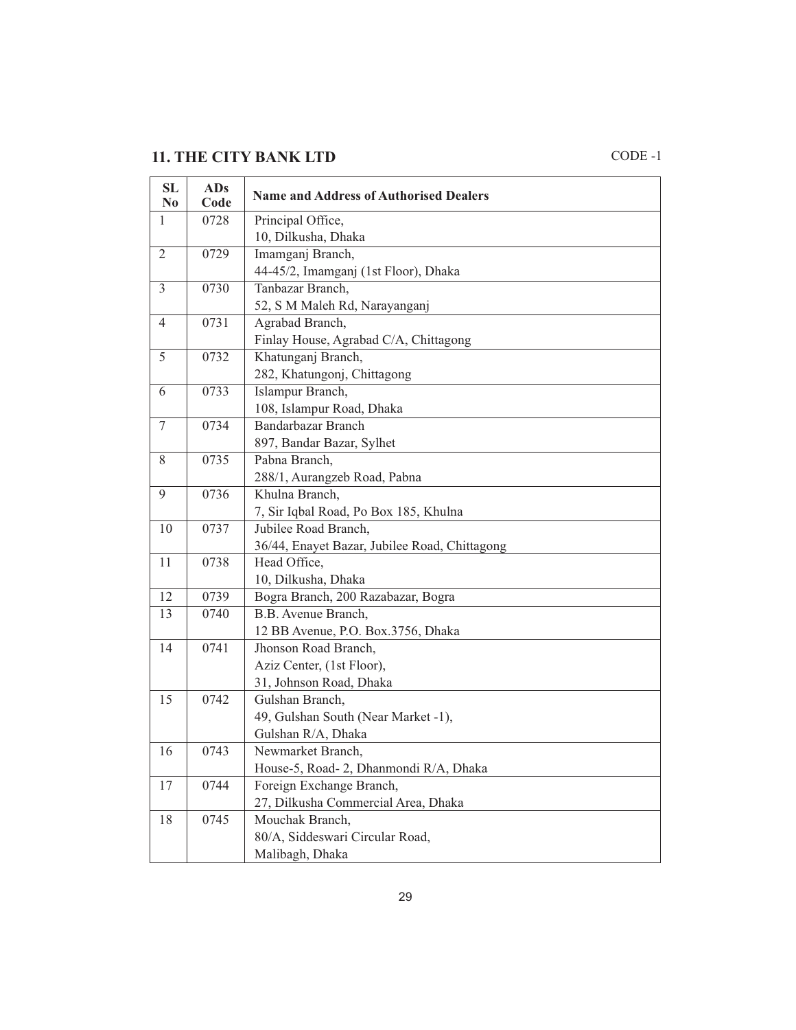## 11. THE CITY BANK LTD

CODE -1

| SL No | ADs Code | Name and Address of Authorised Dealers |
|---|---|---|
| 1 | 0728 | Principal Office,<br>10, Dilkusha, Dhaka |
| 2 | 0729 | Imamganj Branch,<br>44-45/2, Imamganj (1st Floor), Dhaka |
| 3 | 0730 | Tanbazar Branch,<br>52, S M Maleh Rd, Narayanganj |
| 4 | 0731 | Agrabad Branch,<br>Finlay House, Agrabad C/A, Chittagong |
| 5 | 0732 | Khatunganj Branch,<br>282, Khatungonj, Chittagong |
| 6 | 0733 | Islampur Branch,<br>108, Islampur Road, Dhaka |
| 7 | 0734 | Bandarbazar Branch<br>897, Bandar Bazar, Sylhet |
| 8 | 0735 | Pabna Branch,<br>288/1, Aurangzeb Road, Pabna |
| 9 | 0736 | Khulna Branch,<br>7, Sir Iqbal Road, Po Box 185, Khulna |
| 10 | 0737 | Jubilee Road Branch,<br>36/44, Enayet Bazar, Jubilee Road, Chittagong |
| 11 | 0738 | Head Office,<br>10, Dilkusha, Dhaka |
| 12 | 0739 | Bogra Branch, 200 Razabazar, Bogra |
| 13 | 0740 | B.B. Avenue Branch,<br>12 BB Avenue, P.O. Box.3756, Dhaka |
| 14 | 0741 | Jhonson Road Branch,<br>Aziz Center, (1st Floor),<br>31, Johnson Road, Dhaka |
| 15 | 0742 | Gulshan Branch,<br>49, Gulshan South (Near Market -1),<br>Gulshan R/A, Dhaka |
| 16 | 0743 | Newmarket Branch,<br>House-5, Road- 2, Dhanmondi R/A, Dhaka |
| 17 | 0744 | Foreign Exchange Branch,<br>27, Dilkusha Commercial Area, Dhaka |
| 18 | 0745 | Mouchak Branch,<br>80/A, Siddeswari Circular Road,<br>Malibagh, Dhaka |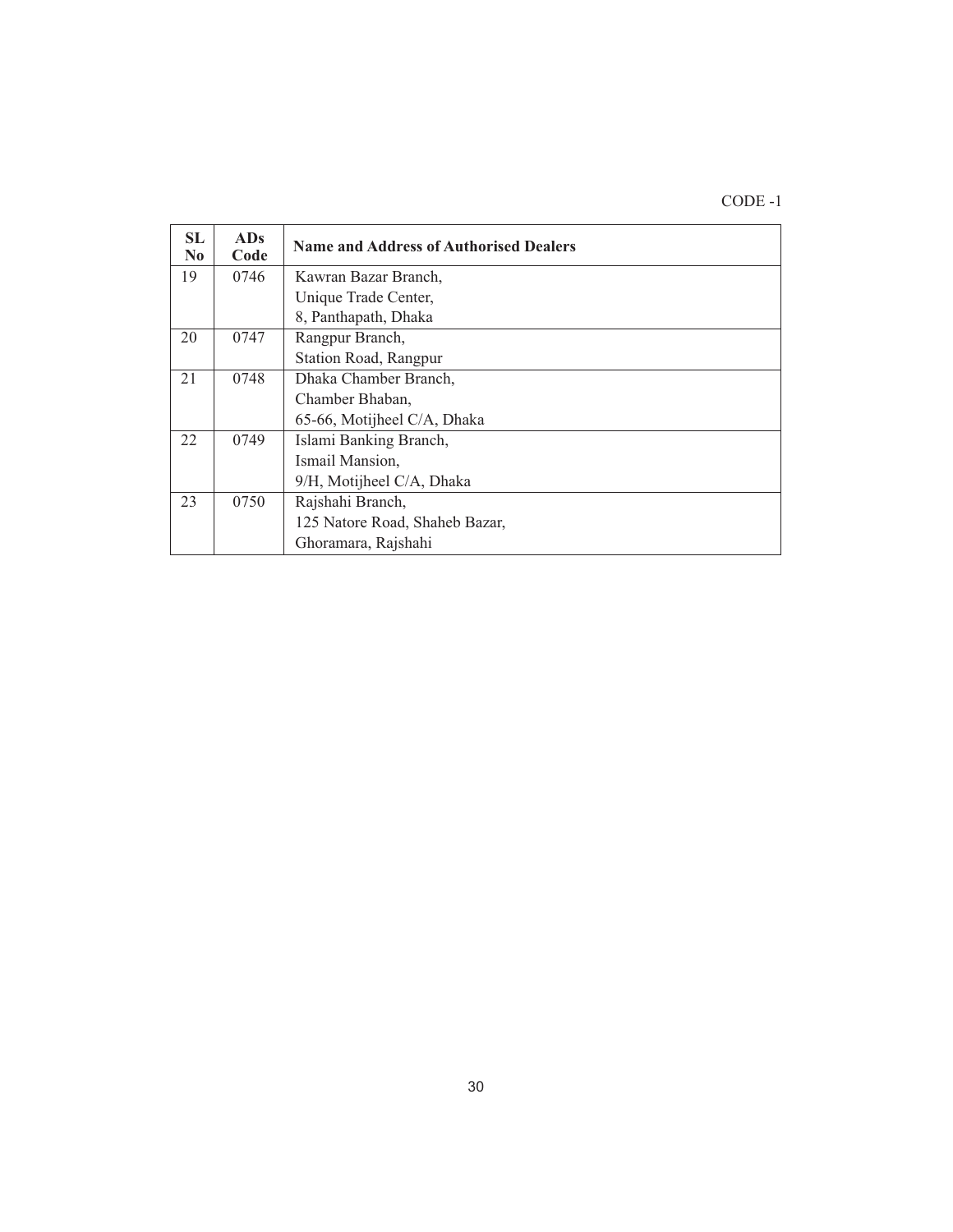CODE -1

| SL No | ADs Code | Name and Address of Authorised Dealers |
|---|---|---|
| 19 | 0746 | Kawran Bazar Branch,<br>Unique Trade Center,<br>8, Panthapath, Dhaka |
| 20 | 0747 | Rangpur Branch,<br>Station Road, Rangpur |
| 21 | 0748 | Dhaka Chamber Branch,<br>Chamber Bhaban,<br>65-66, Motijheel C/A, Dhaka |
| 22 | 0749 | Islami Banking Branch,<br>Ismail Mansion,<br>9/H, Motijheel C/A, Dhaka |
| 23 | 0750 | Rajshahi Branch,<br>125 Natore Road, Shaheb Bazar,<br>Ghoramara, Rajshahi |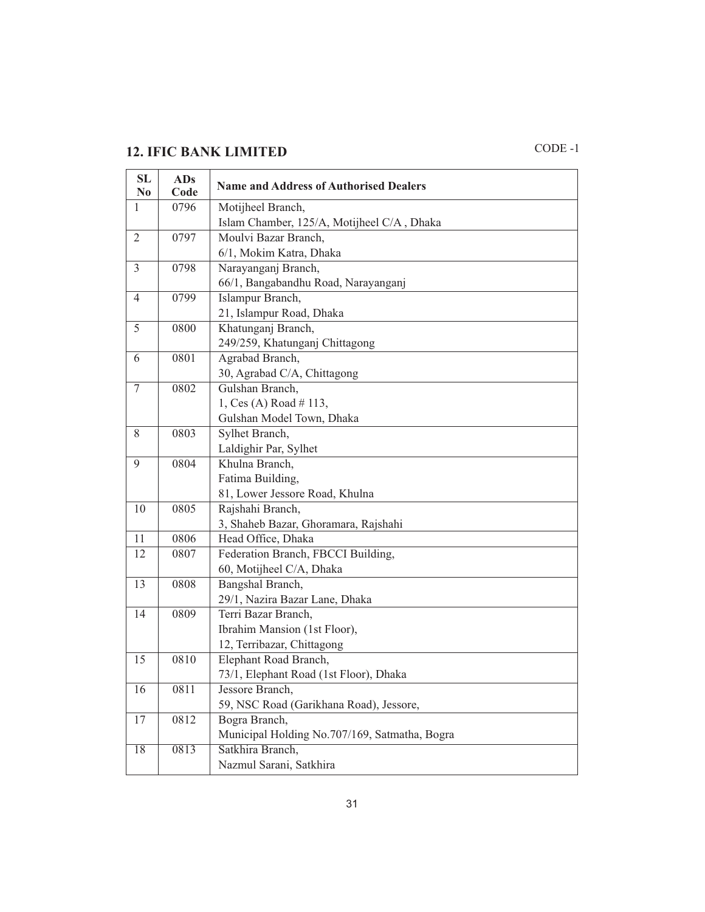## 12. IFIC BANK LIMITED

CODE -1

| SL No | ADs Code | Name and Address of Authorised Dealers |
|---|---|---|
| 1 | 0796 | Motijheel Branch,<br>Islam Chamber, 125/A, Motijheel C/A , Dhaka |
| 2 | 0797 | Moulvi Bazar Branch,<br>6/1, Mokim Katra, Dhaka |
| 3 | 0798 | Narayanganj Branch,<br>66/1, Bangabandhu Road, Narayanganj |
| 4 | 0799 | Islampur Branch,<br>21, Islampur Road, Dhaka |
| 5 | 0800 | Khatunganj Branch,<br>249/259, Khatunganj Chittagong |
| 6 | 0801 | Agrabad Branch,<br>30, Agrabad C/A, Chittagong |
| 7 | 0802 | Gulshan Branch,<br>1, Ces (A) Road # 113,<br>Gulshan Model Town, Dhaka |
| 8 | 0803 | Sylhet Branch,<br>Laldighir Par, Sylhet |
| 9 | 0804 | Khulna Branch,<br>Fatima Building,<br>81, Lower Jessore Road, Khulna |
| 10 | 0805 | Rajshahi Branch,<br>3, Shaheb Bazar, Ghoramara, Rajshahi |
| 11 | 0806 | Head Office, Dhaka |
| 12 | 0807 | Federation Branch, FBCCI Building,<br>60, Motijheel C/A, Dhaka |
| 13 | 0808 | Bangshal Branch,<br>29/1, Nazira Bazar Lane, Dhaka |
| 14 | 0809 | Terri Bazar Branch,<br>Ibrahim Mansion (1st Floor),<br>12, Terribazar, Chittagong |
| 15 | 0810 | Elephant Road Branch,<br>73/1, Elephant Road (1st Floor), Dhaka |
| 16 | 0811 | Jessore Branch,<br>59, NSC Road (Garikhana Road), Jessore, |
| 17 | 0812 | Bogra Branch,<br>Municipal Holding No.707/169, Satmatha, Bogra |
| 18 | 0813 | Satkhira Branch,<br>Nazmul Sarani, Satkhira |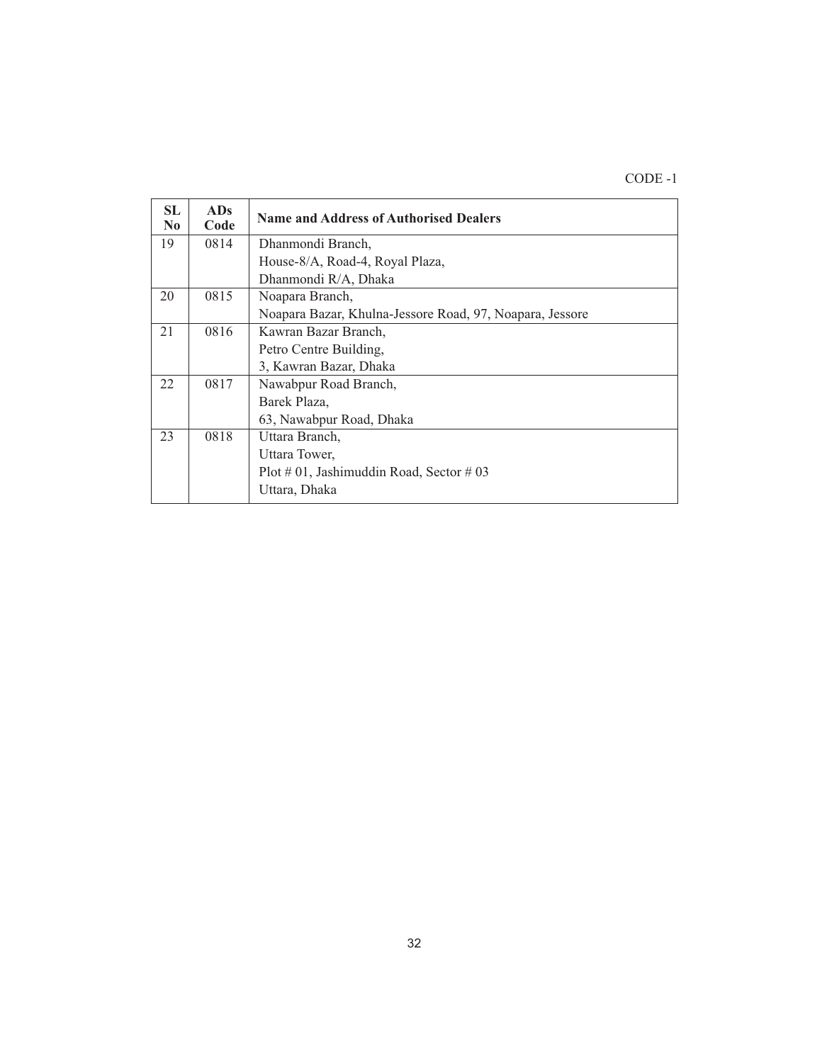CODE -1

| SL No | ADs Code | Name and Address of Authorised Dealers |
|---|---|---|
| 19 | 0814 | Dhanmondi Branch,<br>House-8/A, Road-4, Royal Plaza,<br>Dhanmondi R/A, Dhaka |
| 20 | 0815 | Noapara Branch,<br>Noapara Bazar, Khulna-Jessore Road, 97, Noapara, Jessore |
| 21 | 0816 | Kawran Bazar Branch,<br>Petro Centre Building,<br>3, Kawran Bazar, Dhaka |
| 22 | 0817 | Nawabpur Road Branch,<br>Barek Plaza,<br>63, Nawabpur Road, Dhaka |
| 23 | 0818 | Uttara Branch,<br>Uttara Tower,<br>Plot # 01, Jashimuddin Road, Sector # 03<br>Uttara, Dhaka |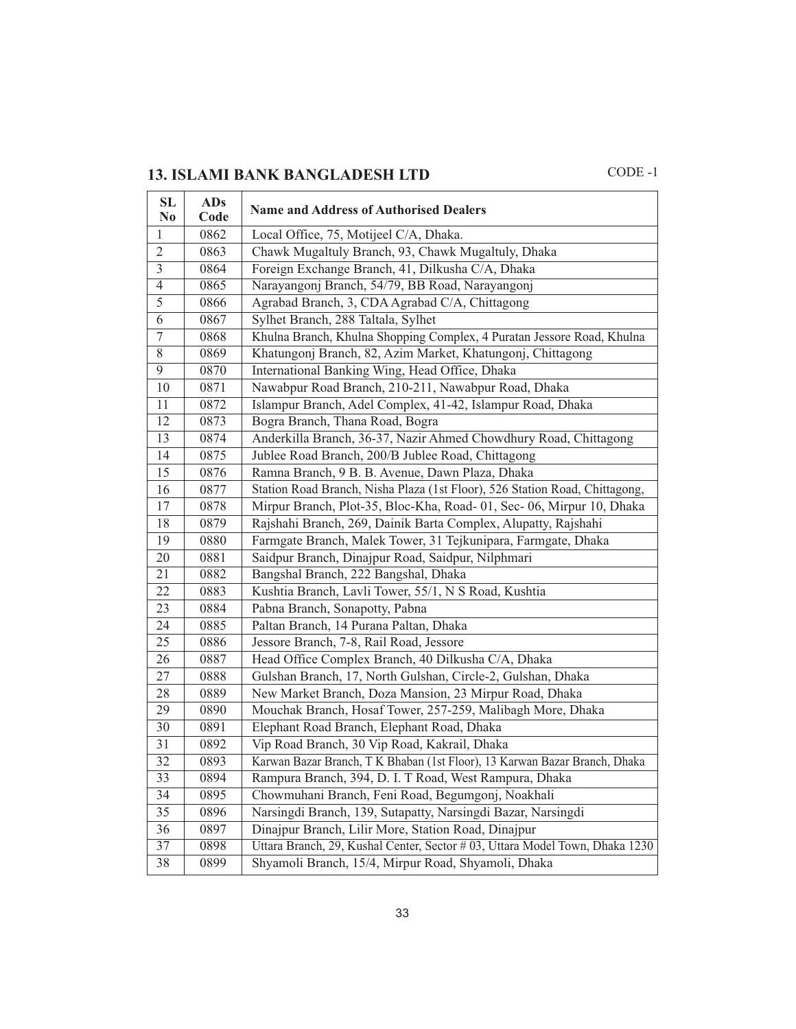## 13. ISLAMI BANK BANGLADESH LTD

CODE -1

| SL No | ADs Code | Name and Address of Authorised Dealers |
|---|---|---|
| 1 | 0862 | Local Office, 75, Motijeel C/A, Dhaka. |
| 2 | 0863 | Chawk Mugaltuly Branch, 93, Chawk Mugaltuly, Dhaka |
| 3 | 0864 | Foreign Exchange Branch, 41, Dilkusha C/A, Dhaka |
| 4 | 0865 | Narayangonj Branch, 54/79, BB Road, Narayangonj |
| 5 | 0866 | Agrabad Branch, 3, CDA Agrabad C/A, Chittagong |
| 6 | 0867 | Sylhet Branch, 288 Taltala, Sylhet |
| 7 | 0868 | Khulna Branch, Khulna Shopping Complex, 4 Puratan Jessore Road, Khulna |
| 8 | 0869 | Khatungonj Branch, 82, Azim Market, Khatungonj, Chittagong |
| 9 | 0870 | International Banking Wing, Head Office, Dhaka |
| 10 | 0871 | Nawabpur Road Branch, 210-211, Nawabpur Road, Dhaka |
| 11 | 0872 | Islampur Branch, Adel Complex, 41-42, Islampur Road, Dhaka |
| 12 | 0873 | Bogra Branch, Thana Road, Bogra |
| 13 | 0874 | Anderkilla Branch, 36-37, Nazir Ahmed Chowdhury Road, Chittagong |
| 14 | 0875 | Jublee Road Branch, 200/B Jublee Road, Chittagong |
| 15 | 0876 | Ramna Branch, 9 B. B. Avenue, Dawn Plaza, Dhaka |
| 16 | 0877 | Station Road Branch, Nisha Plaza (1st Floor), 526 Station Road, Chittagong, |
| 17 | 0878 | Mirpur Branch, Plot-35, Bloc-Kha, Road- 01, Sec- 06, Mirpur 10, Dhaka |
| 18 | 0879 | Rajshahi Branch, 269, Dainik Barta Complex, Alupatty, Rajshahi |
| 19 | 0880 | Farmgate Branch, Malek Tower, 31 Tejkunipara, Farmgate, Dhaka |
| 20 | 0881 | Saidpur Branch, Dinajpur Road, Saidpur, Nilphmari |
| 21 | 0882 | Bangshal Branch, 222 Bangshal, Dhaka |
| 22 | 0883 | Kushtia Branch, Lavli Tower, 55/1, N S Road, Kushtia |
| 23 | 0884 | Pabna Branch, Sonapotty, Pabna |
| 24 | 0885 | Paltan Branch, 14 Purana Paltan, Dhaka |
| 25 | 0886 | Jessore Branch, 7-8, Rail Road, Jessore |
| 26 | 0887 | Head Office Complex Branch, 40 Dilkusha C/A, Dhaka |
| 27 | 0888 | Gulshan Branch, 17, North Gulshan, Circle-2, Gulshan, Dhaka |
| 28 | 0889 | New Market Branch, Doza Mansion, 23 Mirpur Road, Dhaka |
| 29 | 0890 | Mouchak Branch, Hosaf Tower, 257-259, Malibagh More, Dhaka |
| 30 | 0891 | Elephant Road Branch, Elephant Road, Dhaka |
| 31 | 0892 | Vip Road Branch, 30 Vip Road, Kakrail, Dhaka |
| 32 | 0893 | Karwan Bazar Branch, T K Bhaban (1st Floor), 13 Karwan Bazar Branch, Dhaka |
| 33 | 0894 | Rampura Branch, 394, D. I. T Road, West Rampura, Dhaka |
| 34 | 0895 | Chowmuhani Branch, Feni Road, Begumgonj, Noakhali |
| 35 | 0896 | Narsingdi Branch, 139, Sutapatty, Narsingdi Bazar, Narsingdi |
| 36 | 0897 | Dinajpur Branch, Lilir More, Station Road, Dinajpur |
| 37 | 0898 | Uttara Branch, 29, Kushal Center, Sector # 03, Uttara Model Town, Dhaka 1230 |
| 38 | 0899 | Shyamoli Branch, 15/4, Mirpur Road, Shyamoli, Dhaka |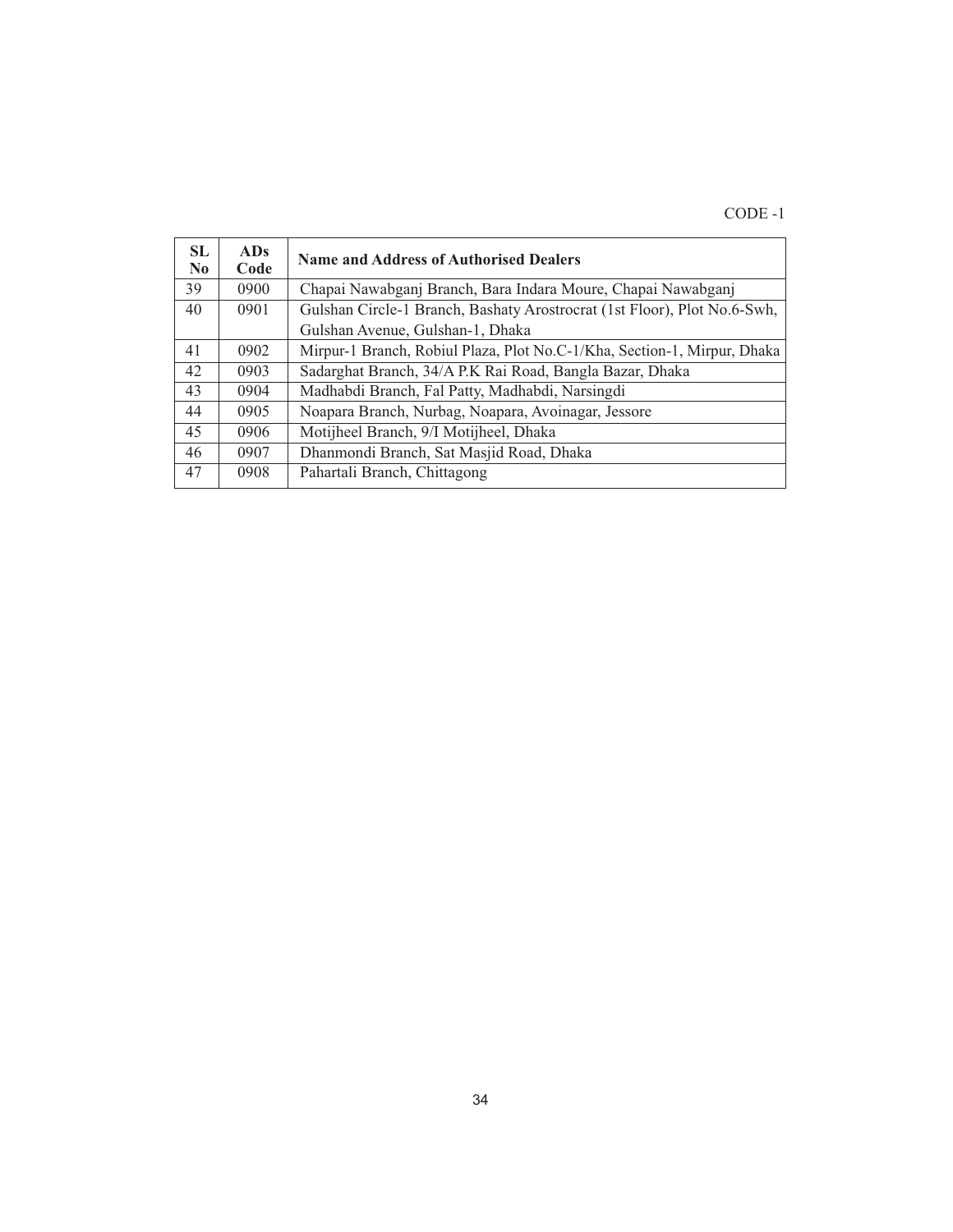CODE -1

| SL No | ADs Code | Name and Address of Authorised Dealers |
|---|---|---|
| 39 | 0900 | Chapai Nawabganj Branch, Bara Indara Moure, Chapai Nawabganj |
| 40 | 0901 | Gulshan Circle-1 Branch, Bashaty Arostrocrat (1st Floor), Plot No.6-Swh, Gulshan Avenue, Gulshan-1, Dhaka |
| 41 | 0902 | Mirpur-1 Branch, Robiul Plaza, Plot No.C-1/Kha, Section-1, Mirpur, Dhaka |
| 42 | 0903 | Sadarghat Branch, 34/A P.K Rai Road, Bangla Bazar, Dhaka |
| 43 | 0904 | Madhabdi Branch, Fal Patty, Madhabdi, Narsingdi |
| 44 | 0905 | Noapara Branch, Nurbag, Noapara, Avoinagar, Jessore |
| 45 | 0906 | Motijheel Branch, 9/I Motijheel, Dhaka |
| 46 | 0907 | Dhanmondi Branch, Sat Masjid Road, Dhaka |
| 47 | 0908 | Pahartali Branch, Chittagong |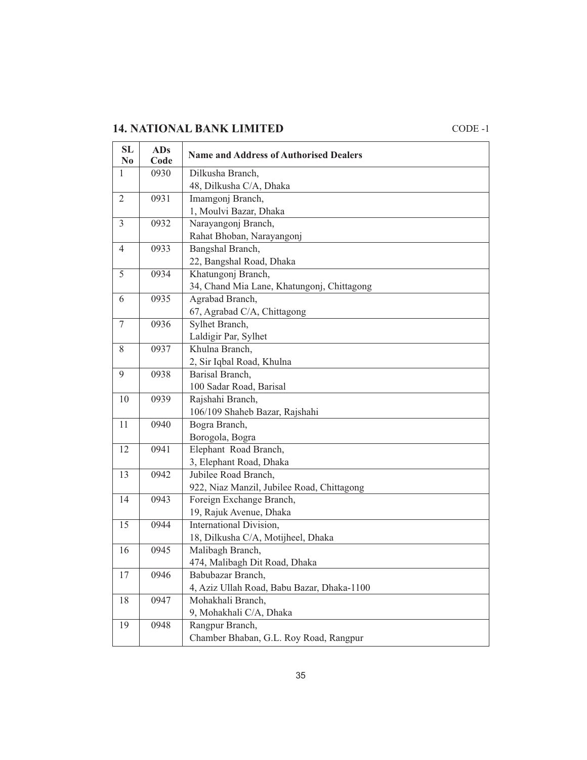## 14. NATIONAL BANK LIMITED

CODE -1

| SL No | ADs Code | Name and Address of Authorised Dealers |
|---|---|---|
| 1 | 0930 | Dilkusha Branch,<br>48, Dilkusha C/A, Dhaka |
| 2 | 0931 | Imamgonj Branch,<br>1, Moulvi Bazar, Dhaka |
| 3 | 0932 | Narayangonj Branch,<br>Rahat Bhoban, Narayangonj |
| 4 | 0933 | Bangshal Branch,<br>22, Bangshal Road, Dhaka |
| 5 | 0934 | Khatungonj Branch,<br>34, Chand Mia Lane, Khatungonj, Chittagong |
| 6 | 0935 | Agrabad Branch,<br>67, Agrabad C/A, Chittagong |
| 7 | 0936 | Sylhet Branch,<br>Laldigir Par, Sylhet |
| 8 | 0937 | Khulna Branch,<br>2, Sir Iqbal Road, Khulna |
| 9 | 0938 | Barisal Branch,<br>100 Sadar Road, Barisal |
| 10 | 0939 | Rajshahi Branch,<br>106/109 Shaheb Bazar, Rajshahi |
| 11 | 0940 | Bogra Branch,<br>Borogola, Bogra |
| 12 | 0941 | Elephant Road Branch,<br>3, Elephant Road, Dhaka |
| 13 | 0942 | Jubilee Road Branch,<br>922, Niaz Manzil, Jubilee Road, Chittagong |
| 14 | 0943 | Foreign Exchange Branch,<br>19, Rajuk Avenue, Dhaka |
| 15 | 0944 | International Division,<br>18, Dilkusha C/A, Motijheel, Dhaka |
| 16 | 0945 | Malibagh Branch,<br>474, Malibagh Dit Road, Dhaka |
| 17 | 0946 | Babubazar Branch,<br>4, Aziz Ullah Road, Babu Bazar, Dhaka-1100 |
| 18 | 0947 | Mohakhali Branch,<br>9, Mohakhali C/A, Dhaka |
| 19 | 0948 | Rangpur Branch,<br>Chamber Bhaban, G.L. Roy Road, Rangpur |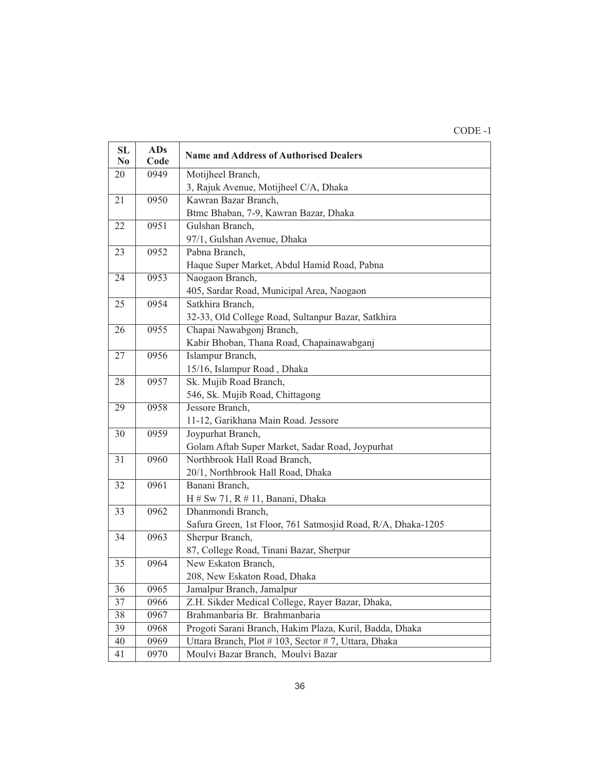CODE -1

| SL No | ADs Code | Name and Address of Authorised Dealers |
|---|---|---|
| 20 | 0949 | Motijheel Branch,<br>3, Rajuk Avenue, Motijheel C/A, Dhaka |
| 21 | 0950 | Kawran Bazar Branch,<br>Btmc Bhaban, 7-9, Kawran Bazar, Dhaka |
| 22 | 0951 | Gulshan Branch,<br>97/1, Gulshan Avenue, Dhaka |
| 23 | 0952 | Pabna Branch,<br>Haque Super Market, Abdul Hamid Road, Pabna |
| 24 | 0953 | Naogaon Branch,<br>405, Sardar Road, Municipal Area, Naogaon |
| 25 | 0954 | Satkhira Branch,<br>32-33, Old College Road, Sultanpur Bazar, Satkhira |
| 26 | 0955 | Chapai Nawabgonj Branch,<br>Kabir Bhoban, Thana Road, Chapainawabganj |
| 27 | 0956 | Islampur Branch,<br>15/16, Islampur Road , Dhaka |
| 28 | 0957 | Sk. Mujib Road Branch,<br>546, Sk. Mujib Road, Chittagong |
| 29 | 0958 | Jessore Branch,<br>11-12, Garikhana Main Road. Jessore |
| 30 | 0959 | Joypurhat Branch,<br>Golam Aftab Super Market, Sadar Road, Joypurhat |
| 31 | 0960 | Northbrook Hall Road Branch,<br>20/1, Northbrook Hall Road, Dhaka |
| 32 | 0961 | Banani Branch,<br>H # Sw 71, R # 11, Banani, Dhaka |
| 33 | 0962 | Dhanmondi Branch,<br>Safura Green, 1st Floor, 761 Satmosjid Road, R/A, Dhaka-1205 |
| 34 | 0963 | Sherpur Branch,<br>87, College Road, Tinani Bazar, Sherpur |
| 35 | 0964 | New Eskaton Branch,<br>208, New Eskaton Road, Dhaka |
| 36 | 0965 | Jamalpur Branch, Jamalpur |
| 37 | 0966 | Z.H. Sikder Medical College, Rayer Bazar, Dhaka, |
| 38 | 0967 | Brahmanbaria Br. Brahmanbaria |
| 39 | 0968 | Progoti Sarani Branch, Hakim Plaza, Kuril, Badda, Dhaka |
| 40 | 0969 | Uttara Branch, Plot # 103, Sector # 7, Uttara, Dhaka |
| 41 | 0970 | Moulvi Bazar Branch, Moulvi Bazar |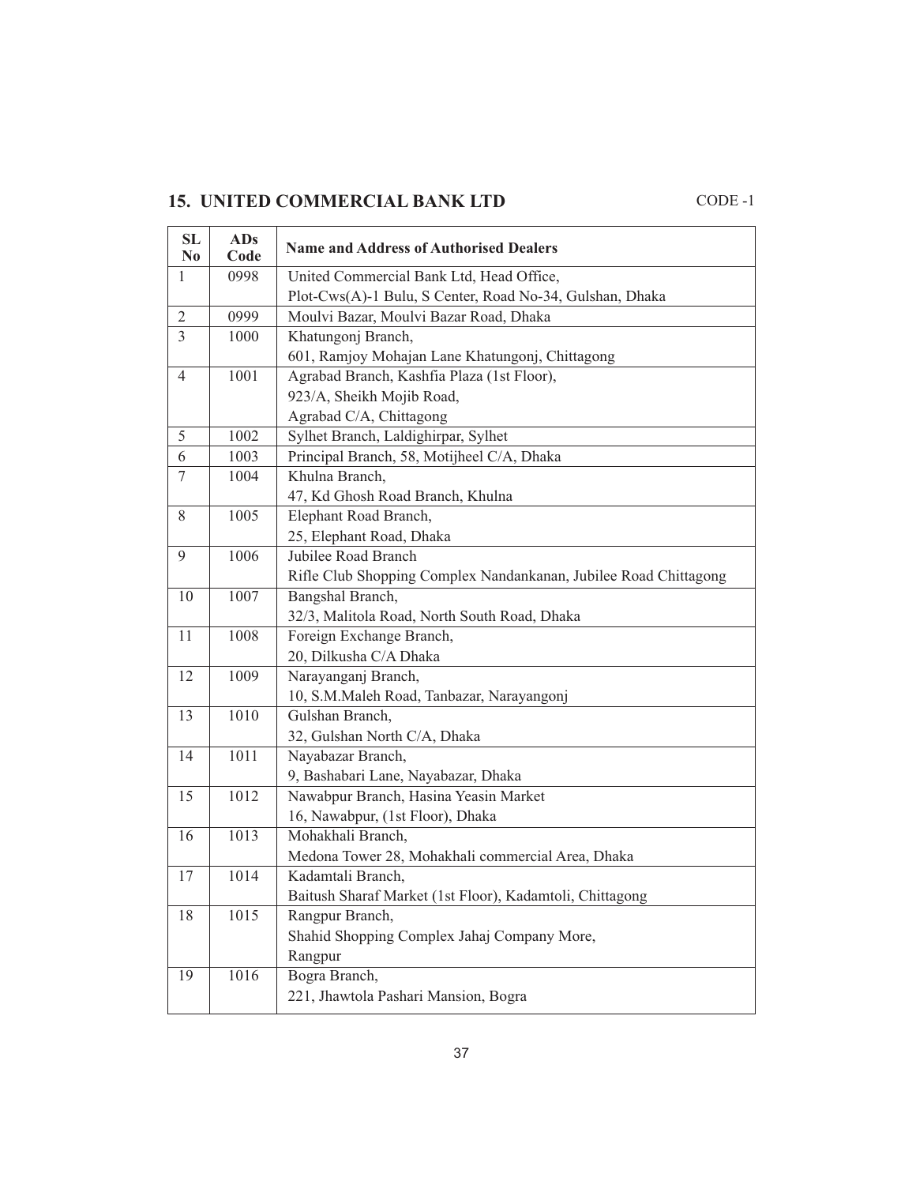## 15. UNITED COMMERCIAL BANK LTD

CODE -1

| SL No | ADs Code | Name and Address of Authorised Dealers |
|---|---|---|
| 1 | 0998 | United Commercial Bank Ltd, Head Office, Plot-Cws(A)-1 Bulu, S Center, Road No-34, Gulshan, Dhaka |
| 2 | 0999 | Moulvi Bazar, Moulvi Bazar Road, Dhaka |
| 3 | 1000 | Khatungonj Branch, 601, Ramjoy Mohajan Lane Khatungonj, Chittagong |
| 4 | 1001 | Agrabad Branch, Kashfia Plaza (1st Floor), 923/A, Sheikh Mojib Road, Agrabad C/A, Chittagong |
| 5 | 1002 | Sylhet Branch, Laldighirpar, Sylhet |
| 6 | 1003 | Principal Branch, 58, Motijheel C/A, Dhaka |
| 7 | 1004 | Khulna Branch, 47, Kd Ghosh Road Branch, Khulna |
| 8 | 1005 | Elephant Road Branch, 25, Elephant Road, Dhaka |
| 9 | 1006 | Jubilee Road Branch Rifle Club Shopping Complex Nandankanan, Jubilee Road Chittagong |
| 10 | 1007 | Bangshal Branch, 32/3, Malitola Road, North South Road, Dhaka |
| 11 | 1008 | Foreign Exchange Branch, 20, Dilkusha C/A Dhaka |
| 12 | 1009 | Narayanganj Branch, 10, S.M.Maleh Road, Tanbazar, Narayangonj |
| 13 | 1010 | Gulshan Branch, 32, Gulshan North C/A, Dhaka |
| 14 | 1011 | Nayabazar Branch, 9, Bashabari Lane, Nayabazar, Dhaka |
| 15 | 1012 | Nawabpur Branch, Hasina Yeasin Market 16, Nawabpur, (1st Floor), Dhaka |
| 16 | 1013 | Mohakhali Branch, Medona Tower 28, Mohakhali commercial Area, Dhaka |
| 17 | 1014 | Kadamtali Branch, Baitush Sharaf Market (1st Floor), Kadamtoli, Chittagong |
| 18 | 1015 | Rangpur Branch, Shahid Shopping Complex Jahaj Company More, Rangpur |
| 19 | 1016 | Bogra Branch, 221, Jhawtola Pashari Mansion, Bogra |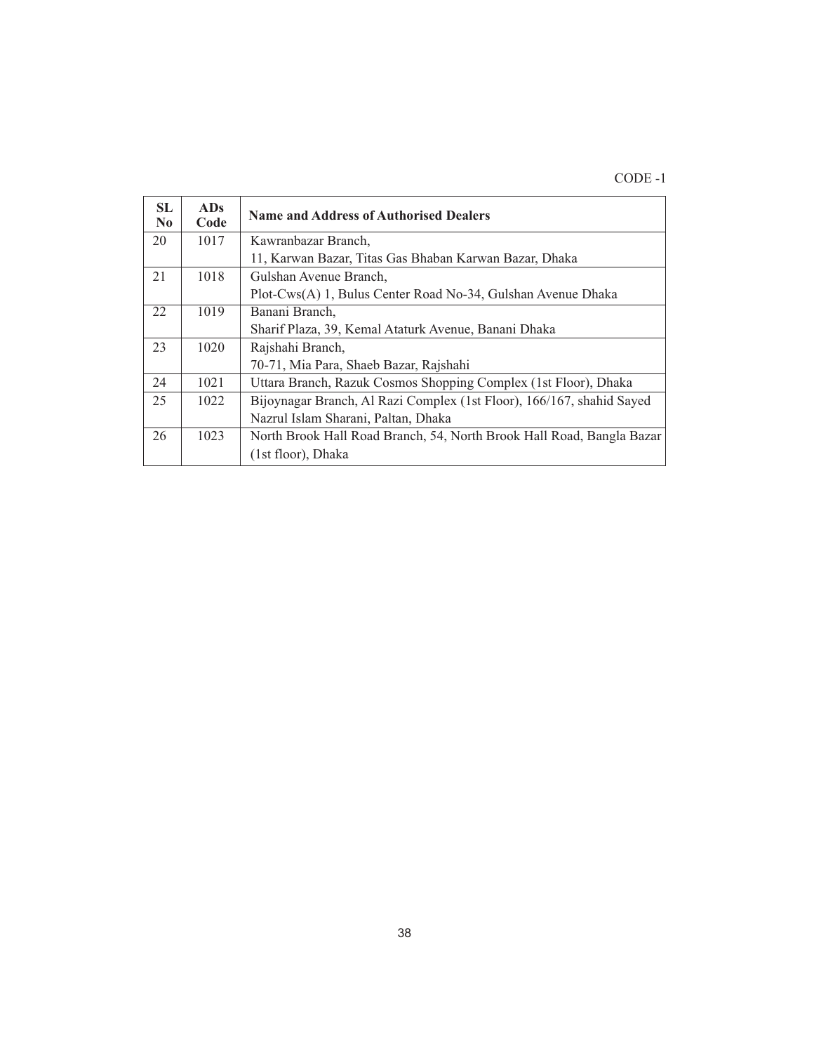CODE -1

| SL No | ADs Code | Name and Address of Authorised Dealers |
|---|---|---|
| 20 | 1017 | Kawranbazar Branch, 11, Karwan Bazar, Titas Gas Bhaban Karwan Bazar, Dhaka |
| 21 | 1018 | Gulshan Avenue Branch, Plot-Cws(A) 1, Bulus Center Road No-34, Gulshan Avenue Dhaka |
| 22 | 1019 | Banani Branch, Sharif Plaza, 39, Kemal Ataturk Avenue, Banani Dhaka |
| 23 | 1020 | Rajshahi Branch, 70-71, Mia Para, Shaeb Bazar, Rajshahi |
| 24 | 1021 | Uttara Branch, Razuk Cosmos Shopping Complex (1st Floor), Dhaka |
| 25 | 1022 | Bijoynagar Branch, Al Razi Complex (1st Floor), 166/167, shahid Sayed Nazrul Islam Sharani, Paltan, Dhaka |
| 26 | 1023 | North Brook Hall Road Branch, 54, North Brook Hall Road, Bangla Bazar (1st floor), Dhaka |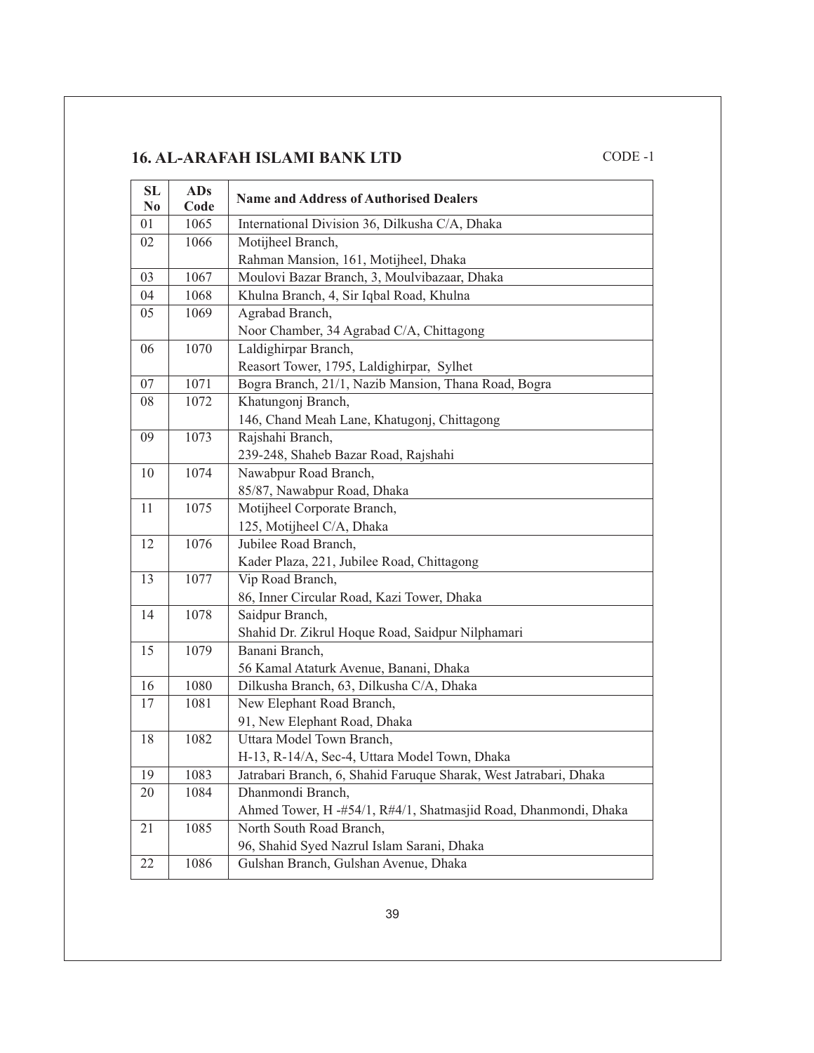## 16. AL-ARAFAH ISLAMI BANK LTD

CODE -1

| SL No | ADs Code | Name and Address of Authorised Dealers |
|---|---|---|
| 01 | 1065 | International Division 36, Dilkusha C/A, Dhaka |
| 02 | 1066 | Motijheel Branch, Rahman Mansion, 161, Motijheel, Dhaka |
| 03 | 1067 | Moulovi Bazar Branch, 3, Moulvibazaar, Dhaka |
| 04 | 1068 | Khulna Branch, 4, Sir Iqbal Road, Khulna |
| 05 | 1069 | Agrabad Branch, Noor Chamber, 34 Agrabad C/A, Chittagong |
| 06 | 1070 | Laldighirpar Branch, Reasort Tower, 1795, Laldighirpar, Sylhet |
| 07 | 1071 | Bogra Branch, 21/1, Nazib Mansion, Thana Road, Bogra |
| 08 | 1072 | Khatungonj Branch, 146, Chand Meah Lane, Khatugonj, Chittagong |
| 09 | 1073 | Rajshahi Branch, 239-248, Shaheb Bazar Road, Rajshahi |
| 10 | 1074 | Nawabpur Road Branch, 85/87, Nawabpur Road, Dhaka |
| 11 | 1075 | Motijheel Corporate Branch, 125, Motijheel C/A, Dhaka |
| 12 | 1076 | Jubilee Road Branch, Kader Plaza, 221, Jubilee Road, Chittagong |
| 13 | 1077 | Vip Road Branch, 86, Inner Circular Road, Kazi Tower, Dhaka |
| 14 | 1078 | Saidpur Branch, Shahid Dr. Zikrul Hoque Road, Saidpur Nilphamari |
| 15 | 1079 | Banani Branch, 56 Kamal Ataturk Avenue, Banani, Dhaka |
| 16 | 1080 | Dilkusha Branch, 63, Dilkusha C/A, Dhaka |
| 17 | 1081 | New Elephant Road Branch, 91, New Elephant Road, Dhaka |
| 18 | 1082 | Uttara Model Town Branch, H-13, R-14/A, Sec-4, Uttara Model Town, Dhaka |
| 19 | 1083 | Jatrabari Branch, 6, Shahid Faruque Sharak, West Jatrabari, Dhaka |
| 20 | 1084 | Dhanmondi Branch, Ahmed Tower, H -#54/1, R#4/1, Shatmasjid Road, Dhanmondi, Dhaka |
| 21 | 1085 | North South Road Branch, 96, Shahid Syed Nazrul Islam Sarani, Dhaka |
| 22 | 1086 | Gulshan Branch, Gulshan Avenue, Dhaka |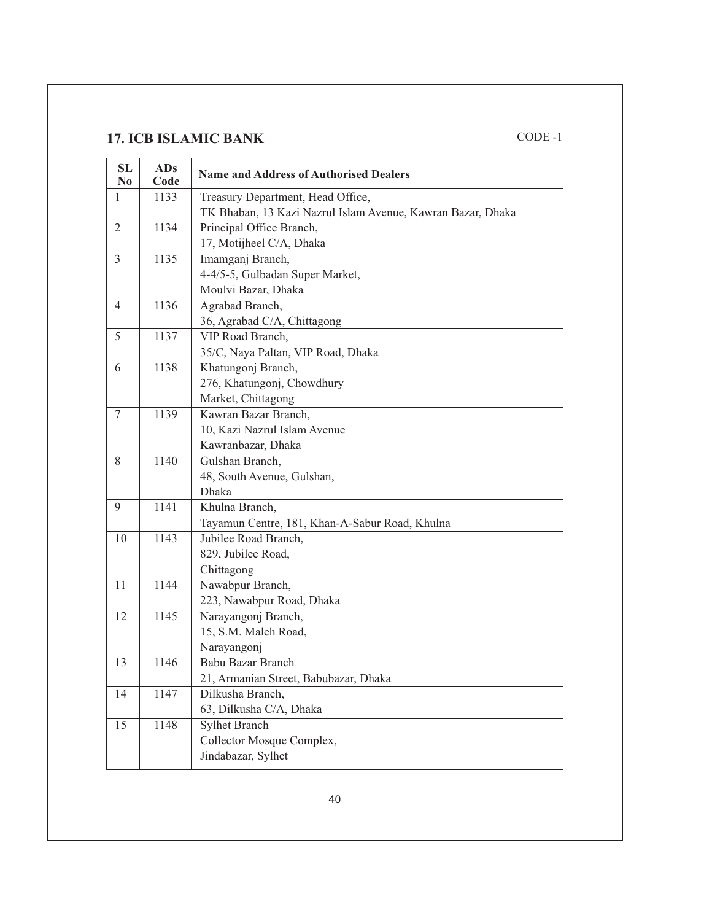## 17. ICB ISLAMIC BANK

CODE -1

| SL No | ADs Code | Name and Address of Authorised Dealers |
|---|---|---|
| 1 | 1133 | Treasury Department, Head Office, TK Bhaban, 13 Kazi Nazrul Islam Avenue, Kawran Bazar, Dhaka |
| 2 | 1134 | Principal Office Branch, 17, Motijheel C/A, Dhaka |
| 3 | 1135 | Imamganj Branch, 4-4/5-5, Gulbadan Super Market, Moulvi Bazar, Dhaka |
| 4 | 1136 | Agrabad Branch, 36, Agrabad C/A, Chittagong |
| 5 | 1137 | VIP Road Branch, 35/C, Naya Paltan, VIP Road, Dhaka |
| 6 | 1138 | Khatungonj Branch, 276, Khatungonj, Chowdhury Market, Chittagong |
| 7 | 1139 | Kawran Bazar Branch, 10, Kazi Nazrul Islam Avenue Kawranbazar, Dhaka |
| 8 | 1140 | Gulshan Branch, 48, South Avenue, Gulshan, Dhaka |
| 9 | 1141 | Khulna Branch, Tayamun Centre, 181, Khan-A-Sabur Road, Khulna |
| 10 | 1143 | Jubilee Road Branch, 829, Jubilee Road, Chittagong |
| 11 | 1144 | Nawabpur Branch, 223, Nawabpur Road, Dhaka |
| 12 | 1145 | Narayangonj Branch, 15, S.M. Maleh Road, Narayangonj |
| 13 | 1146 | Babu Bazar Branch 21, Armanian Street, Babubazar, Dhaka |
| 14 | 1147 | Dilkusha Branch, 63, Dilkusha C/A, Dhaka |
| 15 | 1148 | Sylhet Branch Collector Mosque Complex, Jindabazar, Sylhet |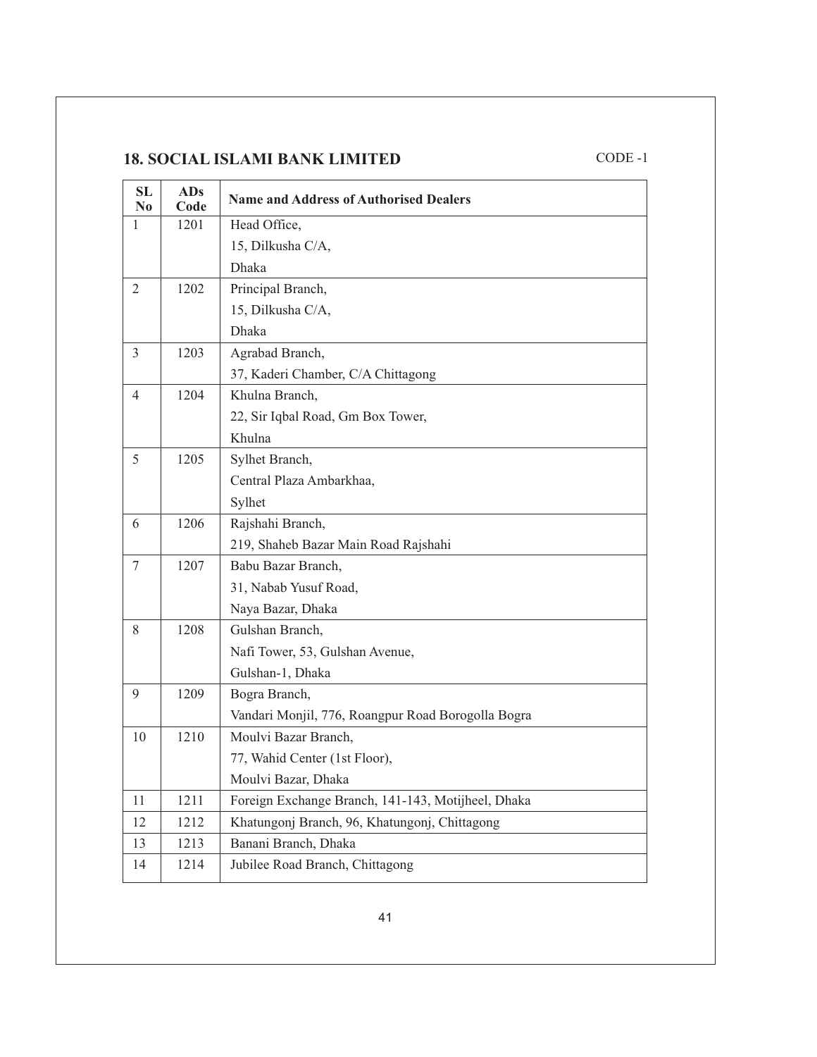## 18. SOCIAL ISLAMI BANK LIMITED

CODE -1

| SL No | ADs Code | Name and Address of Authorised Dealers |
|---|---|---|
| 1 | 1201 | Head Office, 15, Dilkusha C/A, Dhaka |
| 2 | 1202 | Principal Branch, 15, Dilkusha C/A, Dhaka |
| 3 | 1203 | Agrabad Branch, 37, Kaderi Chamber, C/A Chittagong |
| 4 | 1204 | Khulna Branch, 22, Sir Iqbal Road, Gm Box Tower, Khulna |
| 5 | 1205 | Sylhet Branch, Central Plaza Ambarkhaa, Sylhet |
| 6 | 1206 | Rajshahi Branch, 219, Shaheb Bazar Main Road Rajshahi |
| 7 | 1207 | Babu Bazar Branch, 31, Nabab Yusuf Road, Naya Bazar, Dhaka |
| 8 | 1208 | Gulshan Branch, Nafi Tower, 53, Gulshan Avenue, Gulshan-1, Dhaka |
| 9 | 1209 | Bogra Branch, Vandari Monjil, 776, Roangpur Road Borogolla Bogra |
| 10 | 1210 | Moulvi Bazar Branch, 77, Wahid Center (1st Floor), Moulvi Bazar, Dhaka |
| 11 | 1211 | Foreign Exchange Branch, 141-143, Motijheel, Dhaka |
| 12 | 1212 | Khatungonj Branch, 96, Khatungonj, Chittagong |
| 13 | 1213 | Banani Branch, Dhaka |
| 14 | 1214 | Jubilee Road Branch, Chittagong |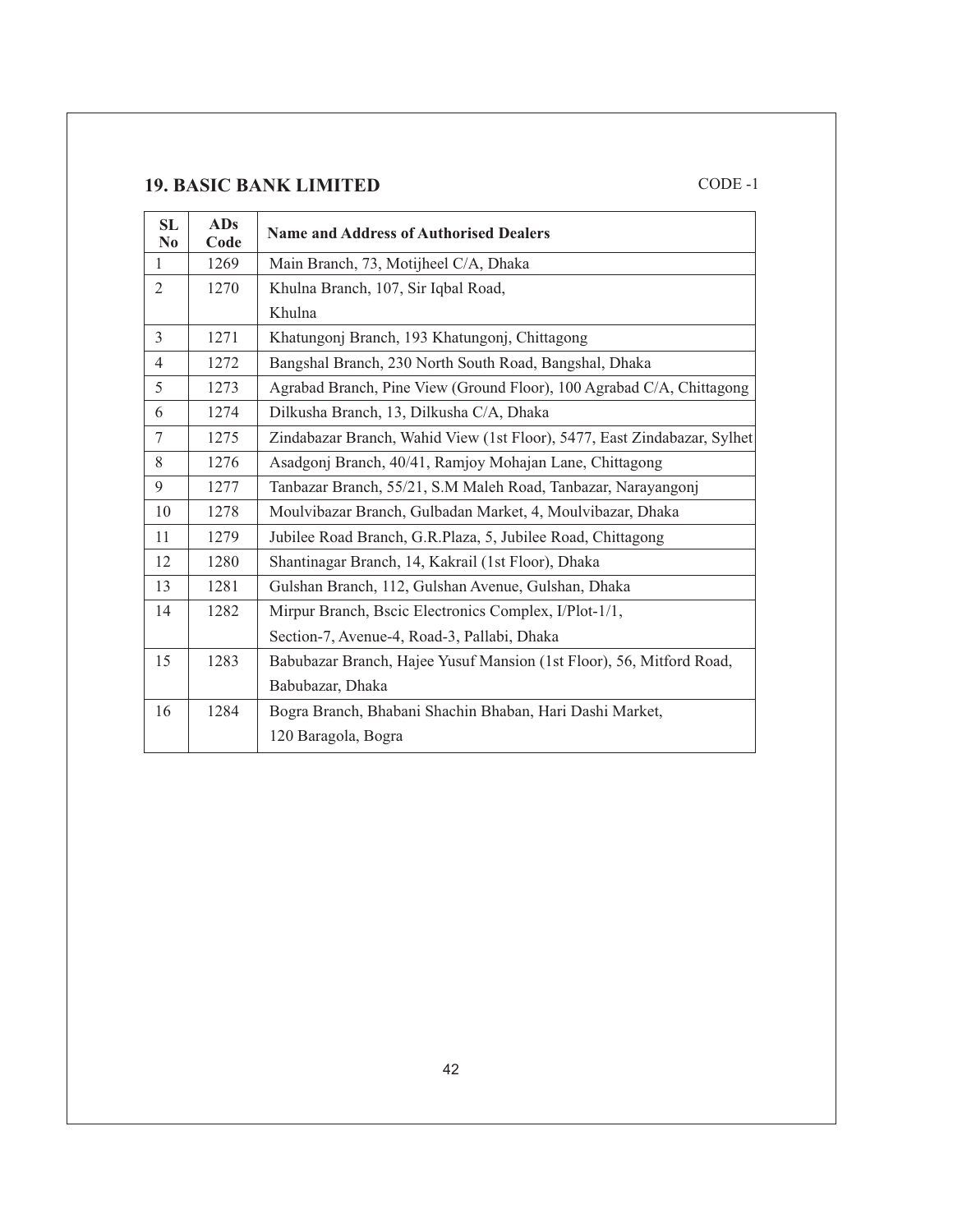## 19. BASIC BANK LIMITED

CODE -1

| SL No | ADs Code | Name and Address of Authorised Dealers |
|---|---|---|
| 1 | 1269 | Main Branch, 73, Motijheel C/A, Dhaka |
| 2 | 1270 | Khulna Branch, 107, Sir Iqbal Road, Khulna |
| 3 | 1271 | Khatungonj Branch, 193 Khatungonj, Chittagong |
| 4 | 1272 | Bangshal Branch, 230 North South Road, Bangshal, Dhaka |
| 5 | 1273 | Agrabad Branch, Pine View (Ground Floor), 100 Agrabad C/A, Chittagong |
| 6 | 1274 | Dilkusha Branch, 13, Dilkusha C/A, Dhaka |
| 7 | 1275 | Zindabazar Branch, Wahid View (1st Floor), 5477, East Zindabazar, Sylhet |
| 8 | 1276 | Asadgonj Branch, 40/41, Ramjoy Mohajan Lane, Chittagong |
| 9 | 1277 | Tanbazar Branch, 55/21, S.M Maleh Road, Tanbazar, Narayangonj |
| 10 | 1278 | Moulvibazar Branch, Gulbadan Market, 4, Moulvibazar, Dhaka |
| 11 | 1279 | Jubilee Road Branch, G.R.Plaza, 5, Jubilee Road, Chittagong |
| 12 | 1280 | Shantinagar Branch, 14, Kakrail (1st Floor), Dhaka |
| 13 | 1281 | Gulshan Branch, 112, Gulshan Avenue, Gulshan, Dhaka |
| 14 | 1282 | Mirpur Branch, Bscic Electronics Complex, I/Plot-1/1, Section-7, Avenue-4, Road-3, Pallabi, Dhaka |
| 15 | 1283 | Babubazar Branch, Hajee Yusuf Mansion (1st Floor), 56, Mitford Road, Babubazar, Dhaka |
| 16 | 1284 | Bogra Branch, Bhabani Shachin Bhaban, Hari Dashi Market, 120 Baragola, Bogra |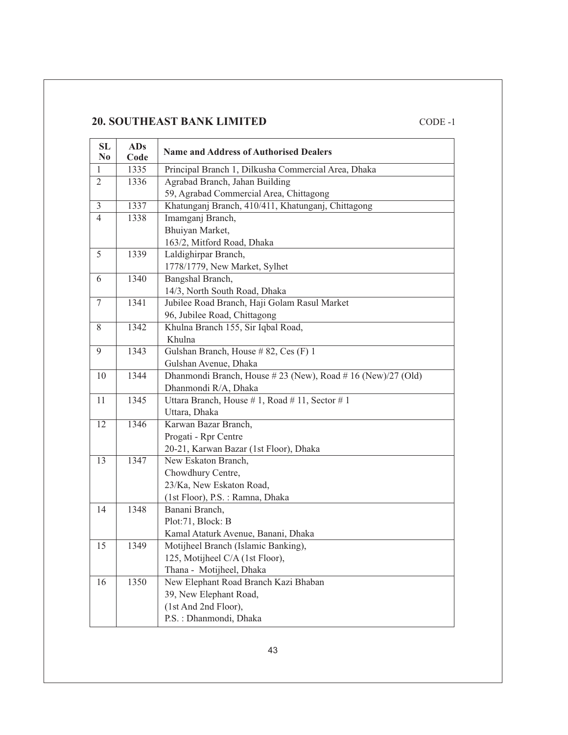## 20. SOUTHEAST BANK LIMITED

CODE -1

| SL No | ADs Code | Name and Address of Authorised Dealers |
|---|---|---|
| 1 | 1335 | Principal Branch 1, Dilkusha Commercial Area, Dhaka |
| 2 | 1336 | Agrabad Branch, Jahan Building<br>59, Agrabad Commercial Area, Chittagong |
| 3 | 1337 | Khatunganj Branch, 410/411, Khatunganj, Chittagong |
| 4 | 1338 | Imamganj Branch,<br>Bhuiyan Market,<br>163/2, Mitford Road, Dhaka |
| 5 | 1339 | Laldighirpar Branch,<br>1778/1779, New Market, Sylhet |
| 6 | 1340 | Bangshal Branch,<br>14/3, North South Road, Dhaka |
| 7 | 1341 | Jubilee Road Branch, Haji Golam Rasul Market<br>96, Jubilee Road, Chittagong |
| 8 | 1342 | Khulna Branch 155, Sir Iqbal Road,<br>Khulna |
| 9 | 1343 | Gulshan Branch, House # 82, Ces (F) 1<br>Gulshan Avenue, Dhaka |
| 10 | 1344 | Dhanmondi Branch, House # 23 (New), Road # 16 (New)/27 (Old)<br>Dhanmondi R/A, Dhaka |
| 11 | 1345 | Uttara Branch, House # 1, Road # 11, Sector # 1<br>Uttara, Dhaka |
| 12 | 1346 | Karwan Bazar Branch,<br>Progati - Rpr Centre<br>20-21, Karwan Bazar (1st Floor), Dhaka |
| 13 | 1347 | New Eskaton Branch,<br>Chowdhury Centre,<br>23/Ka, New Eskaton Road,<br>(1st Floor), P.S. : Ramna, Dhaka |
| 14 | 1348 | Banani Branch,<br>Plot:71, Block: B<br>Kamal Ataturk Avenue, Banani, Dhaka |
| 15 | 1349 | Motijheel Branch (Islamic Banking),<br>125, Motijheel C/A (1st Floor),<br>Thana - Motijheel, Dhaka |
| 16 | 1350 | New Elephant Road Branch Kazi Bhaban<br>39, New Elephant Road,<br>(1st And 2nd Floor),<br>P.S. : Dhanmondi, Dhaka |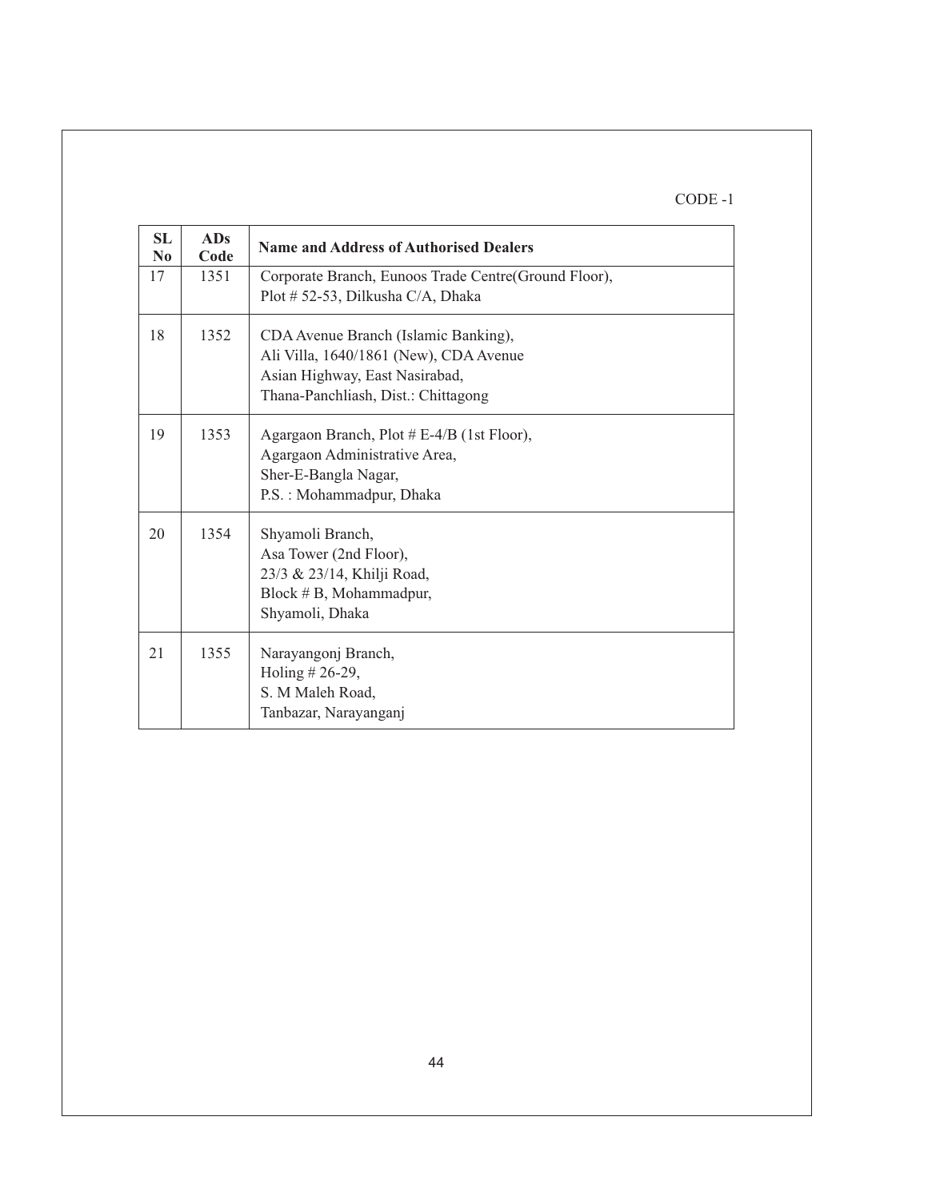CODE -1

| SL No | ADs Code | Name and Address of Authorised Dealers |
|---|---|---|
| 17 | 1351 | Corporate Branch, Eunoos Trade Centre(Ground Floor), Plot # 52-53, Dilkusha C/A, Dhaka |
| 18 | 1352 | CDA Avenue Branch (Islamic Banking), Ali Villa, 1640/1861 (New), CDA Avenue Asian Highway, East Nasirabad, Thana-Panchliash, Dist.: Chittagong |
| 19 | 1353 | Agargaon Branch, Plot # E-4/B (1st Floor), Agargaon Administrative Area, Sher-E-Bangla Nagar, P.S. : Mohammadpur, Dhaka |
| 20 | 1354 | Shyamoli Branch, Asa Tower (2nd Floor), 23/3 & 23/14, Khilji Road, Block # B, Mohammadpur, Shyamoli, Dhaka |
| 21 | 1355 | Narayangonj Branch, Holing # 26-29, S. M Maleh Road, Tanbazar, Narayanganj |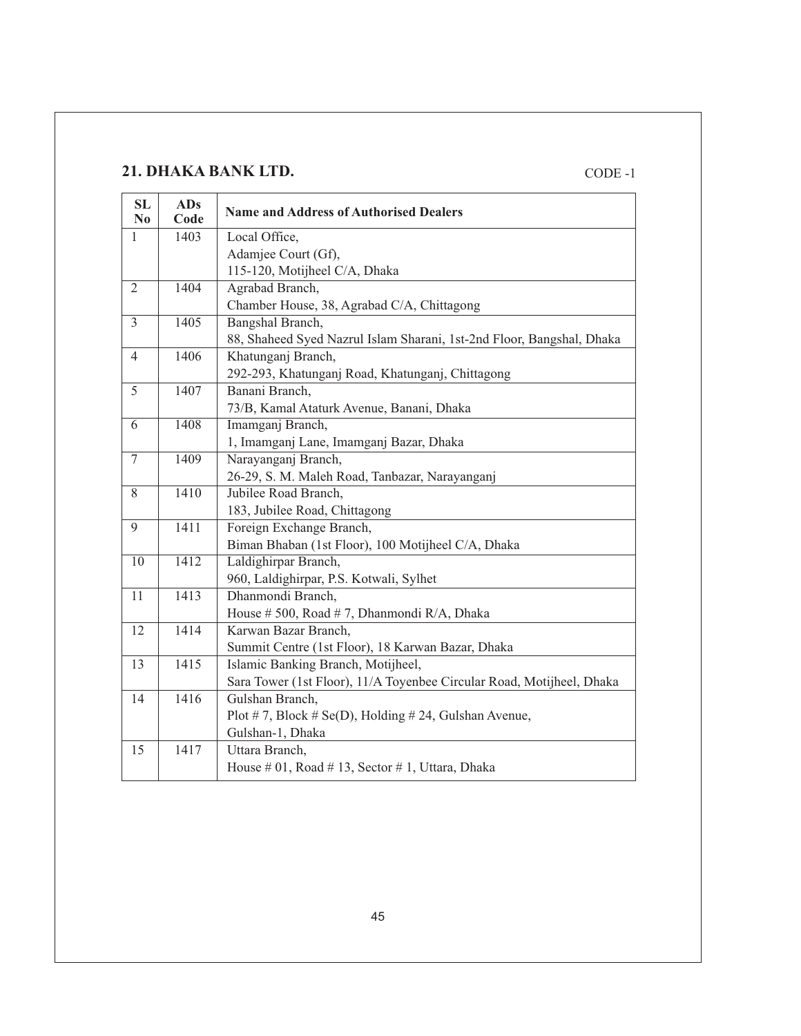## 21. DHAKA BANK LTD.

CODE -1

| SL No | ADs Code | Name and Address of Authorised Dealers |
|---|---|---|
| 1 | 1403 | Local Office, Adamjee Court (Gf), 115-120, Motijheel C/A, Dhaka |
| 2 | 1404 | Agrabad Branch, Chamber House, 38, Agrabad C/A, Chittagong |
| 3 | 1405 | Bangshal Branch, 88, Shaheed Syed Nazrul Islam Sharani, 1st-2nd Floor, Bangshal, Dhaka |
| 4 | 1406 | Khatunganj Branch, 292-293, Khatunganj Road, Khatunganj, Chittagong |
| 5 | 1407 | Banani Branch, 73/B, Kamal Ataturk Avenue, Banani, Dhaka |
| 6 | 1408 | Imamganj Branch, 1, Imamganj Lane, Imamganj Bazar, Dhaka |
| 7 | 1409 | Narayanganj Branch, 26-29, S. M. Maleh Road, Tanbazar, Narayanganj |
| 8 | 1410 | Jubilee Road Branch, 183, Jubilee Road, Chittagong |
| 9 | 1411 | Foreign Exchange Branch, Biman Bhaban (1st Floor), 100 Motijheel C/A, Dhaka |
| 10 | 1412 | Laldighirpar Branch, 960, Laldighirpar, P.S. Kotwali, Sylhet |
| 11 | 1413 | Dhanmondi Branch, House # 500, Road # 7, Dhanmondi R/A, Dhaka |
| 12 | 1414 | Karwan Bazar Branch, Summit Centre (1st Floor), 18 Karwan Bazar, Dhaka |
| 13 | 1415 | Islamic Banking Branch, Motijheel, Sara Tower (1st Floor), 11/A Toyenbee Circular Road, Motijheel, Dhaka |
| 14 | 1416 | Gulshan Branch, Plot # 7, Block # Se(D), Holding # 24, Gulshan Avenue, Gulshan-1, Dhaka |
| 15 | 1417 | Uttara Branch, House # 01, Road # 13, Sector # 1, Uttara, Dhaka |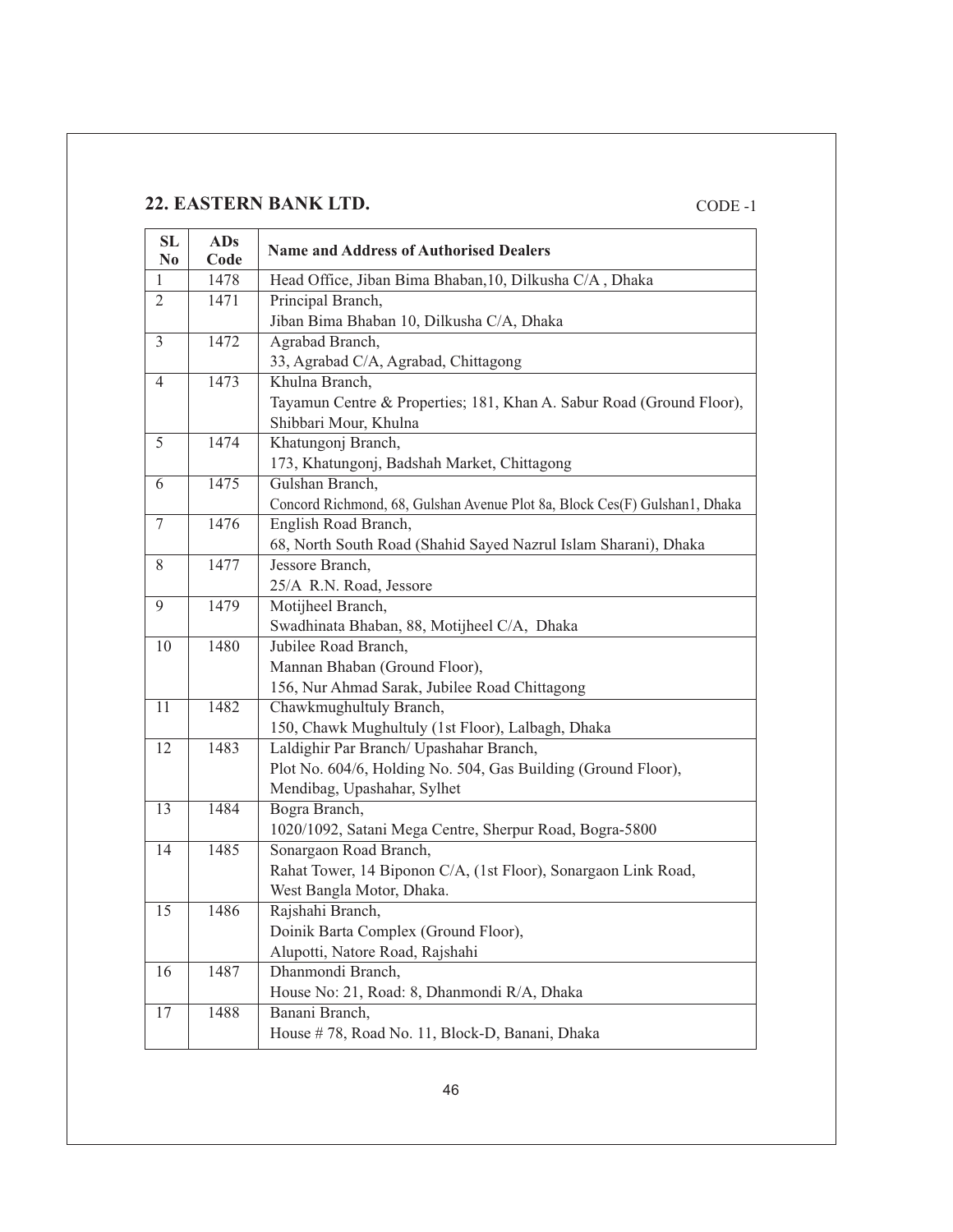## 22. EASTERN BANK LTD.

CODE -1

| SL No | ADs Code | Name and Address of Authorised Dealers |
|---|---|---|
| 1 | 1478 | Head Office, Jiban Bima Bhaban,10, Dilkusha C/A , Dhaka |
| 2 | 1471 | Principal Branch, Jiban Bima Bhaban 10, Dilkusha C/A, Dhaka |
| 3 | 1472 | Agrabad Branch, 33, Agrabad C/A, Agrabad, Chittagong |
| 4 | 1473 | Khulna Branch, Tayamun Centre & Properties; 181, Khan A. Sabur Road (Ground Floor), Shibbari Mour, Khulna |
| 5 | 1474 | Khatungonj Branch, 173, Khatungonj, Badshah Market, Chittagong |
| 6 | 1475 | Gulshan Branch, Concord Richmond, 68, Gulshan Avenue Plot 8a, Block Ces(F) Gulshan1, Dhaka |
| 7 | 1476 | English Road Branch, 68, North South Road (Shahid Sayed Nazrul Islam Sharani), Dhaka |
| 8 | 1477 | Jessore Branch, 25/A R.N. Road, Jessore |
| 9 | 1479 | Motijheel Branch, Swadhinata Bhaban, 88, Motijheel C/A, Dhaka |
| 10 | 1480 | Jubilee Road Branch, Mannan Bhaban (Ground Floor), 156, Nur Ahmad Sarak, Jubilee Road Chittagong |
| 11 | 1482 | Chawkmughultuly Branch, 150, Chawk Mughultuly (1st Floor), Lalbagh, Dhaka |
| 12 | 1483 | Laldighir Par Branch/ Upashahar Branch, Plot No. 604/6, Holding No. 504, Gas Building (Ground Floor), Mendibag, Upashahar, Sylhet |
| 13 | 1484 | Bogra Branch, 1020/1092, Satani Mega Centre, Sherpur Road, Bogra-5800 |
| 14 | 1485 | Sonargaon Road Branch, Rahat Tower, 14 Biponon C/A, (1st Floor), Sonargaon Link Road, West Bangla Motor, Dhaka. |
| 15 | 1486 | Rajshahi Branch, Doinik Barta Complex (Ground Floor), Alupotti, Natore Road, Rajshahi |
| 16 | 1487 | Dhanmondi Branch, House No: 21, Road: 8, Dhanmondi R/A, Dhaka |
| 17 | 1488 | Banani Branch, House # 78, Road No. 11, Block-D, Banani, Dhaka |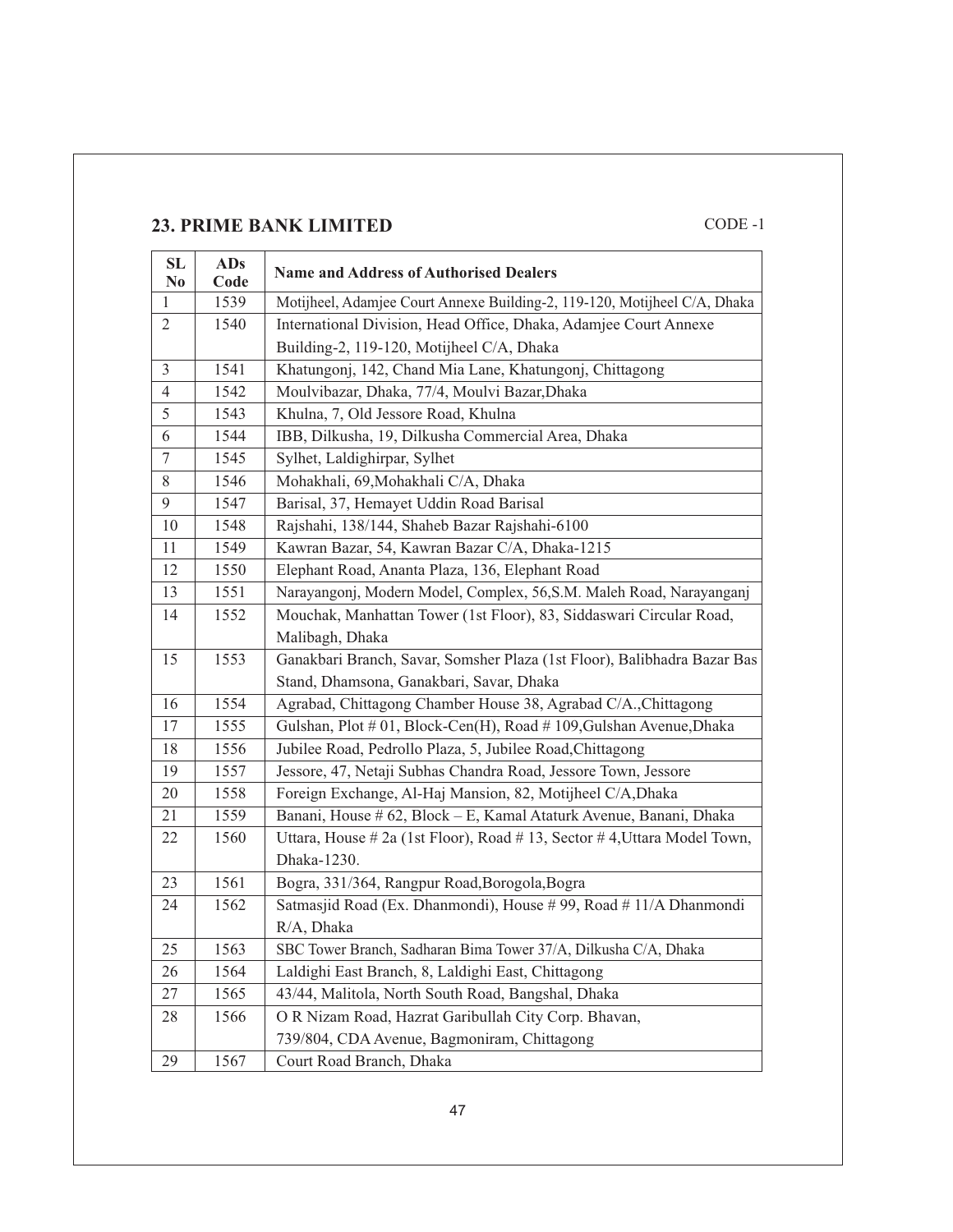## 23. PRIME BANK LIMITED

CODE -1

| SL No | ADs Code | Name and Address of Authorised Dealers |
|---|---|---|
| 1 | 1539 | Motijheel, Adamjee Court Annexe Building-2, 119-120, Motijheel C/A, Dhaka |
| 2 | 1540 | International Division, Head Office, Dhaka, Adamjee Court Annexe Building-2, 119-120, Motijheel C/A, Dhaka |
| 3 | 1541 | Khatungonj, 142, Chand Mia Lane, Khatungonj, Chittagong |
| 4 | 1542 | Moulvibazar, Dhaka, 77/4, Moulvi Bazar,Dhaka |
| 5 | 1543 | Khulna, 7, Old Jessore Road, Khulna |
| 6 | 1544 | IBB, Dilkusha, 19, Dilkusha Commercial Area, Dhaka |
| 7 | 1545 | Sylhet, Laldighirpar, Sylhet |
| 8 | 1546 | Mohakhali, 69,Mohakhali C/A, Dhaka |
| 9 | 1547 | Barisal, 37, Hemayet Uddin Road Barisal |
| 10 | 1548 | Rajshahi, 138/144, Shaheb Bazar Rajshahi-6100 |
| 11 | 1549 | Kawran Bazar, 54, Kawran Bazar C/A, Dhaka-1215 |
| 12 | 1550 | Elephant Road, Ananta Plaza, 136, Elephant Road |
| 13 | 1551 | Narayangonj, Modern Model, Complex, 56,S.M. Maleh Road, Narayanganj |
| 14 | 1552 | Mouchak, Manhattan Tower (1st Floor), 83, Siddaswari Circular Road, Malibagh, Dhaka |
| 15 | 1553 | Ganakbari Branch, Savar, Somsher Plaza (1st Floor), Balibhadra Bazar Bas Stand, Dhamsona, Ganakbari, Savar, Dhaka |
| 16 | 1554 | Agrabad, Chittagong Chamber House 38, Agrabad C/A.,Chittagong |
| 17 | 1555 | Gulshan, Plot # 01, Block-Cen(H), Road # 109,Gulshan Avenue,Dhaka |
| 18 | 1556 | Jubilee Road, Pedrollo Plaza, 5, Jubilee Road,Chittagong |
| 19 | 1557 | Jessore, 47, Netaji Subhas Chandra Road, Jessore Town, Jessore |
| 20 | 1558 | Foreign Exchange, Al-Haj Mansion, 82, Motijheel C/A,Dhaka |
| 21 | 1559 | Banani, House # 62, Block – E, Kamal Ataturk Avenue, Banani, Dhaka |
| 22 | 1560 | Uttara, House # 2a (1st Floor), Road # 13, Sector # 4,Uttara Model Town, Dhaka-1230. |
| 23 | 1561 | Bogra, 331/364, Rangpur Road,Borogola,Bogra |
| 24 | 1562 | Satmasjid Road (Ex. Dhanmondi), House # 99, Road # 11/A Dhanmondi R/A, Dhaka |
| 25 | 1563 | SBC Tower Branch, Sadharan Bima Tower 37/A, Dilkusha C/A, Dhaka |
| 26 | 1564 | Laldighi East Branch, 8, Laldighi East, Chittagong |
| 27 | 1565 | 43/44, Malitola, North South Road, Bangshal, Dhaka |
| 28 | 1566 | O R Nizam Road, Hazrat Garibullah City Corp. Bhavan, 739/804, CDA Avenue, Bagmoniram, Chittagong |
| 29 | 1567 | Court Road Branch, Dhaka |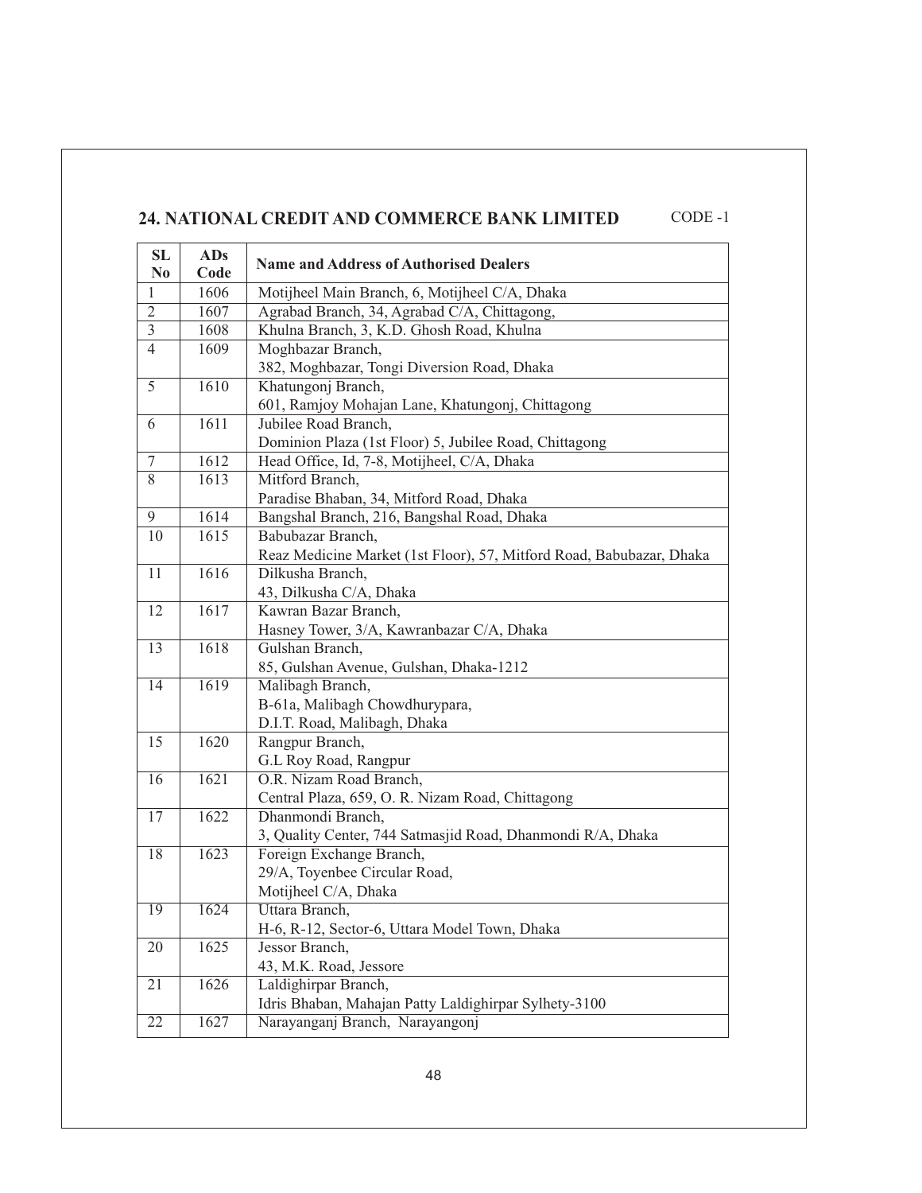## 24. NATIONAL CREDIT AND COMMERCE BANK LIMITED

CODE -1

| SL No | ADs Code | Name and Address of Authorised Dealers |
|---|---|---|
| 1 | 1606 | Motijheel Main Branch, 6, Motijheel C/A, Dhaka |
| 2 | 1607 | Agrabad Branch, 34, Agrabad C/A, Chittagong, |
| 3 | 1608 | Khulna Branch, 3, K.D. Ghosh Road, Khulna |
| 4 | 1609 | Moghbazar Branch, 382, Moghbazar, Tongi Diversion Road, Dhaka |
| 5 | 1610 | Khatungonj Branch, 601, Ramjoy Mohajan Lane, Khatungonj, Chittagong |
| 6 | 1611 | Jubilee Road Branch, Dominion Plaza (1st Floor) 5, Jubilee Road, Chittagong |
| 7 | 1612 | Head Office, Id, 7-8, Motijheel, C/A, Dhaka |
| 8 | 1613 | Mitford Branch, Paradise Bhaban, 34, Mitford Road, Dhaka |
| 9 | 1614 | Bangshal Branch, 216, Bangshal Road, Dhaka |
| 10 | 1615 | Babubazar Branch, Reaz Medicine Market (1st Floor), 57, Mitford Road, Babubazar, Dhaka |
| 11 | 1616 | Dilkusha Branch, 43, Dilkusha C/A, Dhaka |
| 12 | 1617 | Kawran Bazar Branch, Hasney Tower, 3/A, Kawranbazar C/A, Dhaka |
| 13 | 1618 | Gulshan Branch, 85, Gulshan Avenue, Gulshan, Dhaka-1212 |
| 14 | 1619 | Malibagh Branch, B-61a, Malibagh Chowdhurypara, D.I.T. Road, Malibagh, Dhaka |
| 15 | 1620 | Rangpur Branch, G.L Roy Road, Rangpur |
| 16 | 1621 | O.R. Nizam Road Branch, Central Plaza, 659, O. R. Nizam Road, Chittagong |
| 17 | 1622 | Dhanmondi Branch, 3, Quality Center, 744 Satmasjid Road, Dhanmondi R/A, Dhaka |
| 18 | 1623 | Foreign Exchange Branch, 29/A, Toyenbee Circular Road, Motijheel C/A, Dhaka |
| 19 | 1624 | Uttara Branch, H-6, R-12, Sector-6, Uttara Model Town, Dhaka |
| 20 | 1625 | Jessor Branch, 43, M.K. Road, Jessore |
| 21 | 1626 | Laldighirpar Branch, Idris Bhaban, Mahajan Patty Laldighirpar Sylhety-3100 |
| 22 | 1627 | Narayanganj Branch, Narayangonj |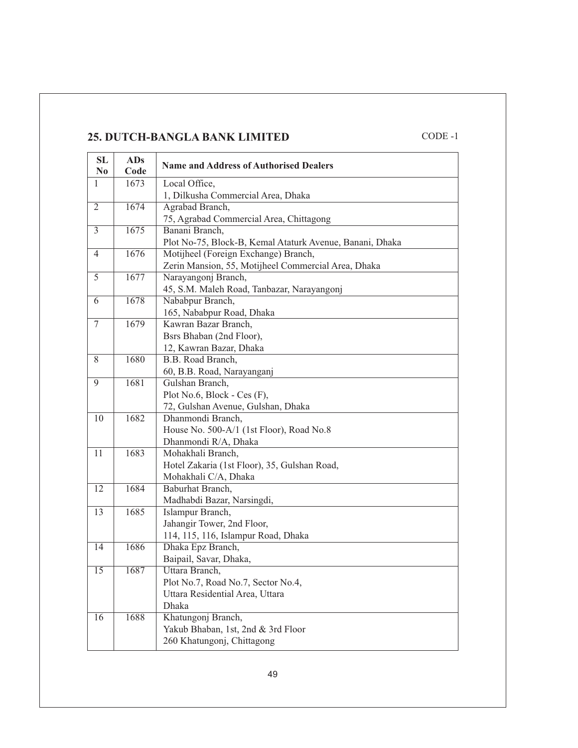## 25. DUTCH-BANGLA BANK LIMITED

CODE -1

| SL No | ADs Code | Name and Address of Authorised Dealers |
|---|---|---|
| 1 | 1673 | Local Office,<br>1, Dilkusha Commercial Area, Dhaka |
| 2 | 1674 | Agrabad Branch,<br>75, Agrabad Commercial Area, Chittagong |
| 3 | 1675 | Banani Branch,<br>Plot No-75, Block-B, Kemal Ataturk Avenue, Banani, Dhaka |
| 4 | 1676 | Motijheel (Foreign Exchange) Branch,<br>Zerin Mansion, 55, Motijheel Commercial Area, Dhaka |
| 5 | 1677 | Narayangonj Branch,<br>45, S.M. Maleh Road, Tanbazar, Narayangonj |
| 6 | 1678 | Nababpur Branch,<br>165, Nababpur Road, Dhaka |
| 7 | 1679 | Kawran Bazar Branch,<br>Bsrs Bhaban (2nd Floor),<br>12, Kawran Bazar, Dhaka |
| 8 | 1680 | B.B. Road Branch,<br>60, B.B. Road, Narayanganj |
| 9 | 1681 | Gulshan Branch,<br>Plot No.6, Block - Ces (F),<br>72, Gulshan Avenue, Gulshan, Dhaka |
| 10 | 1682 | Dhanmondi Branch,<br>House No. 500-A/1 (1st Floor), Road No.8<br>Dhanmondi R/A, Dhaka |
| 11 | 1683 | Mohakhali Branch,<br>Hotel Zakaria (1st Floor), 35, Gulshan Road,<br>Mohakhali C/A, Dhaka |
| 12 | 1684 | Baburhat Branch,<br>Madhabdi Bazar, Narsingdi, |
| 13 | 1685 | Islampur Branch,<br>Jahangir Tower, 2nd Floor,<br>114, 115, 116, Islampur Road, Dhaka |
| 14 | 1686 | Dhaka Epz Branch,<br>Baipail, Savar, Dhaka, |
| 15 | 1687 | Uttara Branch,<br>Plot No.7, Road No.7, Sector No.4,<br>Uttara Residential Area, Uttara<br>Dhaka |
| 16 | 1688 | Khatungonj Branch,<br>Yakub Bhaban, 1st, 2nd & 3rd Floor<br>260 Khatungonj, Chittagong |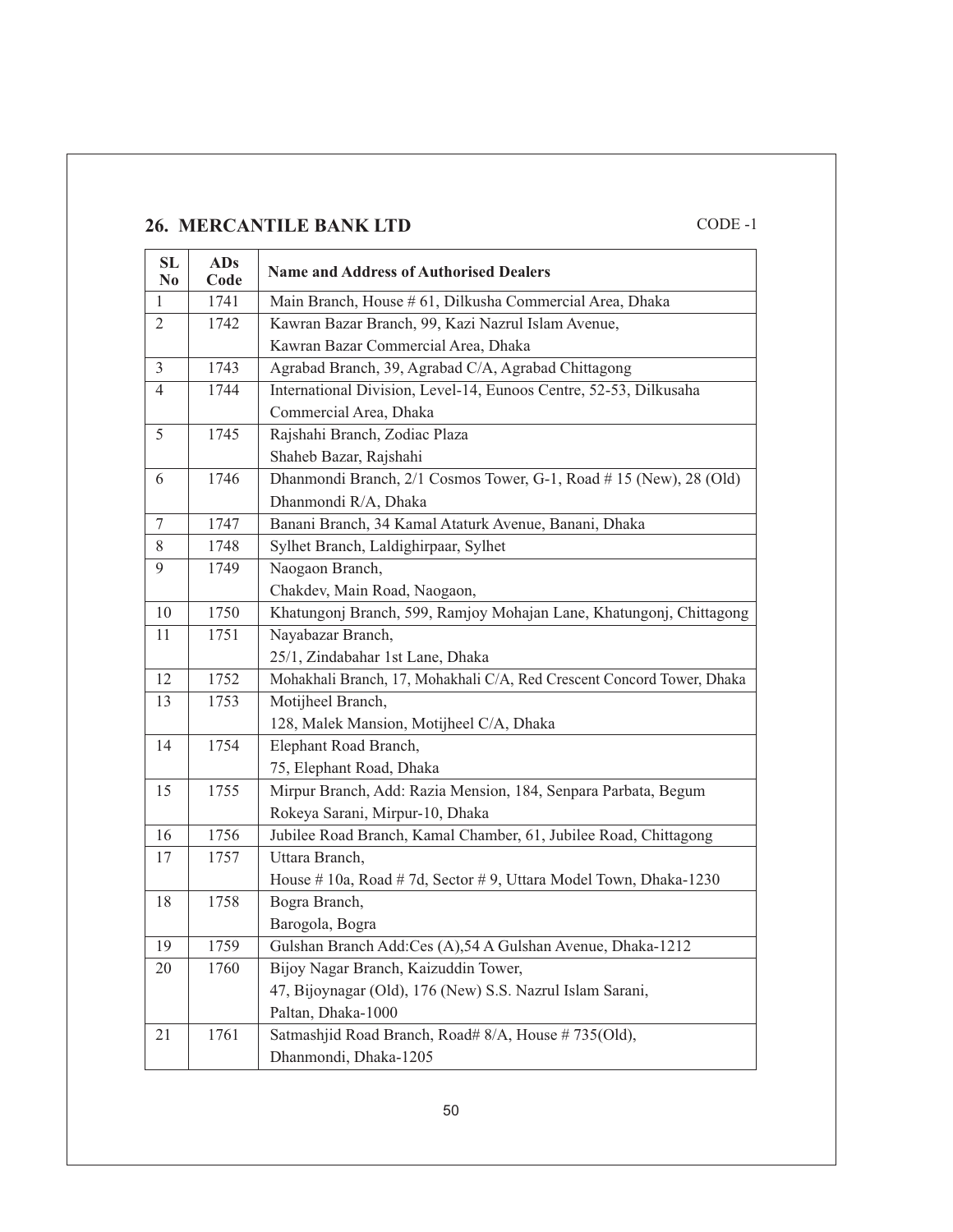## 26. MERCANTILE BANK LTD

CODE -1

| SL No | ADs Code | Name and Address of Authorised Dealers |
|---|---|---|
| 1 | 1741 | Main Branch, House # 61, Dilkusha Commercial Area, Dhaka |
| 2 | 1742 | Kawran Bazar Branch, 99, Kazi Nazrul Islam Avenue, Kawran Bazar Commercial Area, Dhaka |
| 3 | 1743 | Agrabad Branch, 39, Agrabad C/A, Agrabad Chittagong |
| 4 | 1744 | International Division, Level-14, Eunoos Centre, 52-53, Dilkusaha Commercial Area, Dhaka |
| 5 | 1745 | Rajshahi Branch, Zodiac Plaza Shaheb Bazar, Rajshahi |
| 6 | 1746 | Dhanmondi Branch, 2/1 Cosmos Tower, G-1, Road # 15 (New), 28 (Old) Dhanmondi R/A, Dhaka |
| 7 | 1747 | Banani Branch, 34 Kamal Ataturk Avenue, Banani, Dhaka |
| 8 | 1748 | Sylhet Branch, Laldighirpaar, Sylhet |
| 9 | 1749 | Naogaon Branch, Chakdev, Main Road, Naogaon, |
| 10 | 1750 | Khatungonj Branch, 599, Ramjoy Mohajan Lane, Khatungonj, Chittagong |
| 11 | 1751 | Nayabazar Branch, 25/1, Zindabahar 1st Lane, Dhaka |
| 12 | 1752 | Mohakhali Branch, 17, Mohakhali C/A, Red Crescent Concord Tower, Dhaka |
| 13 | 1753 | Motijheel Branch, 128, Malek Mansion, Motijheel C/A, Dhaka |
| 14 | 1754 | Elephant Road Branch, 75, Elephant Road, Dhaka |
| 15 | 1755 | Mirpur Branch, Add: Razia Mension, 184, Senpara Parbata, Begum Rokeya Sarani, Mirpur-10, Dhaka |
| 16 | 1756 | Jubilee Road Branch, Kamal Chamber, 61, Jubilee Road, Chittagong |
| 17 | 1757 | Uttara Branch, House # 10a, Road # 7d, Sector # 9, Uttara Model Town, Dhaka-1230 |
| 18 | 1758 | Bogra Branch, Barogola, Bogra |
| 19 | 1759 | Gulshan Branch Add:Ces (A),54 A Gulshan Avenue, Dhaka-1212 |
| 20 | 1760 | Bijoy Nagar Branch, Kaizuddin Tower, 47, Bijoynagar (Old), 176 (New) S.S. Nazrul Islam Sarani, Paltan, Dhaka-1000 |
| 21 | 1761 | Satmashjid Road Branch, Road# 8/A, House # 735(Old), Dhanmondi, Dhaka-1205 |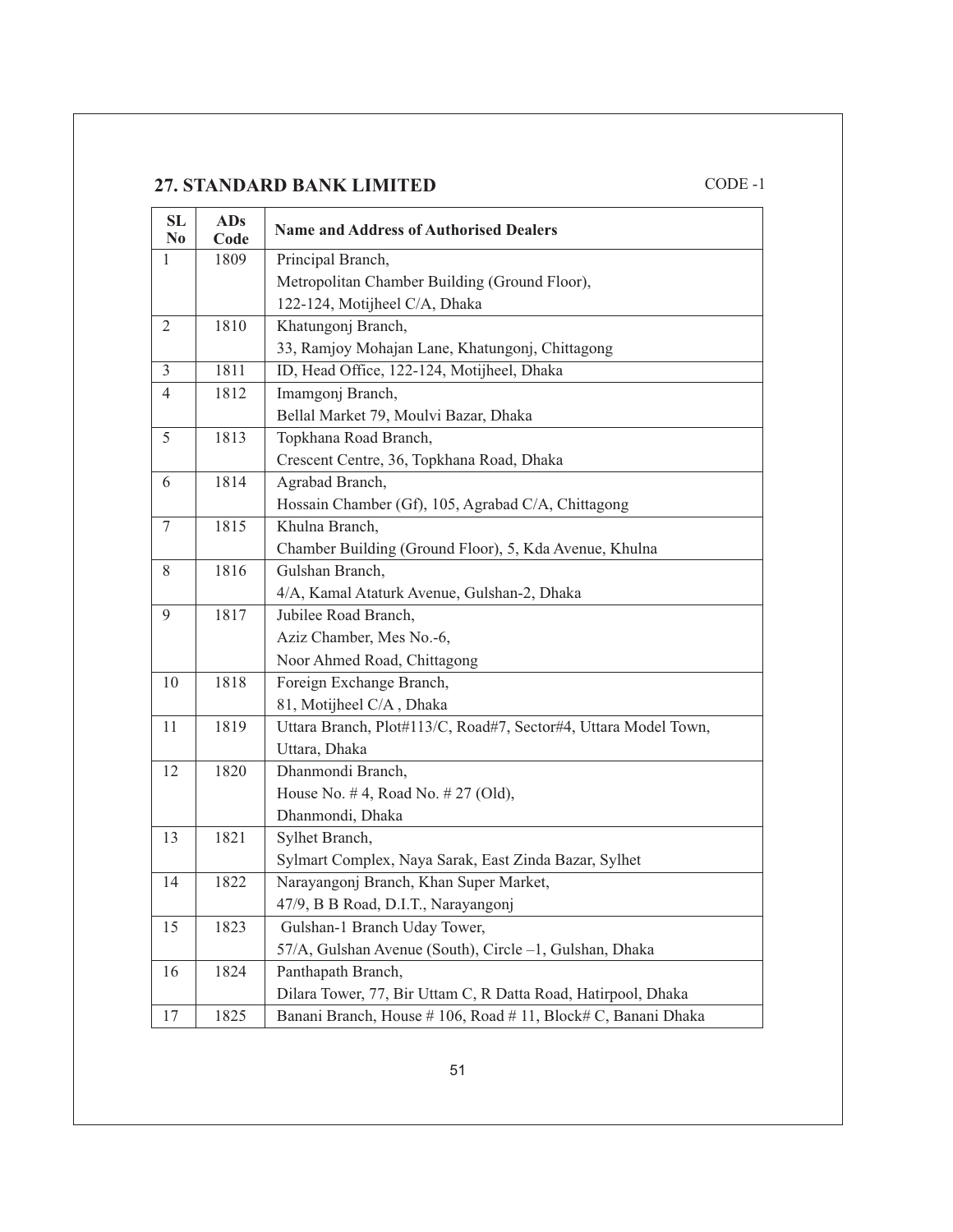## 27. STANDARD BANK LIMITED

CODE -1

| SL No | ADs Code | Name and Address of Authorised Dealers |
|---|---|---|
| 1 | 1809 | Principal Branch, Metropolitan Chamber Building (Ground Floor), 122-124, Motijheel C/A, Dhaka |
| 2 | 1810 | Khatungonj Branch, 33, Ramjoy Mohajan Lane, Khatungonj, Chittagong |
| 3 | 1811 | ID, Head Office, 122-124, Motijheel, Dhaka |
| 4 | 1812 | Imamgonj Branch, Bellal Market 79, Moulvi Bazar, Dhaka |
| 5 | 1813 | Topkhana Road Branch, Crescent Centre, 36, Topkhana Road, Dhaka |
| 6 | 1814 | Agrabad Branch, Hossain Chamber (Gf), 105, Agrabad C/A, Chittagong |
| 7 | 1815 | Khulna Branch, Chamber Building (Ground Floor), 5, Kda Avenue, Khulna |
| 8 | 1816 | Gulshan Branch, 4/A, Kamal Ataturk Avenue, Gulshan-2, Dhaka |
| 9 | 1817 | Jubilee Road Branch, Aziz Chamber, Mes No.-6, Noor Ahmed Road, Chittagong |
| 10 | 1818 | Foreign Exchange Branch, 81, Motijheel C/A , Dhaka |
| 11 | 1819 | Uttara Branch, Plot#113/C, Road#7, Sector#4, Uttara Model Town, Uttara, Dhaka |
| 12 | 1820 | Dhanmondi Branch, House No. # 4, Road No. # 27 (Old), Dhanmondi, Dhaka |
| 13 | 1821 | Sylhet Branch, Sylmart Complex, Naya Sarak, East Zinda Bazar, Sylhet |
| 14 | 1822 | Narayangonj Branch, Khan Super Market, 47/9, B B Road, D.I.T., Narayangonj |
| 15 | 1823 | Gulshan-1 Branch Uday Tower, 57/A, Gulshan Avenue (South), Circle –1, Gulshan, Dhaka |
| 16 | 1824 | Panthapath Branch, Dilara Tower, 77, Bir Uttam C, R Datta Road, Hatirpool, Dhaka |
| 17 | 1825 | Banani Branch, House # 106, Road # 11, Block# C, Banani Dhaka |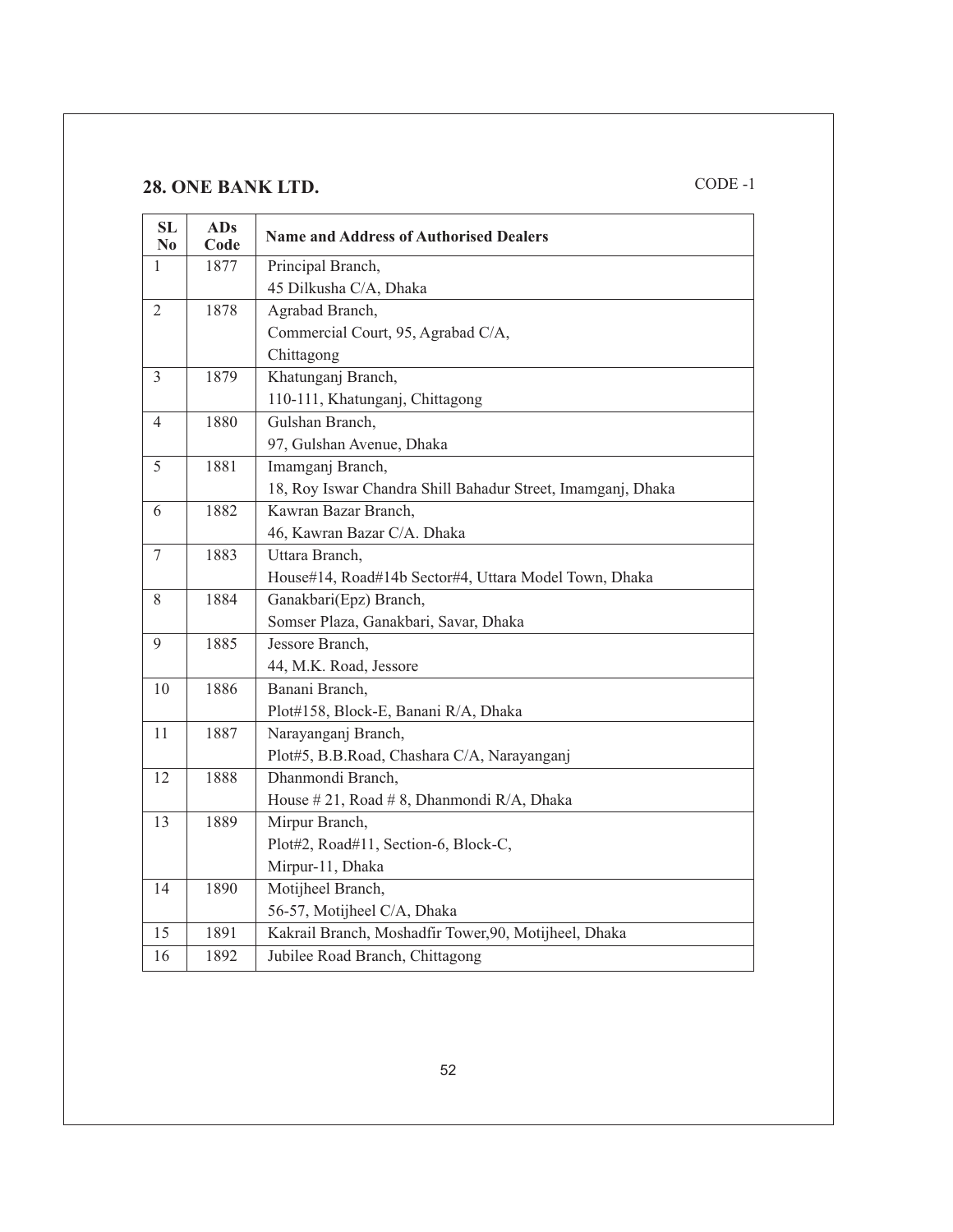## 28. ONE BANK LTD.

CODE -1

| SL No | ADs Code | Name and Address of Authorised Dealers |
|---|---|---|
| 1 | 1877 | Principal Branch, 45 Dilkusha C/A, Dhaka |
| 2 | 1878 | Agrabad Branch, Commercial Court, 95, Agrabad C/A, Chittagong |
| 3 | 1879 | Khatunganj Branch, 110-111, Khatunganj, Chittagong |
| 4 | 1880 | Gulshan Branch, 97, Gulshan Avenue, Dhaka |
| 5 | 1881 | Imamganj Branch, 18, Roy Iswar Chandra Shill Bahadur Street, Imamganj, Dhaka |
| 6 | 1882 | Kawran Bazar Branch, 46, Kawran Bazar C/A. Dhaka |
| 7 | 1883 | Uttara Branch, House#14, Road#14b Sector#4, Uttara Model Town, Dhaka |
| 8 | 1884 | Ganakbari(Epz) Branch, Somser Plaza, Ganakbari, Savar, Dhaka |
| 9 | 1885 | Jessore Branch, 44, M.K. Road, Jessore |
| 10 | 1886 | Banani Branch, Plot#158, Block-E, Banani R/A, Dhaka |
| 11 | 1887 | Narayanganj Branch, Plot#5, B.B.Road, Chashara C/A, Narayanganj |
| 12 | 1888 | Dhanmondi Branch, House # 21, Road # 8, Dhanmondi R/A, Dhaka |
| 13 | 1889 | Mirpur Branch, Plot#2, Road#11, Section-6, Block-C, Mirpur-11, Dhaka |
| 14 | 1890 | Motijheel Branch, 56-57, Motijheel C/A, Dhaka |
| 15 | 1891 | Kakrail Branch, Moshadfir Tower,90, Motijheel, Dhaka |
| 16 | 1892 | Jubilee Road Branch, Chittagong |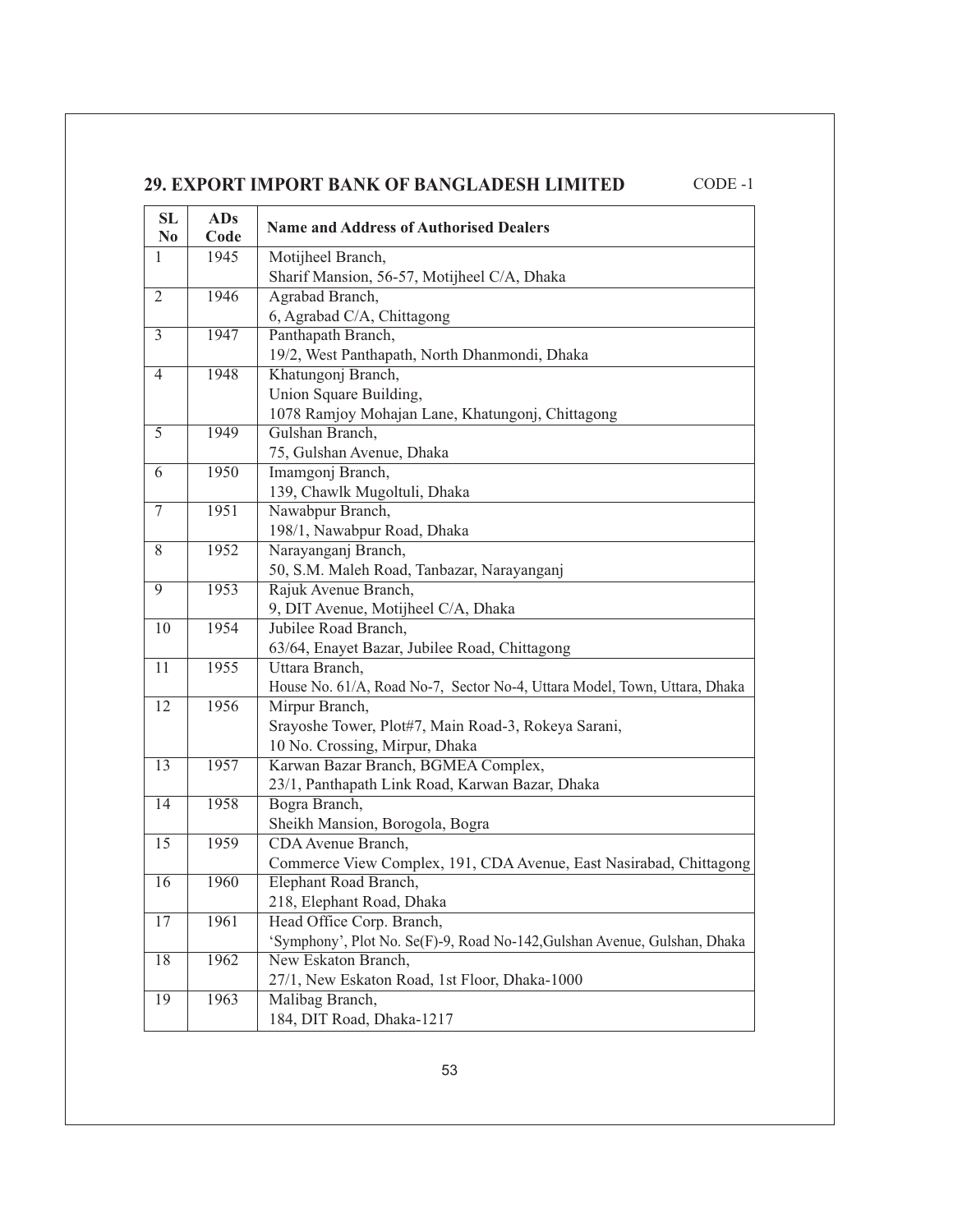## 29. EXPORT IMPORT BANK OF BANGLADESH LIMITED

CODE -1

| SL No | ADs Code | Name and Address of Authorised Dealers |
|---|---|---|
| 1 | 1945 | Motijheel Branch,<br>Sharif Mansion, 56-57, Motijheel C/A, Dhaka |
| 2 | 1946 | Agrabad Branch,<br>6, Agrabad C/A, Chittagong |
| 3 | 1947 | Panthapath Branch,<br>19/2, West Panthapath, North Dhanmondi, Dhaka |
| 4 | 1948 | Khatungonj Branch,<br>Union Square Building,<br>1078 Ramjoy Mohajan Lane, Khatungonj, Chittagong |
| 5 | 1949 | Gulshan Branch,<br>75, Gulshan Avenue, Dhaka |
| 6 | 1950 | Imamgonj Branch,<br>139, Chawlk Mugoltuli, Dhaka |
| 7 | 1951 | Nawabpur Branch,<br>198/1, Nawabpur Road, Dhaka |
| 8 | 1952 | Narayanganj Branch,<br>50, S.M. Maleh Road, Tanbazar, Narayanganj |
| 9 | 1953 | Rajuk Avenue Branch,<br>9, DIT Avenue, Motijheel C/A, Dhaka |
| 10 | 1954 | Jubilee Road Branch,<br>63/64, Enayet Bazar, Jubilee Road, Chittagong |
| 11 | 1955 | Uttara Branch,<br>House No. 61/A, Road No-7, Sector No-4, Uttara Model, Town, Uttara, Dhaka |
| 12 | 1956 | Mirpur Branch,<br>Srayoshe Tower, Plot#7, Main Road-3, Rokeya Sarani,<br>10 No. Crossing, Mirpur, Dhaka |
| 13 | 1957 | Karwan Bazar Branch, BGMEA Complex,<br>23/1, Panthapath Link Road, Karwan Bazar, Dhaka |
| 14 | 1958 | Bogra Branch,<br>Sheikh Mansion, Borogola, Bogra |
| 15 | 1959 | CDA Avenue Branch,<br>Commerce View Complex, 191, CDA Avenue, East Nasirabad, Chittagong |
| 16 | 1960 | Elephant Road Branch,<br>218, Elephant Road, Dhaka |
| 17 | 1961 | Head Office Corp. Branch,<br>'Symphony', Plot No. Se(F)-9, Road No-142,Gulshan Avenue, Gulshan, Dhaka |
| 18 | 1962 | New Eskaton Branch,<br>27/1, New Eskaton Road, 1st Floor, Dhaka-1000 |
| 19 | 1963 | Malibag Branch,<br>184, DIT Road, Dhaka-1217 |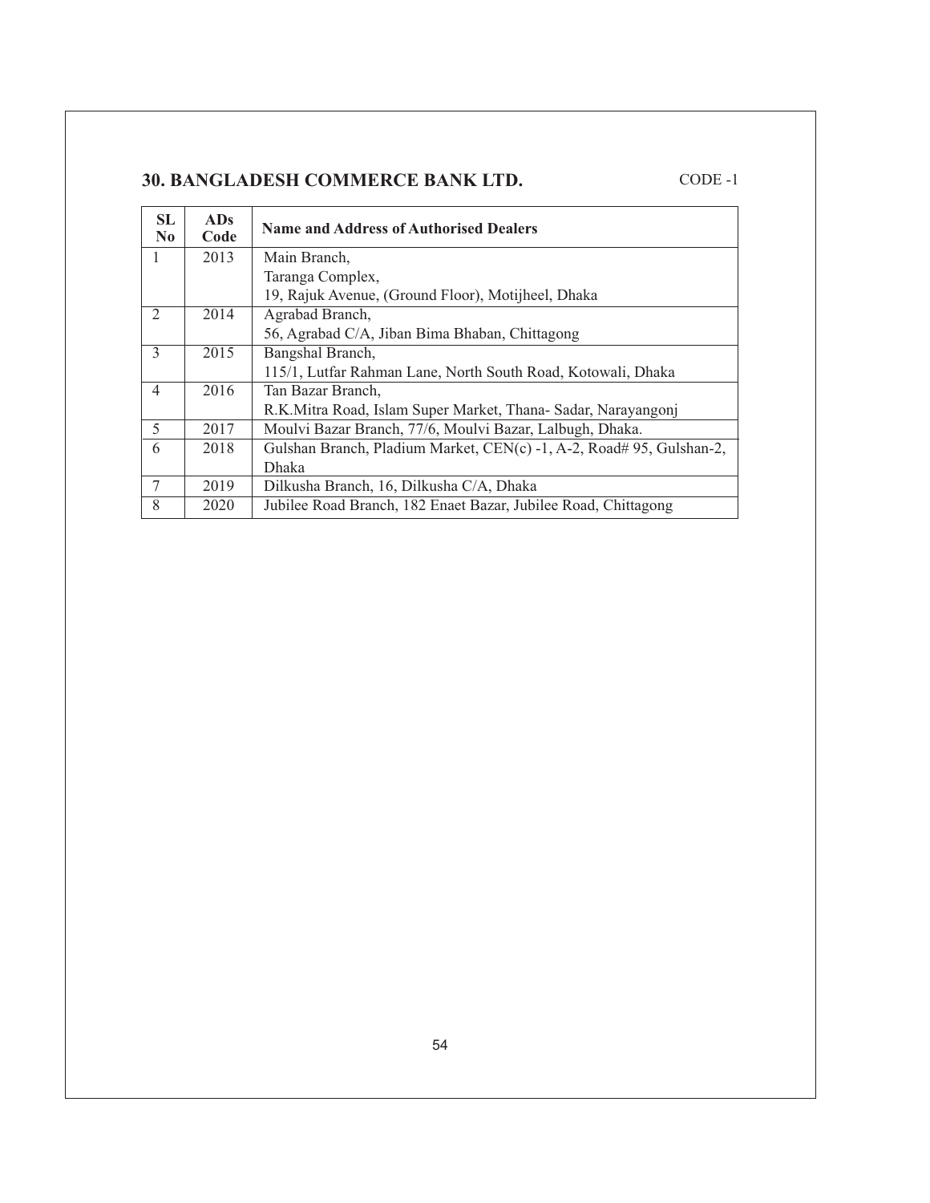## 30. BANGLADESH COMMERCE BANK LTD.

CODE -1

| SL No | ADs Code | Name and Address of Authorised Dealers |
|---|---|---|
| 1 | 2013 | Main Branch,<br>Taranga Complex,<br>19, Rajuk Avenue, (Ground Floor), Motijheel, Dhaka |
| 2 | 2014 | Agrabad Branch,<br>56, Agrabad C/A, Jiban Bima Bhaban, Chittagong |
| 3 | 2015 | Bangshal Branch,<br>115/1, Lutfar Rahman Lane, North South Road, Kotowali, Dhaka |
| 4 | 2016 | Tan Bazar Branch,<br>R.K.Mitra Road, Islam Super Market, Thana- Sadar, Narayangonj |
| 5 | 2017 | Moulvi Bazar Branch, 77/6, Moulvi Bazar, Lalbugh, Dhaka. |
| 6 | 2018 | Gulshan Branch, Pladium Market, CEN(c) -1, A-2, Road# 95, Gulshan-2, Dhaka |
| 7 | 2019 | Dilkusha Branch, 16, Dilkusha C/A, Dhaka |
| 8 | 2020 | Jubilee Road Branch, 182 Enaet Bazar, Jubilee Road, Chittagong |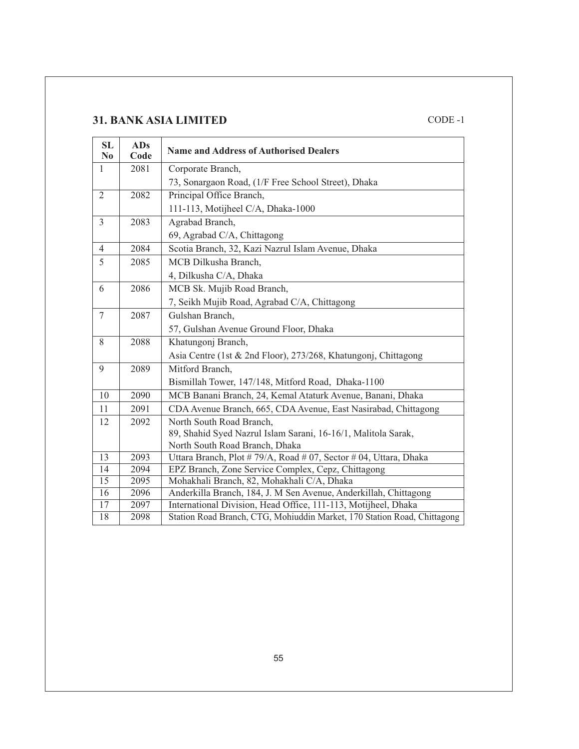## 31. BANK ASIA LIMITED

CODE -1

| SL No | ADs Code | Name and Address of Authorised Dealers |
|---|---|---|
| 1 | 2081 | Corporate Branch, 73, Sonargaon Road, (1/F Free School Street), Dhaka |
| 2 | 2082 | Principal Office Branch, 111-113, Motijheel C/A, Dhaka-1000 |
| 3 | 2083 | Agrabad Branch, 69, Agrabad C/A, Chittagong |
| 4 | 2084 | Scotia Branch, 32, Kazi Nazrul Islam Avenue, Dhaka |
| 5 | 2085 | MCB Dilkusha Branch, 4, Dilkusha C/A, Dhaka |
| 6 | 2086 | MCB Sk. Mujib Road Branch, 7, Seikh Mujib Road, Agrabad C/A, Chittagong |
| 7 | 2087 | Gulshan Branch, 57, Gulshan Avenue Ground Floor, Dhaka |
| 8 | 2088 | Khatungonj Branch, Asia Centre (1st & 2nd Floor), 273/268, Khatungonj, Chittagong |
| 9 | 2089 | Mitford Branch, Bismillah Tower, 147/148, Mitford Road, Dhaka-1100 |
| 10 | 2090 | MCB Banani Branch, 24, Kemal Ataturk Avenue, Banani, Dhaka |
| 11 | 2091 | CDA Avenue Branch, 665, CDA Avenue, East Nasirabad, Chittagong |
| 12 | 2092 | North South Road Branch, 89, Shahid Syed Nazrul Islam Sarani, 16-16/1, Malitola Sarak, North South Road Branch, Dhaka |
| 13 | 2093 | Uttara Branch, Plot # 79/A, Road # 07, Sector # 04, Uttara, Dhaka |
| 14 | 2094 | EPZ Branch, Zone Service Complex, Cepz, Chittagong |
| 15 | 2095 | Mohakhali Branch, 82, Mohakhali C/A, Dhaka |
| 16 | 2096 | Anderkilla Branch, 184, J. M Sen Avenue, Anderkillah, Chittagong |
| 17 | 2097 | International Division, Head Office, 111-113, Motijheel, Dhaka |
| 18 | 2098 | Station Road Branch, CTG, Mohiuddin Market, 170 Station Road, Chittagong |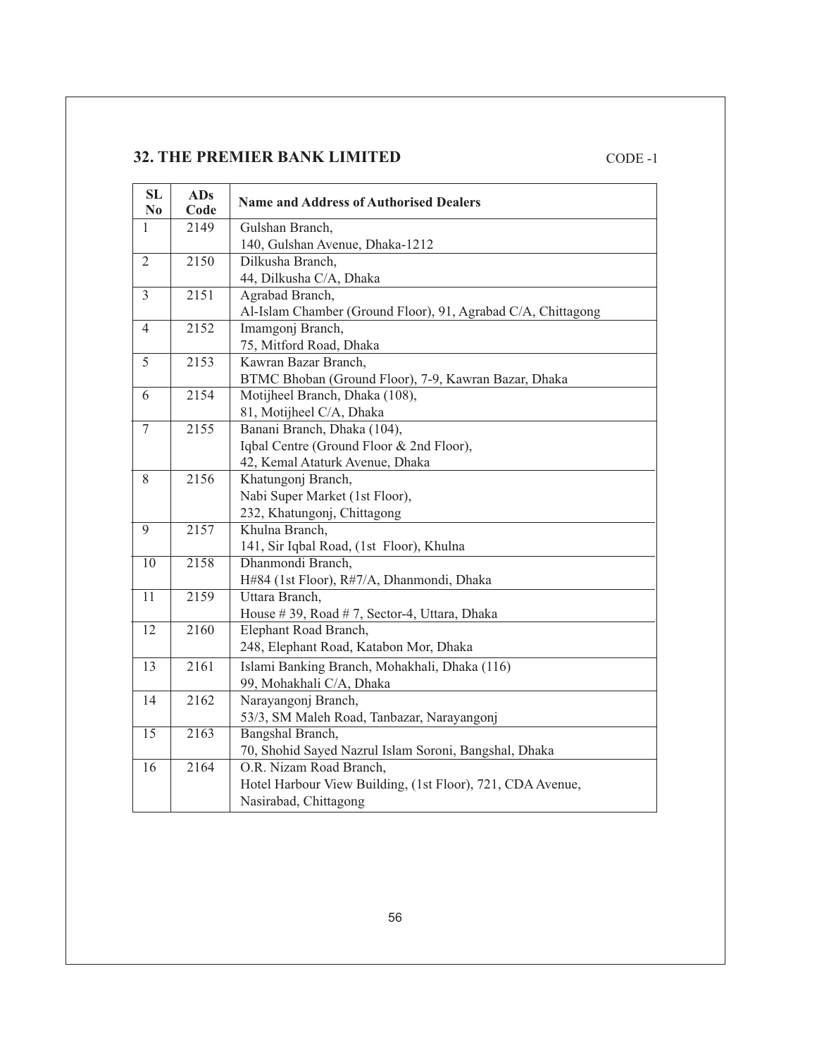## 32. THE PREMIER BANK LIMITED

CODE -1

| SL No | ADs Code | Name and Address of Authorised Dealers |
|---|---|---|
| 1 | 2149 | Gulshan Branch, 140, Gulshan Avenue, Dhaka-1212 |
| 2 | 2150 | Dilkusha Branch, 44, Dilkusha C/A, Dhaka |
| 3 | 2151 | Agrabad Branch, Al-Islam Chamber (Ground Floor), 91, Agrabad C/A, Chittagong |
| 4 | 2152 | Imamgonj Branch, 75, Mitford Road, Dhaka |
| 5 | 2153 | Kawran Bazar Branch, BTMC Bhoban (Ground Floor), 7-9, Kawran Bazar, Dhaka |
| 6 | 2154 | Motijheel Branch, Dhaka (108), 81, Motijheel C/A, Dhaka |
| 7 | 2155 | Banani Branch, Dhaka (104), Iqbal Centre (Ground Floor & 2nd Floor), 42, Kemal Ataturk Avenue, Dhaka |
| 8 | 2156 | Khatungonj Branch, Nabi Super Market (1st Floor), 232, Khatungonj, Chittagong |
| 9 | 2157 | Khulna Branch, 141, Sir Iqbal Road, (1st Floor), Khulna |
| 10 | 2158 | Dhanmondi Branch, H#84 (1st Floor), R#7/A, Dhanmondi, Dhaka |
| 11 | 2159 | Uttara Branch, House # 39, Road # 7, Sector-4, Uttara, Dhaka |
| 12 | 2160 | Elephant Road Branch, 248, Elephant Road, Katabon Mor, Dhaka |
| 13 | 2161 | Islami Banking Branch, Mohakhali, Dhaka (116) 99, Mohakhali C/A, Dhaka |
| 14 | 2162 | Narayangonj Branch, 53/3, SM Maleh Road, Tanbazar, Narayangonj |
| 15 | 2163 | Bangshal Branch, 70, Shohid Sayed Nazrul Islam Soroni, Bangshal, Dhaka |
| 16 | 2164 | O.R. Nizam Road Branch, Hotel Harbour View Building, (1st Floor), 721, CDA Avenue, Nasirabad, Chittagong |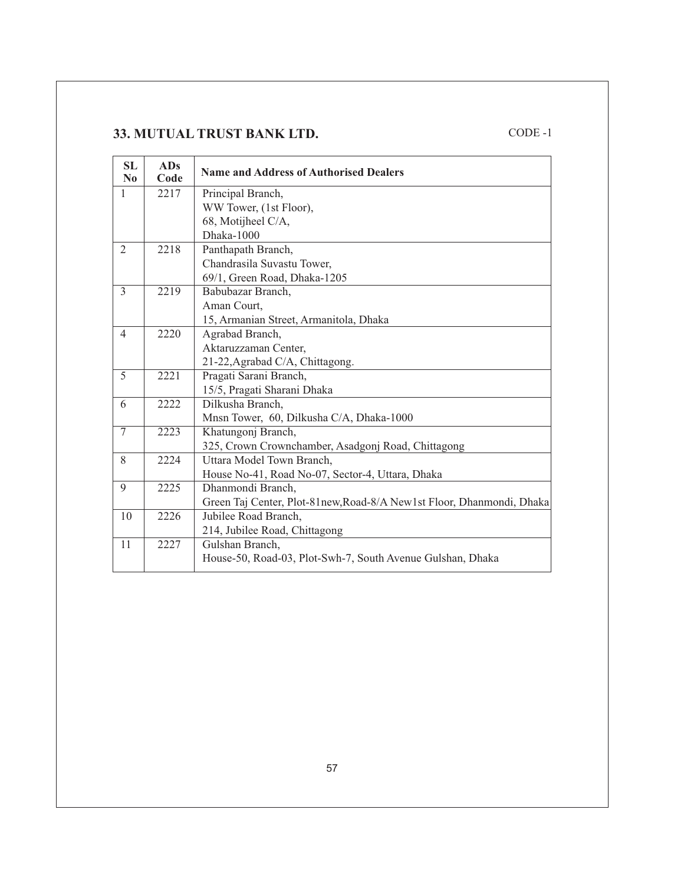## 33. MUTUAL TRUST BANK LTD.

CODE -1

| SL No | ADs Code | Name and Address of Authorised Dealers |
|---|---|---|
| 1 | 2217 | Principal Branch,<br>WW Tower, (1st Floor),<br>68, Motijheel C/A,<br>Dhaka-1000 |
| 2 | 2218 | Panthapath Branch,<br>Chandrasila Suvastu Tower,<br>69/1, Green Road, Dhaka-1205 |
| 3 | 2219 | Babubazar Branch,<br>Aman Court,<br>15, Armanian Street, Armanitola, Dhaka |
| 4 | 2220 | Agrabad Branch,<br>Aktaruzzaman Center,<br>21-22,Agrabad C/A, Chittagong. |
| 5 | 2221 | Pragati Sarani Branch,<br>15/5, Pragati Sharani Dhaka |
| 6 | 2222 | Dilkusha Branch,<br>Mnsn Tower, 60, Dilkusha C/A, Dhaka-1000 |
| 7 | 2223 | Khatungonj Branch,<br>325, Crown Crownchamber, Asadgonj Road, Chittagong |
| 8 | 2224 | Uttara Model Town Branch,<br>House No-41, Road No-07, Sector-4, Uttara, Dhaka |
| 9 | 2225 | Dhanmondi Branch,<br>Green Taj Center, Plot-81new,Road-8/A New1st Floor, Dhanmondi, Dhaka |
| 10 | 2226 | Jubilee Road Branch,<br>214, Jubilee Road, Chittagong |
| 11 | 2227 | Gulshan Branch,<br>House-50, Road-03, Plot-Swh-7, South Avenue Gulshan, Dhaka |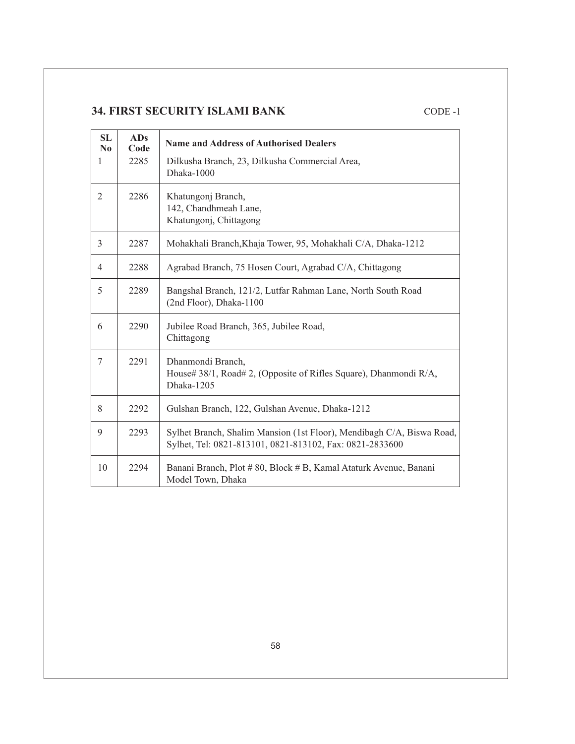## 34. FIRST SECURITY ISLAMI BANK

CODE -1

| SL No | ADs Code | Name and Address of Authorised Dealers |
|---|---|---|
| 1 | 2285 | Dilkusha Branch, 23, Dilkusha Commercial Area, Dhaka-1000 |
| 2 | 2286 | Khatungonj Branch, 142, Chandhmeah Lane, Khatungonj, Chittagong |
| 3 | 2287 | Mohakhali Branch,Khaja Tower, 95, Mohakhali C/A, Dhaka-1212 |
| 4 | 2288 | Agrabad Branch, 75 Hosen Court, Agrabad C/A, Chittagong |
| 5 | 2289 | Bangshal Branch, 121/2, Lutfar Rahman Lane, North South Road (2nd Floor), Dhaka-1100 |
| 6 | 2290 | Jubilee Road Branch, 365, Jubilee Road, Chittagong |
| 7 | 2291 | Dhanmondi Branch, House# 38/1, Road# 2, (Opposite of Rifles Square), Dhanmondi R/A, Dhaka-1205 |
| 8 | 2292 | Gulshan Branch, 122, Gulshan Avenue, Dhaka-1212 |
| 9 | 2293 | Sylhet Branch, Shalim Mansion (1st Floor), Mendibagh C/A, Biswa Road, Sylhet, Tel: 0821-813101, 0821-813102, Fax: 0821-2833600 |
| 10 | 2294 | Banani Branch, Plot # 80, Block # B, Kamal Ataturk Avenue, Banani Model Town, Dhaka |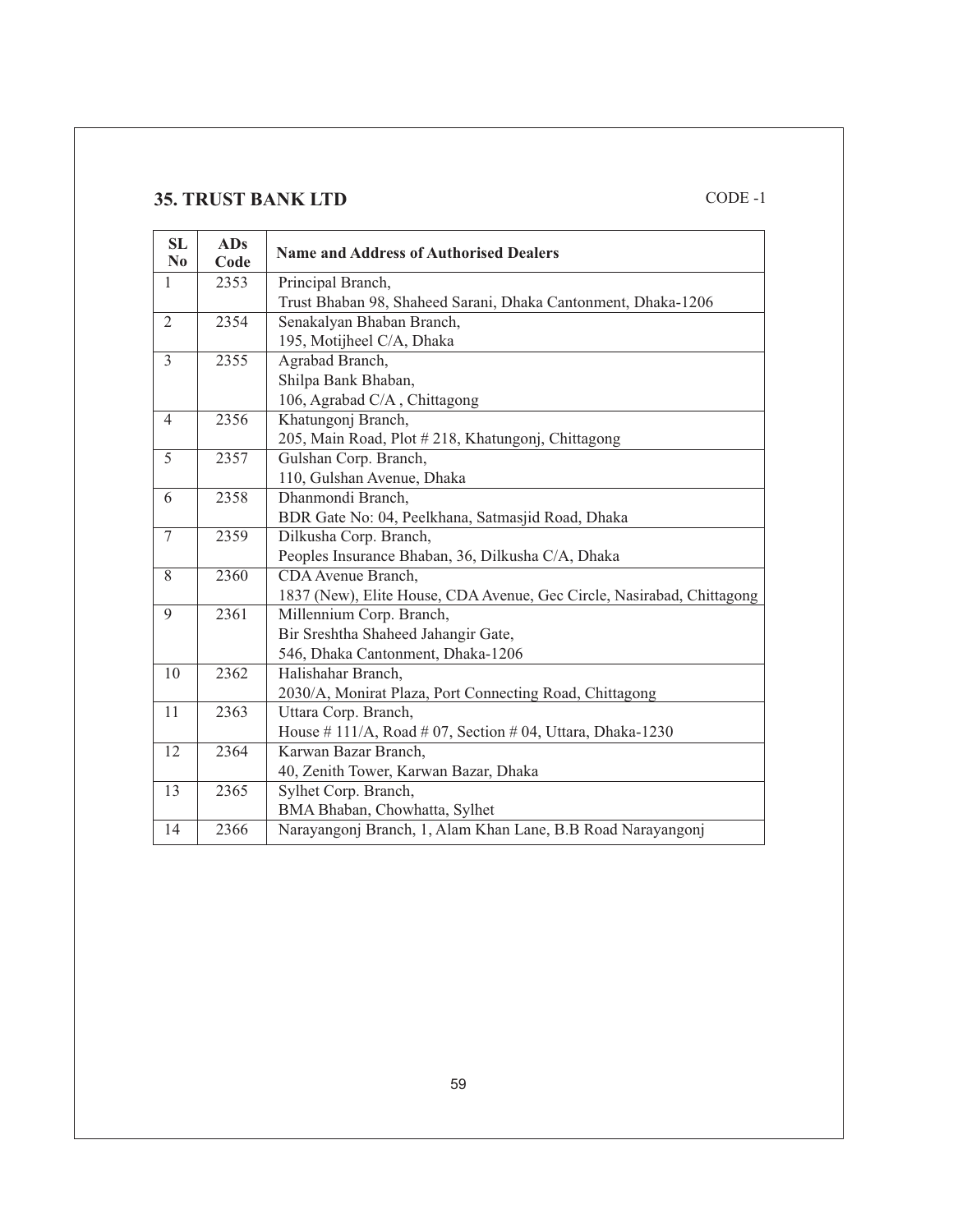## 35. TRUST BANK LTD

CODE -1

| SL No | ADs Code | Name and Address of Authorised Dealers |
|---|---|---|
| 1 | 2353 | Principal Branch, Trust Bhaban 98, Shaheed Sarani, Dhaka Cantonment, Dhaka-1206 |
| 2 | 2354 | Senakalyan Bhaban Branch, 195, Motijheel C/A, Dhaka |
| 3 | 2355 | Agrabad Branch, Shilpa Bank Bhaban, 106, Agrabad C/A , Chittagong |
| 4 | 2356 | Khatungonj Branch, 205, Main Road, Plot # 218, Khatungonj, Chittagong |
| 5 | 2357 | Gulshan Corp. Branch, 110, Gulshan Avenue, Dhaka |
| 6 | 2358 | Dhanmondi Branch, BDR Gate No: 04, Peelkhana, Satmasjid Road, Dhaka |
| 7 | 2359 | Dilkusha Corp. Branch, Peoples Insurance Bhaban, 36, Dilkusha C/A, Dhaka |
| 8 | 2360 | CDA Avenue Branch, 1837 (New), Elite House, CDA Avenue, Gec Circle, Nasirabad, Chittagong |
| 9 | 2361 | Millennium Corp. Branch, Bir Sreshtha Shaheed Jahangir Gate, 546, Dhaka Cantonment, Dhaka-1206 |
| 10 | 2362 | Halishahar Branch, 2030/A, Monirat Plaza, Port Connecting Road, Chittagong |
| 11 | 2363 | Uttara Corp. Branch, House # 111/A, Road # 07, Section # 04, Uttara, Dhaka-1230 |
| 12 | 2364 | Karwan Bazar Branch, 40, Zenith Tower, Karwan Bazar, Dhaka |
| 13 | 2365 | Sylhet Corp. Branch, BMA Bhaban, Chowhatta, Sylhet |
| 14 | 2366 | Narayangonj Branch, 1, Alam Khan Lane, B.B Road Narayangonj |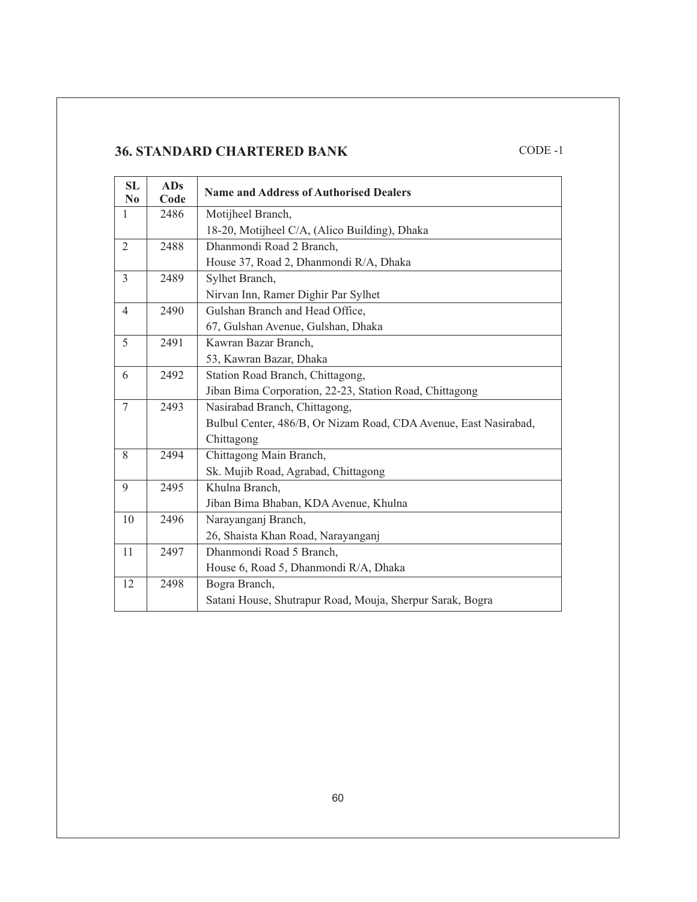## 36. STANDARD CHARTERED BANK

CODE -1

| SL No | ADs Code | Name and Address of Authorised Dealers |
|---|---|---|
| 1 | 2486 | Motijheel Branch, 18-20, Motijheel C/A, (Alico Building), Dhaka |
| 2 | 2488 | Dhanmondi Road 2 Branch, House 37, Road 2, Dhanmondi R/A, Dhaka |
| 3 | 2489 | Sylhet Branch, Nirvan Inn, Ramer Dighir Par Sylhet |
| 4 | 2490 | Gulshan Branch and Head Office, 67, Gulshan Avenue, Gulshan, Dhaka |
| 5 | 2491 | Kawran Bazar Branch, 53, Kawran Bazar, Dhaka |
| 6 | 2492 | Station Road Branch, Chittagong, Jiban Bima Corporation, 22-23, Station Road, Chittagong |
| 7 | 2493 | Nasirabad Branch, Chittagong, Bulbul Center, 486/B, Or Nizam Road, CDA Avenue, East Nasirabad, Chittagong |
| 8 | 2494 | Chittagong Main Branch, Sk. Mujib Road, Agrabad, Chittagong |
| 9 | 2495 | Khulna Branch, Jiban Bima Bhaban, KDA Avenue, Khulna |
| 10 | 2496 | Narayanganj Branch, 26, Shaista Khan Road, Narayanganj |
| 11 | 2497 | Dhanmondi Road 5 Branch, House 6, Road 5, Dhanmondi R/A, Dhaka |
| 12 | 2498 | Bogra Branch, Satani House, Shutrapur Road, Mouja, Sherpur Sarak, Bogra |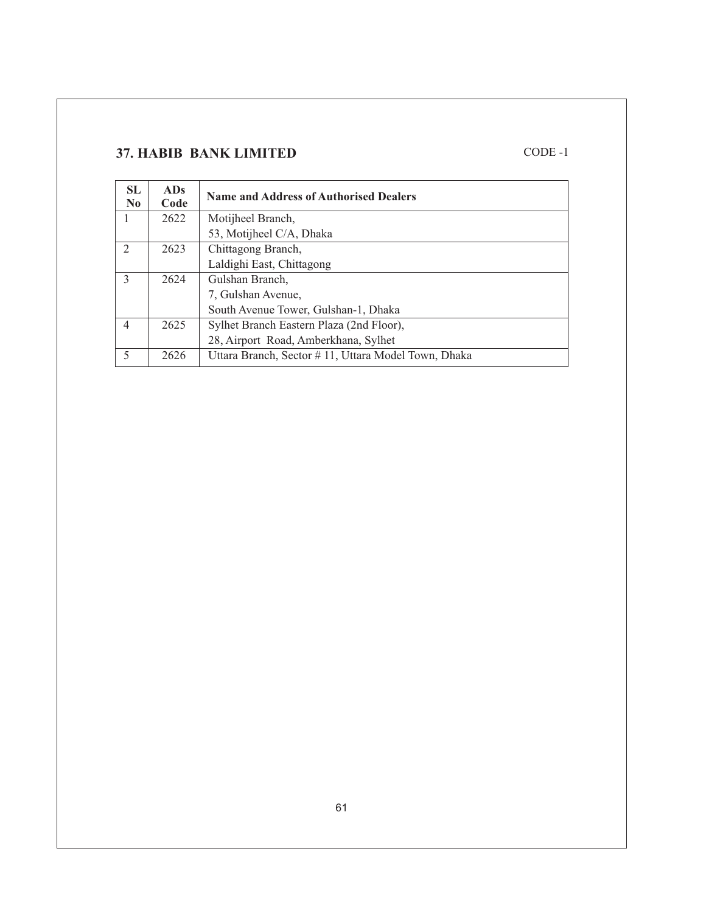## 37. HABIB BANK LIMITED

CODE -1

| SL No | ADs Code | Name and Address of Authorised Dealers |
|---|---|---|
| 1 | 2622 | Motijheel Branch, 53, Motijheel C/A, Dhaka |
| 2 | 2623 | Chittagong Branch, Laldighi East, Chittagong |
| 3 | 2624 | Gulshan Branch, 7, Gulshan Avenue, South Avenue Tower, Gulshan-1, Dhaka |
| 4 | 2625 | Sylhet Branch Eastern Plaza (2nd Floor), 28, Airport Road, Amberkhana, Sylhet |
| 5 | 2626 | Uttara Branch, Sector # 11, Uttara Model Town, Dhaka |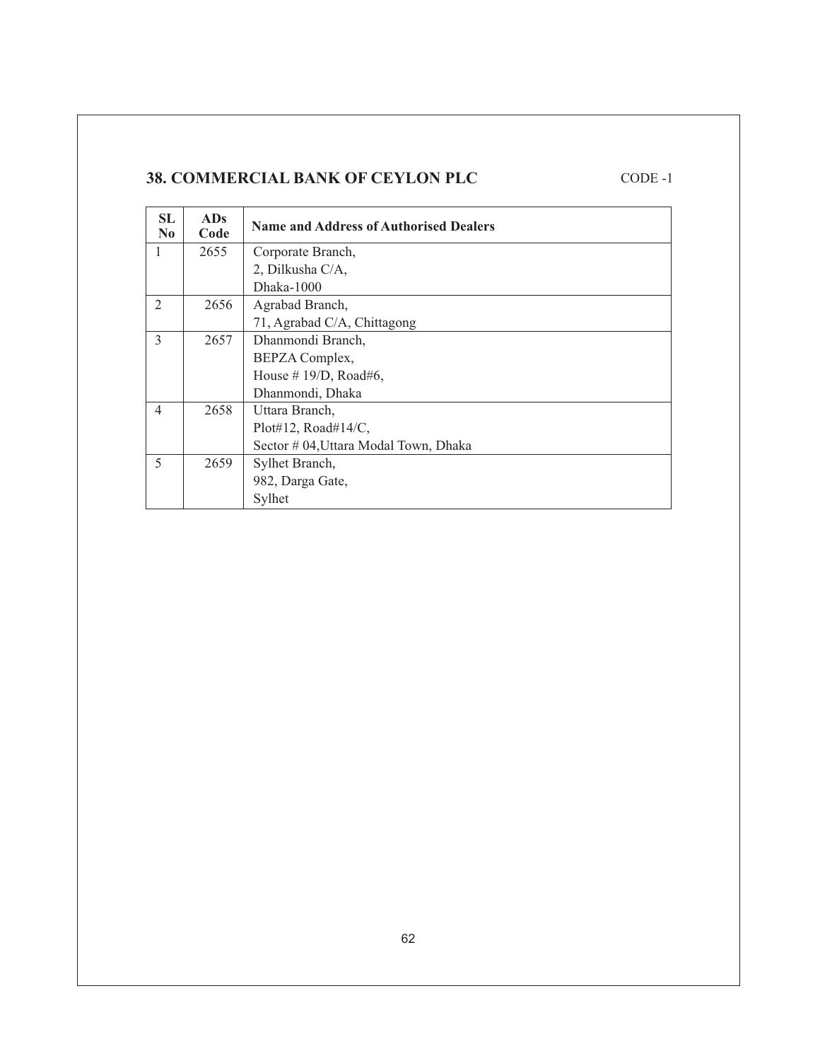## 38. COMMERCIAL BANK OF CEYLON PLC

CODE -1

| SL No | ADs Code | Name and Address of Authorised Dealers |
|---|---|---|
| 1 | 2655 | Corporate Branch,<br>2, Dilkusha C/A,<br>Dhaka-1000 |
| 2 | 2656 | Agrabad Branch,<br>71, Agrabad C/A, Chittagong |
| 3 | 2657 | Dhanmondi Branch,<br>BEPZA Complex,<br>House # 19/D, Road#6,<br>Dhanmondi, Dhaka |
| 4 | 2658 | Uttara Branch,<br>Plot#12, Road#14/C,<br>Sector # 04,Uttara Modal Town, Dhaka |
| 5 | 2659 | Sylhet Branch,<br>982, Darga Gate,<br>Sylhet |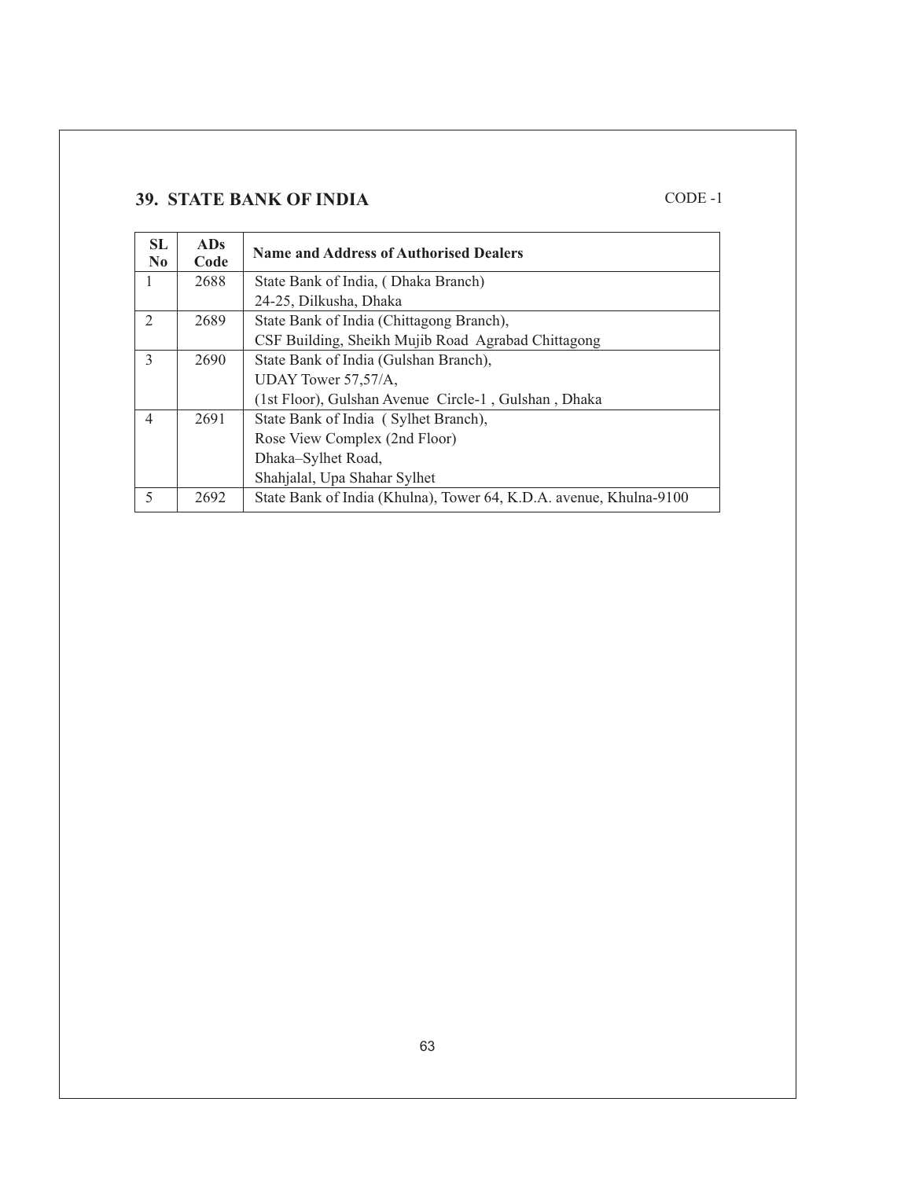## 39. STATE BANK OF INDIA

CODE -1

| SL No | ADs Code | Name and Address of Authorised Dealers |
|---|---|---|
| 1 | 2688 | State Bank of India, ( Dhaka Branch) 24-25, Dilkusha, Dhaka |
| 2 | 2689 | State Bank of India (Chittagong Branch), CSF Building, Sheikh Mujib Road Agrabad Chittagong |
| 3 | 2690 | State Bank of India (Gulshan Branch), UDAY Tower 57,57/A, (1st Floor), Gulshan Avenue Circle-1 , Gulshan , Dhaka |
| 4 | 2691 | State Bank of India ( Sylhet Branch), Rose View Complex (2nd Floor) Dhaka–Sylhet Road, Shahjalal, Upa Shahar Sylhet |
| 5 | 2692 | State Bank of India (Khulna), Tower 64, K.D.A. avenue, Khulna-9100 |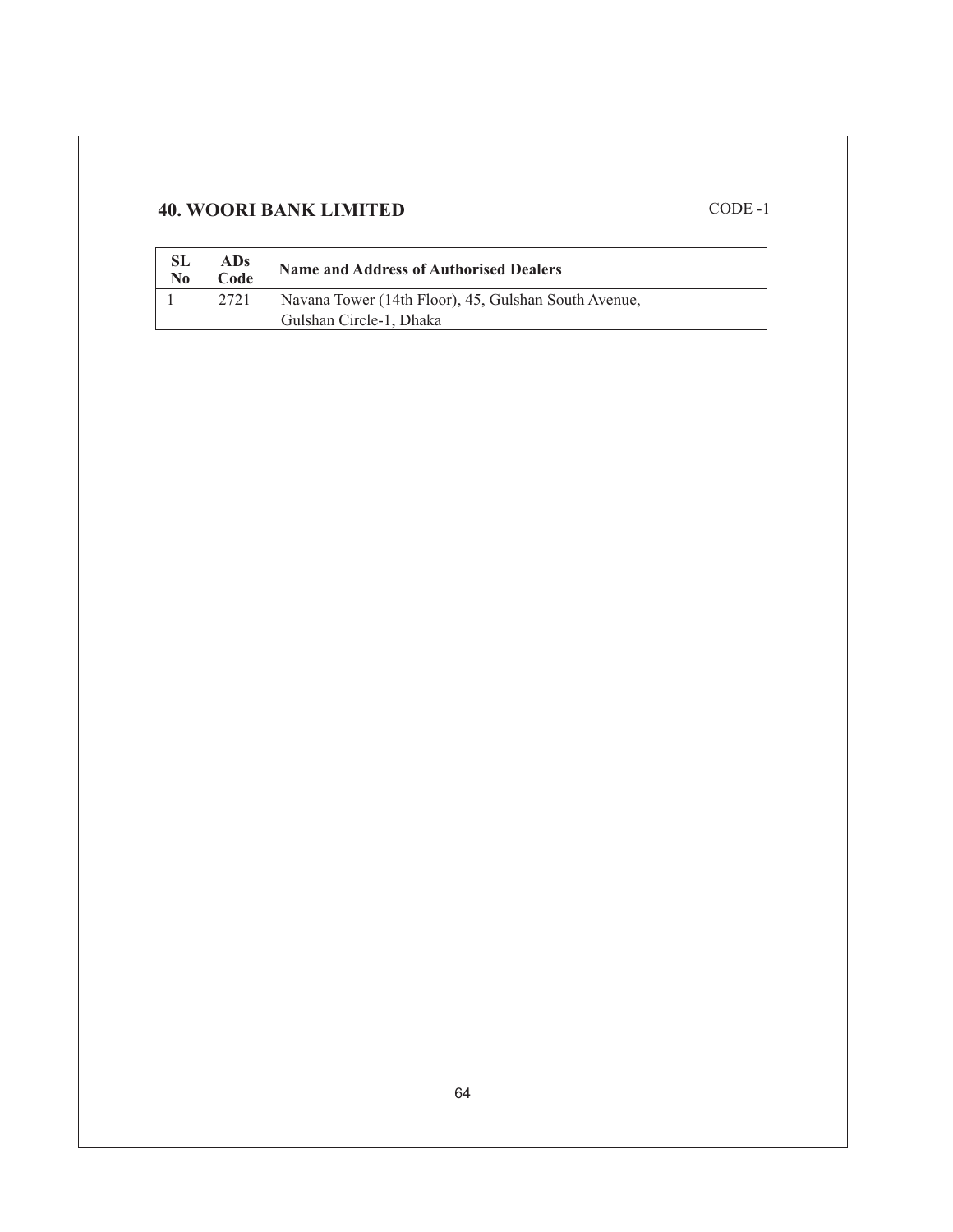## 40. WOORI BANK LIMITED

CODE -1

| SL No | ADs Code | Name and Address of Authorised Dealers |
|---|---|---|
| 1 | 2721 | Navana Tower (14th Floor), 45, Gulshan South Avenue, Gulshan Circle-1, Dhaka |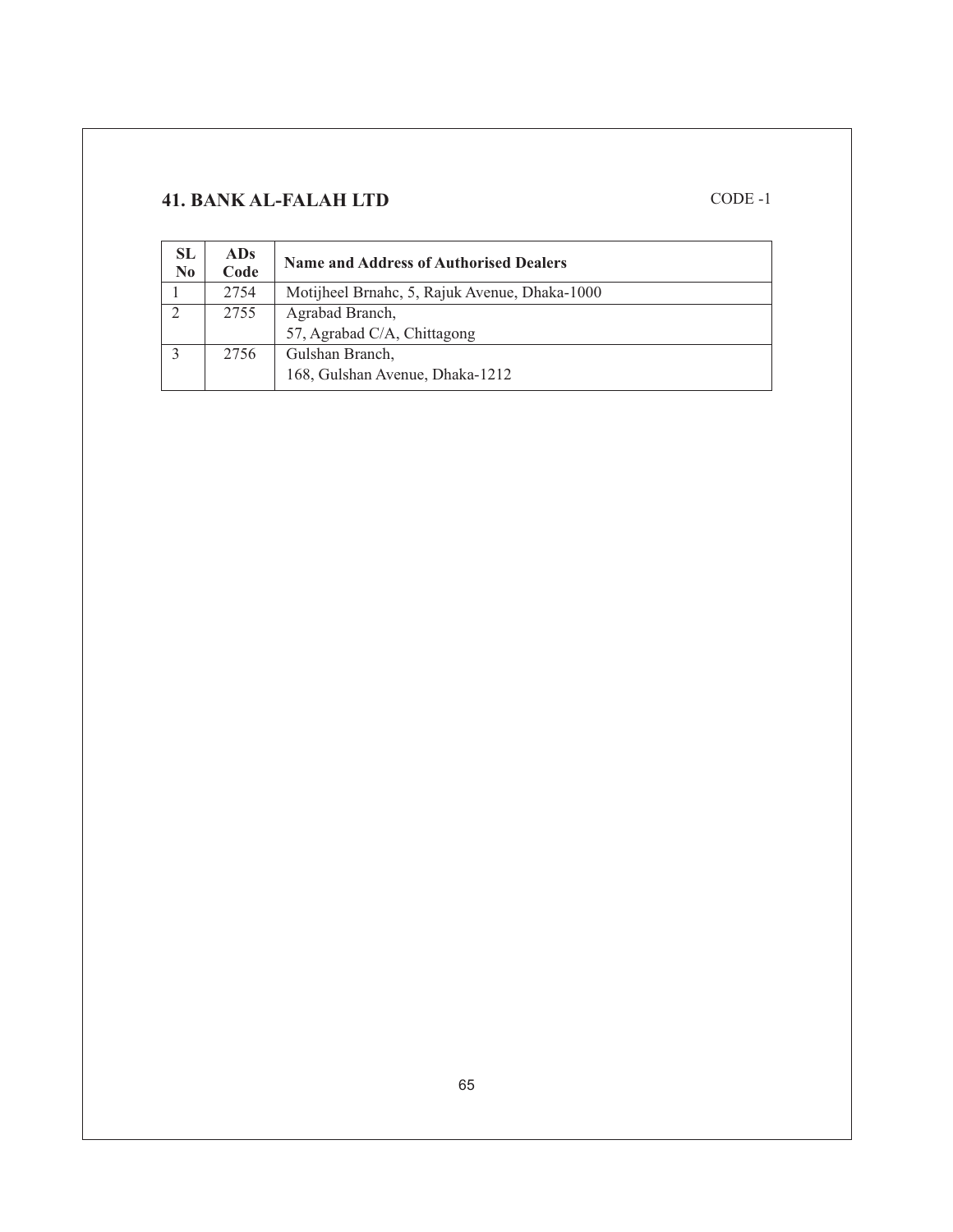## 41. BANK AL-FALAH LTD

CODE -1

| SL No | ADs Code | Name and Address of Authorised Dealers |
|---|---|---|
| 1 | 2754 | Motijheel Brnahc, 5, Rajuk Avenue, Dhaka-1000 |
| 2 | 2755 | Agrabad Branch,<br>57, Agrabad C/A, Chittagong |
| 3 | 2756 | Gulshan Branch,<br>168, Gulshan Avenue, Dhaka-1212 |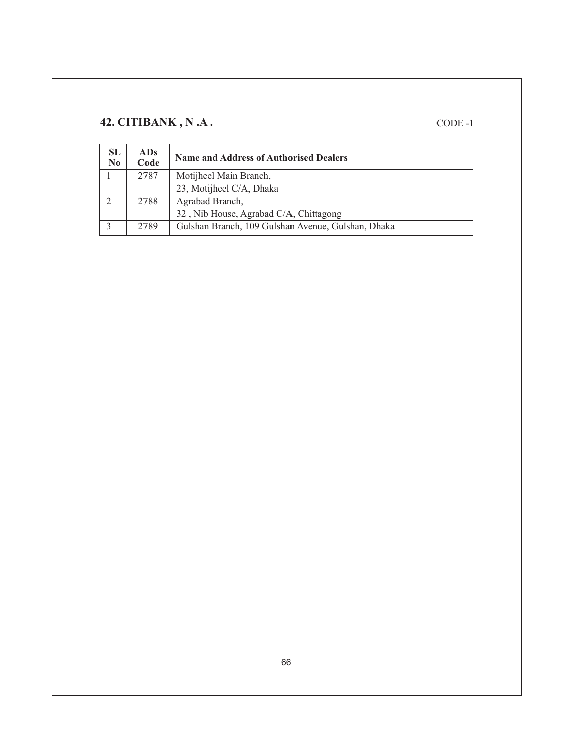## 42. CITIBANK , N .A .

CODE -1

| SL No | ADs Code | Name and Address of Authorised Dealers |
|---|---|---|
| 1 | 2787 | Motijheel Main Branch,<br>23, Motijheel C/A, Dhaka |
| 2 | 2788 | Agrabad Branch,<br>32 , Nib House, Agrabad C/A, Chittagong |
| 3 | 2789 | Gulshan Branch, 109 Gulshan Avenue, Gulshan, Dhaka |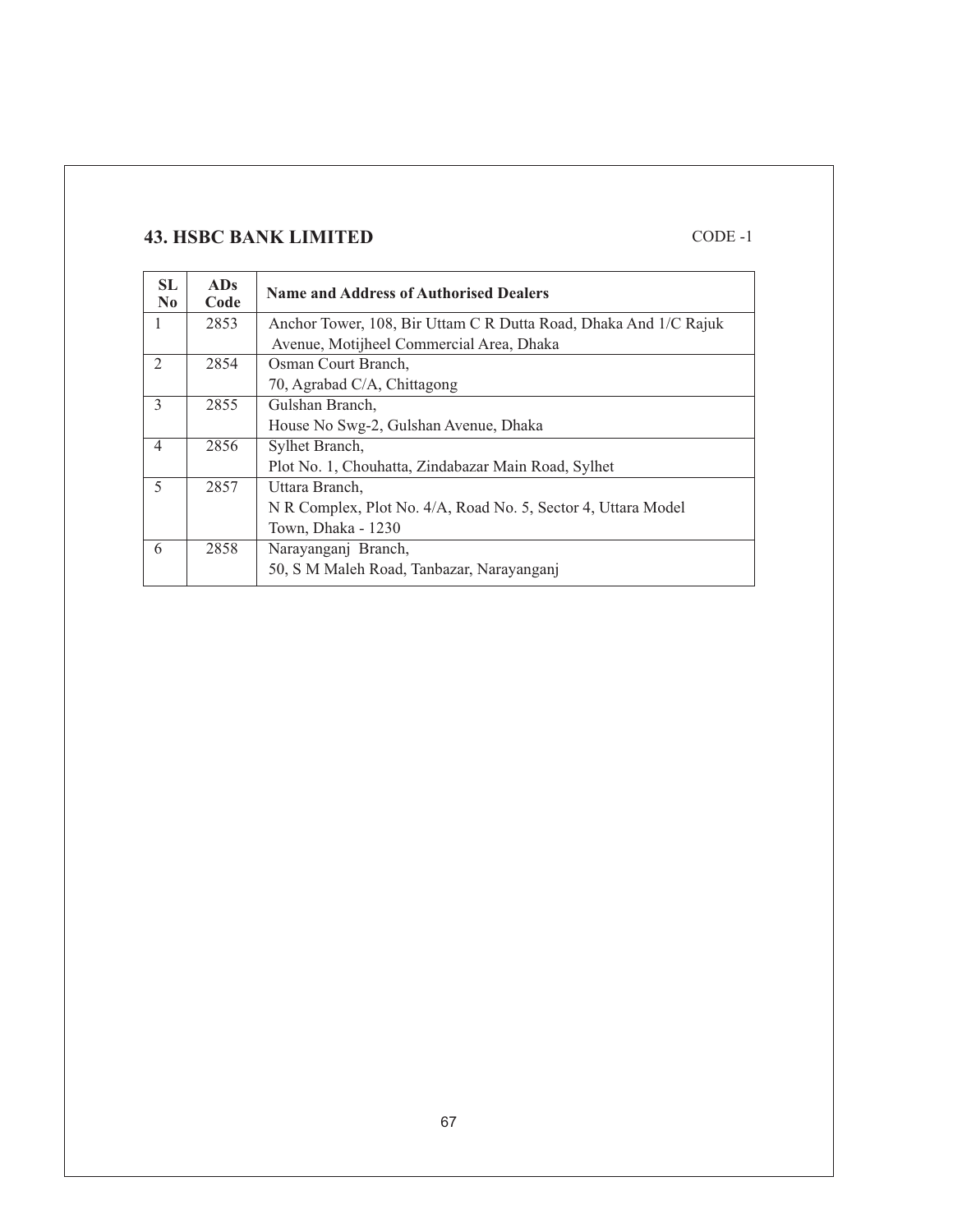## 43. HSBC BANK LIMITED

CODE -1

| SL No | ADs Code | Name and Address of Authorised Dealers |
|---|---|---|
| 1 | 2853 | Anchor Tower, 108, Bir Uttam C R Dutta Road, Dhaka And 1/C Rajuk Avenue, Motijheel Commercial Area, Dhaka |
| 2 | 2854 | Osman Court Branch, 70, Agrabad C/A, Chittagong |
| 3 | 2855 | Gulshan Branch, House No Swg-2, Gulshan Avenue, Dhaka |
| 4 | 2856 | Sylhet Branch, Plot No. 1, Chouhatta, Zindabazar Main Road, Sylhet |
| 5 | 2857 | Uttara Branch, N R Complex, Plot No. 4/A, Road No. 5, Sector 4, Uttara Model Town, Dhaka - 1230 |
| 6 | 2858 | Narayanganj Branch, 50, S M Maleh Road, Tanbazar, Narayanganj |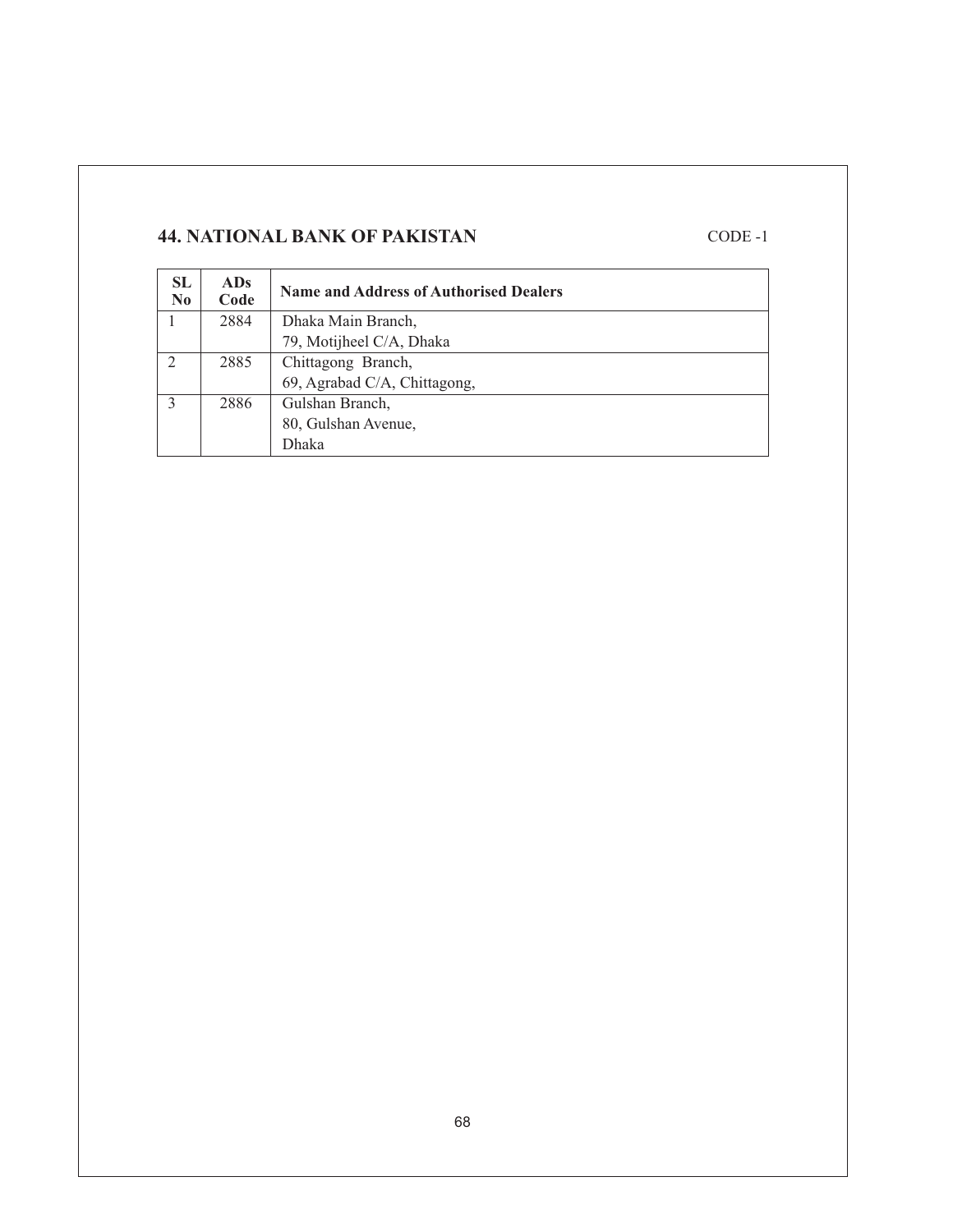## 44. NATIONAL BANK OF PAKISTAN

CODE -1

| SL No | ADs Code | Name and Address of Authorised Dealers |
|---|---|---|
| 1 | 2884 | Dhaka Main Branch, 79, Motijheel C/A, Dhaka |
| 2 | 2885 | Chittagong Branch, 69, Agrabad C/A, Chittagong, |
| 3 | 2886 | Gulshan Branch, 80, Gulshan Avenue, Dhaka |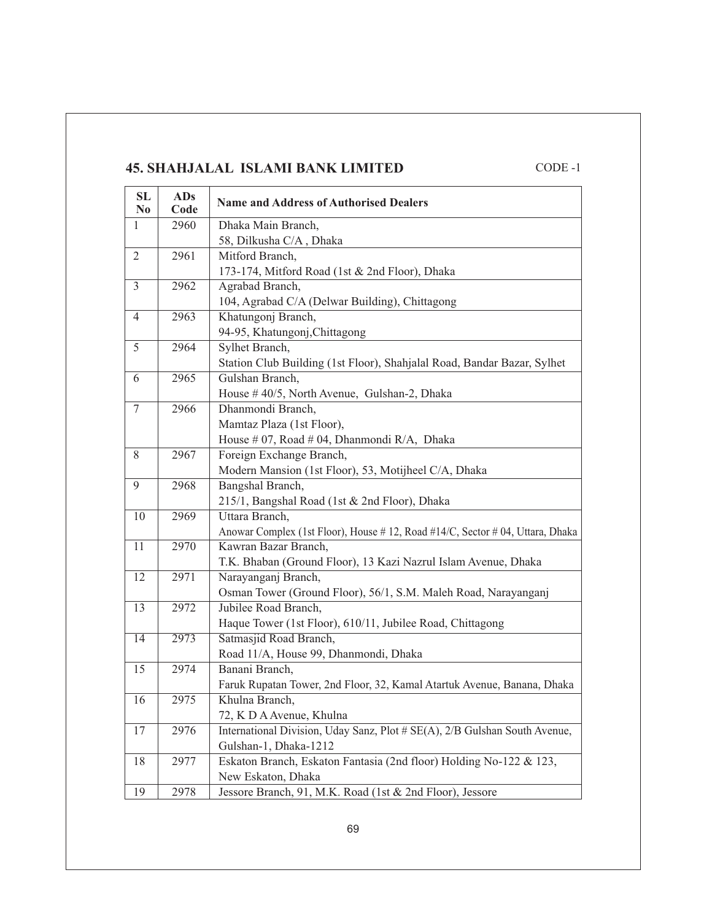## 45. SHAHJALAL ISLAMI BANK LIMITED

CODE -1

| SL No | ADs Code | Name and Address of Authorised Dealers |
|---|---|---|
| 1 | 2960 | Dhaka Main Branch,<br>58, Dilkusha C/A , Dhaka |
| 2 | 2961 | Mitford Branch,<br>173-174, Mitford Road (1st & 2nd Floor), Dhaka |
| 3 | 2962 | Agrabad Branch,<br>104, Agrabad C/A (Delwar Building), Chittagong |
| 4 | 2963 | Khatungonj Branch,<br>94-95, Khatungonj,Chittagong |
| 5 | 2964 | Sylhet Branch,<br>Station Club Building (1st Floor), Shahjalal Road, Bandar Bazar, Sylhet |
| 6 | 2965 | Gulshan Branch,<br>House # 40/5, North Avenue, Gulshan-2, Dhaka |
| 7 | 2966 | Dhanmondi Branch,<br>Mamtaz Plaza (1st Floor),<br>House # 07, Road # 04, Dhanmondi R/A, Dhaka |
| 8 | 2967 | Foreign Exchange Branch,<br>Modern Mansion (1st Floor), 53, Motijheel C/A, Dhaka |
| 9 | 2968 | Bangshal Branch,<br>215/1, Bangshal Road (1st & 2nd Floor), Dhaka |
| 10 | 2969 | Uttara Branch,<br>Anowar Complex (1st Floor), House # 12, Road #14/C, Sector # 04, Uttara, Dhaka |
| 11 | 2970 | Kawran Bazar Branch,<br>T.K. Bhaban (Ground Floor), 13 Kazi Nazrul Islam Avenue, Dhaka |
| 12 | 2971 | Narayanganj Branch,<br>Osman Tower (Ground Floor), 56/1, S.M. Maleh Road, Narayanganj |
| 13 | 2972 | Jubilee Road Branch,<br>Haque Tower (1st Floor), 610/11, Jubilee Road, Chittagong |
| 14 | 2973 | Satmasjid Road Branch,<br>Road 11/A, House 99, Dhanmondi, Dhaka |
| 15 | 2974 | Banani Branch,<br>Faruk Rupatan Tower, 2nd Floor, 32, Kamal Atartuk Avenue, Banana, Dhaka |
| 16 | 2975 | Khulna Branch,<br>72, K D A Avenue, Khulna |
| 17 | 2976 | International Division, Uday Sanz, Plot # SE(A), 2/B Gulshan South Avenue,<br>Gulshan-1, Dhaka-1212 |
| 18 | 2977 | Eskaton Branch, Eskaton Fantasia (2nd floor) Holding No-122 & 123,<br>New Eskaton, Dhaka |
| 19 | 2978 | Jessore Branch, 91, M.K. Road (1st & 2nd Floor), Jessore |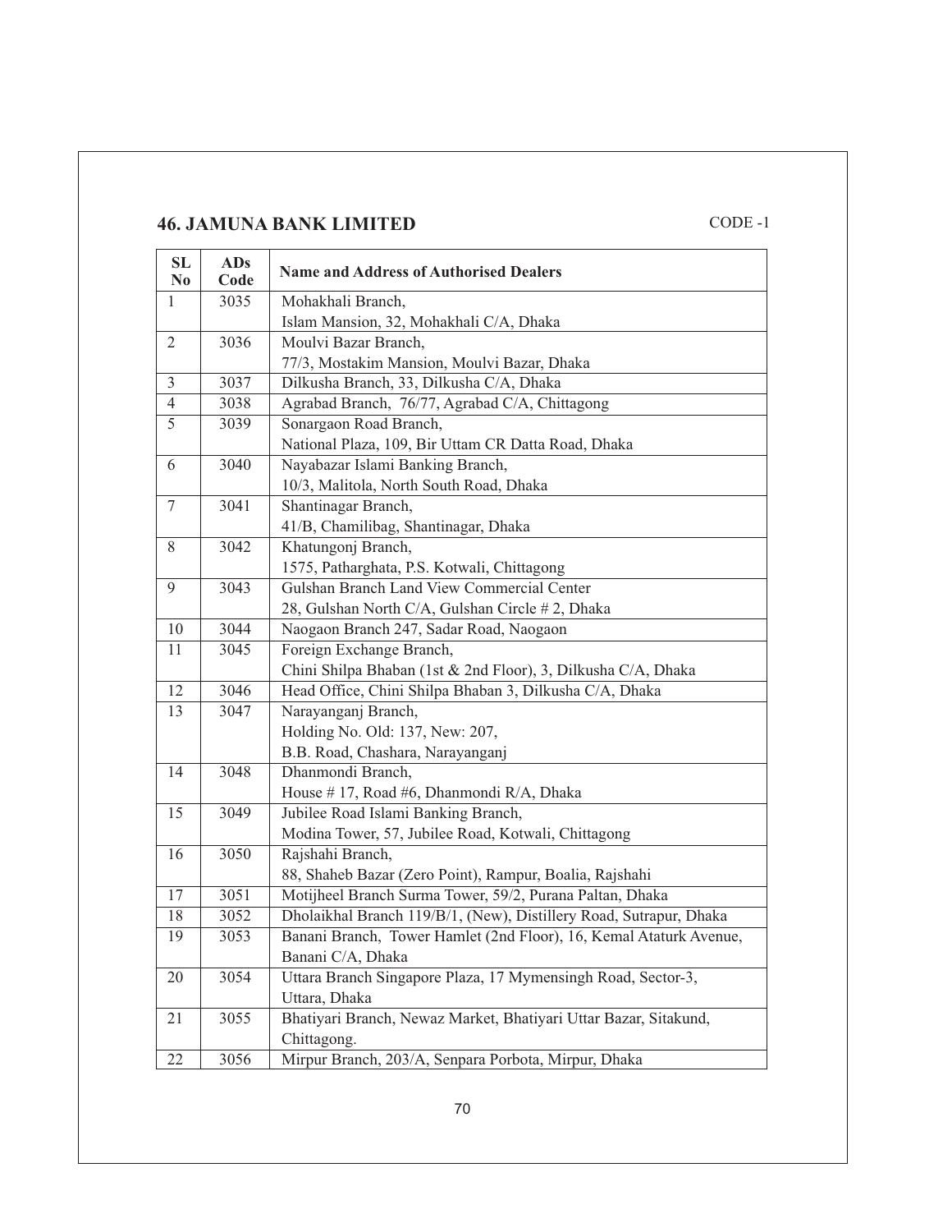## 46. JAMUNA BANK LIMITED

CODE -1

| SL No | ADs Code | Name and Address of Authorised Dealers |
|---|---|---|
| 1 | 3035 | Mohakhali Branch, Islam Mansion, 32, Mohakhali C/A, Dhaka |
| 2 | 3036 | Moulvi Bazar Branch, 77/3, Mostakim Mansion, Moulvi Bazar, Dhaka |
| 3 | 3037 | Dilkusha Branch, 33, Dilkusha C/A, Dhaka |
| 4 | 3038 | Agrabad Branch, 76/77, Agrabad C/A, Chittagong |
| 5 | 3039 | Sonargaon Road Branch, National Plaza, 109, Bir Uttam CR Datta Road, Dhaka |
| 6 | 3040 | Nayabazar Islami Banking Branch, 10/3, Malitola, North South Road, Dhaka |
| 7 | 3041 | Shantinagar Branch, 41/B, Chamilibag, Shantinagar, Dhaka |
| 8 | 3042 | Khatungonj Branch, 1575, Patharghata, P.S. Kotwali, Chittagong |
| 9 | 3043 | Gulshan Branch Land View Commercial Center 28, Gulshan North C/A, Gulshan Circle # 2, Dhaka |
| 10 | 3044 | Naogaon Branch 247, Sadar Road, Naogaon |
| 11 | 3045 | Foreign Exchange Branch, Chini Shilpa Bhaban (1st & 2nd Floor), 3, Dilkusha C/A, Dhaka |
| 12 | 3046 | Head Office, Chini Shilpa Bhaban 3, Dilkusha C/A, Dhaka |
| 13 | 3047 | Narayanganj Branch, Holding No. Old: 137, New: 207, B.B. Road, Chashara, Narayanganj |
| 14 | 3048 | Dhanmondi Branch, House # 17, Road #6, Dhanmondi R/A, Dhaka |
| 15 | 3049 | Jubilee Road Islami Banking Branch, Modina Tower, 57, Jubilee Road, Kotwali, Chittagong |
| 16 | 3050 | Rajshahi Branch, 88, Shaheb Bazar (Zero Point), Rampur, Boalia, Rajshahi |
| 17 | 3051 | Motijheel Branch Surma Tower, 59/2, Purana Paltan, Dhaka |
| 18 | 3052 | Dholaikhal Branch 119/B/1, (New), Distillery Road, Sutrapur, Dhaka |
| 19 | 3053 | Banani Branch, Tower Hamlet (2nd Floor), 16, Kemal Ataturk Avenue, Banani C/A, Dhaka |
| 20 | 3054 | Uttara Branch Singapore Plaza, 17 Mymensingh Road, Sector-3, Uttara, Dhaka |
| 21 | 3055 | Bhatiyari Branch, Newaz Market, Bhatiyari Uttar Bazar, Sitakund, Chittagong. |
| 22 | 3056 | Mirpur Branch, 203/A, Senpara Porbota, Mirpur, Dhaka |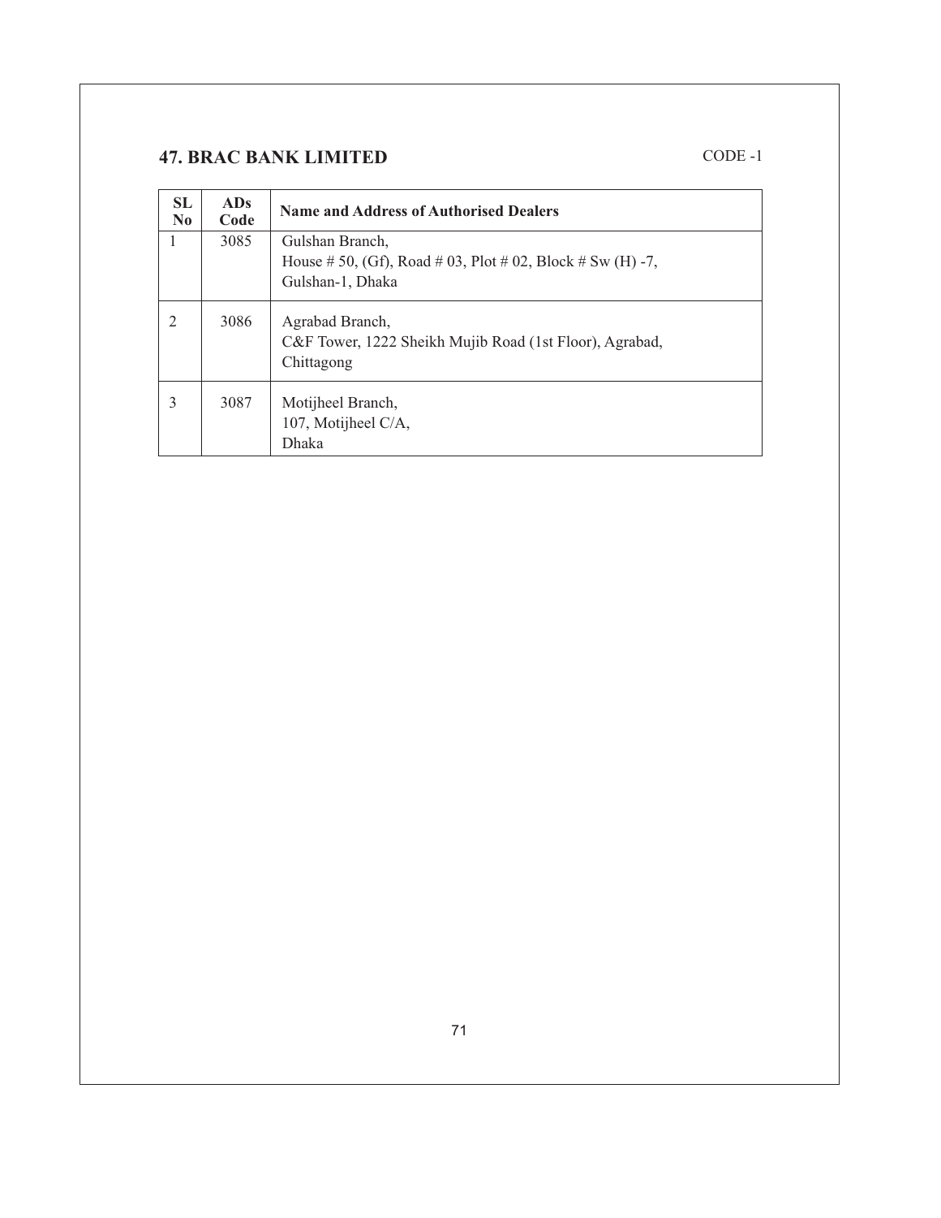## 47. BRAC BANK LIMITED

CODE -1

| SL No | ADs Code | Name and Address of Authorised Dealers |
|---|---|---|
| 1 | 3085 | Gulshan Branch,<br>House # 50, (Gf), Road # 03, Plot # 02, Block # Sw (H) -7,<br>Gulshan-1, Dhaka |
| 2 | 3086 | Agrabad Branch,<br>C&F Tower, 1222 Sheikh Mujib Road (1st Floor), Agrabad,<br>Chittagong |
| 3 | 3087 | Motijheel Branch,<br>107, Motijheel C/A,<br>Dhaka |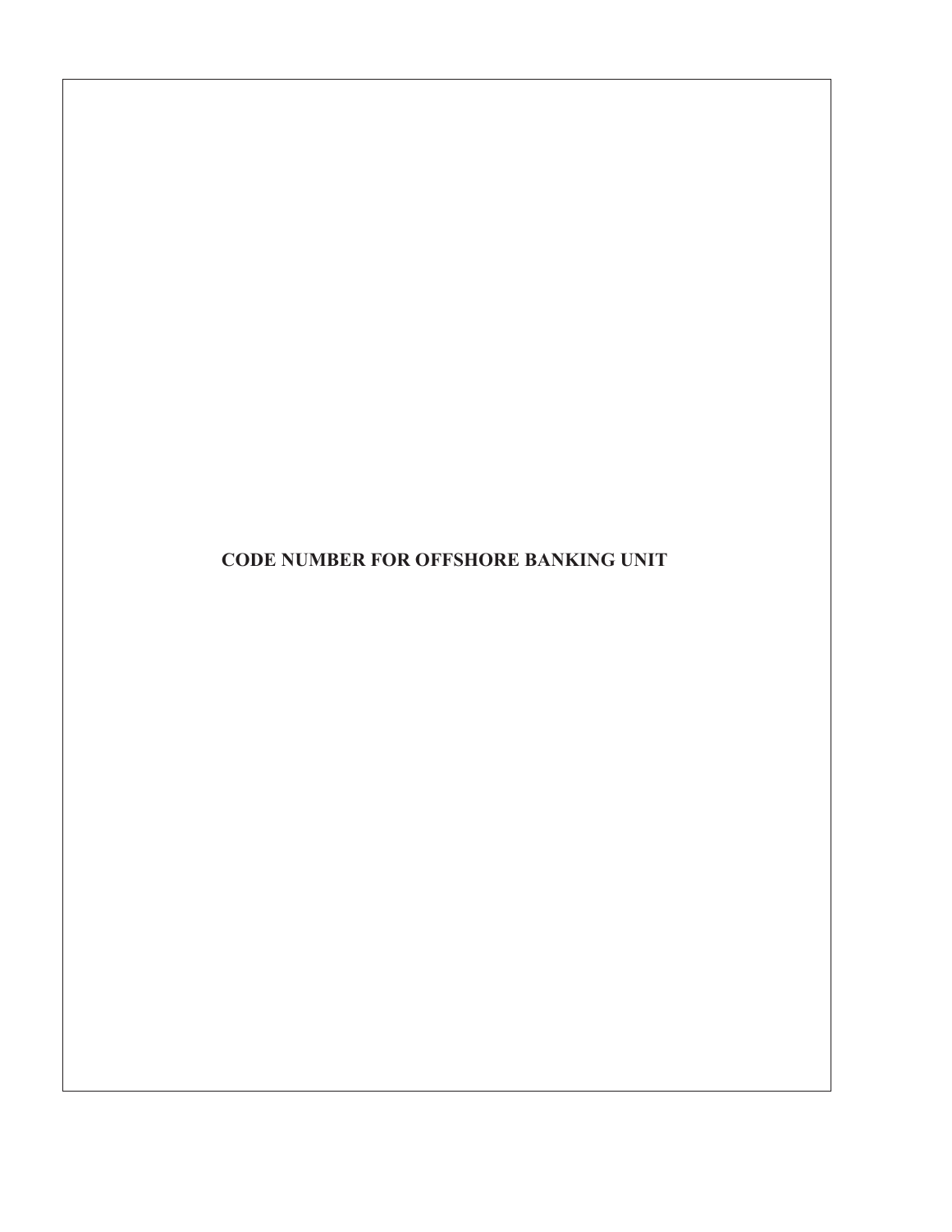# CODE NUMBER FOR OFFSHORE BANKING UNIT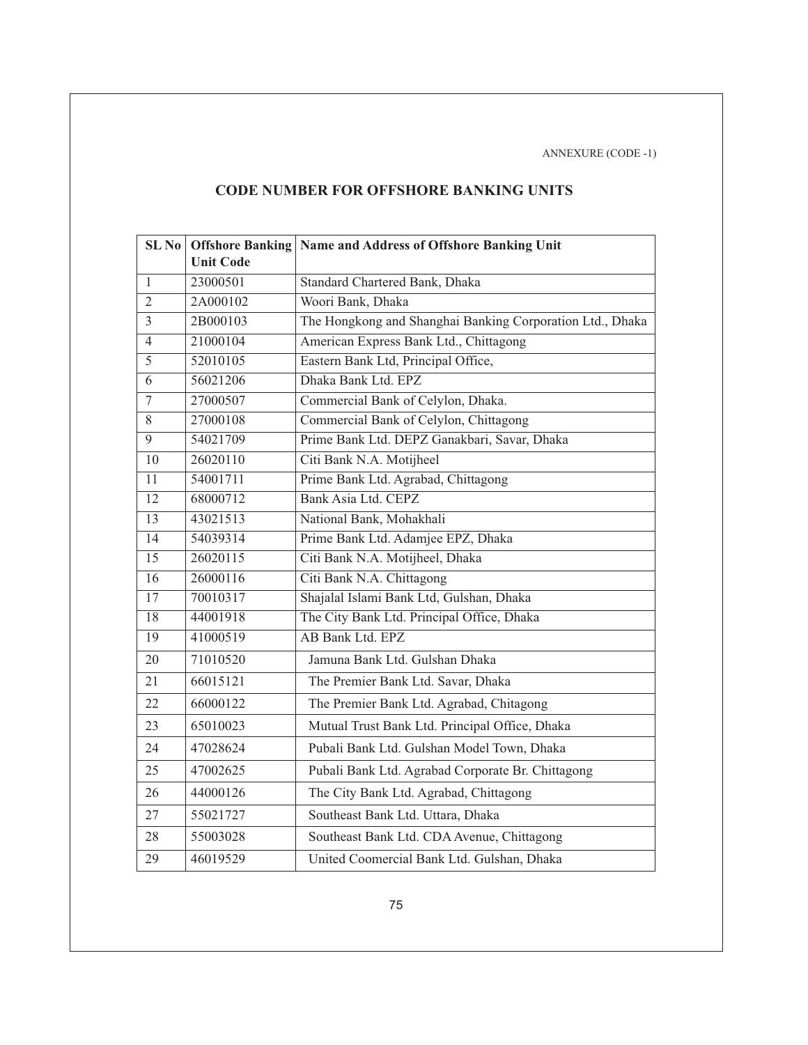ANNEXURE (CODE -1)

## CODE NUMBER FOR OFFSHORE BANKING UNITS

| SL No | Offshore Banking Unit Code | Name and Address of Offshore Banking Unit |
|---|---|---|
| 1 | 23000501 | Standard Chartered Bank, Dhaka |
| 2 | 2A000102 | Woori Bank, Dhaka |
| 3 | 2B000103 | The Hongkong and Shanghai Banking Corporation Ltd., Dhaka |
| 4 | 21000104 | American Express Bank Ltd., Chittagong |
| 5 | 52010105 | Eastern Bank Ltd, Principal Office, |
| 6 | 56021206 | Dhaka Bank Ltd. EPZ |
| 7 | 27000507 | Commercial Bank of Celylon, Dhaka. |
| 8 | 27000108 | Commercial Bank of Celylon, Chittagong |
| 9 | 54021709 | Prime Bank Ltd. DEPZ Ganakbari, Savar, Dhaka |
| 10 | 26020110 | Citi Bank N.A. Motijheel |
| 11 | 54001711 | Prime Bank Ltd. Agrabad, Chittagong |
| 12 | 68000712 | Bank Asia Ltd. CEPZ |
| 13 | 43021513 | National Bank, Mohakhali |
| 14 | 54039314 | Prime Bank Ltd. Adamjee EPZ, Dhaka |
| 15 | 26020115 | Citi Bank N.A. Motijheel, Dhaka |
| 16 | 26000116 | Citi Bank N.A. Chittagong |
| 17 | 70010317 | Shajalal Islami Bank Ltd, Gulshan, Dhaka |
| 18 | 44001918 | The City Bank Ltd. Principal Office, Dhaka |
| 19 | 41000519 | AB Bank Ltd. EPZ |
| 20 | 71010520 | Jamuna Bank Ltd. Gulshan Dhaka |
| 21 | 66015121 | The Premier Bank Ltd. Savar, Dhaka |
| 22 | 66000122 | The Premier Bank Ltd. Agrabad, Chitagong |
| 23 | 65010023 | Mutual Trust Bank Ltd. Principal Office, Dhaka |
| 24 | 47028624 | Pubali Bank Ltd. Gulshan Model Town, Dhaka |
| 25 | 47002625 | Pubali Bank Ltd. Agrabad Corporate Br. Chittagong |
| 26 | 44000126 | The City Bank Ltd. Agrabad, Chittagong |
| 27 | 55021727 | Southeast Bank Ltd. Uttara, Dhaka |
| 28 | 55003028 | Southeast Bank Ltd. CDA Avenue, Chittagong |
| 29 | 46019529 | United Coomercial Bank Ltd. Gulshan, Dhaka |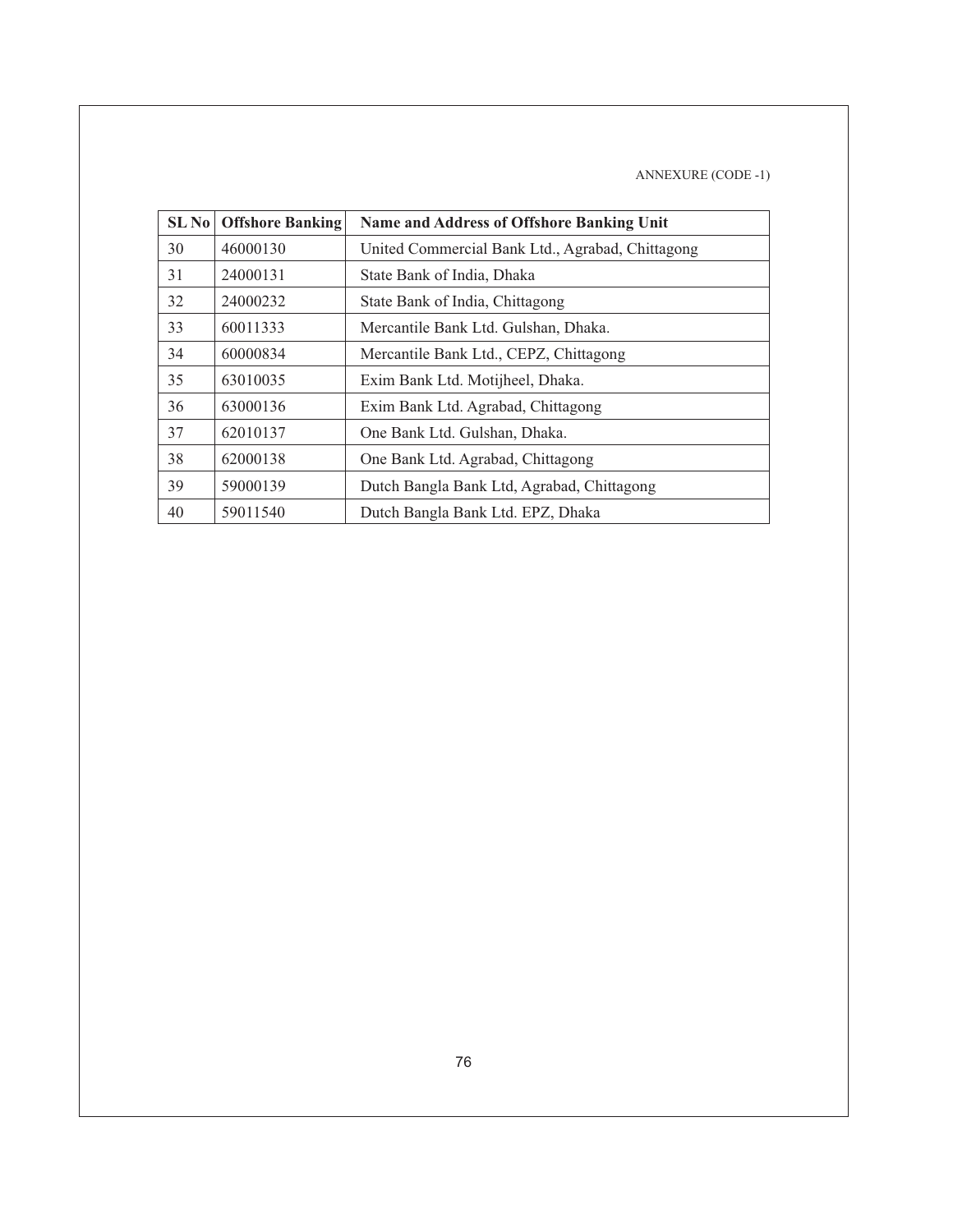ANNEXURE (CODE -1)

| SL No | Offshore Banking | Name and Address of Offshore Banking Unit |
|---|---|---|
| 30 | 46000130 | United Commercial Bank Ltd., Agrabad, Chittagong |
| 31 | 24000131 | State Bank of India, Dhaka |
| 32 | 24000232 | State Bank of India, Chittagong |
| 33 | 60011333 | Mercantile Bank Ltd. Gulshan, Dhaka. |
| 34 | 60000834 | Mercantile Bank Ltd., CEPZ, Chittagong |
| 35 | 63010035 | Exim Bank Ltd. Motijheel, Dhaka. |
| 36 | 63000136 | Exim Bank Ltd. Agrabad, Chittagong |
| 37 | 62010137 | One Bank Ltd. Gulshan, Dhaka. |
| 38 | 62000138 | One Bank Ltd. Agrabad, Chittagong |
| 39 | 59000139 | Dutch Bangla Bank Ltd, Agrabad, Chittagong |
| 40 | 59011540 | Dutch Bangla Bank Ltd. EPZ, Dhaka |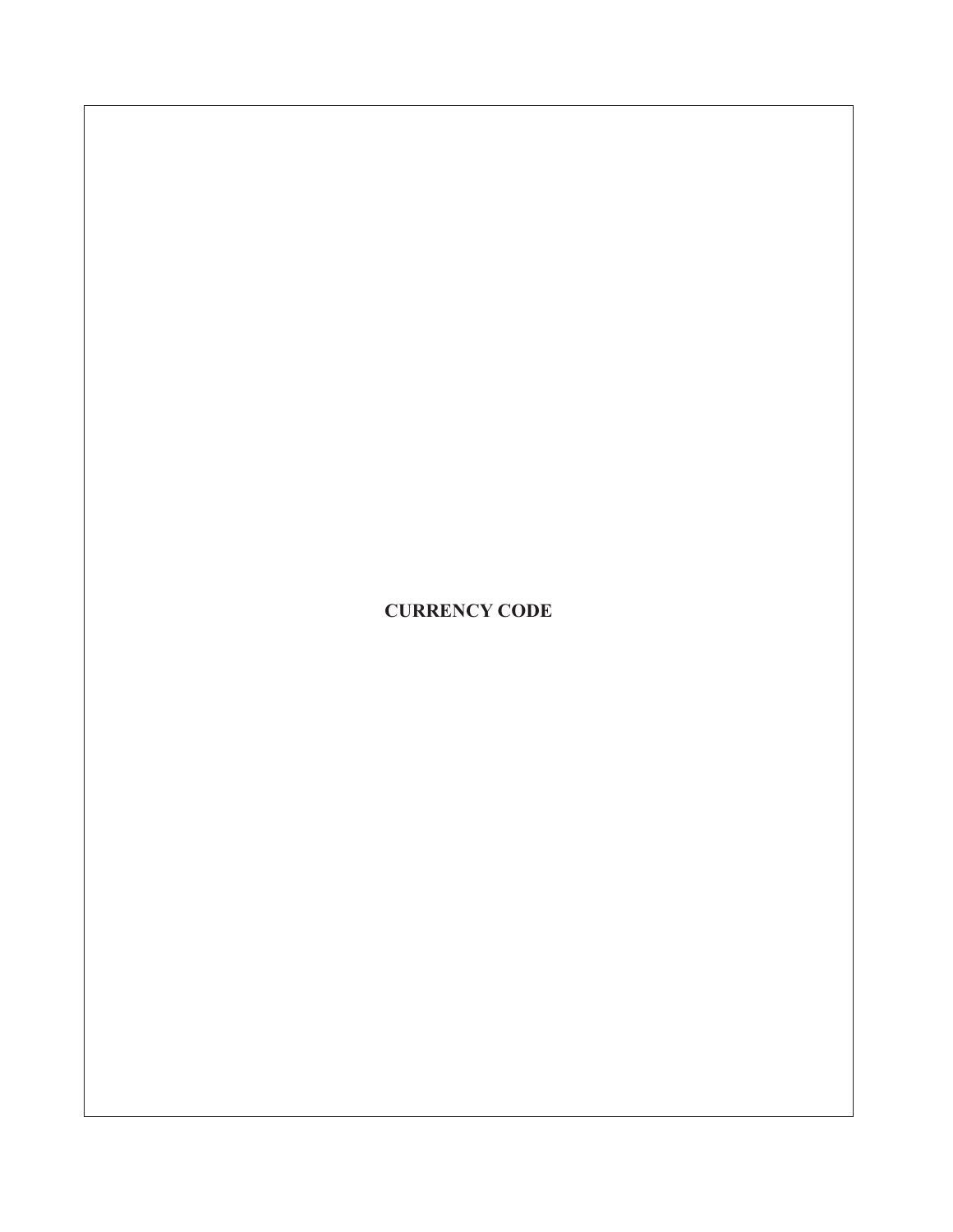**CURRENCY CODE**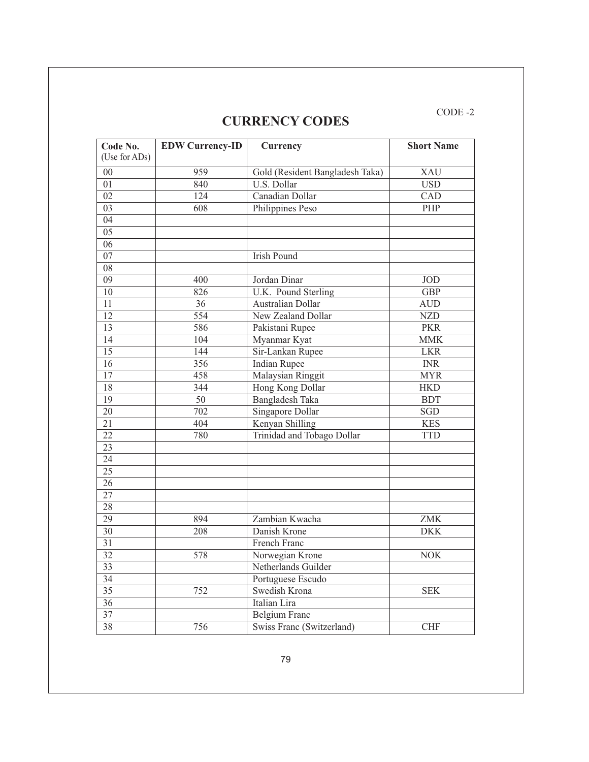CODE -2

# CURRENCY CODES

| Code No. (Use for ADs) | EDW Currency-ID | Currency | Short Name |
|---|---|---|---|
| 00 | 959 | Gold (Resident Bangladesh Taka) | XAU |
| 01 | 840 | U.S. Dollar | USD |
| 02 | 124 | Canadian Dollar | CAD |
| 03 | 608 | Philippines Peso | PHP |
| 04 | | | |
| 05 | | | |
| 06 | | | |
| 07 | | Irish Pound | |
| 08 | | | |
| 09 | 400 | Jordan Dinar | JOD |
| 10 | 826 | U.K. Pound Sterling | GBP |
| 11 | 36 | Australian Dollar | AUD |
| 12 | 554 | New Zealand Dollar | NZD |
| 13 | 586 | Pakistani Rupee | PKR |
| 14 | 104 | Myanmar Kyat | MMK |
| 15 | 144 | Sir-Lankan Rupee | LKR |
| 16 | 356 | Indian Rupee | INR |
| 17 | 458 | Malaysian Ringgit | MYR |
| 18 | 344 | Hong Kong Dollar | HKD |
| 19 | 50 | Bangladesh Taka | BDT |
| 20 | 702 | Singapore Dollar | SGD |
| 21 | 404 | Kenyan Shilling | KES |
| 22 | 780 | Trinidad and Tobago Dollar | TTD |
| 23 | | | |
| 24 | | | |
| 25 | | | |
| 26 | | | |
| 27 | | | |
| 28 | | | |
| 29 | 894 | Zambian Kwacha | ZMK |
| 30 | 208 | Danish Krone | DKK |
| 31 | | French Franc | |
| 32 | 578 | Norwegian Krone | NOK |
| 33 | | Netherlands Guilder | |
| 34 | | Portuguese Escudo | |
| 35 | 752 | Swedish Krona | SEK |
| 36 | | Italian Lira | |
| 37 | | Belgium Franc | |
| 38 | 756 | Swiss Franc (Switzerland) | CHF |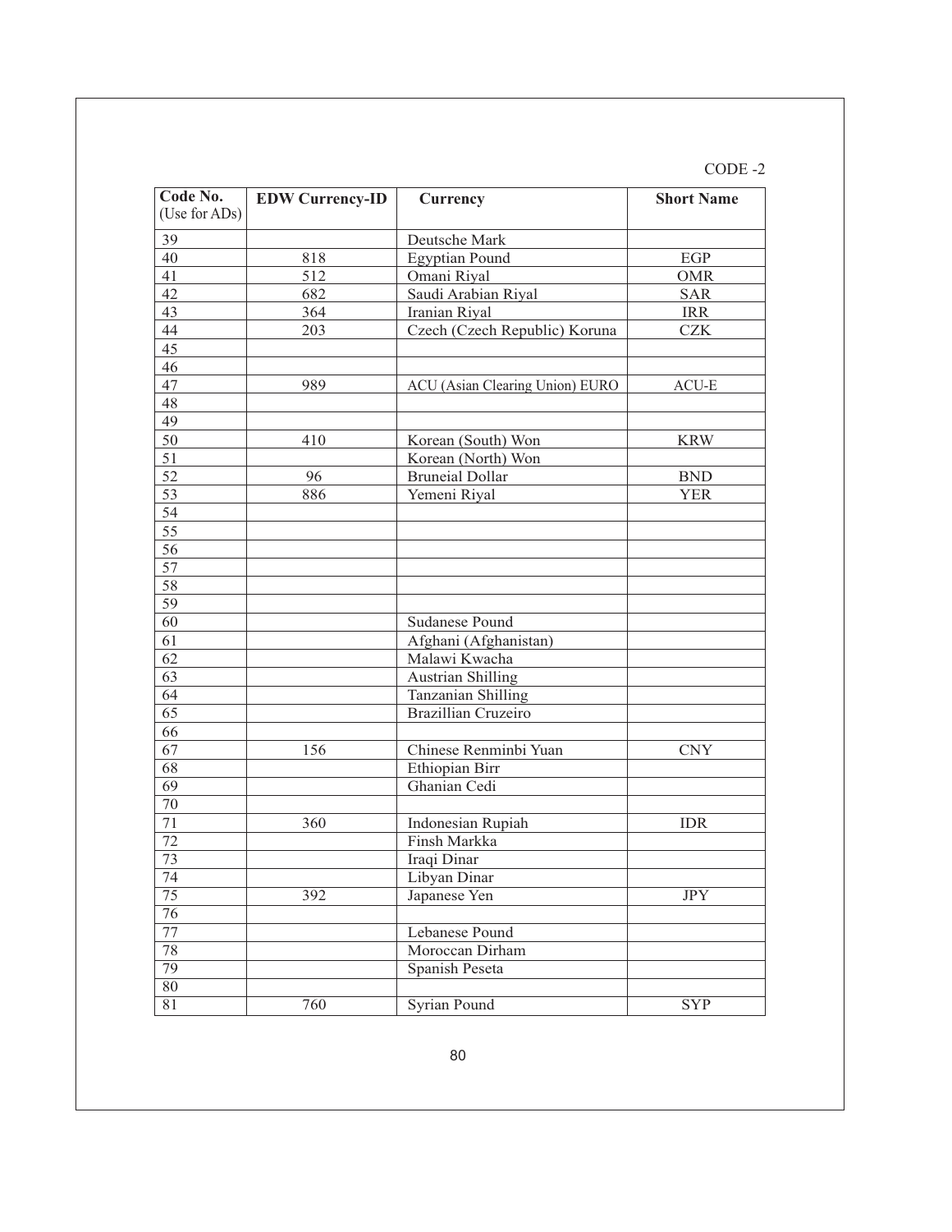CODE -2

| Code No. (Use for ADs) | EDW Currency-ID | Currency | Short Name |
|---|---|---|---|
| 39 | | Deutsche Mark | |
| 40 | 818 | Egyptian Pound | EGP |
| 41 | 512 | Omani Riyal | OMR |
| 42 | 682 | Saudi Arabian Riyal | SAR |
| 43 | 364 | Iranian Riyal | IRR |
| 44 | 203 | Czech (Czech Republic) Koruna | CZK |
| 45 | | | |
| 46 | | | |
| 47 | 989 | ACU (Asian Clearing Union) EURO | ACU-E |
| 48 | | | |
| 49 | | | |
| 50 | 410 | Korean (South) Won | KRW |
| 51 | | Korean (North) Won | |
| 52 | 96 | Bruneial Dollar | BND |
| 53 | 886 | Yemeni Riyal | YER |
| 54 | | | |
| 55 | | | |
| 56 | | | |
| 57 | | | |
| 58 | | | |
| 59 | | | |
| 60 | | Sudanese Pound | |
| 61 | | Afghani (Afghanistan) | |
| 62 | | Malawi Kwacha | |
| 63 | | Austrian Shilling | |
| 64 | | Tanzanian Shilling | |
| 65 | | Brazillian Cruzeiro | |
| 66 | | | |
| 67 | 156 | Chinese Renminbi Yuan | CNY |
| 68 | | Ethiopian Birr | |
| 69 | | Ghanian Cedi | |
| 70 | | | |
| 71 | 360 | Indonesian Rupiah | IDR |
| 72 | | Finsh Markka | |
| 73 | | Iraqi Dinar | |
| 74 | | Libyan Dinar | |
| 75 | 392 | Japanese Yen | JPY |
| 76 | | | |
| 77 | | Lebanese Pound | |
| 78 | | Moroccan Dirham | |
| 79 | | Spanish Peseta | |
| 80 | | | |
| 81 | 760 | Syrian Pound | SYP |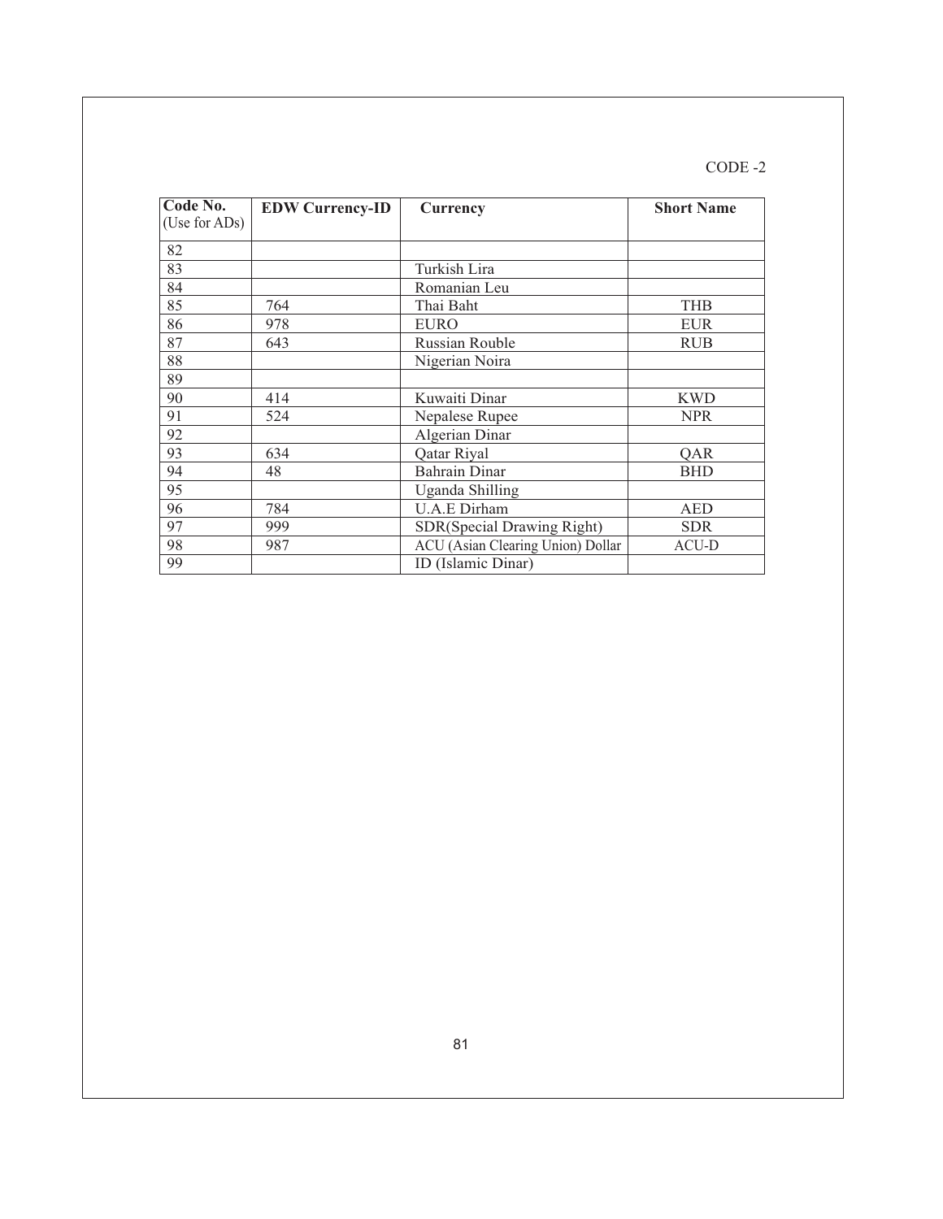CODE -2

| Code No. (Use for ADs) | EDW Currency-ID | Currency | Short Name |
|---|---|---|---|
| 82 | | | |
| 83 | | Turkish Lira | |
| 84 | | Romanian Leu | |
| 85 | 764 | Thai Baht | THB |
| 86 | 978 | EURO | EUR |
| 87 | 643 | Russian Rouble | RUB |
| 88 | | Nigerian Noira | |
| 89 | | | |
| 90 | 414 | Kuwaiti Dinar | KWD |
| 91 | 524 | Nepalese Rupee | NPR |
| 92 | | Algerian Dinar | |
| 93 | 634 | Qatar Riyal | QAR |
| 94 | 48 | Bahrain Dinar | BHD |
| 95 | | Uganda Shilling | |
| 96 | 784 | U.A.E Dirham | AED |
| 97 | 999 | SDR(Special Drawing Right) | SDR |
| 98 | 987 | ACU (Asian Clearing Union) Dollar | ACU-D |
| 99 | | ID (Islamic Dinar) | |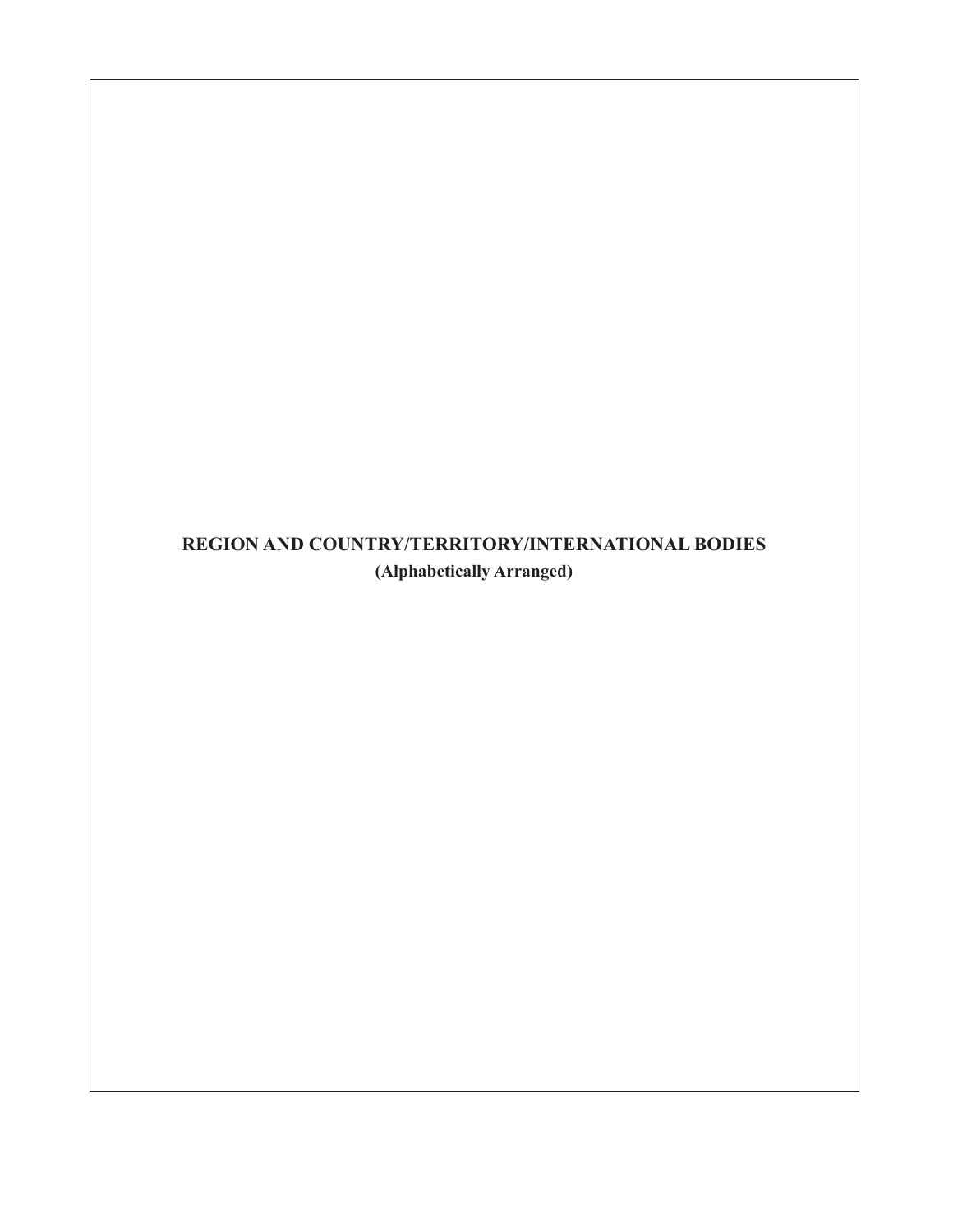# REGION AND COUNTRY/TERRITORY/INTERNATIONAL BODIES

**(Alphabetically Arranged)**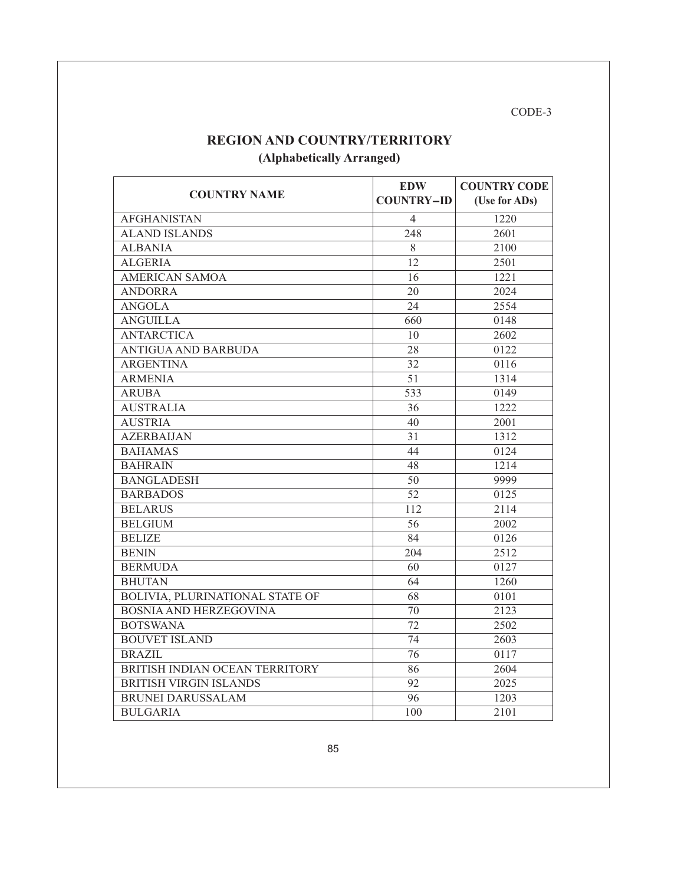CODE-3

## REGION AND COUNTRY/TERRITORY

### (Alphabetically Arranged)

| COUNTRY NAME | EDW COUNTRY–ID | COUNTRY CODE (Use for ADs) |
|---|---|---|
| AFGHANISTAN | 4 | 1220 |
| ALAND ISLANDS | 248 | 2601 |
| ALBANIA | 8 | 2100 |
| ALGERIA | 12 | 2501 |
| AMERICAN SAMOA | 16 | 1221 |
| ANDORRA | 20 | 2024 |
| ANGOLA | 24 | 2554 |
| ANGUILLA | 660 | 0148 |
| ANTARCTICA | 10 | 2602 |
| ANTIGUA AND BARBUDA | 28 | 0122 |
| ARGENTINA | 32 | 0116 |
| ARMENIA | 51 | 1314 |
| ARUBA | 533 | 0149 |
| AUSTRALIA | 36 | 1222 |
| AUSTRIA | 40 | 2001 |
| AZERBAIJAN | 31 | 1312 |
| BAHAMAS | 44 | 0124 |
| BAHRAIN | 48 | 1214 |
| BANGLADESH | 50 | 9999 |
| BARBADOS | 52 | 0125 |
| BELARUS | 112 | 2114 |
| BELGIUM | 56 | 2002 |
| BELIZE | 84 | 0126 |
| BENIN | 204 | 2512 |
| BERMUDA | 60 | 0127 |
| BHUTAN | 64 | 1260 |
| BOLIVIA, PLURINATIONAL STATE OF | 68 | 0101 |
| BOSNIA AND HERZEGOVINA | 70 | 2123 |
| BOTSWANA | 72 | 2502 |
| BOUVET ISLAND | 74 | 2603 |
| BRAZIL | 76 | 0117 |
| BRITISH INDIAN OCEAN TERRITORY | 86 | 2604 |
| BRITISH VIRGIN ISLANDS | 92 | 2025 |
| BRUNEI DARUSSALAM | 96 | 1203 |
| BULGARIA | 100 | 2101 |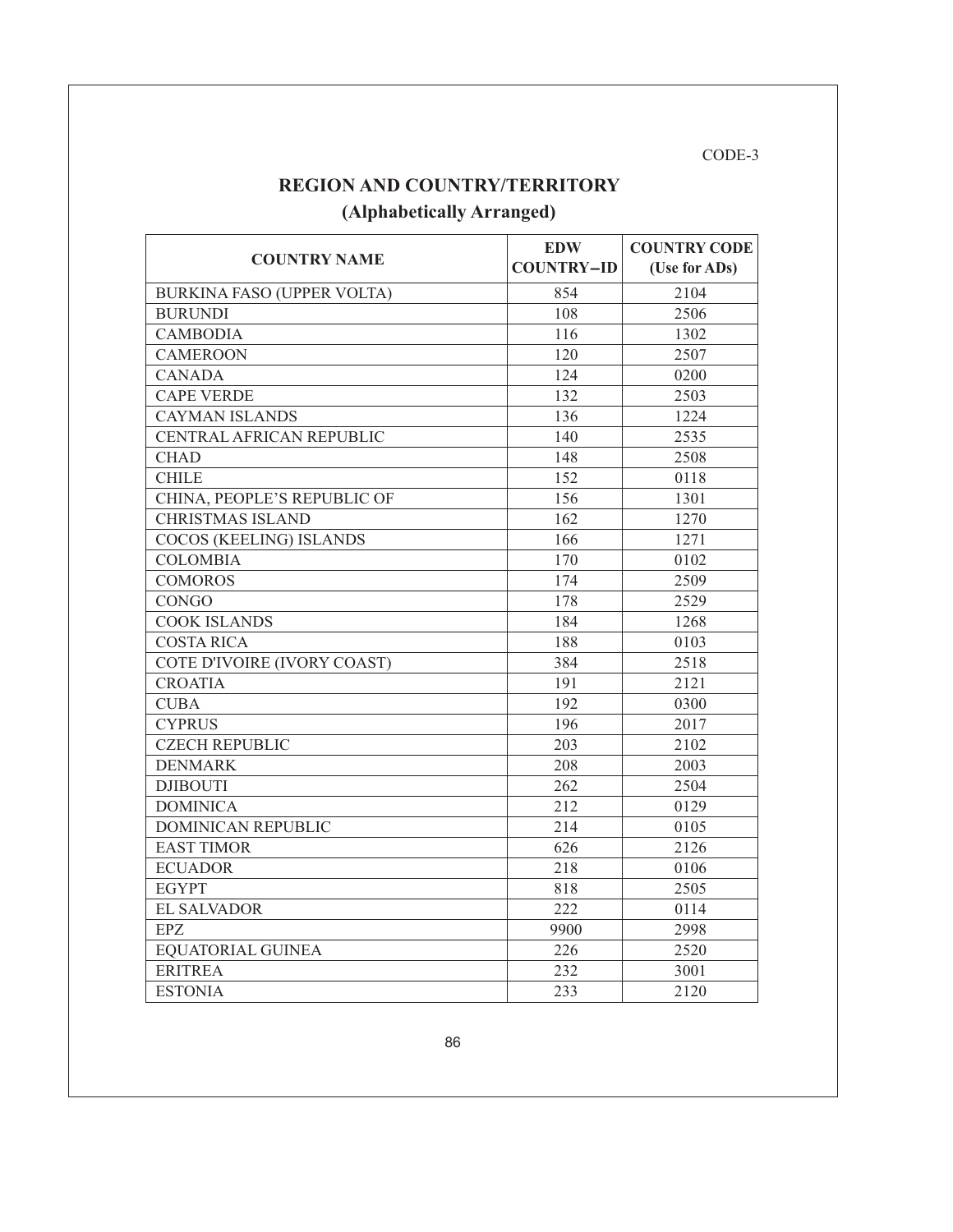CODE-3

## REGION AND COUNTRY/TERRITORY

### (Alphabetically Arranged)

| COUNTRY NAME | EDW COUNTRY–ID | COUNTRY CODE (Use for ADs) |
|---|---|---|
| BURKINA FASO (UPPER VOLTA) | 854 | 2104 |
| BURUNDI | 108 | 2506 |
| CAMBODIA | 116 | 1302 |
| CAMEROON | 120 | 2507 |
| CANADA | 124 | 0200 |
| CAPE VERDE | 132 | 2503 |
| CAYMAN ISLANDS | 136 | 1224 |
| CENTRAL AFRICAN REPUBLIC | 140 | 2535 |
| CHAD | 148 | 2508 |
| CHILE | 152 | 0118 |
| CHINA, PEOPLE’S REPUBLIC OF | 156 | 1301 |
| CHRISTMAS ISLAND | 162 | 1270 |
| COCOS (KEELING) ISLANDS | 166 | 1271 |
| COLOMBIA | 170 | 0102 |
| COMOROS | 174 | 2509 |
| CONGO | 178 | 2529 |
| COOK ISLANDS | 184 | 1268 |
| COSTA RICA | 188 | 0103 |
| COTE D'IVOIRE (IVORY COAST) | 384 | 2518 |
| CROATIA | 191 | 2121 |
| CUBA | 192 | 0300 |
| CYPRUS | 196 | 2017 |
| CZECH REPUBLIC | 203 | 2102 |
| DENMARK | 208 | 2003 |
| DJIBOUTI | 262 | 2504 |
| DOMINICA | 212 | 0129 |
| DOMINICAN REPUBLIC | 214 | 0105 |
| EAST TIMOR | 626 | 2126 |
| ECUADOR | 218 | 0106 |
| EGYPT | 818 | 2505 |
| EL SALVADOR | 222 | 0114 |
| EPZ | 9900 | 2998 |
| EQUATORIAL GUINEA | 226 | 2520 |
| ERITREA | 232 | 3001 |
| ESTONIA | 233 | 2120 |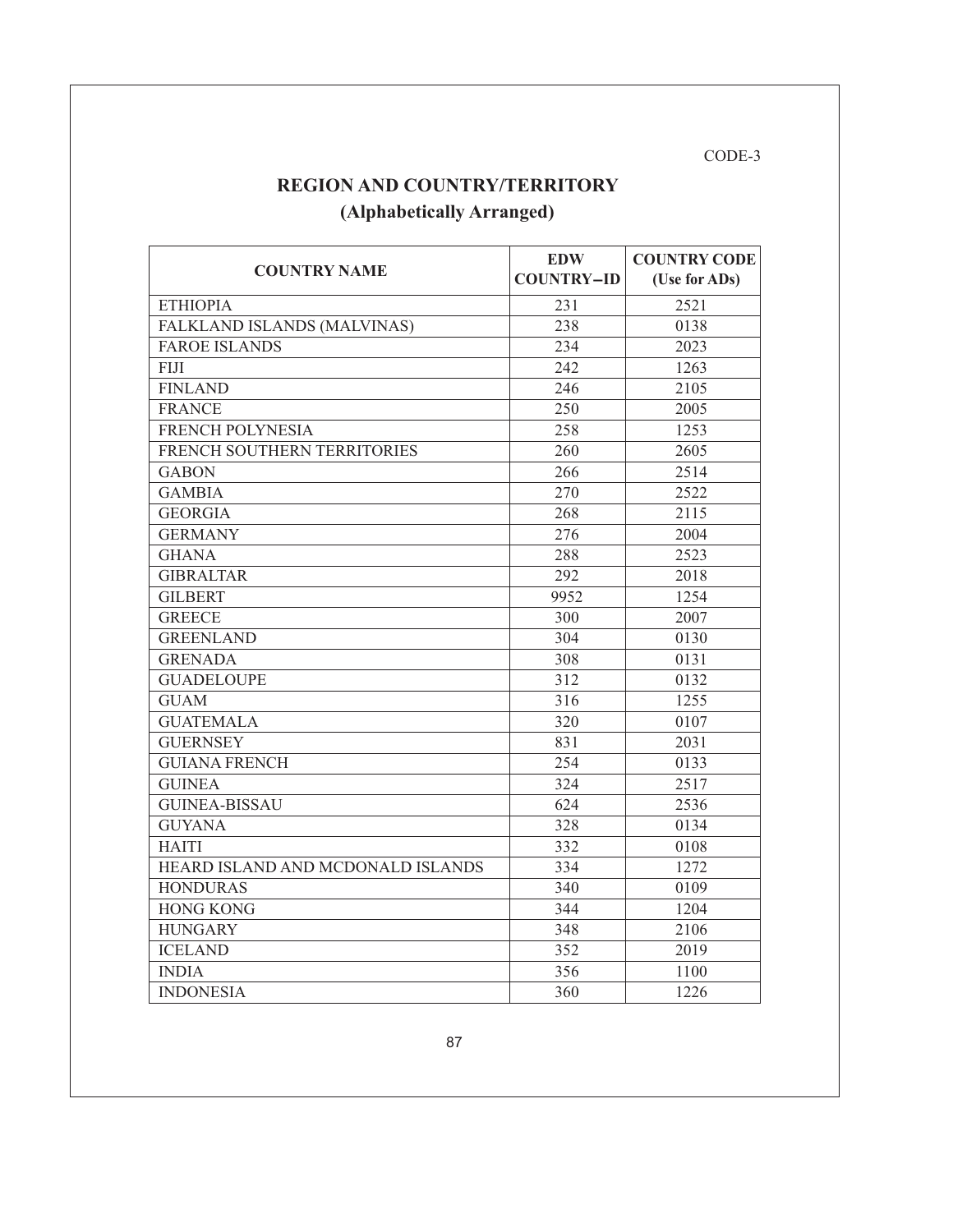CODE-3

## REGION AND COUNTRY/TERRITORY
### (Alphabetically Arranged)

| COUNTRY NAME | EDW COUNTRY–ID | COUNTRY CODE (Use for ADs) |
|---|---|---|
| ETHIOPIA | 231 | 2521 |
| FALKLAND ISLANDS (MALVINAS) | 238 | 0138 |
| FAROE ISLANDS | 234 | 2023 |
| FIJI | 242 | 1263 |
| FINLAND | 246 | 2105 |
| FRANCE | 250 | 2005 |
| FRENCH POLYNESIA | 258 | 1253 |
| FRENCH SOUTHERN TERRITORIES | 260 | 2605 |
| GABON | 266 | 2514 |
| GAMBIA | 270 | 2522 |
| GEORGIA | 268 | 2115 |
| GERMANY | 276 | 2004 |
| GHANA | 288 | 2523 |
| GIBRALTAR | 292 | 2018 |
| GILBERT | 9952 | 1254 |
| GREECE | 300 | 2007 |
| GREENLAND | 304 | 0130 |
| GRENADA | 308 | 0131 |
| GUADELOUPE | 312 | 0132 |
| GUAM | 316 | 1255 |
| GUATEMALA | 320 | 0107 |
| GUERNSEY | 831 | 2031 |
| GUIANA FRENCH | 254 | 0133 |
| GUINEA | 324 | 2517 |
| GUINEA-BISSAU | 624 | 2536 |
| GUYANA | 328 | 0134 |
| HAITI | 332 | 0108 |
| HEARD ISLAND AND MCDONALD ISLANDS | 334 | 1272 |
| HONDURAS | 340 | 0109 |
| HONG KONG | 344 | 1204 |
| HUNGARY | 348 | 2106 |
| ICELAND | 352 | 2019 |
| INDIA | 356 | 1100 |
| INDONESIA | 360 | 1226 |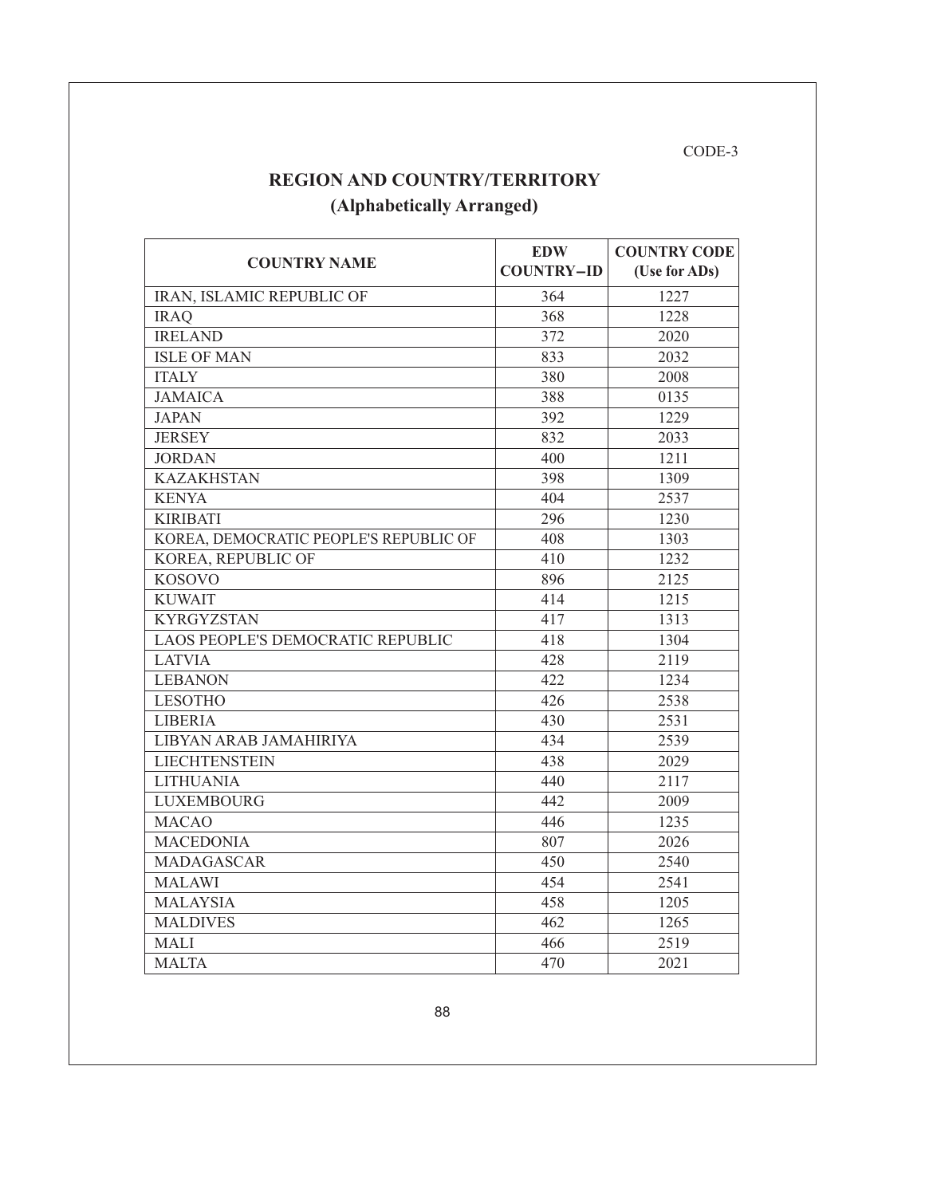CODE-3

## REGION AND COUNTRY/TERRITORY
### (Alphabetically Arranged)

| COUNTRY NAME | EDW COUNTRY–ID | COUNTRY CODE (Use for ADs) |
|---|---|---|
| IRAN, ISLAMIC REPUBLIC OF | 364 | 1227 |
| IRAQ | 368 | 1228 |
| IRELAND | 372 | 2020 |
| ISLE OF MAN | 833 | 2032 |
| ITALY | 380 | 2008 |
| JAMAICA | 388 | 0135 |
| JAPAN | 392 | 1229 |
| JERSEY | 832 | 2033 |
| JORDAN | 400 | 1211 |
| KAZAKHSTAN | 398 | 1309 |
| KENYA | 404 | 2537 |
| KIRIBATI | 296 | 1230 |
| KOREA, DEMOCRATIC PEOPLE'S REPUBLIC OF | 408 | 1303 |
| KOREA, REPUBLIC OF | 410 | 1232 |
| KOSOVO | 896 | 2125 |
| KUWAIT | 414 | 1215 |
| KYRGYZSTAN | 417 | 1313 |
| LAOS PEOPLE'S DEMOCRATIC REPUBLIC | 418 | 1304 |
| LATVIA | 428 | 2119 |
| LEBANON | 422 | 1234 |
| LESOTHO | 426 | 2538 |
| LIBERIA | 430 | 2531 |
| LIBYAN ARAB JAMAHIRIYA | 434 | 2539 |
| LIECHTENSTEIN | 438 | 2029 |
| LITHUANIA | 440 | 2117 |
| LUXEMBOURG | 442 | 2009 |
| MACAO | 446 | 1235 |
| MACEDONIA | 807 | 2026 |
| MADAGASCAR | 450 | 2540 |
| MALAWI | 454 | 2541 |
| MALAYSIA | 458 | 1205 |
| MALDIVES | 462 | 1265 |
| MALI | 466 | 2519 |
| MALTA | 470 | 2021 |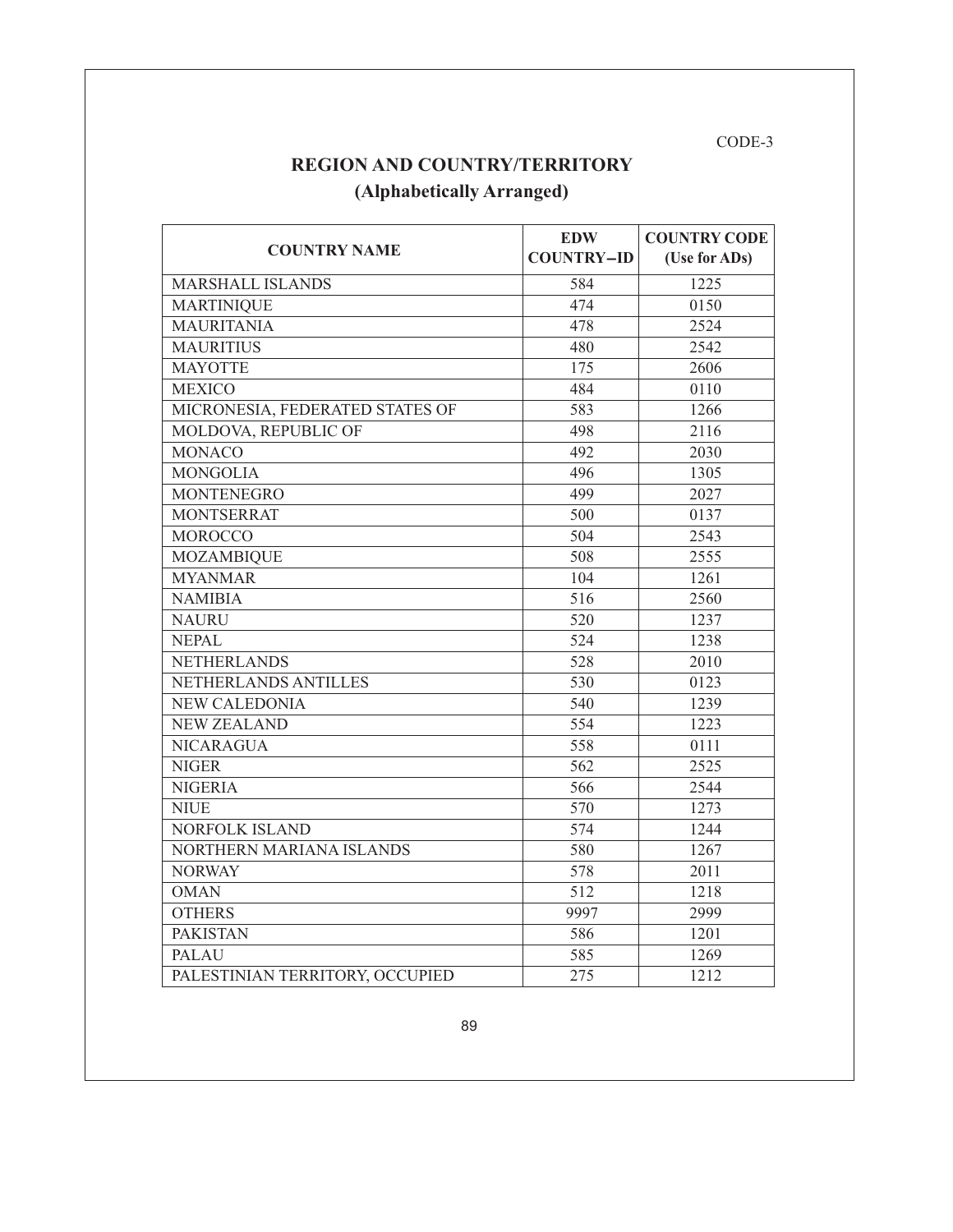CODE-3

## REGION AND COUNTRY/TERRITORY

### (Alphabetically Arranged)

| COUNTRY NAME | EDW COUNTRY–ID | COUNTRY CODE (Use for ADs) |
|---|---|---|
| MARSHALL ISLANDS | 584 | 1225 |
| MARTINIQUE | 474 | 0150 |
| MAURITANIA | 478 | 2524 |
| MAURITIUS | 480 | 2542 |
| MAYOTTE | 175 | 2606 |
| MEXICO | 484 | 0110 |
| MICRONESIA, FEDERATED STATES OF | 583 | 1266 |
| MOLDOVA, REPUBLIC OF | 498 | 2116 |
| MONACO | 492 | 2030 |
| MONGOLIA | 496 | 1305 |
| MONTENEGRO | 499 | 2027 |
| MONTSERRAT | 500 | 0137 |
| MOROCCO | 504 | 2543 |
| MOZAMBIQUE | 508 | 2555 |
| MYANMAR | 104 | 1261 |
| NAMIBIA | 516 | 2560 |
| NAURU | 520 | 1237 |
| NEPAL | 524 | 1238 |
| NETHERLANDS | 528 | 2010 |
| NETHERLANDS ANTILLES | 530 | 0123 |
| NEW CALEDONIA | 540 | 1239 |
| NEW ZEALAND | 554 | 1223 |
| NICARAGUA | 558 | 0111 |
| NIGER | 562 | 2525 |
| NIGERIA | 566 | 2544 |
| NIUE | 570 | 1273 |
| NORFOLK ISLAND | 574 | 1244 |
| NORTHERN MARIANA ISLANDS | 580 | 1267 |
| NORWAY | 578 | 2011 |
| OMAN | 512 | 1218 |
| OTHERS | 9997 | 2999 |
| PAKISTAN | 586 | 1201 |
| PALAU | 585 | 1269 |
| PALESTINIAN TERRITORY, OCCUPIED | 275 | 1212 |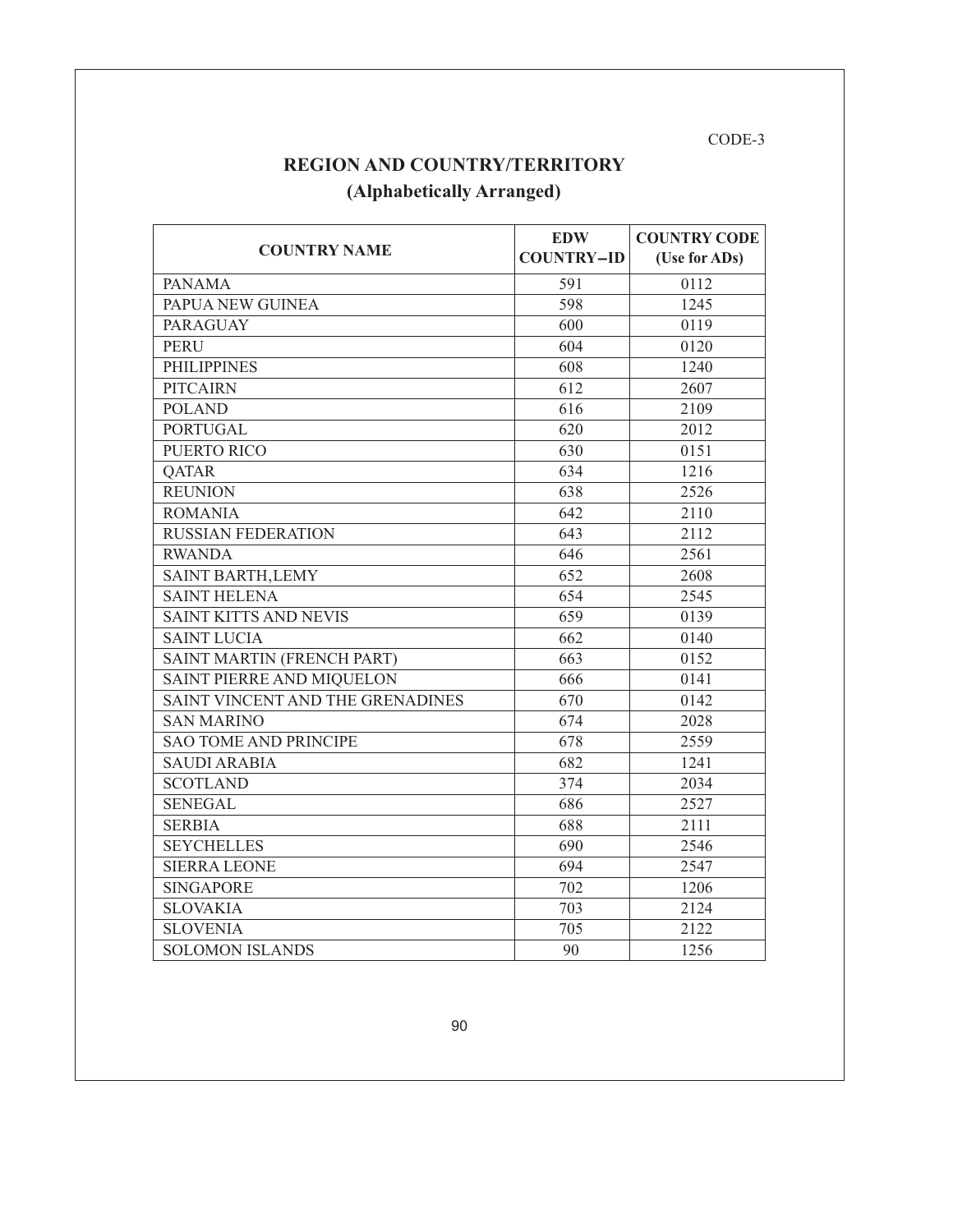CODE-3

## REGION AND COUNTRY/TERRITORY
### (Alphabetically Arranged)

| COUNTRY NAME | EDW COUNTRY–ID | COUNTRY CODE (Use for ADs) |
|---|---|---|
| PANAMA | 591 | 0112 |
| PAPUA NEW GUINEA | 598 | 1245 |
| PARAGUAY | 600 | 0119 |
| PERU | 604 | 0120 |
| PHILIPPINES | 608 | 1240 |
| PITCAIRN | 612 | 2607 |
| POLAND | 616 | 2109 |
| PORTUGAL | 620 | 2012 |
| PUERTO RICO | 630 | 0151 |
| QATAR | 634 | 1216 |
| REUNION | 638 | 2526 |
| ROMANIA | 642 | 2110 |
| RUSSIAN FEDERATION | 643 | 2112 |
| RWANDA | 646 | 2561 |
| SAINT BARTH,LEMY | 652 | 2608 |
| SAINT HELENA | 654 | 2545 |
| SAINT KITTS AND NEVIS | 659 | 0139 |
| SAINT LUCIA | 662 | 0140 |
| SAINT MARTIN (FRENCH PART) | 663 | 0152 |
| SAINT PIERRE AND MIQUELON | 666 | 0141 |
| SAINT VINCENT AND THE GRENADINES | 670 | 0142 |
| SAN MARINO | 674 | 2028 |
| SAO TOME AND PRINCIPE | 678 | 2559 |
| SAUDI ARABIA | 682 | 1241 |
| SCOTLAND | 374 | 2034 |
| SENEGAL | 686 | 2527 |
| SERBIA | 688 | 2111 |
| SEYCHELLES | 690 | 2546 |
| SIERRA LEONE | 694 | 2547 |
| SINGAPORE | 702 | 1206 |
| SLOVAKIA | 703 | 2124 |
| SLOVENIA | 705 | 2122 |
| SOLOMON ISLANDS | 90 | 1256 |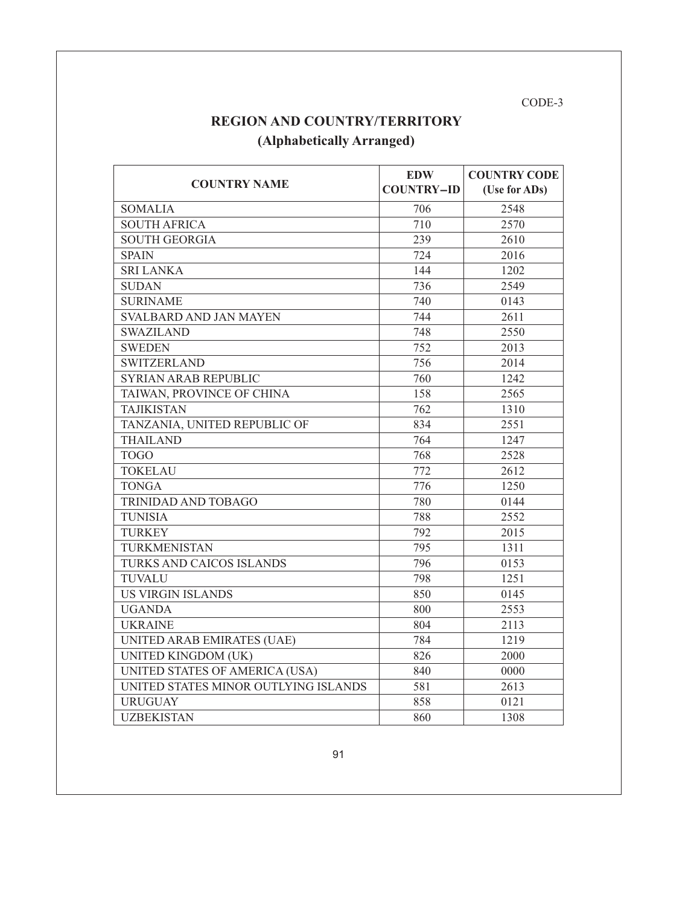CODE-3

## REGION AND COUNTRY/TERRITORY
### (Alphabetically Arranged)

| COUNTRY NAME | EDW COUNTRY–ID | COUNTRY CODE (Use for ADs) |
|---|---|---|
| SOMALIA | 706 | 2548 |
| SOUTH AFRICA | 710 | 2570 |
| SOUTH GEORGIA | 239 | 2610 |
| SPAIN | 724 | 2016 |
| SRI LANKA | 144 | 1202 |
| SUDAN | 736 | 2549 |
| SURINAME | 740 | 0143 |
| SVALBARD AND JAN MAYEN | 744 | 2611 |
| SWAZILAND | 748 | 2550 |
| SWEDEN | 752 | 2013 |
| SWITZERLAND | 756 | 2014 |
| SYRIAN ARAB REPUBLIC | 760 | 1242 |
| TAIWAN, PROVINCE OF CHINA | 158 | 2565 |
| TAJIKISTAN | 762 | 1310 |
| TANZANIA, UNITED REPUBLIC OF | 834 | 2551 |
| THAILAND | 764 | 1247 |
| TOGO | 768 | 2528 |
| TOKELAU | 772 | 2612 |
| TONGA | 776 | 1250 |
| TRINIDAD AND TOBAGO | 780 | 0144 |
| TUNISIA | 788 | 2552 |
| TURKEY | 792 | 2015 |
| TURKMENISTAN | 795 | 1311 |
| TURKS AND CAICOS ISLANDS | 796 | 0153 |
| TUVALU | 798 | 1251 |
| US VIRGIN ISLANDS | 850 | 0145 |
| UGANDA | 800 | 2553 |
| UKRAINE | 804 | 2113 |
| UNITED ARAB EMIRATES (UAE) | 784 | 1219 |
| UNITED KINGDOM (UK) | 826 | 2000 |
| UNITED STATES OF AMERICA (USA) | 840 | 0000 |
| UNITED STATES MINOR OUTLYING ISLANDS | 581 | 2613 |
| URUGUAY | 858 | 0121 |
| UZBEKISTAN | 860 | 1308 |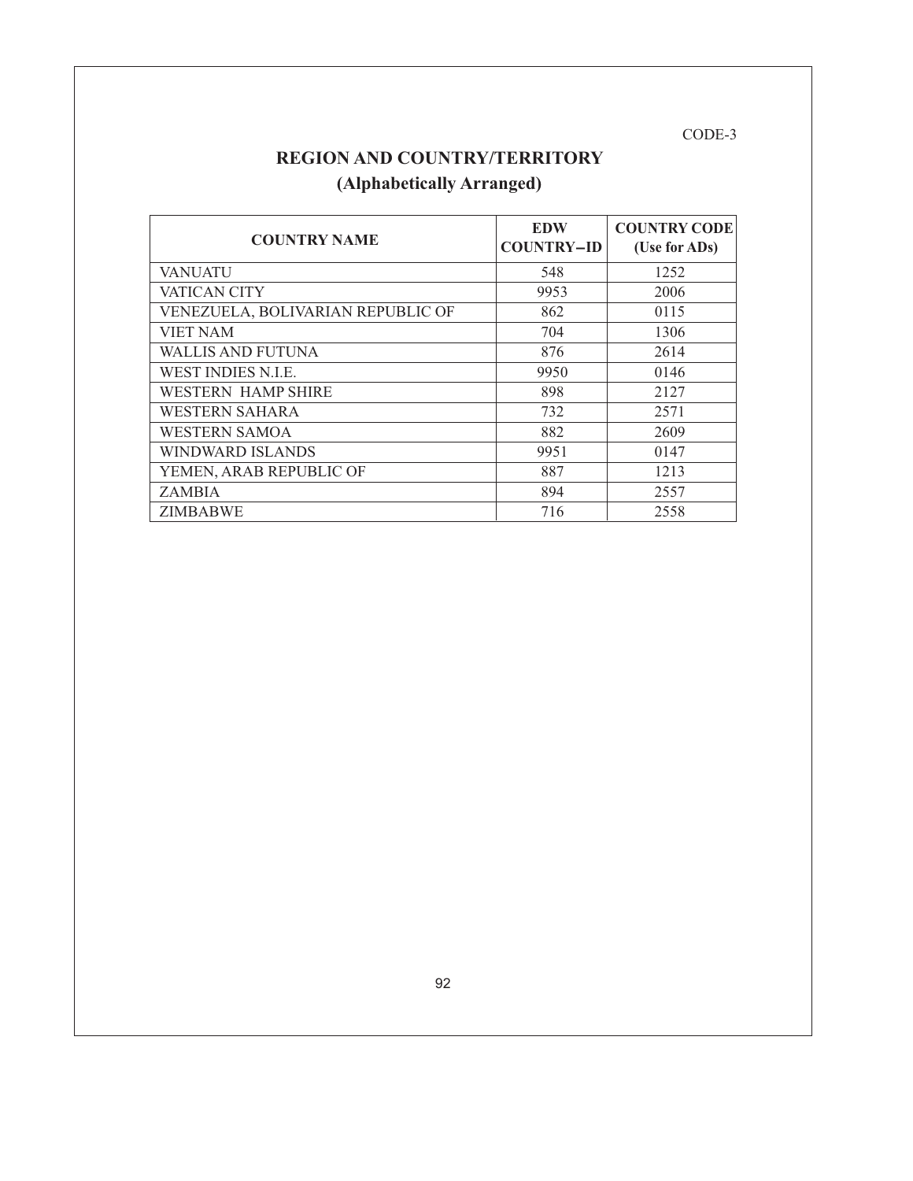CODE-3

## REGION AND COUNTRY/TERRITORY
### (Alphabetically Arranged)

| COUNTRY NAME | EDW COUNTRY–ID | COUNTRY CODE (Use for ADs) |
|---|---|---|
| VANUATU | 548 | 1252 |
| VATICAN CITY | 9953 | 2006 |
| VENEZUELA, BOLIVARIAN REPUBLIC OF | 862 | 0115 |
| VIET NAM | 704 | 1306 |
| WALLIS AND FUTUNA | 876 | 2614 |
| WEST INDIES N.I.E. | 9950 | 0146 |
| WESTERN HAMP SHIRE | 898 | 2127 |
| WESTERN SAHARA | 732 | 2571 |
| WESTERN SAMOA | 882 | 2609 |
| WINDWARD ISLANDS | 9951 | 0147 |
| YEMEN, ARAB REPUBLIC OF | 887 | 1213 |
| ZAMBIA | 894 | 2557 |
| ZIMBABWE | 716 | 2558 |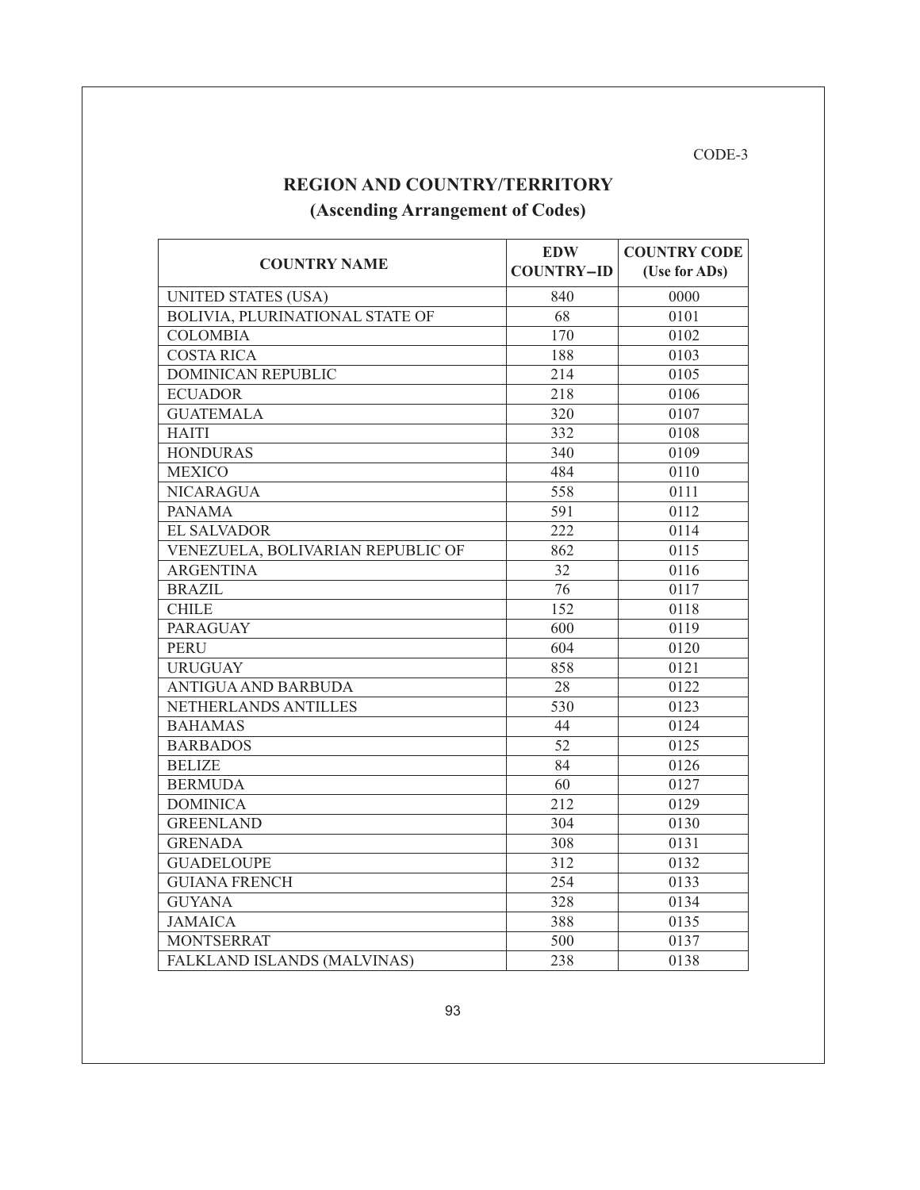CODE-3

## REGION AND COUNTRY/TERRITORY

### (Ascending Arrangement of Codes)

| COUNTRY NAME | EDW COUNTRY–ID | COUNTRY CODE (Use for ADs) |
|---|---|---|
| UNITED STATES (USA) | 840 | 0000 |
| BOLIVIA, PLURINATIONAL STATE OF | 68 | 0101 |
| COLOMBIA | 170 | 0102 |
| COSTA RICA | 188 | 0103 |
| DOMINICAN REPUBLIC | 214 | 0105 |
| ECUADOR | 218 | 0106 |
| GUATEMALA | 320 | 0107 |
| HAITI | 332 | 0108 |
| HONDURAS | 340 | 0109 |
| MEXICO | 484 | 0110 |
| NICARAGUA | 558 | 0111 |
| PANAMA | 591 | 0112 |
| EL SALVADOR | 222 | 0114 |
| VENEZUELA, BOLIVARIAN REPUBLIC OF | 862 | 0115 |
| ARGENTINA | 32 | 0116 |
| BRAZIL | 76 | 0117 |
| CHILE | 152 | 0118 |
| PARAGUAY | 600 | 0119 |
| PERU | 604 | 0120 |
| URUGUAY | 858 | 0121 |
| ANTIGUA AND BARBUDA | 28 | 0122 |
| NETHERLANDS ANTILLES | 530 | 0123 |
| BAHAMAS | 44 | 0124 |
| BARBADOS | 52 | 0125 |
| BELIZE | 84 | 0126 |
| BERMUDA | 60 | 0127 |
| DOMINICA | 212 | 0129 |
| GREENLAND | 304 | 0130 |
| GRENADA | 308 | 0131 |
| GUADELOUPE | 312 | 0132 |
| GUIANA FRENCH | 254 | 0133 |
| GUYANA | 328 | 0134 |
| JAMAICA | 388 | 0135 |
| MONTSERRAT | 500 | 0137 |
| FALKLAND ISLANDS (MALVINAS) | 238 | 0138 |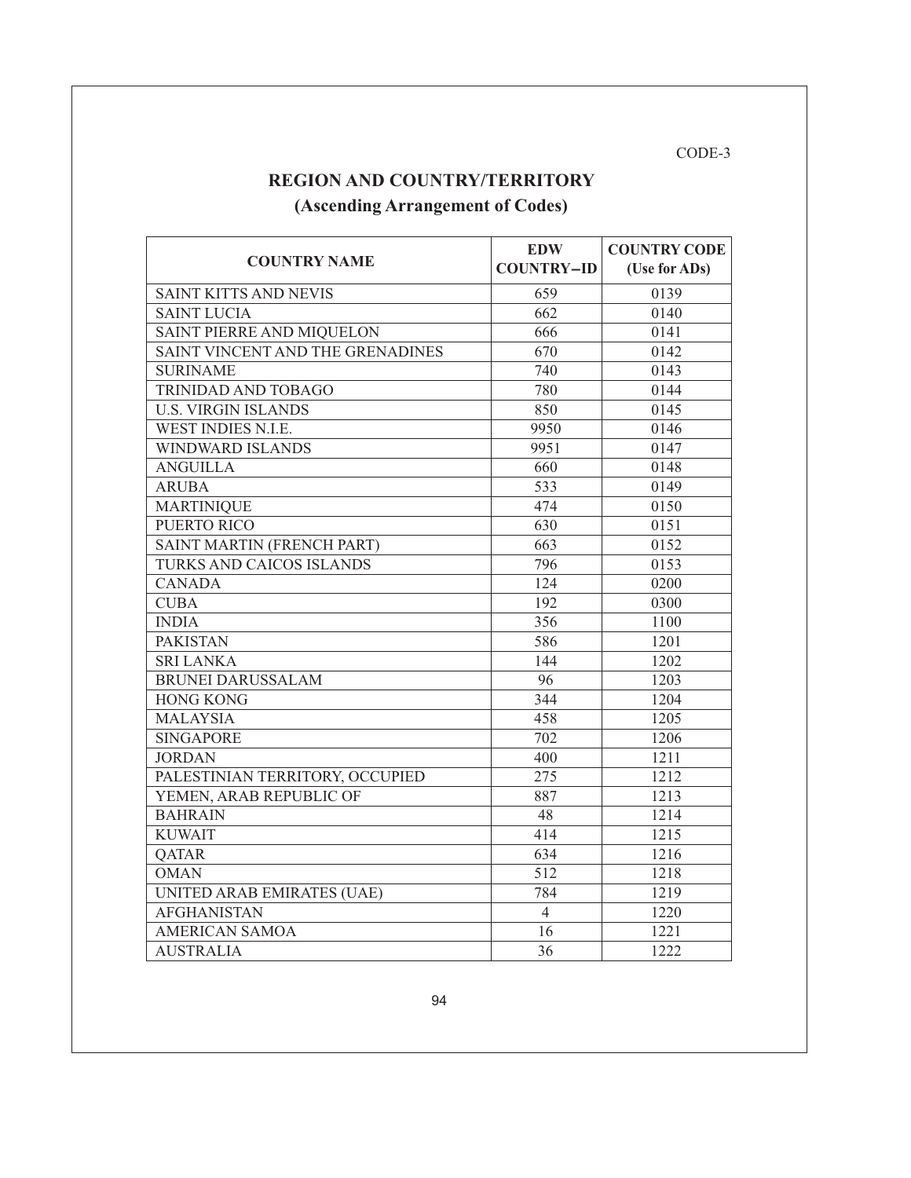CODE-3

## REGION AND COUNTRY/TERRITORY

### (Ascending Arrangement of Codes)

| COUNTRY NAME | EDW COUNTRY–ID | COUNTRY CODE (Use for ADs) |
|---|---|---|
| SAINT KITTS AND NEVIS | 659 | 0139 |
| SAINT LUCIA | 662 | 0140 |
| SAINT PIERRE AND MIQUELON | 666 | 0141 |
| SAINT VINCENT AND THE GRENADINES | 670 | 0142 |
| SURINAME | 740 | 0143 |
| TRINIDAD AND TOBAGO | 780 | 0144 |
| U.S. VIRGIN ISLANDS | 850 | 0145 |
| WEST INDIES N.I.E. | 9950 | 0146 |
| WINDWARD ISLANDS | 9951 | 0147 |
| ANGUILLA | 660 | 0148 |
| ARUBA | 533 | 0149 |
| MARTINIQUE | 474 | 0150 |
| PUERTO RICO | 630 | 0151 |
| SAINT MARTIN (FRENCH PART) | 663 | 0152 |
| TURKS AND CAICOS ISLANDS | 796 | 0153 |
| CANADA | 124 | 0200 |
| CUBA | 192 | 0300 |
| INDIA | 356 | 1100 |
| PAKISTAN | 586 | 1201 |
| SRI LANKA | 144 | 1202 |
| BRUNEI DARUSSALAM | 96 | 1203 |
| HONG KONG | 344 | 1204 |
| MALAYSIA | 458 | 1205 |
| SINGAPORE | 702 | 1206 |
| JORDAN | 400 | 1211 |
| PALESTINIAN TERRITORY, OCCUPIED | 275 | 1212 |
| YEMEN, ARAB REPUBLIC OF | 887 | 1213 |
| BAHRAIN | 48 | 1214 |
| KUWAIT | 414 | 1215 |
| QATAR | 634 | 1216 |
| OMAN | 512 | 1218 |
| UNITED ARAB EMIRATES (UAE) | 784 | 1219 |
| AFGHANISTAN | 4 | 1220 |
| AMERICAN SAMOA | 16 | 1221 |
| AUSTRALIA | 36 | 1222 |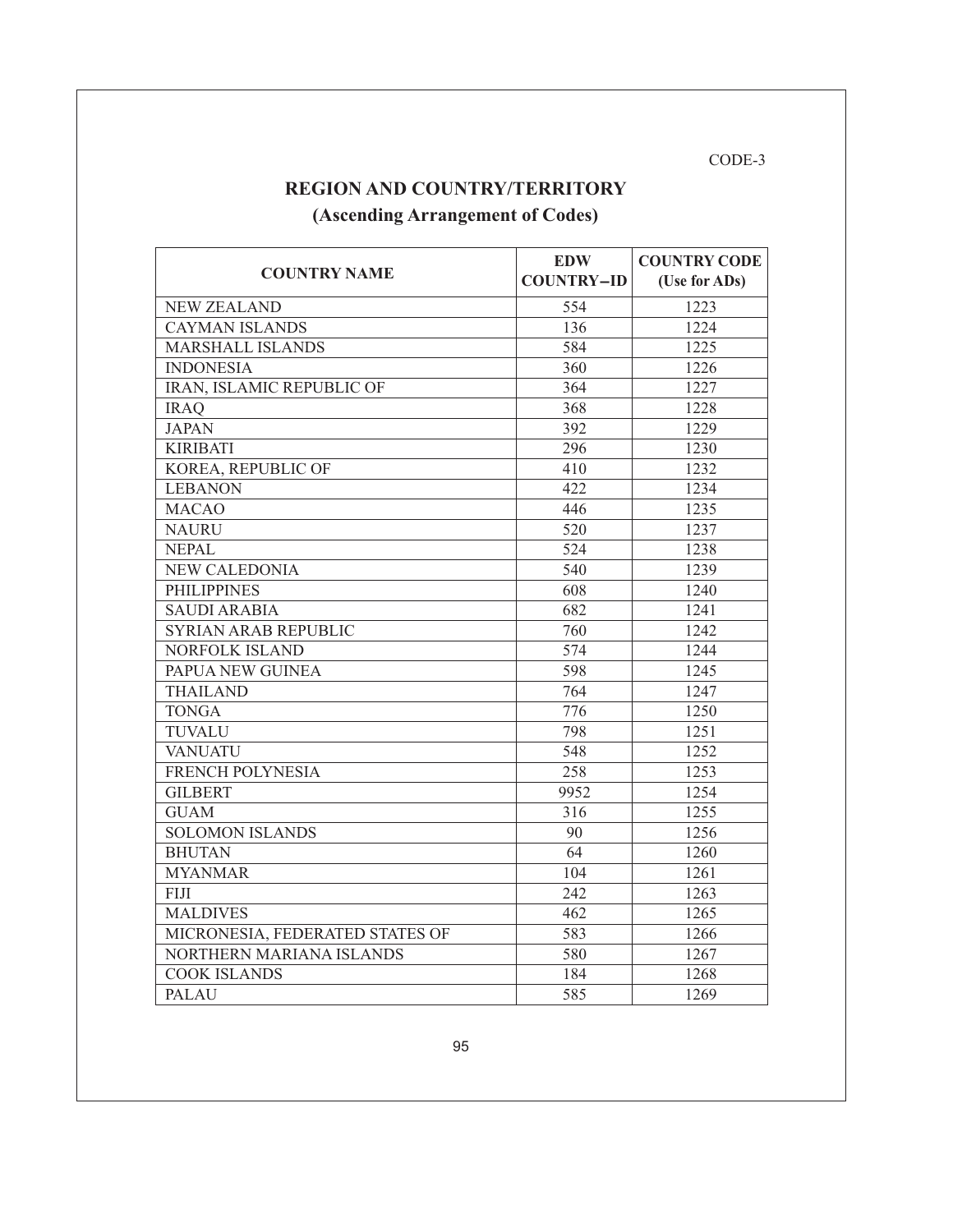CODE-3

# REGION AND COUNTRY/TERRITORY

## (Ascending Arrangement of Codes)

| COUNTRY NAME | EDW COUNTRY–ID | COUNTRY CODE (Use for ADs) |
| --- | --- | --- |
| NEW ZEALAND | 554 | 1223 |
| CAYMAN ISLANDS | 136 | 1224 |
| MARSHALL ISLANDS | 584 | 1225 |
| INDONESIA | 360 | 1226 |
| IRAN, ISLAMIC REPUBLIC OF | 364 | 1227 |
| IRAQ | 368 | 1228 |
| JAPAN | 392 | 1229 |
| KIRIBATI | 296 | 1230 |
| KOREA, REPUBLIC OF | 410 | 1232 |
| LEBANON | 422 | 1234 |
| MACAO | 446 | 1235 |
| NAURU | 520 | 1237 |
| NEPAL | 524 | 1238 |
| NEW CALEDONIA | 540 | 1239 |
| PHILIPPINES | 608 | 1240 |
| SAUDI ARABIA | 682 | 1241 |
| SYRIAN ARAB REPUBLIC | 760 | 1242 |
| NORFOLK ISLAND | 574 | 1244 |
| PAPUA NEW GUINEA | 598 | 1245 |
| THAILAND | 764 | 1247 |
| TONGA | 776 | 1250 |
| TUVALU | 798 | 1251 |
| VANUATU | 548 | 1252 |
| FRENCH POLYNESIA | 258 | 1253 |
| GILBERT | 9952 | 1254 |
| GUAM | 316 | 1255 |
| SOLOMON ISLANDS | 90 | 1256 |
| BHUTAN | 64 | 1260 |
| MYANMAR | 104 | 1261 |
| FIJI | 242 | 1263 |
| MALDIVES | 462 | 1265 |
| MICRONESIA, FEDERATED STATES OF | 583 | 1266 |
| NORTHERN MARIANA ISLANDS | 580 | 1267 |
| COOK ISLANDS | 184 | 1268 |
| PALAU | 585 | 1269 |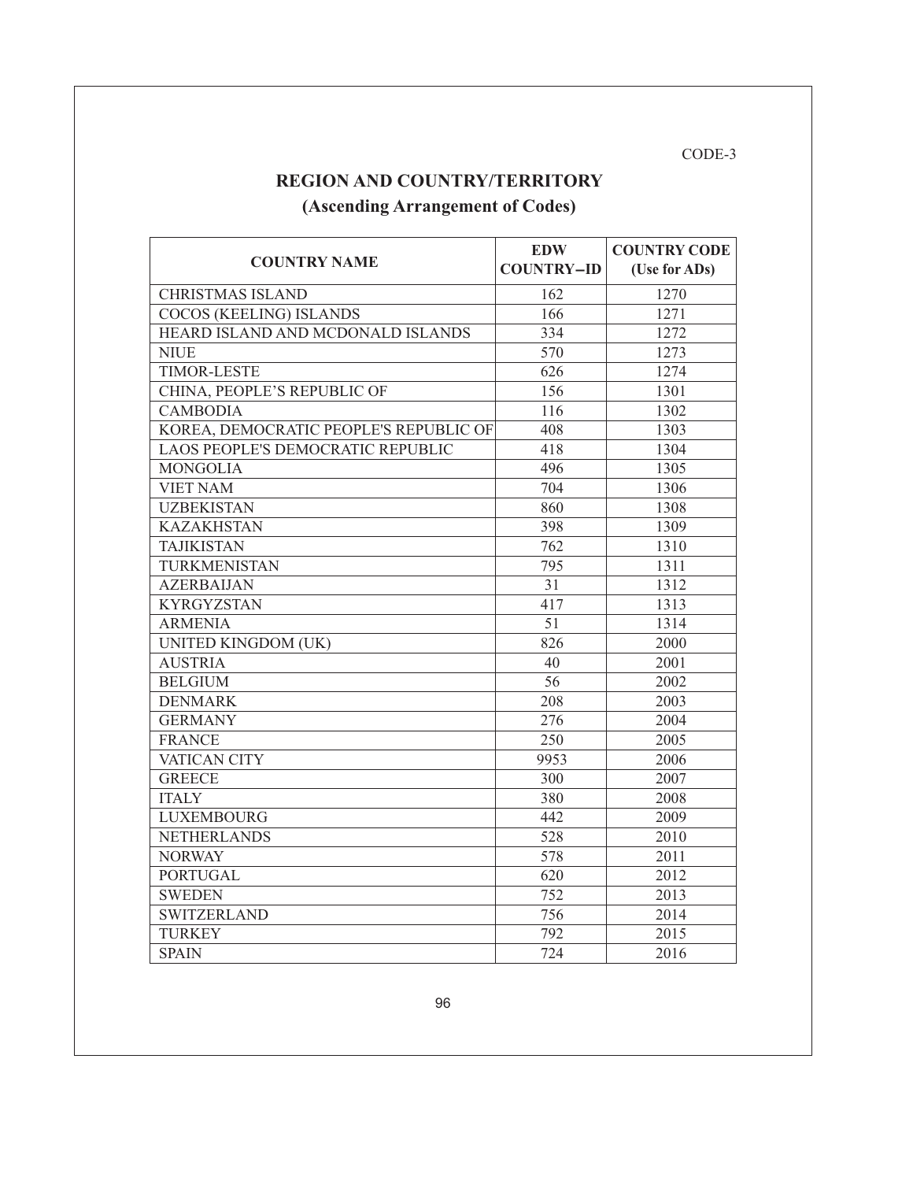CODE-3

## REGION AND COUNTRY/TERRITORY

### (Ascending Arrangement of Codes)

| COUNTRY NAME | EDW COUNTRY–ID | COUNTRY CODE (Use for ADs) |
|---|---|---|
| CHRISTMAS ISLAND | 162 | 1270 |
| COCOS (KEELING) ISLANDS | 166 | 1271 |
| HEARD ISLAND AND MCDONALD ISLANDS | 334 | 1272 |
| NIUE | 570 | 1273 |
| TIMOR-LESTE | 626 | 1274 |
| CHINA, PEOPLE'S REPUBLIC OF | 156 | 1301 |
| CAMBODIA | 116 | 1302 |
| KOREA, DEMOCRATIC PEOPLE'S REPUBLIC OF | 408 | 1303 |
| LAOS PEOPLE'S DEMOCRATIC REPUBLIC | 418 | 1304 |
| MONGOLIA | 496 | 1305 |
| VIET NAM | 704 | 1306 |
| UZBEKISTAN | 860 | 1308 |
| KAZAKHSTAN | 398 | 1309 |
| TAJIKISTAN | 762 | 1310 |
| TURKMENISTAN | 795 | 1311 |
| AZERBAIJAN | 31 | 1312 |
| KYRGYZSTAN | 417 | 1313 |
| ARMENIA | 51 | 1314 |
| UNITED KINGDOM (UK) | 826 | 2000 |
| AUSTRIA | 40 | 2001 |
| BELGIUM | 56 | 2002 |
| DENMARK | 208 | 2003 |
| GERMANY | 276 | 2004 |
| FRANCE | 250 | 2005 |
| VATICAN CITY | 9953 | 2006 |
| GREECE | 300 | 2007 |
| ITALY | 380 | 2008 |
| LUXEMBOURG | 442 | 2009 |
| NETHERLANDS | 528 | 2010 |
| NORWAY | 578 | 2011 |
| PORTUGAL | 620 | 2012 |
| SWEDEN | 752 | 2013 |
| SWITZERLAND | 756 | 2014 |
| TURKEY | 792 | 2015 |
| SPAIN | 724 | 2016 |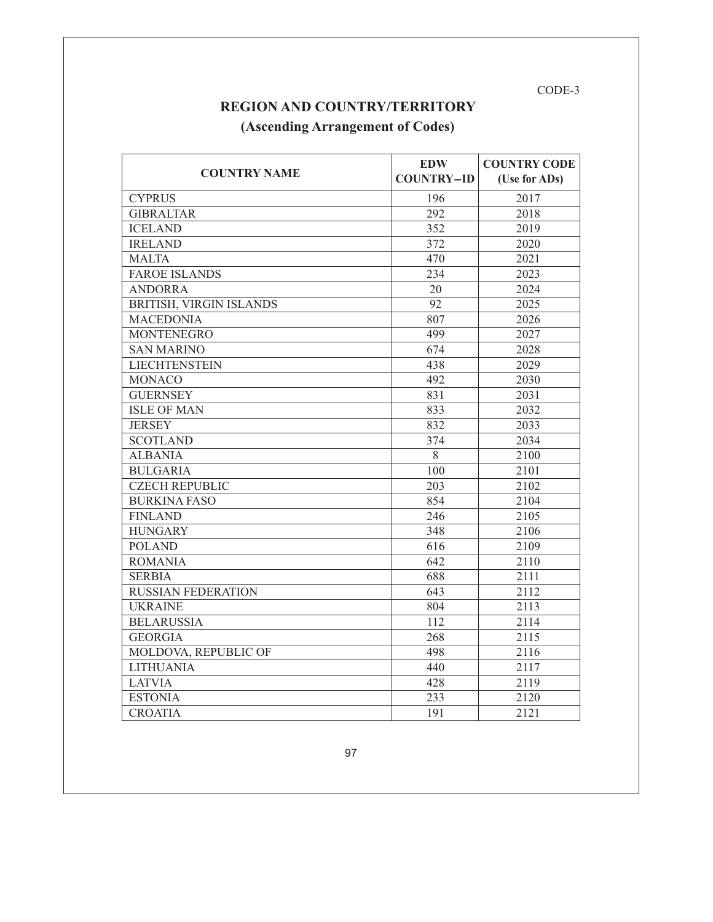CODE-3

## REGION AND COUNTRY/TERRITORY

### (Ascending Arrangement of Codes)

| COUNTRY NAME | EDW COUNTRY–ID | COUNTRY CODE (Use for ADs) |
|---|---|---|
| CYPRUS | 196 | 2017 |
| GIBRALTAR | 292 | 2018 |
| ICELAND | 352 | 2019 |
| IRELAND | 372 | 2020 |
| MALTA | 470 | 2021 |
| FAROE ISLANDS | 234 | 2023 |
| ANDORRA | 20 | 2024 |
| BRITISH, VIRGIN ISLANDS | 92 | 2025 |
| MACEDONIA | 807 | 2026 |
| MONTENEGRO | 499 | 2027 |
| SAN MARINO | 674 | 2028 |
| LIECHTENSTEIN | 438 | 2029 |
| MONACO | 492 | 2030 |
| GUERNSEY | 831 | 2031 |
| ISLE OF MAN | 833 | 2032 |
| JERSEY | 832 | 2033 |
| SCOTLAND | 374 | 2034 |
| ALBANIA | 8 | 2100 |
| BULGARIA | 100 | 2101 |
| CZECH REPUBLIC | 203 | 2102 |
| BURKINA FASO | 854 | 2104 |
| FINLAND | 246 | 2105 |
| HUNGARY | 348 | 2106 |
| POLAND | 616 | 2109 |
| ROMANIA | 642 | 2110 |
| SERBIA | 688 | 2111 |
| RUSSIAN FEDERATION | 643 | 2112 |
| UKRAINE | 804 | 2113 |
| BELARUSSIA | 112 | 2114 |
| GEORGIA | 268 | 2115 |
| MOLDOVA, REPUBLIC OF | 498 | 2116 |
| LITHUANIA | 440 | 2117 |
| LATVIA | 428 | 2119 |
| ESTONIA | 233 | 2120 |
| CROATIA | 191 | 2121 |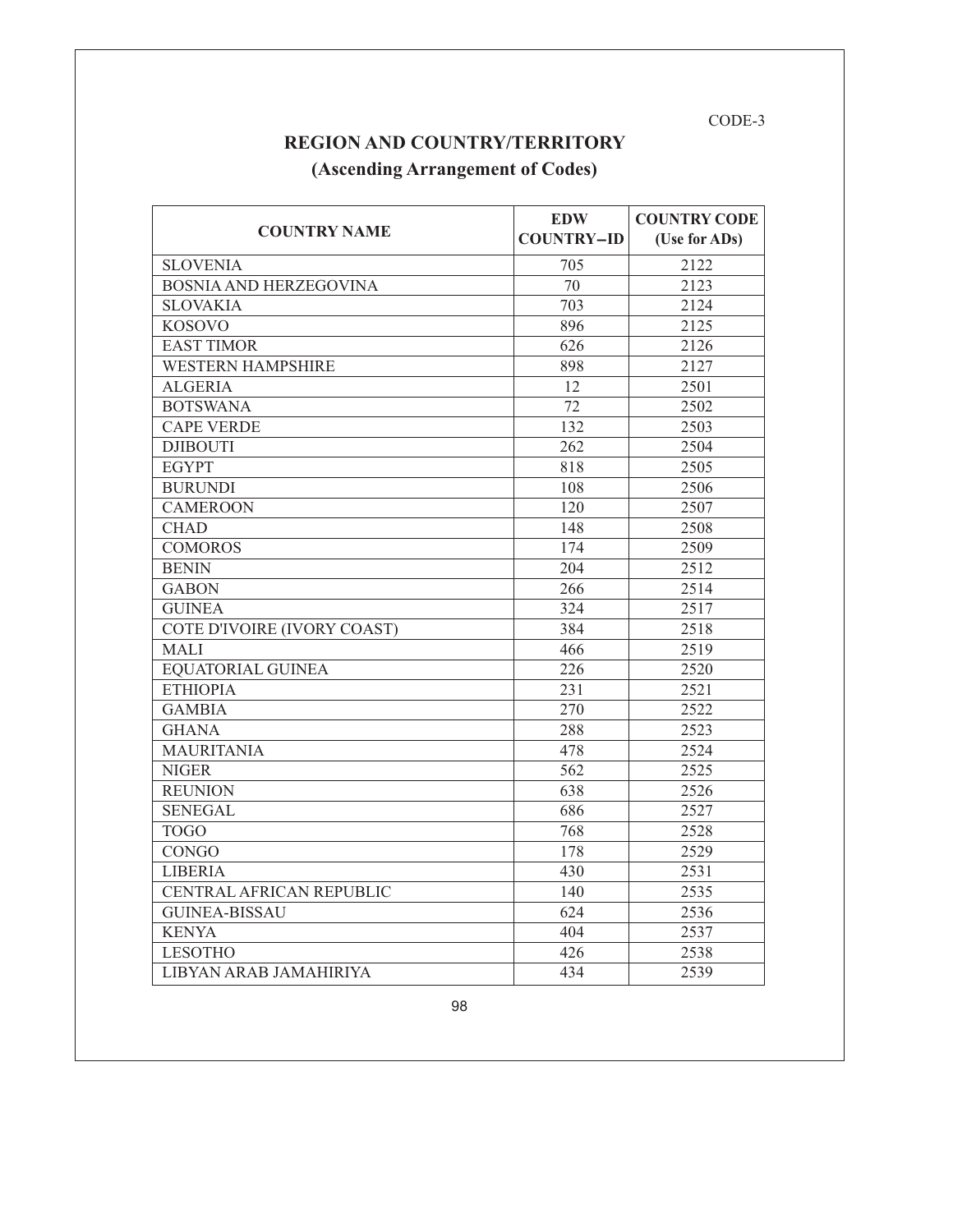CODE-3

## REGION AND COUNTRY/TERRITORY

### (Ascending Arrangement of Codes)

| COUNTRY NAME | EDW COUNTRY–ID | COUNTRY CODE (Use for ADs) |
|---|---|---|
| SLOVENIA | 705 | 2122 |
| BOSNIA AND HERZEGOVINA | 70 | 2123 |
| SLOVAKIA | 703 | 2124 |
| KOSOVO | 896 | 2125 |
| EAST TIMOR | 626 | 2126 |
| WESTERN HAMPSHIRE | 898 | 2127 |
| ALGERIA | 12 | 2501 |
| BOTSWANA | 72 | 2502 |
| CAPE VERDE | 132 | 2503 |
| DJIBOUTI | 262 | 2504 |
| EGYPT | 818 | 2505 |
| BURUNDI | 108 | 2506 |
| CAMEROON | 120 | 2507 |
| CHAD | 148 | 2508 |
| COMOROS | 174 | 2509 |
| BENIN | 204 | 2512 |
| GABON | 266 | 2514 |
| GUINEA | 324 | 2517 |
| COTE D'IVOIRE (IVORY COAST) | 384 | 2518 |
| MALI | 466 | 2519 |
| EQUATORIAL GUINEA | 226 | 2520 |
| ETHIOPIA | 231 | 2521 |
| GAMBIA | 270 | 2522 |
| GHANA | 288 | 2523 |
| MAURITANIA | 478 | 2524 |
| NIGER | 562 | 2525 |
| REUNION | 638 | 2526 |
| SENEGAL | 686 | 2527 |
| TOGO | 768 | 2528 |
| CONGO | 178 | 2529 |
| LIBERIA | 430 | 2531 |
| CENTRAL AFRICAN REPUBLIC | 140 | 2535 |
| GUINEA-BISSAU | 624 | 2536 |
| KENYA | 404 | 2537 |
| LESOTHO | 426 | 2538 |
| LIBYAN ARAB JAMAHIRIYA | 434 | 2539 |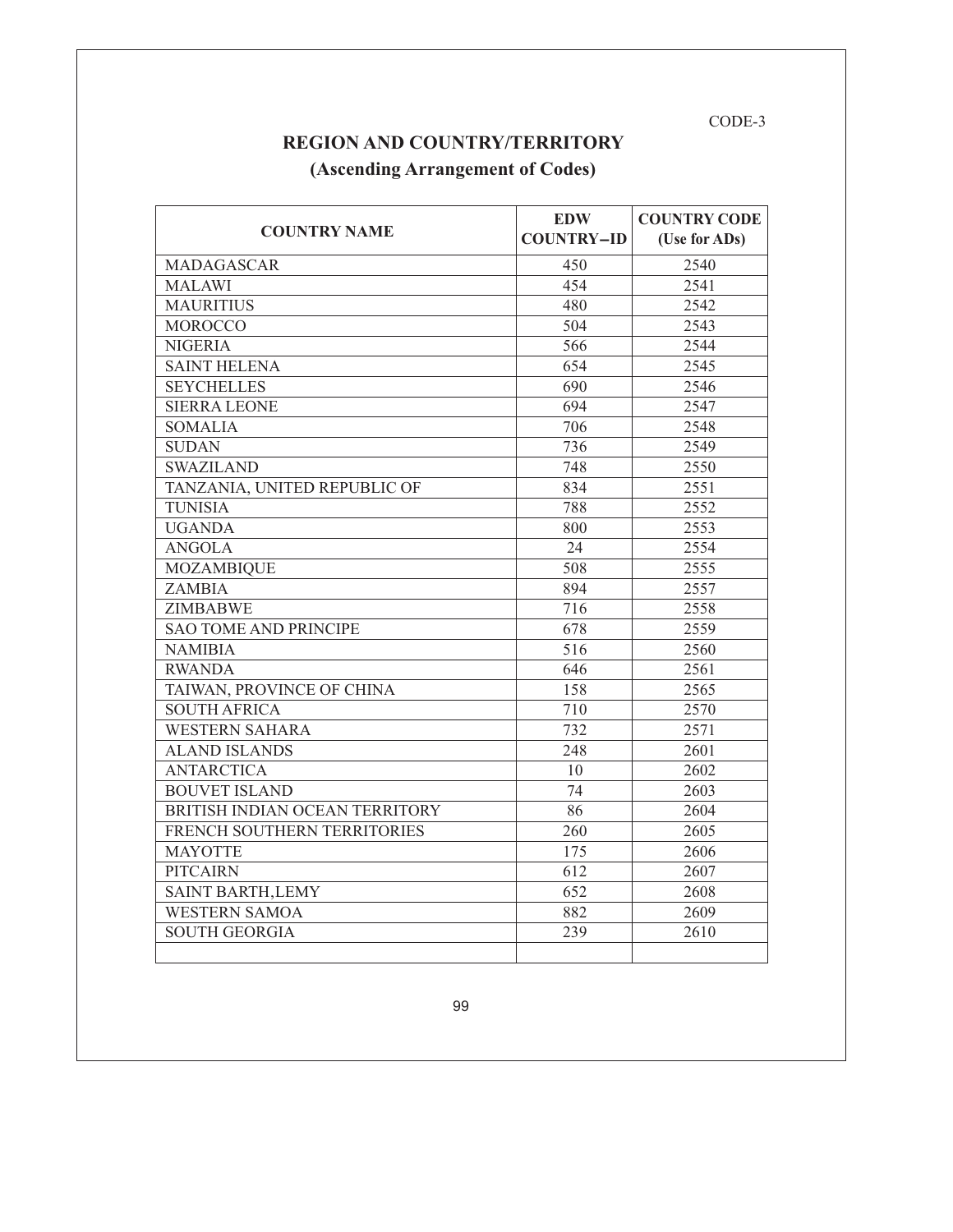CODE-3

## REGION AND COUNTRY/TERRITORY

### (Ascending Arrangement of Codes)

| COUNTRY NAME | EDW COUNTRY–ID | COUNTRY CODE (Use for ADs) |
|---|---|---|
| MADAGASCAR | 450 | 2540 |
| MALAWI | 454 | 2541 |
| MAURITIUS | 480 | 2542 |
| MOROCCO | 504 | 2543 |
| NIGERIA | 566 | 2544 |
| SAINT HELENA | 654 | 2545 |
| SEYCHELLES | 690 | 2546 |
| SIERRA LEONE | 694 | 2547 |
| SOMALIA | 706 | 2548 |
| SUDAN | 736 | 2549 |
| SWAZILAND | 748 | 2550 |
| TANZANIA, UNITED REPUBLIC OF | 834 | 2551 |
| TUNISIA | 788 | 2552 |
| UGANDA | 800 | 2553 |
| ANGOLA | 24 | 2554 |
| MOZAMBIQUE | 508 | 2555 |
| ZAMBIA | 894 | 2557 |
| ZIMBABWE | 716 | 2558 |
| SAO TOME AND PRINCIPE | 678 | 2559 |
| NAMIBIA | 516 | 2560 |
| RWANDA | 646 | 2561 |
| TAIWAN, PROVINCE OF CHINA | 158 | 2565 |
| SOUTH AFRICA | 710 | 2570 |
| WESTERN SAHARA | 732 | 2571 |
| ALAND ISLANDS | 248 | 2601 |
| ANTARCTICA | 10 | 2602 |
| BOUVET ISLAND | 74 | 2603 |
| BRITISH INDIAN OCEAN TERRITORY | 86 | 2604 |
| FRENCH SOUTHERN TERRITORIES | 260 | 2605 |
| MAYOTTE | 175 | 2606 |
| PITCAIRN | 612 | 2607 |
| SAINT BARTH,LEMY | 652 | 2608 |
| WESTERN SAMOA | 882 | 2609 |
| SOUTH GEORGIA | 239 | 2610 |
| | | |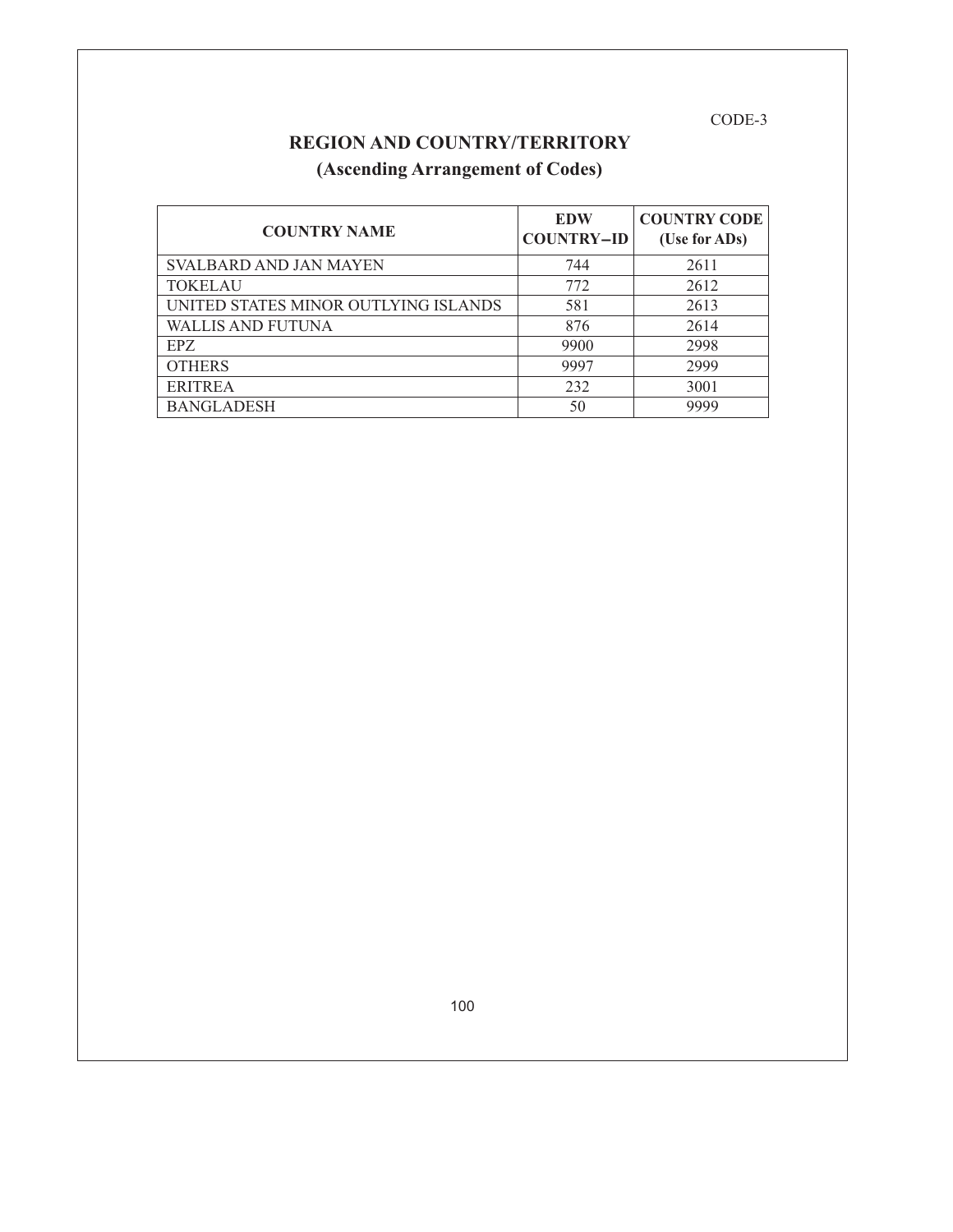CODE-3

## REGION AND COUNTRY/TERRITORY

### (Ascending Arrangement of Codes)

| COUNTRY NAME | EDW COUNTRY–ID | COUNTRY CODE (Use for ADs) |
|---|---|---|
| SVALBARD AND JAN MAYEN | 744 | 2611 |
| TOKELAU | 772 | 2612 |
| UNITED STATES MINOR OUTLYING ISLANDS | 581 | 2613 |
| WALLIS AND FUTUNA | 876 | 2614 |
| EPZ | 9900 | 2998 |
| OTHERS | 9997 | 2999 |
| ERITREA | 232 | 3001 |
| BANGLADESH | 50 | 9999 |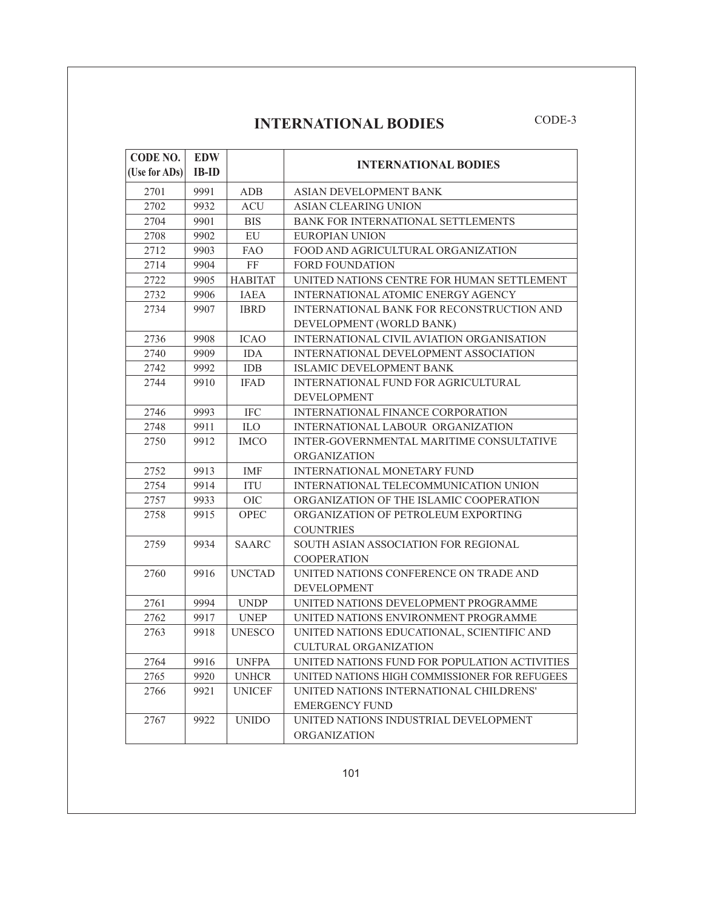# INTERNATIONAL BODIES

CODE-3

| CODE NO. (Use for ADs) | EDW IB-ID | | INTERNATIONAL BODIES |
|---|---|---|---|
| 2701 | 9991 | ADB | ASIAN DEVELOPMENT BANK |
| 2702 | 9932 | ACU | ASIAN CLEARING UNION |
| 2704 | 9901 | BIS | BANK FOR INTERNATIONAL SETTLEMENTS |
| 2708 | 9902 | EU | EUROPIAN UNION |
| 2712 | 9903 | FAO | FOOD AND AGRICULTURAL ORGANIZATION |
| 2714 | 9904 | FF | FORD FOUNDATION |
| 2722 | 9905 | HABITAT | UNITED NATIONS CENTRE FOR HUMAN SETTLEMENT |
| 2732 | 9906 | IAEA | INTERNATIONAL ATOMIC ENERGY AGENCY |
| 2734 | 9907 | IBRD | INTERNATIONAL BANK FOR RECONSTRUCTION AND DEVELOPMENT (WORLD BANK) |
| 2736 | 9908 | ICAO | INTERNATIONAL CIVIL AVIATION ORGANISATION |
| 2740 | 9909 | IDA | INTERNATIONAL DEVELOPMENT ASSOCIATION |
| 2742 | 9992 | IDB | ISLAMIC DEVELOPMENT BANK |
| 2744 | 9910 | IFAD | INTERNATIONAL FUND FOR AGRICULTURAL DEVELOPMENT |
| 2746 | 9993 | IFC | INTERNATIONAL FINANCE CORPORATION |
| 2748 | 9911 | ILO | INTERNATIONAL LABOUR ORGANIZATION |
| 2750 | 9912 | IMCO | INTER-GOVERNMENTAL MARITIME CONSULTATIVE ORGANIZATION |
| 2752 | 9913 | IMF | INTERNATIONAL MONETARY FUND |
| 2754 | 9914 | ITU | INTERNATIONAL TELECOMMUNICATION UNION |
| 2757 | 9933 | OIC | ORGANIZATION OF THE ISLAMIC COOPERATION |
| 2758 | 9915 | OPEC | ORGANIZATION OF PETROLEUM EXPORTING COUNTRIES |
| 2759 | 9934 | SAARC | SOUTH ASIAN ASSOCIATION FOR REGIONAL COOPERATION |
| 2760 | 9916 | UNCTAD | UNITED NATIONS CONFERENCE ON TRADE AND DEVELOPMENT |
| 2761 | 9994 | UNDP | UNITED NATIONS DEVELOPMENT PROGRAMME |
| 2762 | 9917 | UNEP | UNITED NATIONS ENVIRONMENT PROGRAMME |
| 2763 | 9918 | UNESCO | UNITED NATIONS EDUCATIONAL, SCIENTIFIC AND CULTURAL ORGANIZATION |
| 2764 | 9916 | UNFPA | UNITED NATIONS FUND FOR POPULATION ACTIVITIES |
| 2765 | 9920 | UNHCR | UNITED NATIONS HIGH COMMISSIONER FOR REFUGEES |
| 2766 | 9921 | UNICEF | UNITED NATIONS INTERNATIONAL CHILDRENS' EMERGENCY FUND |
| 2767 | 9922 | UNIDO | UNITED NATIONS INDUSTRIAL DEVELOPMENT ORGANIZATION |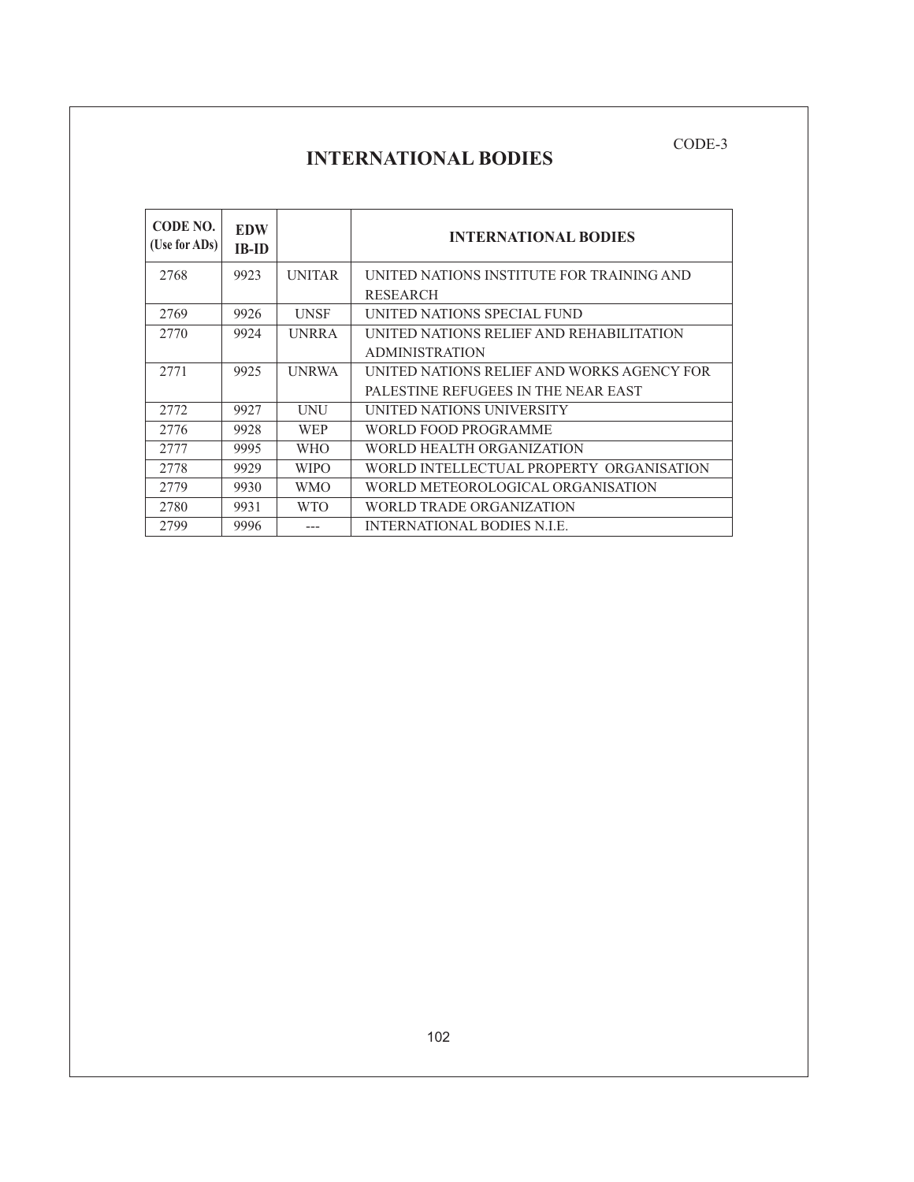CODE-3

# INTERNATIONAL BODIES

| CODE NO. (Use for ADs) | EDW IB-ID | | INTERNATIONAL BODIES |
|---|---|---|---|
| 2768 | 9923 | UNITAR | UNITED NATIONS INSTITUTE FOR TRAINING AND RESEARCH |
| 2769 | 9926 | UNSF | UNITED NATIONS SPECIAL FUND |
| 2770 | 9924 | UNRRA | UNITED NATIONS RELIEF AND REHABILITATION ADMINISTRATION |
| 2771 | 9925 | UNRWA | UNITED NATIONS RELIEF AND WORKS AGENCY FOR PALESTINE REFUGEES IN THE NEAR EAST |
| 2772 | 9927 | UNU | UNITED NATIONS UNIVERSITY |
| 2776 | 9928 | WEP | WORLD FOOD PROGRAMME |
| 2777 | 9995 | WHO | WORLD HEALTH ORGANIZATION |
| 2778 | 9929 | WIPO | WORLD INTELLECTUAL PROPERTY ORGANISATION |
| 2779 | 9930 | WMO | WORLD METEOROLOGICAL ORGANISATION |
| 2780 | 9931 | WTO | WORLD TRADE ORGANIZATION |
| 2799 | 9996 | --- | INTERNATIONAL BODIES N.I.E. |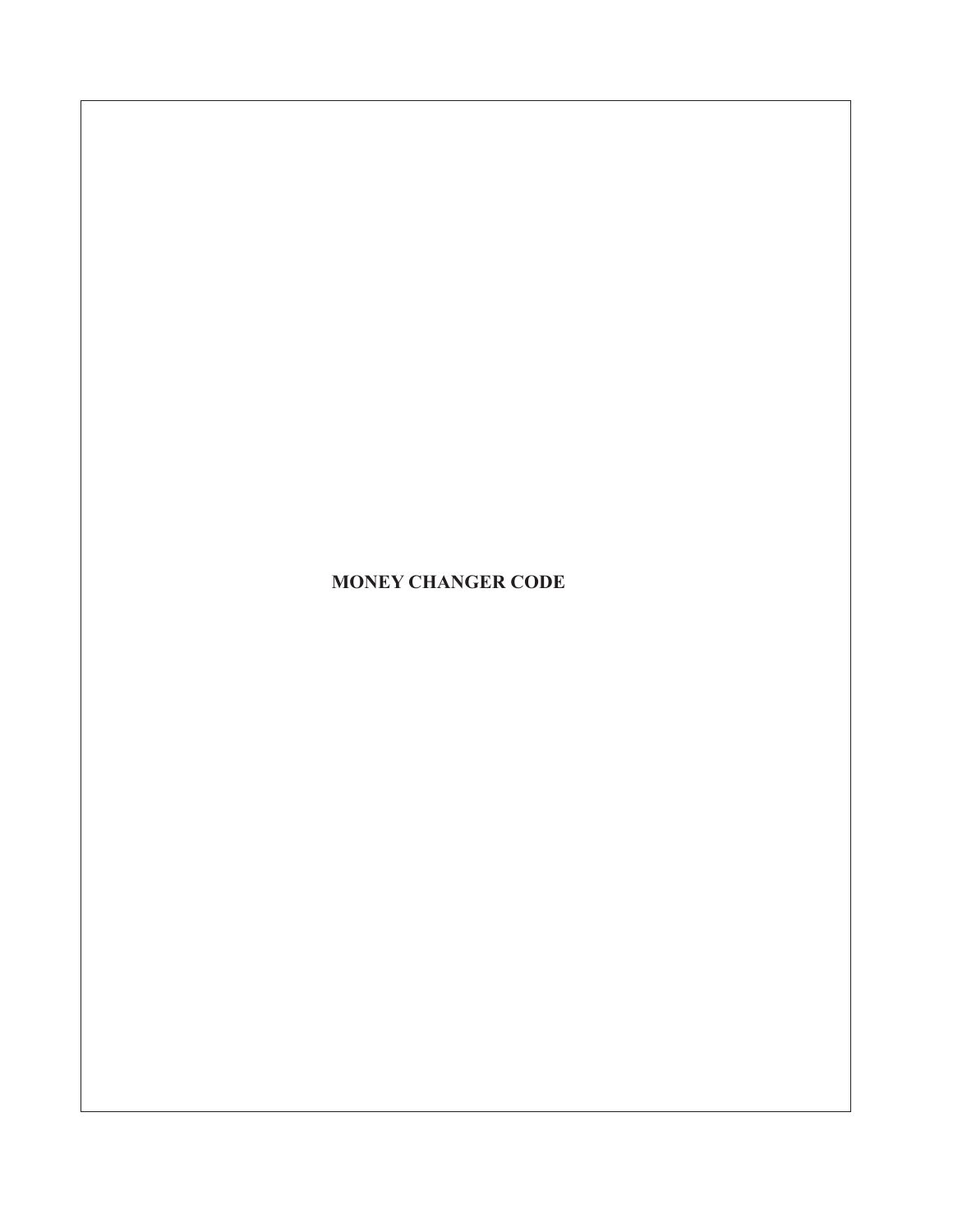# MONEY CHANGER CODE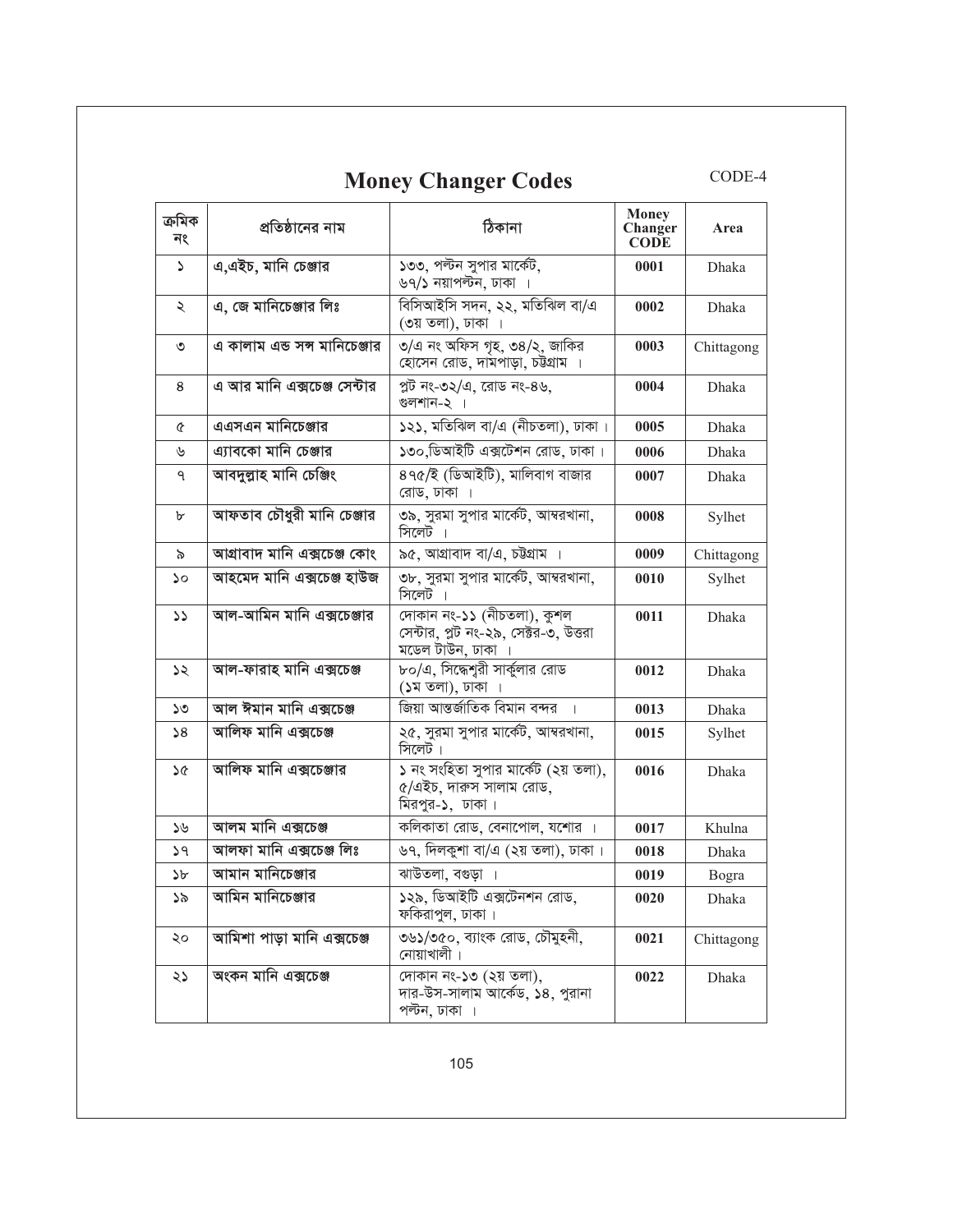# Money Changer Codes

CODE-4

| ক্রমিক নং | প্রতিষ্ঠানের নাম | ঠিকানা | Money Changer CODE | Area |
|---|---|---|---|---|
| ১ | এ,এইচ, মানি চেঞ্জার | ১৩৩, পল্টন সুপার মার্কেট, ৬৭/১ নয়াপল্টন, ঢাকা । | 0001 | Dhaka |
| ২ | এ, জে মানিচেঞ্জার লিঃ | বিসিআইসি সদন, ২২, মতিঝিল বা/এ (৩য় তলা), ঢাকা । | 0002 | Dhaka |
| ৩ | এ কালাম এন্ড সন্স মানিচেঞ্জার | ৩/এ নং অফিস গৃহ, ৩৪/২, জাকির হোসেন রোড, দামপাড়া, চট্টগ্রাম । | 0003 | Chittagong |
| ৪ | এ আর মানি এক্সচেঞ্জ সেন্টার | প্লট নং-৩২/এ, রোড নং-৪৬, গুলশান-২ । | 0004 | Dhaka |
| ৫ | এএসএন মানিচেঞ্জার | ১২১, মতিঝিল বা/এ (নীচতলা), ঢাকা । | 0005 | Dhaka |
| ৬ | এ্যাবকো মানি চেঞ্জার | ১৩০,ডিআইটি এক্সটেশন রোড, ঢাকা । | 0006 | Dhaka |
| ৭ | আবদুল্লাহ মানি চেঞ্জিং | ৪৭৫/ই (ডিআইটি), মালিবাগ বাজার রোড, ঢাকা । | 0007 | Dhaka |
| ৮ | আফতাব চৌধুরী মানি চেঞ্জার | ৩৯, সুরমা সুপার মার্কেট, আম্বরখানা, সিলেট । | 0008 | Sylhet |
| ৯ | আগ্রাবাদ মানি এক্সচেঞ্জ কোং | ৯৫, আগ্রাবাদ বা/এ, চট্টগ্রাম । | 0009 | Chittagong |
| ১০ | আহমেদ মানি এক্সচেঞ্জ হাউজ | ৩৮, সুরমা সুপার মার্কেট, আম্বরখানা, সিলেট । | 0010 | Sylhet |
| ১১ | আল-আমিন মানি এক্সচেঞ্জার | দোকান নং-১১ (নীচতলা), কুশল সেন্টার, প্লট নং-২৯, সেক্টর-৩, উত্তরা মডেল টাউন, ঢাকা । | 0011 | Dhaka |
| ১২ | আল-ফারাহ মানি এক্সচেঞ্জ | ৮০/এ, সিদ্ধেশ্বরী সার্কুলার রোড (১ম তলা), ঢাকা । | 0012 | Dhaka |
| ১৩ | আল ঈমান মানি এক্সচেঞ্জ | জিয়া আন্তর্জাতিক বিমান বন্দর । | 0013 | Dhaka |
| ১৪ | আলিফ মানি এক্সচেঞ্জ | ২৫, সুরমা সুপার মার্কেট, আম্বরখানা, সিলেট। | 0015 | Sylhet |
| ১৫ | আলিফ মানি এক্সচেঞ্জার | ১ নং সংহিতা সুপার মার্কেট (২য় তলা), ৫/এইচ, দারুস সালাম রোড, মিরপুর-১, ঢাকা। | 0016 | Dhaka |
| ১৬ | আলম মানি এক্সচেঞ্জ | কলিকাতা রোড, বেনাপোল, যশোর । | 0017 | Khulna |
| ১৭ | আলফা মানি এক্সচেঞ্জ লিঃ | ৬৭, দিলকুশা বা/এ (২য় তলা), ঢাকা। | 0018 | Dhaka |
| ১৮ | আমান মানিচেঞ্জার | ঝাউতলা, বগুড়া । | 0019 | Bogra |
| ১৯ | আমিন মানিচেঞ্জার | ১২৯, ডিআইটি এক্সটেনশন রোড, ফকিরাপুল, ঢাকা। | 0020 | Dhaka |
| ২০ | আমিশা পাড়া মানি এক্সচেঞ্জ | ৩৬১/৩৫০, ব্যাংক রোড, চৌমুহনী, নোয়াখালী। | 0021 | Chittagong |
| ২১ | অংকন মানি এক্সচেঞ্জ | দোকান নং-১৩ (২য় তলা), দার-উস-সালাম আর্কেড, ১৪, পুরানা পল্টন, ঢাকা । | 0022 | Dhaka |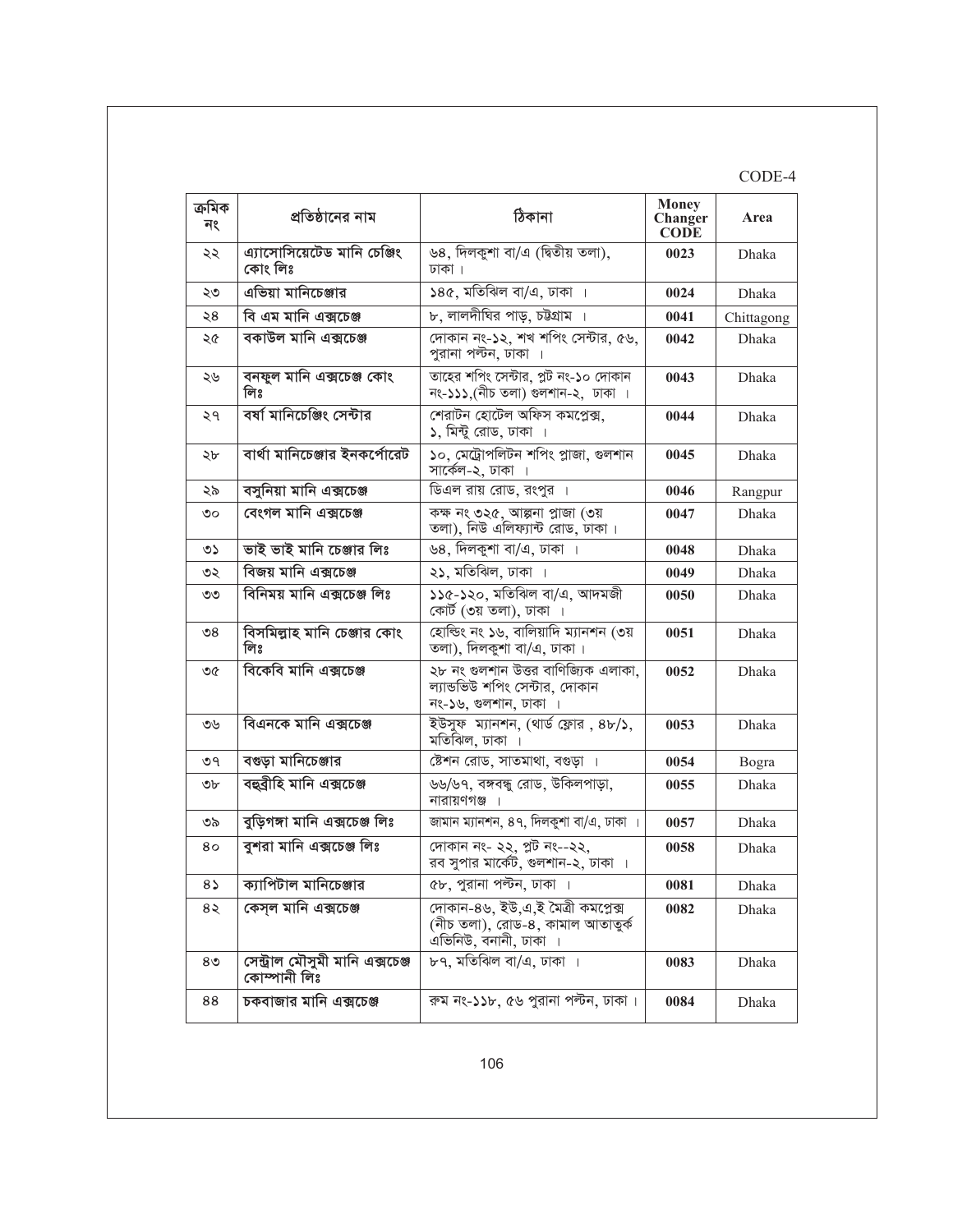CODE-4

| ক্রমিক নং | প্রতিষ্ঠানের নাম | ঠিকানা | Money Changer CODE | Area |
|---|---|---|---|---|
| ২২ | এ্যাসোসিয়েটেড মানি চেঞ্জিং কোং লিঃ | ৬৪, দিলকুশা বা/এ (দ্বিতীয় তলা), ঢাকা। | 0023 | Dhaka |
| ২৩ | এভিয়া মানিচেঞ্জার | ১৪৫, মতিঝিল বা/এ, ঢাকা । | 0024 | Dhaka |
| ২৪ | বি এম মানি এক্সচেঞ্জ | ৮, লালদীঘির পাড়, চট্টগ্রাম । | 0041 | Chittagong |
| ২৫ | বকাউল মানি এক্সচেঞ্জ | দোকান নং-১২, শখ শপিং সেন্টার, ৫৬, পুরানা পল্টন, ঢাকা । | 0042 | Dhaka |
| ২৬ | বনফুল মানি এক্সচেঞ্জ কোং লিঃ | তাহের শপিং সেন্টার, প্লট নং-১০ দোকান নং-১১১,(নীচ তলা) গুলশান-২, ঢাকা । | 0043 | Dhaka |
| ২৭ | বর্ষা মানিচেঞ্জিং সেন্টার | শেরাটন হোটেল অফিস কমপ্লেক্স, ১, মিন্টু রোড, ঢাকা । | 0044 | Dhaka |
| ২৮ | বার্থা মানিচেঞ্জার ইনকর্পোরেট | ১০, মেট্রোপলিটন শপিং প্লাজা, গুলশান সার্কেল-২, ঢাকা । | 0045 | Dhaka |
| ২৯ | বসুনিয়া মানি এক্সচেঞ্জ | ডিএল রায় রোড, রংপুর । | 0046 | Rangpur |
| ৩০ | বেংগল মানি এক্সচেঞ্জ | কক্ষ নং ৩২৫, আল্পনা প্লাজা (৩য় তলা), নিউ এলিফ্যান্ট রোড, ঢাকা। | 0047 | Dhaka |
| ৩১ | ভাই ভাই মানি চেঞ্জার লিঃ | ৬৪, দিলকুশা বা/এ, ঢাকা । | 0048 | Dhaka |
| ৩২ | বিজয় মানি এক্সচেঞ্জ | ২১, মতিঝিল, ঢাকা । | 0049 | Dhaka |
| ৩৩ | বিনিময় মানি এক্সচেঞ্জ লিঃ | ১১৫-১২০, মতিঝিল বা/এ, আদমজী কোর্ট (৩য় তলা), ঢাকা । | 0050 | Dhaka |
| ৩৪ | বিসমিল্লাহ মানি চেঞ্জার কোং লিঃ | হোল্ডিং নং ১৬, বালিয়াদি ম্যানশন (৩য় তলা), দিলকুশা বা/এ, ঢাকা। | 0051 | Dhaka |
| ৩৫ | বিকেবি মানি এক্সচেঞ্জ | ২৮ নং গুলশান উত্তর বাণিজ্যিক এলাকা, ল্যান্ডভিউ শপিং সেন্টার, দোকান নং-১৬, গুলশান, ঢাকা । | 0052 | Dhaka |
| ৩৬ | বিএনকে মানি এক্সচেঞ্জ | ইউসুফ ম্যানশন, (থার্ড ফ্লোর , ৪৮/১, মতিঝিল, ঢাকা । | 0053 | Dhaka |
| ৩৭ | বগুড়া মানিচেঞ্জার | ষ্টেশন রোড, সাতমাথা, বগুড়া । | 0054 | Bogra |
| ৩৮ | বহুব্রীহি মানি এক্সচেঞ্জ | ৬৬/৬৭, বঙ্গবন্ধু রোড, উকিলপাড়া, নারায়ণগঞ্জ । | 0055 | Dhaka |
| ৩৯ | বুড়িগঙ্গা মানি এক্সচেঞ্জ লিঃ | জামান ম্যানশন, ৪৭, দিলকুশা বা/এ, ঢাকা । | 0057 | Dhaka |
| ৪০ | বুশরা মানি এক্সচেঞ্জ লিঃ | দোকান নং- ২২, প্লট নং--২২, রব সুপার মার্কেট, গুলশান-২, ঢাকা । | 0058 | Dhaka |
| ৪১ | ক্যাপিটাল মানিচেঞ্জার | ৫৮, পুরানা পল্টন, ঢাকা । | 0081 | Dhaka |
| ৪২ | কেস্‌ল মানি এক্সচেঞ্জ | দোকান-৪৬, ইউ,এ,ই মৈত্রী কমপ্লেক্স (নীচ তলা), রোড-৪, কামাল আতাতুর্ক এভিনিউ, বনানী, ঢাকা । | 0082 | Dhaka |
| ৪৩ | সেন্ট্রাল মৌসুমী মানি এক্সচেঞ্জ কোম্পানী লিঃ | ৮৭, মতিঝিল বা/এ, ঢাকা । | 0083 | Dhaka |
| ৪৪ | চকবাজার মানি এক্সচেঞ্জ | রুম নং-১১৮, ৫৬ পুরানা পল্টন, ঢাকা। | 0084 | Dhaka |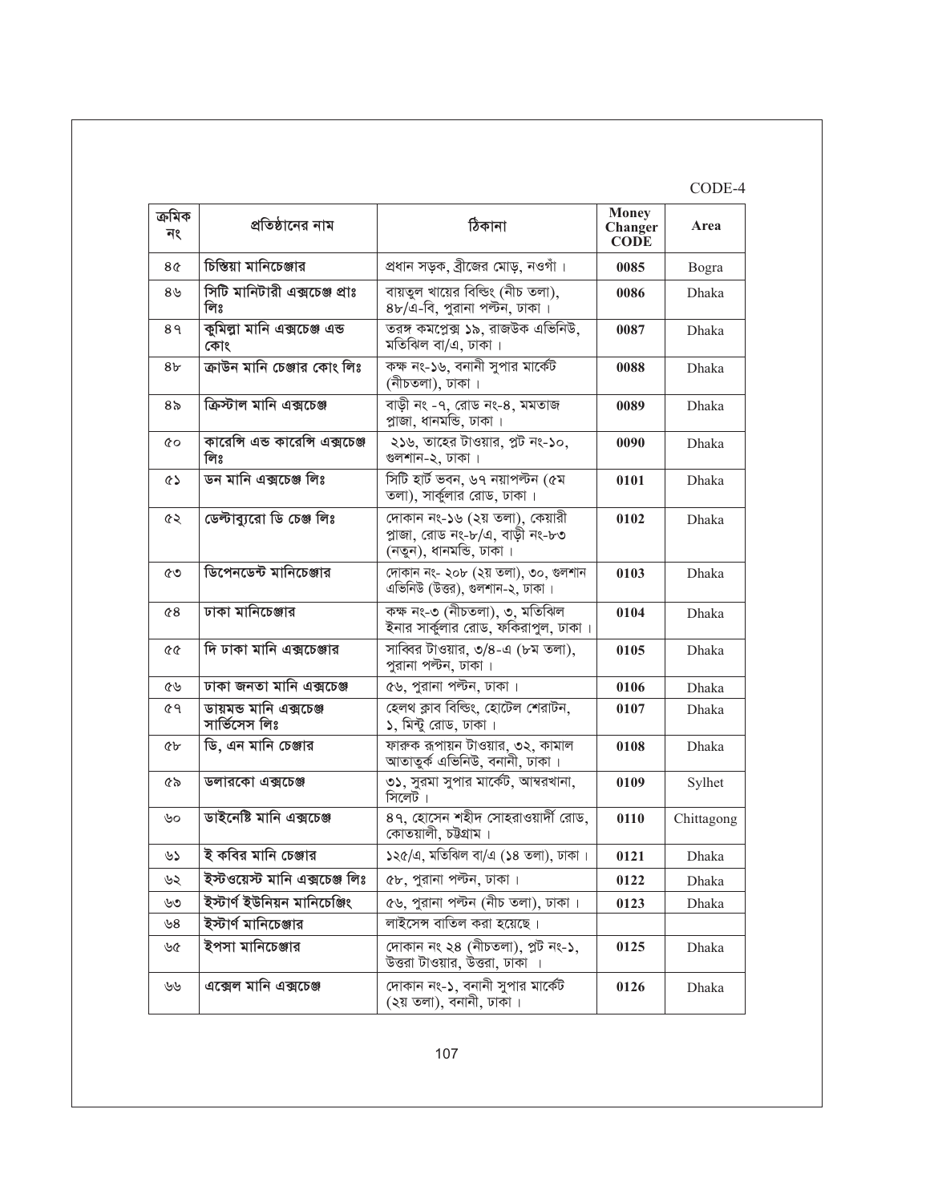CODE-4

| ক্রমিক নং | প্রতিষ্ঠানের নাম | ঠিকানা | Money Changer CODE | Area |
|---|---|---|---|---|
| ৪৫ | চিস্তিয়া মানিচেঞ্জার | প্রধান সড়ক, ব্রীজের মোড়, নওগাঁ। | 0085 | Bogra |
| ৪৬ | সিটি মানিটারী এক্সচেঞ্জ প্রাঃ লিঃ | বায়তুল খায়ের বিল্ডিং (নীচ তলা), ৪৮/এ-বি, পুরানা পল্টন, ঢাকা। | 0086 | Dhaka |
| ৪৭ | কুমিল্লা মানি এক্সচেঞ্জ এন্ড কোং | তরঙ্গ কমপ্লেক্স ১৯, রাজউক এভিনিউ, মতিঝিল বা/এ, ঢাকা। | 0087 | Dhaka |
| ৪৮ | ক্রাউন মানি চেঞ্জার কোং লিঃ | কক্ষ নং-১৬, বনানী সুপার মার্কেট (নীচতলা), ঢাকা। | 0088 | Dhaka |
| ৪৯ | ক্রিস্টাল মানি এক্সচেঞ্জ | বাড়ী নং -৭, রোড নং-৪, মমতাজ প্লাজা, ধানমন্ডি, ঢাকা। | 0089 | Dhaka |
| ৫০ | কারেন্সি এন্ড কারেন্সি এক্সচেঞ্জ লিঃ | ২১৬, তাহের টাওয়ার, প্লট নং-১০, গুলশান-২, ঢাকা। | 0090 | Dhaka |
| ৫১ | ডন মানি এক্সচেঞ্জ লিঃ | সিটি হার্ট ভবন, ৬৭ নয়াপল্টন (৫ম তলা), সার্কুলার রোড, ঢাকা। | 0101 | Dhaka |
| ৫২ | ডেল্টাব্যুরো ডি চেঞ্জ লিঃ | দোকান নং-১৬ (২য় তলা), কেয়ারী প্লাজা, রোড নং-৮/এ, বাড়ী নং-৮৩ (নতুন), ধানমন্ডি, ঢাকা। | 0102 | Dhaka |
| ৫৩ | ডিপেনডেন্ট মানিচেঞ্জার | দোকান নং- ২০৮ (২য় তলা), ৩০, গুলশান এভিনিউ (উত্তর), গুলশান-২, ঢাকা। | 0103 | Dhaka |
| ৫৪ | ঢাকা মানিচেঞ্জার | কক্ষ নং-৩ (নীচতলা), ৩, মতিঝিল ইনার সার্কুলার রোড, ফকিরাপুল, ঢাকা। | 0104 | Dhaka |
| ৫৫ | দি ঢাকা মানি এক্সচেঞ্জার | সাব্বির টাওয়ার, ৩/৪-এ (৮ম তলা), পুরানা পল্টন, ঢাকা। | 0105 | Dhaka |
| ৫৬ | ঢাকা জনতা মানি এক্সচেঞ্জ | ৫৬, পুরানা পল্টন, ঢাকা। | 0106 | Dhaka |
| ৫৭ | ডায়মন্ড মানি এক্সচেঞ্জ সার্ভিসেস লিঃ | হেলথ ক্লাব বিল্ডিং, হোটেল শেরাটন, ১, মিন্টু রোড, ঢাকা। | 0107 | Dhaka |
| ৫৮ | ডি, এন মানি চেঞ্জার | ফারুক রূপায়ন টাওয়ার, ৩২, কামাল আতাতুর্ক এভিনিউ, বনানী, ঢাকা। | 0108 | Dhaka |
| ৫৯ | ডলারকো এক্সচেঞ্জ | ৩১, সুরমা সুপার মার্কেট, আম্বরখানা, সিলেট। | 0109 | Sylhet |
| ৬০ | ডাইনেষ্টি মানি এক্সচেঞ্জ | ৪৭, হোসেন শহীদ সোহরাওয়ার্দী রোড, কোতয়ালী, চট্টগ্রাম। | 0110 | Chittagong |
| ৬১ | ই কবির মানি চেঞ্জার | ১২৫/এ, মতিঝিল বা/এ (১৪ তলা), ঢাকা। | 0121 | Dhaka |
| ৬২ | ইস্টওয়েস্ট মানি এক্সচেঞ্জ লিঃ | ৫৮, পুরানা পল্টন, ঢাকা। | 0122 | Dhaka |
| ৬৩ | ইস্টার্ণ ইউনিয়ন মানিচেঞ্জিং | ৫৬, পুরানা পল্টন (নীচ তলা), ঢাকা। | 0123 | Dhaka |
| ৬৪ | ইস্টার্ণ মানিচেঞ্জার | লাইসেন্স বাতিল করা হয়েছে। | | |
| ৬৫ | ইপসা মানিচেঞ্জার | দোকান নং ২৪ (নীচতলা), প্লট নং-১, উত্তরা টাওয়ার, উত্তরা, ঢাকা। | 0125 | Dhaka |
| ৬৬ | এক্সেল মানি এক্সচেঞ্জ | দোকান নং-১, বনানী সুপার মার্কেট (২য় তলা), বনানী, ঢাকা। | 0126 | Dhaka |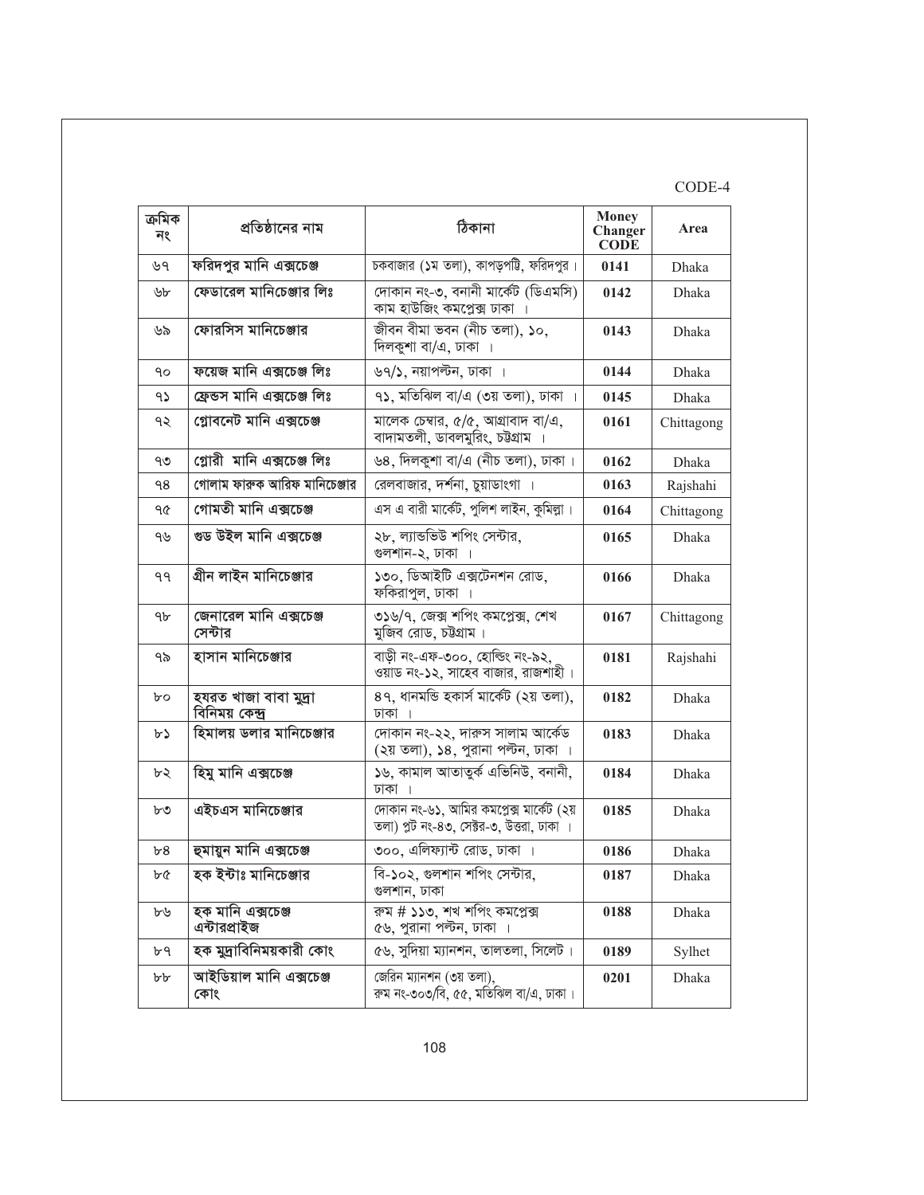CODE-4

| ক্রমিক নং | প্রতিষ্ঠানের নাম | ঠিকানা | Money Changer CODE | Area |
|---|---|---|---|---|
| ৬৭ | ফরিদপুর মানি এক্সচেঞ্জ | চকবাজার (১ম তলা), কাপড়পট্টি, ফরিদপুর। | 0141 | Dhaka |
| ৬৮ | ফেডারেল মানিচেঞ্জার লিঃ | দোকান নং-৩, বনানী মার্কেট (ডিএমসি) কাম হাউজিং কমপ্লেক্স ঢাকা । | 0142 | Dhaka |
| ৬৯ | ফোরসিস মানিচেঞ্জার | জীবন বীমা ভবন (নীচ তলা), ১০, দিলকুশা বা/এ, ঢাকা । | 0143 | Dhaka |
| ৭০ | ফয়েজ মানি এক্সচেঞ্জ লিঃ | ৬৭/১, নয়াপল্টন, ঢাকা । | 0144 | Dhaka |
| ৭১ | ফ্রেন্ডস মানি এক্সচেঞ্জ লিঃ | ৭১, মতিঝিল বা/এ (৩য় তলা), ঢাকা । | 0145 | Dhaka |
| ৭২ | গ্লোবনেট মানি এক্সচেঞ্জ | মালেক চেম্বার, ৫/৫, আগ্রাবাদ বা/এ, বাদামতলী, ডাবলমুরিং, চট্টগ্রাম । | 0161 | Chittagong |
| ৭৩ | গ্লোরী মানি এক্সচেঞ্জ লিঃ | ৬৪, দিলকুশা বা/এ (নীচ তলা), ঢাকা। | 0162 | Dhaka |
| ৭৪ | গোলাম ফারুক আরিফ মানিচেঞ্জার | রেলবাজার, দর্শনা, চুয়াডাংগা । | 0163 | Rajshahi |
| ৭৫ | গোমতী মানি এক্সচেঞ্জ | এস এ বারী মার্কেট, পুলিশ লাইন, কুমিল্লা। | 0164 | Chittagong |
| ৭৬ | গুড উইল মানি এক্সচেঞ্জ | ২৮, ল্যান্ডভিউ শপিং সেন্টার, গুলশান-২, ঢাকা । | 0165 | Dhaka |
| ৭৭ | গ্রীন লাইন মানিচেঞ্জার | ১৩০, ডিআইটি এক্সটেনশন রোড, ফকিরাপুল, ঢাকা । | 0166 | Dhaka |
| ৭৮ | জেনারেল মানি এক্সচেঞ্জ সেন্টার | ৩১৬/৭, জেক্স শপিং কমপ্লেক্স, শেখ মুজিব রোড, চট্টগ্রাম। | 0167 | Chittagong |
| ৭৯ | হাসান মানিচেঞ্জার | বাড়ী নং-এফ-৩০০, হোল্ডিং নং-৯২, ওয়াড নং-১২, সাহেব বাজার, রাজশাহী। | 0181 | Rajshahi |
| ৮০ | হযরত খাজা বাবা মুদ্রা বিনিময় কেন্দ্র | ৪৭, ধানমন্ডি হকার্স মার্কেট (২য় তলা), ঢাকা । | 0182 | Dhaka |
| ৮১ | হিমালয় ডলার মানিচেঞ্জার | দোকান নং-২২, দারুস সালাম আর্কেড (২য় তলা), ১৪, পুরানা পল্টন, ঢাকা । | 0183 | Dhaka |
| ৮২ | হিমু মানি এক্সচেঞ্জ | ১৬, কামাল আতাতুর্ক এভিনিউ, বনানী, ঢাকা । | 0184 | Dhaka |
| ৮৩ | এইচএস মানিচেঞ্জার | দোকান নং-৬১, আমির কমপ্লেক্স মার্কেট (২য় তলা) প্লট নং-৪৩, সেক্টর-৩, উত্তরা, ঢাকা । | 0185 | Dhaka |
| ৮৪ | হুমায়ুন মানি এক্সচেঞ্জ | ৩০০, এলিফ্যান্ট রোড, ঢাকা । | 0186 | Dhaka |
| ৮৫ | হক ইন্টাঃ মানিচেঞ্জার | বি-১০২, গুলশান শপিং সেন্টার, গুলশান, ঢাকা | 0187 | Dhaka |
| ৮৬ | হক মানি এক্সচেঞ্জ এন্টারপ্রাইজ | রুম # ১১৩, শখ শপিং কমপ্লেক্স ৫৬, পুরানা পল্টন, ঢাকা । | 0188 | Dhaka |
| ৮৭ | হক মুদ্রাবিনিময়কারী কোং | ৫৬, সুদিয়া ম্যানশন, তালতলা, সিলেট। | 0189 | Sylhet |
| ৮৮ | আইডিয়াল মানি এক্সচেঞ্জ কোং | জেরিন ম্যানশন (৩য় তলা), রুম নং-৩০৩/বি, ৫৫, মতিঝিল বা/এ, ঢাকা। | 0201 | Dhaka |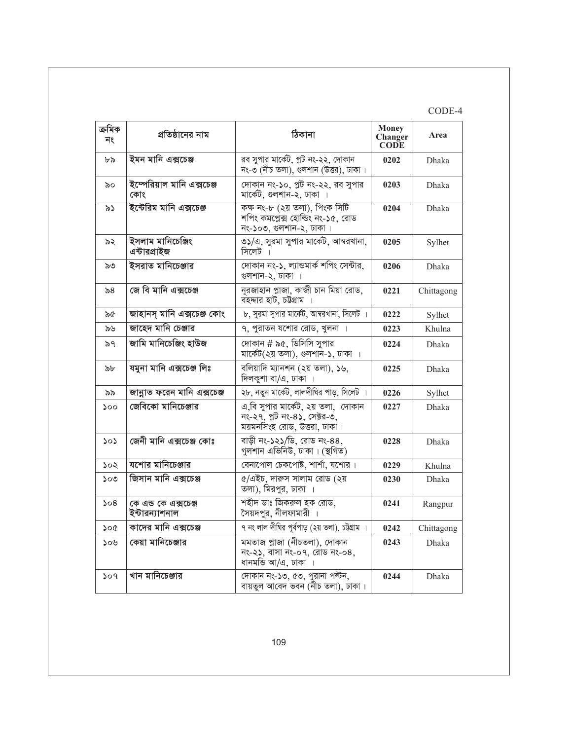CODE-4

| ক্রমিক নং | প্রতিষ্ঠানের নাম | ঠিকানা | Money Changer CODE | Area |
|---|---|---|---|---|
| ৮৯ | ইমন মানি এক্সচেঞ্জ | রব সুপার মার্কেট, প্লট নং-২২, দোকান নং-৩ (নীচ তলা), গুলশান (উত্তর), ঢাকা। | 0202 | Dhaka |
| ৯০ | ইম্পেরিয়াল মানি এক্সচেঞ্জ কোং | দোকান নং-১০, প্লট নং-২২, রব সুপার মার্কেট, গুলশান-২, ঢাকা । | 0203 | Dhaka |
| ৯১ | ইন্টেরিম মানি এক্সচেঞ্জ | কক্ষ নং-৮ (২য় তলা), পিংক সিটি শপিং কমপ্লেক্স হোল্ডিং নং-১৫, রোড নং-১০৩, গুলশান-২, ঢাকা। | 0204 | Dhaka |
| ৯২ | ইসলাম মানিচেঞ্জিং এন্টারপ্রাইজ | ৩১/এ, সুরমা সুপার মার্কেট, আম্বরখানা, সিলেট । | 0205 | Sylhet |
| ৯৩ | ইসরাত মানিচেঞ্জার | দোকান নং-১, ল্যান্ডমার্ক শপিং সেন্টার, গুলশান-২, ঢাকা । | 0206 | Dhaka |
| ৯৪ | জে বি মানি এক্সচেঞ্জ | নূরজাহান প্লাজা, কাজী চান মিয়া রোড, বহদ্দার হাট, চট্টগ্রাম । | 0221 | Chittagong |
| ৯৫ | জাহানস্ মানি এক্সচেঞ্জ কোং | ৮, সুরমা সুপার মার্কেট, আম্বরখানা, সিলেট । | 0222 | Sylhet |
| ৯৬ | জাহেদ মানি চেঞ্জার | ৭, পুরাতন যশোর রোড, খুলনা । | 0223 | Khulna |
| ৯৭ | জামি মানিচেঞ্জিং হাউজ | দোকান # ৯৫, ডিসিসি সুপার মার্কেট(২য় তলা), গুলশান-১, ঢাকা । | 0224 | Dhaka |
| ৯৮ | যমুনা মানি এক্সচেঞ্জ লিঃ | বলিয়াদি ম্যানশন (২য় তলা), ১৬, দিলকুশা বা/এ, ঢাকা । | 0225 | Dhaka |
| ৯৯ | জান্নাত ফরেন মানি এক্সচেঞ্জ | ২৮, নতুন মার্কেট, লালদীঘির পাড়, সিলেট । | 0226 | Sylhet |
| ১০০ | জেবিকো মানিচেঞ্জার | এ,বি সুপার মার্কেট, ২য় তলা, দোকান নং-২৭, প্লট নং-৪১, সেক্টর-৩, ময়মনসিংহ রোড, উত্তরা, ঢাকা। | 0227 | Dhaka |
| ১০১ | জেনী মানি এক্সচেঞ্জ কোঃ | বাড়ী নং-১২১/ডি, রোড নং-৪৪, গুলশান এভিনিউ, ঢাকা। (স্থগিত) | 0228 | Dhaka |
| ১০২ | যশোর মানিচেঞ্জার | বেনাপোল চেকপোষ্ট, শার্শা, যশোর। | 0229 | Khulna |
| ১০৩ | জিসান মানি এক্সচেঞ্জ | ৫/এইচ, দারুস সালাম রোড (২য় তলা), মিরপুর, ঢাকা । | 0230 | Dhaka |
| ১০৪ | কে এন্ড কে এক্সচেঞ্জ ইন্টারন্যাশনাল | শহীদ ডাঃ জিকরুল হক রোড, সৈয়দপুর, নীলফামারী । | 0241 | Rangpur |
| ১০৫ | কাদের মানি এক্সচেঞ্জ | ৭ নং লাল দীঘির পূর্বপাড় (২য় তলা), চট্টগ্রাম । | 0242 | Chittagong |
| ১০৬ | কেয়া মানিচেঞ্জার | মমতাজ প্লাজা (নীচতলা), দোকান নং-২১, বাসা নং-০৭, রোড নং-০৪, ধানমন্ডি আ/এ, ঢাকা । | 0243 | Dhaka |
| ১০৭ | খান মানিচেঞ্জার | দোকান নং-১৩, ৫৩, পুরানা পল্টন, বায়তুল আবেদ ভবন (নীচ তলা), ঢাকা। | 0244 | Dhaka |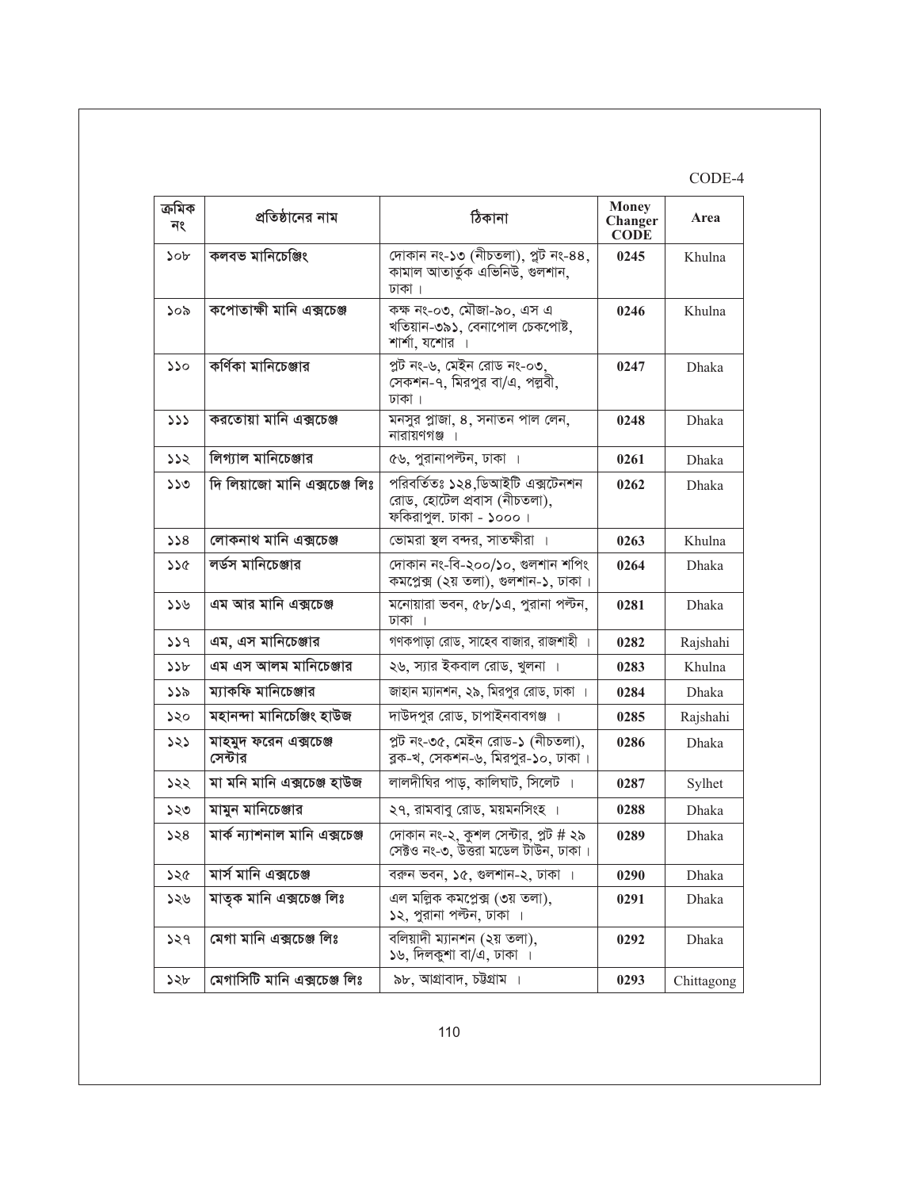CODE-4

| ক্রমিক নং | প্রতিষ্ঠানের নাম | ঠিকানা | Money Changer CODE | Area |
|---|---|---|---|---|
| ১০৮ | কলভভ মানিচেঞ্জিং | দোকান নং-১৩ (নীচতলা), প্লট নং-৪৪, কামাল আতার্তুক এভিনিউ, গুলশান, ঢাকা। | 0245 | Khulna |
| ১০৯ | কপোতাক্ষী মানি এক্সচেঞ্জ | কক্ষ নং-০৩, মৌজা-৯০, এস এ খতিয়ান-৩৯১, বেনাপোল চেকপোষ্ট, শার্শা, যশোর । | 0246 | Khulna |
| ১১০ | কর্ণিকা মানিচেঞ্জার | প্লট নং-৬, মেইন রোড নং-০৩, সেকশন-৭, মিরপুর বা/এ, পল্লবী, ঢাকা। | 0247 | Dhaka |
| ১১১ | করতোয়া মানি এক্সচেঞ্জ | মনসুর প্লাজা, ৪, সনাতন পাল লেন, নারায়ণগঞ্জ । | 0248 | Dhaka |
| ১১২ | লিগ্যাল মানিচেঞ্জার | ৫৬, পুরানাপল্টন, ঢাকা । | 0261 | Dhaka |
| ১১৩ | দি লিয়াজো মানি এক্সচেঞ্জ লিঃ | পরিবর্তিতঃ ১২৪,ডিআইটি এক্সটেনশন রোড, হোটেল প্রবাস (নীচতলা), ফকিরাপুল. ঢাকা - ১০০০। | 0262 | Dhaka |
| ১১৪ | লোকনাথ মানি এক্সচেঞ্জ | ভোমরা স্থল বন্দর, সাতক্ষীরা । | 0263 | Khulna |
| ১১৫ | লর্ডস মানিচেঞ্জার | দোকান নং-বি-২০০/১০, গুলশান শপিং কমপ্লেক্স (২য় তলা), গুলশান-১, ঢাকা। | 0264 | Dhaka |
| ১১৬ | এম আর মানি এক্সচেঞ্জ | মনোয়ারা ভবন, ৫৮/১এ, পুরানা পল্টন, ঢাকা । | 0281 | Dhaka |
| ১১৭ | এম, এস মানিচেঞ্জার | গণকপাড়া রোড, সাহেব বাজার, রাজশাহী । | 0282 | Rajshahi |
| ১১৮ | এম এস আলম মানিচেঞ্জার | ২৬, স্যার ইকবাল রোড, খুলনা । | 0283 | Khulna |
| ১১৯ | ম্যাকফি মানিচেঞ্জার | জাহান ম্যানশন, ২৯, মিরপুর রোড, ঢাকা । | 0284 | Dhaka |
| ১২০ | মহানন্দা মানিচেঞ্জিং হাউজ | দাউদপুর রোড, চাপাইনবাবগঞ্জ । | 0285 | Rajshahi |
| ১২১ | মাহমুদ ফরেন এক্সচেঞ্জ সেন্টার | প্লট নং-৩৫, মেইন রোড-১ (নীচতলা), ব্লক-খ, সেকশন-৬, মিরপুর-১০, ঢাকা। | 0286 | Dhaka |
| ১২২ | মা মনি মানি এক্সচেঞ্জ হাউজ | লালদীঘির পাড়, কালিঘাট, সিলেট । | 0287 | Sylhet |
| ১২৩ | মামুন মানিচেঞ্জার | ২৭, রামবাবু রোড, ময়মনসিংহ । | 0288 | Dhaka |
| ১২৪ | মার্ক ন্যাশনাল মানি এক্সচেঞ্জ | দোকান নং-২, কুশল সেন্টার, প্লট # ২৯ সেক্টও নং-৩, উত্তরা মডেল টাউন, ঢাকা। | 0289 | Dhaka |
| ১২৫ | মার্স মানি এক্সচেঞ্জ | বরুন ভবন, ১৫, গুলশান-২, ঢাকা । | 0290 | Dhaka |
| ১২৬ | মাতৃক মানি এক্সচেঞ্জ লিঃ | এল মল্লিক কমপ্লেক্স (৩য় তলা), ১২, পুরানা পল্টন, ঢাকা । | 0291 | Dhaka |
| ১২৭ | মেগা মানি এক্সচেঞ্জ লিঃ | বলিয়াদী ম্যানশন (২য় তলা), ১৬, দিলকুশা বা/এ, ঢাকা । | 0292 | Dhaka |
| ১২৮ | মেগাসিটি মানি এক্সচেঞ্জ লিঃ | ৯৮, আগ্রাবাদ, চট্টগ্রাম । | 0293 | Chittagong |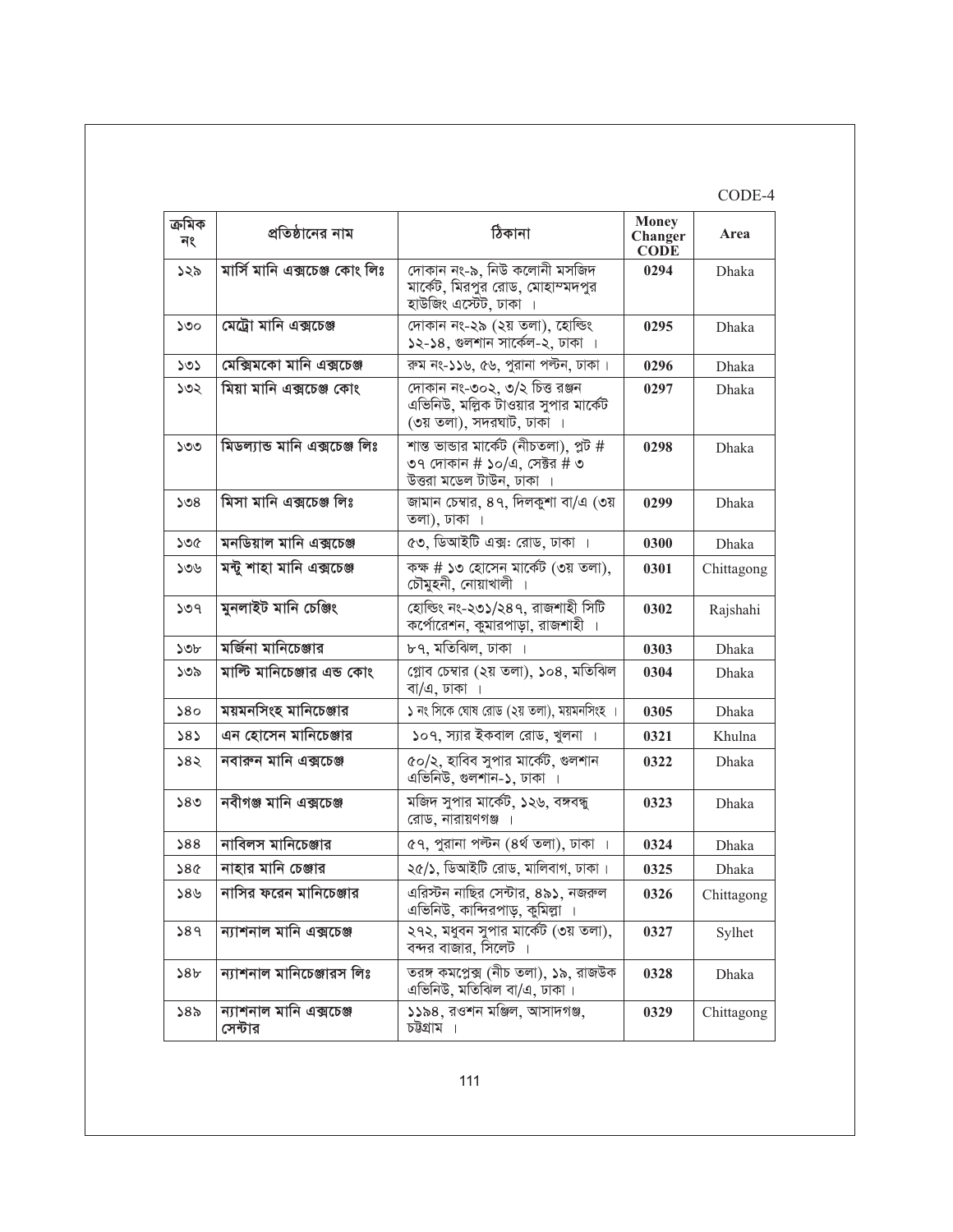CODE-4

| ক্রমিক নং | প্রতিষ্ঠানের নাম | ঠিকানা | Money Changer CODE | Area |
|---|---|---|---|---|
| ১২৯ | মার্সি মানি এক্সচেঞ্জ কোং লিঃ | দোকান নং-৯, নিউ কলোনী মসজিদ মার্কেট, মিরপুর রোড, মোহাম্মদপুর হাউজিং এস্টেট, ঢাকা । | 0294 | Dhaka |
| ১৩০ | মেট্রো মানি এক্সচেঞ্জ | দোকান নং-২৯ (২য় তলা), হোল্ডিং ১২-১৪, গুলশান সার্কেল-২, ঢাকা । | 0295 | Dhaka |
| ১৩১ | মেক্সিমকো মানি এক্সচেঞ্জ | রুম নং-১১৬, ৫৬, পুরানা পল্টন, ঢাকা । | 0296 | Dhaka |
| ১৩২ | মিয়া মানি এক্সচেঞ্জ কোং | দোকান নং-৩০২, ৩/২ চিত্ত রঞ্জন এভিনিউ, মল্লিক টাওয়ার সুপার মার্কেট (৩য় তলা), সদরঘাট, ঢাকা । | 0297 | Dhaka |
| ১৩৩ | মিডল্যান্ড মানি এক্সচেঞ্জ লিঃ | শান্ত ভান্ডার মার্কেট (নীচতলা), প্লট # ৩৭ দোকান # ১০/এ, সেক্টর # ৩ উত্তরা মডেল টাউন, ঢাকা । | 0298 | Dhaka |
| ১৩৪ | মিসা মানি এক্সচেঞ্জ লিঃ | জামান চেম্বার, ৪৭, দিলকুশা বা/এ (৩য় তলা), ঢাকা । | 0299 | Dhaka |
| ১৩৫ | মনডিয়াল মানি এক্সচেঞ্জ | ৫৩, ডিআইটি এক্সঃ রোড, ঢাকা । | 0300 | Dhaka |
| ১৩৬ | মন্টু শাহা মানি এক্সচেঞ্জ | কক্ষ # ১৩ হোসেন মার্কেট (৩য় তলা), চৌমুহনী, নোয়াখালী । | 0301 | Chittagong |
| ১৩৭ | মুনলাইট মানি চেঞ্জিং | হোল্ডিং নং-২৩১/২৪৭, রাজশাহী সিটি কর্পোরেশন, কুমারপাড়া, রাজশাহী । | 0302 | Rajshahi |
| ১৩৮ | মর্জিনা মানিচেঞ্জার | ৮৭, মতিঝিল, ঢাকা । | 0303 | Dhaka |
| ১৩৯ | মাল্টি মানিচেঞ্জার এন্ড কোং | গ্লোব চেম্বার (২য় তলা), ১০৪, মতিঝিল বা/এ, ঢাকা । | 0304 | Dhaka |
| ১৪০ | ময়মনসিংহ মানিচেঞ্জার | ১ নং সিকে ঘোষ রোড (২য় তলা), ময়মনসিংহ । | 0305 | Dhaka |
| ১৪১ | এন হোসেন মানিচেঞ্জার | ১০৭, স্যার ইকবাল রোড, খুলনা । | 0321 | Khulna |
| ১৪২ | নবারুন মানি এক্সচেঞ্জ | ৫০/২, হাবিব সুপার মার্কেট, গুলশান এভিনিউ, গুলশান-১, ঢাকা । | 0322 | Dhaka |
| ১৪৩ | নবীগঞ্জ মানি এক্সচেঞ্জ | মজিদ সুপার মার্কেট, ১২৬, বঙ্গবন্ধু রোড, নারায়ণগঞ্জ । | 0323 | Dhaka |
| ১৪৪ | নাবিলস মানিচেঞ্জার | ৫৭, পুরানা পল্টন (৪র্থ তলা), ঢাকা । | 0324 | Dhaka |
| ১৪৫ | নাহার মানি চেঞ্জার | ২৫/১, ডিআইটি রোড, মালিবাগ, ঢাকা । | 0325 | Dhaka |
| ১৪৬ | নাসির ফরেন মানিচেঞ্জার | এরিস্টন নাছির সেন্টার, ৪৯১, নজরুল এভিনিউ, কান্দিরপাড়, কুমিল্লা । | 0326 | Chittagong |
| ১৪৭ | ন্যাশনাল মানি এক্সচেঞ্জ | ২৭২, মধুবন সুপার মার্কেট (৩য় তলা), বন্দর বাজার, সিলেট । | 0327 | Sylhet |
| ১৪৮ | ন্যাশনাল মানিচেঞ্জারস লিঃ | তরঙ্গ কমপ্লেক্স (নীচ তলা), ১৯, রাজউক এভিনিউ, মতিঝিল বা/এ, ঢাকা । | 0328 | Dhaka |
| ১৪৯ | ন্যাশনাল মানি এক্সচেঞ্জ সেন্টার | ১১৯৪, রওশন মঞ্জিল, আসাদগঞ্জ, চট্টগ্রাম । | 0329 | Chittagong |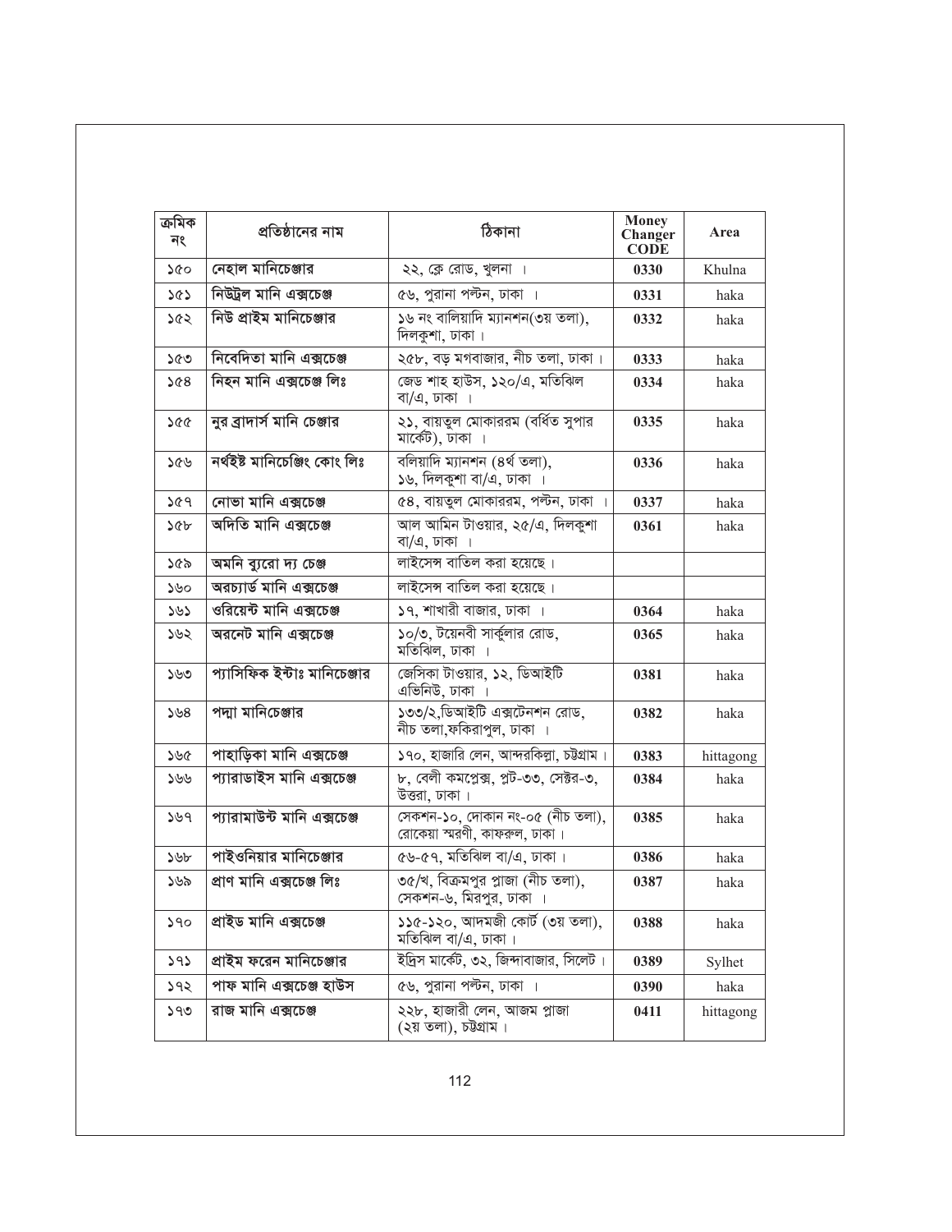| ক্রমিক নং | প্রতিষ্ঠানের নাম | ঠিকানা | Money Changer CODE | Area |
|---|---|---|---|---|
| ১৫০ | নেহাল মানিচেঞ্জার | ২২, ক্লে রোড, খুলনা । | 0330 | Khulna |
| ১৫১ | নিউট্রল মানি এক্সচেঞ্জ | ৫৬, পুরানা পল্টন, ঢাকা । | 0331 | haka |
| ১৫২ | নিউ প্রাইম মানিচেঞ্জার | ১৬ নং বালিয়াদি ম্যানশন(৩য় তলা), দিলকুশা, ঢাকা । | 0332 | haka |
| ১৫৩ | নিবেদিতা মানি এক্সচেঞ্জ | ২৫৮, বড় মগবাজার, নীচ তলা, ঢাকা । | 0333 | haka |
| ১৫৪ | নিহন মানি এক্সচেঞ্জ লিঃ | জেড শাহ হাউস, ১২০/এ, মতিঝিল বা/এ, ঢাকা । | 0334 | haka |
| ১৫৫ | নুর ব্রাদার্স মানি চেঞ্জার | ২১, বায়তুল মোকাররম (বর্ধিত সুপার মার্কেট), ঢাকা । | 0335 | haka |
| ১৫৬ | নর্থইষ্ট মানিচেঞ্জিং কোং লিঃ | বলিয়াদি ম্যানশন (৪র্থ তলা), ১৬, দিলকুশা বা/এ, ঢাকা । | 0336 | haka |
| ১৫৭ | নোভা মানি এক্সচেঞ্জ | ৫৪, বায়তুল মোকাররম, পল্টন, ঢাকা । | 0337 | haka |
| ১৫৮ | অদিতি মানি এক্সচেঞ্জ | আল আমিন টাওয়ার, ২৫/এ, দিলকুশা বা/এ, ঢাকা । | 0361 | haka |
| ১৫৯ | অমনি ব্যুরো দ্য চেঞ্জ | লাইসেন্স বাতিল করা হয়েছে। | | |
| ১৬০ | অরচ্যার্ড মানি এক্সচেঞ্জ | লাইসেন্স বাতিল করা হয়েছে। | | |
| ১৬১ | ওরিয়েন্ট মানি এক্সচেঞ্জ | ১৭, শাখারী বাজার, ঢাকা । | 0364 | haka |
| ১৬২ | অরনেট মানি এক্সচেঞ্জ | ১০/৩, টয়েনবী সার্কুলার রোড, মতিঝিল, ঢাকা । | 0365 | haka |
| ১৬৩ | প্যাসিফিক ইন্টাঃ মানিচেঞ্জার | জেসিকা টাওয়ার, ১২, ডিআইটি এভিনিউ, ঢাকা । | 0381 | haka |
| ১৬৪ | পদ্মা মানিচেঞ্জার | ১৩৩/২,ডিআইটি এক্সটেনশন রোড, নীচ তলা,ফকিরাপুল, ঢাকা । | 0382 | haka |
| ১৬৫ | পাহাড়িকা মানি এক্সচেঞ্জ | ১৭০, হাজারি লেন, আন্দরকিল্লা, চট্টগ্রাম । | 0383 | hittagong |
| ১৬৬ | প্যারাডাইস মানি এক্সচেঞ্জ | ৮, বেলী কমপ্লেক্স, প্লট-৩৩, সেক্টর-৩, উত্তরা, ঢাকা । | 0384 | haka |
| ১৬৭ | প্যারামাউন্ট মানি এক্সচেঞ্জ | সেকশন-১০, দোকান নং-০৫ (নীচ তলা), রোকেয়া স্মরণী, কাফরুল, ঢাকা । | 0385 | haka |
| ১৬৮ | পাইওনিয়ার মানিচেঞ্জার | ৫৬-৫৭, মতিঝিল বা/এ, ঢাকা । | 0386 | haka |
| ১৬৯ | প্রাণ মানি এক্সচেঞ্জ লিঃ | ৩৫/খ, বিক্রমপুর প্লাজা (নীচ তলা), সেকশন-৬, মিরপুর, ঢাকা । | 0387 | haka |
| ১৭০ | প্রাইড মানি এক্সচেঞ্জ | ১১৫-১২০, আদমজী কোর্ট (৩য় তলা), মতিঝিল বা/এ, ঢাকা । | 0388 | haka |
| ১৭১ | প্রাইম ফরেন মানিচেঞ্জার | ইদ্রিস মার্কেট, ৩২, জিন্দাবাজার, সিলেট । | 0389 | Sylhet |
| ১৭২ | পাফ মানি এক্সচেঞ্জ হাউস | ৫৬, পুরানা পল্টন, ঢাকা । | 0390 | haka |
| ১৭৩ | রাজ মানি এক্সচেঞ্জ | ২২৮, হাজারী লেন, আজম প্লাজা (২য় তলা), চট্টগ্রাম । | 0411 | hittagong |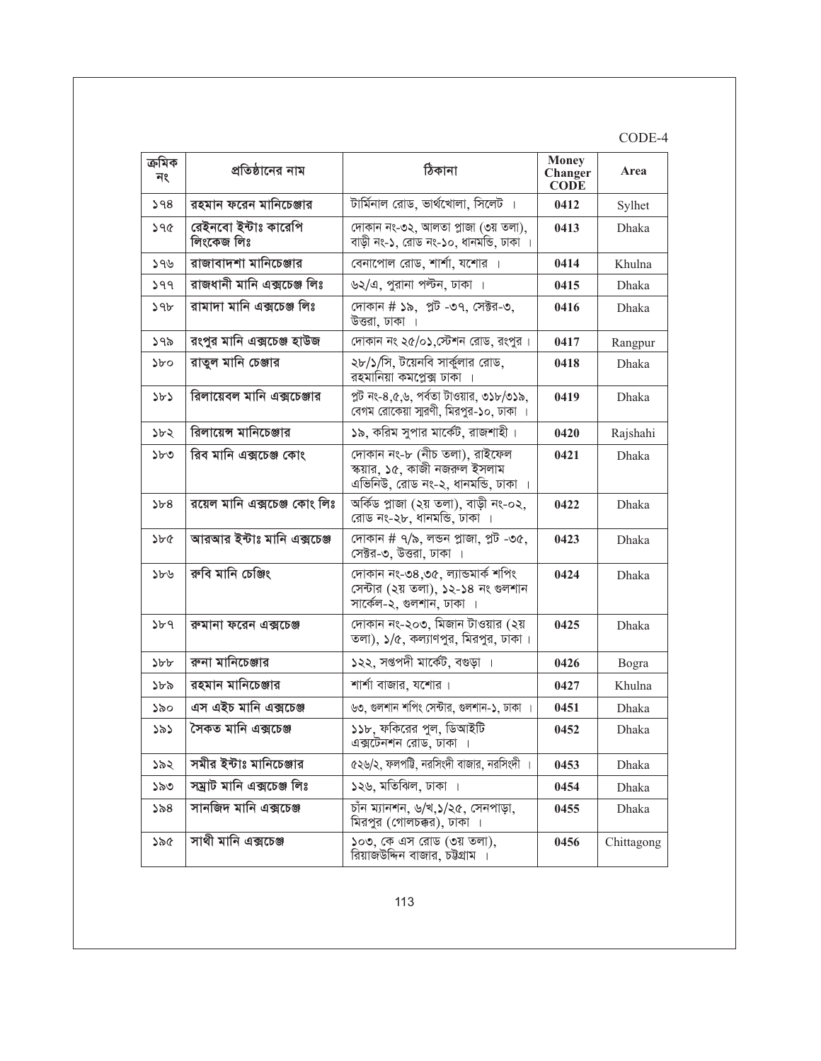CODE-4

| ক্রমিক নং | প্রতিষ্ঠানের নাম | ঠিকানা | Money Changer CODE | Area |
|---|---|---|---|---|
| ১৭৪ | রহমান ফরেন মানিচেঞ্জার | টার্মিনাল রোড, ভার্থখোলা, সিলেট । | 0412 | Sylhet |
| ১৭৫ | রেইনবো ইন্টাঃ কারেন্সি লিংকেজ লিঃ | দোকান নং-৩২, আলতা প্লাজা (৩য় তলা), বাড়ী নং-১, রোড নং-১০, ধানমন্ডি, ঢাকা । | 0413 | Dhaka |
| ১৭৬ | রাজাবাদশা মানিচেঞ্জার | বেনাপোল রোড, শার্শা, যশোর । | 0414 | Khulna |
| ১৭৭ | রাজধানী মানি এক্সচেঞ্জ লিঃ | ৬২/এ, পুরানা পল্টন, ঢাকা । | 0415 | Dhaka |
| ১৭৮ | রামাদা মানি এক্সচেঞ্জ লিঃ | দোকান # ১৯, প্লট -৩৭, সেক্টর-৩, উত্তরা, ঢাকা । | 0416 | Dhaka |
| ১৭৯ | রংপুর মানি এক্সচেঞ্জ হাউজ | দোকান নং ২৫/০১,স্টেশন রোড, রংপুর । | 0417 | Rangpur |
| ১৮০ | রাতুল মানি চেঞ্জার | ২৮/১/সি, টয়েনবি সার্কুলার রোড, রহমানিয়া কমপ্লেক্স ঢাকা । | 0418 | Dhaka |
| ১৮১ | রিলায়েবল মানি এক্সচেঞ্জার | প্লট নং-৪,৫,৬, পর্বতা টাওয়ার, ৩১৮/৩১৯, বেগম রোকেয়া স্মরণী, মিরপুর-১০, ঢাকা । | 0419 | Dhaka |
| ১৮২ | রিলায়েন্স মানিচেঞ্জার | ১৯, করিম সুপার মার্কেট, রাজশাহী । | 0420 | Rajshahi |
| ১৮৩ | রিব মানি এক্সচেঞ্জ কোং | দোকান নং-৮ (নীচ তলা), রাইফেল স্কয়ার, ১৫, কাজী নজরুল ইসলাম এভিনিউ, রোড নং-২, ধানমন্ডি, ঢাকা । | 0421 | Dhaka |
| ১৮৪ | রয়েল মানি এক্সচেঞ্জ কোং লিঃ | অর্কিড প্লাজা (২য় তলা), বাড়ী নং-০২, রোড নং-২৮, ধানমন্ডি, ঢাকা । | 0422 | Dhaka |
| ১৮৫ | আরআর ইন্টাঃ মানি এক্সচেঞ্জ | দোকান # ৭/৯, লন্ডন প্লাজা, প্লট -৩৫, সেক্টর-৩, উত্তরা, ঢাকা । | 0423 | Dhaka |
| ১৮৬ | রুবি মানি চেঞ্জিং | দোকান নং-৩৪,৩৫, ল্যান্ডমার্ক শপিং সেন্টার (২য় তলা), ১২-১৪ নং গুলশান সার্কেল-২, গুলশান, ঢাকা । | 0424 | Dhaka |
| ১৮৭ | রুমানা ফরেন এক্সচেঞ্জ | দোকান নং-২০৩, মিজান টাওয়ার (২য় তলা), ১/৫, কল্যাণপুর, মিরপুর, ঢাকা । | 0425 | Dhaka |
| ১৮৮ | রুনা মানিচেঞ্জার | ১২২, সপ্তপদী মার্কেট, বগুড়া । | 0426 | Bogra |
| ১৮৯ | রহমান মানিচেঞ্জার | শার্শা বাজার, যশোর । | 0427 | Khulna |
| ১৯০ | এস এইচ মানি এক্সচেঞ্জ | ৬৩, গুলশান শপিং সেন্টার, গুলশান-১, ঢাকা । | 0451 | Dhaka |
| ১৯১ | সৈকত মানি এক্সচেঞ্জ | ১১৮, ফকিরের পুল, ডিআইটি এক্সটেনশন রোড, ঢাকা । | 0452 | Dhaka |
| ১৯২ | সমীর ইন্টাঃ মানিচেঞ্জার | ৫২৬/২, ফলপট্টি, নরসিংদী বাজার, নরসিংদী । | 0453 | Dhaka |
| ১৯৩ | সম্রাট মানি এক্সচেঞ্জ লিঃ | ১২৬, মতিঝিল, ঢাকা । | 0454 | Dhaka |
| ১৯৪ | সানজিদ মানি এক্সচেঞ্জ | চাঁন ম্যানশন, ৬/খ,১/২৫, সেনপাড়া, মিরপুর (গোলচক্কর), ঢাকা । | 0455 | Dhaka |
| ১৯৫ | সাথী মানি এক্সচেঞ্জ | ১০৩, কে এস রোড (৩য় তলা), রিয়াজউদ্দিন বাজার, চট্টগ্রাম । | 0456 | Chittagong |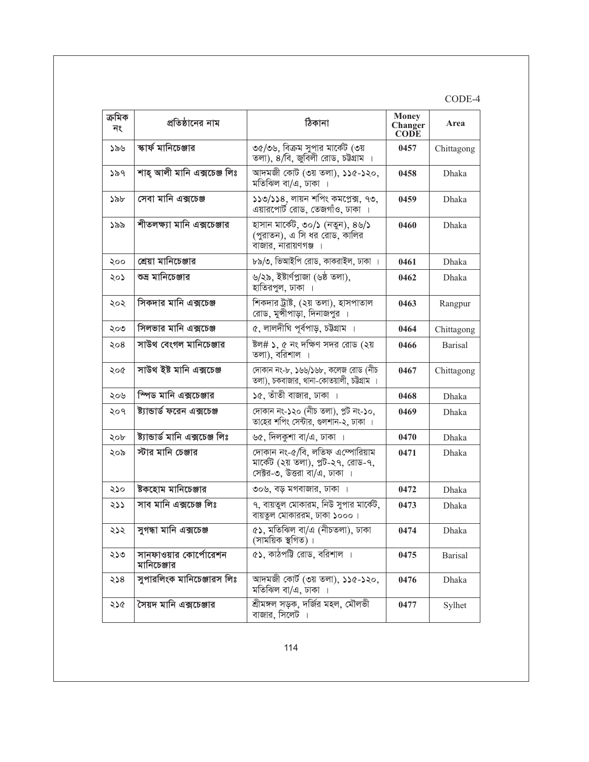CODE-4

| ক্রমিক নং | প্রতিষ্ঠানের নাম | ঠিকানা | Money Changer CODE | Area |
|---|---|---|---|---|
| ১৯৬ | স্কার্ফ মানিচেঞ্জার | ৩৫/৩৬, বিক্রম সুপার মার্কেট (৩য় তলা), ৪/বি, জুবিলী রোড, চট্টগ্রাম । | 0457 | Chittagong |
| ১৯৭ | শাহ্ আলী মানি এক্সচেঞ্জ লিঃ | আদমজী কোট (৩য় তলা), ১১৫-১২০, মতিঝিল বা/এ, ঢাকা । | 0458 | Dhaka |
| ১৯৮ | সেবা মানি এক্সচেঞ্জ | ১১৩/১১৪, লায়ন শপিং কমপ্লেক্স, ৭৩, এয়ারপোর্ট রোড, তেজগাঁও, ঢাকা । | 0459 | Dhaka |
| ১৯৯ | শীতলক্ষ্যা মানি এক্সচেঞ্জার | হাসান মার্কেট, ৩০/১ (নতুন), ৪৬/১ (পুরাতন), এ সি ধর রোড, কালির বাজার, নারায়ণগঞ্জ । | 0460 | Dhaka |
| ২০০ | শ্রেয়া মানিচেঞ্জার | ৮৯/৩, ভিআইপি রোড, কাকরাইল, ঢাকা । | 0461 | Dhaka |
| ২০১ | শুভ্র মানিচেঞ্জার | ৬/২৯, ইষ্টার্ণপ্লাজা (৬ষ্ঠ তলা), হাতিরপুল, ঢাকা । | 0462 | Dhaka |
| ২০২ | সিকদার মানি এক্সচেঞ্জ | শিকদার ট্রাষ্ট, (২য় তলা), হাসপাতাল রোড, মুন্সীপাড়া, দিনাজপুর । | 0463 | Rangpur |
| ২০৩ | সিলভার মানি এক্সচেঞ্জ | ৫, লালদীঘি পূর্বপাড়, চট্টগ্রাম । | 0464 | Chittagong |
| ২০৪ | সাউথ বেংগল মানিচেঞ্জার | ষ্টল# ১, ৫ নং দক্ষিণ সদর রোড (২য় তলা), বরিশাল । | 0466 | Barisal |
| ২০৫ | সাউথ ইষ্ট মানি এক্সচেঞ্জ | দোকান নং-৮, ১৬৬/১৬৮, কলেজ রোড (নীচ তলা), চকবাজার, থানা-কোতয়ালী, চট্টগ্রাম । | 0467 | Chittagong |
| ২০৬ | স্পিড মানি এক্সচেঞ্জার | ১৫, তাঁতী বাজার, ঢাকা । | 0468 | Dhaka |
| ২০৭ | ষ্ট্যান্ডার্ড ফরেন এক্সচেঞ্জ | দোকান নং-১২০ (নীচ তলা), প্লট নং-১০, তাহের শপিং সেন্টার, গুলশান-২, ঢাকা । | 0469 | Dhaka |
| ২০৮ | ষ্ট্যান্ডার্ড মানি এক্সচেঞ্জ লিঃ | ৬৫, দিলকুশা বা/এ, ঢাকা । | 0470 | Dhaka |
| ২০৯ | স্টার মানি চেঞ্জার | দোকান নং-৫/বি, লতিফ এম্পোরিয়াম মার্কেট (২য় তলা), প্লট-২৭, রোড-৭, সেক্টর-৩, উত্তরা বা/এ, ঢাকা । | 0471 | Dhaka |
| ২১০ | ষ্টকহোম মানিচেঞ্জার | ৩০৬, বড় মগবাজার, ঢাকা । | 0472 | Dhaka |
| ২১১ | সাব মানি এক্সচেঞ্জ লিঃ | ৭, বায়তুল মোকারম, নিউ সুপার মার্কেট, বায়তুল মোকাররম, ঢাকা ১০০০ । | 0473 | Dhaka |
| ২১২ | সুগন্ধা মানি এক্সচেঞ্জ | ৫১, মতিঝিল বা/এ (নীচতলা), ঢাকা (সাময়িক স্থগিত) । | 0474 | Dhaka |
| ২১৩ | সানফাওয়ার কোর্পোরেশন মানিচেঞ্জার | ৫১, কাঠপট্টি রোড, বরিশাল । | 0475 | Barisal |
| ২১৪ | সুপারলিংক মানিচেঞ্জারস লিঃ | আদমজী কোর্ট (৩য় তলা), ১১৫-১২০, মতিঝিল বা/এ, ঢাকা । | 0476 | Dhaka |
| ২১৫ | সৈয়দ মানি এক্সচেঞ্জার | শ্রীমঙ্গল সড়ক, দর্জির মহল, মৌলভী বাজার, সিলেট । | 0477 | Sylhet |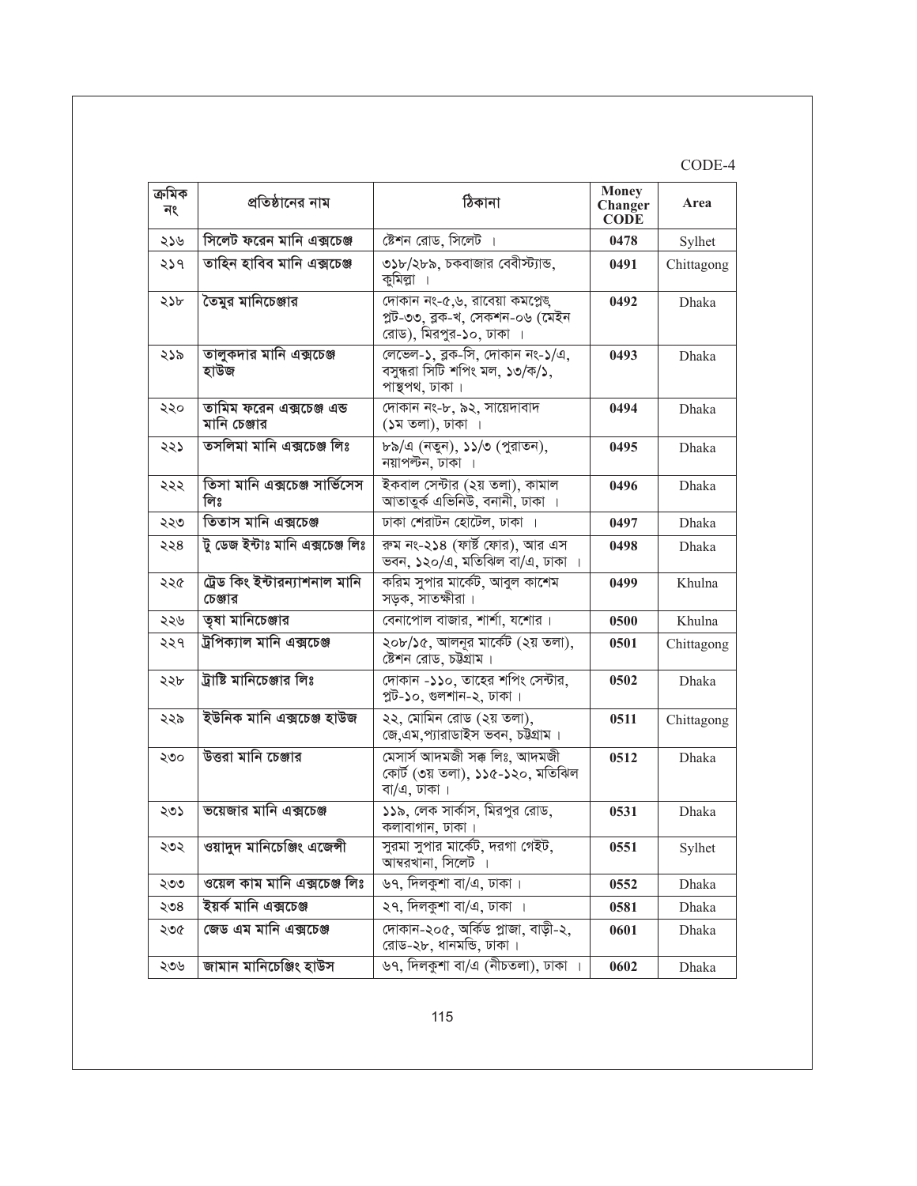CODE-4

| ক্রমিক নং | প্রতিষ্ঠানের নাম | ঠিকানা | Money Changer CODE | Area |
|---|---|---|---|---|
| ২১৬ | সিলেট ফরেন মানি এক্সচেঞ্জ | ষ্টেশন রোড, সিলেট । | 0478 | Sylhet |
| ২১৭ | তাহিন হাবিব মানি এক্সচেঞ্জ | ৩১৮/২৮৯, চকবাজার বেবীস্ট্যান্ড, কুমিল্লা । | 0491 | Chittagong |
| ২১৮ | তৈমুর মানিচেঞ্জার | দোকান নং-৫,৬, রাবেয়া কমপ্লেক্স, প্লট-৩৩, ব্লক-খ, সেকশন-০৬ (মেইন রোড), মিরপুর-১০, ঢাকা । | 0492 | Dhaka |
| ২১৯ | তালুকদার মানি এক্সচেঞ্জ হাউজ | লেভেল-১, ব্লক-সি, দোকান নং-১/এ, বসুন্ধরা সিটি শপিং মল, ১৩/ক/১, পান্থপথ, ঢাকা । | 0493 | Dhaka |
| ২২০ | তামিম ফরেন এক্সচেঞ্জ এন্ড মানি চেঞ্জার | দোকান নং-৮, ৯২, সায়েদাবাদ (১ম তলা), ঢাকা । | 0494 | Dhaka |
| ২২১ | তসলিমা মানি এক্সচেঞ্জ লিঃ | ৮৯/এ (নতুন), ১১/৩ (পুরাতন), নয়াপল্টন, ঢাকা । | 0495 | Dhaka |
| ২২২ | তিসা মানি এক্সচেঞ্জ সার্ভিসেস লিঃ | ইকবাল সেন্টার (২য় তলা), কামাল আতাতুর্ক এভিনিউ, বনানী, ঢাকা । | 0496 | Dhaka |
| ২২৩ | তিতাস মানি এক্সচেঞ্জ | ঢাকা শেরাটন হোটেল, ঢাকা । | 0497 | Dhaka |
| ২২৪ | টু ডেজ ইন্টাঃ মানি এক্সচেঞ্জ লিঃ | রুম নং-২১৪ (ফার্ষ্ট ফোর), আর এস ভবন, ১২০/এ, মতিঝিল বা/এ, ঢাকা । | 0498 | Dhaka |
| ২২৫ | ট্রেড কিং ইন্টারন্যাশনাল মানি চেঞ্জার | করিম সুপার মার্কেট, আবুল কাশেম সড়ক, সাতক্ষীরা । | 0499 | Khulna |
| ২২৬ | তৃষা মানিচেঞ্জার | বেনাপোল বাজার, শার্শা, যশোর । | 0500 | Khulna |
| ২২৭ | ট্রপিক্যাল মানি এক্সচেঞ্জ | ২০৮/১৫, আলনূর মার্কেট (২য় তলা), ষ্টেশন রোড, চট্টগ্রাম । | 0501 | Chittagong |
| ২২৮ | ট্রাষ্টি মানিচেঞ্জার লিঃ | দোকান -১১০, তাহের শপিং সেন্টার, প্লট-১০, গুলশান-২, ঢাকা । | 0502 | Dhaka |
| ২২৯ | ইউনিক মানি এক্সচেঞ্জ হাউজ | ২২, মোমিন রোড (২য় তলা), জে,এম,প্যারাডাইস ভবন, চট্টগ্রাম । | 0511 | Chittagong |
| ২৩০ | উত্তরা মানি চেঞ্জার | মেসার্স আদমজী সন্স লিঃ, আদমজী কোর্ট (৩য় তলা), ১১৫-১২০, মতিঝিল বা/এ, ঢাকা । | 0512 | Dhaka |
| ২৩১ | ভয়েজার মানি এক্সচেঞ্জ | ১১৯, লেক সার্কাস, মিরপুর রোড, কলাবাগান, ঢাকা । | 0531 | Dhaka |
| ২৩২ | ওয়াদুদ মানিচেঞ্জিং এজেন্সী | সুরমা সুপার মার্কেট, দরগা গেইট, আম্বরখানা, সিলেট । | 0551 | Sylhet |
| ২৩৩ | ওয়েল কাম মানি এক্সচেঞ্জ লিঃ | ৬৭, দিলকুশা বা/এ, ঢাকা । | 0552 | Dhaka |
| ২৩৪ | ইয়র্ক মানি এক্সচেঞ্জ | ২৭, দিলকুশা বা/এ, ঢাকা । | 0581 | Dhaka |
| ২৩৫ | জেড এম মানি এক্সচেঞ্জ | দোকান-২০৫, অর্কিড প্লাজা, বাড়ী-২, রোড-২৮, ধানমন্ডি, ঢাকা । | 0601 | Dhaka |
| ২৩৬ | জামান মানিচেঞ্জিং হাউস | ৬৭, দিলকুশা বা/এ (নীচতলা), ঢাকা । | 0602 | Dhaka |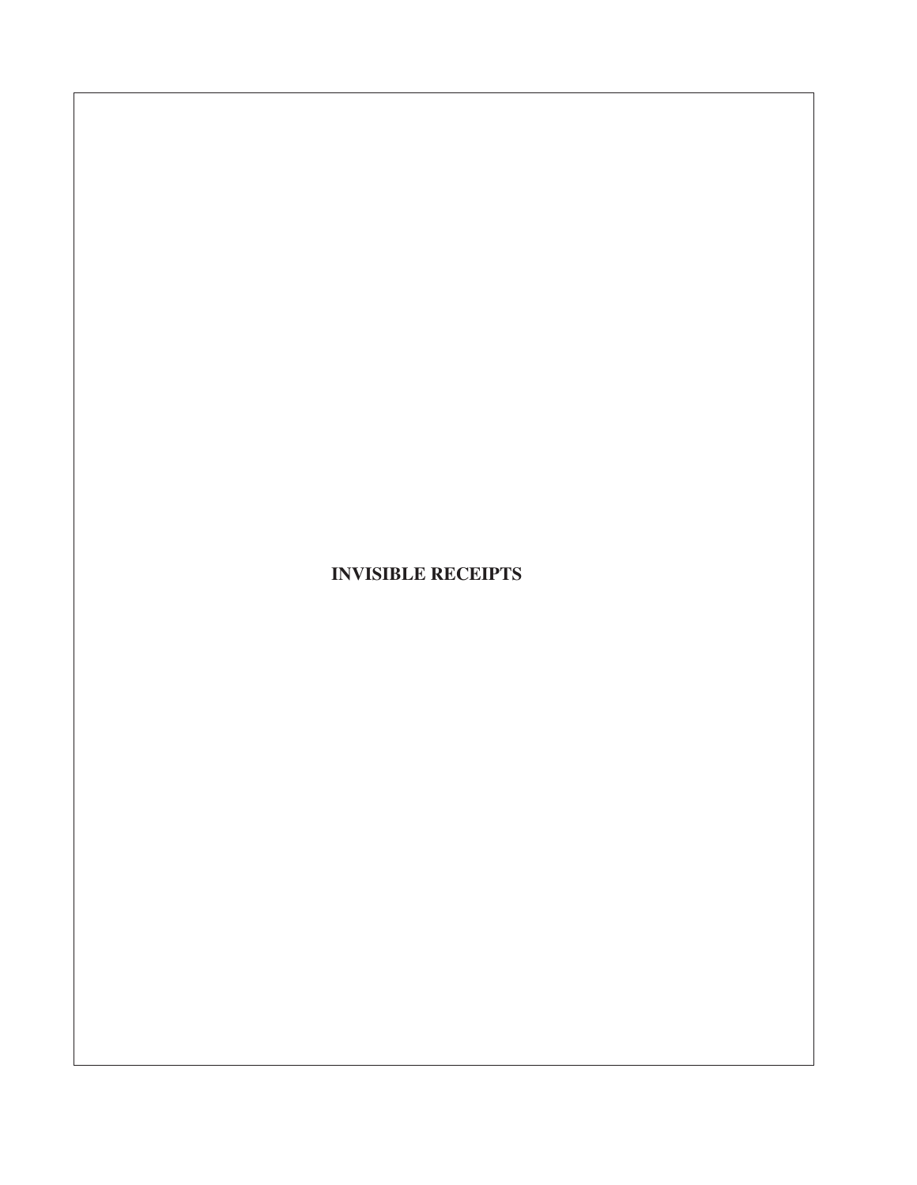# INVISIBLE RECEIPTS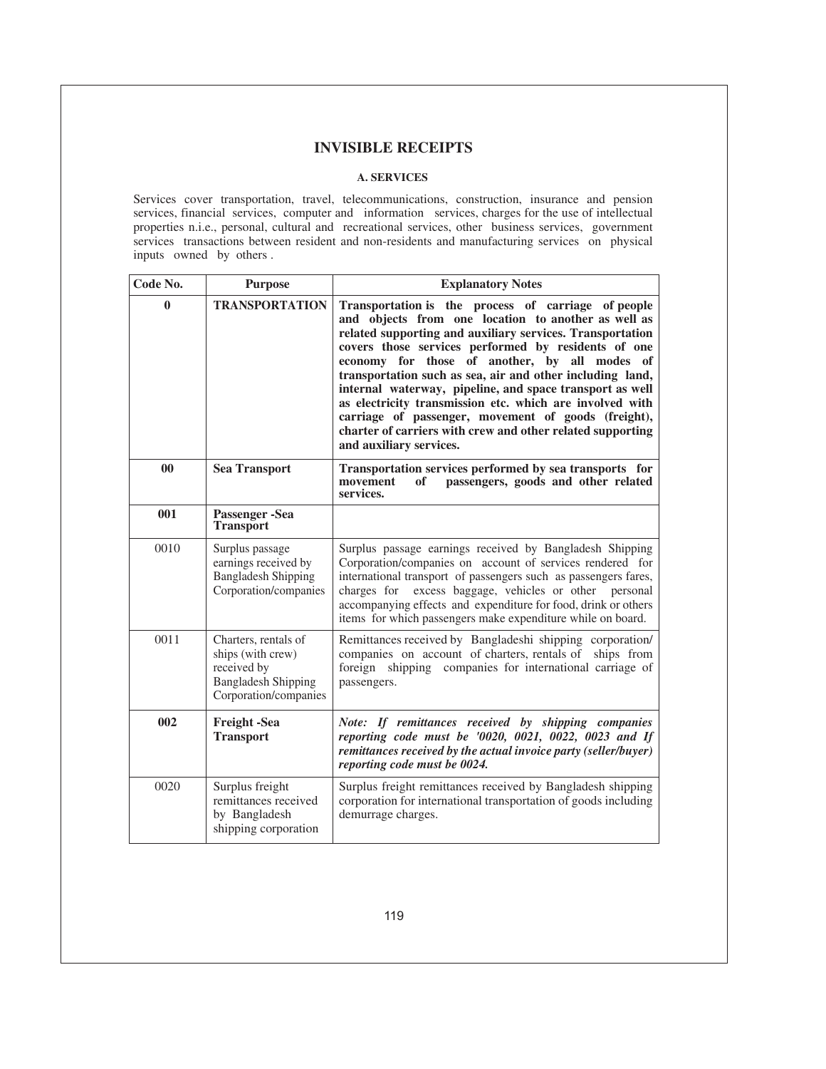# INVISIBLE RECEIPTS

## A. SERVICES

Services cover transportation, travel, telecommunications, construction, insurance and pension services, financial services, computer and information services, charges for the use of intellectual properties n.i.e., personal, cultural and recreational services, other business services, government services transactions between resident and non-residents and manufacturing services on physical inputs owned by others .

| Code No. | Purpose | Explanatory Notes |
|---|---|---|
| **0** | **TRANSPORTATION** | **Transportation is the process of carriage of people and objects from one location to another as well as related supporting and auxiliary services. Transportation covers those services performed by residents of one economy for those of another, by all modes of transportation such as sea, air and other including land, internal waterway, pipeline, and space transport as well as electricity transmission etc. which are involved with carriage of passenger, movement of goods (freight), charter of carriers with crew and other related supporting and auxiliary services.** |
| **00** | **Sea Transport** | **Transportation services performed by sea transports for movement of passengers, goods and other related services.** |
| **001** | **Passenger -Sea Transport** | |
| 0010 | Surplus passage earnings received by Bangladesh Shipping Corporation/companies | Surplus passage earnings received by Bangladesh Shipping Corporation/companies on account of services rendered for international transport of passengers such as passengers fares, charges for excess baggage, vehicles or other personal accompanying effects and expenditure for food, drink or others items for which passengers make expenditure while on board. |
| 0011 | Charters, rentals of ships (with crew) received by Bangladesh Shipping Corporation/companies | Remittances received by Bangladeshi shipping corporation/ companies on account of charters, rentals of ships from foreign shipping companies for international carriage of passengers. |
| **002** | **Freight -Sea Transport** | ***Note: If remittances received by shipping companies reporting code must be '0020, 0021, 0022, 0023 and If remittances received by the actual invoice party (seller/buyer) reporting code must be 0024.*** |
| 0020 | Surplus freight remittances received by Bangladesh shipping corporation | Surplus freight remittances received by Bangladesh shipping corporation for international transportation of goods including demurrage charges. |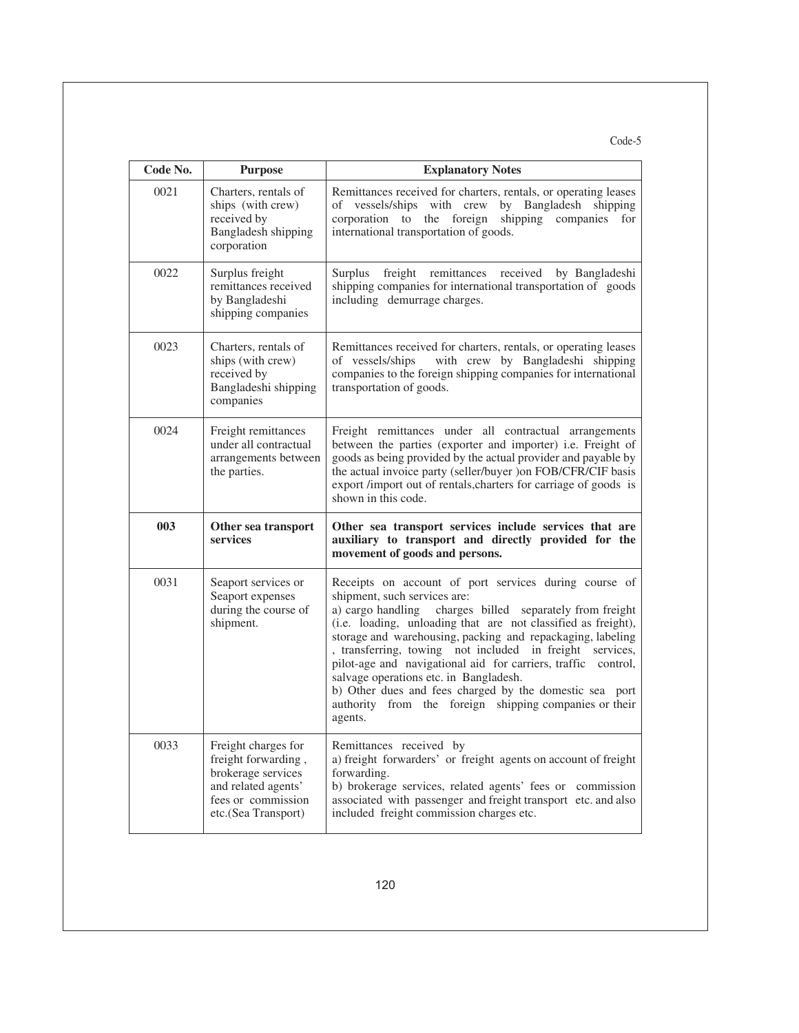Code-5

| Code No. | Purpose | Explanatory Notes |
|---|---|---|
| 0021 | Charters, rentals of ships (with crew) received by Bangladesh shipping corporation | Remittances received for charters, rentals, or operating leases of vessels/ships with crew by Bangladesh shipping corporation to the foreign shipping companies for international transportation of goods. |
| 0022 | Surplus freight remittances received by Bangladeshi shipping companies | Surplus freight remittances received by Bangladeshi shipping companies for international transportation of goods including demurrage charges. |
| 0023 | Charters, rentals of ships (with crew) received by Bangladeshi shipping companies | Remittances received for charters, rentals, or operating leases of vessels/ships with crew by Bangladeshi shipping companies to the foreign shipping companies for international transportation of goods. |
| 0024 | Freight remittances under all contractual arrangements between the parties. | Freight remittances under all contractual arrangements between the parties (exporter and importer) i.e. Freight of goods as being provided by the actual provider and payable by the actual invoice party (seller/buyer )on FOB/CFR/CIF basis export /import out of rentals,charters for carriage of goods is shown in this code. |
| **003** | **Other sea transport services** | **Other sea transport services include services that are auxiliary to transport and directly provided for the movement of goods and persons.** |
| 0031 | Seaport services or Seaport expenses during the course of shipment. | Receipts on account of port services during course of shipment, such services are:<br>a) cargo handling charges billed separately from freight (i.e. loading, unloading that are not classified as freight), storage and warehousing, packing and repackaging, labeling , transferring, towing not included in freight services, pilot-age and navigational aid for carriers, traffic control, salvage operations etc. in Bangladesh.<br>b) Other dues and fees charged by the domestic sea port authority from the foreign shipping companies or their agents. |
| 0033 | Freight charges for freight forwarding , brokerage services and related agents' fees or commission etc.(Sea Transport) | Remittances received by<br>a) freight forwarders' or freight agents on account of freight forwarding.<br>b) brokerage services, related agents' fees or commission associated with passenger and freight transport etc. and also included freight commission charges etc. |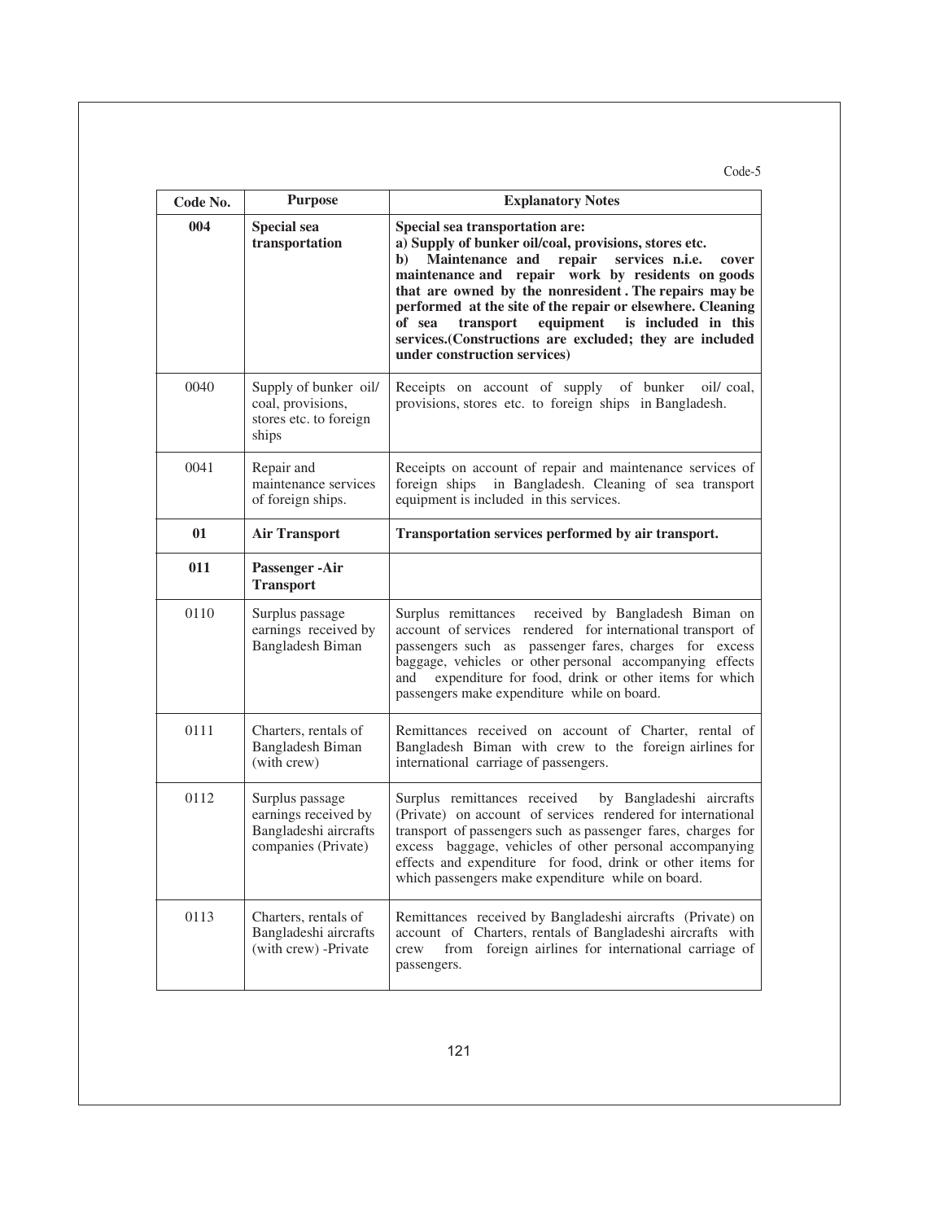Code-5

| Code No. | Purpose | Explanatory Notes |
|---|---|---|
| **004** | **Special sea transportation** | **Special sea transportation are:** **a) Supply of bunker oil/coal, provisions, stores etc.** **b) Maintenance and repair services n.i.e. cover maintenance and repair work by residents on goods that are owned by the nonresident . The repairs may be performed at the site of the repair or elsewhere. Cleaning of sea transport equipment is included in this services.(Constructions are excluded; they are included under construction services)** |
| 0040 | Supply of bunker oil/ coal, provisions, stores etc. to foreign ships | Receipts on account of supply of bunker oil/ coal, provisions, stores etc. to foreign ships in Bangladesh. |
| 0041 | Repair and maintenance services of foreign ships. | Receipts on account of repair and maintenance services of foreign ships in Bangladesh. Cleaning of sea transport equipment is included in this services. |
| **01** | **Air Transport** | **Transportation services performed by air transport.** |
| **011** | **Passenger -Air Transport** | |
| 0110 | Surplus passage earnings received by Bangladesh Biman | Surplus remittances received by Bangladesh Biman on account of services rendered for international transport of passengers such as passenger fares, charges for excess baggage, vehicles or other personal accompanying effects and expenditure for food, drink or other items for which passengers make expenditure while on board. |
| 0111 | Charters, rentals of Bangladesh Biman (with crew) | Remittances received on account of Charter, rental of Bangladesh Biman with crew to the foreign airlines for international carriage of passengers. |
| 0112 | Surplus passage earnings received by Bangladeshi aircrafts companies (Private) | Surplus remittances received by Bangladeshi aircrafts (Private) on account of services rendered for international transport of passengers such as passenger fares, charges for excess baggage, vehicles of other personal accompanying effects and expenditure for food, drink or other items for which passengers make expenditure while on board. |
| 0113 | Charters, rentals of Bangladeshi aircrafts (with crew) -Private | Remittances received by Bangladeshi aircrafts (Private) on account of Charters, rentals of Bangladeshi aircrafts with crew from foreign airlines for international carriage of passengers. |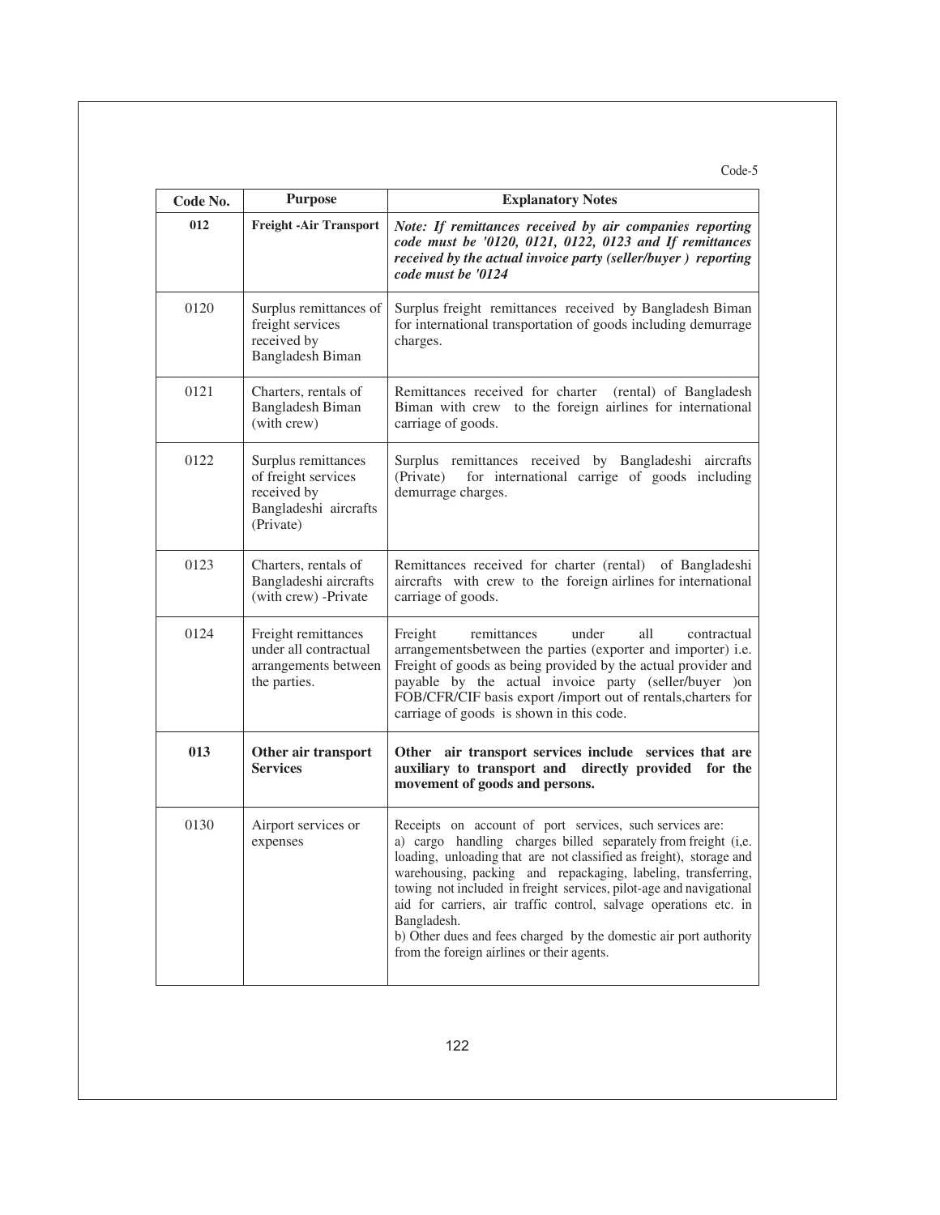Code-5

| Code No. | Purpose | Explanatory Notes |
|---|---|---|
| **012** | **Freight -Air Transport** | ***Note: If remittances received by air companies reporting code must be '0120, 0121, 0122, 0123 and If remittances received by the actual invoice party (seller/buyer ) reporting code must be '0124*** |
| 0120 | Surplus remittances of freight services received by Bangladesh Biman | Surplus freight remittances received by Bangladesh Biman for international transportation of goods including demurrage charges. |
| 0121 | Charters, rentals of Bangladesh Biman (with crew) | Remittances received for charter (rental) of Bangladesh Biman with crew to the foreign airlines for international carriage of goods. |
| 0122 | Surplus remittances of freight services received by Bangladeshi aircrafts (Private) | Surplus remittances received by Bangladeshi aircrafts (Private) for international carrige of goods including demurrage charges. |
| 0123 | Charters, rentals of Bangladeshi aircrafts (with crew) -Private | Remittances received for charter (rental) of Bangladeshi aircrafts with crew to the foreign airlines for international carriage of goods. |
| 0124 | Freight remittances under all contractual arrangements between the parties. | Freight remittances under all contractual arrangementsbetween the parties (exporter and importer) i.e. Freight of goods as being provided by the actual provider and payable by the actual invoice party (seller/buyer )on FOB/CFR/CIF basis export /import out of rentals,charters for carriage of goods is shown in this code. |
| **013** | **Other air transport Services** | **Other air transport services include services that are auxiliary to transport and directly provided for the movement of goods and persons.** |
| 0130 | Airport services or expenses | Receipts on account of port services, such services are:<br>a) cargo handling charges billed separately from freight (i,e. loading, unloading that are not classified as freight), storage and warehousing, packing and repackaging, labeling, transferring, towing not included in freight services, pilot-age and navigational aid for carriers, air traffic control, salvage operations etc. in Bangladesh.<br>b) Other dues and fees charged by the domestic air port authority from the foreign airlines or their agents. |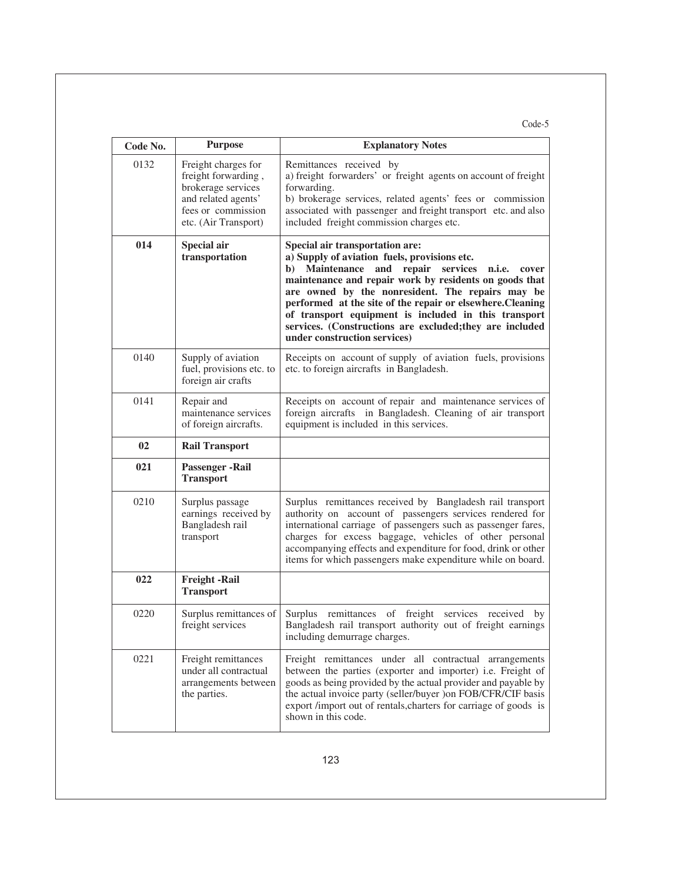Code-5

| Code No. | Purpose | Explanatory Notes |
|---|---|---|
| 0132 | Freight charges for freight forwarding , brokerage services and related agents' fees or commission etc. (Air Transport) | Remittances received by<br>a) freight forwarders' or freight agents on account of freight forwarding.<br>b) brokerage services, related agents' fees or commission associated with passenger and freight transport etc. and also included freight commission charges etc. |
| **014** | **Special air transportation** | **Special air transportation are:**<br>**a) Supply of aviation fuels, provisions etc.**<br>**b) Maintenance and repair services n.i.e. cover maintenance and repair work by residents on goods that are owned by the nonresident. The repairs may be performed at the site of the repair or elsewhere.Cleaning of transport equipment is included in this transport services. (Constructions are excluded;they are included under construction services)** |
| 0140 | Supply of aviation fuel, provisions etc. to foreign air crafts | Receipts on account of supply of aviation fuels, provisions etc. to foreign aircrafts in Bangladesh. |
| 0141 | Repair and maintenance services of foreign aircrafts. | Receipts on account of repair and maintenance services of foreign aircrafts in Bangladesh. Cleaning of air transport equipment is included in this services. |
| **02** | **Rail Transport** | |
| **021** | **Passenger -Rail Transport** | |
| 0210 | Surplus passage earnings received by Bangladesh rail transport | Surplus remittances received by Bangladesh rail transport authority on account of passengers services rendered for international carriage of passengers such as passenger fares, charges for excess baggage, vehicles of other personal accompanying effects and expenditure for food, drink or other items for which passengers make expenditure while on board. |
| **022** | **Freight -Rail Transport** | |
| 0220 | Surplus remittances of freight services | Surplus remittances of freight services received by Bangladesh rail transport authority out of freight earnings including demurrage charges. |
| 0221 | Freight remittances under all contractual arrangements between the parties. | Freight remittances under all contractual arrangements between the parties (exporter and importer) i.e. Freight of goods as being provided by the actual provider and payable by the actual invoice party (seller/buyer )on FOB/CFR/CIF basis export /import out of rentals,charters for carriage of goods is shown in this code. |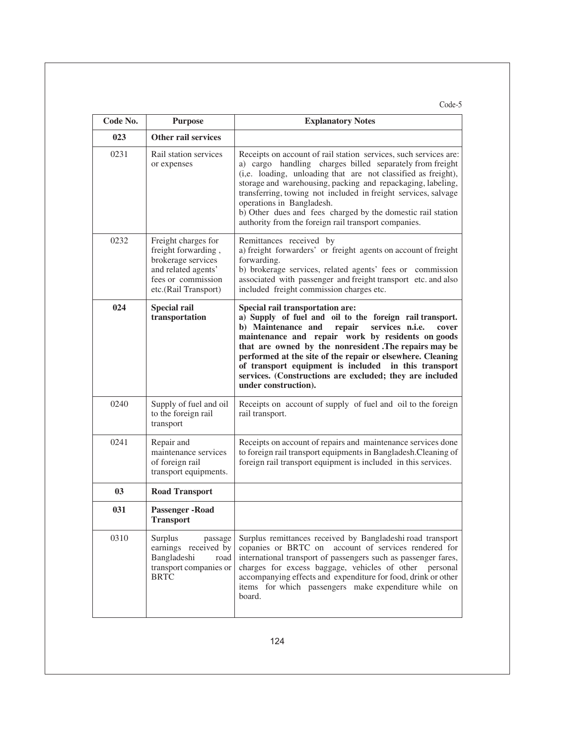Code-5

| Code No. | Purpose | Explanatory Notes |
|---|---|---|
| **023** | **Other rail services** | |
| 0231 | Rail station services or expenses | Receipts on account of rail station services, such services are: a) cargo handling charges billed separately from freight (i,e. loading, unloading that are not classified as freight), storage and warehousing, packing and repackaging, labeling, transferring, towing not included in freight services, salvage operations in Bangladesh.<br>b) Other dues and fees charged by the domestic rail station authority from the foreign rail transport companies. |
| 0232 | Freight charges for freight forwarding , brokerage services and related agents' fees or commission etc.(Rail Transport) | Remittances received by<br>a) freight forwarders' or freight agents on account of freight forwarding.<br>b) brokerage services, related agents' fees or commission associated with passenger and freight transport etc. and also included freight commission charges etc. |
| **024** | **Special rail transportation** | **Special rail transportation are:**<br>**a) Supply of fuel and oil to the foreign rail transport.**<br>**b) Maintenance and repair services n.i.e. cover maintenance and repair work by residents on goods that are owned by the nonresident .The repairs may be performed at the site of the repair or elsewhere. Cleaning of transport equipment is included in this transport services. (Constructions are excluded; they are included under construction).** |
| 0240 | Supply of fuel and oil to the foreign rail transport | Receipts on account of supply of fuel and oil to the foreign rail transport. |
| 0241 | Repair and maintenance services of foreign rail transport equipments. | Receipts on account of repairs and maintenance services done to foreign rail transport equipments in Bangladesh.Cleaning of foreign rail transport equipment is included in this services. |
| **03** | **Road Transport** | |
| **031** | **Passenger -Road Transport** | |
| 0310 | Surplus passage earnings received by Bangladeshi road transport companies or BRTC | Surplus remittances received by Bangladeshi road transport copanies or BRTC on account of services rendered for international transport of passengers such as passenger fares, charges for excess baggage, vehicles of other personal accompanying effects and expenditure for food, drink or other items for which passengers make expenditure while on board. |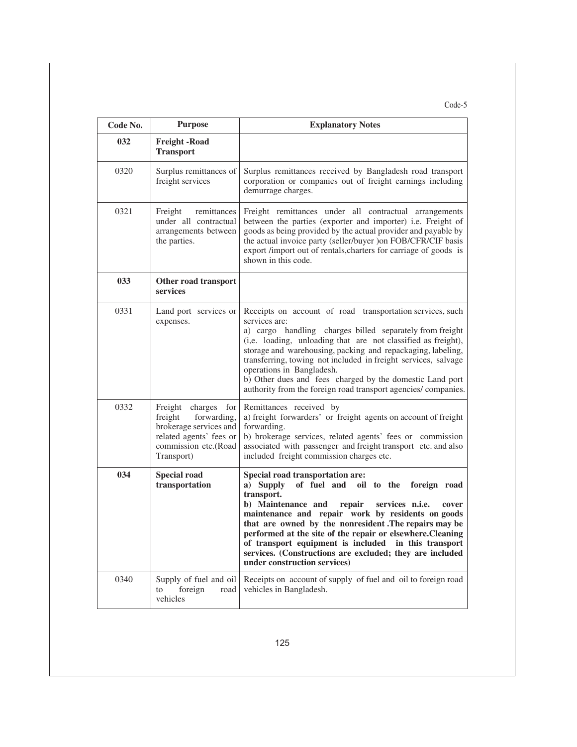Code-5

| Code No. | Purpose | Explanatory Notes |
|---|---|---|
| **032** | **Freight -Road Transport** | |
| 0320 | Surplus remittances of freight services | Surplus remittances received by Bangladesh road transport corporation or companies out of freight earnings including demurrage charges. |
| 0321 | Freight remittances under all contractual arrangements between the parties. | Freight remittances under all contractual arrangements between the parties (exporter and importer) i.e. Freight of goods as being provided by the actual provider and payable by the actual invoice party (seller/buyer )on FOB/CFR/CIF basis export /import out of rentals,charters for carriage of goods is shown in this code. |
| **033** | **Other road transport services** | |
| 0331 | Land port services or expenses. | Receipts on account of road transportation services, such services are:<br>a) cargo handling charges billed separately from freight (i,e. loading, unloading that are not classified as freight), storage and warehousing, packing and repackaging, labeling, transferring, towing not included in freight services, salvage operations in Bangladesh.<br>b) Other dues and fees charged by the domestic Land port authority from the foreign road transport agencies/ companies. |
| 0332 | Freight charges for freight forwarding, brokerage services and related agents' fees or commission etc.(Road Transport) | Remittances received by<br>a) freight forwarders' or freight agents on account of freight forwarding.<br>b) brokerage services, related agents' fees or commission associated with passenger and freight transport etc. and also included freight commission charges etc. |
| **034** | **Special road transportation** | **Special road transportation are:**<br>**a) Supply of fuel and oil to the foreign road transport.**<br>**b) Maintenance and repair services n.i.e. cover maintenance and repair work by residents on goods that are owned by the nonresident .The repairs may be performed at the site of the repair or elsewhere.Cleaning of transport equipment is included in this transport services. (Constructions are excluded; they are included under construction services)** |
| 0340 | Supply of fuel and oil to foreign road vehicles | Receipts on account of supply of fuel and oil to foreign road vehicles in Bangladesh. |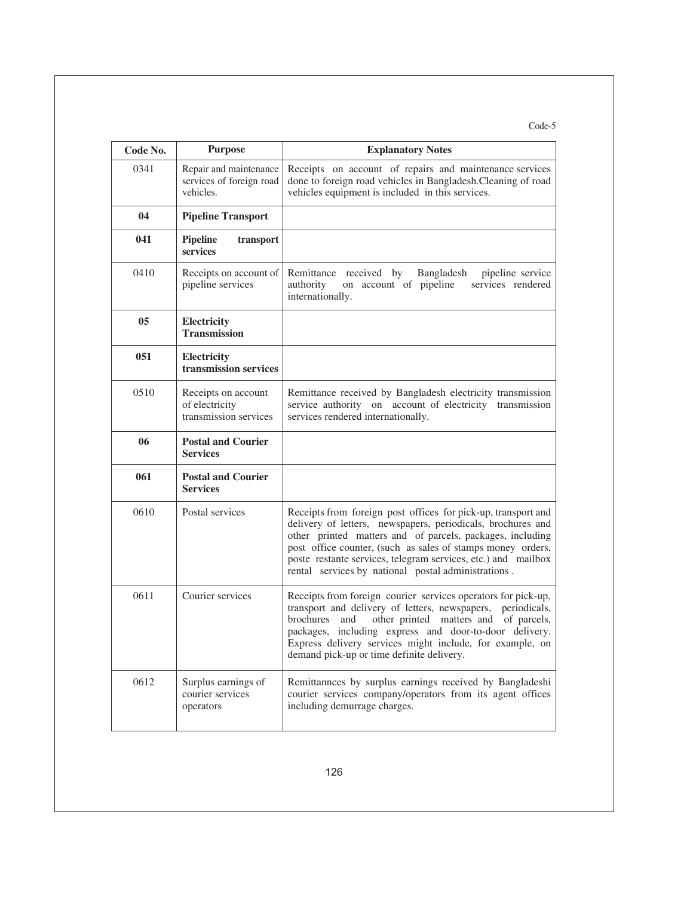Code-5

| Code No. | Purpose | Explanatory Notes |
|---|---|---|
| 0341 | Repair and maintenance services of foreign road vehicles. | Receipts on account of repairs and maintenance services done to foreign road vehicles in Bangladesh.Cleaning of road vehicles equipment is included in this services. |
| **04** | **Pipeline Transport** | |
| **041** | **Pipeline transport services** | |
| 0410 | Receipts on account of pipeline services | Remittance received by Bangladesh pipeline service authority on account of pipeline services rendered internationally. |
| **05** | **Electricity Transmission** | |
| **051** | **Electricity transmission services** | |
| 0510 | Receipts on account of electricity transmission services | Remittance received by Bangladesh electricity transmission service authority on account of electricity transmission services rendered internationally. |
| **06** | **Postal and Courier Services** | |
| **061** | **Postal and Courier Services** | |
| 0610 | Postal services | Receipts from foreign post offices for pick-up, transport and delivery of letters, newspapers, periodicals, brochures and other printed matters and of parcels, packages, including post office counter, (such as sales of stamps money orders, poste restante services, telegram services, etc.) and mailbox rental services by national postal administrations . |
| 0611 | Courier services | Receipts from foreign courier services operators for pick-up, transport and delivery of letters, newspapers, periodicals, brochures and other printed matters and of parcels, packages, including express and door-to-door delivery. Express delivery services might include, for example, on demand pick-up or time definite delivery. |
| 0612 | Surplus earnings of courier services operators | Remittannces by surplus earnings received by Bangladeshi courier services company/operators from its agent offices including demurrage charges. |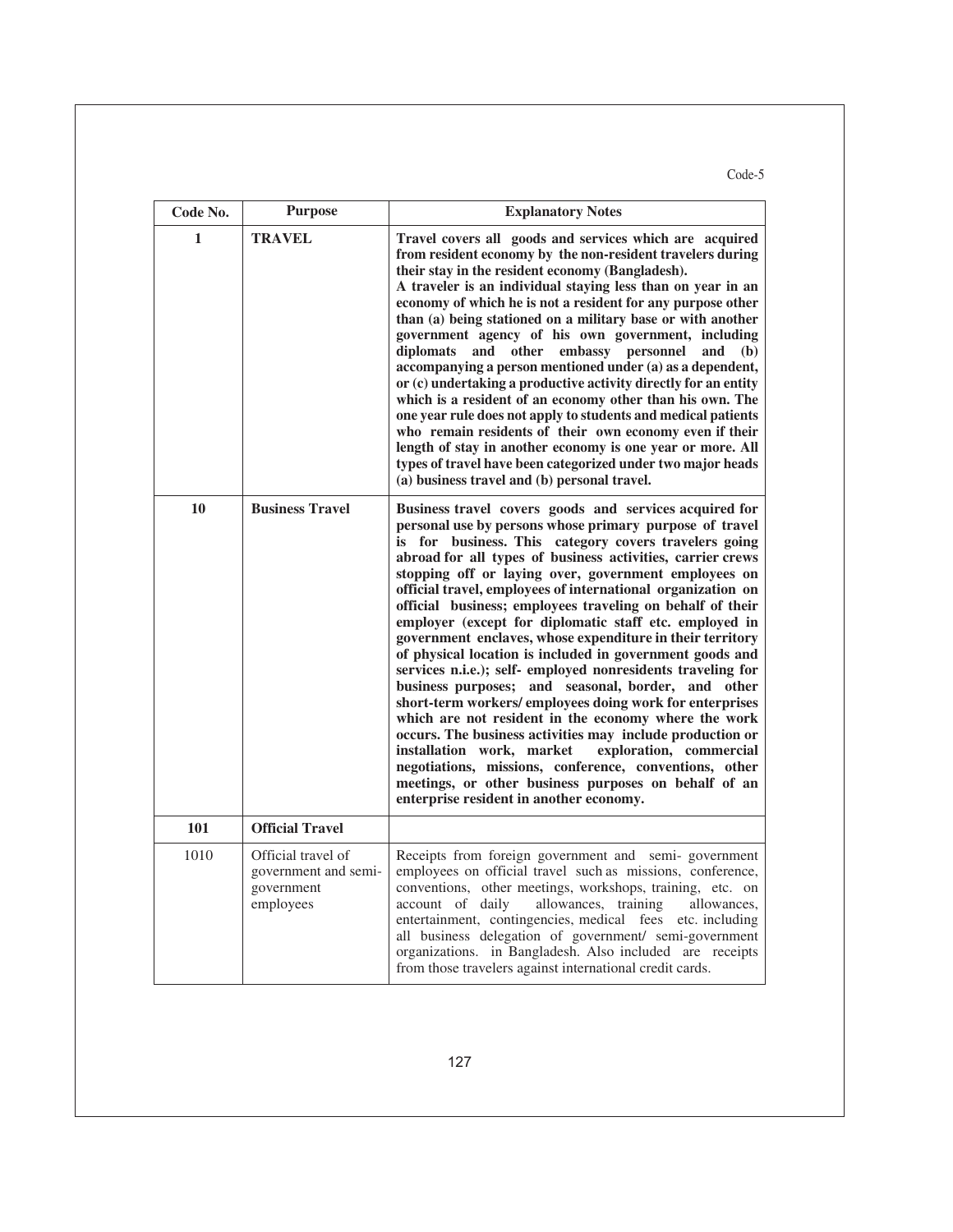Code-5

| Code No. | Purpose | Explanatory Notes |
|---|---|---|
| **1** | **TRAVEL** | **Travel covers all goods and services which are acquired from resident economy by the non-resident travelers during their stay in the resident economy (Bangladesh). A traveler is an individual staying less than on year in an economy of which he is not a resident for any purpose other than (a) being stationed on a military base or with another government agency of his own government, including diplomats and other embassy personnel and (b) accompanying a person mentioned under (a) as a dependent, or (c) undertaking a productive activity directly for an entity which is a resident of an economy other than his own. The one year rule does not apply to students and medical patients who remain residents of their own economy even if their length of stay in another economy is one year or more. All types of travel have been categorized under two major heads (a) business travel and (b) personal travel.** |
| **10** | **Business Travel** | **Business travel covers goods and services acquired for personal use by persons whose primary purpose of travel is for business. This category covers travelers going abroad for all types of business activities, carrier crews stopping off or laying over, government employees on official travel, employees of international organization on official business; employees traveling on behalf of their employer (except for diplomatic staff etc. employed in government enclaves, whose expenditure in their territory of physical location is included in government goods and services n.i.e.); self- employed nonresidents traveling for business purposes; and seasonal, border, and other short-term workers/ employees doing work for enterprises which are not resident in the economy where the work occurs. The business activities may include production or installation work, market exploration, commercial negotiations, missions, conference, conventions, other meetings, or other business purposes on behalf of an enterprise resident in another economy.** |
| **101** | **Official Travel** | |
| 1010 | Official travel of government and semi-government employees | Receipts from foreign government and semi- government employees on official travel such as missions, conference, conventions, other meetings, workshops, training, etc. on account of daily allowances, training allowances, entertainment, contingencies, medical fees etc. including all business delegation of government/ semi-government organizations. in Bangladesh. Also included are receipts from those travelers against international credit cards. |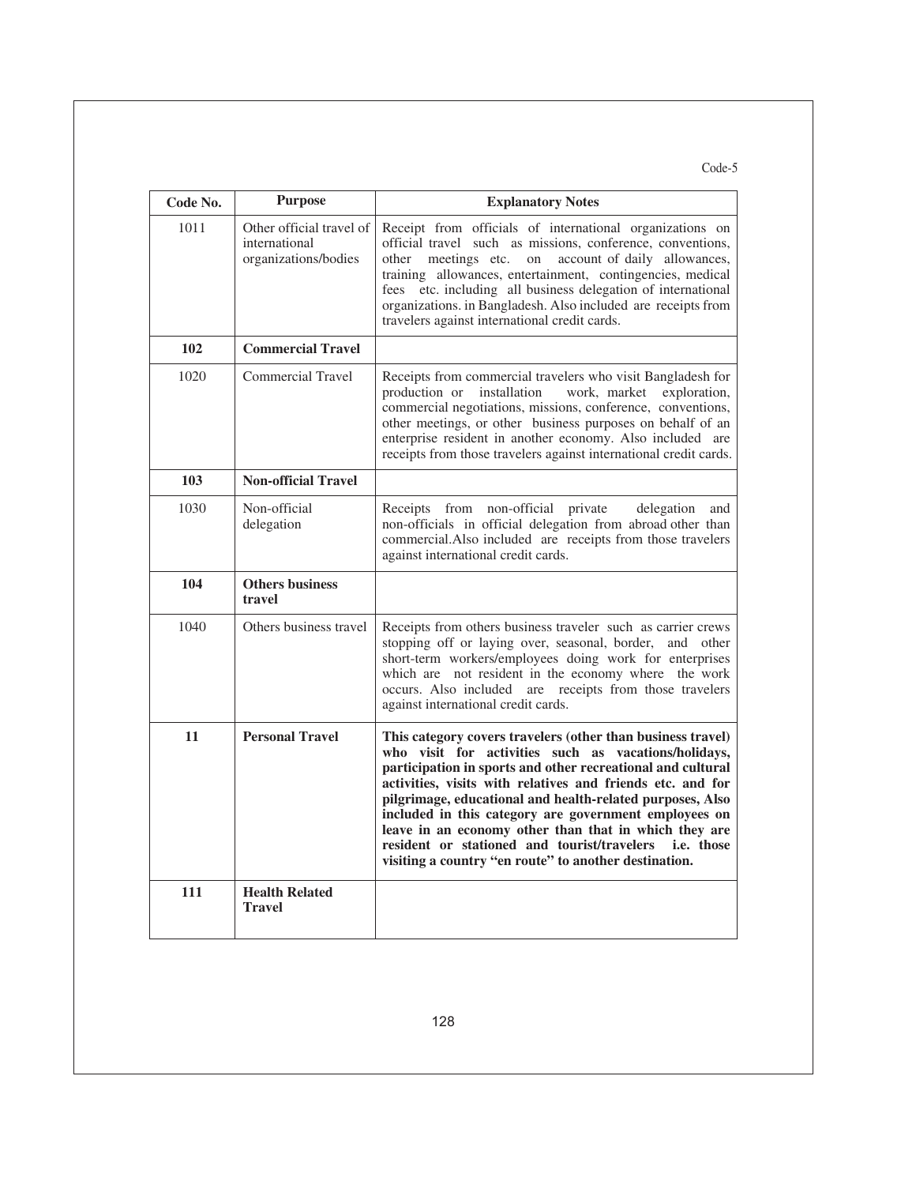Code-5

| Code No. | Purpose | Explanatory Notes |
|---|---|---|
| 1011 | Other official travel of international organizations/bodies | Receipt from officials of international organizations on official travel such as missions, conference, conventions, other meetings etc. on account of daily allowances, training allowances, entertainment, contingencies, medical fees etc. including all business delegation of international organizations. in Bangladesh. Also included are receipts from travelers against international credit cards. |
| **102** | **Commercial Travel** | |
| 1020 | Commercial Travel | Receipts from commercial travelers who visit Bangladesh for production or installation work, market exploration, commercial negotiations, missions, conference, conventions, other meetings, or other business purposes on behalf of an enterprise resident in another economy. Also included are receipts from those travelers against international credit cards. |
| **103** | **Non-official Travel** | |
| 1030 | Non-official delegation | Receipts from non-official private delegation and non-officials in official delegation from abroad other than commercial.Also included are receipts from those travelers against international credit cards. |
| **104** | **Others business travel** | |
| 1040 | Others business travel | Receipts from others business traveler such as carrier crews stopping off or laying over, seasonal, border, and other short-term workers/employees doing work for enterprises which are not resident in the economy where the work occurs. Also included are receipts from those travelers against international credit cards. |
| **11** | **Personal Travel** | **This category covers travelers (other than business travel) who visit for activities such as vacations/holidays, participation in sports and other recreational and cultural activities, visits with relatives and friends etc. and for pilgrimage, educational and health-related purposes, Also included in this category are government employees on leave in an economy other than that in which they are resident or stationed and tourist/travelers i.e. those visiting a country "en route" to another destination.** |
| **111** | **Health Related Travel** | |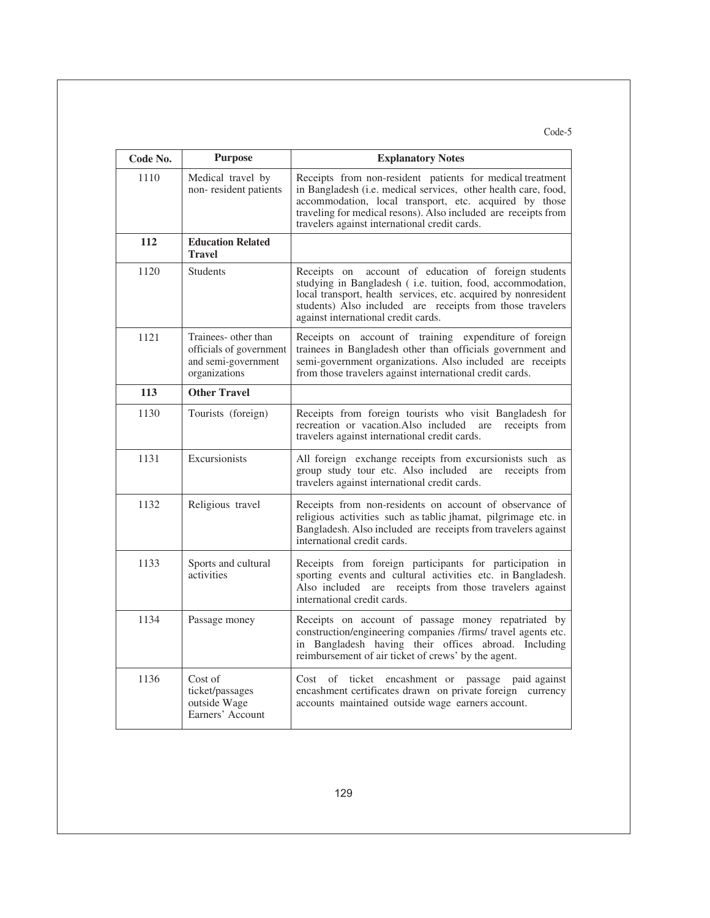Code-5

| Code No. | Purpose | Explanatory Notes |
|---|---|---|
| 1110 | Medical travel by non- resident patients | Receipts from non-resident patients for medical treatment in Bangladesh (i.e. medical services, other health care, food, accommodation, local transport, etc. acquired by those traveling for medical resons). Also included are receipts from travelers against international credit cards. |
| **112** | **Education Related Travel** | |
| 1120 | Students | Receipts on account of education of foreign students studying in Bangladesh ( i.e. tuition, food, accommodation, local transport, health services, etc. acquired by nonresident students) Also included are receipts from those travelers against international credit cards. |
| 1121 | Trainees- other than officials of government and semi-government organizations | Receipts on account of training expenditure of foreign trainees in Bangladesh other than officials government and semi-government organizations. Also included are receipts from those travelers against international credit cards. |
| **113** | **Other Travel** | |
| 1130 | Tourists (foreign) | Receipts from foreign tourists who visit Bangladesh for recreation or vacation.Also included are receipts from travelers against international credit cards. |
| 1131 | Excursionists | All foreign exchange receipts from excursionists such as group study tour etc. Also included are receipts from travelers against international credit cards. |
| 1132 | Religious travel | Receipts from non-residents on account of observance of religious activities such as tablic jhamat, pilgrimage etc. in Bangladesh. Also included are receipts from travelers against international credit cards. |
| 1133 | Sports and cultural activities | Receipts from foreign participants for participation in sporting events and cultural activities etc. in Bangladesh. Also included are receipts from those travelers against international credit cards. |
| 1134 | Passage money | Receipts on account of passage money repatriated by construction/engineering companies /firms/ travel agents etc. in Bangladesh having their offices abroad. Including reimbursement of air ticket of crews' by the agent. |
| 1136 | Cost of ticket/passages outside Wage Earners' Account | Cost of ticket encashment or passage paid against encashment certificates drawn on private foreign currency accounts maintained outside wage earners account. |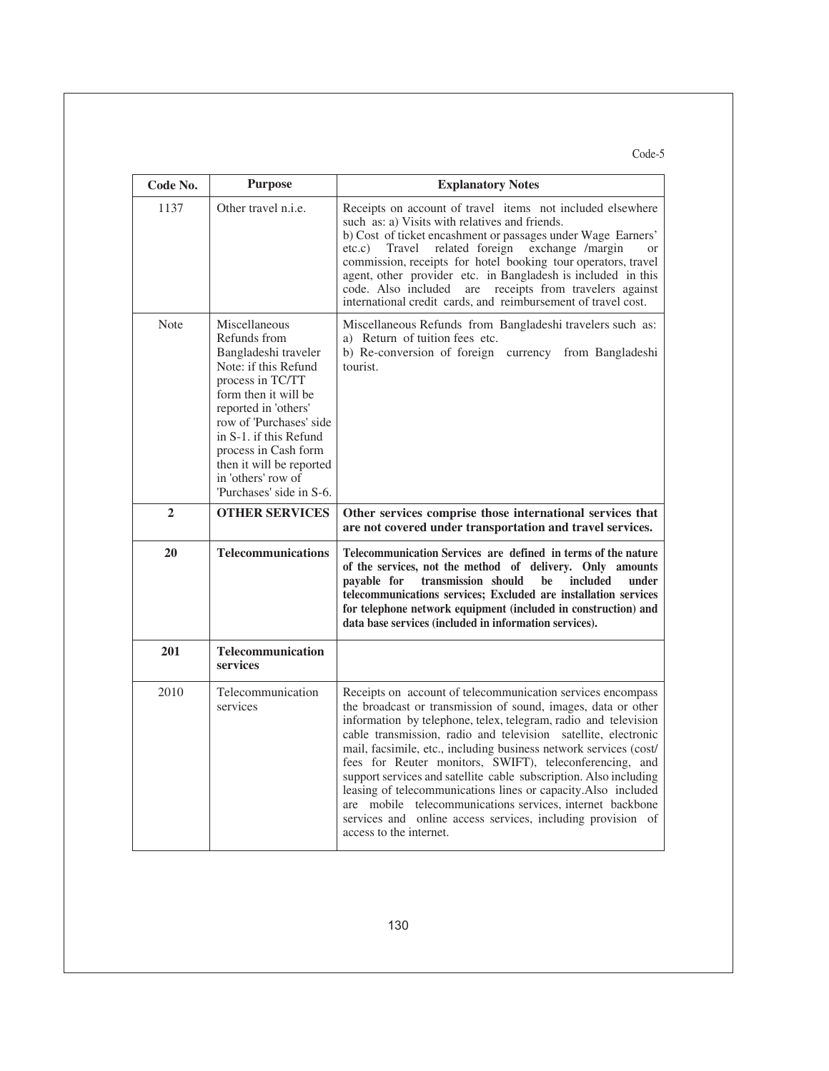Code-5

| Code No. | Purpose | Explanatory Notes |
|---|---|---|
| 1137 | Other travel n.i.e. | Receipts on account of travel items not included elsewhere such as: a) Visits with relatives and friends.<br>b) Cost of ticket encashment or passages under Wage Earners' etc.c) Travel related foreign exchange /margin or commission, receipts for hotel booking tour operators, travel agent, other provider etc. in Bangladesh is included in this code. Also included are receipts from travelers against international credit cards, and reimbursement of travel cost. |
| Note | Miscellaneous Refunds from Bangladeshi traveler Note: if this Refund process in TC/TT form then it will be reported in 'others' row of 'Purchases' side in S-1. if this Refund process in Cash form then it will be reported in 'others' row of 'Purchases' side in S-6. | Miscellaneous Refunds from Bangladeshi travelers such as:<br>a) Return of tuition fees etc.<br>b) Re-conversion of foreign currency from Bangladeshi tourist. |
| **2** | **OTHER SERVICES** | **Other services comprise those international services that are not covered under transportation and travel services.** |
| **20** | **Telecommunications** | **Telecommunication Services are defined in terms of the nature of the services, not the method of delivery. Only amounts payable for transmission should be included under telecommunications services; Excluded are installation services for telephone network equipment (included in construction) and data base services (included in information services).** |
| **201** | **Telecommunication services** | |
| 2010 | Telecommunication services | Receipts on account of telecommunication services encompass the broadcast or transmission of sound, images, data or other information by telephone, telex, telegram, radio and television cable transmission, radio and television satellite, electronic mail, facsimile, etc., including business network services (cost/ fees for Reuter monitors, SWIFT), teleconferencing, and support services and satellite cable subscription. Also including leasing of telecommunications lines or capacity.Also included are mobile telecommunications services, internet backbone services and online access services, including provision of access to the internet. |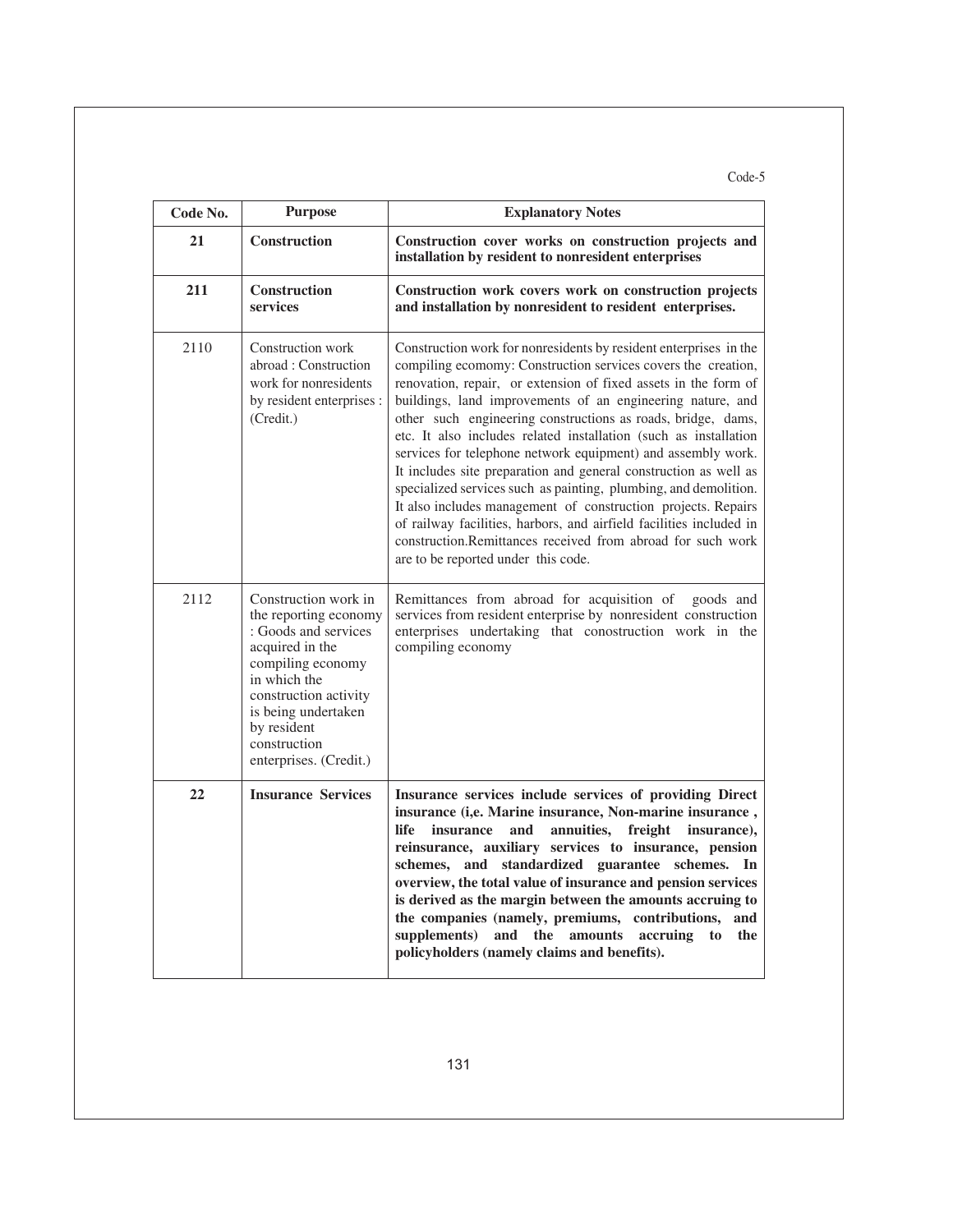Code-5

| Code No. | Purpose | Explanatory Notes |
|---|---|---|
| **21** | **Construction** | **Construction cover works on construction projects and installation by resident to nonresident enterprises** |
| **211** | **Construction services** | **Construction work covers work on construction projects and installation by nonresident to resident enterprises.** |
| 2110 | Construction work abroad : Construction work for nonresidents by resident enterprises : (Credit.) | Construction work for nonresidents by resident enterprises in the compiling ecomomy: Construction services covers the creation, renovation, repair, or extension of fixed assets in the form of buildings, land improvements of an engineering nature, and other such engineering constructions as roads, bridge, dams, etc. It also includes related installation (such as installation services for telephone network equipment) and assembly work. It includes site preparation and general construction as well as specialized services such as painting, plumbing, and demolition. It also includes management of construction projects. Repairs of railway facilities, harbors, and airfield facilities included in construction.Remittances received from abroad for such work are to be reported under this code. |
| 2112 | Construction work in the reporting economy : Goods and services acquired in the compiling economy in which the construction activity is being undertaken by resident construction enterprises. (Credit.) | Remittances from abroad for acquisition of goods and services from resident enterprise by nonresident construction enterprises undertaking that conostruction work in the compiling economy |
| **22** | **Insurance Services** | **Insurance services include services of providing Direct insurance (i,e. Marine insurance, Non-marine insurance , life insurance and annuities, freight insurance), reinsurance, auxiliary services to insurance, pension schemes, and standardized guarantee schemes. In overview, the total value of insurance and pension services is derived as the margin between the amounts accruing to the companies (namely, premiums, contributions, and supplements) and the amounts accruing to the policyholders (namely claims and benefits).** |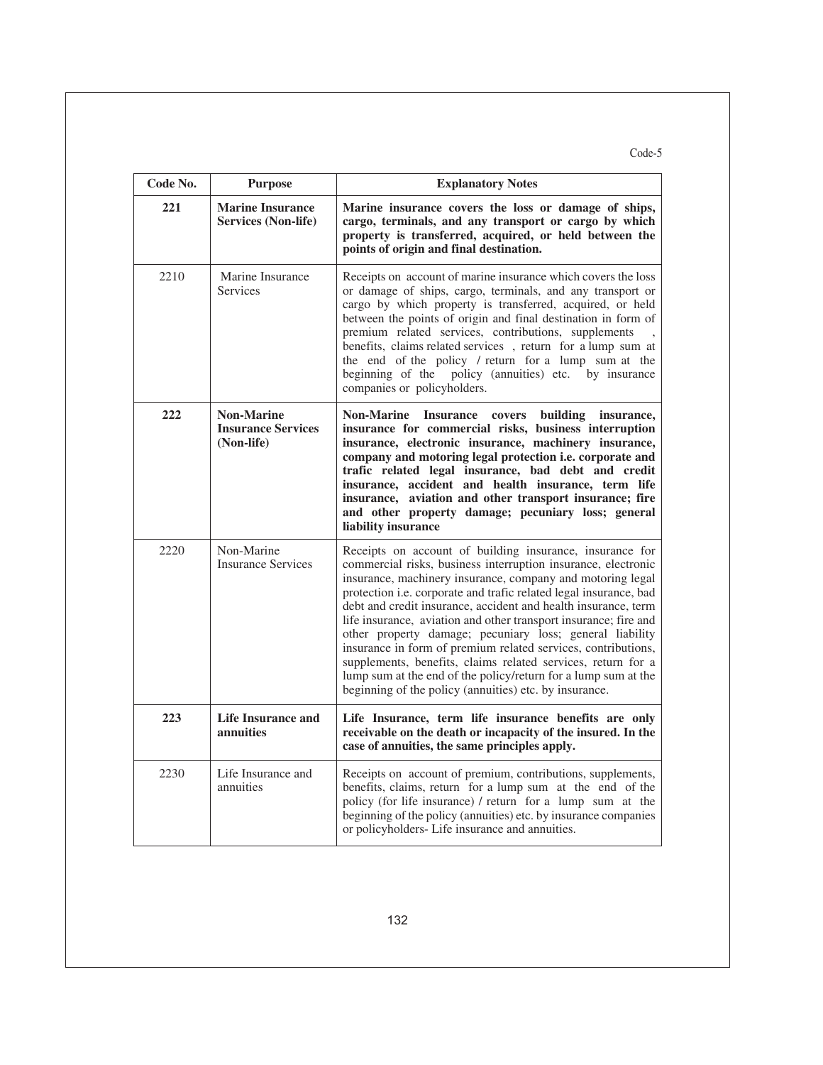Code-5

| Code No. | Purpose | Explanatory Notes |
|---|---|---|
| **221** | **Marine Insurance Services (Non-life)** | **Marine insurance covers the loss or damage of ships, cargo, terminals, and any transport or cargo by which property is transferred, acquired, or held between the points of origin and final destination.** |
| 2210 | Marine Insurance Services | Receipts on account of marine insurance which covers the loss or damage of ships, cargo, terminals, and any transport or cargo by which property is transferred, acquired, or held between the points of origin and final destination in form of premium related services, contributions, supplements , benefits, claims related services , return for a lump sum at the end of the policy / return for a lump sum at the beginning of the policy (annuities) etc. by insurance companies or policyholders. |
| **222** | **Non-Marine Insurance Services (Non-life)** | **Non-Marine Insurance covers building insurance, insurance for commercial risks, business interruption insurance, electronic insurance, machinery insurance, company and motoring legal protection i.e. corporate and trafic related legal insurance, bad debt and credit insurance, accident and health insurance, term life insurance, aviation and other transport insurance; fire and other property damage; pecuniary loss; general liability insurance** |
| 2220 | Non-Marine Insurance Services | Receipts on account of building insurance, insurance for commercial risks, business interruption insurance, electronic insurance, machinery insurance, company and motoring legal protection i.e. corporate and trafic related legal insurance, bad debt and credit insurance, accident and health insurance, term life insurance, aviation and other transport insurance; fire and other property damage; pecuniary loss; general liability insurance in form of premium related services, contributions, supplements, benefits, claims related services, return for a lump sum at the end of the policy/return for a lump sum at the beginning of the policy (annuities) etc. by insurance. |
| **223** | **Life Insurance and annuities** | **Life Insurance, term life insurance benefits are only receivable on the death or incapacity of the insured. In the case of annuities, the same principles apply.** |
| 2230 | Life Insurance and annuities | Receipts on account of premium, contributions, supplements, benefits, claims, return for a lump sum at the end of the policy (for life insurance) / return for a lump sum at the beginning of the policy (annuities) etc. by insurance companies or policyholders- Life insurance and annuities. |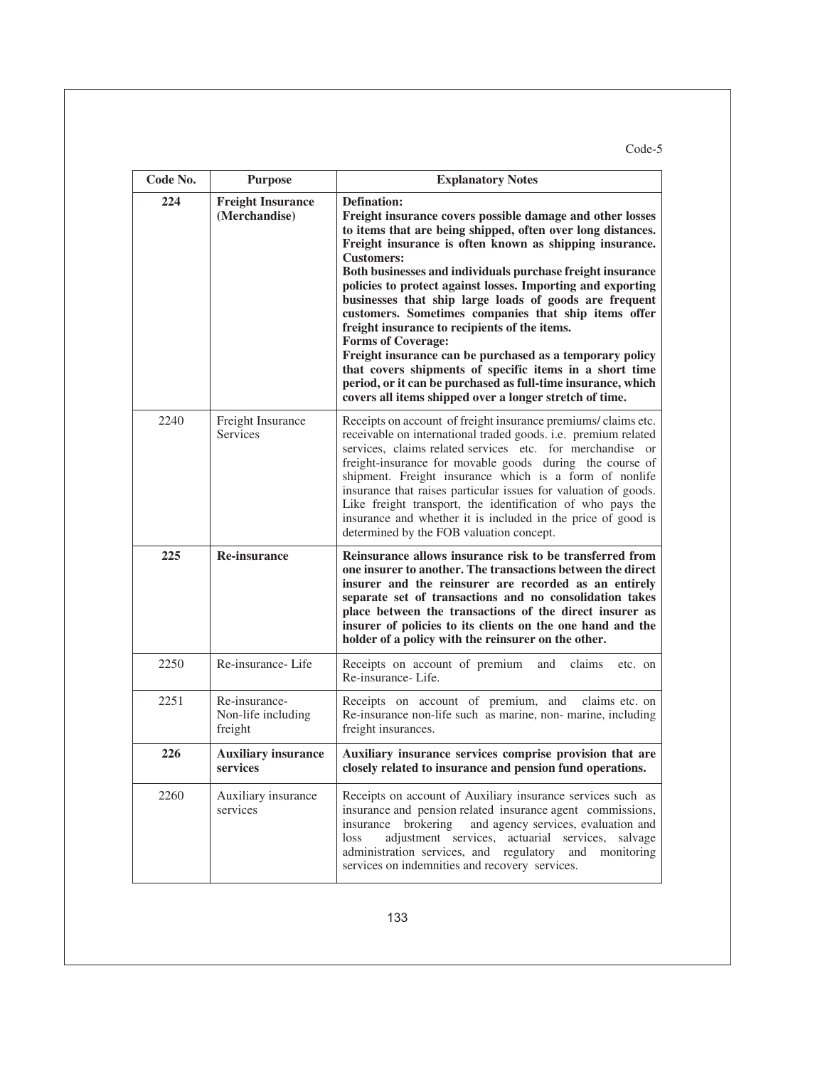Code-5

| Code No. | Purpose | Explanatory Notes |
|---|---|---|
| **224** | **Freight Insurance (Merchandise)** | **Defination:** **Freight insurance covers possible damage and other losses to items that are being shipped, often over long distances. Freight insurance is often known as shipping insurance.** **Customers:** **Both businesses and individuals purchase freight insurance policies to protect against losses. Importing and exporting businesses that ship large loads of goods are frequent customers. Sometimes companies that ship items offer freight insurance to recipients of the items.** **Forms of Coverage:** **Freight insurance can be purchased as a temporary policy that covers shipments of specific items in a short time period, or it can be purchased as full-time insurance, which covers all items shipped over a longer stretch of time.** |
| 2240 | Freight Insurance Services | Receipts on account of freight insurance premiums/ claims etc. receivable on international traded goods. i.e. premium related services, claims related services etc. for merchandise or freight-insurance for movable goods during the course of shipment. Freight insurance which is a form of nonlife insurance that raises particular issues for valuation of goods. Like freight transport, the identification of who pays the insurance and whether it is included in the price of good is determined by the FOB valuation concept. |
| **225** | **Re-insurance** | **Reinsurance allows insurance risk to be transferred from one insurer to another. The transactions between the direct insurer and the reinsurer are recorded as an entirely separate set of transactions and no consolidation takes place between the transactions of the direct insurer as insurer of policies to its clients on the one hand and the holder of a policy with the reinsurer on the other.** |
| 2250 | Re-insurance- Life | Receipts on account of premium and claims etc. on Re-insurance- Life. |
| 2251 | Re-insurance- Non-life including freight | Receipts on account of premium, and claims etc. on Re-insurance non-life such as marine, non- marine, including freight insurances. |
| **226** | **Auxiliary insurance services** | **Auxiliary insurance services comprise provision that are closely related to insurance and pension fund operations.** |
| 2260 | Auxiliary insurance services | Receipts on account of Auxiliary insurance services such as insurance and pension related insurance agent commissions, insurance brokering and agency services, evaluation and loss adjustment services, actuarial services, salvage administration services, and regulatory and monitoring services on indemnities and recovery services. |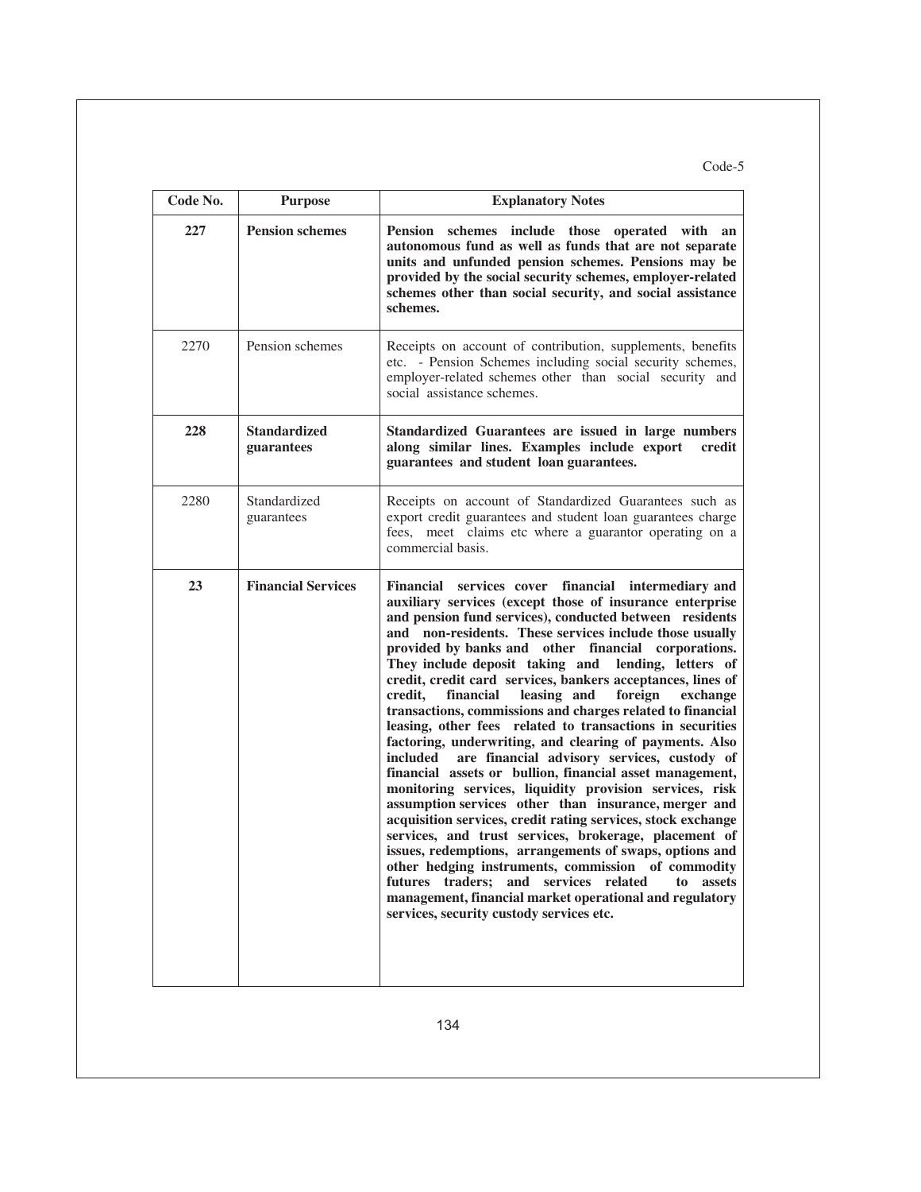Code-5

| Code No. | Purpose | Explanatory Notes |
|---|---|---|
| **227** | **Pension schemes** | **Pension schemes include those operated with an autonomous fund as well as funds that are not separate units and unfunded pension schemes. Pensions may be provided by the social security schemes, employer-related schemes other than social security, and social assistance schemes.** |
| 2270 | Pension schemes | Receipts on account of contribution, supplements, benefits etc. - Pension Schemes including social security schemes, employer-related schemes other than social security and social assistance schemes. |
| **228** | **Standardized guarantees** | **Standardized Guarantees are issued in large numbers along similar lines. Examples include export credit guarantees and student loan guarantees.** |
| 2280 | Standardized guarantees | Receipts on account of Standardized Guarantees such as export credit guarantees and student loan guarantees charge fees, meet claims etc where a guarantor operating on a commercial basis. |
| **23** | **Financial Services** | **Financial services cover financial intermediary and auxiliary services (except those of insurance enterprise and pension fund services), conducted between residents and non-residents. These services include those usually provided by banks and other financial corporations. They include deposit taking and lending, letters of credit, credit card services, bankers acceptances, lines of credit, financial leasing and foreign exchange transactions, commissions and charges related to financial leasing, other fees related to transactions in securities factoring, underwriting, and clearing of payments. Also included are financial advisory services, custody of financial assets or bullion, financial asset management, monitoring services, liquidity provision services, risk assumption services other than insurance, merger and acquisition services, credit rating services, stock exchange services, and trust services, brokerage, placement of issues, redemptions, arrangements of swaps, options and other hedging instruments, commission of commodity futures traders; and services related to assets management, financial market operational and regulatory services, security custody services etc.** |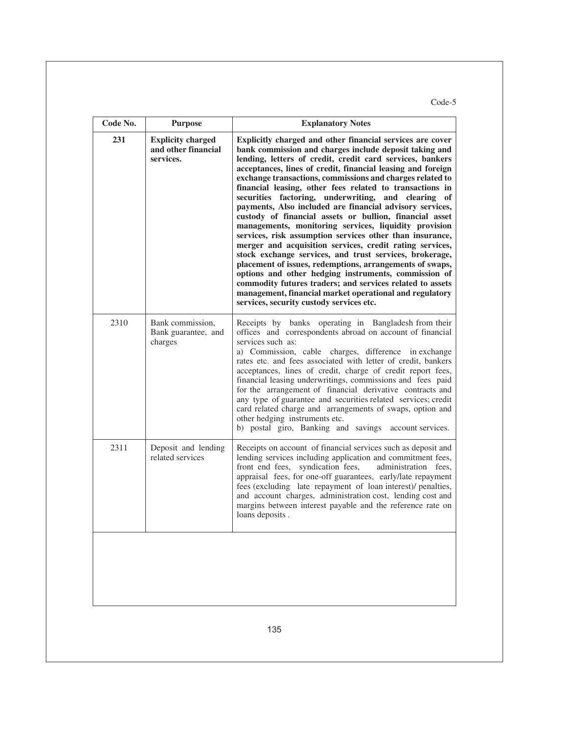Code-5

| Code No. | Purpose | Explanatory Notes |
|---|---|---|
| **231** | **Explicity charged and other financial services.** | **Explicitly charged and other financial services are cover bank commission and charges include deposit taking and lending, letters of credit, credit card services, bankers acceptances, lines of credit, financial leasing and foreign exchange transactions, commissions and charges related to financial leasing, other fees related to transactions in securities factoring, underwriting, and clearing of payments, Also included are financial advisory services, custody of financial assets or bullion, financial asset managements, monitoring services, liquidity provision services, risk assumption services other than insurance, merger and acquisition services, credit rating services, stock exchange services, and trust services, brokerage, placement of issues, redemptions, arrangements of swaps, options and other hedging instruments, commission of commodity futures traders; and services related to assets management, financial market operational and regulatory services, security custody services etc.** |
| 2310 | Bank commission, Bank guarantee, and charges | Receipts by banks operating in Bangladesh from their offices and correspondents abroad on account of financial services such as:<br>a) Commission, cable charges, difference in exchange rates etc. and fees associated with letter of credit, bankers acceptances, lines of credit, charge of credit report fees, financial leasing underwritings, commissions and fees paid for the arrangement of financial derivative contracts and any type of guarantee and securities related services; credit card related charge and arrangements of swaps, option and other hedging instruments etc.<br>b) postal giro, Banking and savings account services. |
| 2311 | Deposit and lending related services | Receipts on account of financial services such as deposit and lending services including application and commitment fees, front end fees, syndication fees, administration fees, appraisal fees, for one-off guarantees, early/late repayment fees (excluding late repayment of loan interest)/ penalties, and account charges, administration cost, lending cost and margins between interest payable and the reference rate on loans deposits . |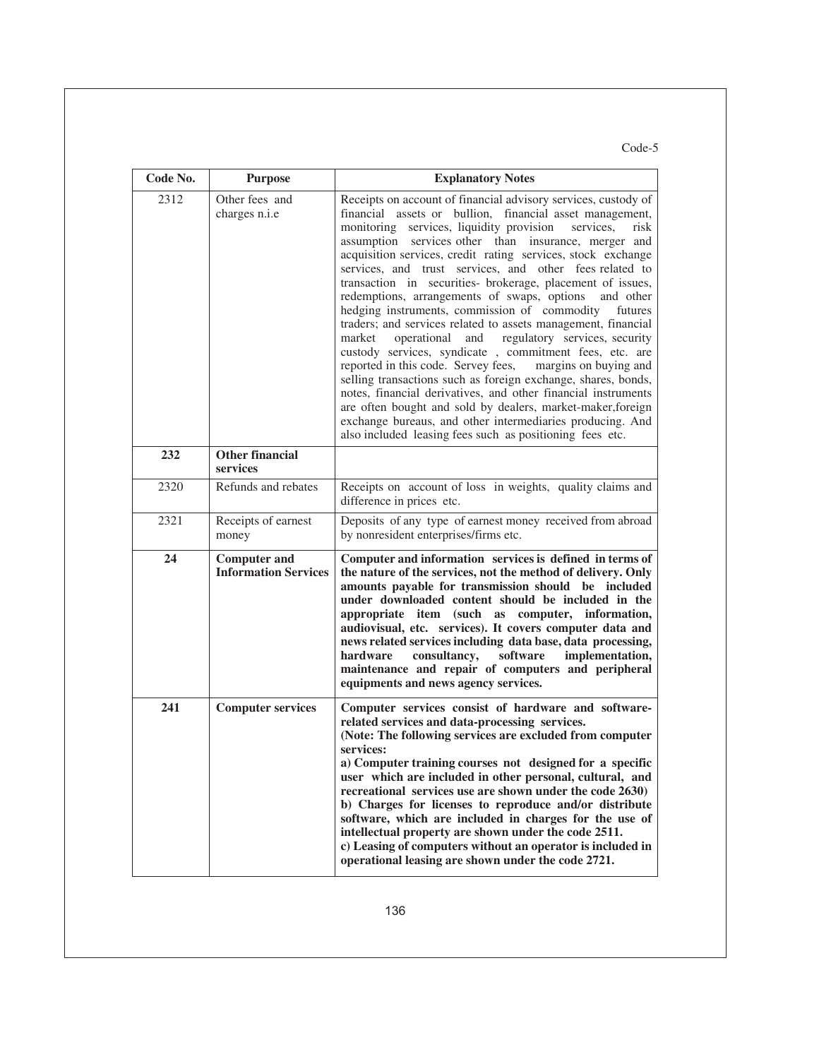Code-5

| Code No. | Purpose | Explanatory Notes |
|---|---|---|
| 2312 | Other fees and charges n.i.e | Receipts on account of financial advisory services, custody of financial assets or bullion, financial asset management, monitoring services, liquidity provision services, risk assumption services other than insurance, merger and acquisition services, credit rating services, stock exchange services, and trust services, and other fees related to transaction in securities- brokerage, placement of issues, redemptions, arrangements of swaps, options and other hedging instruments, commission of commodity futures traders; and services related to assets management, financial market operational and regulatory services, security custody services, syndicate , commitment fees, etc. are reported in this code. Servey fees, margins on buying and selling transactions such as foreign exchange, shares, bonds, notes, financial derivatives, and other financial instruments are often bought and sold by dealers, market-maker,foreign exchange bureaus, and other intermediaries producing. And also included leasing fees such as positioning fees etc. |
| **232** | **Other financial services** | |
| 2320 | Refunds and rebates | Receipts on account of loss in weights, quality claims and difference in prices etc. |
| 2321 | Receipts of earnest money | Deposits of any type of earnest money received from abroad by nonresident enterprises/firms etc. |
| **24** | **Computer and Information Services** | **Computer and information services is defined in terms of the nature of the services, not the method of delivery. Only amounts payable for transmission should be included under downloaded content should be included in the appropriate item (such as computer, information, audiovisual, etc. services). It covers computer data and news related services including data base, data processing, hardware consultancy, software implementation, maintenance and repair of computers and peripheral equipments and news agency services.** |
| **241** | **Computer services** | **Computer services consist of hardware and software-related services and data-processing services.** <br> **(Note: The following services are excluded from computer services:** <br> **a) Computer training courses not designed for a specific user which are included in other personal, cultural, and recreational services use are shown under the code 2630)** <br> **b) Charges for licenses to reproduce and/or distribute software, which are included in charges for the use of intellectual property are shown under the code 2511.** <br> **c) Leasing of computers without an operator is included in operational leasing are shown under the code 2721.** |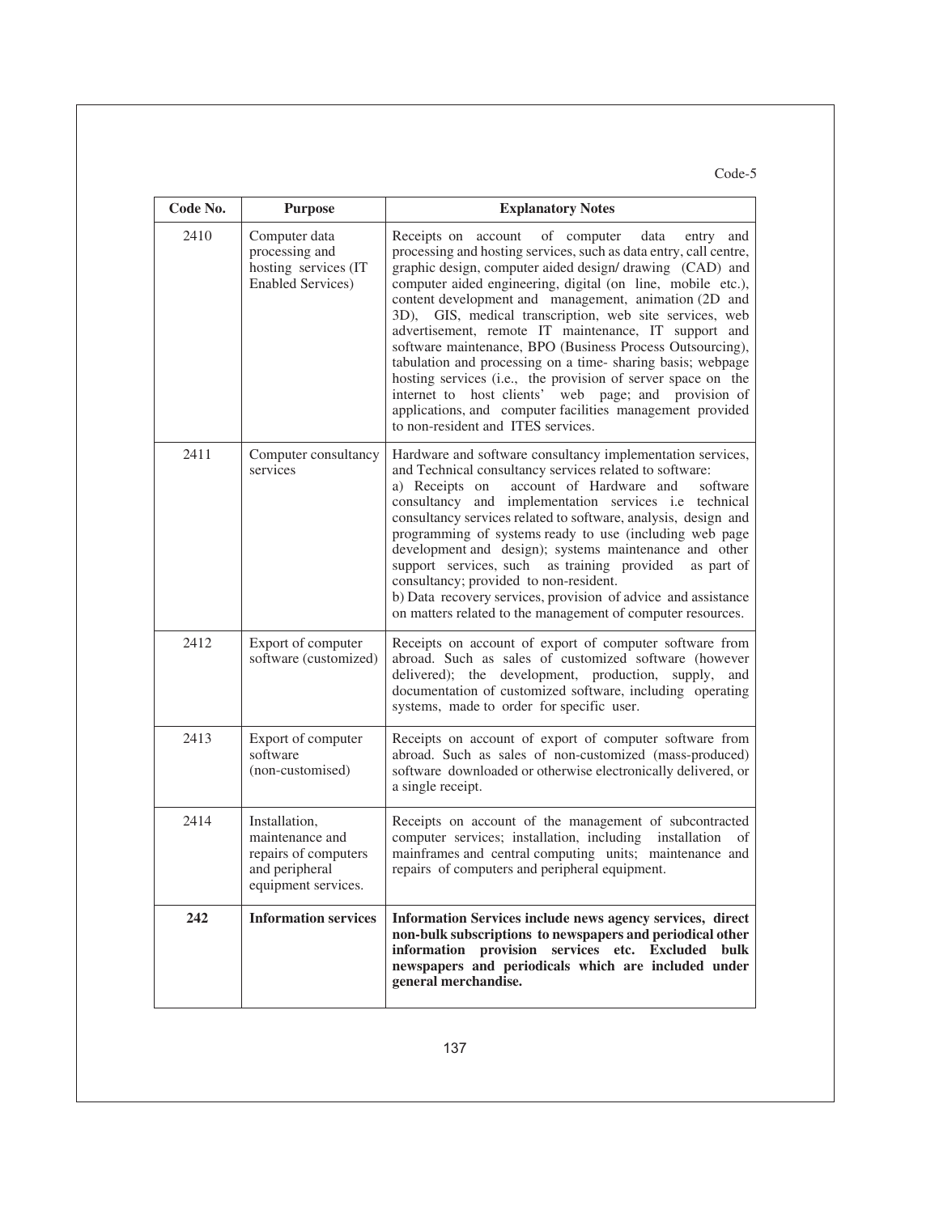Code-5

| Code No. | Purpose | Explanatory Notes |
|---|---|---|
| 2410 | Computer data processing and hosting services (IT Enabled Services) | Receipts on account of computer data entry and processing and hosting services, such as data entry, call centre, graphic design, computer aided design/ drawing (CAD) and computer aided engineering, digital (on line, mobile etc.), content development and management, animation (2D and 3D), GIS, medical transcription, web site services, web advertisement, remote IT maintenance, IT support and software maintenance, BPO (Business Process Outsourcing), tabulation and processing on a time- sharing basis; webpage hosting services (i.e., the provision of server space on the internet to host clients' web page; and provision of applications, and computer facilities management provided to non-resident and ITES services. |
| 2411 | Computer consultancy services | Hardware and software consultancy implementation services, and Technical consultancy services related to software:<br>a) Receipts on account of Hardware and software consultancy and implementation services i.e technical consultancy services related to software, analysis, design and programming of systems ready to use (including web page development and design); systems maintenance and other support services, such as training provided as part of consultancy; provided to non-resident.<br>b) Data recovery services, provision of advice and assistance on matters related to the management of computer resources. |
| 2412 | Export of computer software (customized) | Receipts on account of export of computer software from abroad. Such as sales of customized software (however delivered); the development, production, supply, and documentation of customized software, including operating systems, made to order for specific user. |
| 2413 | Export of computer software (non-customised) | Receipts on account of export of computer software from abroad. Such as sales of non-customized (mass-produced) software downloaded or otherwise electronically delivered, or a single receipt. |
| 2414 | Installation, maintenance and repairs of computers and peripheral equipment services. | Receipts on account of the management of subcontracted computer services; installation, including installation of mainframes and central computing units; maintenance and repairs of computers and peripheral equipment. |
| **242** | **Information services** | **Information Services include news agency services, direct non-bulk subscriptions to newspapers and periodical other information provision services etc. Excluded bulk newspapers and periodicals which are included under general merchandise.** |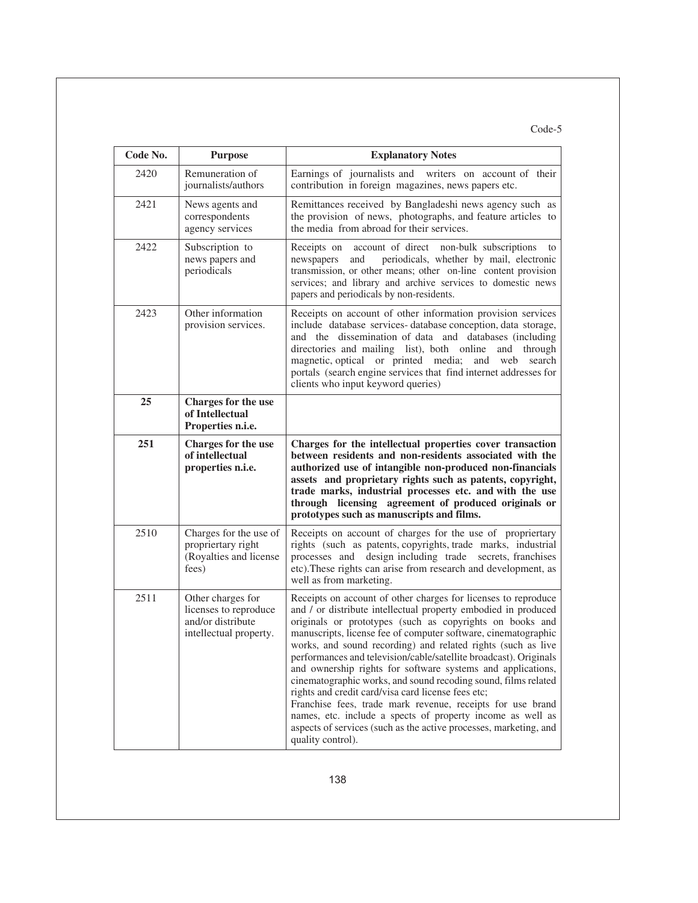Code-5

| Code No. | Purpose | Explanatory Notes |
|---|---|---|
| 2420 | Remuneration of journalists/authors | Earnings of journalists and writers on account of their contribution in foreign magazines, news papers etc. |
| 2421 | News agents and correspondents agency services | Remittances received by Bangladeshi news agency such as the provision of news, photographs, and feature articles to the media from abroad for their services. |
| 2422 | Subscription to news papers and periodicals | Receipts on account of direct non-bulk subscriptions to newspapers and periodicals, whether by mail, electronic transmission, or other means; other on-line content provision services; and library and archive services to domestic news papers and periodicals by non-residents. |
| 2423 | Other information provision services. | Receipts on account of other information provision services include database services- database conception, data storage, and the dissemination of data and databases (including directories and mailing list), both online and through magnetic, optical or printed media; and web search portals (search engine services that find internet addresses for clients who input keyword queries) |
| **25** | **Charges for the use of Intellectual Properties n.i.e.** | |
| **251** | **Charges for the use of intellectual properties n.i.e.** | **Charges for the intellectual properties cover transaction between residents and non-residents associated with the authorized use of intangible non-produced non-financials assets and proprietary rights such as patents, copyright, trade marks, industrial processes etc. and with the use through licensing agreement of produced originals or prototypes such as manuscripts and films.** |
| 2510 | Charges for the use of propriertary right (Royalties and license fees) | Receipts on account of charges for the use of propriertary rights (such as patents, copyrights, trade marks, industrial processes and design including trade secrets, franchises etc).These rights can arise from research and development, as well as from marketing. |
| 2511 | Other charges for licenses to reproduce and/or distribute intellectual property. | Receipts on account of other charges for licenses to reproduce and / or distribute intellectual property embodied in produced originals or prototypes (such as copyrights on books and manuscripts, license fee of computer software, cinematographic works, and sound recording) and related rights (such as live performances and television/cable/satellite broadcast). Originals and ownership rights for software systems and applications, cinematographic works, and sound recoding sound, films related rights and credit card/visa card license fees etc;<br>Franchise fees, trade mark revenue, receipts for use brand names, etc. include a spects of property income as well as aspects of services (such as the active processes, marketing, and quality control). |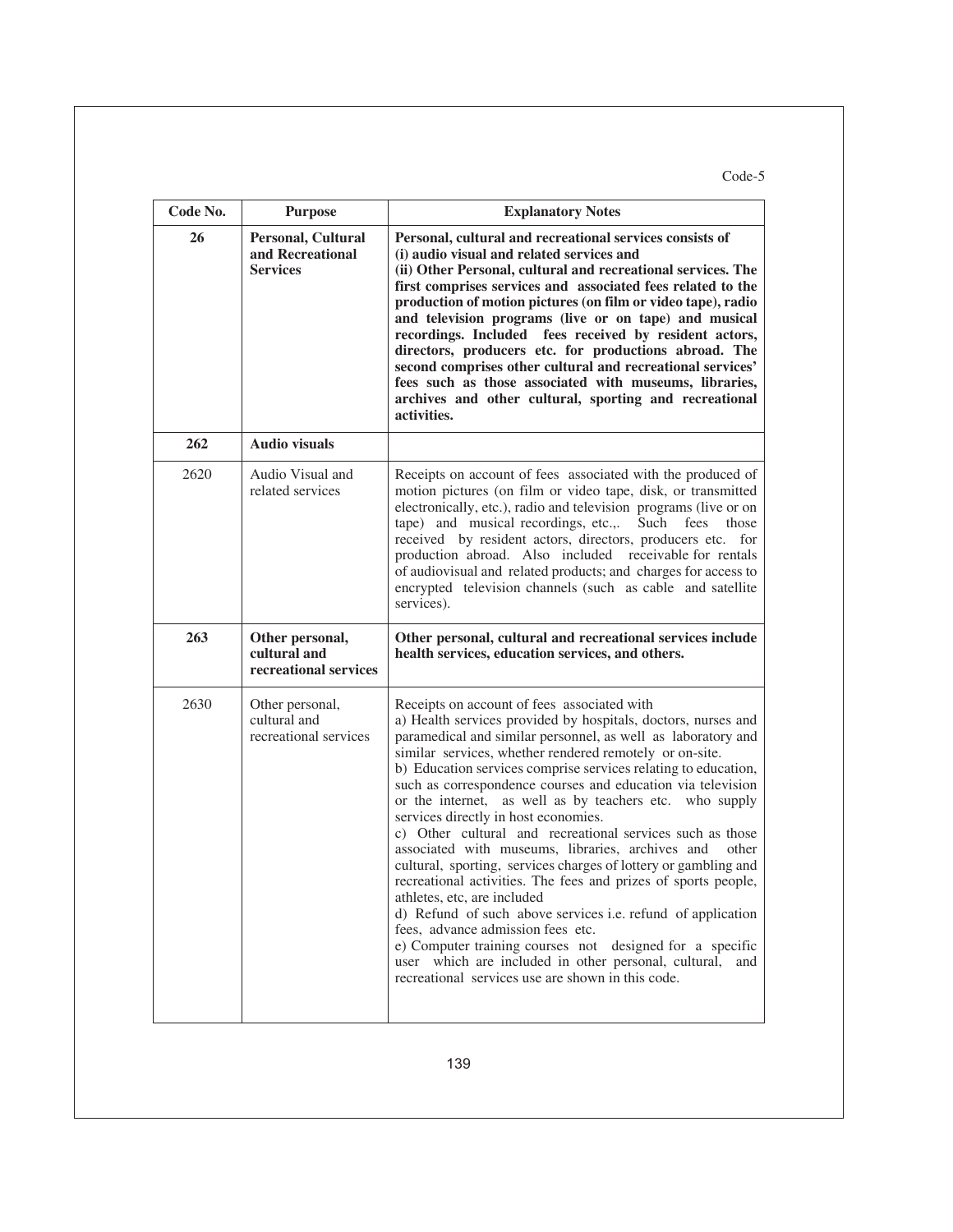Code-5

| Code No. | Purpose | Explanatory Notes |
|---|---|---|
| **26** | **Personal, Cultural and Recreational Services** | **Personal, cultural and recreational services consists of (i) audio visual and related services and (ii) Other Personal, cultural and recreational services. The first comprises services and associated fees related to the production of motion pictures (on film or video tape), radio and television programs (live or on tape) and musical recordings. Included fees received by resident actors, directors, producers etc. for productions abroad. The second comprises other cultural and recreational services' fees such as those associated with museums, libraries, archives and other cultural, sporting and recreational activities.** |
| **262** | **Audio visuals** | |
| 2620 | Audio Visual and related services | Receipts on account of fees associated with the produced of motion pictures (on film or video tape, disk, or transmitted electronically, etc.), radio and television programs (live or on tape) and musical recordings, etc.,. Such fees those received by resident actors, directors, producers etc. for production abroad. Also included receivable for rentals of audiovisual and related products; and charges for access to encrypted television channels (such as cable and satellite services). |
| **263** | **Other personal, cultural and recreational services** | **Other personal, cultural and recreational services include health services, education services, and others.** |
| 2630 | Other personal, cultural and recreational services | Receipts on account of fees associated with<br>a) Health services provided by hospitals, doctors, nurses and paramedical and similar personnel, as well as laboratory and similar services, whether rendered remotely or on-site.<br>b) Education services comprise services relating to education, such as correspondence courses and education via television or the internet, as well as by teachers etc. who supply services directly in host economies.<br>c) Other cultural and recreational services such as those associated with museums, libraries, archives and other cultural, sporting, services charges of lottery or gambling and recreational activities. The fees and prizes of sports people, athletes, etc, are included<br>d) Refund of such above services i.e. refund of application fees, advance admission fees etc.<br>e) Computer training courses not designed for a specific user which are included in other personal, cultural, and recreational services use are shown in this code. |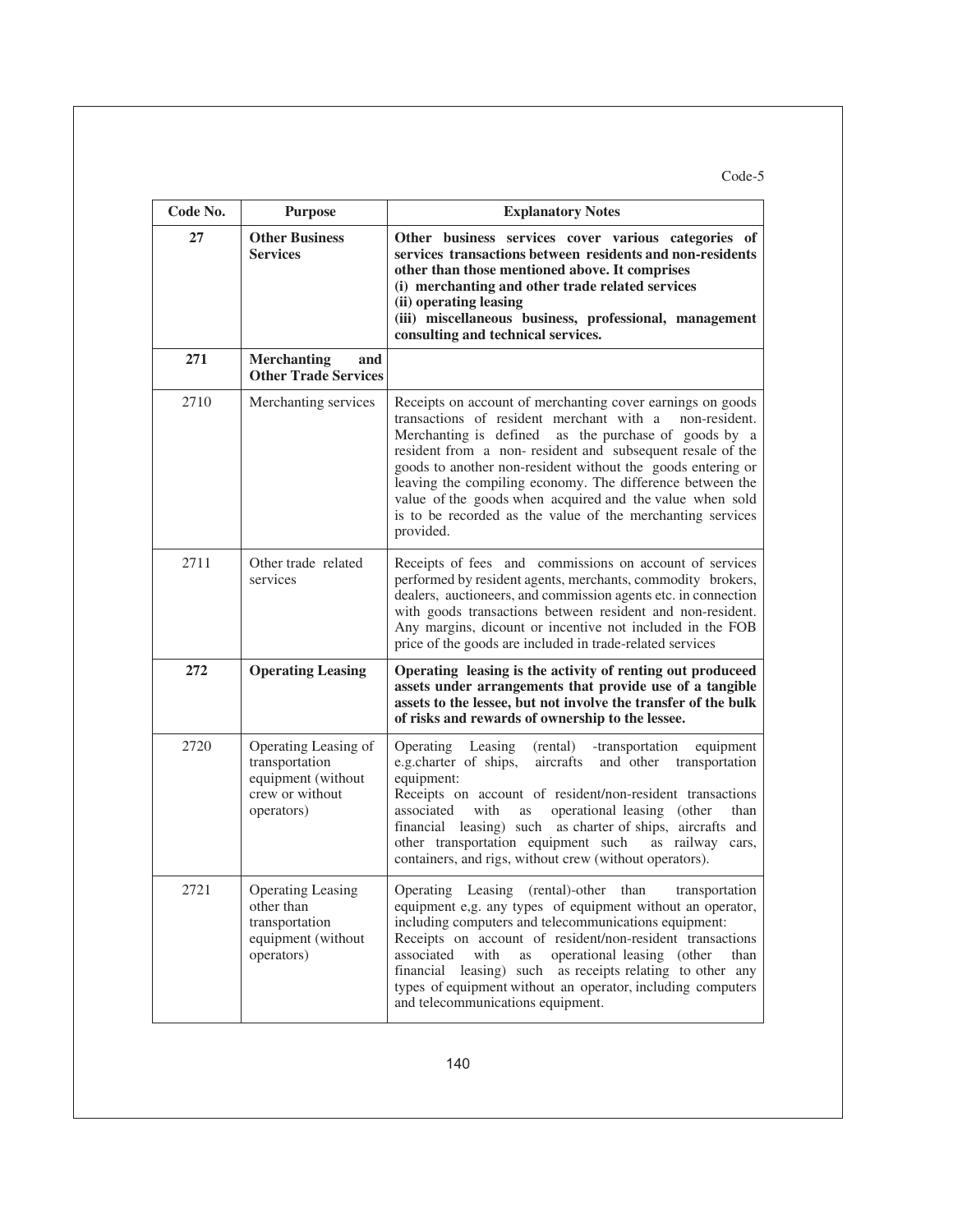Code-5

| Code No. | Purpose | Explanatory Notes |
|---|---|---|
| **27** | **Other Business Services** | **Other business services cover various categories of services transactions between residents and non-residents other than those mentioned above. It comprises (i) merchanting and other trade related services (ii) operating leasing (iii) miscellaneous business, professional, management consulting and technical services.** |
| **271** | **Merchanting and Other Trade Services** | |
| 2710 | Merchanting services | Receipts on account of merchanting cover earnings on goods transactions of resident merchant with a non-resident. Merchanting is defined as the purchase of goods by a resident from a non- resident and subsequent resale of the goods to another non-resident without the goods entering or leaving the compiling economy. The difference between the value of the goods when acquired and the value when sold is to be recorded as the value of the merchanting services provided. |
| 2711 | Other trade related services | Receipts of fees and commissions on account of services performed by resident agents, merchants, commodity brokers, dealers, auctioneers, and commission agents etc. in connection with goods transactions between resident and non-resident. Any margins, dicount or incentive not included in the FOB price of the goods are included in trade-related services |
| **272** | **Operating Leasing** | **Operating leasing is the activity of renting out produceed assets under arrangements that provide use of a tangible assets to the lessee, but not involve the transfer of the bulk of risks and rewards of ownership to the lessee.** |
| 2720 | Operating Leasing of transportation equipment (without crew or without operators) | Operating Leasing (rental) -transportation equipment e.g.charter of ships, aircrafts and other transportation equipment: Receipts on account of resident/non-resident transactions associated with as operational leasing (other than financial leasing) such as charter of ships, aircrafts and other transportation equipment such as railway cars, containers, and rigs, without crew (without operators). |
| 2721 | Operating Leasing other than transportation equipment (without operators) | Operating Leasing (rental)-other than transportation equipment e,g. any types of equipment without an operator, including computers and telecommunications equipment: Receipts on account of resident/non-resident transactions associated with as operational leasing (other than financial leasing) such as receipts relating to other any types of equipment without an operator, including computers and telecommunications equipment. |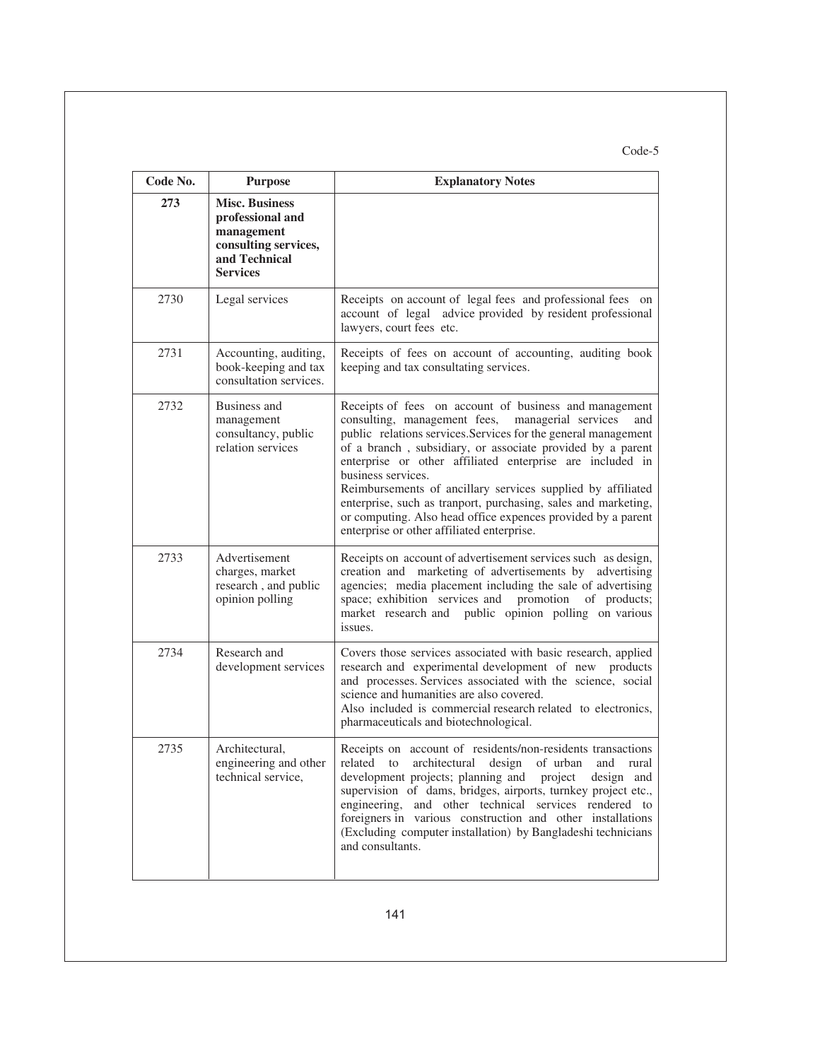Code-5

| Code No. | Purpose | Explanatory Notes |
|---|---|---|
| **273** | **Misc. Business professional and management consulting services, and Technical Services** | |
| 2730 | Legal services | Receipts on account of legal fees and professional fees on account of legal advice provided by resident professional lawyers, court fees etc. |
| 2731 | Accounting, auditing, book-keeping and tax consultation services. | Receipts of fees on account of accounting, auditing book keeping and tax consultating services. |
| 2732 | Business and management consultancy, public relation services | Receipts of fees on account of business and management consulting, management fees, managerial services and public relations services.Services for the general management of a branch , subsidiary, or associate provided by a parent enterprise or other affiliated enterprise are included in business services.<br>Reimbursements of ancillary services supplied by affiliated enterprise, such as tranport, purchasing, sales and marketing, or computing. Also head office expences provided by a parent enterprise or other affiliated enterprise. |
| 2733 | Advertisement charges, market research , and public opinion polling | Receipts on account of advertisement services such as design, creation and marketing of advertisements by advertising agencies; media placement including the sale of advertising space; exhibition services and promotion of products; market research and public opinion polling on various issues. |
| 2734 | Research and development services | Covers those services associated with basic research, applied research and experimental development of new products and processes. Services associated with the science, social science and humanities are also covered.<br>Also included is commercial research related to electronics, pharmaceuticals and biotechnological. |
| 2735 | Architectural, engineering and other technical service, | Receipts on account of residents/non-residents transactions related to architectural design of urban and rural development projects; planning and project design and supervision of dams, bridges, airports, turnkey project etc., engineering, and other technical services rendered to foreigners in various construction and other installations (Excluding computer installation) by Bangladeshi technicians and consultants. |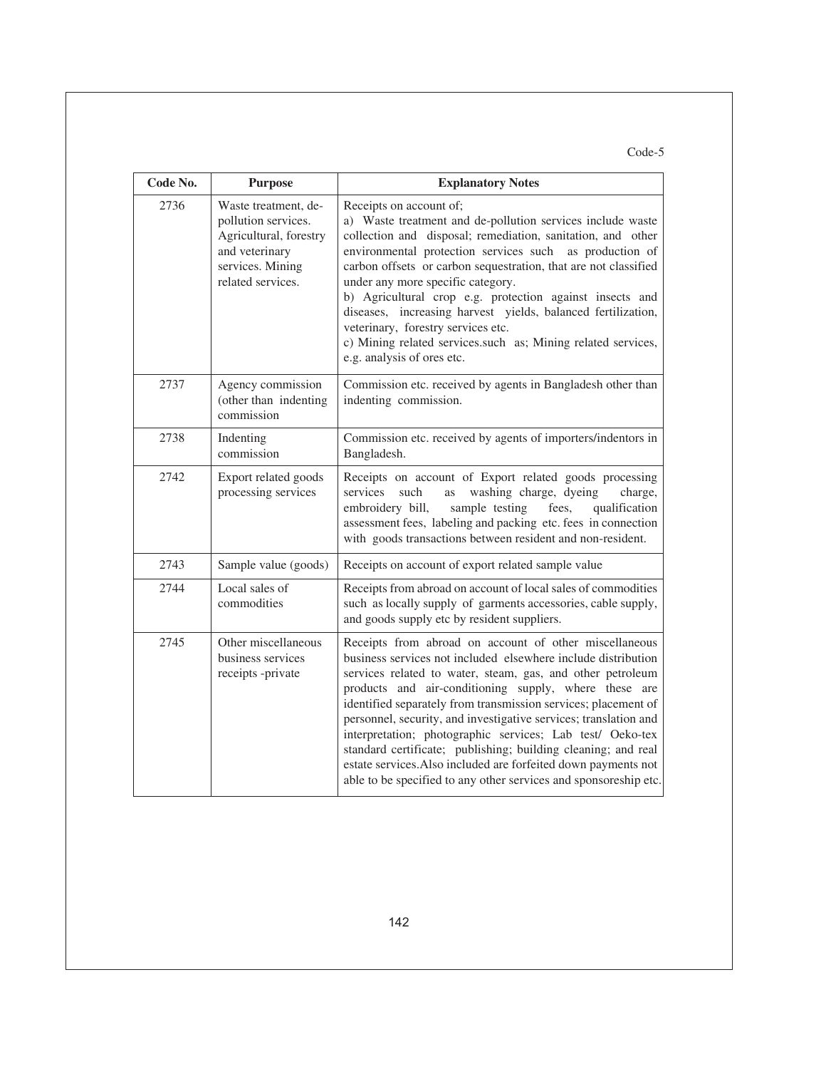Code-5

| Code No. | Purpose | Explanatory Notes |
|---|---|---|
| 2736 | Waste treatment, de-pollution services. Agricultural, forestry and veterinary services. Mining related services. | Receipts on account of;<br>a) Waste treatment and de-pollution services include waste collection and disposal; remediation, sanitation, and other environmental protection services such as production of carbon offsets or carbon sequestration, that are not classified under any more specific category.<br>b) Agricultural crop e.g. protection against insects and diseases, increasing harvest yields, balanced fertilization, veterinary, forestry services etc.<br>c) Mining related services.such as; Mining related services, e.g. analysis of ores etc. |
| 2737 | Agency commission (other than indenting commission | Commission etc. received by agents in Bangladesh other than indenting commission. |
| 2738 | Indenting commission | Commission etc. received by agents of importers/indentors in Bangladesh. |
| 2742 | Export related goods processing services | Receipts on account of Export related goods processing services such as washing charge, dyeing charge, embroidery bill, sample testing fees, qualification assessment fees, labeling and packing etc. fees in connection with goods transactions between resident and non-resident. |
| 2743 | Sample value (goods) | Receipts on account of export related sample value |
| 2744 | Local sales of commodities | Receipts from abroad on account of local sales of commodities such as locally supply of garments accessories, cable supply, and goods supply etc by resident suppliers. |
| 2745 | Other miscellaneous business services receipts -private | Receipts from abroad on account of other miscellaneous business services not included elsewhere include distribution services related to water, steam, gas, and other petroleum products and air-conditioning supply, where these are identified separately from transmission services; placement of personnel, security, and investigative services; translation and interpretation; photographic services; Lab test/ Oeko-tex standard certificate; publishing; building cleaning; and real estate services.Also included are forfeited down payments not able to be specified to any other services and sponsoreship etc. |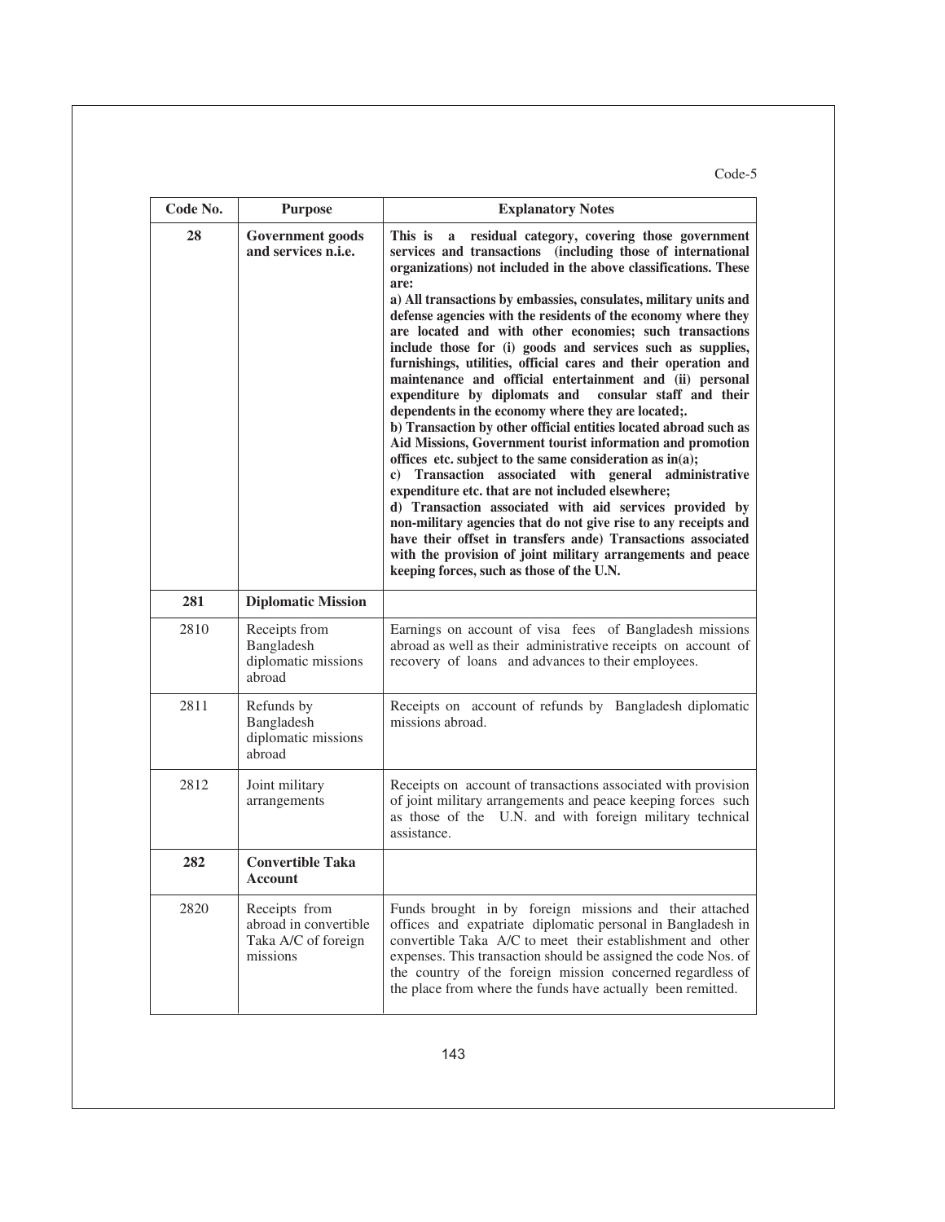Code-5

| Code No. | Purpose | Explanatory Notes |
|---|---|---|
| **28** | **Government goods and services n.i.e.** | **This is a residual category, covering those government services and transactions (including those of international organizations) not included in the above classifications. These are:**<br>**a) All transactions by embassies, consulates, military units and defense agencies with the residents of the economy where they are located and with other economies; such transactions include those for (i) goods and services such as supplies, furnishings, utilities, official cares and their operation and maintenance and official entertainment and (ii) personal expenditure by diplomats and consular staff and their dependents in the economy where they are located;.**<br>**b) Transaction by other official entities located abroad such as Aid Missions, Government tourist information and promotion offices etc. subject to the same consideration as in(a);**<br>**c) Transaction associated with general administrative expenditure etc. that are not included elsewhere;**<br>**d) Transaction associated with aid services provided by non-military agencies that do not give rise to any receipts and have their offset in transfers ande) Transactions associated with the provision of joint military arrangements and peace keeping forces, such as those of the U.N.** |
| **281** | **Diplomatic Mission** | |
| 2810 | Receipts from Bangladesh diplomatic missions abroad | Earnings on account of visa fees of Bangladesh missions abroad as well as their administrative receipts on account of recovery of loans and advances to their employees. |
| 2811 | Refunds by Bangladesh diplomatic missions abroad | Receipts on account of refunds by Bangladesh diplomatic missions abroad. |
| 2812 | Joint military arrangements | Receipts on account of transactions associated with provision of joint military arrangements and peace keeping forces such as those of the U.N. and with foreign military technical assistance. |
| **282** | **Convertible Taka Account** | |
| 2820 | Receipts from abroad in convertible Taka A/C of foreign missions | Funds brought in by foreign missions and their attached offices and expatriate diplomatic personal in Bangladesh in convertible Taka A/C to meet their establishment and other expenses. This transaction should be assigned the code Nos. of the country of the foreign mission concerned regardless of the place from where the funds have actually been remitted. |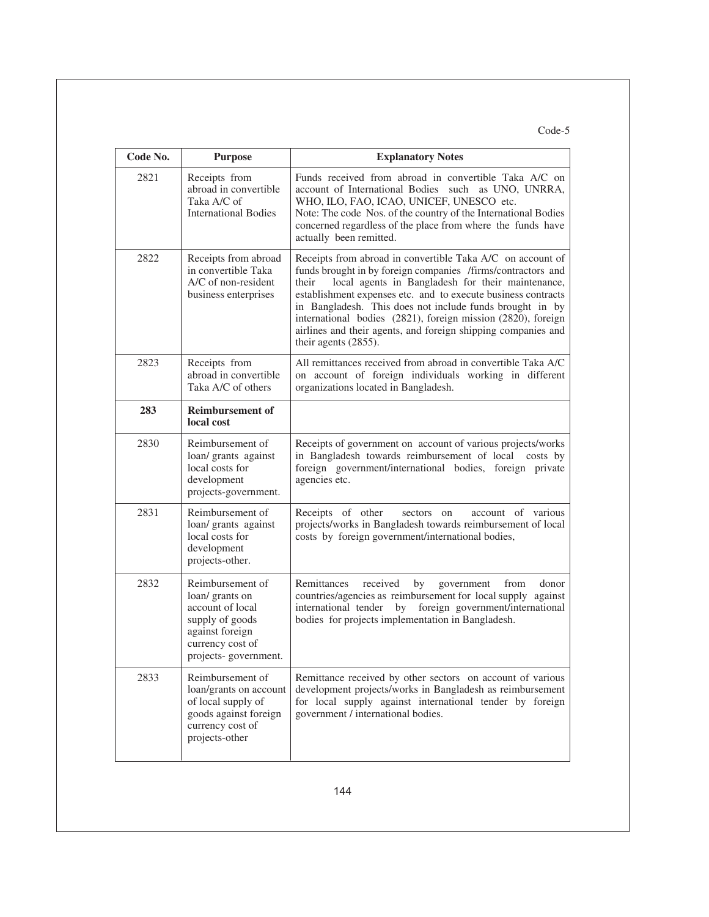Code-5

| Code No. | Purpose | Explanatory Notes |
|---|---|---|
| 2821 | Receipts from abroad in convertible Taka A/C of International Bodies | Funds received from abroad in convertible Taka A/C on account of International Bodies such as UNO, UNRRA, WHO, ILO, FAO, ICAO, UNICEF, UNESCO etc.<br>Note: The code Nos. of the country of the International Bodies concerned regardless of the place from where the funds have actually been remitted. |
| 2822 | Receipts from abroad in convertible Taka A/C of non-resident business enterprises | Receipts from abroad in convertible Taka A/C on account of funds brought in by foreign companies /firms/contractors and their local agents in Bangladesh for their maintenance, establishment expenses etc. and to execute business contracts in Bangladesh. This does not include funds brought in by international bodies (2821), foreign mission (2820), foreign airlines and their agents, and foreign shipping companies and their agents (2855). |
| 2823 | Receipts from abroad in convertible Taka A/C of others | All remittances received from abroad in convertible Taka A/C on account of foreign individuals working in different organizations located in Bangladesh. |
| **283** | **Reimbursement of local cost** | |
| 2830 | Reimbursement of loan/ grants against local costs for development projects-government. | Receipts of government on account of various projects/works in Bangladesh towards reimbursement of local costs by foreign government/international bodies, foreign private agencies etc. |
| 2831 | Reimbursement of loan/ grants against local costs for development projects-other. | Receipts of other sectors on account of various projects/works in Bangladesh towards reimbursement of local costs by foreign government/international bodies, |
| 2832 | Reimbursement of loan/ grants on account of local supply of goods against foreign currency cost of projects- government. | Remittances received by government from donor countries/agencies as reimbursement for local supply against international tender by foreign government/international bodies for projects implementation in Bangladesh. |
| 2833 | Reimbursement of loan/grants on account of local supply of goods against foreign currency cost of projects-other | Remittance received by other sectors on account of various development projects/works in Bangladesh as reimbursement for local supply against international tender by foreign government / international bodies. |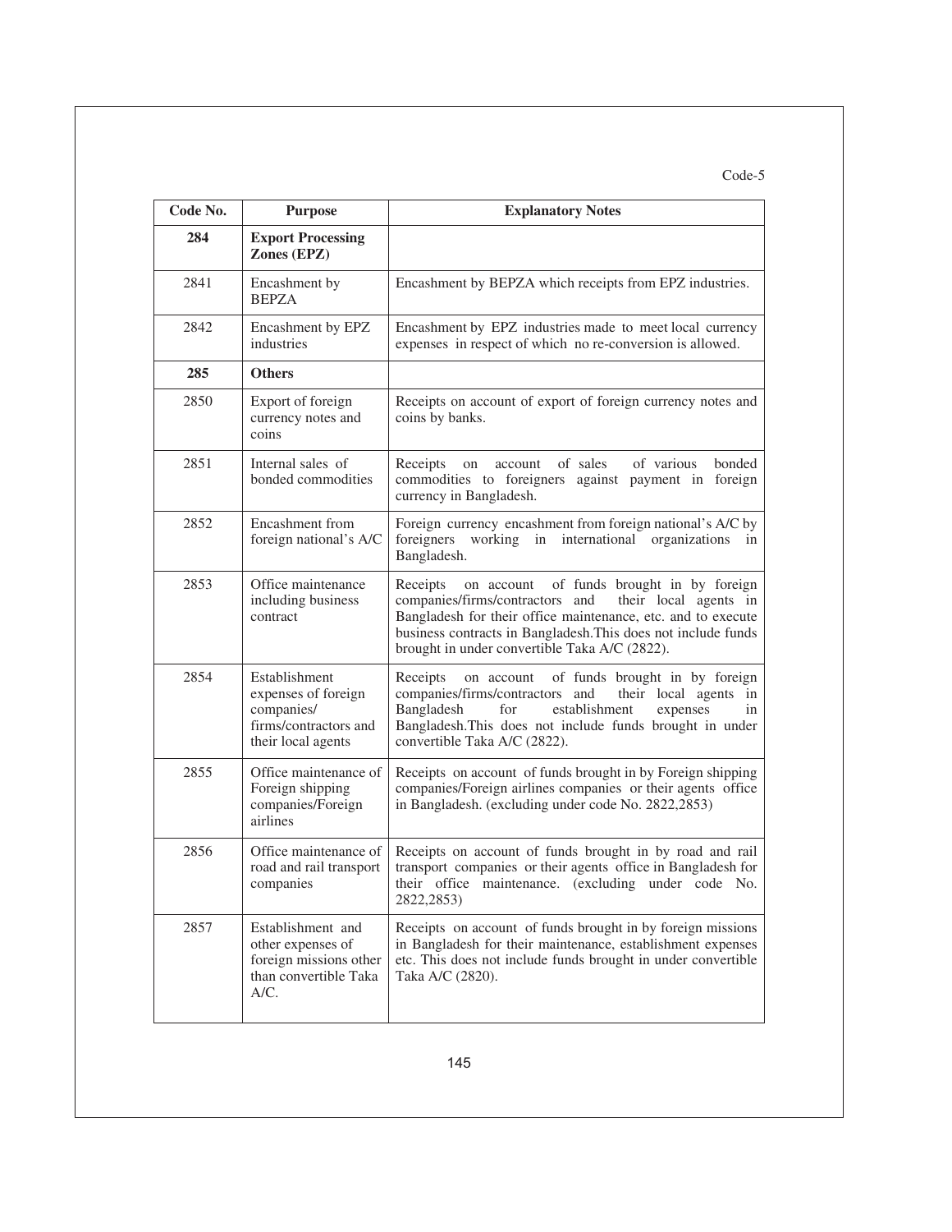Code-5

| Code No. | Purpose | Explanatory Notes |
|---|---|---|
| **284** | **Export Processing Zones (EPZ)** | |
| 2841 | Encashment by BEPZA | Encashment by BEPZA which receipts from EPZ industries. |
| 2842 | Encashment by EPZ industries | Encashment by EPZ industries made to meet local currency expenses in respect of which no re-conversion is allowed. |
| **285** | **Others** | |
| 2850 | Export of foreign currency notes and coins | Receipts on account of export of foreign currency notes and coins by banks. |
| 2851 | Internal sales of bonded commodities | Receipts on account of sales of various bonded commodities to foreigners against payment in foreign currency in Bangladesh. |
| 2852 | Encashment from foreign national's A/C | Foreign currency encashment from foreign national's A/C by foreigners working in international organizations in Bangladesh. |
| 2853 | Office maintenance including business contract | Receipts on account of funds brought in by foreign companies/firms/contractors and their local agents in Bangladesh for their office maintenance, etc. and to execute business contracts in Bangladesh.This does not include funds brought in under convertible Taka A/C (2822). |
| 2854 | Establishment expenses of foreign companies/ firms/contractors and their local agents | Receipts on account of funds brought in by foreign companies/firms/contractors and their local agents in Bangladesh for establishment expenses in Bangladesh.This does not include funds brought in under convertible Taka A/C (2822). |
| 2855 | Office maintenance of Foreign shipping companies/Foreign airlines | Receipts on account of funds brought in by Foreign shipping companies/Foreign airlines companies or their agents office in Bangladesh. (excluding under code No. 2822,2853) |
| 2856 | Office maintenance of road and rail transport companies | Receipts on account of funds brought in by road and rail transport companies or their agents office in Bangladesh for their office maintenance. (excluding under code No. 2822,2853) |
| 2857 | Establishment and other expenses of foreign missions other than convertible Taka A/C. | Receipts on account of funds brought in by foreign missions in Bangladesh for their maintenance, establishment expenses etc. This does not include funds brought in under convertible Taka A/C (2820). |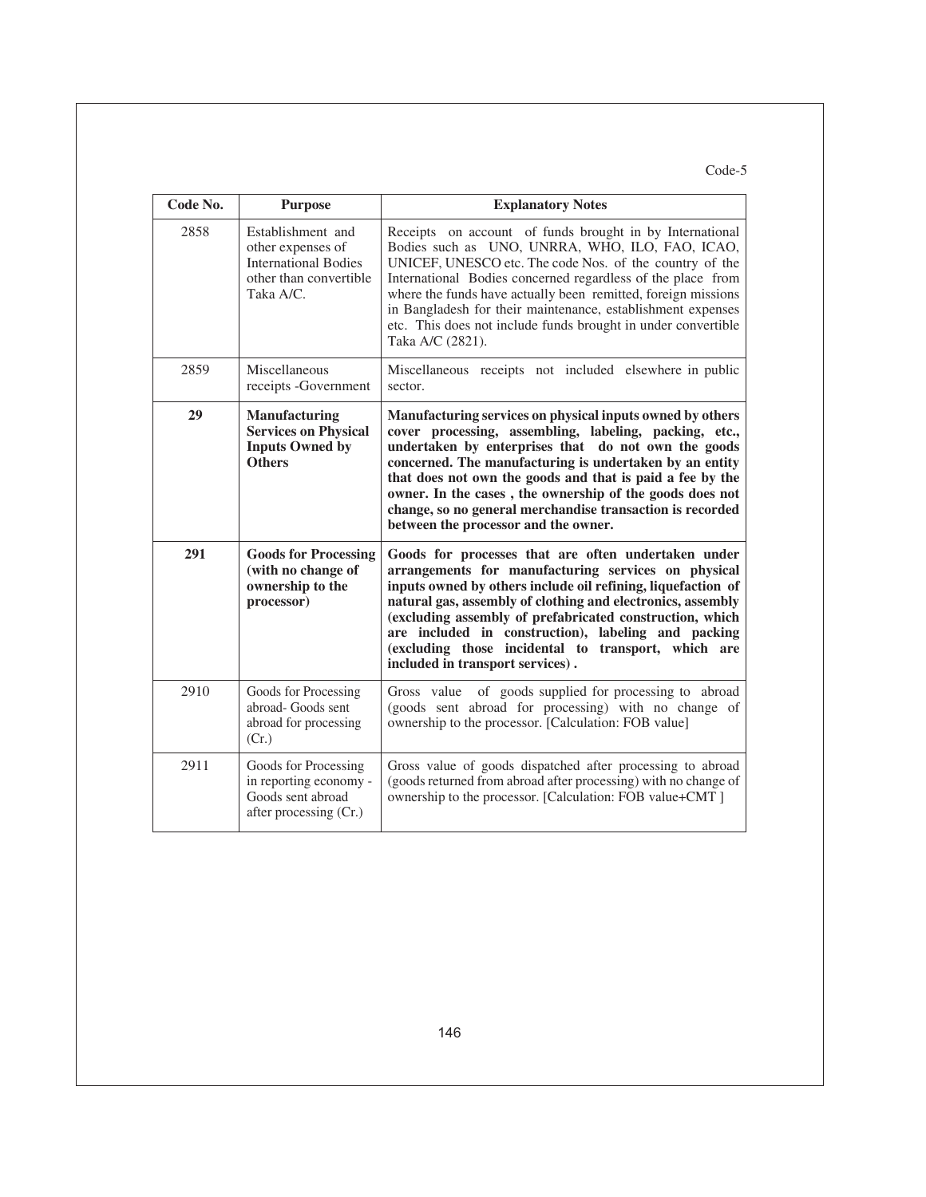Code-5

| Code No. | Purpose | Explanatory Notes |
|---|---|---|
| 2858 | Establishment and other expenses of International Bodies other than convertible Taka A/C. | Receipts on account of funds brought in by International Bodies such as UNO, UNRRA, WHO, ILO, FAO, ICAO, UNICEF, UNESCO etc. The code Nos. of the country of the International Bodies concerned regardless of the place from where the funds have actually been remitted, foreign missions in Bangladesh for their maintenance, establishment expenses etc. This does not include funds brought in under convertible Taka A/C (2821). |
| 2859 | Miscellaneous receipts -Government | Miscellaneous receipts not included elsewhere in public sector. |
| **29** | **Manufacturing Services on Physical Inputs Owned by Others** | **Manufacturing services on physical inputs owned by others cover processing, assembling, labeling, packing, etc., undertaken by enterprises that do not own the goods concerned. The manufacturing is undertaken by an entity that does not own the goods and that is paid a fee by the owner. In the cases , the ownership of the goods does not change, so no general merchandise transaction is recorded between the processor and the owner.** |
| **291** | **Goods for Processing (with no change of ownership to the processor)** | **Goods for processes that are often undertaken under arrangements for manufacturing services on physical inputs owned by others include oil refining, liquefaction of natural gas, assembly of clothing and electronics, assembly (excluding assembly of prefabricated construction, which are included in construction), labeling and packing (excluding those incidental to transport, which are included in transport services) .** |
| 2910 | Goods for Processing abroad- Goods sent abroad for processing (Cr.) | Gross value of goods supplied for processing to abroad (goods sent abroad for processing) with no change of ownership to the processor. [Calculation: FOB value] |
| 2911 | Goods for Processing in reporting economy - Goods sent abroad after processing (Cr.) | Gross value of goods dispatched after processing to abroad (goods returned from abroad after processing) with no change of ownership to the processor. [Calculation: FOB value+CMT ] |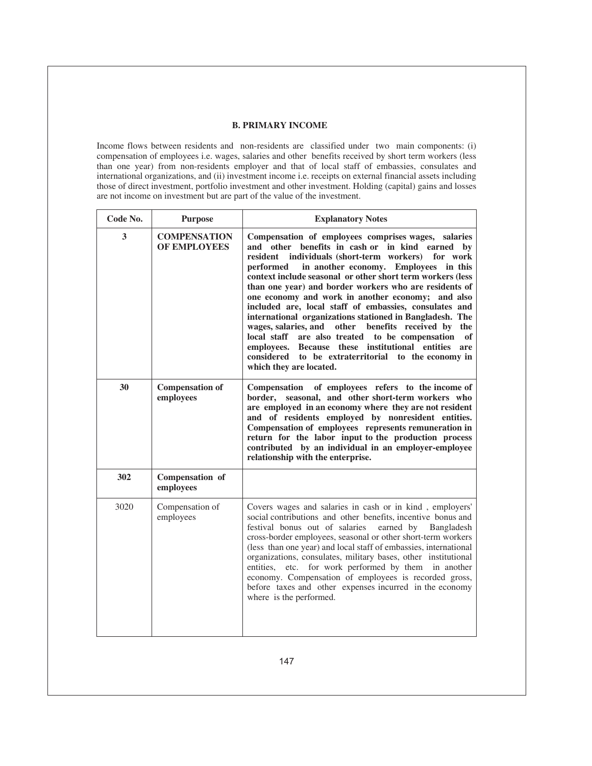## B. PRIMARY INCOME

Income flows between residents and non-residents are classified under two main components: (i) compensation of employees i.e. wages, salaries and other benefits received by short term workers (less than one year) from non-residents employer and that of local staff of embassies, consulates and international organizations, and (ii) investment income i.e. receipts on external financial assets including those of direct investment, portfolio investment and other investment. Holding (capital) gains and losses are not income on investment but are part of the value of the investment.

| Code No. | Purpose | Explanatory Notes |
|---|---|---|
| **3** | **COMPENSATION OF EMPLOYEES** | **Compensation of employees comprises wages, salaries and other benefits in cash or in kind earned by resident individuals (short-term workers) for work performed in another economy. Employees in this context include seasonal or other short term workers (less than one year) and border workers who are residents of one economy and work in another economy; and also included are, local staff of embassies, consulates and international organizations stationed in Bangladesh. The wages, salaries, and other benefits received by the local staff are also treated to be compensation of employees. Because these institutional entities are considered to be extraterritorial to the economy in which they are located.** |
| **30** | **Compensation of employees** | **Compensation of employees refers to the income of border, seasonal, and other short-term workers who are employed in an economy where they are not resident and of residents employed by nonresident entities. Compensation of employees represents remuneration in return for the labor input to the production process contributed by an individual in an employer-employee relationship with the enterprise.** |
| **302** | **Compensation of employees** | |
| 3020 | Compensation of employees | Covers wages and salaries in cash or in kind , employers' social contributions and other benefits, incentive bonus and festival bonus out of salaries earned by Bangladesh cross-border employees, seasonal or other short-term workers (less than one year) and local staff of embassies, international organizations, consulates, military bases, other institutional entities, etc. for work performed by them in another economy. Compensation of employees is recorded gross, before taxes and other expenses incurred in the economy where is the performed. |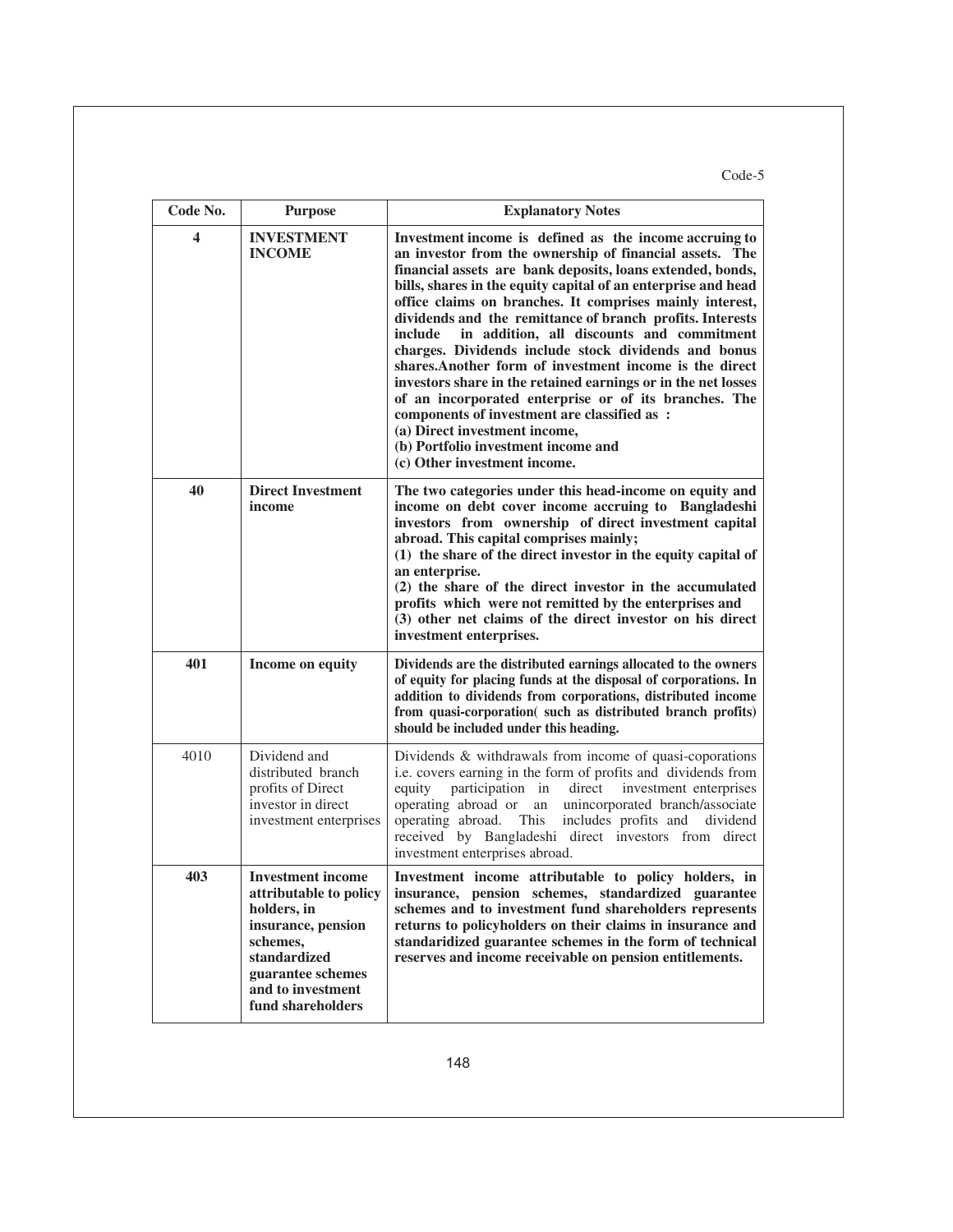Code-5

| Code No. | Purpose | Explanatory Notes |
|---|---|---|
| **4** | **INVESTMENT INCOME** | **Investment income is defined as the income accruing to an investor from the ownership of financial assets. The financial assets are bank deposits, loans extended, bonds, bills, shares in the equity capital of an enterprise and head office claims on branches. It comprises mainly interest, dividends and the remittance of branch profits. Interests include in addition, all discounts and commitment charges. Dividends include stock dividends and bonus shares.Another form of investment income is the direct investors share in the retained earnings or in the net losses of an incorporated enterprise or of its branches. The components of investment are classified as :<br>(a) Direct investment income,<br>(b) Portfolio investment income and<br>(c) Other investment income.** |
| **40** | **Direct Investment income** | **The two categories under this head-income on equity and income on debt cover income accruing to Bangladeshi investors from ownership of direct investment capital abroad. This capital comprises mainly;<br>(1) the share of the direct investor in the equity capital of an enterprise.<br>(2) the share of the direct investor in the accumulated profits which were not remitted by the enterprises and<br>(3) other net claims of the direct investor on his direct investment enterprises.** |
| **401** | **Income on equity** | **Dividends are the distributed earnings allocated to the owners of equity for placing funds at the disposal of corporations. In addition to dividends from corporations, distributed income from quasi-corporation( such as distributed branch profits) should be included under this heading.** |
| 4010 | Dividend and distributed branch profits of Direct investor in direct investment enterprises | Dividends & withdrawals from income of quasi-coporations i.e. covers earning in the form of profits and dividends from equity participation in direct investment enterprises operating abroad or an unincorporated branch/associate operating abroad. This includes profits and dividend received by Bangladeshi direct investors from direct investment enterprises abroad. |
| **403** | **Investment income attributable to policy holders, in insurance, pension schemes, standardized guarantee schemes and to investment fund shareholders** | **Investment income attributable to policy holders, in insurance, pension schemes, standardized guarantee schemes and to investment fund shareholders represents returns to policyholders on their claims in insurance and standaridized guarantee schemes in the form of technical reserves and income receivable on pension entitlements.** |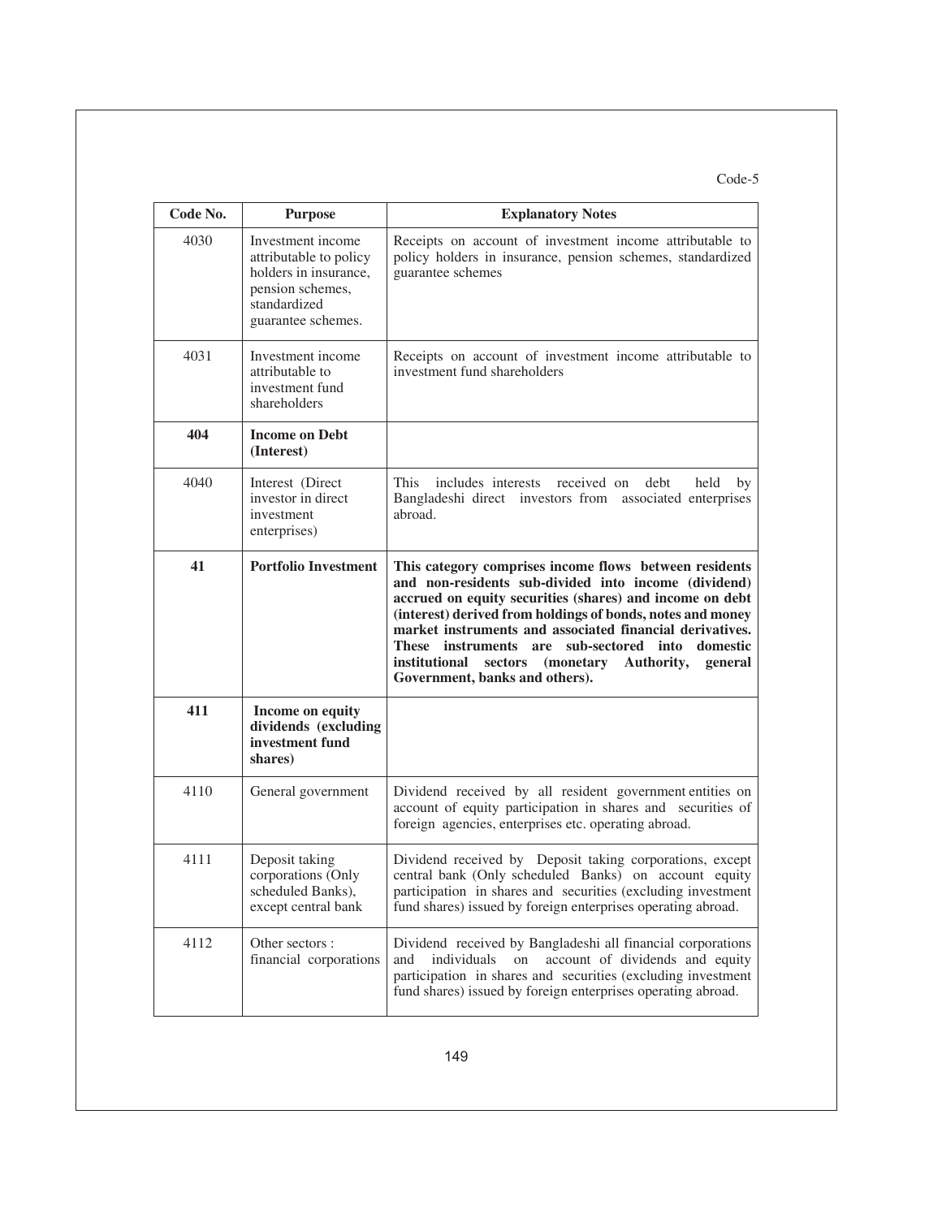Code-5

| Code No. | Purpose | Explanatory Notes |
|---|---|---|
| 4030 | Investment income attributable to policy holders in insurance, pension schemes, standardized guarantee schemes. | Receipts on account of investment income attributable to policy holders in insurance, pension schemes, standardized guarantee schemes |
| 4031 | Investment income attributable to investment fund shareholders | Receipts on account of investment income attributable to investment fund shareholders |
| **404** | **Income on Debt (Interest)** | |
| 4040 | Interest (Direct investor in direct investment enterprises) | This includes interests received on debt held by Bangladeshi direct investors from associated enterprises abroad. |
| **41** | **Portfolio Investment** | **This category comprises income flows between residents and non-residents sub-divided into income (dividend) accrued on equity securities (shares) and income on debt (interest) derived from holdings of bonds, notes and money market instruments and associated financial derivatives. These instruments are sub-sectored into domestic institutional sectors (monetary Authority, general Government, banks and others).** |
| **411** | **Income on equity dividends (excluding investment fund shares)** | |
| 4110 | General government | Dividend received by all resident government entities on account of equity participation in shares and securities of foreign agencies, enterprises etc. operating abroad. |
| 4111 | Deposit taking corporations (Only scheduled Banks), except central bank | Dividend received by Deposit taking corporations, except central bank (Only scheduled Banks) on account equity participation in shares and securities (excluding investment fund shares) issued by foreign enterprises operating abroad. |
| 4112 | Other sectors : financial corporations | Dividend received by Bangladeshi all financial corporations and individuals on account of dividends and equity participation in shares and securities (excluding investment fund shares) issued by foreign enterprises operating abroad. |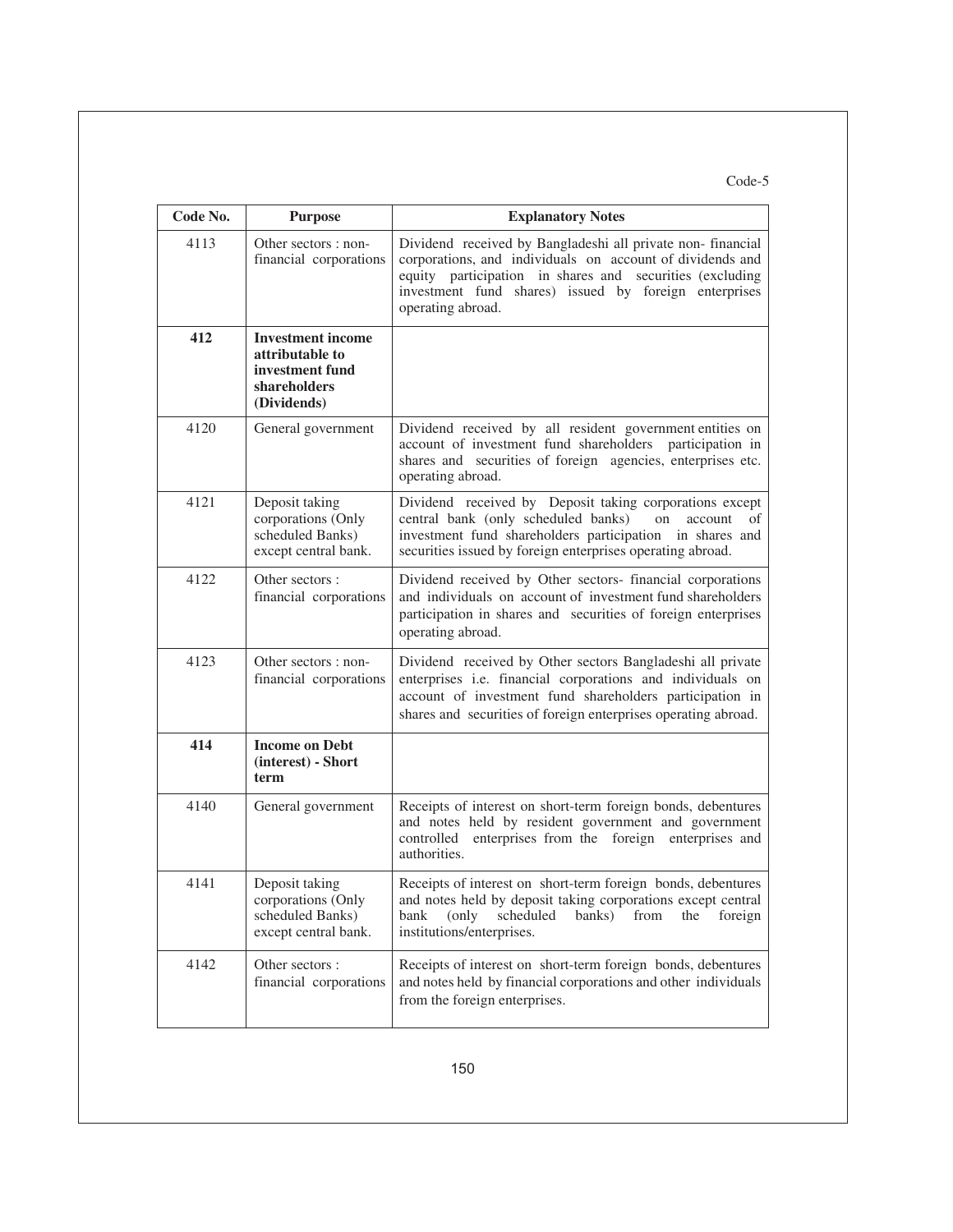Code-5

| Code No. | Purpose | Explanatory Notes |
|---|---|---|
| 4113 | Other sectors : non-financial corporations | Dividend received by Bangladeshi all private non- financial corporations, and individuals on account of dividends and equity participation in shares and securities (excluding investment fund shares) issued by foreign enterprises operating abroad. |
| **412** | **Investment income attributable to investment fund shareholders (Dividends)** | |
| 4120 | General government | Dividend received by all resident government entities on account of investment fund shareholders participation in shares and securities of foreign agencies, enterprises etc. operating abroad. |
| 4121 | Deposit taking corporations (Only scheduled Banks) except central bank. | Dividend received by Deposit taking corporations except central bank (only scheduled banks) on account of investment fund shareholders participation in shares and securities issued by foreign enterprises operating abroad. |
| 4122 | Other sectors : financial corporations | Dividend received by Other sectors- financial corporations and individuals on account of investment fund shareholders participation in shares and securities of foreign enterprises operating abroad. |
| 4123 | Other sectors : non-financial corporations | Dividend received by Other sectors Bangladeshi all private enterprises i.e. financial corporations and individuals on account of investment fund shareholders participation in shares and securities of foreign enterprises operating abroad. |
| **414** | **Income on Debt (interest) - Short term** | |
| 4140 | General government | Receipts of interest on short-term foreign bonds, debentures and notes held by resident government and government controlled enterprises from the foreign enterprises and authorities. |
| 4141 | Deposit taking corporations (Only scheduled Banks) except central bank. | Receipts of interest on short-term foreign bonds, debentures and notes held by deposit taking corporations except central bank (only scheduled banks) from the foreign institutions/enterprises. |
| 4142 | Other sectors : financial corporations | Receipts of interest on short-term foreign bonds, debentures and notes held by financial corporations and other individuals from the foreign enterprises. |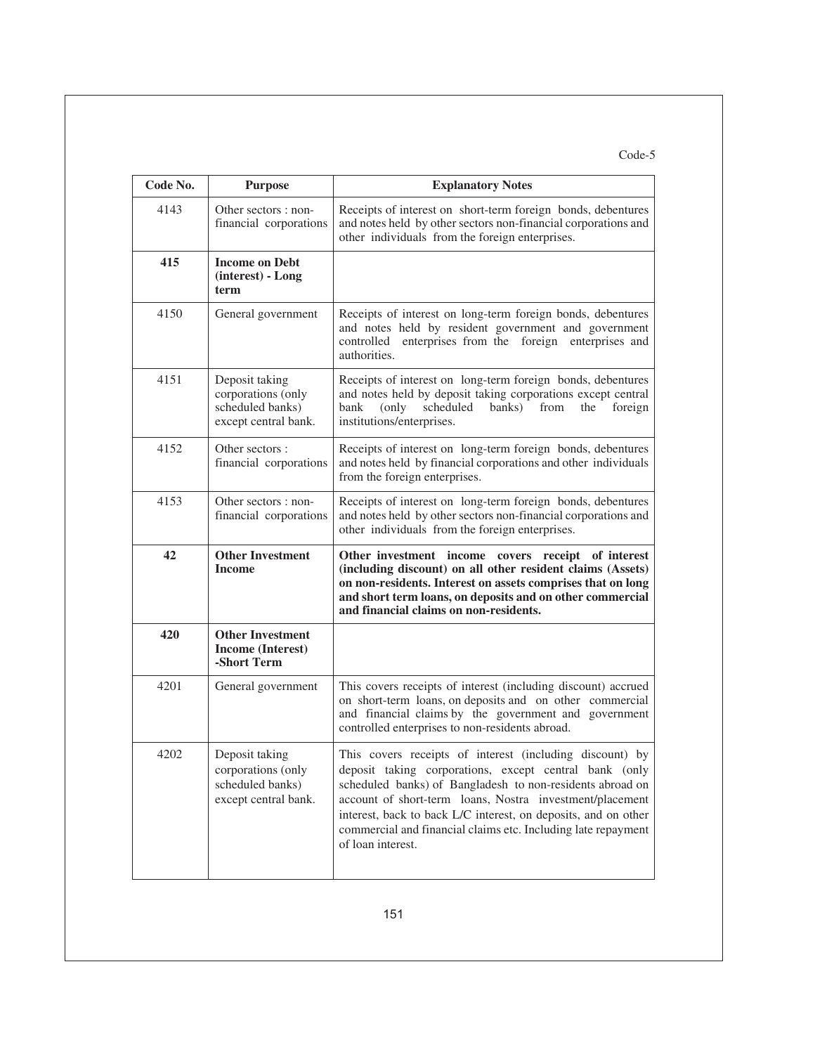Code-5

| Code No. | Purpose | Explanatory Notes |
|---|---|---|
| 4143 | Other sectors : non-financial corporations | Receipts of interest on short-term foreign bonds, debentures and notes held by other sectors non-financial corporations and other individuals from the foreign enterprises. |
| **415** | **Income on Debt (interest) - Long term** | |
| 4150 | General government | Receipts of interest on long-term foreign bonds, debentures and notes held by resident government and government controlled enterprises from the foreign enterprises and authorities. |
| 4151 | Deposit taking corporations (only scheduled banks) except central bank. | Receipts of interest on long-term foreign bonds, debentures and notes held by deposit taking corporations except central bank (only scheduled banks) from the foreign institutions/enterprises. |
| 4152 | Other sectors : financial corporations | Receipts of interest on long-term foreign bonds, debentures and notes held by financial corporations and other individuals from the foreign enterprises. |
| 4153 | Other sectors : non-financial corporations | Receipts of interest on long-term foreign bonds, debentures and notes held by other sectors non-financial corporations and other individuals from the foreign enterprises. |
| **42** | **Other Investment Income** | **Other investment income covers receipt of interest (including discount) on all other resident claims (Assets) on non-residents. Interest on assets comprises that on long and short term loans, on deposits and on other commercial and financial claims on non-residents.** |
| **420** | **Other Investment Income (Interest) -Short Term** | |
| 4201 | General government | This covers receipts of interest (including discount) accrued on short-term loans, on deposits and on other commercial and financial claims by the government and government controlled enterprises to non-residents abroad. |
| 4202 | Deposit taking corporations (only scheduled banks) except central bank. | This covers receipts of interest (including discount) by deposit taking corporations, except central bank (only scheduled banks) of Bangladesh to non-residents abroad on account of short-term loans, Nostra investment/placement interest, back to back L/C interest, on deposits, and on other commercial and financial claims etc. Including late repayment of loan interest. |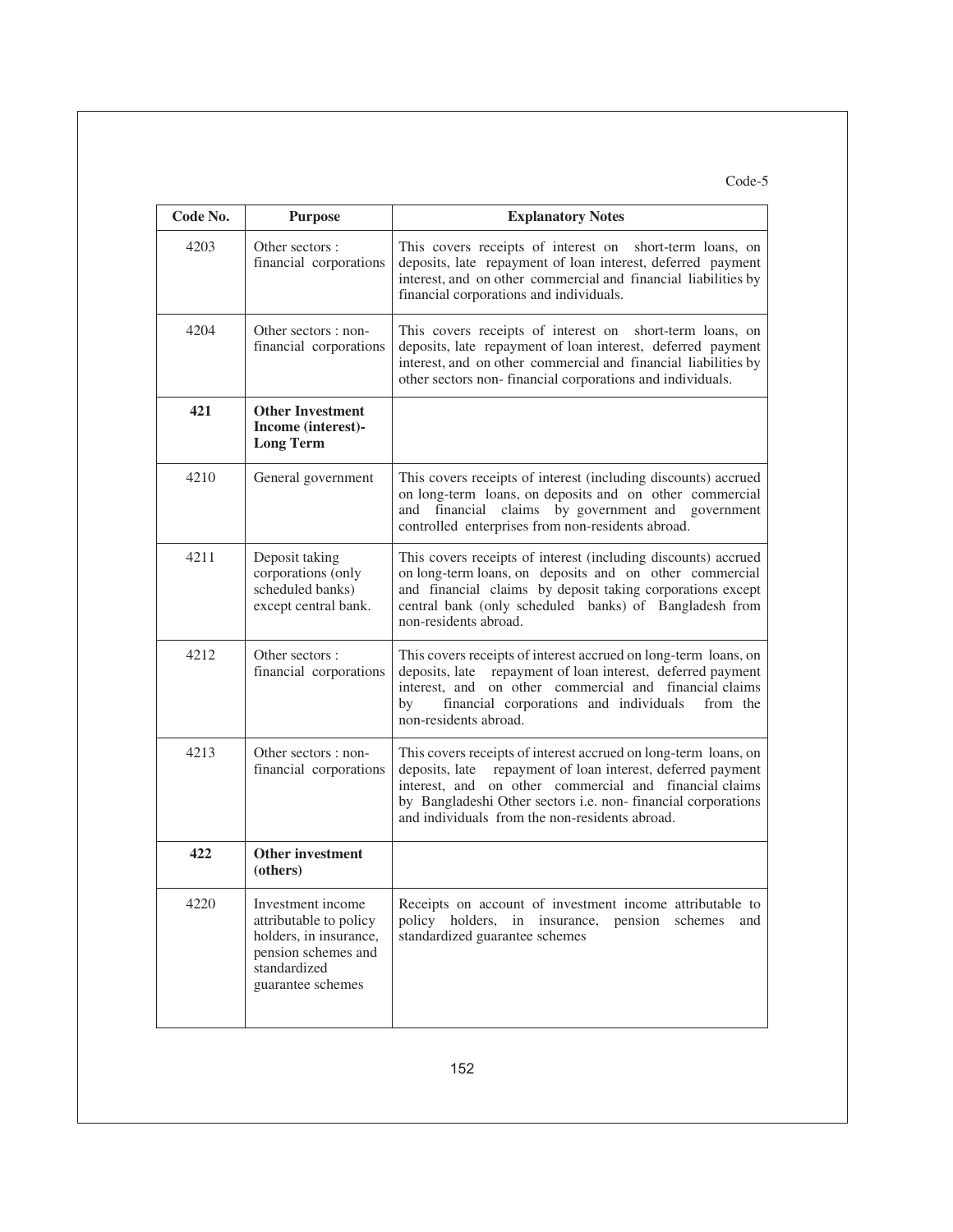Code-5

| Code No. | Purpose | Explanatory Notes |
|---|---|---|
| 4203 | Other sectors : financial corporations | This covers receipts of interest on short-term loans, on deposits, late repayment of loan interest, deferred payment interest, and on other commercial and financial liabilities by financial corporations and individuals. |
| 4204 | Other sectors : non-financial corporations | This covers receipts of interest on short-term loans, on deposits, late repayment of loan interest, deferred payment interest, and on other commercial and financial liabilities by other sectors non- financial corporations and individuals. |
| **421** | **Other Investment Income (interest)-Long Term** | |
| 4210 | General government | This covers receipts of interest (including discounts) accrued on long-term loans, on deposits and on other commercial and financial claims by government and government controlled enterprises from non-residents abroad. |
| 4211 | Deposit taking corporations (only scheduled banks) except central bank. | This covers receipts of interest (including discounts) accrued on long-term loans, on deposits and on other commercial and financial claims by deposit taking corporations except central bank (only scheduled banks) of Bangladesh from non-residents abroad. |
| 4212 | Other sectors : financial corporations | This covers receipts of interest accrued on long-term loans, on deposits, late repayment of loan interest, deferred payment interest, and on other commercial and financial claims by financial corporations and individuals from the non-residents abroad. |
| 4213 | Other sectors : non-financial corporations | This covers receipts of interest accrued on long-term loans, on deposits, late repayment of loan interest, deferred payment interest, and on other commercial and financial claims by Bangladeshi Other sectors i.e. non- financial corporations and individuals from the non-residents abroad. |
| **422** | **Other investment (others)** | |
| 4220 | Investment income attributable to policy holders, in insurance, pension schemes and standardized guarantee schemes | Receipts on account of investment income attributable to policy holders, in insurance, pension schemes and standardized guarantee schemes |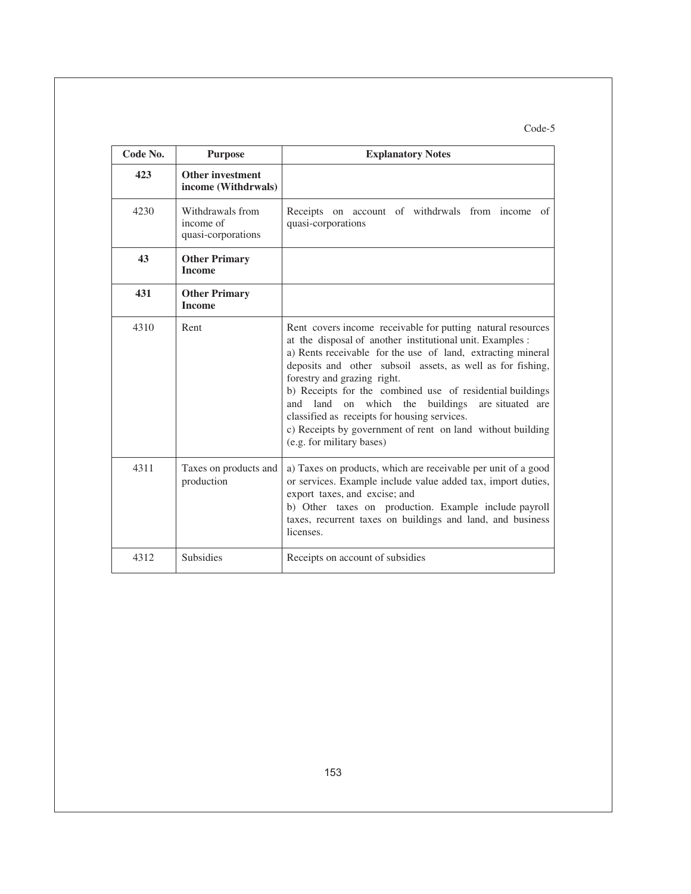Code-5

| Code No. | Purpose | Explanatory Notes |
| --- | --- | --- |
| **423** | **Other investment income (Withdrwals)** | |
| 4230 | Withdrawals from income of quasi-corporations | Receipts on account of withdrwals from income of quasi-corporations |
| **43** | **Other Primary Income** | |
| **431** | **Other Primary Income** | |
| 4310 | Rent | Rent covers income receivable for putting natural resources at the disposal of another institutional unit. Examples :<br>a) Rents receivable for the use of land, extracting mineral deposits and other subsoil assets, as well as for fishing, forestry and grazing right.<br>b) Receipts for the combined use of residential buildings and land on which the buildings are situated are classified as receipts for housing services.<br>c) Receipts by government of rent on land without building (e.g. for military bases) |
| 4311 | Taxes on products and production | a) Taxes on products, which are receivable per unit of a good or services. Example include value added tax, import duties, export taxes, and excise; and<br>b) Other taxes on production. Example include payroll taxes, recurrent taxes on buildings and land, and business licenses. |
| 4312 | Subsidies | Receipts on account of subsidies |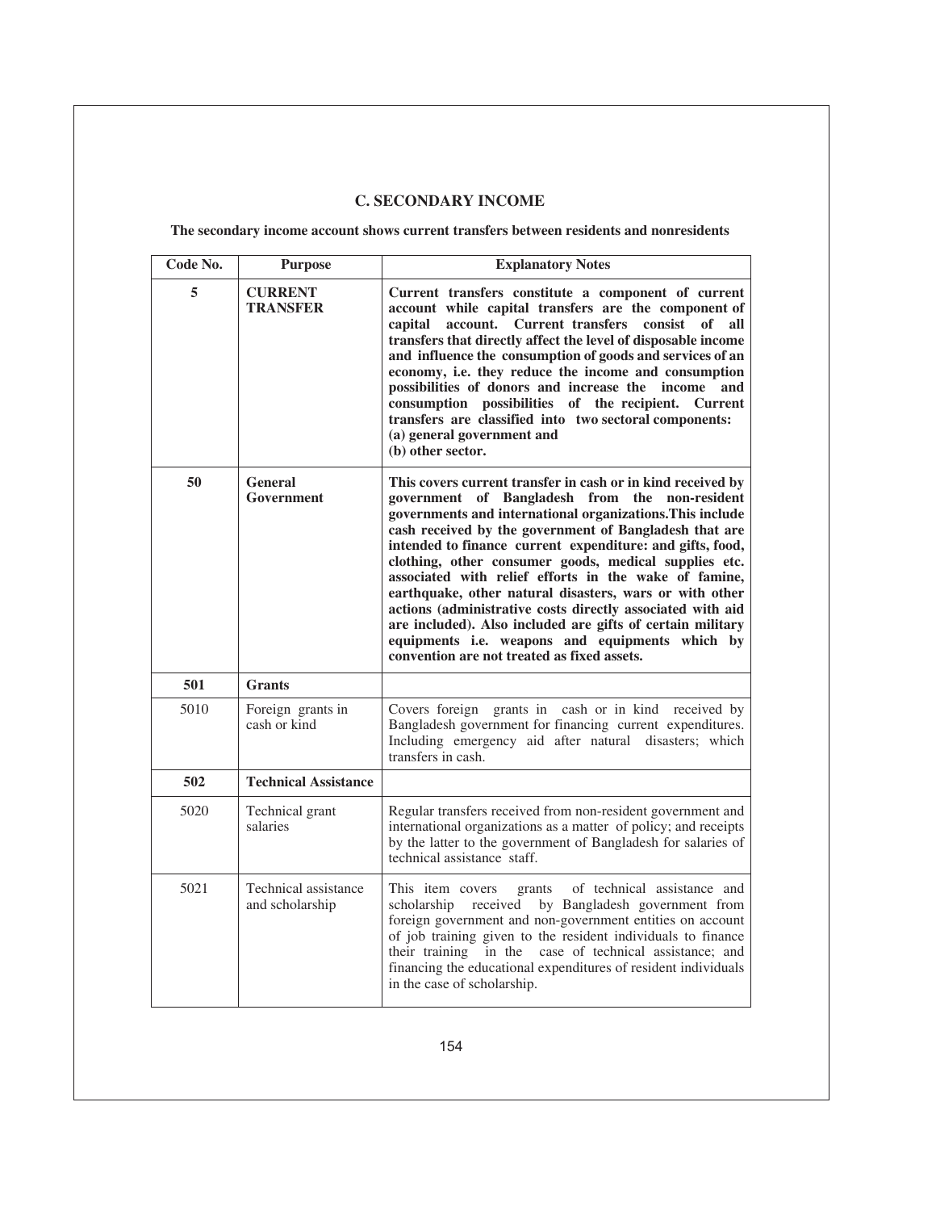## C. SECONDARY INCOME

**The secondary income account shows current transfers between residents and nonresidents**

| Code No. | Purpose | Explanatory Notes |
|---|---|---|
| **5** | **CURRENT TRANSFER** | **Current transfers constitute a component of current account while capital transfers are the component of capital account. Current transfers consist of all transfers that directly affect the level of disposable income and influence the consumption of goods and services of an economy, i.e. they reduce the income and consumption possibilities of donors and increase the income and consumption possibilities of the recipient. Current transfers are classified into two sectoral components: (a) general government and (b) other sector.** |
| **50** | **General Government** | **This covers current transfer in cash or in kind received by government of Bangladesh from the non-resident governments and international organizations.This include cash received by the government of Bangladesh that are intended to finance current expenditure: and gifts, food, clothing, other consumer goods, medical supplies etc. associated with relief efforts in the wake of famine, earthquake, other natural disasters, wars or with other actions (administrative costs directly associated with aid are included). Also included are gifts of certain military equipments i.e. weapons and equipments which by convention are not treated as fixed assets.** |
| **501** | **Grants** | |
| 5010 | Foreign grants in cash or kind | Covers foreign grants in cash or in kind received by Bangladesh government for financing current expenditures. Including emergency aid after natural disasters; which transfers in cash. |
| **502** | **Technical Assistance** | |
| 5020 | Technical grant salaries | Regular transfers received from non-resident government and international organizations as a matter of policy; and receipts by the latter to the government of Bangladesh for salaries of technical assistance staff. |
| 5021 | Technical assistance and scholarship | This item covers grants of technical assistance and scholarship received by Bangladesh government from foreign government and non-government entities on account of job training given to the resident individuals to finance their training in the case of technical assistance; and financing the educational expenditures of resident individuals in the case of scholarship. |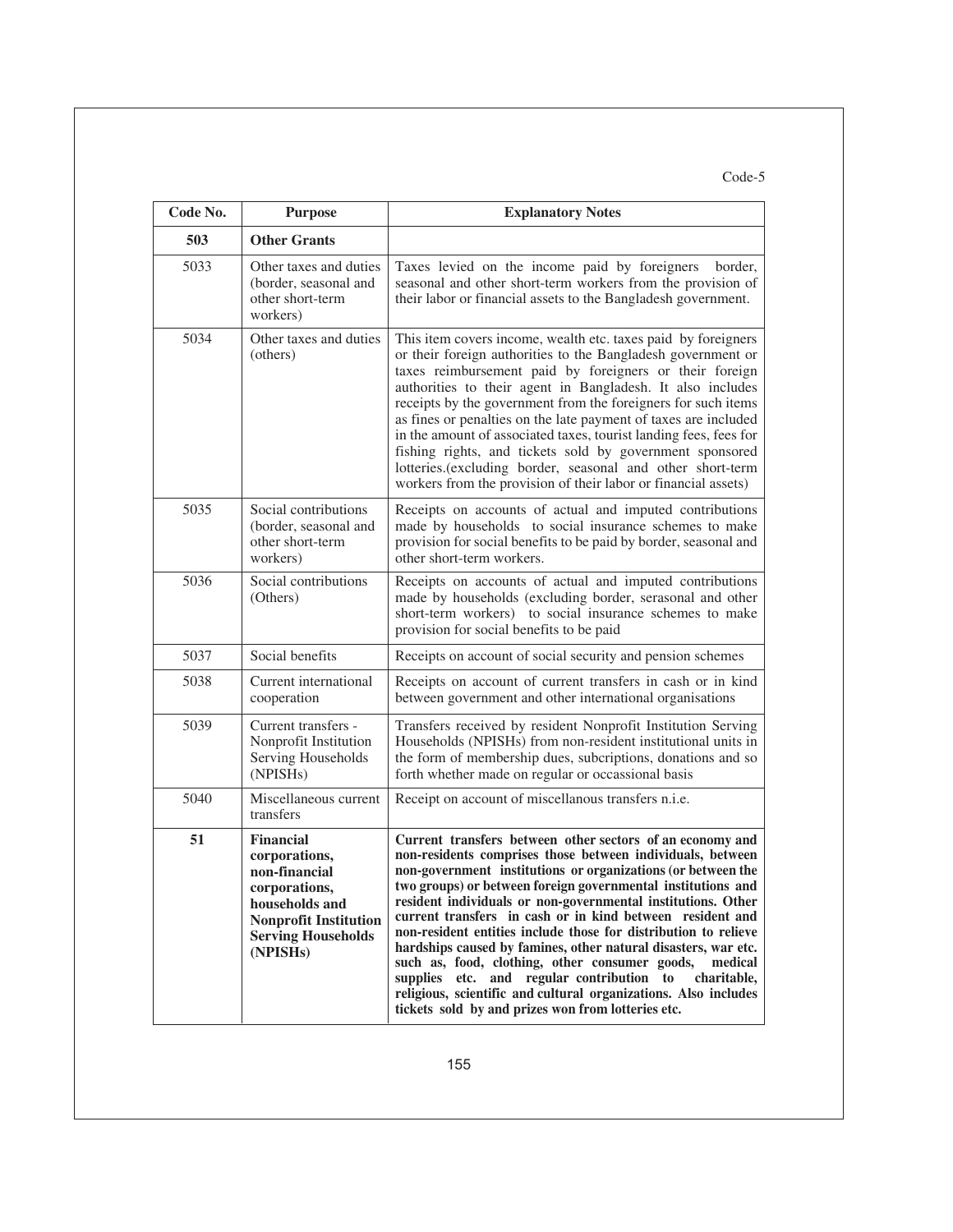Code-5

| Code No. | Purpose | Explanatory Notes |
|---|---|---|
| **503** | **Other Grants** | |
| 5033 | Other taxes and duties (border, seasonal and other short-term workers) | Taxes levied on the income paid by foreigners border, seasonal and other short-term workers from the provision of their labor or financial assets to the Bangladesh government. |
| 5034 | Other taxes and duties (others) | This item covers income, wealth etc. taxes paid by foreigners or their foreign authorities to the Bangladesh government or taxes reimbursement paid by foreigners or their foreign authorities to their agent in Bangladesh. It also includes receipts by the government from the foreigners for such items as fines or penalties on the late payment of taxes are included in the amount of associated taxes, tourist landing fees, fees for fishing rights, and tickets sold by government sponsored lotteries.(excluding border, seasonal and other short-term workers from the provision of their labor or financial assets) |
| 5035 | Social contributions (border, seasonal and other short-term workers) | Receipts on accounts of actual and imputed contributions made by households to social insurance schemes to make provision for social benefits to be paid by border, seasonal and other short-term workers. |
| 5036 | Social contributions (Others) | Receipts on accounts of actual and imputed contributions made by households (excluding border, serasonal and other short-term workers) to social insurance schemes to make provision for social benefits to be paid |
| 5037 | Social benefits | Receipts on account of social security and pension schemes |
| 5038 | Current international cooperation | Receipts on account of current transfers in cash or in kind between government and other international organisations |
| 5039 | Current transfers - Nonprofit Institution Serving Households (NPISHs) | Transfers received by resident Nonprofit Institution Serving Households (NPISHs) from non-resident institutional units in the form of membership dues, subcriptions, donations and so forth whether made on regular or occassional basis |
| 5040 | Miscellaneous current transfers | Receipt on account of miscellanous transfers n.i.e. |
| **51** | **Financial corporations, non-financial corporations, households and Nonprofit Institution Serving Households (NPISHs)** | **Current transfers between other sectors of an economy and non-residents comprises those between individuals, between non-government institutions or organizations (or between the two groups) or between foreign governmental institutions and resident individuals or non-governmental institutions. Other current transfers in cash or in kind between resident and non-resident entities include those for distribution to relieve hardships caused by famines, other natural disasters, war etc. such as, food, clothing, other consumer goods, medical supplies etc. and regular contribution to charitable, religious, scientific and cultural organizations. Also includes tickets sold by and prizes won from lotteries etc.** |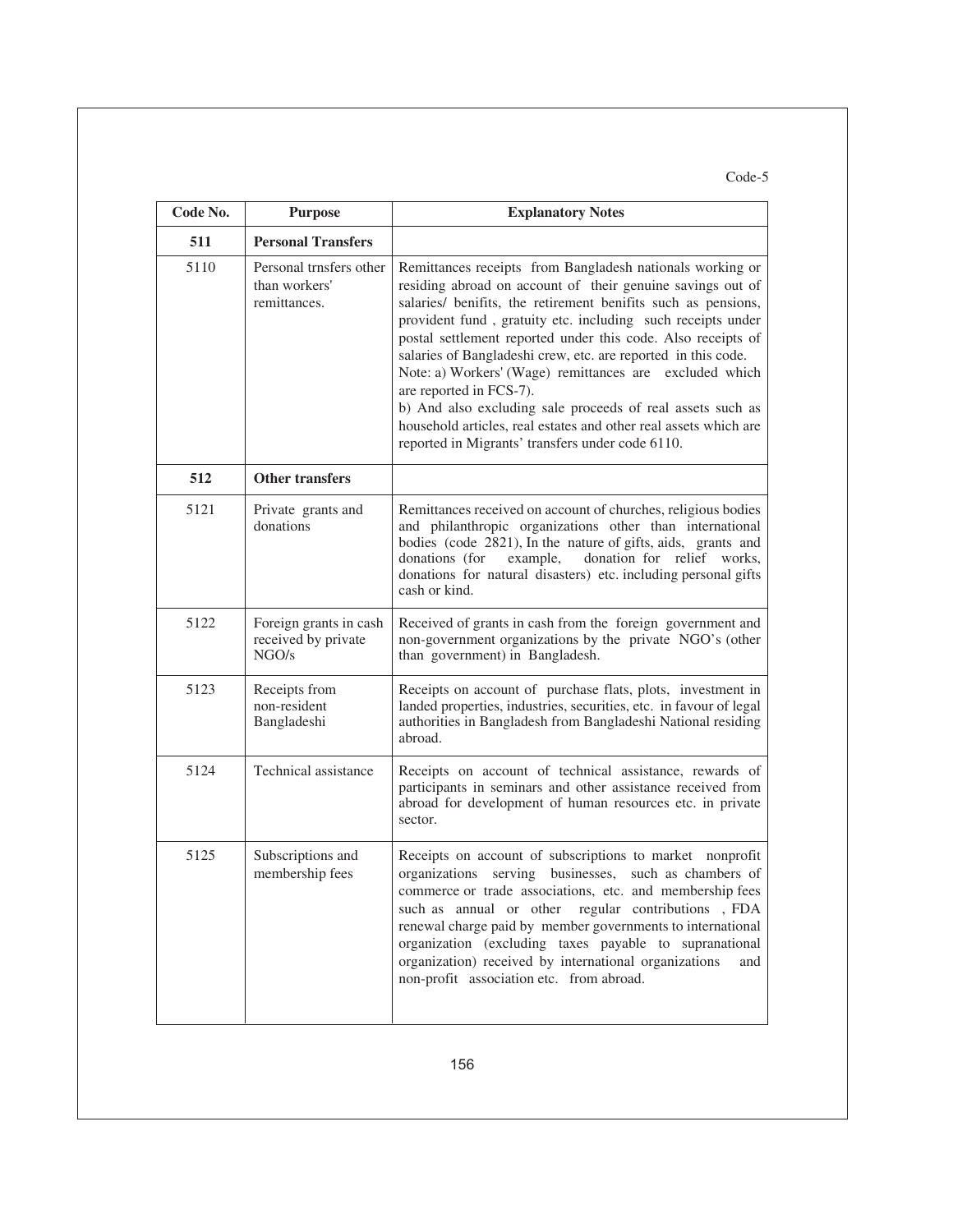Code-5

| Code No. | Purpose | Explanatory Notes |
|---|---|---|
| **511** | **Personal Transfers** | |
| 5110 | Personal trnsfers other than workers' remittances. | Remittances receipts from Bangladesh nationals working or residing abroad on account of their genuine savings out of salaries/ benifits, the retirement benifits such as pensions, provident fund , gratuity etc. including such receipts under postal settlement reported under this code. Also receipts of salaries of Bangladeshi crew, etc. are reported in this code.<br>Note: a) Workers' (Wage) remittances are excluded which are reported in FCS-7).<br>b) And also excluding sale proceeds of real assets such as household articles, real estates and other real assets which are reported in Migrants' transfers under code 6110. |
| **512** | **Other transfers** | |
| 5121 | Private grants and donations | Remittances received on account of churches, religious bodies and philanthropic organizations other than international bodies (code 2821), In the nature of gifts, aids, grants and donations (for example, donation for relief works, donations for natural disasters) etc. including personal gifts cash or kind. |
| 5122 | Foreign grants in cash received by private NGO/s | Received of grants in cash from the foreign government and non-government organizations by the private NGO's (other than government) in Bangladesh. |
| 5123 | Receipts from non-resident Bangladeshi | Receipts on account of purchase flats, plots, investment in landed properties, industries, securities, etc. in favour of legal authorities in Bangladesh from Bangladeshi National residing abroad. |
| 5124 | Technical assistance | Receipts on account of technical assistance, rewards of participants in seminars and other assistance received from abroad for development of human resources etc. in private sector. |
| 5125 | Subscriptions and membership fees | Receipts on account of subscriptions to market nonprofit organizations serving businesses, such as chambers of commerce or trade associations, etc. and membership fees such as annual or other regular contributions , FDA renewal charge paid by member governments to international organization (excluding taxes payable to supranational organization) received by international organizations and non-profit association etc. from abroad. |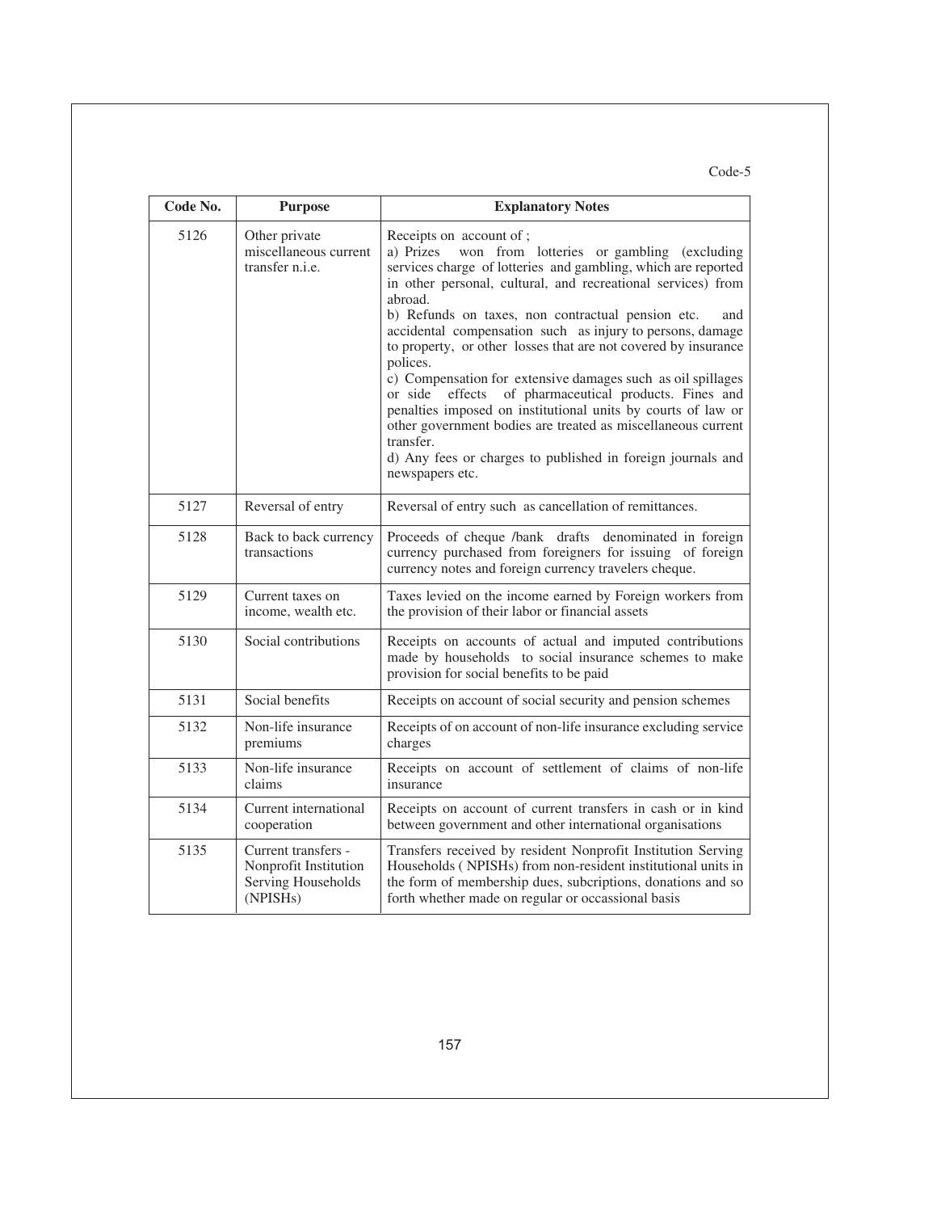Code-5

| Code No. | Purpose | Explanatory Notes |
|---|---|---|
| 5126 | Other private miscellaneous current transfer n.i.e. | Receipts on account of ;<br>a) Prizes won from lotteries or gambling (excluding services charge of lotteries and gambling, which are reported in other personal, cultural, and recreational services) from abroad.<br>b) Refunds on taxes, non contractual pension etc. and accidental compensation such as injury to persons, damage to property, or other losses that are not covered by insurance polices.<br>c) Compensation for extensive damages such as oil spillages or side effects of pharmaceutical products. Fines and penalties imposed on institutional units by courts of law or other government bodies are treated as miscellaneous current transfer.<br>d) Any fees or charges to published in foreign journals and newspapers etc. |
| 5127 | Reversal of entry | Reversal of entry such as cancellation of remittances. |
| 5128 | Back to back currency transactions | Proceeds of cheque /bank drafts denominated in foreign currency purchased from foreigners for issuing of foreign currency notes and foreign currency travelers cheque. |
| 5129 | Current taxes on income, wealth etc. | Taxes levied on the income earned by Foreign workers from the provision of their labor or financial assets |
| 5130 | Social contributions | Receipts on accounts of actual and imputed contributions made by households to social insurance schemes to make provision for social benefits to be paid |
| 5131 | Social benefits | Receipts on account of social security and pension schemes |
| 5132 | Non-life insurance premiums | Receipts of on account of non-life insurance excluding service charges |
| 5133 | Non-life insurance claims | Receipts on account of settlement of claims of non-life insurance |
| 5134 | Current international cooperation | Receipts on account of current transfers in cash or in kind between government and other international organisations |
| 5135 | Current transfers - Nonprofit Institution Serving Households (NPISHs) | Transfers received by resident Nonprofit Institution Serving Households ( NPISHs) from non-resident institutional units in the form of membership dues, subcriptions, donations and so forth whether made on regular or occassional basis |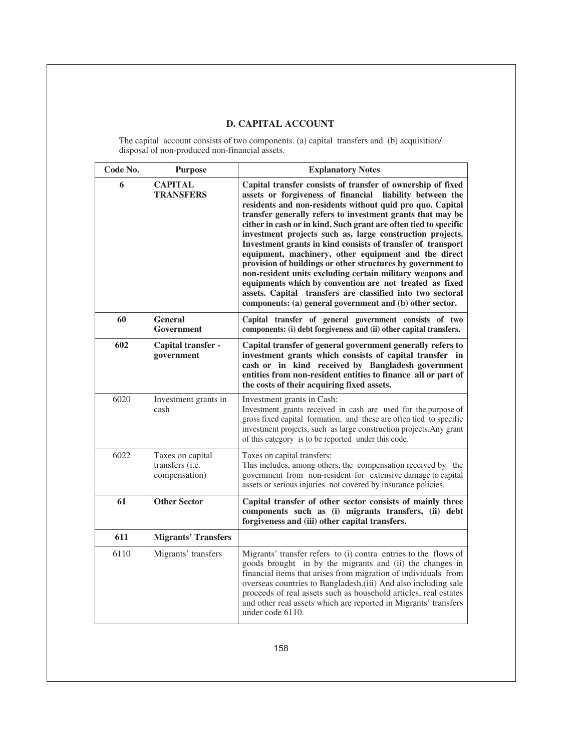## D. CAPITAL ACCOUNT

The capital account consists of two components. (a) capital transfers and (b) acquisition/ disposal of non-produced non-financial assets.

| Code No. | Purpose | Explanatory Notes |
|---|---|---|
| **6** | **CAPITAL TRANSFERS** | **Capital transfer consists of transfer of ownership of fixed assets or forgiveness of financial liability between the residents and non-residents without quid pro quo. Capital transfer generally refers to investment grants that may be either in cash or in kind. Such grant are often tied to specific investment projects such as, large construction projects. Investment grants in kind consists of transfer of transport equipment, machinery, other equipment and the direct provision of buildings or other structures by government to non-resident units excluding certain military weapons and equipments which by convention are not treated as fixed assets. Capital transfers are classified into two sectoral components: (a) general government and (b) other sector.** |
| **60** | **General Government** | **Capital transfer of general government consists of two components: (i) debt forgiveness and (ii) other capital transfers.** |
| **602** | **Capital transfer - government** | **Capital transfer of general government generally refers to investment grants which consists of capital transfer in cash or in kind received by Bangladesh government entities from non-resident entities to finance all or part of the costs of their acquiring fixed assets.** |
| 6020 | Investment grants in cash | Investment grants in Cash: Investment grants received in cash are used for the purpose of gross fixed capital formation, and these are often tied to specific investment projects, such as large construction projects.Any grant of this category is to be reported under this code. |
| 6022 | Taxes on capital transfers (i.e. compensation) | Taxes on capital transfers: This includes, among others, the compensation received by the government from non-resident for extensive damage to capital assets or serious injuries not covered by insurance policies. |
| **61** | **Other Sector** | **Capital transfer of other sector consists of mainly three components such as (i) migrants transfers, (ii) debt forgiveness and (iii) other capital transfers.** |
| **611** | **Migrants' Transfers** | |
| 6110 | Migrants' transfers | Migrants' transfer refers to (i) contra entries to the flows of goods brought in by the migrants and (ii) the changes in financial items that arises from migration of individuals from overseas countries to Bangladesh.(iii) And also including sale proceeds of real assets such as household articles, real estates and other real assets which are reported in Migrants' transfers under code 6110. |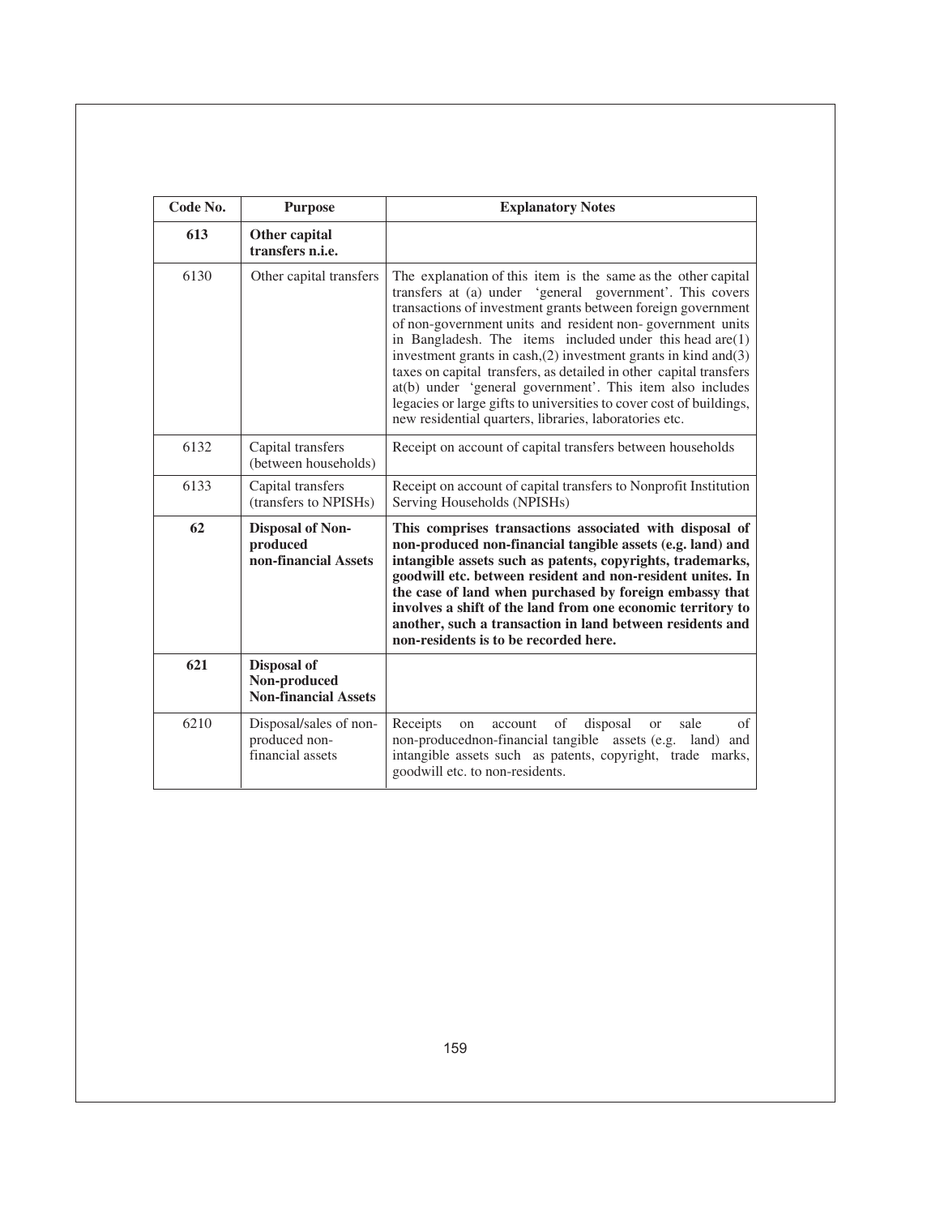| Code No. | Purpose | Explanatory Notes |
|---|---|---|
| **613** | **Other capital transfers n.i.e.** | |
| 6130 | Other capital transfers | The explanation of this item is the same as the other capital transfers at (a) under 'general government'. This covers transactions of investment grants between foreign government of non-government units and resident non- government units in Bangladesh. The items included under this head are(1) investment grants in cash,(2) investment grants in kind and(3) taxes on capital transfers, as detailed in other capital transfers at(b) under 'general government'. This item also includes legacies or large gifts to universities to cover cost of buildings, new residential quarters, libraries, laboratories etc. |
| 6132 | Capital transfers (between households) | Receipt on account of capital transfers between households |
| 6133 | Capital transfers (transfers to NPISHs) | Receipt on account of capital transfers to Nonprofit Institution Serving Households (NPISHs) |
| **62** | **Disposal of Non-produced non-financial Assets** | **This comprises transactions associated with disposal of non-produced non-financial tangible assets (e.g. land) and intangible assets such as patents, copyrights, trademarks, goodwill etc. between resident and non-resident unites. In the case of land when purchased by foreign embassy that involves a shift of the land from one economic territory to another, such a transaction in land between residents and non-residents is to be recorded here.** |
| **621** | **Disposal of Non-produced Non-financial Assets** | |
| 6210 | Disposal/sales of non-produced non-financial assets | Receipts on account of disposal or sale of non-producednon-financial tangible assets (e.g. land) and intangible assets such as patents, copyright, trade marks, goodwill etc. to non-residents. |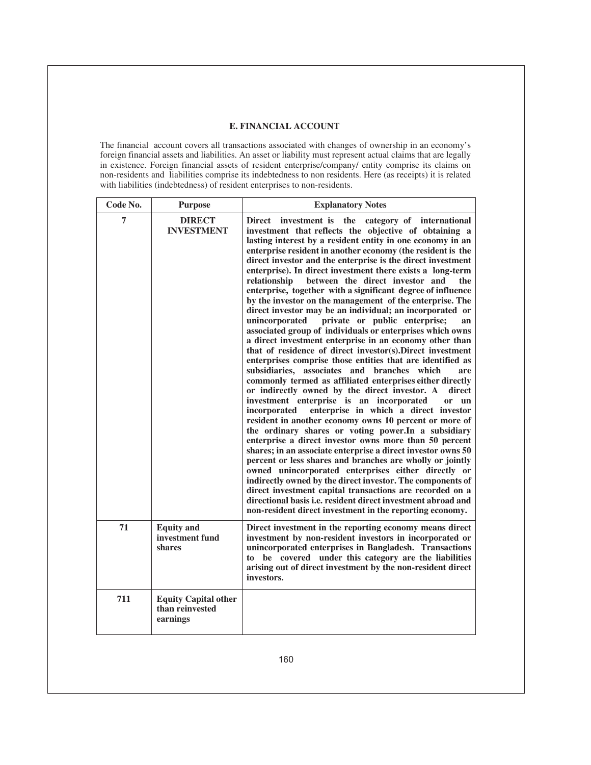## E. FINANCIAL ACCOUNT

The financial account covers all transactions associated with changes of ownership in an economy's foreign financial assets and liabilities. An asset or liability must represent actual claims that are legally in existence. Foreign financial assets of resident enterprise/company/ entity comprise its claims on non-residents and liabilities comprise its indebtedness to non residents. Here (as receipts) it is related with liabilities (indebtedness) of resident enterprises to non-residents.

| Code No. | Purpose | Explanatory Notes |
|---|---|---|
| **7** | **DIRECT INVESTMENT** | **Direct investment is the category of international investment that reflects the objective of obtaining a lasting interest by a resident entity in one economy in an enterprise resident in another economy (the resident is the direct investor and the enterprise is the direct investment enterprise). In direct investment there exists a long-term relationship between the direct investor and the enterprise, together with a significant degree of influence by the investor on the management of the enterprise. The direct investor may be an individual; an incorporated or unincorporated private or public enterprise; an associated group of individuals or enterprises which owns a direct investment enterprise in an economy other than that of residence of direct investor(s).Direct investment enterprises comprise those entities that are identified as subsidiaries, associates and branches which are commonly termed as affiliated enterprises either directly or indirectly owned by the direct investor. A direct investment enterprise is an incorporated or un incorporated enterprise in which a direct investor resident in another economy owns 10 percent or more of the ordinary shares or voting power.In a subsidiary enterprise a direct investor owns more than 50 percent shares; in an associate enterprise a direct investor owns 50 percent or less shares and branches are wholly or jointly owned unincorporated enterprises either directly or indirectly owned by the direct investor. The components of direct investment capital transactions are recorded on a directional basis i.e. resident direct investment abroad and non-resident direct investment in the reporting economy.** |
| **71** | **Equity and investment fund shares** | **Direct investment in the reporting economy means direct investment by non-resident investors in incorporated or unincorporated enterprises in Bangladesh. Transactions to be covered under this category are the liabilities arising out of direct investment by the non-resident direct investors.** |
| **711** | **Equity Capital other than reinvested earnings** | |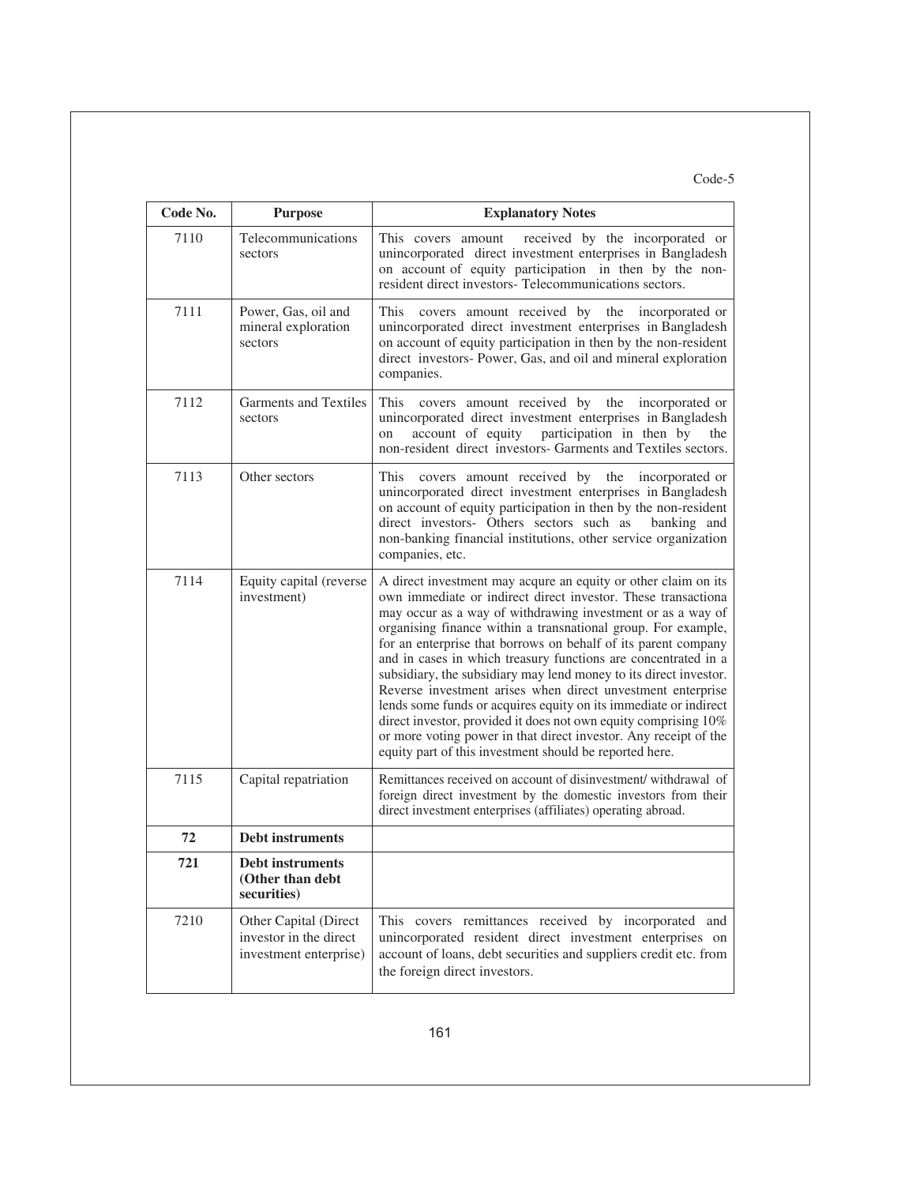Code-5

| Code No. | Purpose | Explanatory Notes |
|---|---|---|
| 7110 | Telecommunications sectors | This covers amount received by the incorporated or unincorporated direct investment enterprises in Bangladesh on account of equity participation in then by the non-resident direct investors- Telecommunications sectors. |
| 7111 | Power, Gas, oil and mineral exploration sectors | This covers amount received by the incorporated or unincorporated direct investment enterprises in Bangladesh on account of equity participation in then by the non-resident direct investors- Power, Gas, and oil and mineral exploration companies. |
| 7112 | Garments and Textiles sectors | This covers amount received by the incorporated or unincorporated direct investment enterprises in Bangladesh on account of equity participation in then by the non-resident direct investors- Garments and Textiles sectors. |
| 7113 | Other sectors | This covers amount received by the incorporated or unincorporated direct investment enterprises in Bangladesh on account of equity participation in then by the non-resident direct investors- Others sectors such as banking and non-banking financial institutions, other service organization companies, etc. |
| 7114 | Equity capital (reverse investment) | A direct investment may acqure an equity or other claim on its own immediate or indirect direct investor. These transactiona may occur as a way of withdrawing investment or as a way of organising finance within a transnational group. For example, for an enterprise that borrows on behalf of its parent company and in cases in which treasury functions are concentrated in a subsidiary, the subsidiary may lend money to its direct investor. Reverse investment arises when direct unvestment enterprise lends some funds or acquires equity on its immediate or indirect direct investor, provided it does not own equity comprising 10% or more voting power in that direct investor. Any receipt of the equity part of this investment should be reported here. |
| 7115 | Capital repatriation | Remittances received on account of disinvestment/ withdrawal of foreign direct investment by the domestic investors from their direct investment enterprises (affiliates) operating abroad. |
| **72** | **Debt instruments** | |
| **721** | **Debt instruments (Other than debt securities)** | |
| 7210 | Other Capital (Direct investor in the direct investment enterprise) | This covers remittances received by incorporated and unincorporated resident direct investment enterprises on account of loans, debt securities and suppliers credit etc. from the foreign direct investors. |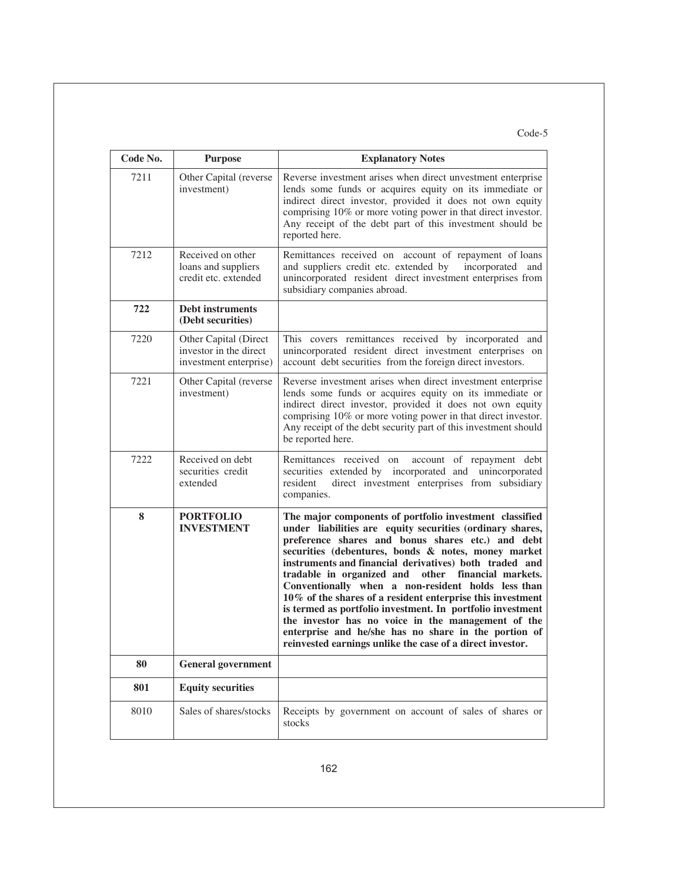Code-5

| Code No. | Purpose | Explanatory Notes |
|---|---|---|
| 7211 | Other Capital (reverse investment) | Reverse investment arises when direct unvestment enterprise lends some funds or acquires equity on its immediate or indirect direct investor, provided it does not own equity comprising 10% or more voting power in that direct investor. Any receipt of the debt part of this investment should be reported here. |
| 7212 | Received on other loans and suppliers credit etc. extended | Remittances received on account of repayment of loans and suppliers credit etc. extended by incorporated and unincorporated resident direct investment enterprises from subsidiary companies abroad. |
| **722** | **Debt instruments (Debt securities)** | |
| 7220 | Other Capital (Direct investor in the direct investment enterprise) | This covers remittances received by incorporated and unincorporated resident direct investment enterprises on account debt securities from the foreign direct investors. |
| 7221 | Other Capital (reverse investment) | Reverse investment arises when direct investment enterprise lends some funds or acquires equity on its immediate or indirect direct investor, provided it does not own equity comprising 10% or more voting power in that direct investor. Any receipt of the debt security part of this investment should be reported here. |
| 7222 | Received on debt securities credit extended | Remittances received on account of repayment debt securities extended by incorporated and unincorporated resident direct investment enterprises from subsidiary companies. |
| **8** | **PORTFOLIO INVESTMENT** | **The major components of portfolio investment classified under liabilities are equity securities (ordinary shares, preference shares and bonus shares etc.) and debt securities (debentures, bonds & notes, money market instruments and financial derivatives) both traded and tradable in organized and other financial markets. Conventionally when a non-resident holds less than 10% of the shares of a resident enterprise this investment is termed as portfolio investment. In portfolio investment the investor has no voice in the management of the enterprise and he/she has no share in the portion of reinvested earnings unlike the case of a direct investor.** |
| **80** | **General government** | |
| **801** | **Equity securities** | |
| 8010 | Sales of shares/stocks | Receipts by government on account of sales of shares or stocks |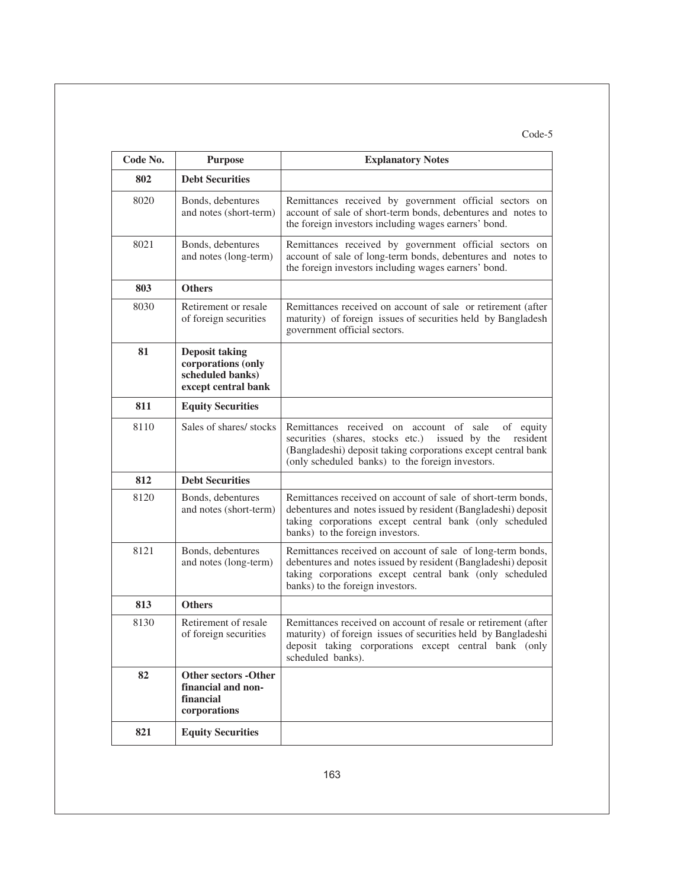Code-5

| Code No. | Purpose | Explanatory Notes |
|---|---|---|
| **802** | **Debt Securities** | |
| 8020 | Bonds, debentures and notes (short-term) | Remittances received by government official sectors on account of sale of short-term bonds, debentures and notes to the foreign investors including wages earners' bond. |
| 8021 | Bonds, debentures and notes (long-term) | Remittances received by government official sectors on account of sale of long-term bonds, debentures and notes to the foreign investors including wages earners' bond. |
| **803** | **Others** | |
| 8030 | Retirement or resale of foreign securities | Remittances received on account of sale or retirement (after maturity) of foreign issues of securities held by Bangladesh government official sectors. |
| **81** | **Deposit taking corporations (only scheduled banks) except central bank** | |
| **811** | **Equity Securities** | |
| 8110 | Sales of shares/ stocks | Remittances received on account of sale of equity securities (shares, stocks etc.) issued by the resident (Bangladeshi) deposit taking corporations except central bank (only scheduled banks) to the foreign investors. |
| **812** | **Debt Securities** | |
| 8120 | Bonds, debentures and notes (short-term) | Remittances received on account of sale of short-term bonds, debentures and notes issued by resident (Bangladeshi) deposit taking corporations except central bank (only scheduled banks) to the foreign investors. |
| 8121 | Bonds, debentures and notes (long-term) | Remittances received on account of sale of long-term bonds, debentures and notes issued by resident (Bangladeshi) deposit taking corporations except central bank (only scheduled banks) to the foreign investors. |
| **813** | **Others** | |
| 8130 | Retirement of resale of foreign securities | Remittances received on account of resale or retirement (after maturity) of foreign issues of securities held by Bangladeshi deposit taking corporations except central bank (only scheduled banks). |
| **82** | **Other sectors -Other financial and non-financial corporations** | |
| **821** | **Equity Securities** | |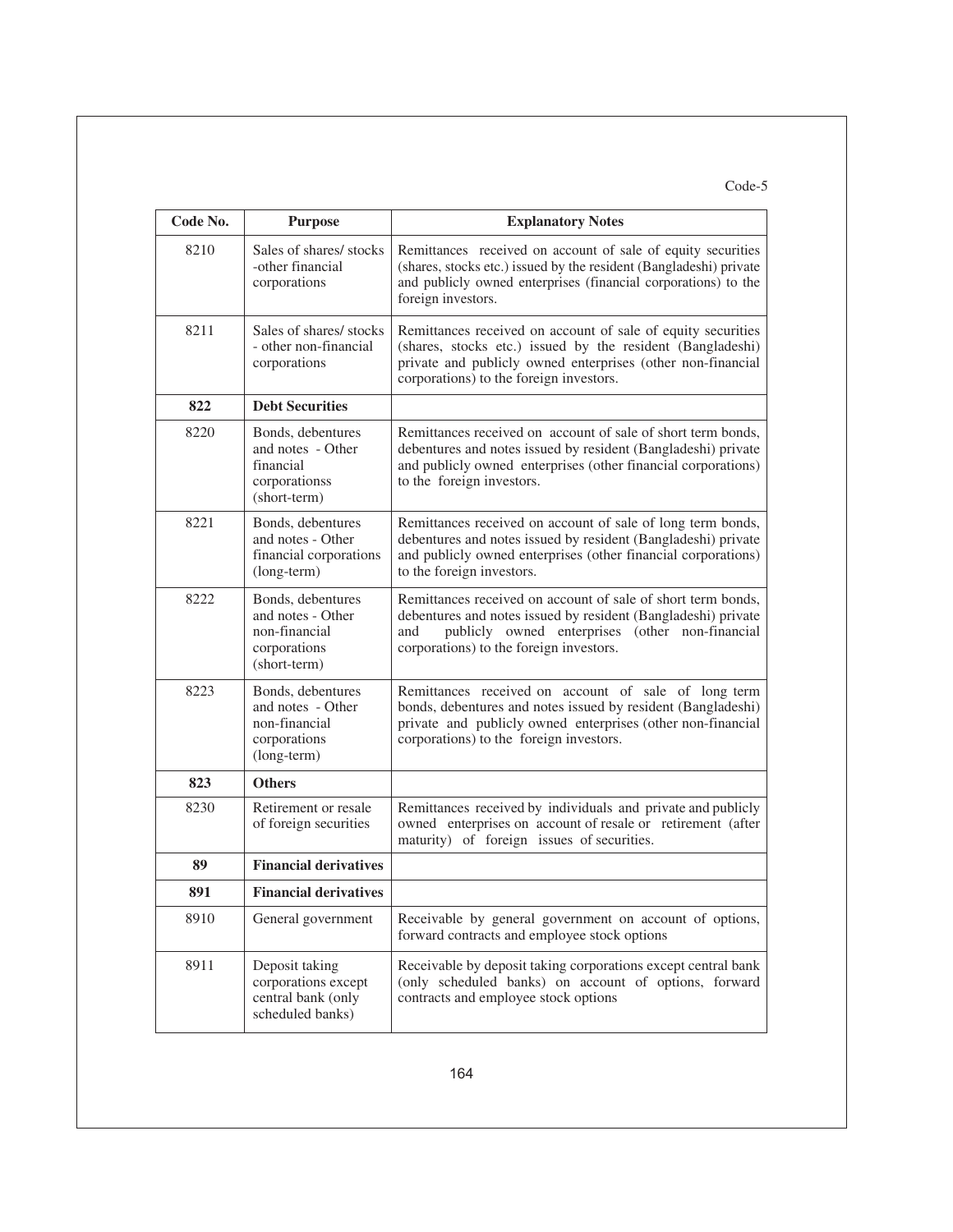Code-5

| Code No. | Purpose | Explanatory Notes |
|---|---|---|
| 8210 | Sales of shares/ stocks -other financial corporations | Remittances received on account of sale of equity securities (shares, stocks etc.) issued by the resident (Bangladeshi) private and publicly owned enterprises (financial corporations) to the foreign investors. |
| 8211 | Sales of shares/ stocks - other non-financial corporations | Remittances received on account of sale of equity securities (shares, stocks etc.) issued by the resident (Bangladeshi) private and publicly owned enterprises (other non-financial corporations) to the foreign investors. |
| **822** | **Debt Securities** | |
| 8220 | Bonds, debentures and notes - Other financial corporationss (short-term) | Remittances received on account of sale of short term bonds, debentures and notes issued by resident (Bangladeshi) private and publicly owned enterprises (other financial corporations) to the foreign investors. |
| 8221 | Bonds, debentures and notes - Other financial corporations (long-term) | Remittances received on account of sale of long term bonds, debentures and notes issued by resident (Bangladeshi) private and publicly owned enterprises (other financial corporations) to the foreign investors. |
| 8222 | Bonds, debentures and notes - Other non-financial corporations (short-term) | Remittances received on account of sale of short term bonds, debentures and notes issued by resident (Bangladeshi) private and publicly owned enterprises (other non-financial corporations) to the foreign investors. |
| 8223 | Bonds, debentures and notes - Other non-financial corporations (long-term) | Remittances received on account of sale of long term bonds, debentures and notes issued by resident (Bangladeshi) private and publicly owned enterprises (other non-financial corporations) to the foreign investors. |
| **823** | **Others** | |
| 8230 | Retirement or resale of foreign securities | Remittances received by individuals and private and publicly owned enterprises on account of resale or retirement (after maturity) of foreign issues of securities. |
| **89** | **Financial derivatives** | |
| **891** | **Financial derivatives** | |
| 8910 | General government | Receivable by general government on account of options, forward contracts and employee stock options |
| 8911 | Deposit taking corporations except central bank (only scheduled banks) | Receivable by deposit taking corporations except central bank (only scheduled banks) on account of options, forward contracts and employee stock options |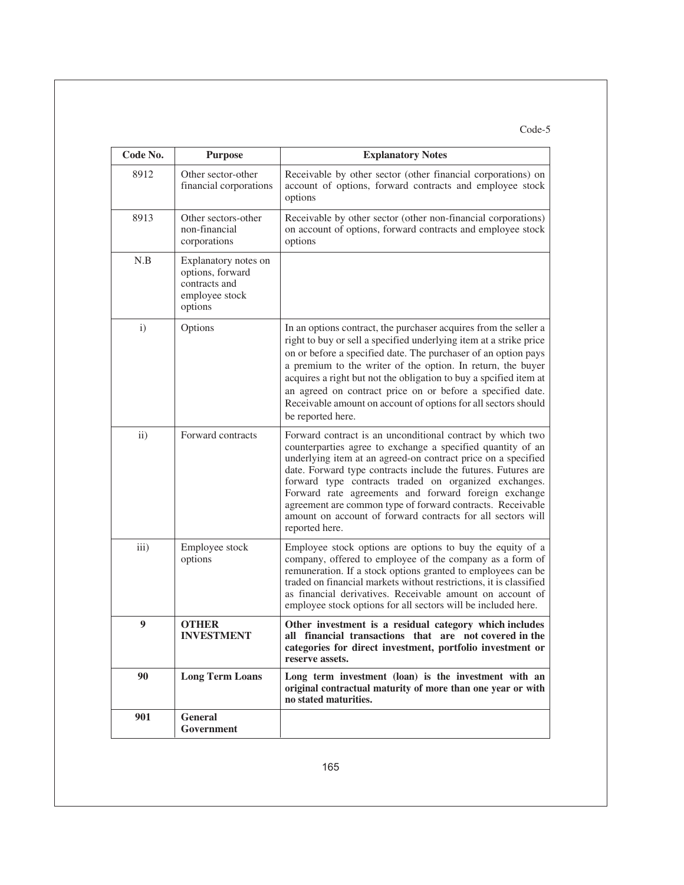Code-5

| Code No. | Purpose | Explanatory Notes |
|---|---|---|
| 8912 | Other sector-other financial corporations | Receivable by other sector (other financial corporations) on account of options, forward contracts and employee stock options |
| 8913 | Other sectors-other non-financial corporations | Receivable by other sector (other non-financial corporations) on account of options, forward contracts and employee stock options |
| N.B | Explanatory notes on options, forward contracts and employee stock options | |
| i) | Options | In an options contract, the purchaser acquires from the seller a right to buy or sell a specified underlying item at a strike price on or before a specified date. The purchaser of an option pays a premium to the writer of the option. In return, the buyer acquires a right but not the obligation to buy a spcified item at an agreed on contract price on or before a specified date. Receivable amount on account of options for all sectors should be reported here. |
| ii) | Forward contracts | Forward contract is an unconditional contract by which two counterparties agree to exchange a specified quantity of an underlying item at an agreed-on contract price on a specified date. Forward type contracts include the futures. Futures are forward type contracts traded on organized exchanges. Forward rate agreements and forward foreign exchange agreement are common type of forward contracts. Receivable amount on account of forward contracts for all sectors will reported here. |
| iii) | Employee stock options | Employee stock options are options to buy the equity of a company, offered to employee of the company as a form of remuneration. If a stock options granted to employees can be traded on financial markets without restrictions, it is classified as financial derivatives. Receivable amount on account of employee stock options for all sectors will be included here. |
| **9** | **OTHER INVESTMENT** | **Other investment is a residual category which includes all financial transactions that are not covered in the categories for direct investment, portfolio investment or reserve assets.** |
| **90** | **Long Term Loans** | **Long term investment (loan) is the investment with an original contractual maturity of more than one year or with no stated maturities.** |
| **901** | **General Government** | |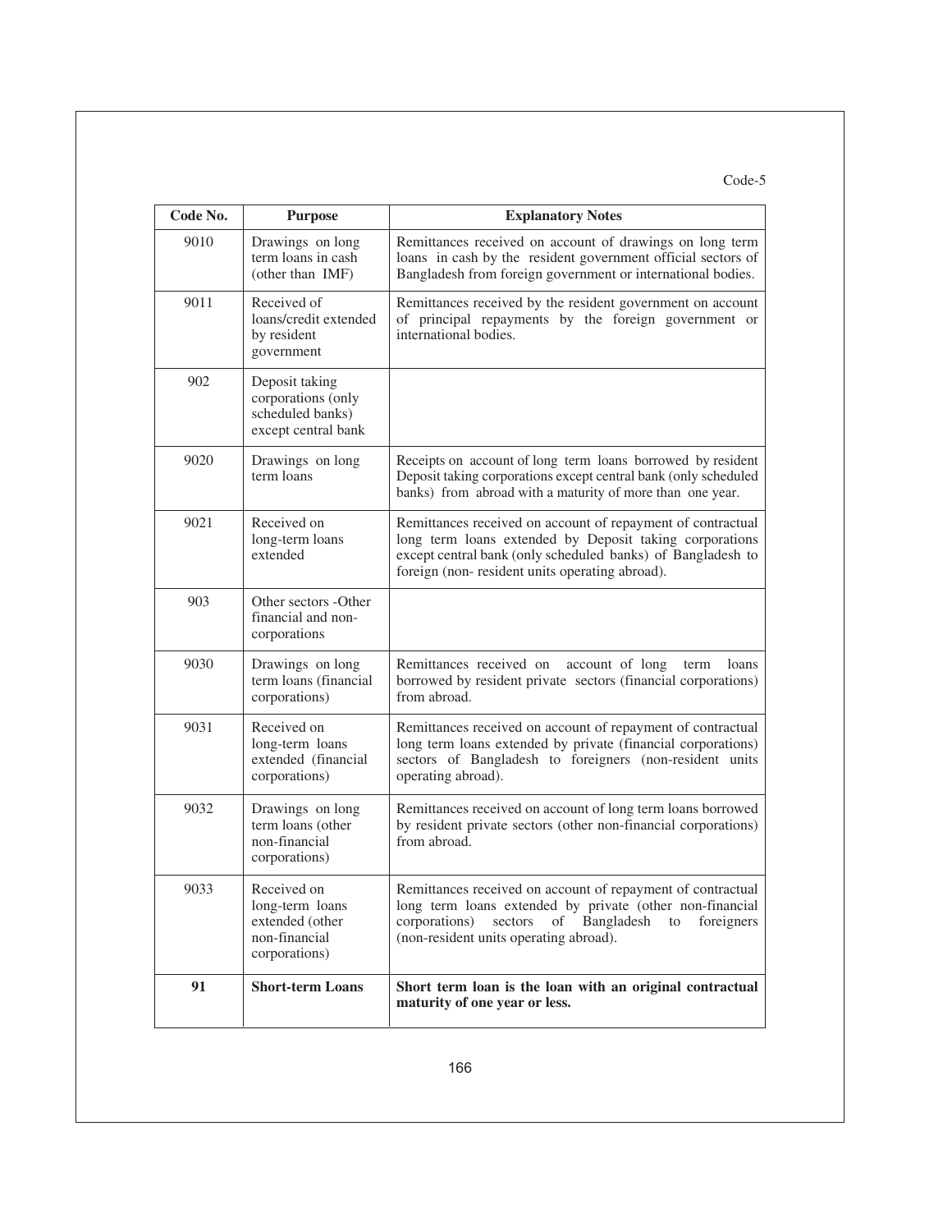Code-5

| Code No. | Purpose | Explanatory Notes |
|---|---|---|
| 9010 | Drawings on long term loans in cash (other than IMF) | Remittances received on account of drawings on long term loans in cash by the resident government official sectors of Bangladesh from foreign government or international bodies. |
| 9011 | Received of loans/credit extended by resident government | Remittances received by the resident government on account of principal repayments by the foreign government or international bodies. |
| 902 | Deposit taking corporations (only scheduled banks) except central bank | |
| 9020 | Drawings on long term loans | Receipts on account of long term loans borrowed by resident Deposit taking corporations except central bank (only scheduled banks) from abroad with a maturity of more than one year. |
| 9021 | Received on long-term loans extended | Remittances received on account of repayment of contractual long term loans extended by Deposit taking corporations except central bank (only scheduled banks) of Bangladesh to foreign (non- resident units operating abroad). |
| 903 | Other sectors -Other financial and non-corporations | |
| 9030 | Drawings on long term loans (financial corporations) | Remittances received on account of long term loans borrowed by resident private sectors (financial corporations) from abroad. |
| 9031 | Received on long-term loans extended (financial corporations) | Remittances received on account of repayment of contractual long term loans extended by private (financial corporations) sectors of Bangladesh to foreigners (non-resident units operating abroad). |
| 9032 | Drawings on long term loans (other non-financial corporations) | Remittances received on account of long term loans borrowed by resident private sectors (other non-financial corporations) from abroad. |
| 9033 | Received on long-term loans extended (other non-financial corporations) | Remittances received on account of repayment of contractual long term loans extended by private (other non-financial corporations) sectors of Bangladesh to foreigners (non-resident units operating abroad). |
| **91** | **Short-term Loans** | **Short term loan is the loan with an original contractual maturity of one year or less.** |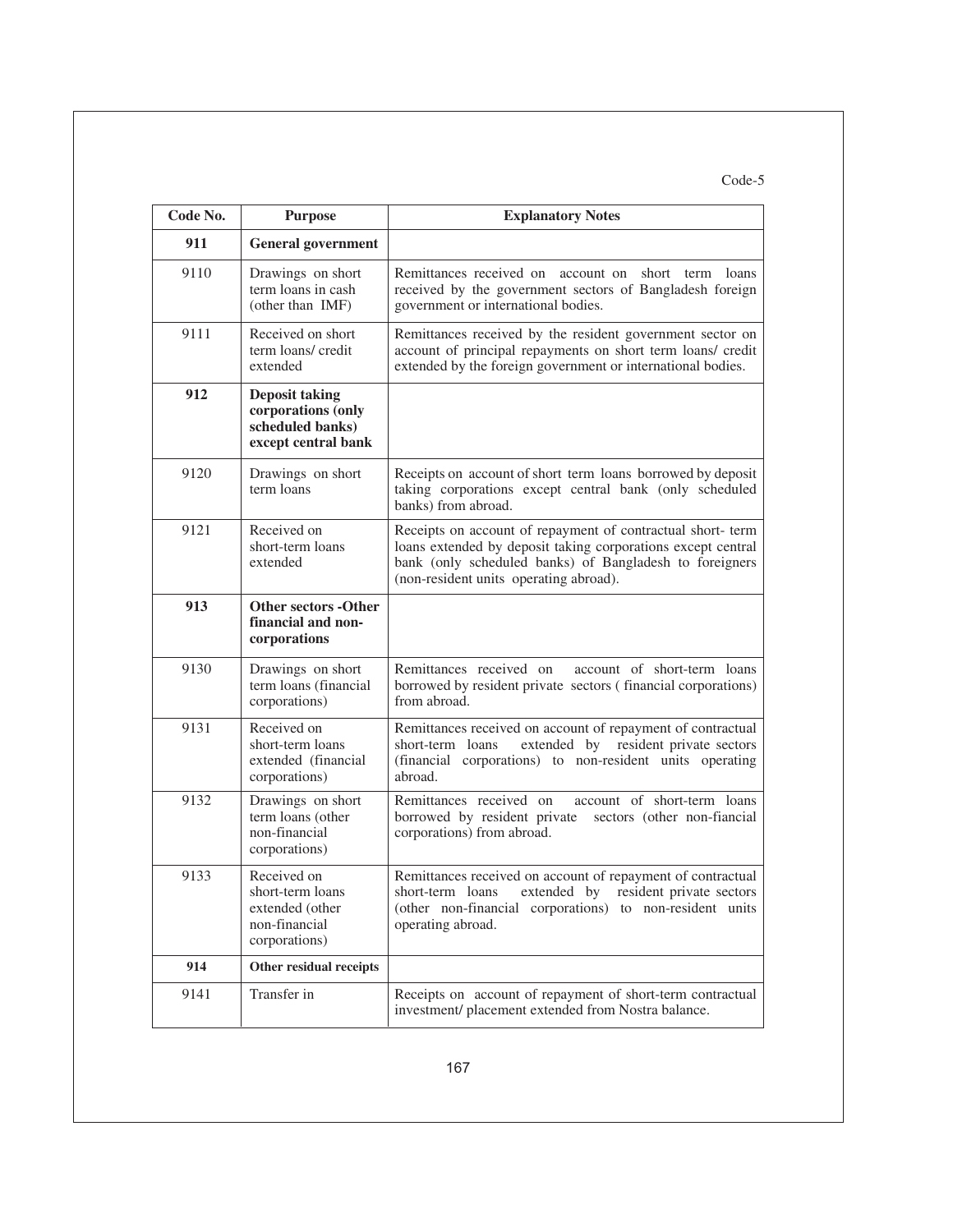Code-5

| Code No. | Purpose | Explanatory Notes |
|---|---|---|
| **911** | **General government** | |
| 9110 | Drawings on short term loans in cash (other than IMF) | Remittances received on account on short term loans received by the government sectors of Bangladesh foreign government or international bodies. |
| 9111 | Received on short term loans/ credit extended | Remittances received by the resident government sector on account of principal repayments on short term loans/ credit extended by the foreign government or international bodies. |
| **912** | **Deposit taking corporations (only scheduled banks) except central bank** | |
| 9120 | Drawings on short term loans | Receipts on account of short term loans borrowed by deposit taking corporations except central bank (only scheduled banks) from abroad. |
| 9121 | Received on short-term loans extended | Receipts on account of repayment of contractual short- term loans extended by deposit taking corporations except central bank (only scheduled banks) of Bangladesh to foreigners (non-resident units operating abroad). |
| **913** | **Other sectors -Other financial and non-corporations** | |
| 9130 | Drawings on short term loans (financial corporations) | Remittances received on account of short-term loans borrowed by resident private sectors ( financial corporations) from abroad. |
| 9131 | Received on short-term loans extended (financial corporations) | Remittances received on account of repayment of contractual short-term loans extended by resident private sectors (financial corporations) to non-resident units operating abroad. |
| 9132 | Drawings on short term loans (other non-financial corporations) | Remittances received on account of short-term loans borrowed by resident private sectors (other non-fiancial corporations) from abroad. |
| 9133 | Received on short-term loans extended (other non-financial corporations) | Remittances received on account of repayment of contractual short-term loans extended by resident private sectors (other non-financial corporations) to non-resident units operating abroad. |
| **914** | **Other residual receipts** | |
| 9141 | Transfer in | Receipts on account of repayment of short-term contractual investment/ placement extended from Nostra balance. |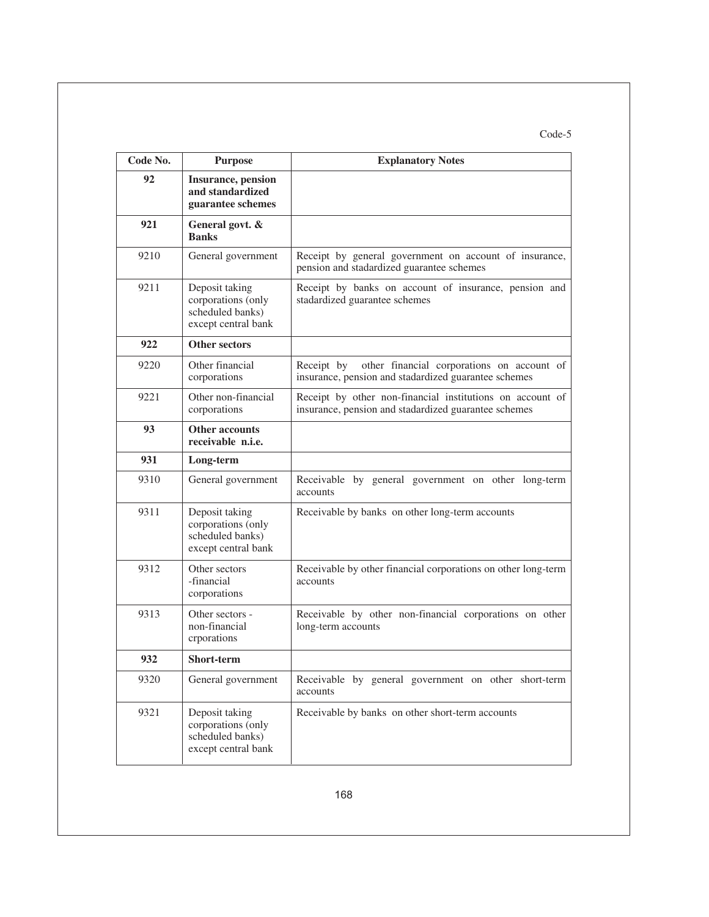Code-5

| Code No. | Purpose | Explanatory Notes |
|---|---|---|
| **92** | **Insurance, pension and standardized guarantee schemes** | |
| **921** | **General govt. & Banks** | |
| 9210 | General government | Receipt by general government on account of insurance, pension and stadardized guarantee schemes |
| 9211 | Deposit taking corporations (only scheduled banks) except central bank | Receipt by banks on account of insurance, pension and stadardized guarantee schemes |
| **922** | **Other sectors** | |
| 9220 | Other financial corporations | Receipt by other financial corporations on account of insurance, pension and stadardized guarantee schemes |
| 9221 | Other non-financial corporations | Receipt by other non-financial institutions on account of insurance, pension and stadardized guarantee schemes |
| **93** | **Other accounts receivable n.i.e.** | |
| **931** | **Long-term** | |
| 9310 | General government | Receivable by general government on other long-term accounts |
| 9311 | Deposit taking corporations (only scheduled banks) except central bank | Receivable by banks on other long-term accounts |
| 9312 | Other sectors -financial corporations | Receivable by other financial corporations on other long-term accounts |
| 9313 | Other sectors - non-financial crporations | Receivable by other non-financial corporations on other long-term accounts |
| **932** | **Short-term** | |
| 9320 | General government | Receivable by general government on other short-term accounts |
| 9321 | Deposit taking corporations (only scheduled banks) except central bank | Receivable by banks on other short-term accounts |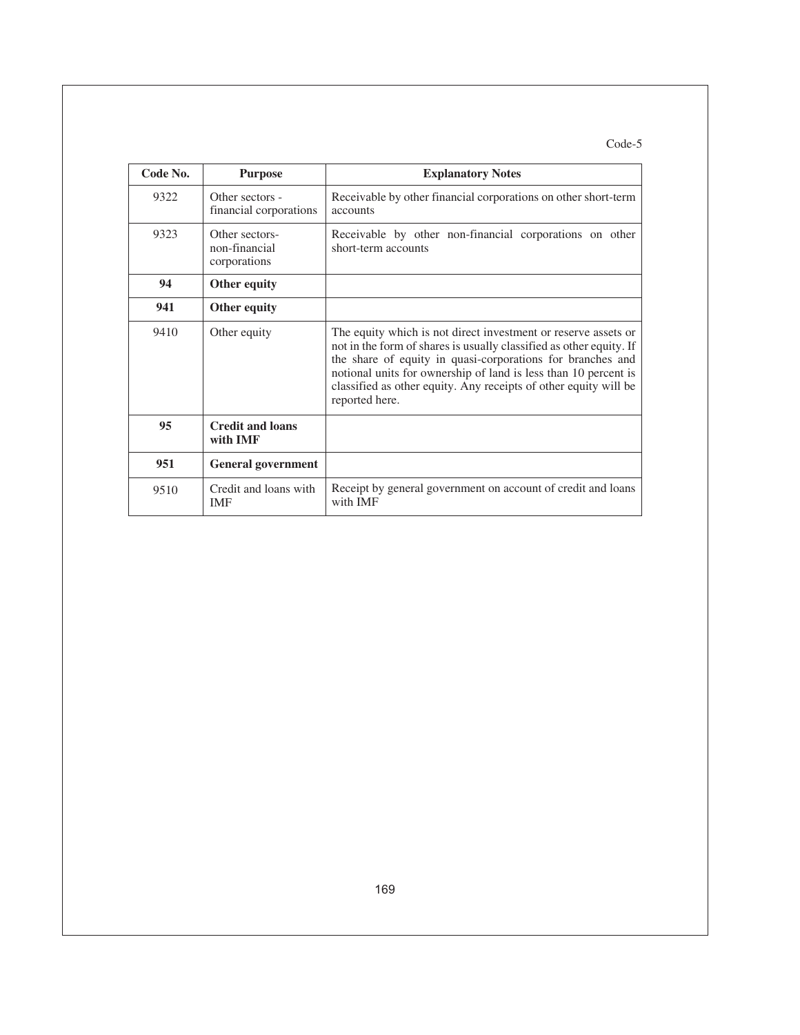Code-5

| Code No. | Purpose | Explanatory Notes |
|---|---|---|
| 9322 | Other sectors - financial corporations | Receivable by other financial corporations on other short-term accounts |
| 9323 | Other sectors-non-financial corporations | Receivable by other non-financial corporations on other short-term accounts |
| **94** | **Other equity** | |
| **941** | **Other equity** | |
| 9410 | Other equity | The equity which is not direct investment or reserve assets or not in the form of shares is usually classified as other equity. If the share of equity in quasi-corporations for branches and notional units for ownership of land is less than 10 percent is classified as other equity. Any receipts of other equity will be reported here. |
| **95** | **Credit and loans with IMF** | |
| **951** | **General government** | |
| 9510 | Credit and loans with IMF | Receipt by general government on account of credit and loans with IMF |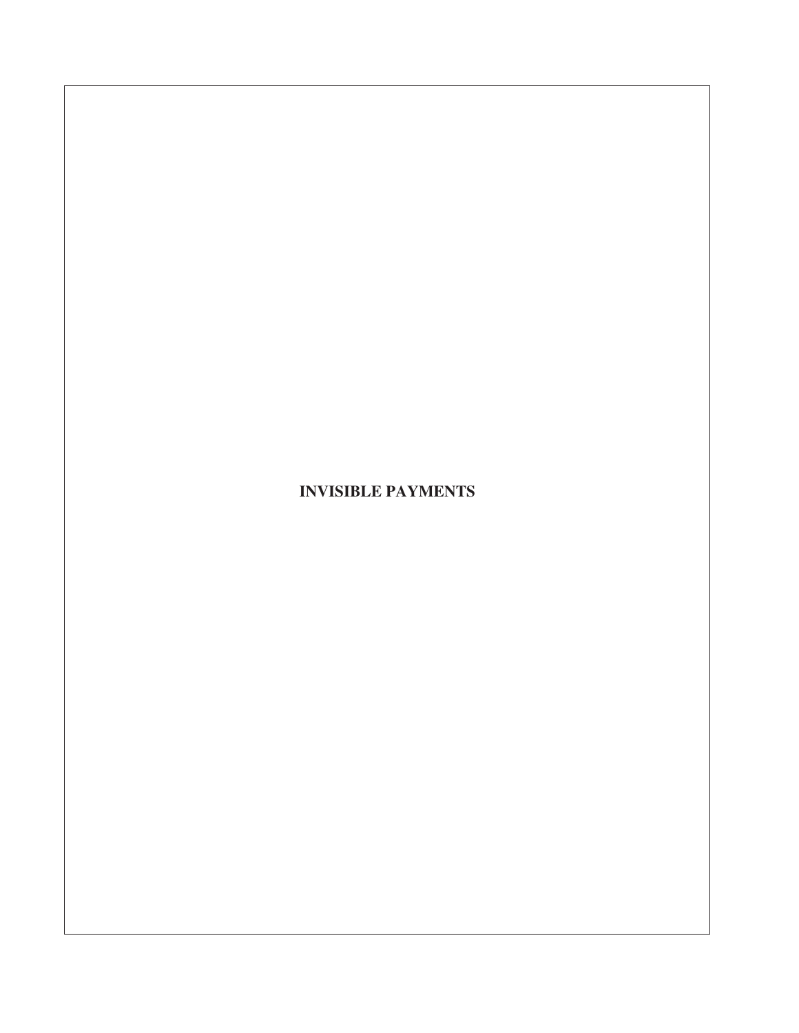# INVISIBLE PAYMENTS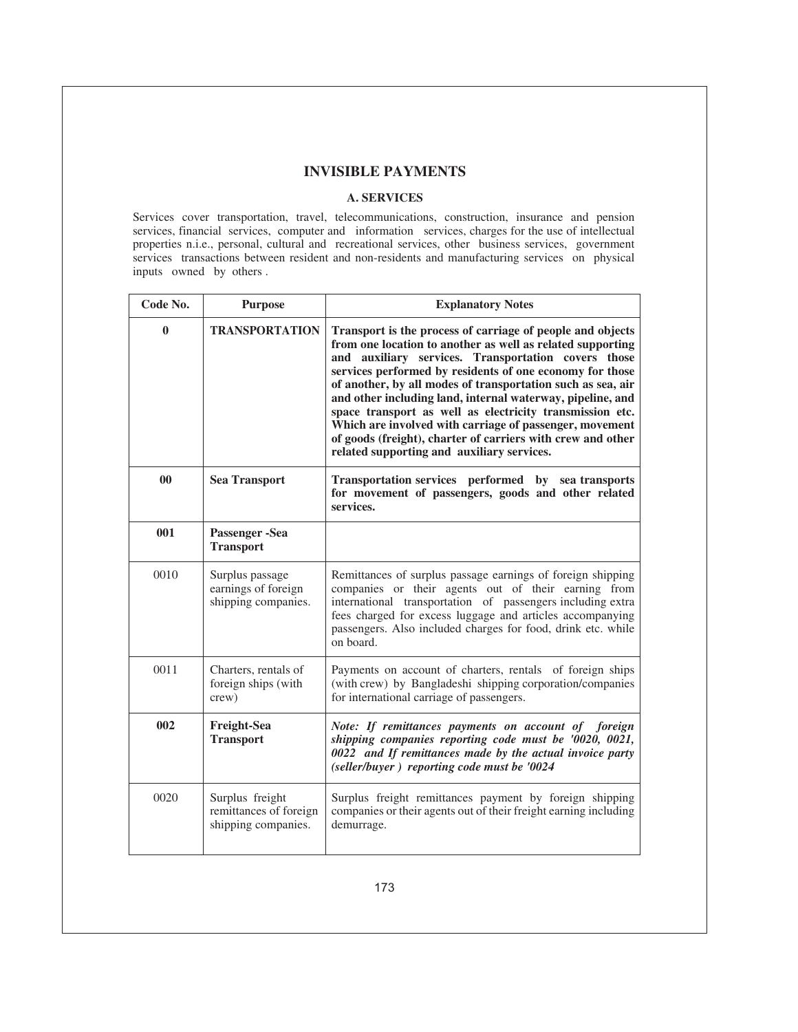## INVISIBLE PAYMENTS

### A. SERVICES

Services cover transportation, travel, telecommunications, construction, insurance and pension services, financial services, computer and information services, charges for the use of intellectual properties n.i.e., personal, cultural and recreational services, other business services, government services transactions between resident and non-residents and manufacturing services on physical inputs owned by others .

| Code No. | Purpose | Explanatory Notes |
|---|---|---|
| **0** | **TRANSPORTATION** | **Transport is the process of carriage of people and objects from one location to another as well as related supporting and auxiliary services. Transportation covers those services performed by residents of one economy for those of another, by all modes of transportation such as sea, air and other including land, internal waterway, pipeline, and space transport as well as electricity transmission etc. Which are involved with carriage of passenger, movement of goods (freight), charter of carriers with crew and other related supporting and auxiliary services.** |
| **00** | **Sea Transport** | **Transportation services performed by sea transports for movement of passengers, goods and other related services.** |
| **001** | **Passenger -Sea Transport** | |
| 0010 | Surplus passage earnings of foreign shipping companies. | Remittances of surplus passage earnings of foreign shipping companies or their agents out of their earning from international transportation of passengers including extra fees charged for excess luggage and articles accompanying passengers. Also included charges for food, drink etc. while on board. |
| 0011 | Charters, rentals of foreign ships (with crew) | Payments on account of charters, rentals of foreign ships (with crew) by Bangladeshi shipping corporation/companies for international carriage of passengers. |
| **002** | **Freight-Sea Transport** | ***Note: If remittances payments on account of foreign shipping companies reporting code must be '0020, 0021, 0022 and If remittances made by the actual invoice party (seller/buyer ) reporting code must be '0024*** |
| 0020 | Surplus freight remittances of foreign shipping companies. | Surplus freight remittances payment by foreign shipping companies or their agents out of their freight earning including demurrage. |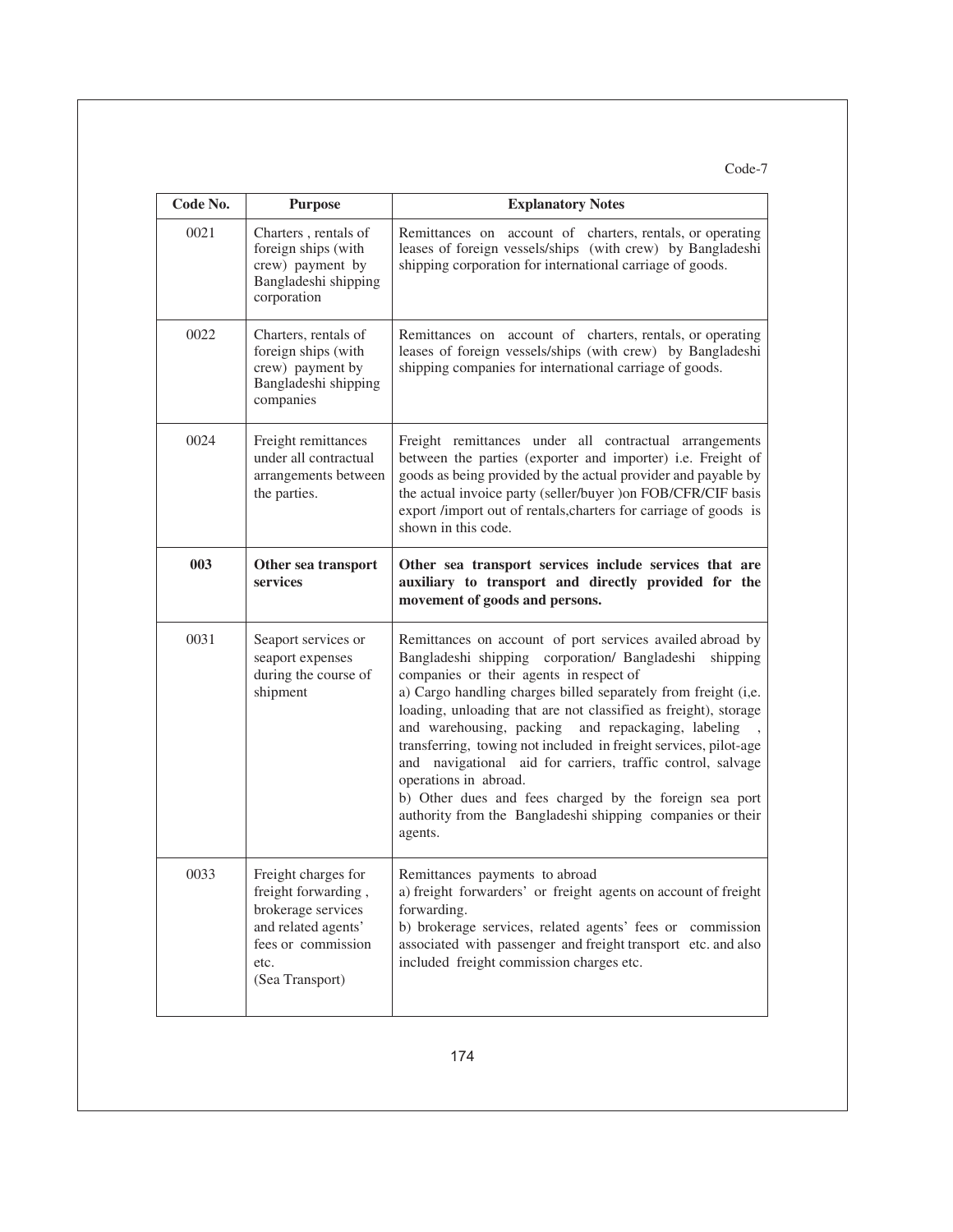Code-7

| Code No. | Purpose | Explanatory Notes |
|---|---|---|
| 0021 | Charters , rentals of foreign ships (with crew) payment by Bangladeshi shipping corporation | Remittances on account of charters, rentals, or operating leases of foreign vessels/ships (with crew) by Bangladeshi shipping corporation for international carriage of goods. |
| 0022 | Charters, rentals of foreign ships (with crew) payment by Bangladeshi shipping companies | Remittances on account of charters, rentals, or operating leases of foreign vessels/ships (with crew) by Bangladeshi shipping companies for international carriage of goods. |
| 0024 | Freight remittances under all contractual arrangements between the parties. | Freight remittances under all contractual arrangements between the parties (exporter and importer) i.e. Freight of goods as being provided by the actual provider and payable by the actual invoice party (seller/buyer )on FOB/CFR/CIF basis export /import out of rentals,charters for carriage of goods is shown in this code. |
| **003** | **Other sea transport services** | **Other sea transport services include services that are auxiliary to transport and directly provided for the movement of goods and persons.** |
| 0031 | Seaport services or seaport expenses during the course of shipment | Remittances on account of port services availed abroad by Bangladeshi shipping corporation/ Bangladeshi shipping companies or their agents in respect of<br>a) Cargo handling charges billed separately from freight (i,e. loading, unloading that are not classified as freight), storage and warehousing, packing and repackaging, labeling , transferring, towing not included in freight services, pilot-age and navigational aid for carriers, traffic control, salvage operations in abroad.<br>b) Other dues and fees charged by the foreign sea port authority from the Bangladeshi shipping companies or their agents. |
| 0033 | Freight charges for freight forwarding , brokerage services and related agents' fees or commission etc.<br>(Sea Transport) | Remittances payments to abroad<br>a) freight forwarders' or freight agents on account of freight forwarding.<br>b) brokerage services, related agents' fees or commission associated with passenger and freight transport etc. and also included freight commission charges etc. |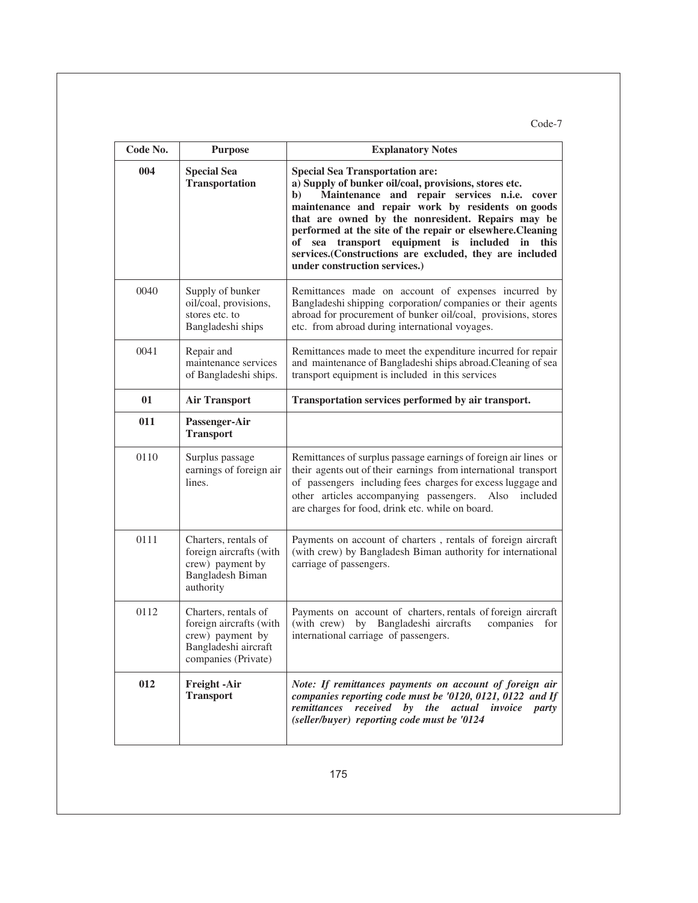Code-7

| Code No. | Purpose | Explanatory Notes |
|---|---|---|
| **004** | **Special Sea Transportation** | **Special Sea Transportation are:**<br>**a) Supply of bunker oil/coal, provisions, stores etc.**<br>**b) Maintenance and repair services n.i.e. cover maintenance and repair work by residents on goods that are owned by the nonresident. Repairs may be performed at the site of the repair or elsewhere.Cleaning of sea transport equipment is included in this services.(Constructions are excluded, they are included under construction services.)** |
| 0040 | Supply of bunker oil/coal, provisions, stores etc. to Bangladeshi ships | Remittances made on account of expenses incurred by Bangladeshi shipping corporation/ companies or their agents abroad for procurement of bunker oil/coal, provisions, stores etc. from abroad during international voyages. |
| 0041 | Repair and maintenance services of Bangladeshi ships. | Remittances made to meet the expenditure incurred for repair and maintenance of Bangladeshi ships abroad.Cleaning of sea transport equipment is included in this services |
| **01** | **Air Transport** | **Transportation services performed by air transport.** |
| **011** | **Passenger-Air Transport** | |
| 0110 | Surplus passage earnings of foreign air lines. | Remittances of surplus passage earnings of foreign air lines or their agents out of their earnings from international transport of passengers including fees charges for excess luggage and other articles accompanying passengers. Also included are charges for food, drink etc. while on board. |
| 0111 | Charters, rentals of foreign aircrafts (with crew) payment by Bangladesh Biman authority | Payments on account of charters , rentals of foreign aircraft (with crew) by Bangladesh Biman authority for international carriage of passengers. |
| 0112 | Charters, rentals of foreign aircrafts (with crew) payment by Bangladeshi aircraft companies (Private) | Payments on account of charters, rentals of foreign aircraft (with crew) by Bangladeshi aircrafts companies for international carriage of passengers. |
| **012** | **Freight -Air Transport** | ***Note: If remittances payments on account of foreign air companies reporting code must be '0120, 0121, 0122 and If remittances received by the actual invoice party (seller/buyer) reporting code must be '0124*** |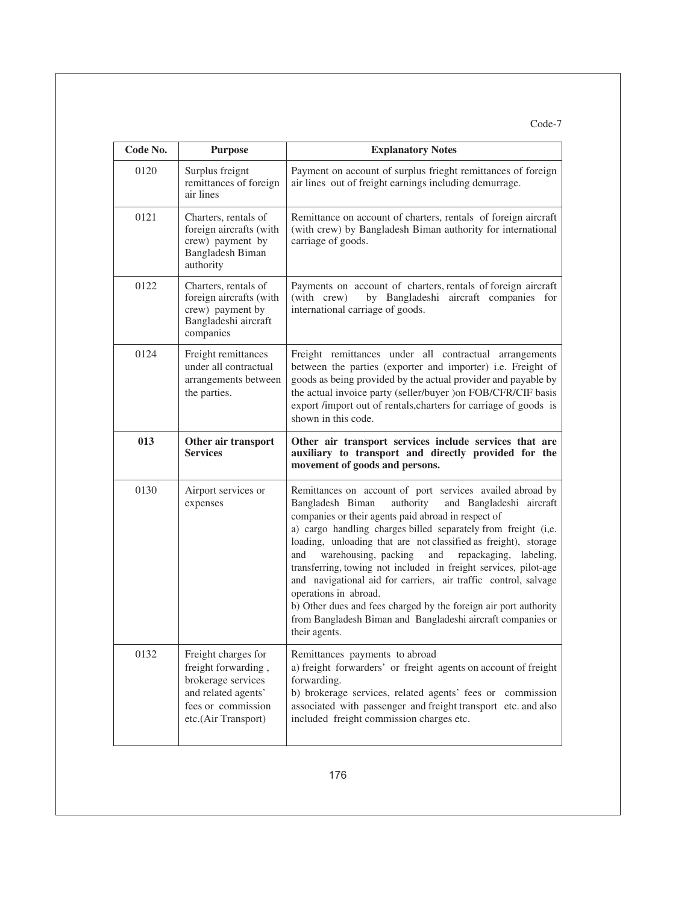Code-7

| Code No. | Purpose | Explanatory Notes |
|---|---|---|
| 0120 | Surplus freignt remittances of foreign air lines | Payment on account of surplus frieght remittances of foreign air lines out of freight earnings including demurrage. |
| 0121 | Charters, rentals of foreign aircrafts (with crew) payment by Bangladesh Biman authority | Remittance on account of charters, rentals of foreign aircraft (with crew) by Bangladesh Biman authority for international carriage of goods. |
| 0122 | Charters, rentals of foreign aircrafts (with crew) payment by Bangladeshi aircraft companies | Payments on account of charters, rentals of foreign aircraft (with crew) by Bangladeshi aircraft companies for international carriage of goods. |
| 0124 | Freight remittances under all contractual arrangements between the parties. | Freight remittances under all contractual arrangements between the parties (exporter and importer) i.e. Freight of goods as being provided by the actual provider and payable by the actual invoice party (seller/buyer )on FOB/CFR/CIF basis export /import out of rentals,charters for carriage of goods is shown in this code. |
| **013** | **Other air transport Services** | **Other air transport services include services that are auxiliary to transport and directly provided for the movement of goods and persons.** |
| 0130 | Airport services or expenses | Remittances on account of port services availed abroad by Bangladesh Biman authority and Bangladeshi aircraft companies or their agents paid abroad in respect of<br>a) cargo handling charges billed separately from freight (i,e. loading, unloading that are not classified as freight), storage and warehousing, packing and repackaging, labeling, transferring, towing not included in freight services, pilot-age and navigational aid for carriers, air traffic control, salvage operations in abroad.<br>b) Other dues and fees charged by the foreign air port authority from Bangladesh Biman and Bangladeshi aircraft companies or their agents. |
| 0132 | Freight charges for freight forwarding , brokerage services and related agents' fees or commission etc.(Air Transport) | Remittances payments to abroad<br>a) freight forwarders' or freight agents on account of freight forwarding.<br>b) brokerage services, related agents' fees or commission associated with passenger and freight transport etc. and also included freight commission charges etc. |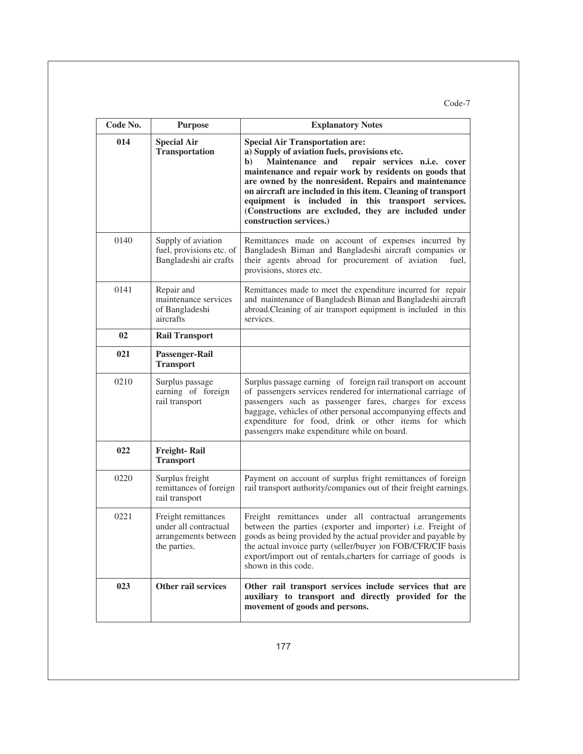Code-7

| Code No. | Purpose | Explanatory Notes |
|---|---|---|
| **014** | **Special Air Transportation** | **Special Air Transportation are:**<br>**a) Supply of aviation fuels, provisions etc.**<br>**b) Maintenance and repair services n.i.e. cover maintenance and repair work by residents on goods that are owned by the nonresident. Repairs and maintenance on aircraft are included in this item. Cleaning of transport equipment is included in this transport services. (Constructions are excluded, they are included under construction services.)** |
| 0140 | Supply of aviation fuel, provisions etc. of Bangladeshi air crafts | Remittances made on account of expenses incurred by Bangladesh Biman and Bangladeshi aircraft companies or their agents abroad for procurement of aviation fuel, provisions, stores etc. |
| 0141 | Repair and maintenance services of Bangladeshi aircrafts | Remittances made to meet the expenditure incurred for repair and maintenance of Bangladesh Biman and Bangladeshi aircraft abroad.Cleaning of air transport equipment is included in this services. |
| **02** | **Rail Transport** | |
| **021** | **Passenger-Rail Transport** | |
| 0210 | Surplus passage earning of foreign rail transport | Surplus passage earning of foreign rail transport on account of passengers services rendered for international carriage of passengers such as passenger fares, charges for excess baggage, vehicles of other personal accompanying effects and expenditure for food, drink or other items for which passengers make expenditure while on board. |
| **022** | **Freight- Rail Transport** | |
| 0220 | Surplus freight remittances of foreign rail transport | Payment on account of surplus fright remittances of foreign rail transport authority/companies out of their freight earnings. |
| 0221 | Freight remittances under all contractual arrangements between the parties. | Freight remittances under all contractual arrangements between the parties (exporter and importer) i.e. Freight of goods as being provided by the actual provider and payable by the actual invoice party (seller/buyer )on FOB/CFR/CIF basis export/import out of rentals,charters for carriage of goods is shown in this code. |
| **023** | **Other rail services** | **Other rail transport services include services that are auxiliary to transport and directly provided for the movement of goods and persons.** |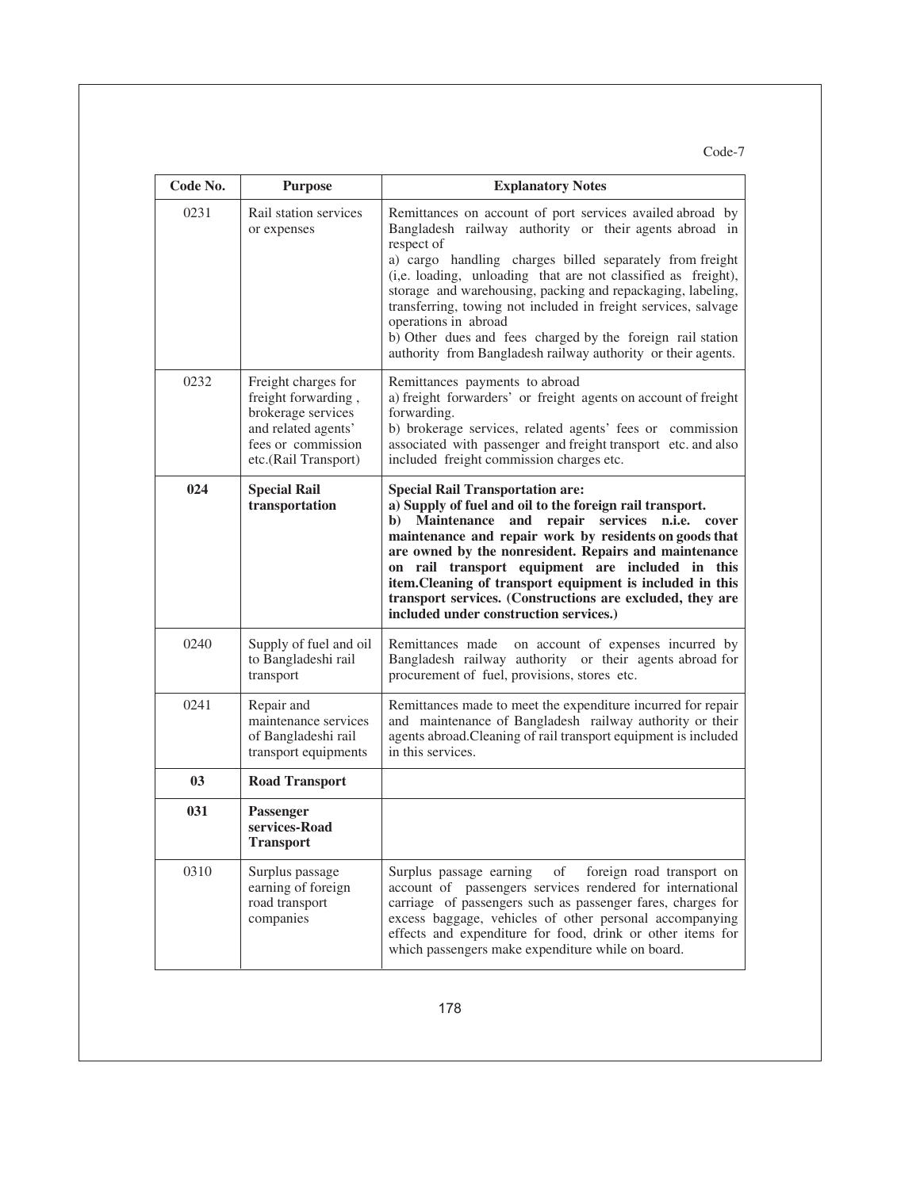Code-7

| Code No. | Purpose | Explanatory Notes |
|---|---|---|
| 0231 | Rail station services or expenses | Remittances on account of port services availed abroad by Bangladesh railway authority or their agents abroad in respect of<br>a) cargo handling charges billed separately from freight (i,e. loading, unloading that are not classified as freight), storage and warehousing, packing and repackaging, labeling, transferring, towing not included in freight services, salvage operations in abroad<br>b) Other dues and fees charged by the foreign rail station authority from Bangladesh railway authority or their agents. |
| 0232 | Freight charges for freight forwarding , brokerage services and related agents' fees or commission etc.(Rail Transport) | Remittances payments to abroad<br>a) freight forwarders' or freight agents on account of freight forwarding.<br>b) brokerage services, related agents' fees or commission associated with passenger and freight transport etc. and also included freight commission charges etc. |
| **024** | **Special Rail transportation** | **Special Rail Transportation are:**<br>**a) Supply of fuel and oil to the foreign rail transport.**<br>**b) Maintenance and repair services n.i.e. cover maintenance and repair work by residents on goods that are owned by the nonresident. Repairs and maintenance on rail transport equipment are included in this item.Cleaning of transport equipment is included in this transport services. (Constructions are excluded, they are included under construction services.)** |
| 0240 | Supply of fuel and oil to Bangladeshi rail transport | Remittances made on account of expenses incurred by Bangladesh railway authority or their agents abroad for procurement of fuel, provisions, stores etc. |
| 0241 | Repair and maintenance services of Bangladeshi rail transport equipments | Remittances made to meet the expenditure incurred for repair and maintenance of Bangladesh railway authority or their agents abroad.Cleaning of rail transport equipment is included in this services. |
| **03** | **Road Transport** | |
| **031** | **Passenger services-Road Transport** | |
| 0310 | Surplus passage earning of foreign road transport companies | Surplus passage earning of foreign road transport on account of passengers services rendered for international carriage of passengers such as passenger fares, charges for excess baggage, vehicles of other personal accompanying effects and expenditure for food, drink or other items for which passengers make expenditure while on board. |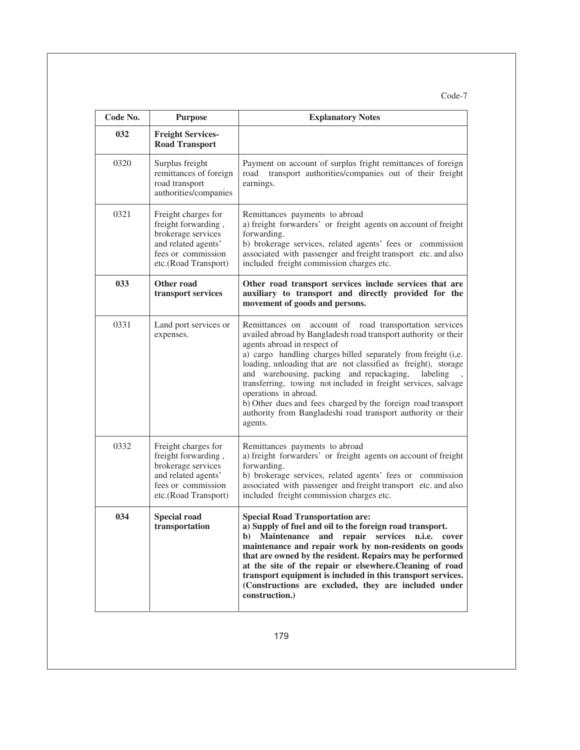Code-7

| Code No. | Purpose | Explanatory Notes |
|---|---|---|
| **032** | **Freight Services-Road Transport** | |
| 0320 | Surplus freight remittances of foreign road transport authorities/companies | Payment on account of surplus fright remittances of foreign road transport authorities/companies out of their freight earnings. |
| 0321 | Freight charges for freight forwarding , brokerage services and related agents' fees or commission etc.(Road Transport) | Remittances payments to abroad<br>a) freight forwarders' or freight agents on account of freight forwarding.<br>b) brokerage services, related agents' fees or commission associated with passenger and freight transport etc. and also included freight commission charges etc. |
| **033** | **Other road transport services** | **Other road transport services include services that are auxiliary to transport and directly provided for the movement of goods and persons.** |
| 0331 | Land port services or expenses. | Remittances on account of road transportation services availed abroad by Bangladesh road transport authority or their agents abroad in respect of<br>a) cargo handling charges billed separately from freight (i,e. loading, unloading that are not classified as freight), storage and warehousing, packing and repackaging, labeling , transferring, towing not included in freight services, salvage operations in abroad.<br>b) Other dues and fees charged by the foreign road transport authority from Bangladeshi road transport authority or their agents. |
| 0332 | Freight charges for freight forwarding , brokerage services and related agents' fees or commission etc.(Road Transport) | Remittances payments to abroad<br>a) freight forwarders' or freight agents on account of freight forwarding.<br>b) brokerage services, related agents' fees or commission associated with passenger and freight transport etc. and also included freight commission charges etc. |
| **034** | **Special road transportation** | **Special Road Transportation are:**<br>**a) Supply of fuel and oil to the foreign road transport.**<br>**b) Maintenance and repair services n.i.e. cover maintenance and repair work by non-residents on goods that are owned by the resident. Repairs may be performed at the site of the repair or elsewhere.Cleaning of road transport equipment is included in this transport services. (Constructions are excluded, they are included under construction.)** |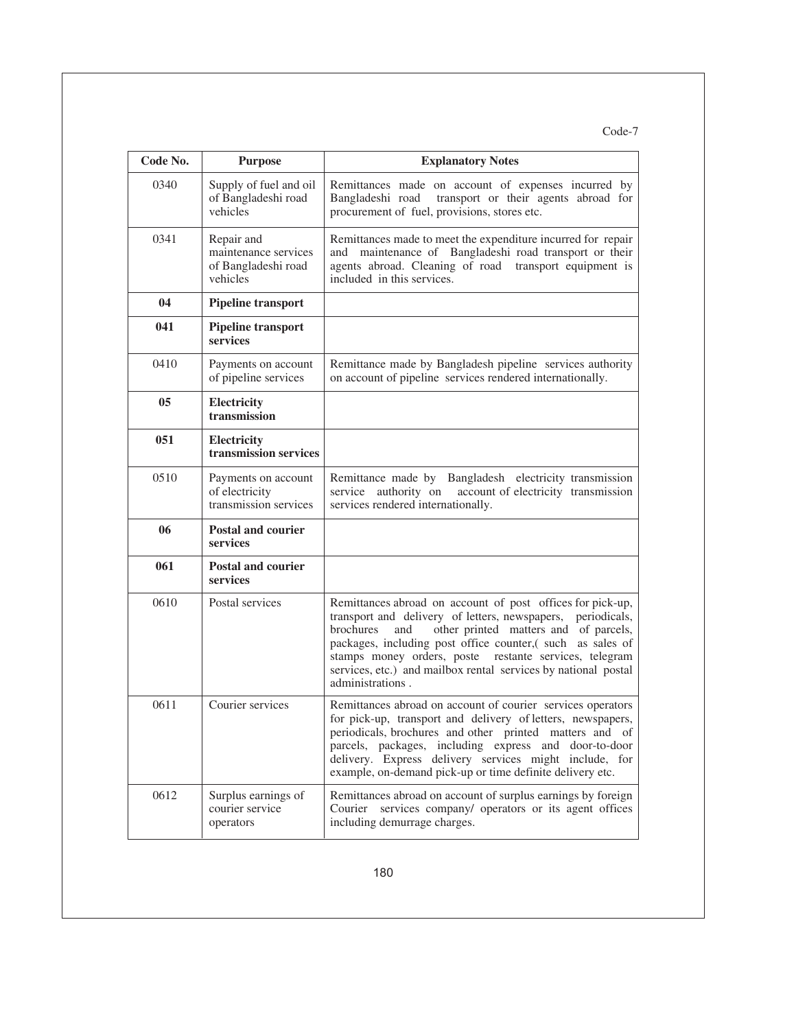Code-7

| Code No. | Purpose | Explanatory Notes |
|---|---|---|
| 0340 | Supply of fuel and oil of Bangladeshi road vehicles | Remittances made on account of expenses incurred by Bangladeshi road transport or their agents abroad for procurement of fuel, provisions, stores etc. |
| 0341 | Repair and maintenance services of Bangladeshi road vehicles | Remittances made to meet the expenditure incurred for repair and maintenance of Bangladeshi road transport or their agents abroad. Cleaning of road transport equipment is included in this services. |
| **04** | **Pipeline transport** | |
| **041** | **Pipeline transport services** | |
| 0410 | Payments on account of pipeline services | Remittance made by Bangladesh pipeline services authority on account of pipeline services rendered internationally. |
| **05** | **Electricity transmission** | |
| **051** | **Electricity transmission services** | |
| 0510 | Payments on account of electricity transmission services | Remittance made by Bangladesh electricity transmission service authority on account of electricity transmission services rendered internationally. |
| **06** | **Postal and courier services** | |
| **061** | **Postal and courier services** | |
| 0610 | Postal services | Remittances abroad on account of post offices for pick-up, transport and delivery of letters, newspapers, periodicals, brochures and other printed matters and of parcels, packages, including post office counter,( such as sales of stamps money orders, poste restante services, telegram services, etc.) and mailbox rental services by national postal administrations . |
| 0611 | Courier services | Remittances abroad on account of courier services operators for pick-up, transport and delivery of letters, newspapers, periodicals, brochures and other printed matters and of parcels, packages, including express and door-to-door delivery. Express delivery services might include, for example, on-demand pick-up or time definite delivery etc. |
| 0612 | Surplus earnings of courier service operators | Remittances abroad on account of surplus earnings by foreign Courier services company/ operators or its agent offices including demurrage charges. |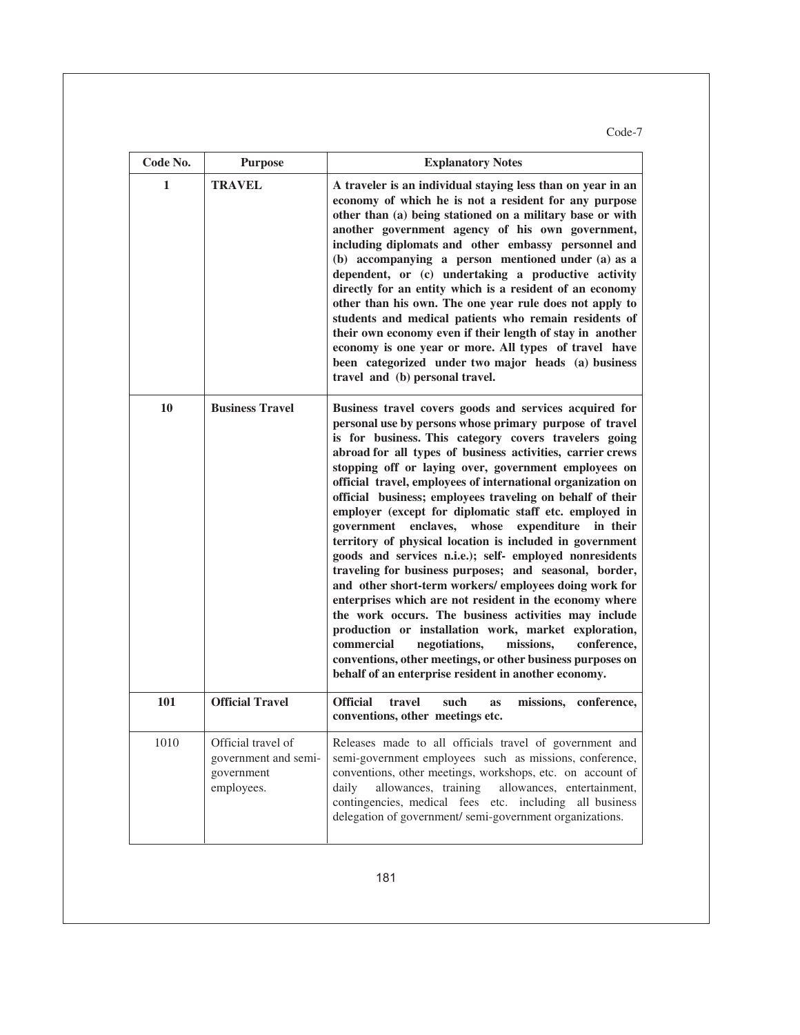Code-7

| Code No. | Purpose | Explanatory Notes |
|---|---|---|
| **1** | **TRAVEL** | **A traveler is an individual staying less than on year in an economy of which he is not a resident for any purpose other than (a) being stationed on a military base or with another government agency of his own government, including diplomats and other embassy personnel and (b) accompanying a person mentioned under (a) as a dependent, or (c) undertaking a productive activity directly for an entity which is a resident of an economy other than his own. The one year rule does not apply to students and medical patients who remain residents of their own economy even if their length of stay in another economy is one year or more. All types of travel have been categorized under two major heads (a) business travel and (b) personal travel.** |
| **10** | **Business Travel** | **Business travel covers goods and services acquired for personal use by persons whose primary purpose of travel is for business. This category covers travelers going abroad for all types of business activities, carrier crews stopping off or laying over, government employees on official travel, employees of international organization on official business; employees traveling on behalf of their employer (except for diplomatic staff etc. employed in government enclaves, whose expenditure in their territory of physical location is included in government goods and services n.i.e.); self- employed nonresidents traveling for business purposes; and seasonal, border, and other short-term workers/ employees doing work for enterprises which are not resident in the economy where the work occurs. The business activities may include production or installation work, market exploration, commercial negotiations, missions, conference, conventions, other meetings, or other business purposes on behalf of an enterprise resident in another economy.** |
| **101** | **Official Travel** | **Official travel such as missions, conference, conventions, other meetings etc.** |
| 1010 | Official travel of government and semi-government employees. | Releases made to all officials travel of government and semi-government employees such as missions, conference, conventions, other meetings, workshops, etc. on account of daily allowances, training allowances, entertainment, contingencies, medical fees etc. including all business delegation of government/ semi-government organizations. |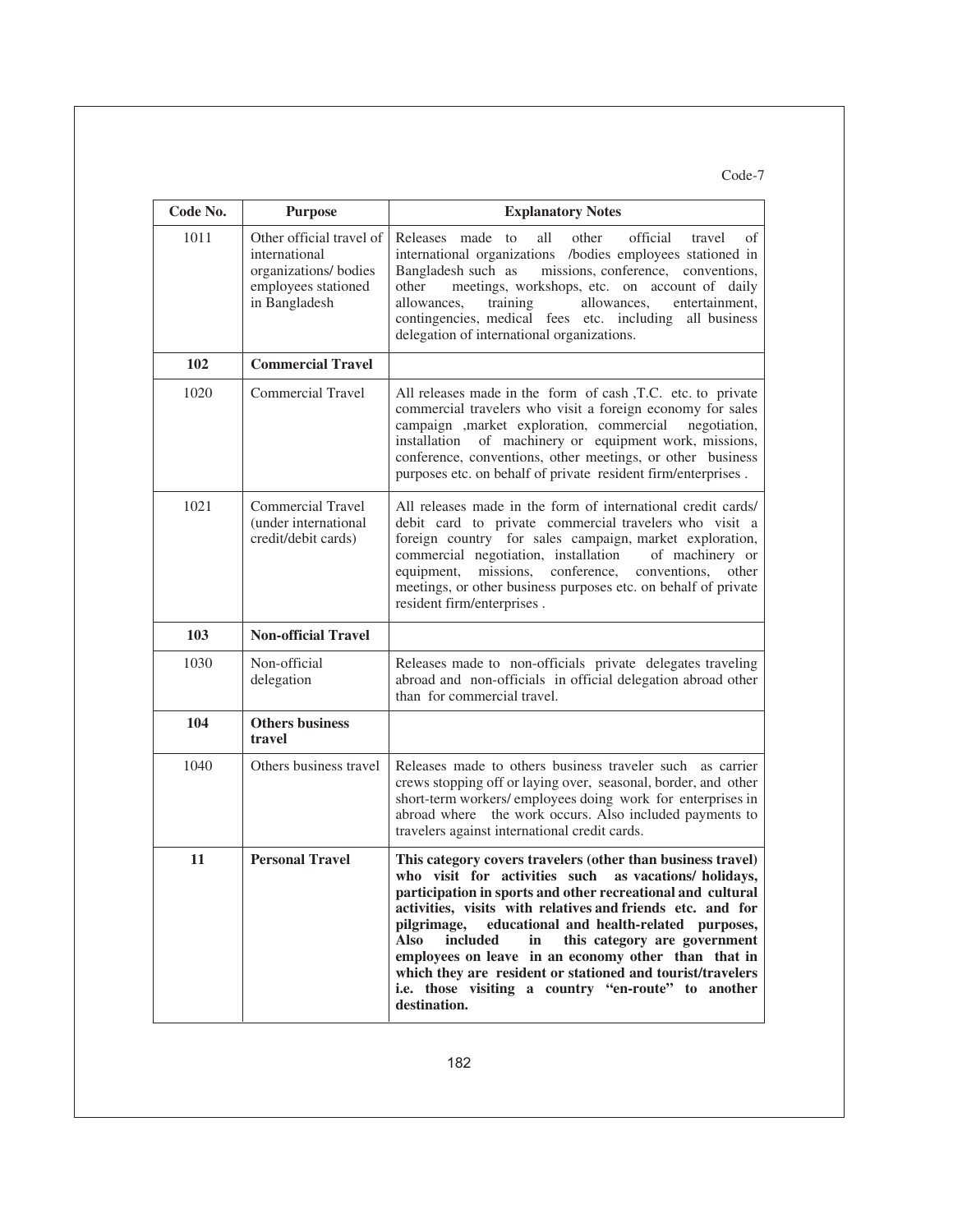Code-7

| Code No. | Purpose | Explanatory Notes |
|---|---|---|
| 1011 | Other official travel of international organizations/ bodies employees stationed in Bangladesh | Releases made to all other official travel of international organizations /bodies employees stationed in Bangladesh such as missions, conference, conventions, other meetings, workshops, etc. on account of daily allowances, training allowances, entertainment, contingencies, medical fees etc. including all business delegation of international organizations. |
| **102** | **Commercial Travel** | |
| 1020 | Commercial Travel | All releases made in the form of cash ,T.C. etc. to private commercial travelers who visit a foreign economy for sales campaign ,market exploration, commercial negotiation, installation of machinery or equipment work, missions, conference, conventions, other meetings, or other business purposes etc. on behalf of private resident firm/enterprises . |
| 1021 | Commercial Travel (under international credit/debit cards) | All releases made in the form of international credit cards/ debit card to private commercial travelers who visit a foreign country for sales campaign, market exploration, commercial negotiation, installation of machinery or equipment, missions, conference, conventions, other meetings, or other business purposes etc. on behalf of private resident firm/enterprises . |
| **103** | **Non-official Travel** | |
| 1030 | Non-official delegation | Releases made to non-officials private delegates traveling abroad and non-officials in official delegation abroad other than for commercial travel. |
| **104** | **Others business travel** | |
| 1040 | Others business travel | Releases made to others business traveler such as carrier crews stopping off or laying over, seasonal, border, and other short-term workers/ employees doing work for enterprises in abroad where the work occurs. Also included payments to travelers against international credit cards. |
| **11** | **Personal Travel** | **This category covers travelers (other than business travel) who visit for activities such as vacations/ holidays, participation in sports and other recreational and cultural activities, visits with relatives and friends etc. and for pilgrimage, educational and health-related purposes, Also included in this category are government employees on leave in an economy other than that in which they are resident or stationed and tourist/travelers i.e. those visiting a country "en-route" to another destination.** |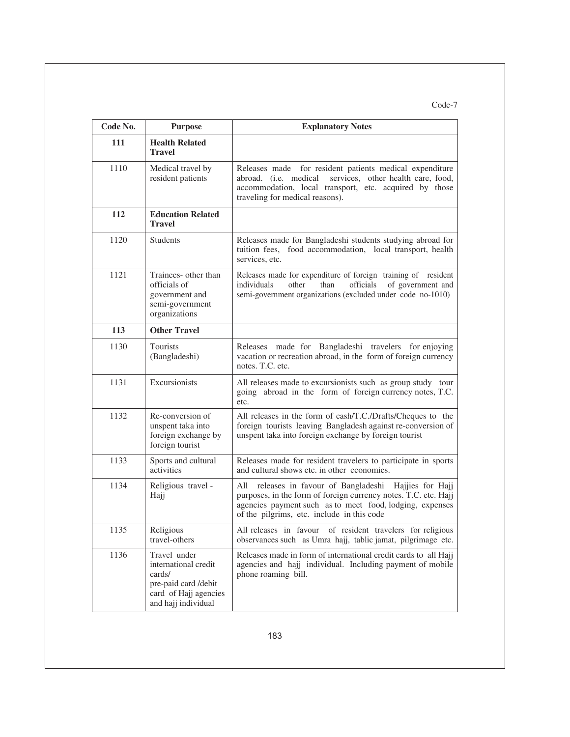Code-7

| Code No. | Purpose | Explanatory Notes |
|---|---|---|
| **111** | **Health Related Travel** | |
| 1110 | Medical travel by resident patients | Releases made for resident patients medical expenditure abroad. (i.e. medical services, other health care, food, accommodation, local transport, etc. acquired by those traveling for medical reasons). |
| **112** | **Education Related Travel** | |
| 1120 | Students | Releases made for Bangladeshi students studying abroad for tuition fees, food accommodation, local transport, health services, etc. |
| 1121 | Trainees- other than officials of government and semi-government organizations | Releases made for expenditure of foreign training of resident individuals other than officials of government and semi-government organizations (excluded under code no-1010) |
| **113** | **Other Travel** | |
| 1130 | Tourists (Bangladeshi) | Releases made for Bangladeshi travelers for enjoying vacation or recreation abroad, in the form of foreign currency notes. T.C. etc. |
| 1131 | Excursionists | All releases made to excursionists such as group study tour going abroad in the form of foreign currency notes, T.C. etc. |
| 1132 | Re-conversion of unspent taka into foreign exchange by foreign tourist | All releases in the form of cash/T.C./Drafts/Cheques to the foreign tourists leaving Bangladesh against re-conversion of unspent taka into foreign exchange by foreign tourist |
| 1133 | Sports and cultural activities | Releases made for resident travelers to participate in sports and cultural shows etc. in other economies. |
| 1134 | Religious travel - Hajj | All releases in favour of Bangladeshi Hajjies for Hajj purposes, in the form of foreign currency notes. T.C. etc. Hajj agencies payment such as to meet food, lodging, expenses of the pilgrims, etc. include in this code |
| 1135 | Religious travel-others | All releases in favour of resident travelers for religious observances such as Umra hajj, tablic jamat, pilgrimage etc. |
| 1136 | Travel under international credit cards/ pre-paid card /debit card of Hajj agencies and hajj individual | Releases made in form of international credit cards to all Hajj agencies and hajj individual. Including payment of mobile phone roaming bill. |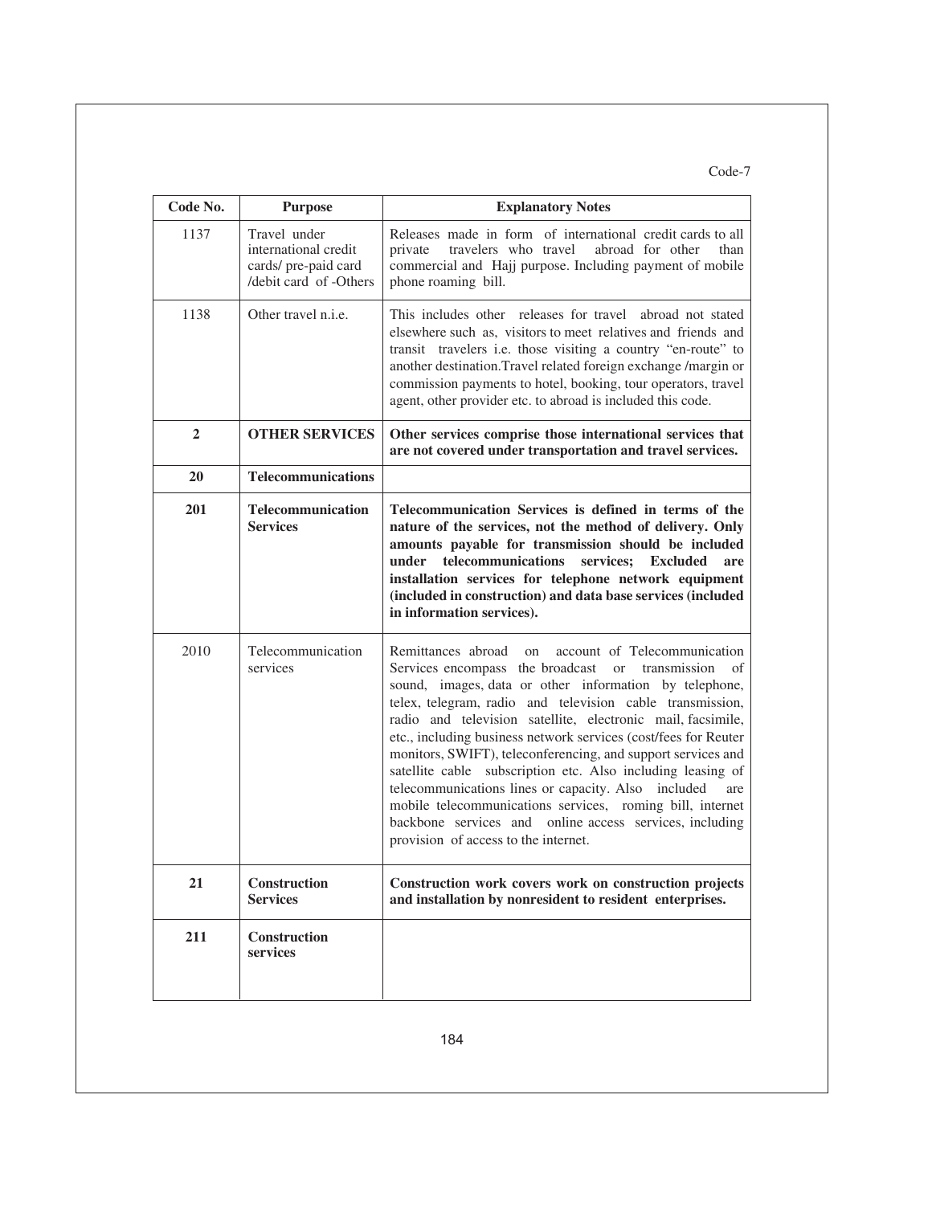Code-7

| Code No. | Purpose | Explanatory Notes |
|---|---|---|
| 1137 | Travel under international credit cards/ pre-paid card /debit card of -Others | Releases made in form of international credit cards to all private travelers who travel abroad for other than commercial and Hajj purpose. Including payment of mobile phone roaming bill. |
| 1138 | Other travel n.i.e. | This includes other releases for travel abroad not stated elsewhere such as, visitors to meet relatives and friends and transit travelers i.e. those visiting a country "en-route" to another destination.Travel related foreign exchange /margin or commission payments to hotel, booking, tour operators, travel agent, other provider etc. to abroad is included this code. |
| **2** | **OTHER SERVICES** | **Other services comprise those international services that are not covered under transportation and travel services.** |
| **20** | **Telecommunications** | |
| **201** | **Telecommunication Services** | **Telecommunication Services is defined in terms of the nature of the services, not the method of delivery. Only amounts payable for transmission should be included under telecommunications services; Excluded are installation services for telephone network equipment (included in construction) and data base services (included in information services).** |
| 2010 | Telecommunication services | Remittances abroad on account of Telecommunication Services encompass the broadcast or transmission of sound, images, data or other information by telephone, telex, telegram, radio and television cable transmission, radio and television satellite, electronic mail, facsimile, etc., including business network services (cost/fees for Reuter monitors, SWIFT), teleconferencing, and support services and satellite cable subscription etc. Also including leasing of telecommunications lines or capacity. Also included are mobile telecommunications services, roming bill, internet backbone services and online access services, including provision of access to the internet. |
| **21** | **Construction Services** | **Construction work covers work on construction projects and installation by nonresident to resident enterprises.** |
| **211** | **Construction services** | |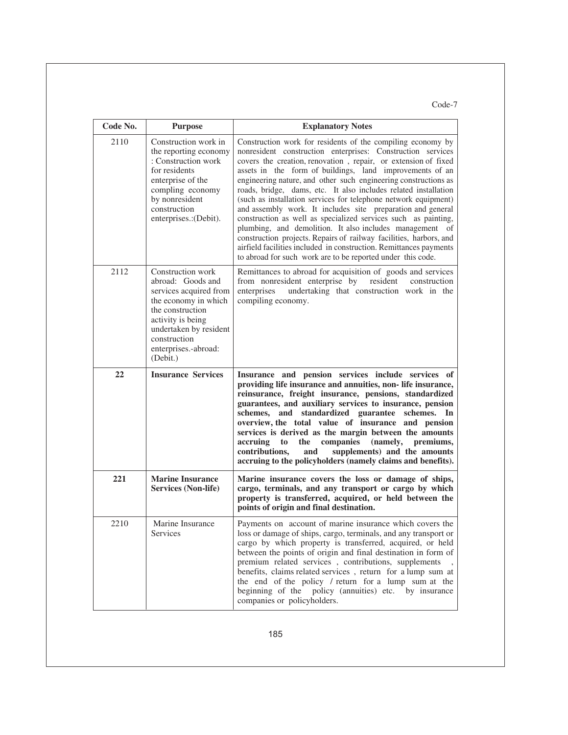Code-7

| Code No. | Purpose | Explanatory Notes |
|---|---|---|
| 2110 | Construction work in the reporting economy : Construction work for residents enterprise of the compling economy by nonresident construction enterprises.:(Debit). | Construction work for residents of the compiling economy by nonresident construction enterprises: Construction services covers the creation, renovation , repair, or extension of fixed assets in the form of buildings, land improvements of an engineering nature, and other such engineering constructions as roads, bridge, dams, etc. It also includes related installation (such as installation services for telephone network equipment) and assembly work. It includes site preparation and general construction as well as specialized services such as painting, plumbing, and demolition. It also includes management of construction projects. Repairs of railway facilities, harbors, and airfield facilities included in construction. Remittances payments to abroad for such work are to be reported under this code. |
| 2112 | Construction work abroad: Goods and services acquired from the economy in which the construction activity is being undertaken by resident construction enterprises.-abroad: (Debit.) | Remittances to abroad for acquisition of goods and services from nonresident enterprise by resident construction enterprises undertaking that construction work in the compiling economy. |
| **22** | **Insurance Services** | **Insurance and pension services include services of providing life insurance and annuities, non- life insurance, reinsurance, freight insurance, pensions, standardized guarantees, and auxiliary services to insurance, pension schemes, and standardized guarantee schemes. In overview, the total value of insurance and pension services is derived as the margin between the amounts accruing to the companies (namely, premiums, contributions, and supplements) and the amounts accruing to the policyholders (namely claims and benefits).** |
| **221** | **Marine Insurance Services (Non-life)** | **Marine insurance covers the loss or damage of ships, cargo, terminals, and any transport or cargo by which property is transferred, acquired, or held between the points of origin and final destination.** |
| 2210 | Marine Insurance Services | Payments on account of marine insurance which covers the loss or damage of ships, cargo, terminals, and any transport or cargo by which property is transferred, acquired, or held between the points of origin and final destination in form of premium related services , contributions, supplements , benefits, claims related services , return for a lump sum at the end of the policy / return for a lump sum at the beginning of the policy (annuities) etc. by insurance companies or policyholders. |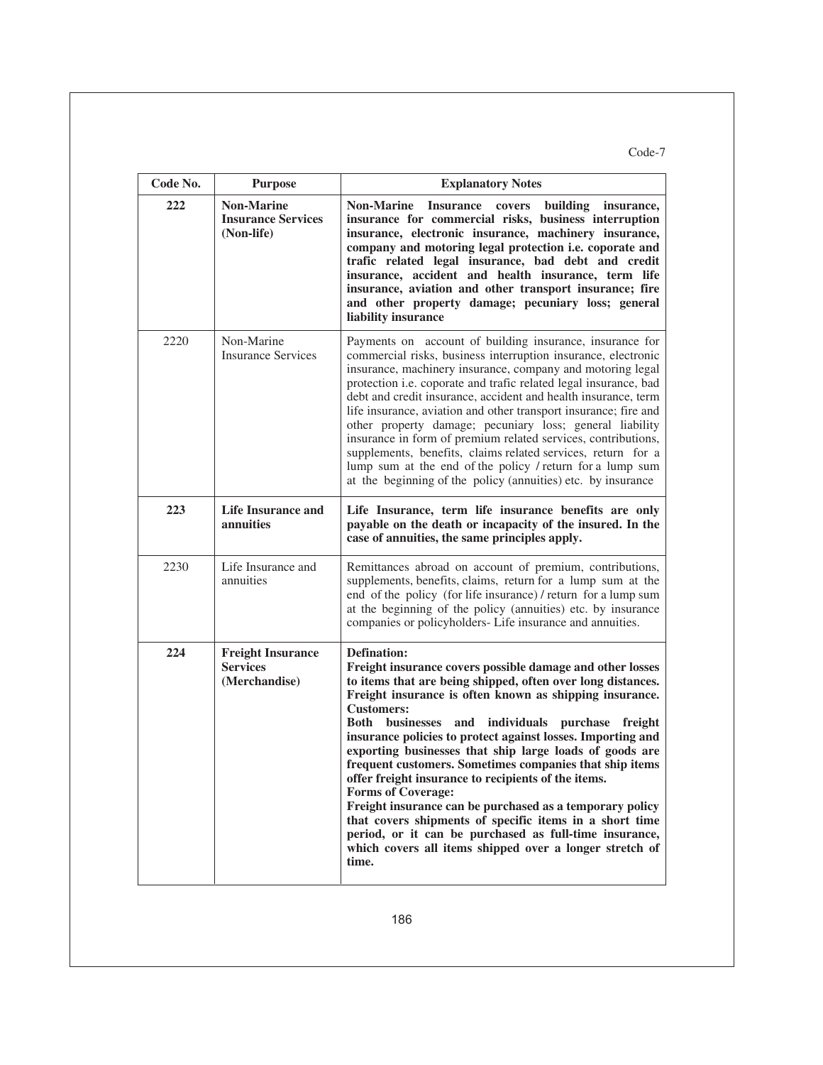| Code No. | Purpose | Explanatory Notes |
|---|---|---|
| **222** | **Non-Marine Insurance Services (Non-life)** | **Non-Marine Insurance covers building insurance, insurance for commercial risks, business interruption insurance, electronic insurance, machinery insurance, company and motoring legal protection i.e. coporate and trafic related legal insurance, bad debt and credit insurance, accident and health insurance, term life insurance, aviation and other transport insurance; fire and other property damage; pecuniary loss; general liability insurance** |
| 2220 | Non-Marine Insurance Services | Payments on account of building insurance, insurance for commercial risks, business interruption insurance, electronic insurance, machinery insurance, company and motoring legal protection i.e. coporate and trafic related legal insurance, bad debt and credit insurance, accident and health insurance, term life insurance, aviation and other transport insurance; fire and other property damage; pecuniary loss; general liability insurance in form of premium related services, contributions, supplements, benefits, claims related services, return for a lump sum at the end of the policy / return for a lump sum at the beginning of the policy (annuities) etc. by insurance |
| **223** | **Life Insurance and annuities** | **Life Insurance, term life insurance benefits are only payable on the death or incapacity of the insured. In the case of annuities, the same principles apply.** |
| 2230 | Life Insurance and annuities | Remittances abroad on account of premium, contributions, supplements, benefits, claims, return for a lump sum at the end of the policy (for life insurance) / return for a lump sum at the beginning of the policy (annuities) etc. by insurance companies or policyholders- Life insurance and annuities. |
| **224** | **Freight Insurance Services (Merchandise)** | **Defination:** **Freight insurance covers possible damage and other losses to items that are being shipped, often over long distances. Freight insurance is often known as shipping insurance.** **Customers:** **Both businesses and individuals purchase freight insurance policies to protect against losses. Importing and exporting businesses that ship large loads of goods are frequent customers. Sometimes companies that ship items offer freight insurance to recipients of the items.** **Forms of Coverage:** **Freight insurance can be purchased as a temporary policy that covers shipments of specific items in a short time period, or it can be purchased as full-time insurance, which covers all items shipped over a longer stretch of time.** |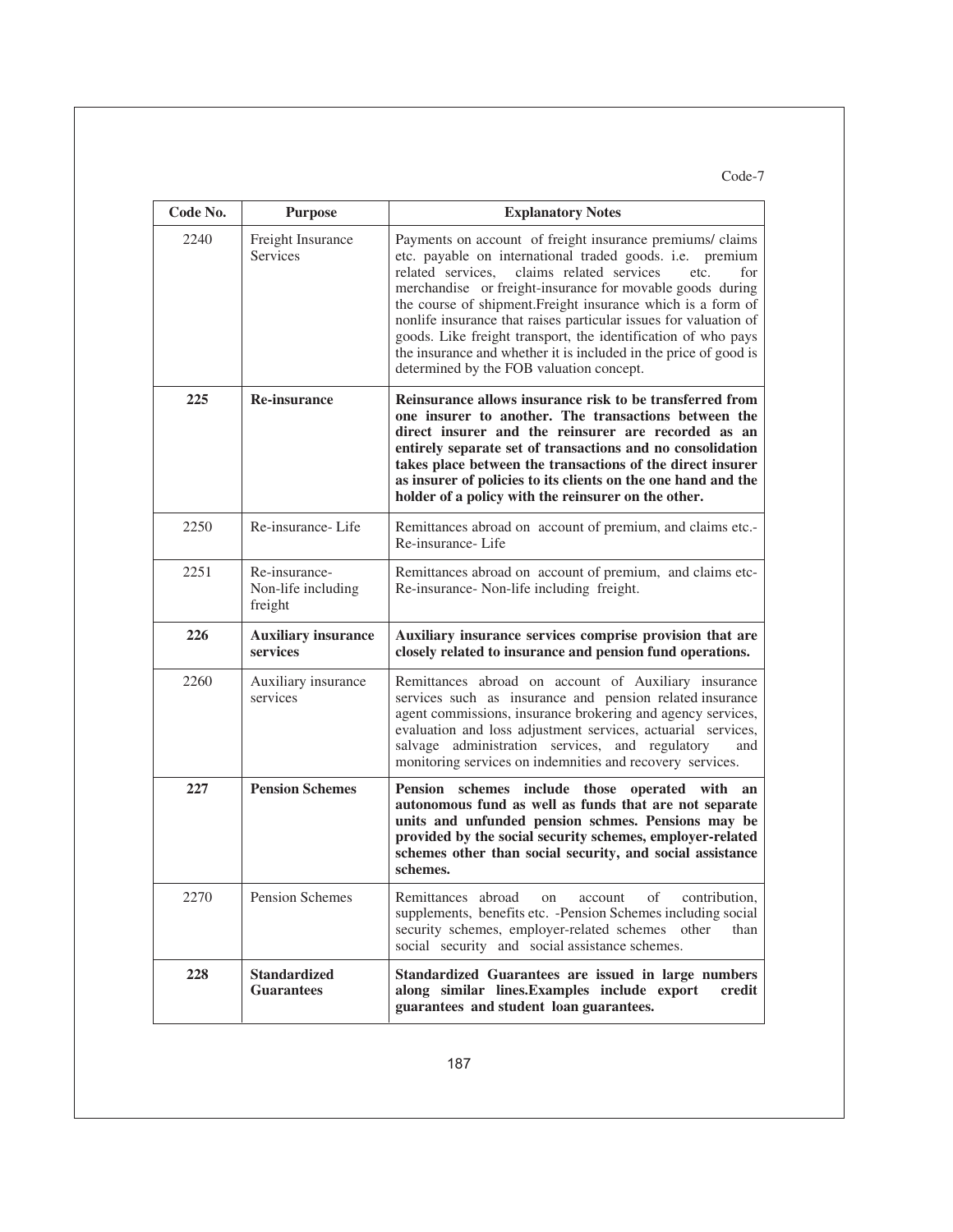Code-7

| Code No. | Purpose | Explanatory Notes |
|---|---|---|
| 2240 | Freight Insurance Services | Payments on account of freight insurance premiums/ claims etc. payable on international traded goods. i.e. premium related services, claims related services etc. for merchandise or freight-insurance for movable goods during the course of shipment.Freight insurance which is a form of nonlife insurance that raises particular issues for valuation of goods. Like freight transport, the identification of who pays the insurance and whether it is included in the price of good is determined by the FOB valuation concept. |
| **225** | **Re-insurance** | **Reinsurance allows insurance risk to be transferred from one insurer to another. The transactions between the direct insurer and the reinsurer are recorded as an entirely separate set of transactions and no consolidation takes place between the transactions of the direct insurer as insurer of policies to its clients on the one hand and the holder of a policy with the reinsurer on the other.** |
| 2250 | Re-insurance- Life | Remittances abroad on account of premium, and claims etc.- Re-insurance- Life |
| 2251 | Re-insurance- Non-life including freight | Remittances abroad on account of premium, and claims etc- Re-insurance- Non-life including freight. |
| **226** | **Auxiliary insurance services** | **Auxiliary insurance services comprise provision that are closely related to insurance and pension fund operations.** |
| 2260 | Auxiliary insurance services | Remittances abroad on account of Auxiliary insurance services such as insurance and pension related insurance agent commissions, insurance brokering and agency services, evaluation and loss adjustment services, actuarial services, salvage administration services, and regulatory and monitoring services on indemnities and recovery services. |
| **227** | **Pension Schemes** | **Pension schemes include those operated with an autonomous fund as well as funds that are not separate units and unfunded pension schmes. Pensions may be provided by the social security schemes, employer-related schemes other than social security, and social assistance schemes.** |
| 2270 | Pension Schemes | Remittances abroad on account of contribution, supplements, benefits etc. -Pension Schemes including social security schemes, employer-related schemes other than social security and social assistance schemes. |
| **228** | **Standardized Guarantees** | **Standardized Guarantees are issued in large numbers along similar lines.Examples include export credit guarantees and student loan guarantees.** |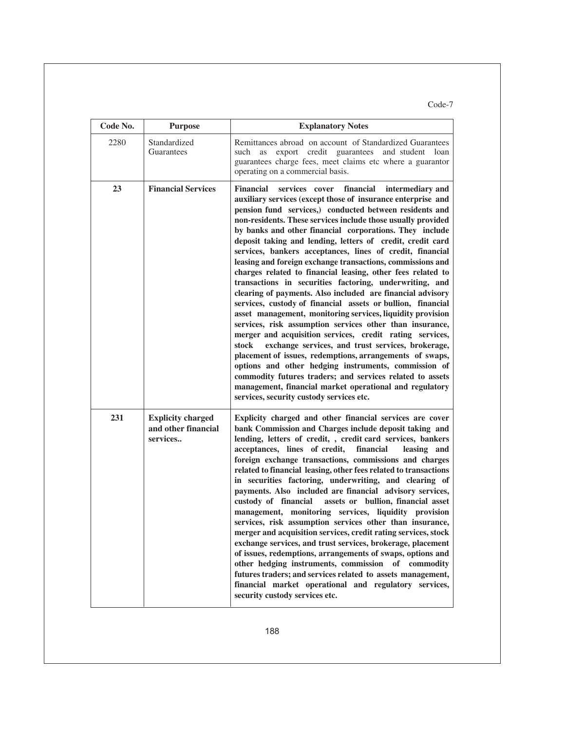| Code No. | Purpose | Explanatory Notes |
|---|---|---|
| 2280 | Standardized Guarantees | Remittances abroad on account of Standardized Guarantees such as export credit guarantees and student loan guarantees charge fees, meet claims etc where a guarantor operating on a commercial basis. |
| **23** | **Financial Services** | **Financial services cover financial intermediary and auxiliary services (except those of insurance enterprise and pension fund services,) conducted between residents and non-residents. These services include those usually provided by banks and other financial corporations. They include deposit taking and lending, letters of credit, credit card services, bankers acceptances, lines of credit, financial leasing and foreign exchange transactions, commissions and charges related to financial leasing, other fees related to transactions in securities factoring, underwriting, and clearing of payments. Also included are financial advisory services, custody of financial assets or bullion, financial asset management, monitoring services, liquidity provision services, risk assumption services other than insurance, merger and acquisition services, credit rating services, stock exchange services, and trust services, brokerage, placement of issues, redemptions, arrangements of swaps, options and other hedging instruments, commission of commodity futures traders; and services related to assets management, financial market operational and regulatory services, security custody services etc.** |
| **231** | **Explicity charged and other financial services..** | **Explicity charged and other financial services are cover bank Commission and Charges include deposit taking and lending, letters of credit, , credit card services, bankers acceptances, lines of credit, financial leasing and foreign exchange transactions, commissions and charges related to financial leasing, other fees related to transactions in securities factoring, underwriting, and clearing of payments. Also included are financial advisory services, custody of financial assets or bullion, financial asset management, monitoring services, liquidity provision services, risk assumption services other than insurance, merger and acquisition services, credit rating services, stock exchange services, and trust services, brokerage, placement of issues, redemptions, arrangements of swaps, options and other hedging instruments, commission of commodity futures traders; and services related to assets management, financial market operational and regulatory services, security custody services etc.** |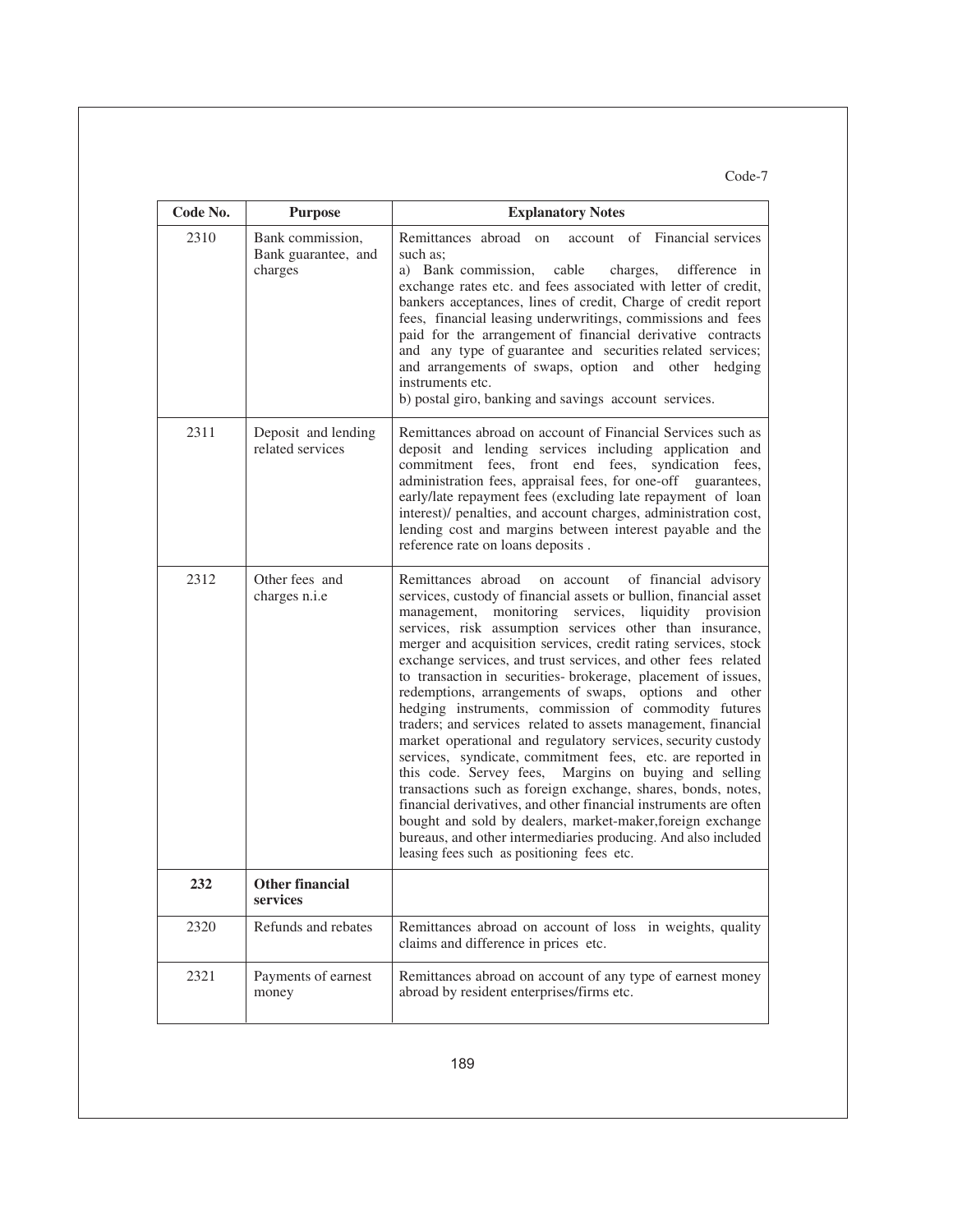Code-7

| Code No. | Purpose | Explanatory Notes |
|---|---|---|
| 2310 | Bank commission, Bank guarantee, and charges | Remittances abroad on account of Financial services such as;<br>a) Bank commission, cable charges, difference in exchange rates etc. and fees associated with letter of credit, bankers acceptances, lines of credit, Charge of credit report fees, financial leasing underwritings, commissions and fees paid for the arrangement of financial derivative contracts and any type of guarantee and securities related services; and arrangements of swaps, option and other hedging instruments etc.<br>b) postal giro, banking and savings account services. |
| 2311 | Deposit and lending related services | Remittances abroad on account of Financial Services such as deposit and lending services including application and commitment fees, front end fees, syndication fees, administration fees, appraisal fees, for one-off guarantees, early/late repayment fees (excluding late repayment of loan interest)/ penalties, and account charges, administration cost, lending cost and margins between interest payable and the reference rate on loans deposits . |
| 2312 | Other fees and charges n.i.e | Remittances abroad on account of financial advisory services, custody of financial assets or bullion, financial asset management, monitoring services, liquidity provision services, risk assumption services other than insurance, merger and acquisition services, credit rating services, stock exchange services, and trust services, and other fees related to transaction in securities- brokerage, placement of issues, redemptions, arrangements of swaps, options and other hedging instruments, commission of commodity futures traders; and services related to assets management, financial market operational and regulatory services, security custody services, syndicate, commitment fees, etc. are reported in this code. Servey fees, Margins on buying and selling transactions such as foreign exchange, shares, bonds, notes, financial derivatives, and other financial instruments are often bought and sold by dealers, market-maker,foreign exchange bureaus, and other intermediaries producing. And also included leasing fees such as positioning fees etc. |
| **232** | **Other financial services** | |
| 2320 | Refunds and rebates | Remittances abroad on account of loss in weights, quality claims and difference in prices etc. |
| 2321 | Payments of earnest money | Remittances abroad on account of any type of earnest money abroad by resident enterprises/firms etc. |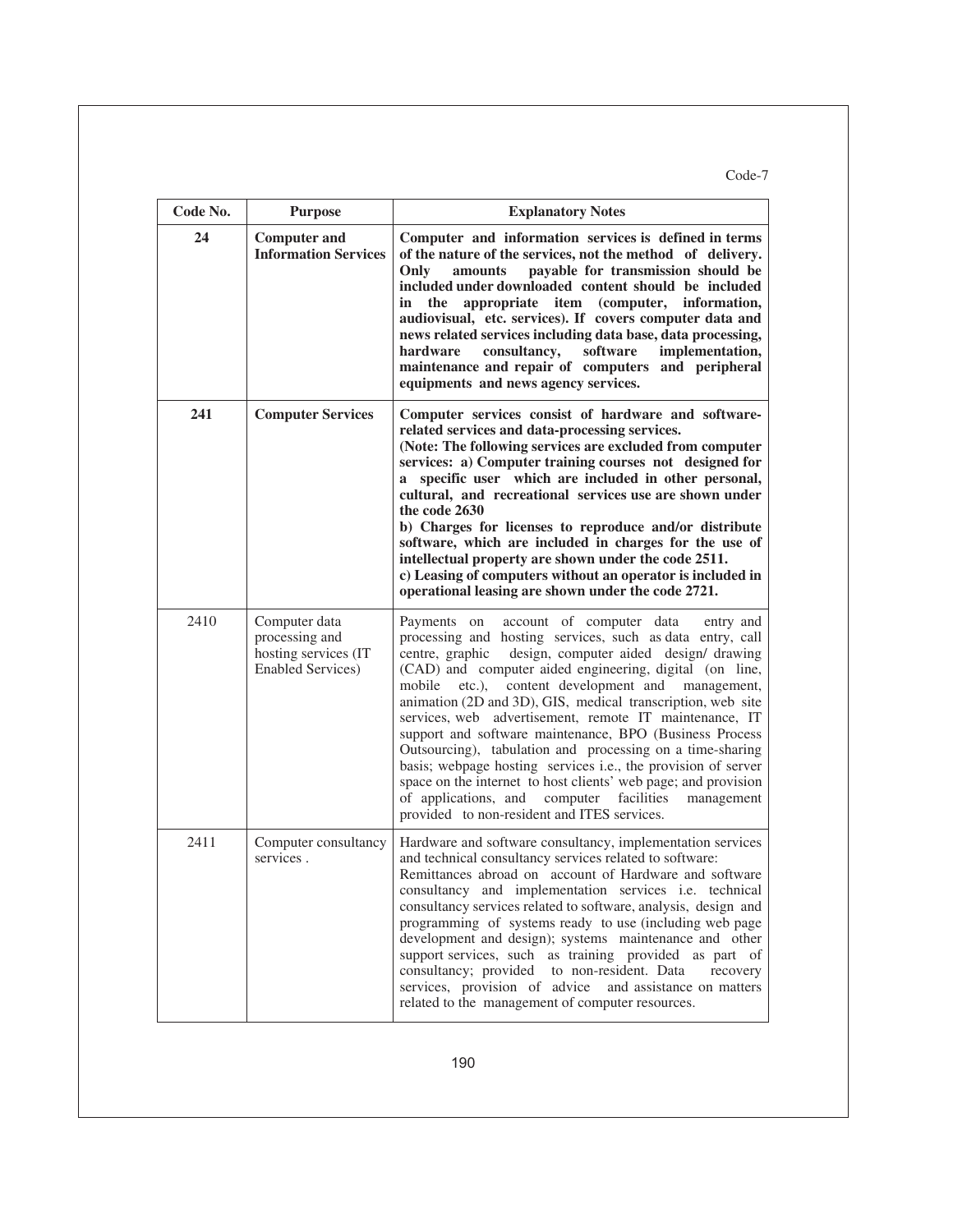Code-7

| Code No. | Purpose | Explanatory Notes |
|---|---|---|
| **24** | **Computer and Information Services** | **Computer and information services is defined in terms of the nature of the services, not the method of delivery. Only amounts payable for transmission should be included under downloaded content should be included in the appropriate item (computer, information, audiovisual, etc. services). If covers computer data and news related services including data base, data processing, hardware consultancy, software implementation, maintenance and repair of computers and peripheral equipments and news agency services.** |
| **241** | **Computer Services** | **Computer services consist of hardware and software-related services and data-processing services.** **(Note: The following services are excluded from computer services: a) Computer training courses not designed for a specific user which are included in other personal, cultural, and recreational services use are shown under the code 2630** **b) Charges for licenses to reproduce and/or distribute software, which are included in charges for the use of intellectual property are shown under the code 2511.** **c) Leasing of computers without an operator is included in operational leasing are shown under the code 2721.** |
| 2410 | Computer data processing and hosting services (IT Enabled Services) | Payments on account of computer data entry and processing and hosting services, such as data entry, call centre, graphic design, computer aided design/ drawing (CAD) and computer aided engineering, digital (on line, mobile etc.), content development and management, animation (2D and 3D), GIS, medical transcription, web site services, web advertisement, remote IT maintenance, IT support and software maintenance, BPO (Business Process Outsourcing), tabulation and processing on a time-sharing basis; webpage hosting services i.e., the provision of server space on the internet to host clients' web page; and provision of applications, and computer facilities management provided to non-resident and ITES services. |
| 2411 | Computer consultancy services . | Hardware and software consultancy, implementation services and technical consultancy services related to software: Remittances abroad on account of Hardware and software consultancy and implementation services i.e. technical consultancy services related to software, analysis, design and programming of systems ready to use (including web page development and design); systems maintenance and other support services, such as training provided as part of consultancy; provided to non-resident. Data recovery services, provision of advice and assistance on matters related to the management of computer resources. |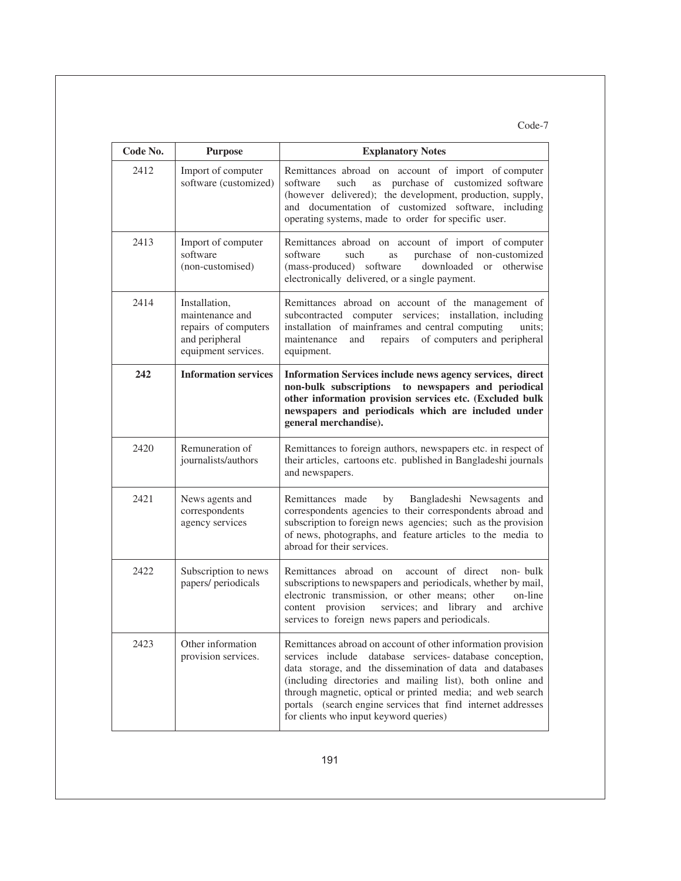Code-7

| Code No. | Purpose | Explanatory Notes |
|---|---|---|
| 2412 | Import of computer software (customized) | Remittances abroad on account of import of computer software such as purchase of customized software (however delivered); the development, production, supply, and documentation of customized software, including operating systems, made to order for specific user. |
| 2413 | Import of computer software (non-customised) | Remittances abroad on account of import of computer software such as purchase of non-customized (mass-produced) software downloaded or otherwise electronically delivered, or a single payment. |
| 2414 | Installation, maintenance and repairs of computers and peripheral equipment services. | Remittances abroad on account of the management of subcontracted computer services; installation, including installation of mainframes and central computing units; maintenance and repairs of computers and peripheral equipment. |
| **242** | **Information services** | **Information Services include news agency services, direct non-bulk subscriptions to newspapers and periodical other information provision services etc. (Excluded bulk newspapers and periodicals which are included under general merchandise).** |
| 2420 | Remuneration of journalists/authors | Remittances to foreign authors, newspapers etc. in respect of their articles, cartoons etc. published in Bangladeshi journals and newspapers. |
| 2421 | News agents and correspondents agency services | Remittances made by Bangladeshi Newsagents and correspondents agencies to their correspondents abroad and subscription to foreign news agencies; such as the provision of news, photographs, and feature articles to the media to abroad for their services. |
| 2422 | Subscription to news papers/ periodicals | Remittances abroad on account of direct non- bulk subscriptions to newspapers and periodicals, whether by mail, electronic transmission, or other means; other on-line content provision services; and library and archive services to foreign news papers and periodicals. |
| 2423 | Other information provision services. | Remittances abroad on account of other information provision services include database services- database conception, data storage, and the dissemination of data and databases (including directories and mailing list), both online and through magnetic, optical or printed media; and web search portals (search engine services that find internet addresses for clients who input keyword queries) |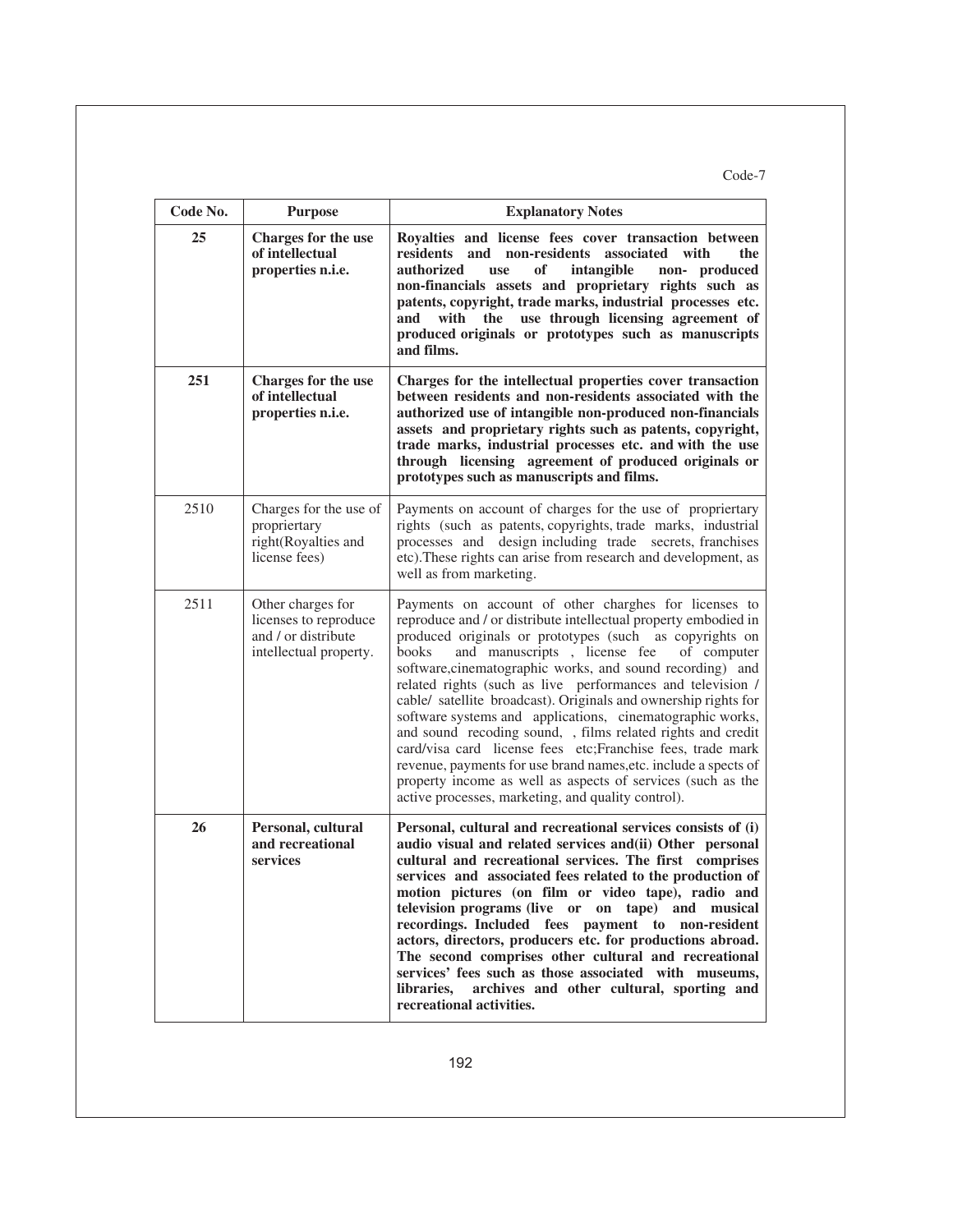Code-7

| Code No. | Purpose | Explanatory Notes |
|---|---|---|
| **25** | **Charges for the use of intellectual properties n.i.e.** | **Royalties and license fees cover transaction between residents and non-residents associated with the authorized use of intangible non- produced non-financials assets and proprietary rights such as patents, copyright, trade marks, industrial processes etc. and with the use through licensing agreement of produced originals or prototypes such as manuscripts and films.** |
| **251** | **Charges for the use of intellectual properties n.i.e.** | **Charges for the intellectual properties cover transaction between residents and non-residents associated with the authorized use of intangible non-produced non-financials assets and proprietary rights such as patents, copyright, trade marks, industrial processes etc. and with the use through licensing agreement of produced originals or prototypes such as manuscripts and films.** |
| 2510 | Charges for the use of propriertary right(Royalties and license fees) | Payments on account of charges for the use of proprietary rights (such as patents, copyrights, trade marks, industrial processes and design including trade secrets, franchises etc).These rights can arise from research and development, as well as from marketing. |
| 2511 | Other charges for licenses to reproduce and / or distribute intellectual property. | Payments on account of other charghes for licenses to reproduce and / or distribute intellectual property embodied in produced originals or prototypes (such as copyrights on books and manuscripts , license fee of computer software,cinematographic works, and sound recording) and related rights (such as live performances and television / cable/ satellite broadcast). Originals and ownership rights for software systems and applications, cinematographic works, and sound recoding sound, , films related rights and credit card/visa card license fees etc;Franchise fees, trade mark revenue, payments for use brand names,etc. include a spects of property income as well as aspects of services (such as the active processes, marketing, and quality control). |
| **26** | **Personal, cultural and recreational services** | **Personal, cultural and recreational services consists of (i) audio visual and related services and(ii) Other personal cultural and recreational services. The first comprises services and associated fees related to the production of motion pictures (on film or video tape), radio and television programs (live or on tape) and musical recordings. Included fees payment to non-resident actors, directors, producers etc. for productions abroad. The second comprises other cultural and recreational services' fees such as those associated with museums, libraries, archives and other cultural, sporting and recreational activities.** |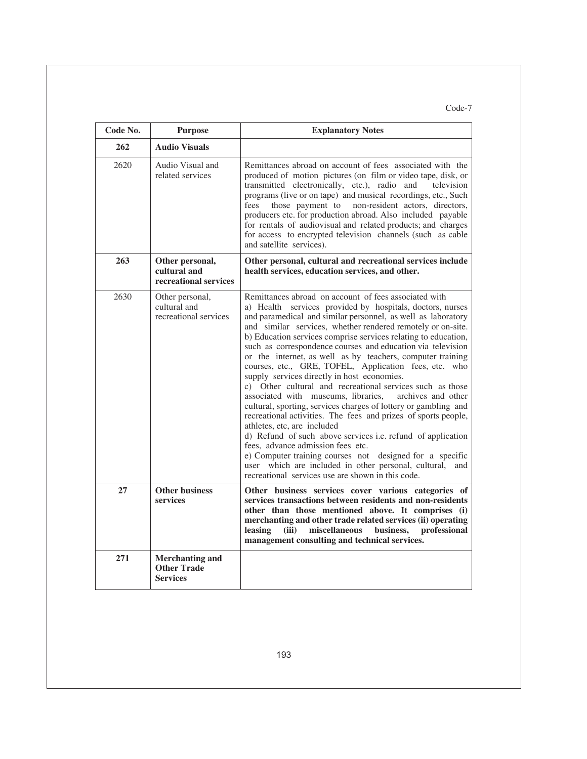Code-7

| Code No. | Purpose | Explanatory Notes |
|---|---|---|
| **262** | **Audio Visuals** | |
| 2620 | Audio Visual and related services | Remittances abroad on account of fees associated with the produced of motion pictures (on film or video tape, disk, or transmitted electronically, etc.), radio and television programs (live or on tape) and musical recordings, etc., Such fees those payment to non-resident actors, directors, producers etc. for production abroad. Also included payable for rentals of audiovisual and related products; and charges for access to encrypted television channels (such as cable and satellite services). |
| **263** | **Other personal, cultural and recreational services** | **Other personal, cultural and recreational services include health services, education services, and other.** |
| 2630 | Other personal, cultural and recreational services | Remittances abroad on account of fees associated with<br>a) Health services provided by hospitals, doctors, nurses and paramedical and similar personnel, as well as laboratory and similar services, whether rendered remotely or on-site.<br>b) Education services comprise services relating to education, such as correspondence courses and education via television or the internet, as well as by teachers, computer training courses, etc., GRE, TOFEL, Application fees, etc. who supply services directly in host economies.<br>c) Other cultural and recreational services such as those associated with museums, libraries, archives and other cultural, sporting, services charges of lottery or gambling and recreational activities. The fees and prizes of sports people, athletes, etc, are included<br>d) Refund of such above services i.e. refund of application fees, advance admission fees etc.<br>e) Computer training courses not designed for a specific user which are included in other personal, cultural, and recreational services use are shown in this code. |
| **27** | **Other business services** | **Other business services cover various categories of services transactions between residents and non-residents other than those mentioned above. It comprises (i) merchanting and other trade related services (ii) operating leasing (iii) miscellaneous business, professional management consulting and technical services.** |
| **271** | **Merchanting and Other Trade Services** | |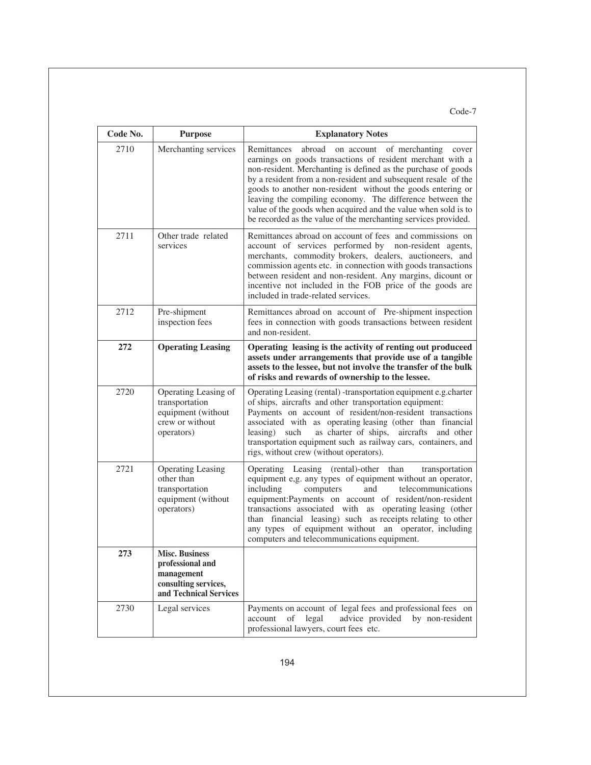Code-7

| Code No. | Purpose | Explanatory Notes |
|---|---|---|
| 2710 | Merchanting services | Remittances abroad on account of merchanting cover earnings on goods transactions of resident merchant with a non-resident. Merchanting is defined as the purchase of goods by a resident from a non-resident and subsequent resale of the goods to another non-resident without the goods entering or leaving the compiling economy. The difference between the value of the goods when acquired and the value when sold is to be recorded as the value of the merchanting services provided. |
| 2711 | Other trade related services | Remittances abroad on account of fees and commissions on account of services performed by non-resident agents, merchants, commodity brokers, dealers, auctioneers, and commission agents etc. in connection with goods transactions between resident and non-resident. Any margins, dicount or incentive not included in the FOB price of the goods are included in trade-related services. |
| 2712 | Pre-shipment inspection fees | Remittances abroad on account of Pre-shipment inspection fees in connection with goods transactions between resident and non-resident. |
| **272** | **Operating Leasing** | **Operating leasing is the activity of renting out produceed assets under arrangements that provide use of a tangible assets to the lessee, but not involve the transfer of the bulk of risks and rewards of ownership to the lessee.** |
| 2720 | Operating Leasing of transportation equipment (without crew or without operators) | Operating Leasing (rental) -transportation equipment e.g.charter of ships, aircrafts and other transportation equipment: Payments on account of resident/non-resident transactions associated with as operating leasing (other than financial leasing) such as charter of ships, aircrafts and other transportation equipment such as railway cars, containers, and rigs, without crew (without operators). |
| 2721 | Operating Leasing other than transportation equipment (without operators) | Operating Leasing (rental)-other than transportation equipment e,g. any types of equipment without an operator, including computers and telecommunications equipment:Payments on account of resident/non-resident transactions associated with as operating leasing (other than financial leasing) such as receipts relating to other any types of equipment without an operator, including computers and telecommunications equipment. |
| **273** | **Misc. Business professional and management consulting services, and Technical Services** | |
| 2730 | Legal services | Payments on account of legal fees and professional fees on account of legal advice provided by non-resident professional lawyers, court fees etc. |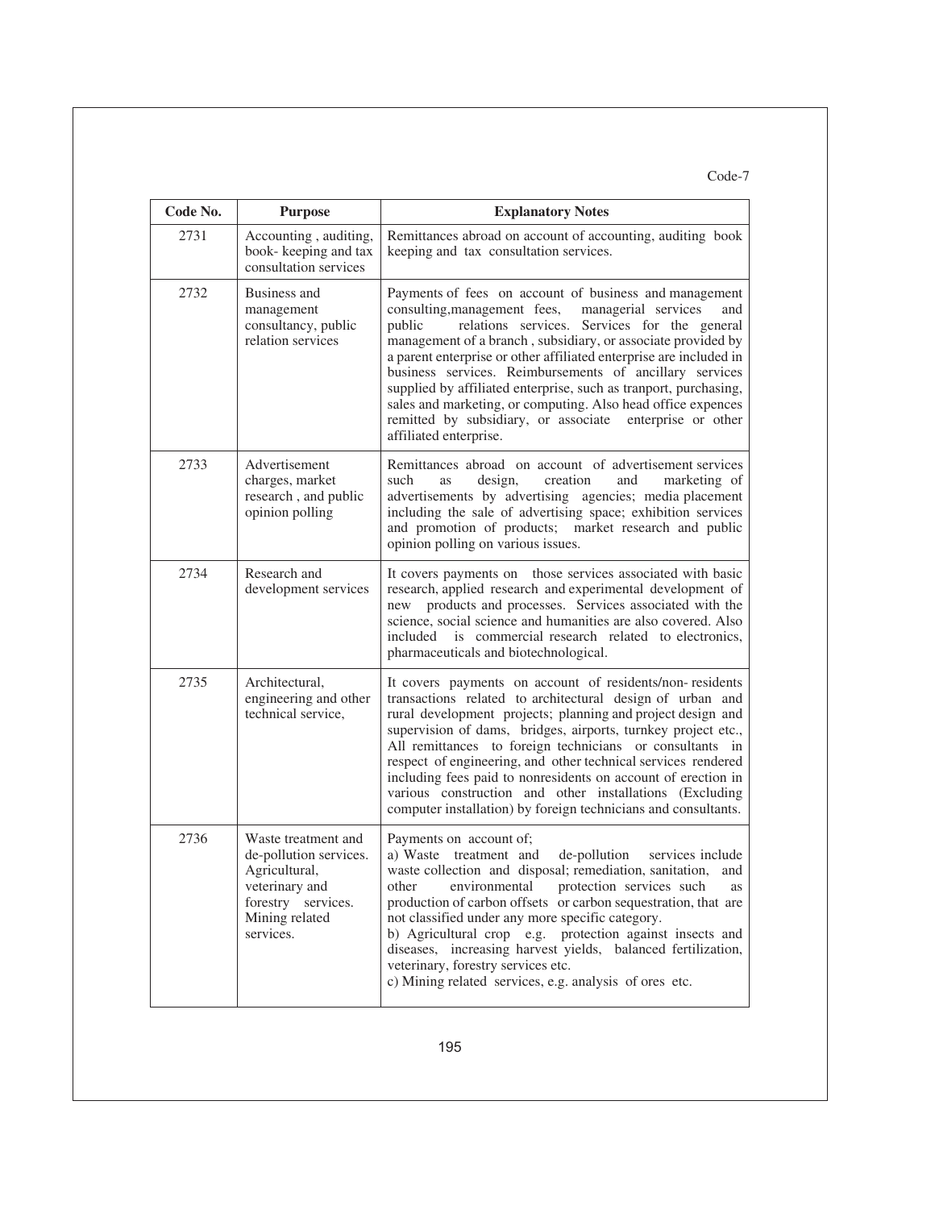Code-7

| Code No. | Purpose | Explanatory Notes |
|---|---|---|
| 2731 | Accounting , auditing, book- keeping and tax consultation services | Remittances abroad on account of accounting, auditing book keeping and tax consultation services. |
| 2732 | Business and management consultancy, public relation services | Payments of fees on account of business and management consulting,management fees, managerial services and public relations services. Services for the general management of a branch , subsidiary, or associate provided by a parent enterprise or other affiliated enterprise are included in business services. Reimbursements of ancillary services supplied by affiliated enterprise, such as tranport, purchasing, sales and marketing, or computing. Also head office expences remitted by subsidiary, or associate enterprise or other affiliated enterprise. |
| 2733 | Advertisement charges, market research , and public opinion polling | Remittances abroad on account of advertisement services such as design, creation and marketing of advertisements by advertising agencies; media placement including the sale of advertising space; exhibition services and promotion of products; market research and public opinion polling on various issues. |
| 2734 | Research and development services | It covers payments on those services associated with basic research, applied research and experimental development of new products and processes. Services associated with the science, social science and humanities are also covered. Also included is commercial research related to electronics, pharmaceuticals and biotechnological. |
| 2735 | Architectural, engineering and other technical service, | It covers payments on account of residents/non- residents transactions related to architectural design of urban and rural development projects; planning and project design and supervision of dams, bridges, airports, turnkey project etc., All remittances to foreign technicians or consultants in respect of engineering, and other technical services rendered including fees paid to nonresidents on account of erection in various construction and other installations (Excluding computer installation) by foreign technicians and consultants. |
| 2736 | Waste treatment and de-pollution services. Agricultural, veterinary and forestry services. Mining related services. | Payments on account of;<br>a) Waste treatment and de-pollution services include waste collection and disposal; remediation, sanitation, and other environmental protection services such as production of carbon offsets or carbon sequestration, that are not classified under any more specific category.<br>b) Agricultural crop e.g. protection against insects and diseases, increasing harvest yields, balanced fertilization, veterinary, forestry services etc.<br>c) Mining related services, e.g. analysis of ores etc. |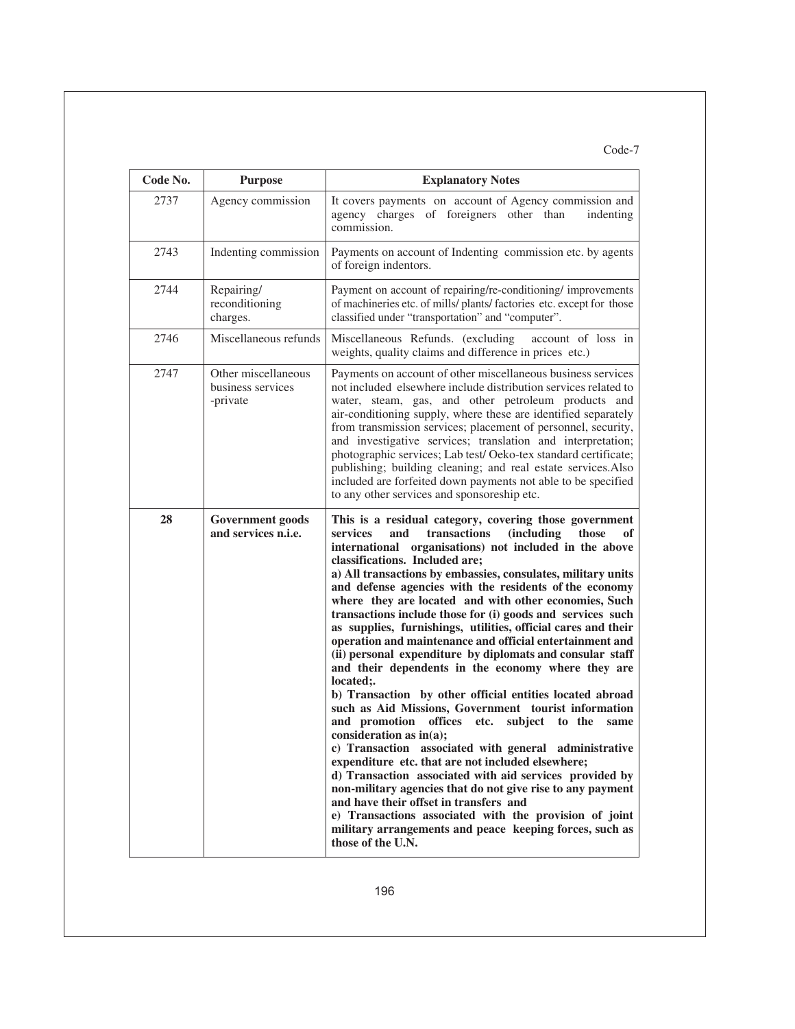Code-7

| Code No. | Purpose | Explanatory Notes |
|---|---|---|
| 2737 | Agency commission | It covers payments on account of Agency commission and agency charges of foreigners other than indenting commission. |
| 2743 | Indenting commission | Payments on account of Indenting commission etc. by agents of foreign indentors. |
| 2744 | Repairing/ reconditioning charges. | Payment on account of repairing/re-conditioning/ improvements of machineries etc. of mills/ plants/ factories etc. except for those classified under "transportation" and "computer". |
| 2746 | Miscellaneous refunds | Miscellaneous Refunds. (excluding account of loss in weights, quality claims and difference in prices etc.) |
| 2747 | Other miscellaneous business services -private | Payments on account of other miscellaneous business services not included elsewhere include distribution services related to water, steam, gas, and other petroleum products and air-conditioning supply, where these are identified separately from transmission services; placement of personnel, security, and investigative services; translation and interpretation; photographic services; Lab test/ Oeko-tex standard certificate; publishing; building cleaning; and real estate services.Also included are forfeited down payments not able to be specified to any other services and sponsoreship etc. |
| **28** | **Government goods and services n.i.e.** | **This is a residual category, covering those government services and transactions (including those of international organisations) not included in the above classifications. Included are;** **a) All transactions by embassies, consulates, military units and defense agencies with the residents of the economy where they are located and with other economies, Such transactions include those for (i) goods and services such as supplies, furnishings, utilities, official cares and their operation and maintenance and official entertainment and (ii) personal expenditure by diplomats and consular staff and their dependents in the economy where they are located;.** **b) Transaction by other official entities located abroad such as Aid Missions, Government tourist information and promotion offices etc. subject to the same consideration as in(a);** **c) Transaction associated with general administrative expenditure etc. that are not included elsewhere;** **d) Transaction associated with aid services provided by non-military agencies that do not give rise to any payment and have their offset in transfers and** **e) Transactions associated with the provision of joint military arrangements and peace keeping forces, such as those of the U.N.** |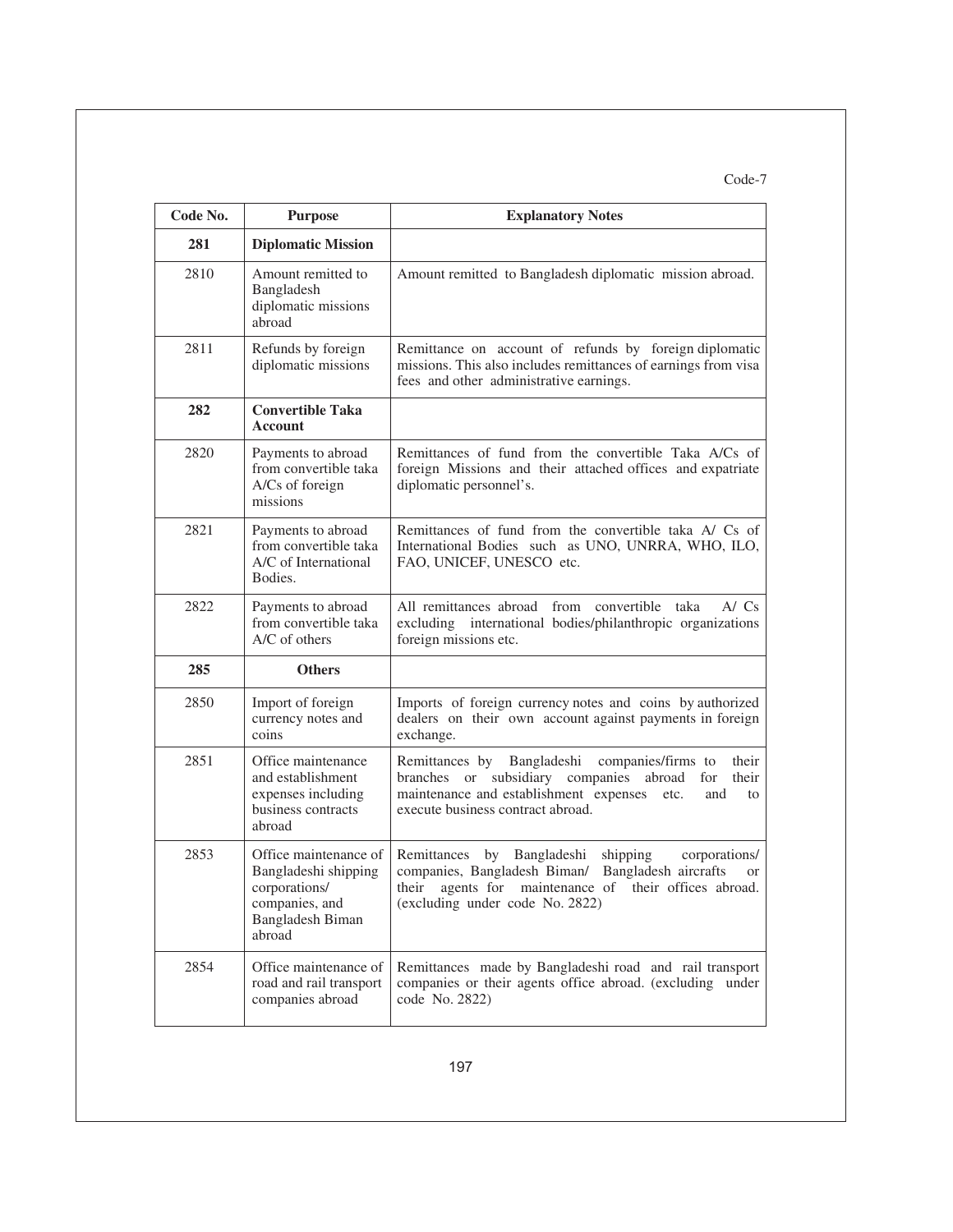Code-7

| Code No. | Purpose | Explanatory Notes |
|---|---|---|
| **281** | **Diplomatic Mission** | |
| 2810 | Amount remitted to Bangladesh diplomatic missions abroad | Amount remitted to Bangladesh diplomatic mission abroad. |
| 2811 | Refunds by foreign diplomatic missions | Remittance on account of refunds by foreign diplomatic missions. This also includes remittances of earnings from visa fees and other administrative earnings. |
| **282** | **Convertible Taka Account** | |
| 2820 | Payments to abroad from convertible taka A/Cs of foreign missions | Remittances of fund from the convertible Taka A/Cs of foreign Missions and their attached offices and expatriate diplomatic personnel's. |
| 2821 | Payments to abroad from convertible taka A/C of International Bodies. | Remittances of fund from the convertible taka A/ Cs of International Bodies such as UNO, UNRRA, WHO, ILO, FAO, UNICEF, UNESCO etc. |
| 2822 | Payments to abroad from convertible taka A/C of others | All remittances abroad from convertible taka A/ Cs excluding international bodies/philanthropic organizations foreign missions etc. |
| **285** | **Others** | |
| 2850 | Import of foreign currency notes and coins | Imports of foreign currency notes and coins by authorized dealers on their own account against payments in foreign exchange. |
| 2851 | Office maintenance and establishment expenses including business contracts abroad | Remittances by Bangladeshi companies/firms to their branches or subsidiary companies abroad for their maintenance and establishment expenses etc. and to execute business contract abroad. |
| 2853 | Office maintenance of Bangladeshi shipping corporations/ companies, and Bangladesh Biman abroad | Remittances by Bangladeshi shipping corporations/ companies, Bangladesh Biman/ Bangladesh aircrafts or their agents for maintenance of their offices abroad. (excluding under code No. 2822) |
| 2854 | Office maintenance of road and rail transport companies abroad | Remittances made by Bangladeshi road and rail transport companies or their agents office abroad. (excluding under code No. 2822) |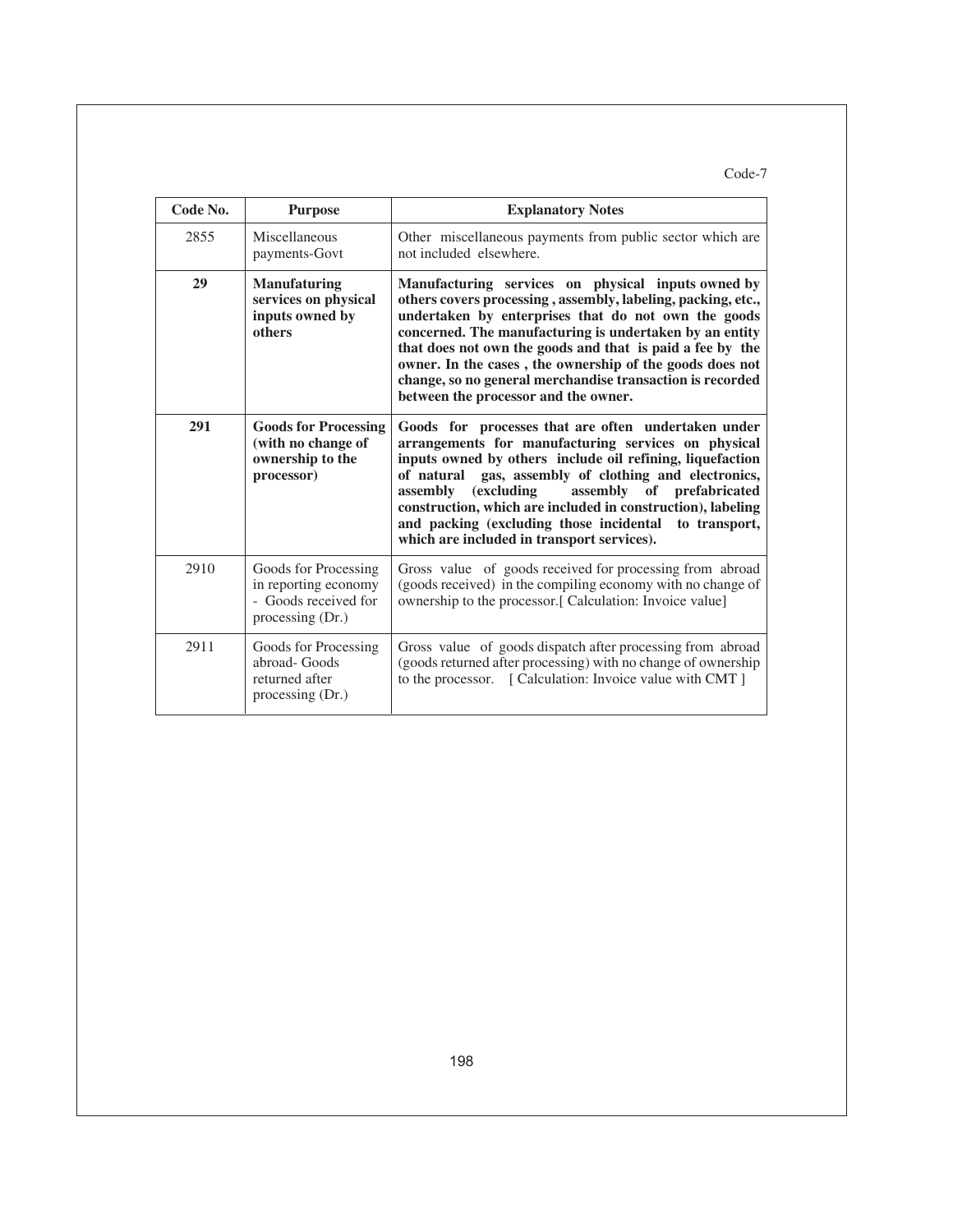Code-7

| Code No. | Purpose | Explanatory Notes |
| --- | --- | --- |
| 2855 | Miscellaneous payments-Govt | Other miscellaneous payments from public sector which are not included elsewhere. |
| **29** | **Manufaturing services on physical inputs owned by others** | **Manufacturing services on physical inputs owned by others covers processing , assembly, labeling, packing, etc., undertaken by enterprises that do not own the goods concerned. The manufacturing is undertaken by an entity that does not own the goods and that is paid a fee by the owner. In the cases , the ownership of the goods does not change, so no general merchandise transaction is recorded between the processor and the owner.** |
| **291** | **Goods for Processing (with no change of ownership to the processor)** | **Goods for processes that are often undertaken under arrangements for manufacturing services on physical inputs owned by others include oil refining, liquefaction of natural gas, assembly of clothing and electronics, assembly (excluding assembly of prefabricated construction, which are included in construction), labeling and packing (excluding those incidental to transport, which are included in transport services).** |
| 2910 | Goods for Processing in reporting economy - Goods received for processing (Dr.) | Gross value of goods received for processing from abroad (goods received) in the compiling economy with no change of ownership to the processor.[ Calculation: Invoice value] |
| 2911 | Goods for Processing abroad- Goods returned after processing (Dr.) | Gross value of goods dispatch after processing from abroad (goods returned after processing) with no change of ownership to the processor. [ Calculation: Invoice value with CMT ] |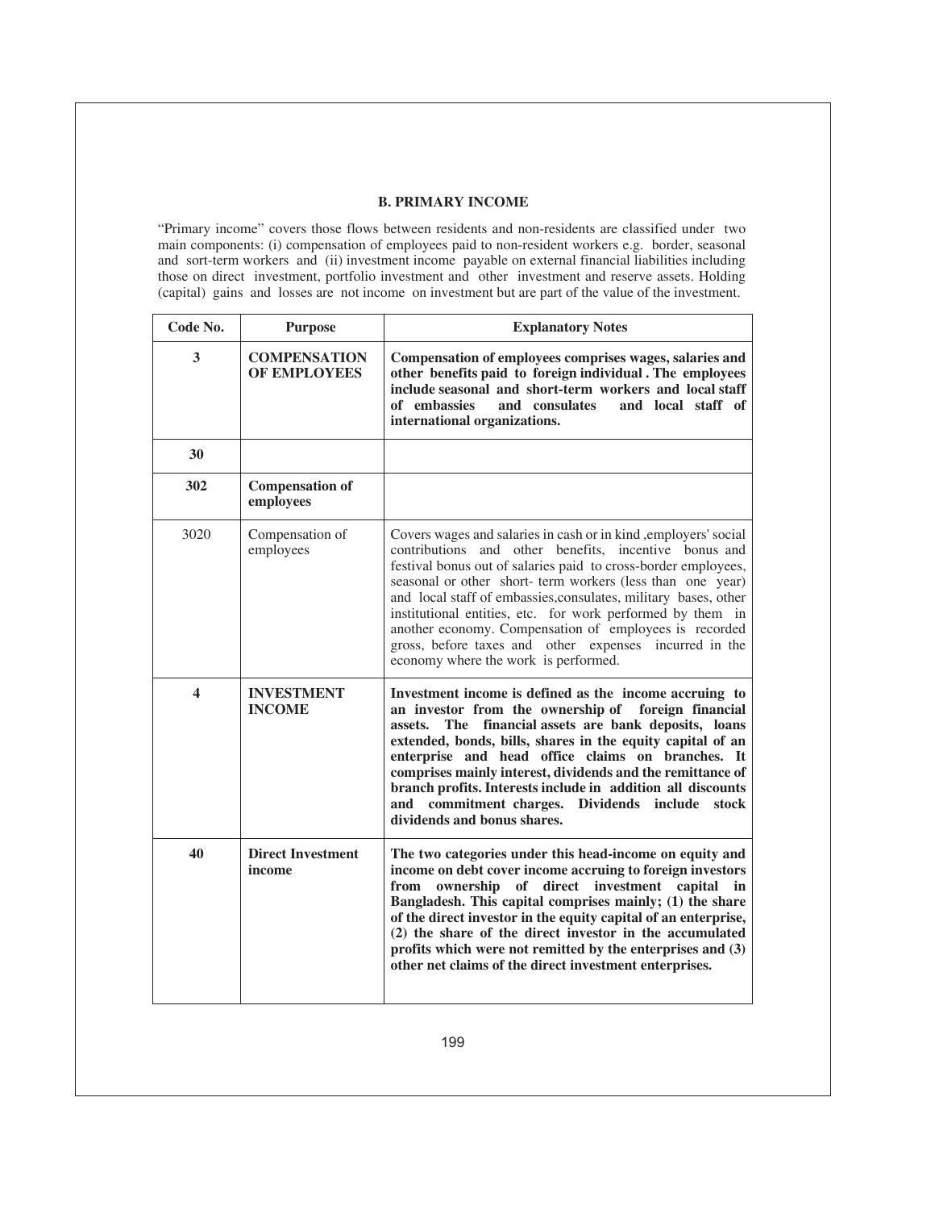### B. PRIMARY INCOME

"Primary income" covers those flows between residents and non-residents are classified under two main components: (i) compensation of employees paid to non-resident workers e.g. border, seasonal and sort-term workers and (ii) investment income payable on external financial liabilities including those on direct investment, portfolio investment and other investment and reserve assets. Holding (capital) gains and losses are not income on investment but are part of the value of the investment.

| Code No. | Purpose | Explanatory Notes |
|---|---|---|
| **3** | **COMPENSATION OF EMPLOYEES** | **Compensation of employees comprises wages, salaries and other benefits paid to foreign individual . The employees include seasonal and short-term workers and local staff of embassies and consulates and local staff of international organizations.** |
| **30** | | |
| **302** | **Compensation of employees** | |
| 3020 | Compensation of employees | Covers wages and salaries in cash or in kind ,employers' social contributions and other benefits, incentive bonus and festival bonus out of salaries paid to cross-border employees, seasonal or other short- term workers (less than one year) and local staff of embassies,consulates, military bases, other institutional entities, etc. for work performed by them in another economy. Compensation of employees is recorded gross, before taxes and other expenses incurred in the economy where the work is performed. |
| **4** | **INVESTMENT INCOME** | **Investment income is defined as the income accruing to an investor from the ownership of foreign financial assets. The financial assets are bank deposits, loans extended, bonds, bills, shares in the equity capital of an enterprise and head office claims on branches. It comprises mainly interest, dividends and the remittance of branch profits. Interests include in addition all discounts and commitment charges. Dividends include stock dividends and bonus shares.** |
| **40** | **Direct Investment income** | **The two categories under this head-income on equity and income on debt cover income accruing to foreign investors from ownership of direct investment capital in Bangladesh. This capital comprises mainly; (1) the share of the direct investor in the equity capital of an enterprise, (2) the share of the direct investor in the accumulated profits which were not remitted by the enterprises and (3) other net claims of the direct investment enterprises.** |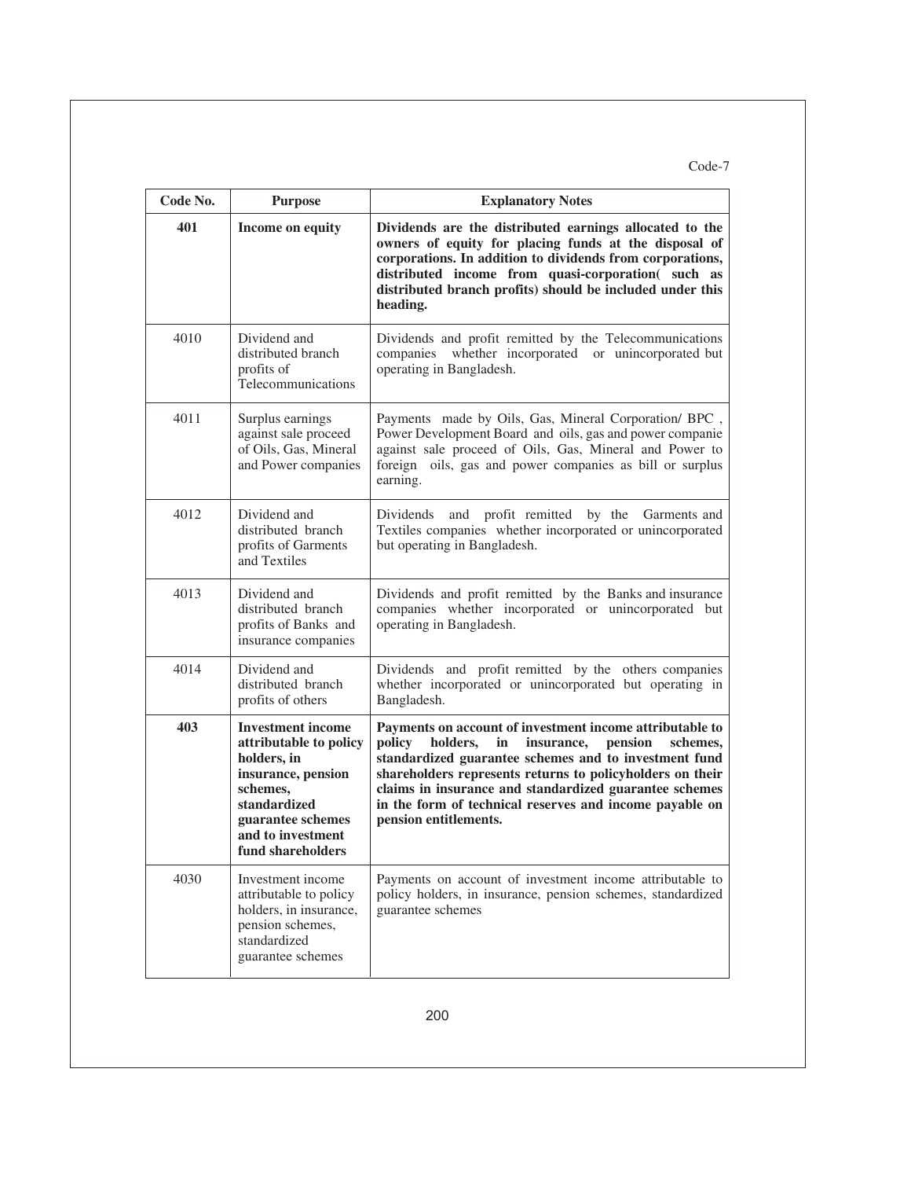Code-7

| Code No. | Purpose | Explanatory Notes |
|---|---|---|
| **401** | **Income on equity** | **Dividends are the distributed earnings allocated to the owners of equity for placing funds at the disposal of corporations. In addition to dividends from corporations, distributed income from quasi-corporation( such as distributed branch profits) should be included under this heading.** |
| 4010 | Dividend and distributed branch profits of Telecommunications | Dividends and profit remitted by the Telecommunications companies whether incorporated or unincorporated but operating in Bangladesh. |
| 4011 | Surplus earnings against sale proceed of Oils, Gas, Mineral and Power companies | Payments made by Oils, Gas, Mineral Corporation/ BPC , Power Development Board and oils, gas and power companie against sale proceed of Oils, Gas, Mineral and Power to foreign oils, gas and power companies as bill or surplus earning. |
| 4012 | Dividend and distributed branch profits of Garments and Textiles | Dividends and profit remitted by the Garments and Textiles companies whether incorporated or unincorporated but operating in Bangladesh. |
| 4013 | Dividend and distributed branch profits of Banks and insurance companies | Dividends and profit remitted by the Banks and insurance companies whether incorporated or unincorporated but operating in Bangladesh. |
| 4014 | Dividend and distributed branch profits of others | Dividends and profit remitted by the others companies whether incorporated or unincorporated but operating in Bangladesh. |
| **403** | **Investment income attributable to policy holders, in insurance, pension schemes, standardized guarantee schemes and to investment fund shareholders** | **Payments on account of investment income attributable to policy holders, in insurance, pension schemes, standardized guarantee schemes and to investment fund shareholders represents returns to policyholders on their claims in insurance and standardized guarantee schemes in the form of technical reserves and income payable on pension entitlements.** |
| 4030 | Investment income attributable to policy holders, in insurance, pension schemes, standardized guarantee schemes | Payments on account of investment income attributable to policy holders, in insurance, pension schemes, standardized guarantee schemes |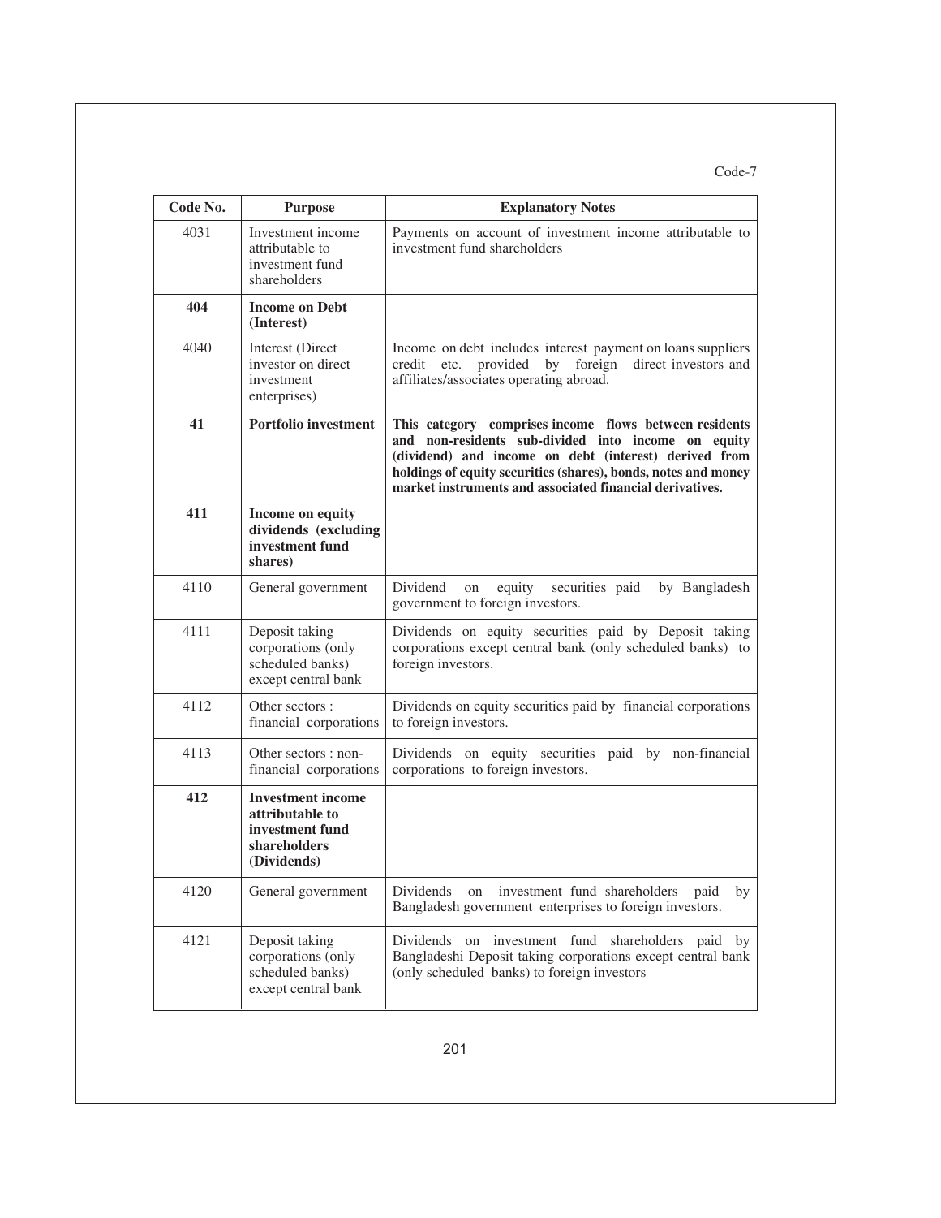| Code No. | Purpose | Explanatory Notes |
|---|---|---|
| 4031 | Investment income attributable to investment fund shareholders | Payments on account of investment income attributable to investment fund shareholders |
| **404** | **Income on Debt (Interest)** | |
| 4040 | Interest (Direct investor on direct investment enterprises) | Income on debt includes interest payment on loans suppliers credit etc. provided by foreign direct investors and affiliates/associates operating abroad. |
| **41** | **Portfolio investment** | **This category comprises income flows between residents and non-residents sub-divided into income on equity (dividend) and income on debt (interest) derived from holdings of equity securities (shares), bonds, notes and money market instruments and associated financial derivatives.** |
| **411** | **Income on equity dividends (excluding investment fund shares)** | |
| 4110 | General government | Dividend on equity securities paid by Bangladesh government to foreign investors. |
| 4111 | Deposit taking corporations (only scheduled banks) except central bank | Dividends on equity securities paid by Deposit taking corporations except central bank (only scheduled banks) to foreign investors. |
| 4112 | Other sectors : financial corporations | Dividends on equity securities paid by financial corporations to foreign investors. |
| 4113 | Other sectors : non-financial corporations | Dividends on equity securities paid by non-financial corporations to foreign investors. |
| **412** | **Investment income attributable to investment fund shareholders (Dividends)** | |
| 4120 | General government | Dividends on investment fund shareholders paid by Bangladesh government enterprises to foreign investors. |
| 4121 | Deposit taking corporations (only scheduled banks) except central bank | Dividends on investment fund shareholders paid by Bangladeshi Deposit taking corporations except central bank (only scheduled banks) to foreign investors |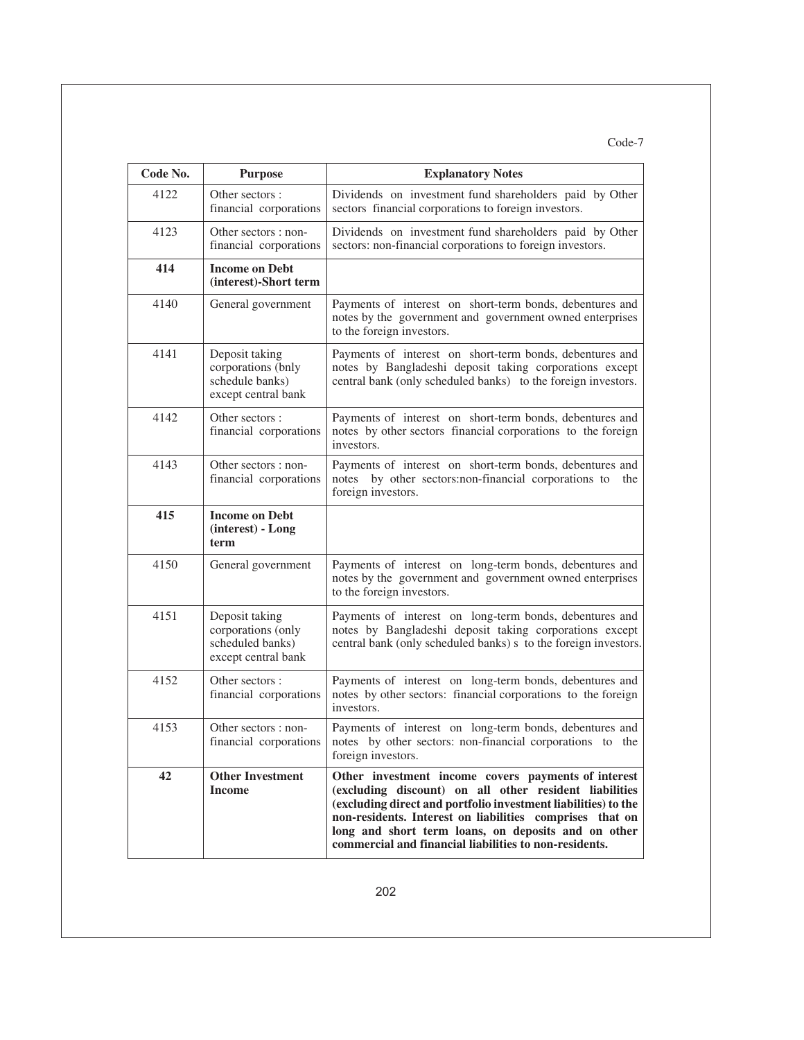Code-7

| Code No. | Purpose | Explanatory Notes |
|---|---|---|
| 4122 | Other sectors : financial corporations | Dividends on investment fund shareholders paid by Other sectors financial corporations to foreign investors. |
| 4123 | Other sectors : non-financial corporations | Dividends on investment fund shareholders paid by Other sectors: non-financial corporations to foreign investors. |
| **414** | **Income on Debt (interest)-Short term** | |
| 4140 | General government | Payments of interest on short-term bonds, debentures and notes by the government and government owned enterprises to the foreign investors. |
| 4141 | Deposit taking corporations (bnly schedule banks) except central bank | Payments of interest on short-term bonds, debentures and notes by Bangladeshi deposit taking corporations except central bank (only scheduled banks) to the foreign investors. |
| 4142 | Other sectors : financial corporations | Payments of interest on short-term bonds, debentures and notes by other sectors financial corporations to the foreign investors. |
| 4143 | Other sectors : non-financial corporations | Payments of interest on short-term bonds, debentures and notes by other sectors:non-financial corporations to the foreign investors. |
| **415** | **Income on Debt (interest) - Long term** | |
| 4150 | General government | Payments of interest on long-term bonds, debentures and notes by the government and government owned enterprises to the foreign investors. |
| 4151 | Deposit taking corporations (only scheduled banks) except central bank | Payments of interest on long-term bonds, debentures and notes by Bangladeshi deposit taking corporations except central bank (only scheduled banks) s to the foreign investors. |
| 4152 | Other sectors : financial corporations | Payments of interest on long-term bonds, debentures and notes by other sectors: financial corporations to the foreign investors. |
| 4153 | Other sectors : non-financial corporations | Payments of interest on long-term bonds, debentures and notes by other sectors: non-financial corporations to the foreign investors. |
| **42** | **Other Investment Income** | **Other investment income covers payments of interest (excluding discount) on all other resident liabilities (excluding direct and portfolio investment liabilities) to the non-residents. Interest on liabilities comprises that on long and short term loans, on deposits and on other commercial and financial liabilities to non-residents.** |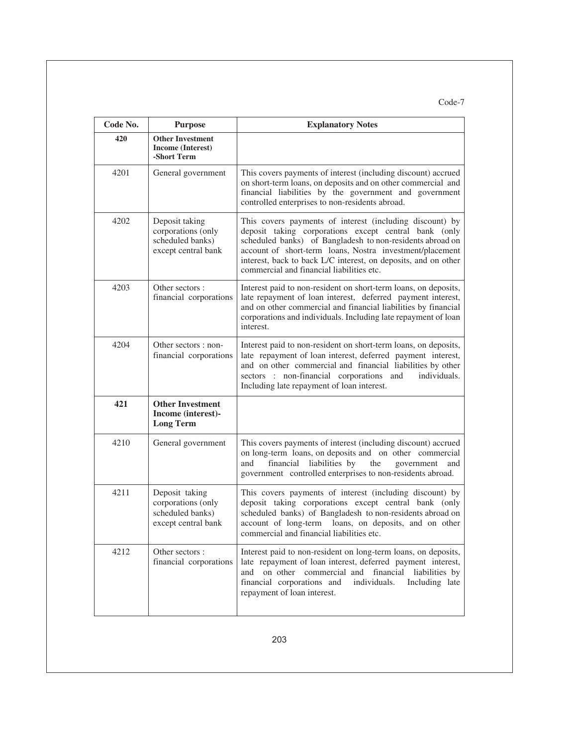Code-7

| Code No. | Purpose | Explanatory Notes |
|---|---|---|
| **420** | **Other Investment Income (Interest) -Short Term** | |
| 4201 | General government | This covers payments of interest (including discount) accrued on short-term loans, on deposits and on other commercial and financial liabilities by the government and government controlled enterprises to non-residents abroad. |
| 4202 | Deposit taking corporations (only scheduled banks) except central bank | This covers payments of interest (including discount) by deposit taking corporations except central bank (only scheduled banks) of Bangladesh to non-residents abroad on account of short-term loans, Nostra investment/placement interest, back to back L/C interest, on deposits, and on other commercial and financial liabilities etc. |
| 4203 | Other sectors : financial corporations | Interest paid to non-resident on short-term loans, on deposits, late repayment of loan interest, deferred payment interest, and on other commercial and financial liabilities by financial corporations and individuals. Including late repayment of loan interest. |
| 4204 | Other sectors : non-financial corporations | Interest paid to non-resident on short-term loans, on deposits, late repayment of loan interest, deferred payment interest, and on other commercial and financial liabilities by other sectors : non-financial corporations and individuals. Including late repayment of loan interest. |
| **421** | **Other Investment Income (interest)-Long Term** | |
| 4210 | General government | This covers payments of interest (including discount) accrued on long-term loans, on deposits and on other commercial and financial liabilities by the government and government controlled enterprises to non-residents abroad. |
| 4211 | Deposit taking corporations (only scheduled banks) except central bank | This covers payments of interest (including discount) by deposit taking corporations except central bank (only scheduled banks) of Bangladesh to non-residents abroad on account of long-term loans, on deposits, and on other commercial and financial liabilities etc. |
| 4212 | Other sectors : financial corporations | Interest paid to non-resident on long-term loans, on deposits, late repayment of loan interest, deferred payment interest, and on other commercial and financial liabilities by financial corporations and individuals. Including late repayment of loan interest. |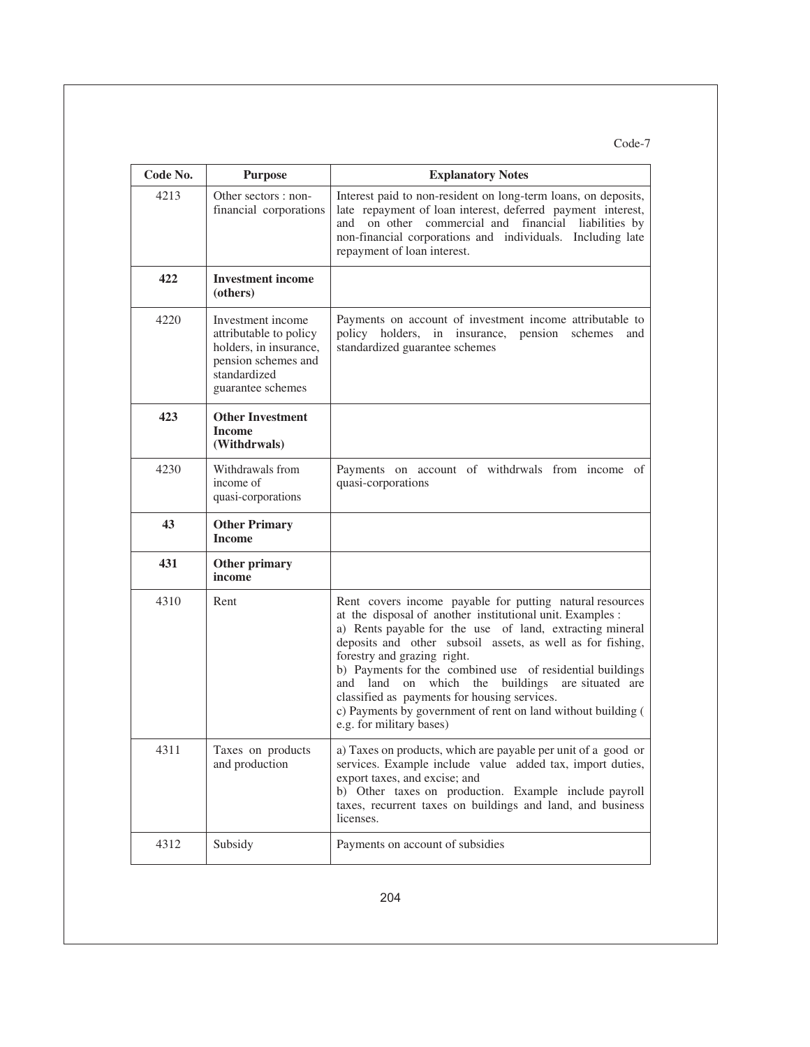Code-7

| Code No. | Purpose | Explanatory Notes |
|---|---|---|
| 4213 | Other sectors : non-financial corporations | Interest paid to non-resident on long-term loans, on deposits, late repayment of loan interest, deferred payment interest, and on other commercial and financial liabilities by non-financial corporations and individuals. Including late repayment of loan interest. |
| **422** | **Investment income (others)** | |
| 4220 | Investment income attributable to policy holders, in insurance, pension schemes and standardized guarantee schemes | Payments on account of investment income attributable to policy holders, in insurance, pension schemes and standardized guarantee schemes |
| **423** | **Other Investment Income (Withdrwals)** | |
| 4230 | Withdrawals from income of quasi-corporations | Payments on account of withdrwals from income of quasi-corporations |
| **43** | **Other Primary Income** | |
| **431** | **Other primary income** | |
| 4310 | Rent | Rent covers income payable for putting natural resources at the disposal of another institutional unit. Examples :<br>a) Rents payable for the use of land, extracting mineral deposits and other subsoil assets, as well as for fishing, forestry and grazing right.<br>b) Payments for the combined use of residential buildings and land on which the buildings are situated are classified as payments for housing services.<br>c) Payments by government of rent on land without building ( e.g. for military bases) |
| 4311 | Taxes on products and production | a) Taxes on products, which are payable per unit of a good or services. Example include value added tax, import duties, export taxes, and excise; and<br>b) Other taxes on production. Example include payroll taxes, recurrent taxes on buildings and land, and business licenses. |
| 4312 | Subsidy | Payments on account of subsidies |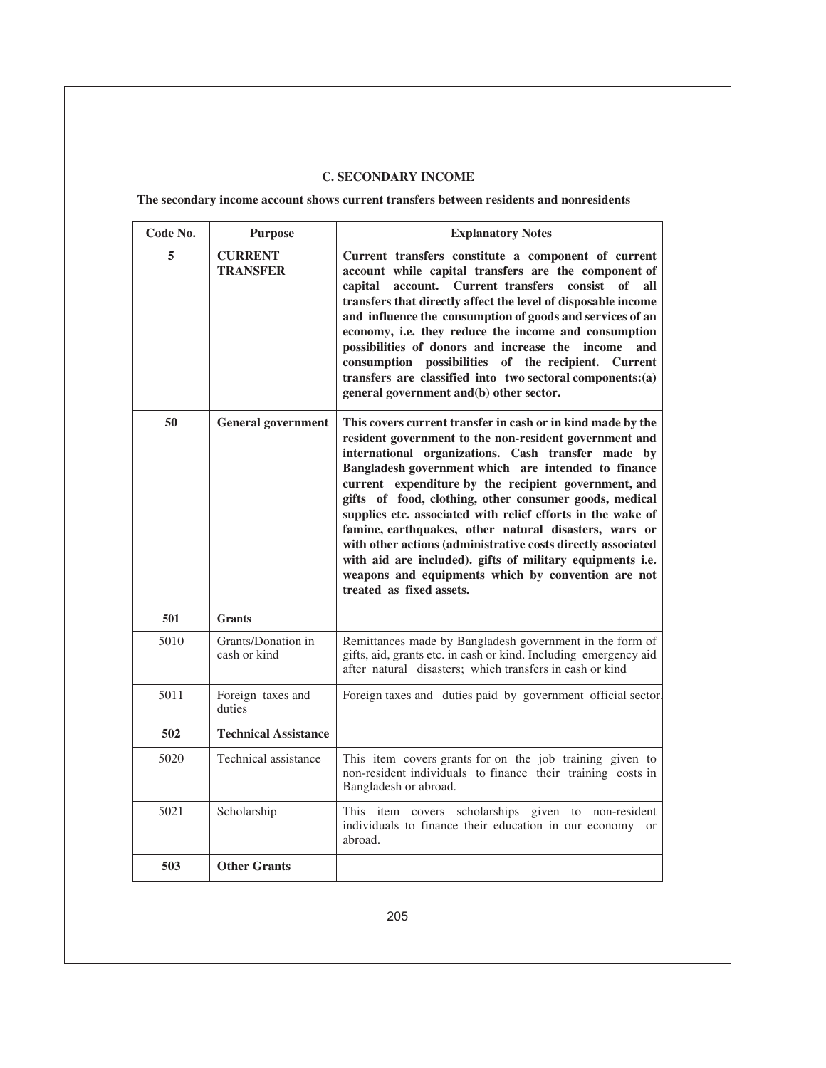### C. SECONDARY INCOME

**The secondary income account shows current transfers between residents and nonresidents**

| Code No. | Purpose | Explanatory Notes |
|---|---|---|
| **5** | **CURRENT TRANSFER** | **Current transfers constitute a component of current account while capital transfers are the component of capital account. Current transfers consist of all transfers that directly affect the level of disposable income and influence the consumption of goods and services of an economy, i.e. they reduce the income and consumption possibilities of donors and increase the income and consumption possibilities of the recipient. Current transfers are classified into two sectoral components:(a) general government and(b) other sector.** |
| **50** | **General government** | **This covers current transfer in cash or in kind made by the resident government to the non-resident government and international organizations. Cash transfer made by Bangladesh government which are intended to finance current expenditure by the recipient government, and gifts of food, clothing, other consumer goods, medical supplies etc. associated with relief efforts in the wake of famine, earthquakes, other natural disasters, wars or with other actions (administrative costs directly associated with aid are included). gifts of military equipments i.e. weapons and equipments which by convention are not treated as fixed assets.** |
| **501** | **Grants** | |
| 5010 | Grants/Donation in cash or kind | Remittances made by Bangladesh government in the form of gifts, aid, grants etc. in cash or kind. Including emergency aid after natural disasters; which transfers in cash or kind |
| 5011 | Foreign taxes and duties | Foreign taxes and duties paid by government official sector. |
| **502** | **Technical Assistance** | |
| 5020 | Technical assistance | This item covers grants for on the job training given to non-resident individuals to finance their training costs in Bangladesh or abroad. |
| 5021 | Scholarship | This item covers scholarships given to non-resident individuals to finance their education in our economy or abroad. |
| **503** | **Other Grants** | |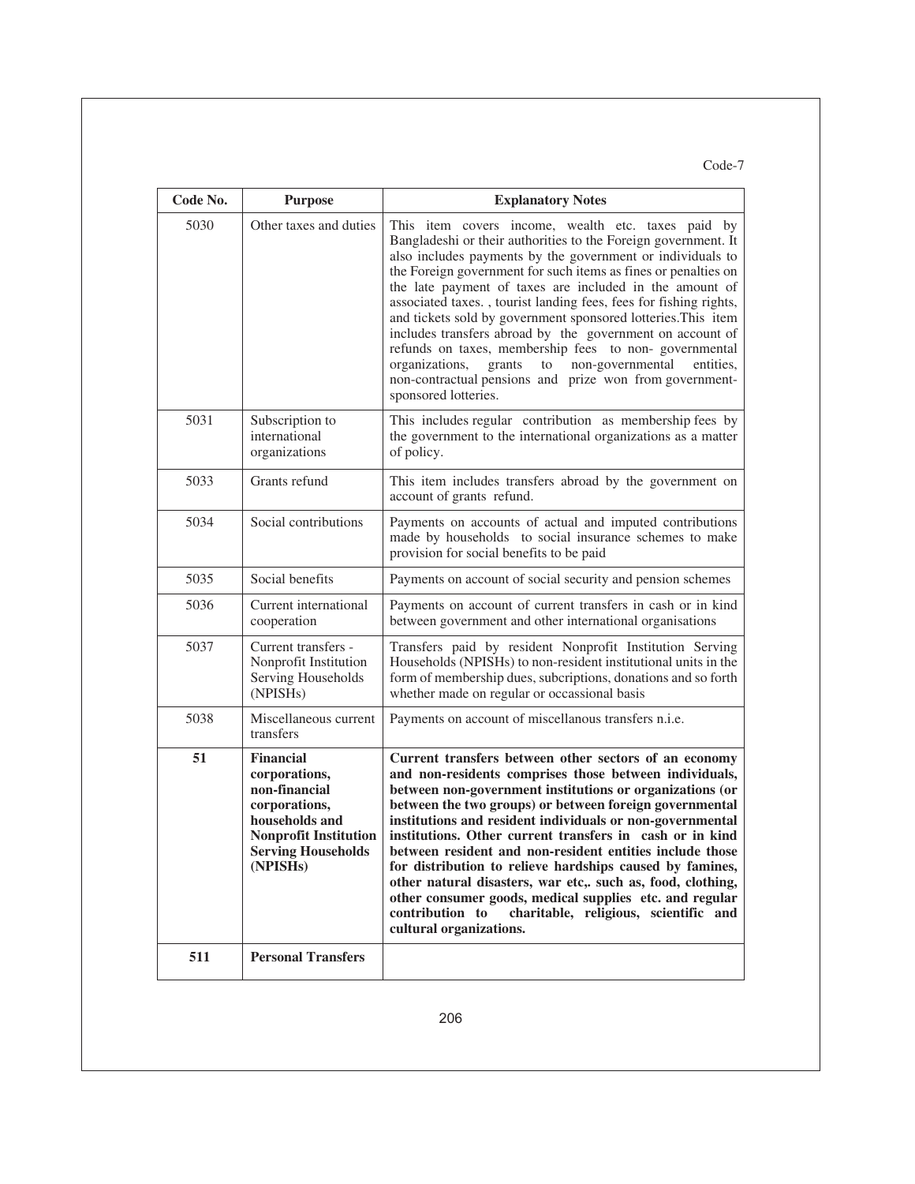Code-7

| Code No. | Purpose | Explanatory Notes |
|---|---|---|
| 5030 | Other taxes and duties | This item covers income, wealth etc. taxes paid by Bangladeshi or their authorities to the Foreign government. It also includes payments by the government or individuals to the Foreign government for such items as fines or penalties on the late payment of taxes are included in the amount of associated taxes. , tourist landing fees, fees for fishing rights, and tickets sold by government sponsored lotteries.This item includes transfers abroad by the government on account of refunds on taxes, membership fees to non- governmental organizations, grants to non-governmental entities, non-contractual pensions and prize won from government-sponsored lotteries. |
| 5031 | Subscription to international organizations | This includes regular contribution as membership fees by the government to the international organizations as a matter of policy. |
| 5033 | Grants refund | This item includes transfers abroad by the government on account of grants refund. |
| 5034 | Social contributions | Payments on accounts of actual and imputed contributions made by households to social insurance schemes to make provision for social benefits to be paid |
| 5035 | Social benefits | Payments on account of social security and pension schemes |
| 5036 | Current international cooperation | Payments on account of current transfers in cash or in kind between government and other international organisations |
| 5037 | Current transfers - Nonprofit Institution Serving Households (NPISHs) | Transfers paid by resident Nonprofit Institution Serving Households (NPISHs) to non-resident institutional units in the form of membership dues, subcriptions, donations and so forth whether made on regular or occassional basis |
| 5038 | Miscellaneous current transfers | Payments on account of miscellanous transfers n.i.e. |
| **51** | **Financial corporations, non-financial corporations, households and Nonprofit Institution Serving Households (NPISHs)** | **Current transfers between other sectors of an economy and non-residents comprises those between individuals, between non-government institutions or organizations (or between the two groups) or between foreign governmental institutions and resident individuals or non-governmental institutions. Other current transfers in cash or in kind between resident and non-resident entities include those for distribution to relieve hardships caused by famines, other natural disasters, war etc,. such as, food, clothing, other consumer goods, medical supplies etc. and regular contribution to charitable, religious, scientific and cultural organizations.** |
| **511** | **Personal Transfers** | |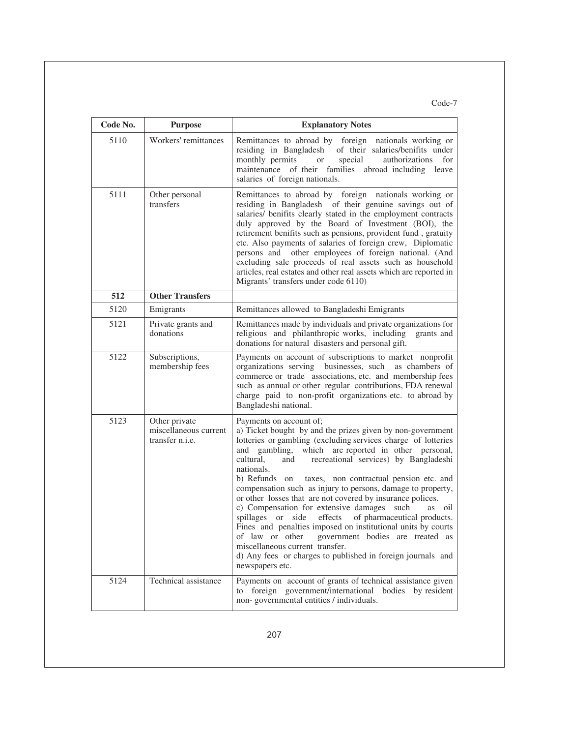Code-7

| Code No. | Purpose | Explanatory Notes |
|---|---|---|
| 5110 | Workers' remittances | Remittances to abroad by foreign nationals working or residing in Bangladesh of their salaries/benifits under monthly permits or special authorizations for maintenance of their families abroad including leave salaries of foreign nationals. |
| 5111 | Other personal transfers | Remittances to abroad by foreign nationals working or residing in Bangladesh of their genuine savings out of salaries/ benifits clearly stated in the employment contracts duly approved by the Board of Investment (BOI), the retirement benifits such as pensions, provident fund , gratuity etc. Also payments of salaries of foreign crew, Diplomatic persons and other employees of foreign national. (And excluding sale proceeds of real assets such as household articles, real estates and other real assets which are reported in Migrants' transfers under code 6110) |
| **512** | **Other Transfers** | |
| 5120 | Emigrants | Remittances allowed to Bangladeshi Emigrants |
| 5121 | Private grants and donations | Remittances made by individuals and private organizations for religious and philanthropic works, including grants and donations for natural disasters and personal gift. |
| 5122 | Subscriptions, membership fees | Payments on account of subscriptions to market nonprofit organizations serving businesses, such as chambers of commerce or trade associations, etc. and membership fees such as annual or other regular contributions, FDA renewal charge paid to non-profit organizations etc. to abroad by Bangladeshi national. |
| 5123 | Other private miscellaneous current transfer n.i.e. | Payments on account of;<br>a) Ticket bought by and the prizes given by non-government lotteries or gambling (excluding services charge of lotteries and gambling, which are reported in other personal, cultural, and recreational services) by Bangladeshi nationals.<br>b) Refunds on taxes, non contractual pension etc. and compensation such as injury to persons, damage to property, or other losses that are not covered by insurance polices.<br>c) Compensation for extensive damages such as oil spillages or side effects of pharmaceutical products. Fines and penalties imposed on institutional units by courts of law or other government bodies are treated as miscellaneous current transfer.<br>d) Any fees or charges to published in foreign journals and newspapers etc. |
| 5124 | Technical assistance | Payments on account of grants of technical assistance given to foreign government/international bodies by resident non- governmental entities / individuals. |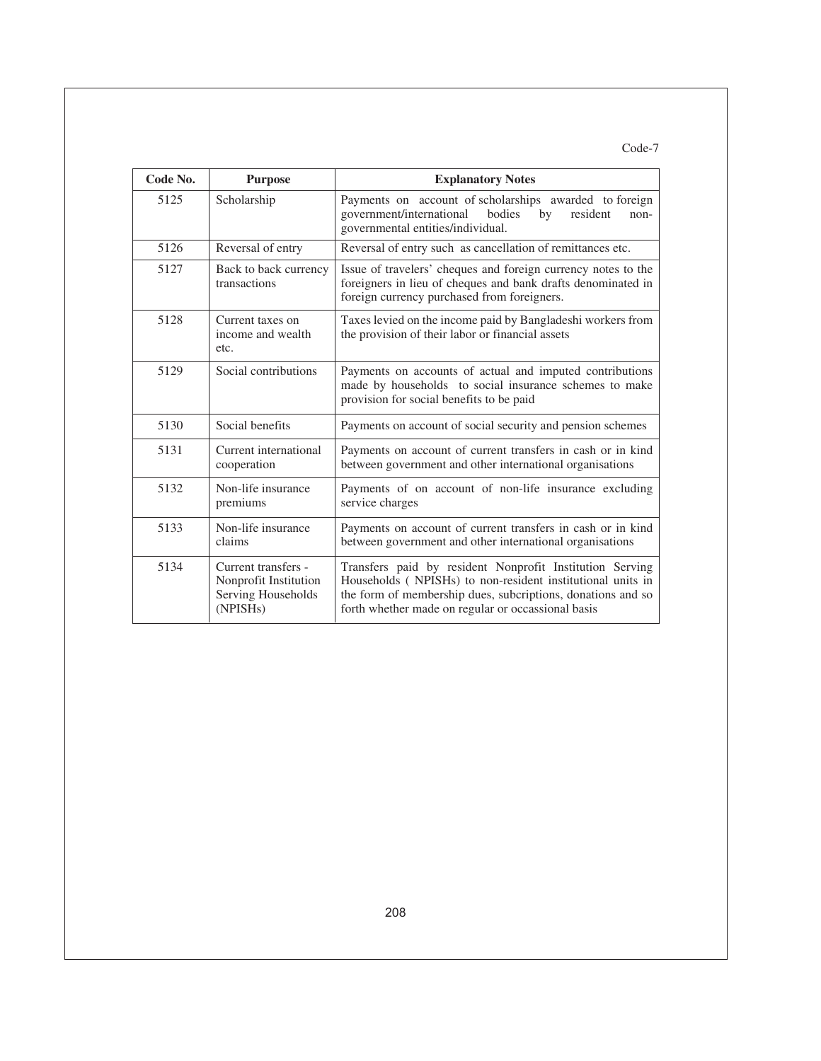Code-7

| Code No. | Purpose | Explanatory Notes |
|---|---|---|
| 5125 | Scholarship | Payments on account of scholarships awarded to foreign government/international bodies by resident non-governmental entities/individual. |
| 5126 | Reversal of entry | Reversal of entry such as cancellation of remittances etc. |
| 5127 | Back to back currency transactions | Issue of travelers' cheques and foreign currency notes to the foreigners in lieu of cheques and bank drafts denominated in foreign currency purchased from foreigners. |
| 5128 | Current taxes on income and wealth etc. | Taxes levied on the income paid by Bangladeshi workers from the provision of their labor or financial assets |
| 5129 | Social contributions | Payments on accounts of actual and imputed contributions made by households to social insurance schemes to make provision for social benefits to be paid |
| 5130 | Social benefits | Payments on account of social security and pension schemes |
| 5131 | Current international cooperation | Payments on account of current transfers in cash or in kind between government and other international organisations |
| 5132 | Non-life insurance premiums | Payments of on account of non-life insurance excluding service charges |
| 5133 | Non-life insurance claims | Payments on account of current transfers in cash or in kind between government and other international organisations |
| 5134 | Current transfers - Nonprofit Institution Serving Households (NPISHs) | Transfers paid by resident Nonprofit Institution Serving Households ( NPISHs) to non-resident institutional units in the form of membership dues, subcriptions, donations and so forth whether made on regular or occassional basis |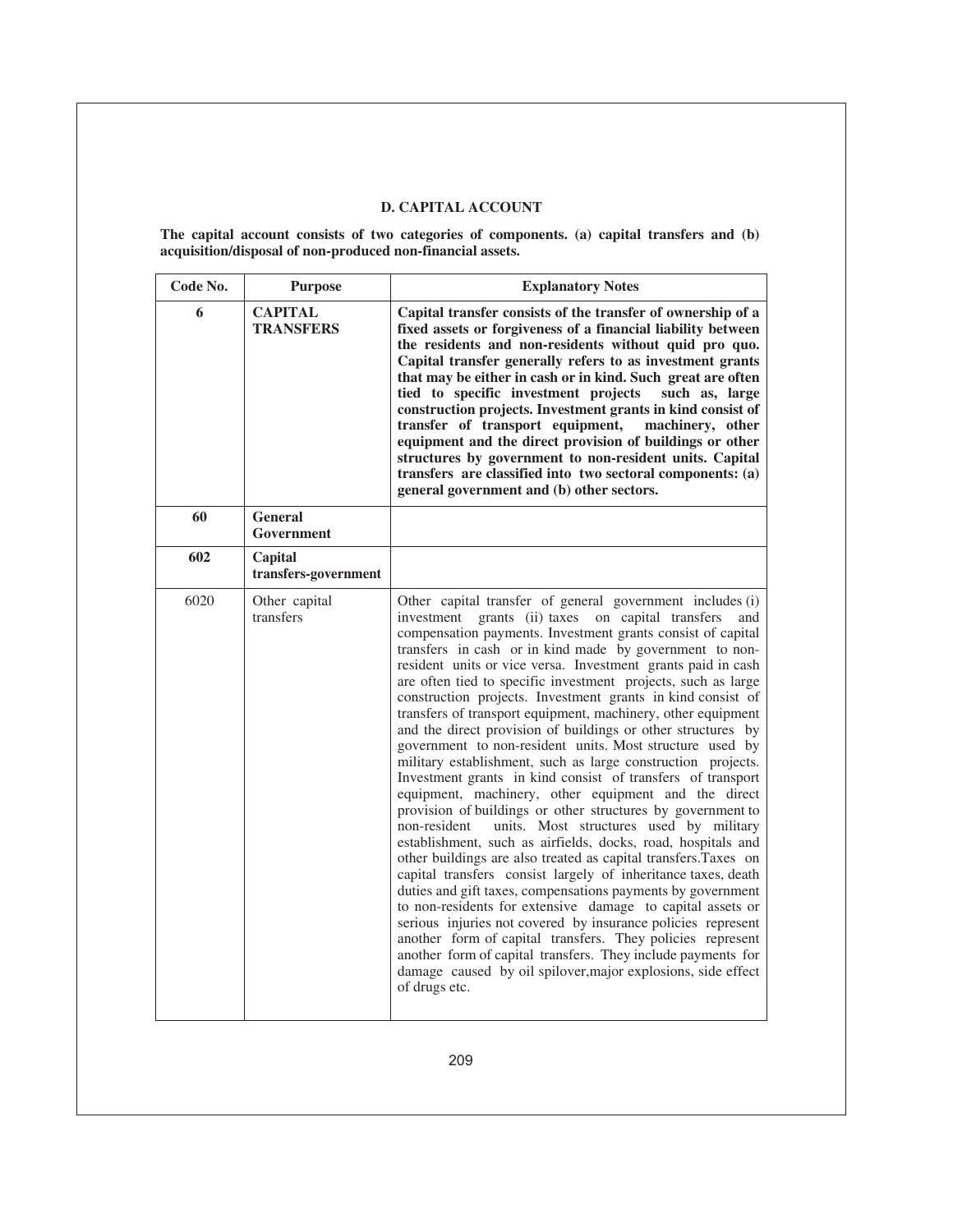## D. CAPITAL ACCOUNT

**The capital account consists of two categories of components. (a) capital transfers and (b) acquisition/disposal of non-produced non-financial assets.**

| Code No. | Purpose | Explanatory Notes |
|---|---|---|
| **6** | **CAPITAL TRANSFERS** | **Capital transfer consists of the transfer of ownership of a fixed assets or forgiveness of a financial liability between the residents and non-residents without quid pro quo. Capital transfer generally refers to as investment grants that may be either in cash or in kind. Such great are often tied to specific investment projects such as, large construction projects. Investment grants in kind consist of transfer of transport equipment, machinery, other equipment and the direct provision of buildings or other structures by government to non-resident units. Capital transfers are classified into two sectoral components: (a) general government and (b) other sectors.** |
| **60** | **General Government** | |
| **602** | **Capital transfers-government** | |
| 6020 | Other capital transfers | Other capital transfer of general government includes (i) investment grants (ii) taxes on capital transfers and compensation payments. Investment grants consist of capital transfers in cash or in kind made by government to non-resident units or vice versa. Investment grants paid in cash are often tied to specific investment projects, such as large construction projects. Investment grants in kind consist of transfers of transport equipment, machinery, other equipment and the direct provision of buildings or other structures by government to non-resident units. Most structure used by military establishment, such as large construction projects. Investment grants in kind consist of transfers of transport equipment, machinery, other equipment and the direct provision of buildings or other structures by government to non-resident units. Most structures used by military establishment, such as airfields, docks, road, hospitals and other buildings are also treated as capital transfers.Taxes on capital transfers consist largely of inheritance taxes, death duties and gift taxes, compensations payments by government to non-residents for extensive damage to capital assets or serious injuries not covered by insurance policies represent another form of capital transfers. They policies represent another form of capital transfers. They include payments for damage caused by oil spilover,major explosions, side effect of drugs etc. |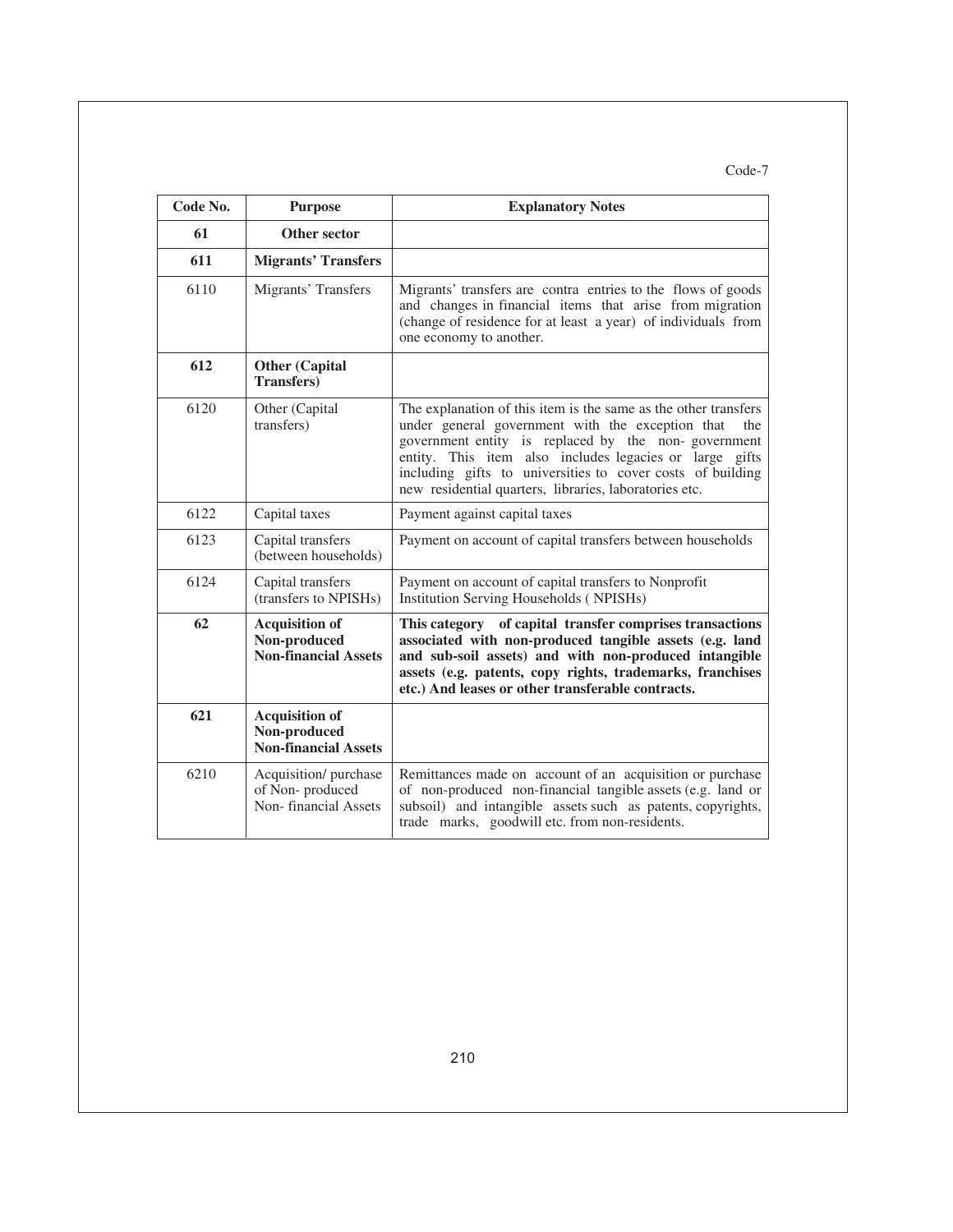Code-7

| Code No. | Purpose | Explanatory Notes |
|---|---|---|
| **61** | **Other sector** | |
| **611** | **Migrants' Transfers** | |
| 6110 | Migrants' Transfers | Migrants' transfers are contra entries to the flows of goods and changes in financial items that arise from migration (change of residence for at least a year) of individuals from one economy to another. |
| **612** | **Other (Capital Transfers)** | |
| 6120 | Other (Capital transfers) | The explanation of this item is the same as the other transfers under general government with the exception that the government entity is replaced by the non- government entity. This item also includes legacies or large gifts including gifts to universities to cover costs of building new residential quarters, libraries, laboratories etc. |
| 6122 | Capital taxes | Payment against capital taxes |
| 6123 | Capital transfers (between households) | Payment on account of capital transfers between households |
| 6124 | Capital transfers (transfers to NPISHs) | Payment on account of capital transfers to Nonprofit Institution Serving Households ( NPISHs) |
| **62** | **Acquisition of Non-produced Non-financial Assets** | **This category of capital transfer comprises transactions associated with non-produced tangible assets (e.g. land and sub-soil assets) and with non-produced intangible assets (e.g. patents, copy rights, trademarks, franchises etc.) And leases or other transferable contracts.** |
| **621** | **Acquisition of Non-produced Non-financial Assets** | |
| 6210 | Acquisition/ purchase of Non- produced Non- financial Assets | Remittances made on account of an acquisition or purchase of non-produced non-financial tangible assets (e.g. land or subsoil) and intangible assets such as patents, copyrights, trade marks, goodwill etc. from non-residents. |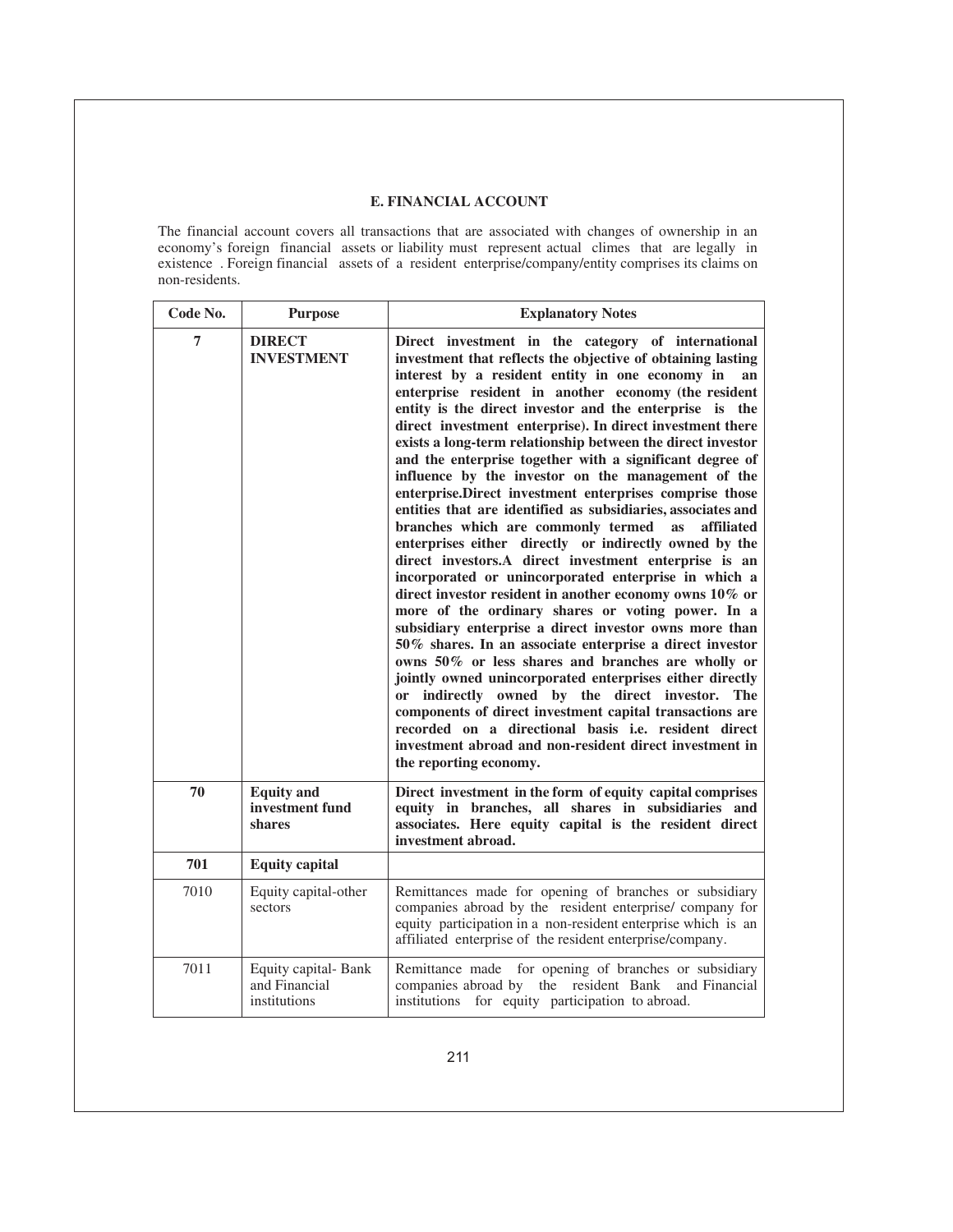## E. FINANCIAL ACCOUNT

The financial account covers all transactions that are associated with changes of ownership in an economy's foreign financial assets or liability must represent actual climes that are legally in existence . Foreign financial assets of a resident enterprise/company/entity comprises its claims on non-residents.

| Code No. | Purpose | Explanatory Notes |
|---|---|---|
| **7** | **DIRECT INVESTMENT** | **Direct investment in the category of international investment that reflects the objective of obtaining lasting interest by a resident entity in one economy in an enterprise resident in another economy (the resident entity is the direct investor and the enterprise is the direct investment enterprise). In direct investment there exists a long-term relationship between the direct investor and the enterprise together with a significant degree of influence by the investor on the management of the enterprise.Direct investment enterprises comprise those entities that are identified as subsidiaries, associates and branches which are commonly termed as affiliated enterprises either directly or indirectly owned by the direct investors.A direct investment enterprise is an incorporated or unincorporated enterprise in which a direct investor resident in another economy owns 10% or more of the ordinary shares or voting power. In a subsidiary enterprise a direct investor owns more than 50% shares. In an associate enterprise a direct investor owns 50% or less shares and branches are wholly or jointly owned unincorporated enterprises either directly or indirectly owned by the direct investor. The components of direct investment capital transactions are recorded on a directional basis i.e. resident direct investment abroad and non-resident direct investment in the reporting economy.** |
| **70** | **Equity and investment fund shares** | **Direct investment in the form of equity capital comprises equity in branches, all shares in subsidiaries and associates. Here equity capital is the resident direct investment abroad.** |
| **701** | **Equity capital** | |
| 7010 | Equity capital-other sectors | Remittances made for opening of branches or subsidiary companies abroad by the resident enterprise/ company for equity participation in a non-resident enterprise which is an affiliated enterprise of the resident enterprise/company. |
| 7011 | Equity capital- Bank and Financial institutions | Remittance made for opening of branches or subsidiary companies abroad by the resident Bank and Financial institutions for equity participation to abroad. |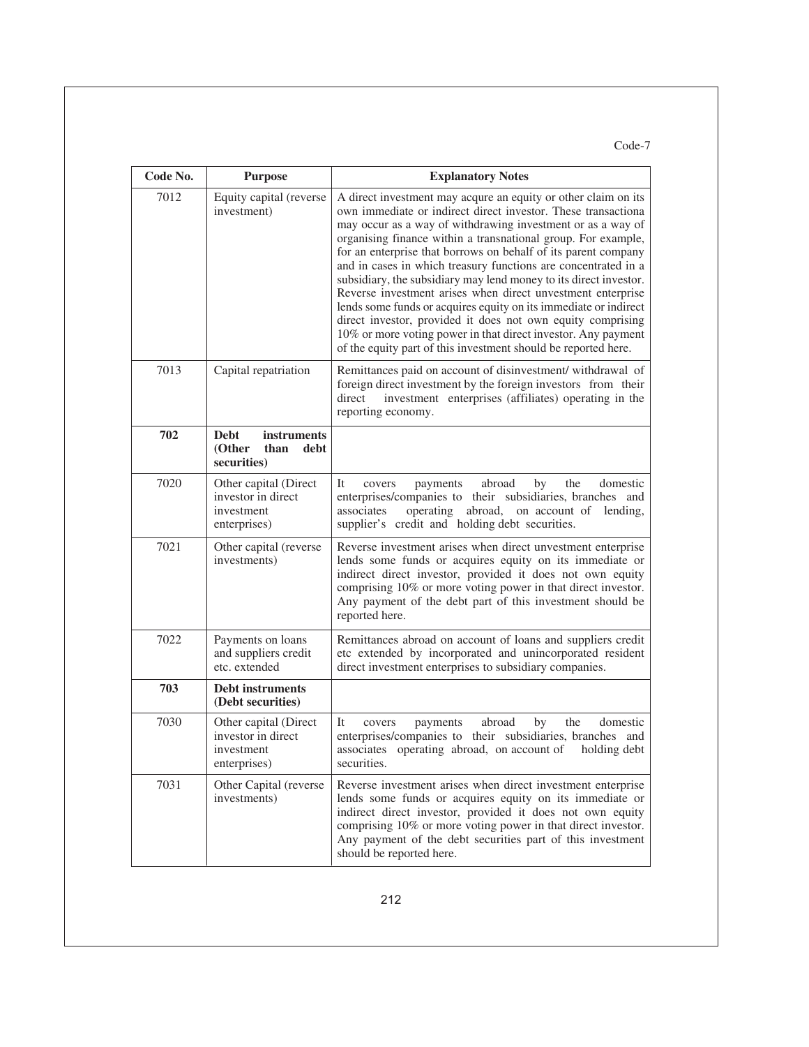Code-7

| Code No. | Purpose | Explanatory Notes |
|---|---|---|
| 7012 | Equity capital (reverse investment) | A direct investment may acqure an equity or other claim on its own immediate or indirect direct investor. These transactiona may occur as a way of withdrawing investment or as a way of organising finance within a transnational group. For example, for an enterprise that borrows on behalf of its parent company and in cases in which treasury functions are concentrated in a subsidiary, the subsidiary may lend money to its direct investor. Reverse investment arises when direct unvestment enterprise lends some funds or acquires equity on its immediate or indirect direct investor, provided it does not own equity comprising 10% or more voting power in that direct investor. Any payment of the equity part of this investment should be reported here. |
| 7013 | Capital repatriation | Remittances paid on account of disinvestment/ withdrawal of foreign direct investment by the foreign investors from their direct investment enterprises (affiliates) operating in the reporting economy. |
| **702** | **Debt instruments (Other than debt securities)** | |
| 7020 | Other capital (Direct investor in direct investment enterprises) | It covers payments abroad by the domestic enterprises/companies to their subsidiaries, branches and associates operating abroad, on account of lending, supplier's credit and holding debt securities. |
| 7021 | Other capital (reverse investments) | Reverse investment arises when direct unvestment enterprise lends some funds or acquires equity on its immediate or indirect direct investor, provided it does not own equity comprising 10% or more voting power in that direct investor. Any payment of the debt part of this investment should be reported here. |
| 7022 | Payments on loans and suppliers credit etc. extended | Remittances abroad on account of loans and suppliers credit etc extended by incorporated and unincorporated resident direct investment enterprises to subsidiary companies. |
| **703** | **Debt instruments (Debt securities)** | |
| 7030 | Other capital (Direct investor in direct investment enterprises) | It covers payments abroad by the domestic enterprises/companies to their subsidiaries, branches and associates operating abroad, on account of holding debt securities. |
| 7031 | Other Capital (reverse investments) | Reverse investment arises when direct investment enterprise lends some funds or acquires equity on its immediate or indirect direct investor, provided it does not own equity comprising 10% or more voting power in that direct investor. Any payment of the debt securities part of this investment should be reported here. |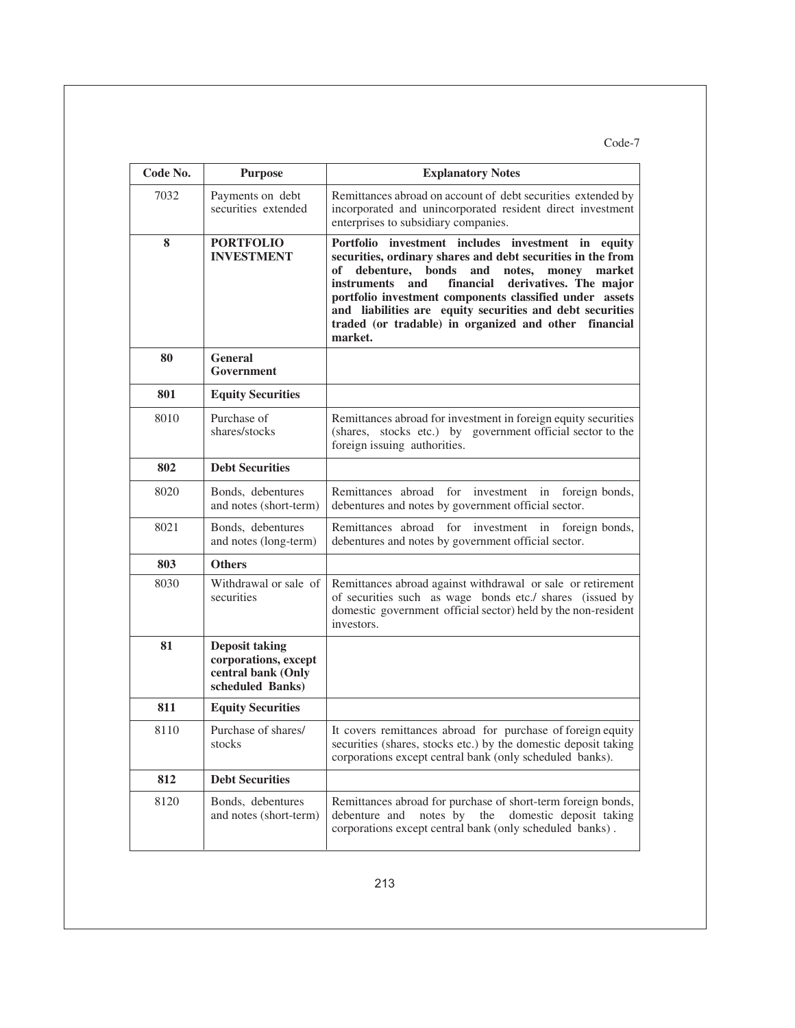Code-7

| Code No. | Purpose | Explanatory Notes |
|---|---|---|
| 7032 | Payments on debt securities extended | Remittances abroad on account of debt securities extended by incorporated and unincorporated resident direct investment enterprises to subsidiary companies. |
| **8** | **PORTFOLIO INVESTMENT** | **Portfolio investment includes investment in equity securities, ordinary shares and debt securities in the from of debenture, bonds and notes, money market instruments and financial derivatives. The major portfolio investment components classified under assets and liabilities are equity securities and debt securities traded (or tradable) in organized and other financial market.** |
| **80** | **General Government** | |
| **801** | **Equity Securities** | |
| 8010 | Purchase of shares/stocks | Remittances abroad for investment in foreign equity securities (shares, stocks etc.) by government official sector to the foreign issuing authorities. |
| **802** | **Debt Securities** | |
| 8020 | Bonds, debentures and notes (short-term) | Remittances abroad for investment in foreign bonds, debentures and notes by government official sector. |
| 8021 | Bonds, debentures and notes (long-term) | Remittances abroad for investment in foreign bonds, debentures and notes by government official sector. |
| **803** | **Others** | |
| 8030 | Withdrawal or sale of securities | Remittances abroad against withdrawal or sale or retirement of securities such as wage bonds etc./ shares (issued by domestic government official sector) held by the non-resident investors. |
| **81** | **Deposit taking corporations, except central bank (Only scheduled Banks)** | |
| **811** | **Equity Securities** | |
| 8110 | Purchase of shares/ stocks | It covers remittances abroad for purchase of foreign equity securities (shares, stocks etc.) by the domestic deposit taking corporations except central bank (only scheduled banks). |
| **812** | **Debt Securities** | |
| 8120 | Bonds, debentures and notes (short-term) | Remittances abroad for purchase of short-term foreign bonds, debenture and notes by the domestic deposit taking corporations except central bank (only scheduled banks) . |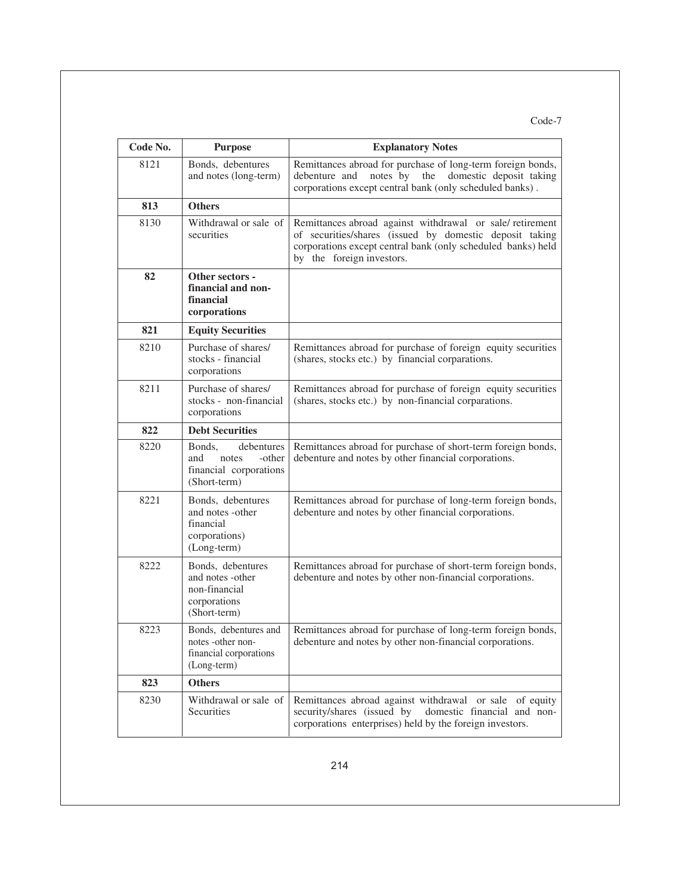Code-7

| Code No. | Purpose | Explanatory Notes |
|---|---|---|
| 8121 | Bonds, debentures and notes (long-term) | Remittances abroad for purchase of long-term foreign bonds, debenture and notes by the domestic deposit taking corporations except central bank (only scheduled banks) . |
| **813** | **Others** | |
| 8130 | Withdrawal or sale of securities | Remittances abroad against withdrawal or sale/ retirement of securities/shares (issued by domestic deposit taking corporations except central bank (only scheduled banks) held by the foreign investors. |
| **82** | **Other sectors - financial and non-financial corporations** | |
| **821** | **Equity Securities** | |
| 8210 | Purchase of shares/ stocks - financial corporations | Remittances abroad for purchase of foreign equity securities (shares, stocks etc.) by financial corparations. |
| 8211 | Purchase of shares/ stocks - non-financial corporations | Remittances abroad for purchase of foreign equity securities (shares, stocks etc.) by non-financial corparations. |
| **822** | **Debt Securities** | |
| 8220 | Bonds, debentures and notes -other financial corporations (Short-term) | Remittances abroad for purchase of short-term foreign bonds, debenture and notes by other financial corporations. |
| 8221 | Bonds, debentures and notes -other financial corporations) (Long-term) | Remittances abroad for purchase of long-term foreign bonds, debenture and notes by other financial corporations. |
| 8222 | Bonds, debentures and notes -other non-financial corporations (Short-term) | Remittances abroad for purchase of short-term foreign bonds, debenture and notes by other non-financial corporations. |
| 8223 | Bonds, debentures and notes -other non-financial corporations (Long-term) | Remittances abroad for purchase of long-term foreign bonds, debenture and notes by other non-financial corporations. |
| **823** | **Others** | |
| 8230 | Withdrawal or sale of Securities | Remittances abroad against withdrawal or sale of equity security/shares (issued by domestic financial and non-corporations enterprises) held by the foreign investors. |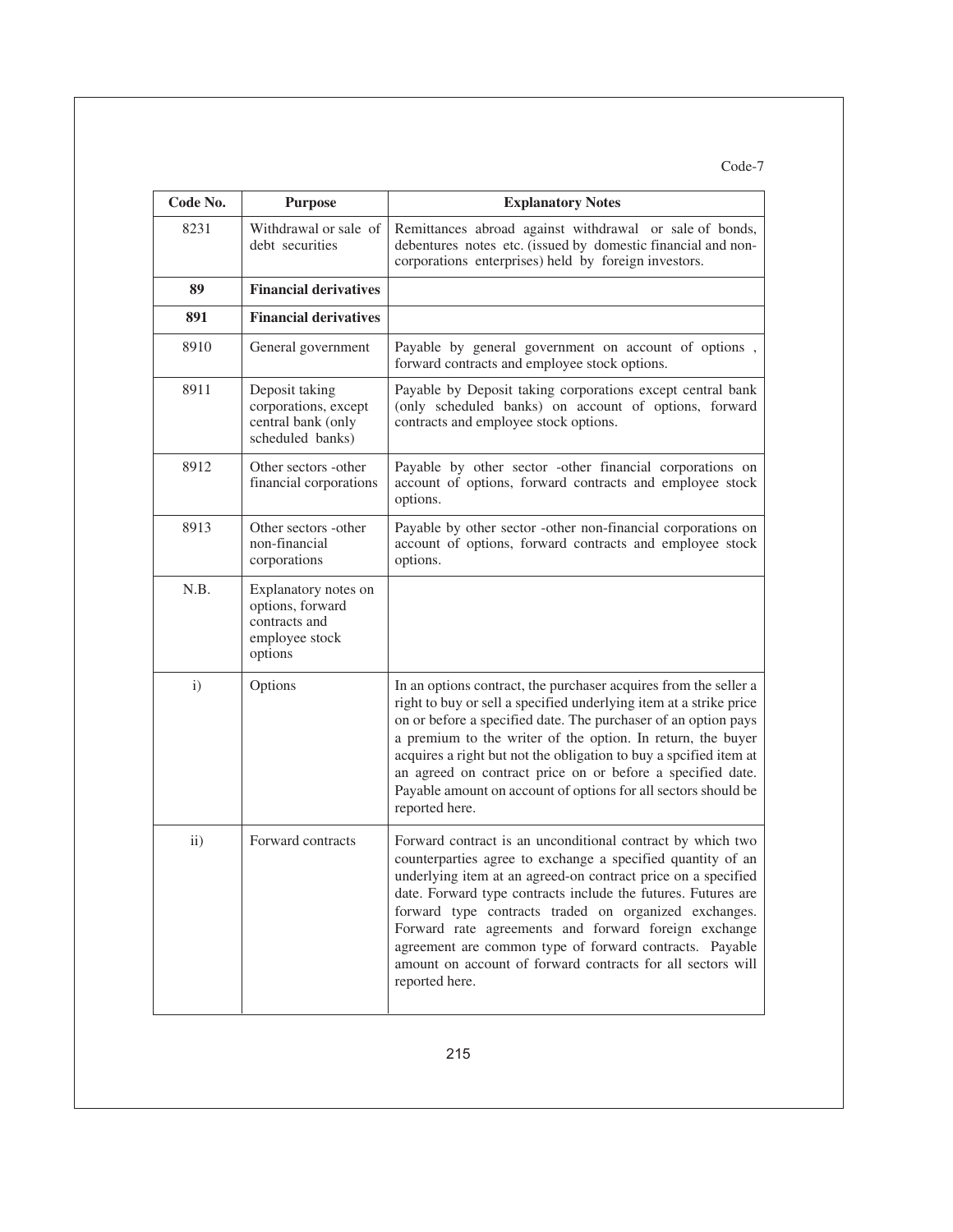Code-7

| Code No. | Purpose | Explanatory Notes |
|---|---|---|
| 8231 | Withdrawal or sale of debt securities | Remittances abroad against withdrawal or sale of bonds, debentures notes etc. (issued by domestic financial and non-corporations enterprises) held by foreign investors. |
| **89** | **Financial derivatives** | |
| **891** | **Financial derivatives** | |
| 8910 | General government | Payable by general government on account of options , forward contracts and employee stock options. |
| 8911 | Deposit taking corporations, except central bank (only scheduled banks) | Payable by Deposit taking corporations except central bank (only scheduled banks) on account of options, forward contracts and employee stock options. |
| 8912 | Other sectors -other financial corporations | Payable by other sector -other financial corporations on account of options, forward contracts and employee stock options. |
| 8913 | Other sectors -other non-financial corporations | Payable by other sector -other non-financial corporations on account of options, forward contracts and employee stock options. |
| N.B. | Explanatory notes on options, forward contracts and employee stock options | |
| i) | Options | In an options contract, the purchaser acquires from the seller a right to buy or sell a specified underlying item at a strike price on or before a specified date. The purchaser of an option pays a premium to the writer of the option. In return, the buyer acquires a right but not the obligation to buy a spcified item at an agreed on contract price on or before a specified date. Payable amount on account of options for all sectors should be reported here. |
| ii) | Forward contracts | Forward contract is an unconditional contract by which two counterparties agree to exchange a specified quantity of an underlying item at an agreed-on contract price on a specified date. Forward type contracts include the futures. Futures are forward type contracts traded on organized exchanges. Forward rate agreements and forward foreign exchange agreement are common type of forward contracts. Payable amount on account of forward contracts for all sectors will reported here. |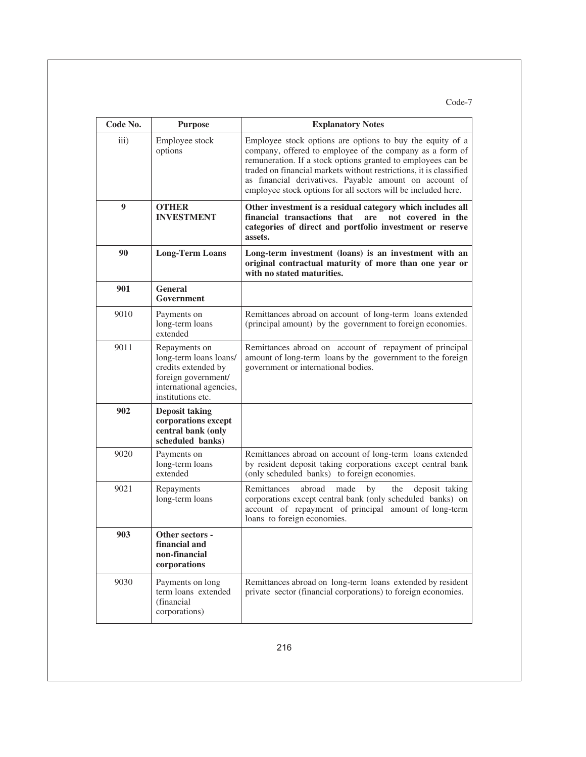Code-7

| Code No. | Purpose | Explanatory Notes |
|---|---|---|
| iii) | Employee stock options | Employee stock options are options to buy the equity of a company, offered to employee of the company as a form of remuneration. If a stock options granted to employees can be traded on financial markets without restrictions, it is classified as financial derivatives. Payable amount on account of employee stock options for all sectors will be included here. |
| **9** | **OTHER INVESTMENT** | **Other investment is a residual category which includes all financial transactions that are not covered in the categories of direct and portfolio investment or reserve assets.** |
| **90** | **Long-Term Loans** | **Long-term investment (loans) is an investment with an original contractual maturity of more than one year or with no stated maturities.** |
| **901** | **General Government** | |
| 9010 | Payments on long-term loans extended | Remittances abroad on account of long-term loans extended (principal amount) by the government to foreign economies. |
| 9011 | Repayments on long-term loans loans/ credits extended by foreign government/ international agencies, institutions etc. | Remittances abroad on account of repayment of principal amount of long-term loans by the government to the foreign government or international bodies. |
| **902** | **Deposit taking corporations except central bank (only scheduled banks)** | |
| 9020 | Payments on long-term loans extended | Remittances abroad on account of long-term loans extended by resident deposit taking corporations except central bank (only scheduled banks) to foreign economies. |
| 9021 | Repayments long-term loans | Remittances abroad made by the deposit taking corporations except central bank (only scheduled banks) on account of repayment of principal amount of long-term loans to foreign economies. |
| **903** | **Other sectors - financial and non-financial corporations** | |
| 9030 | Payments on long term loans extended (financial corporations) | Remittances abroad on long-term loans extended by resident private sector (financial corporations) to foreign economies. |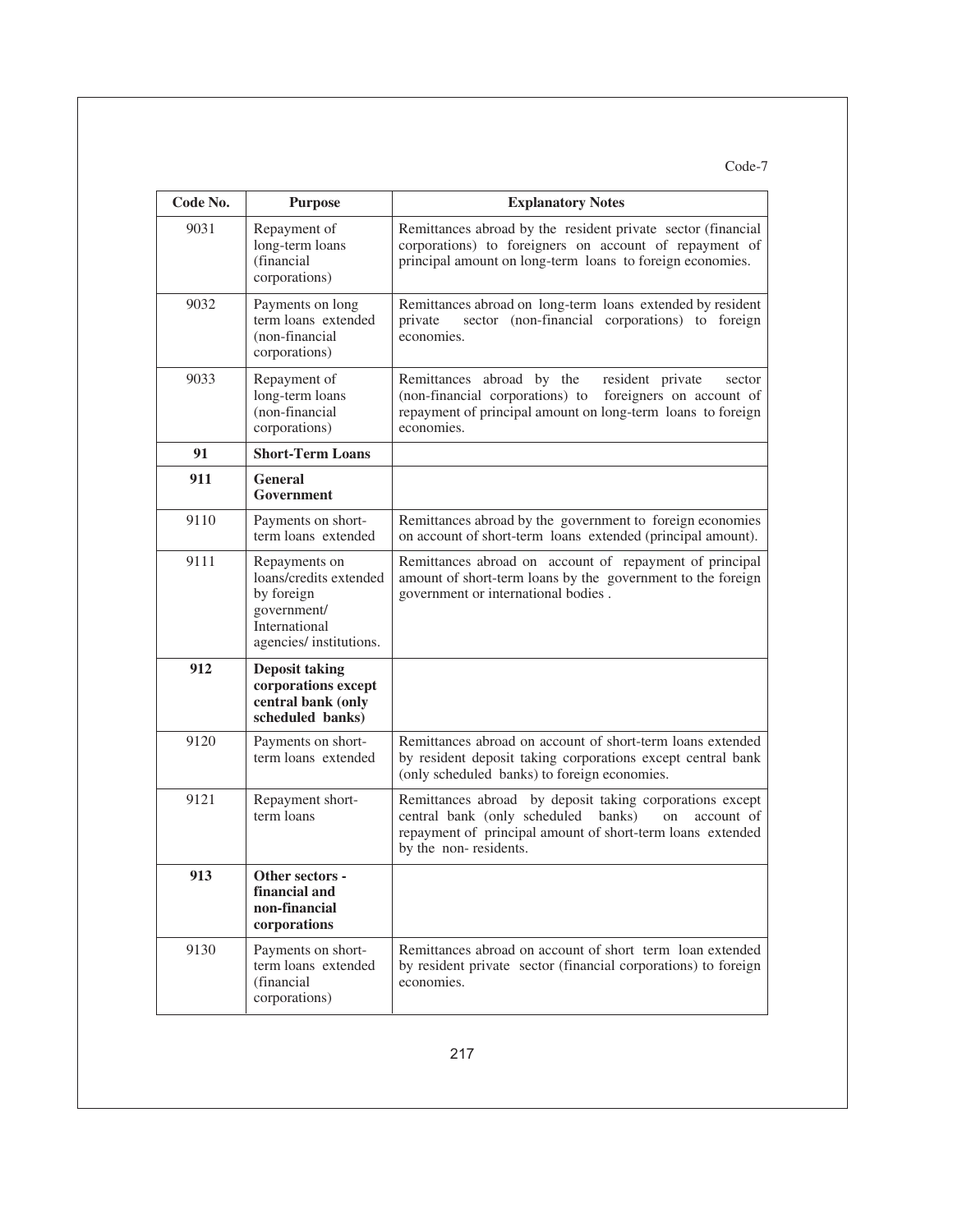| Code No. | Purpose | Explanatory Notes |
|---|---|---|
| 9031 | Repayment of long-term loans (financial corporations) | Remittances abroad by the resident private sector (financial corporations) to foreigners on account of repayment of principal amount on long-term loans to foreign economies. |
| 9032 | Payments on long term loans extended (non-financial corporations) | Remittances abroad on long-term loans extended by resident private sector (non-financial corporations) to foreign economies. |
| 9033 | Repayment of long-term loans (non-financial corporations) | Remittances abroad by the resident private sector (non-financial corporations) to foreigners on account of repayment of principal amount on long-term loans to foreign economies. |
| **91** | **Short-Term Loans** | |
| **911** | **General Government** | |
| 9110 | Payments on short-term loans extended | Remittances abroad by the government to foreign economies on account of short-term loans extended (principal amount). |
| 9111 | Repayments on loans/credits extended by foreign government/ International agencies/ institutions. | Remittances abroad on account of repayment of principal amount of short-term loans by the government to the foreign government or international bodies . |
| **912** | **Deposit taking corporations except central bank (only scheduled banks)** | |
| 9120 | Payments on short-term loans extended | Remittances abroad on account of short-term loans extended by resident deposit taking corporations except central bank (only scheduled banks) to foreign economies. |
| 9121 | Repayment short-term loans | Remittances abroad by deposit taking corporations except central bank (only scheduled banks) on account of repayment of principal amount of short-term loans extended by the non- residents. |
| **913** | **Other sectors - financial and non-financial corporations** | |
| 9130 | Payments on short-term loans extended (financial corporations) | Remittances abroad on account of short term loan extended by resident private sector (financial corporations) to foreign economies. |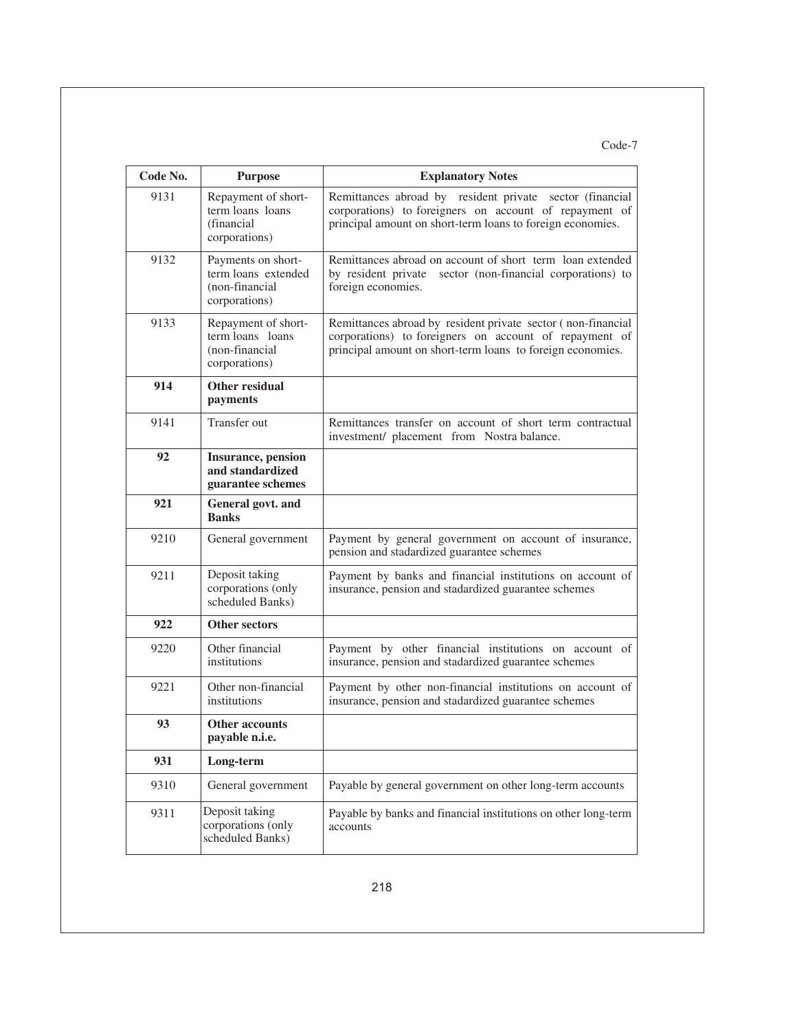Code-7

| Code No. | Purpose | Explanatory Notes |
|---|---|---|
| 9131 | Repayment of short-term loans loans (financial corporations) | Remittances abroad by resident private sector (financial corporations) to foreigners on account of repayment of principal amount on short-term loans to foreign economies. |
| 9132 | Payments on short-term loans extended (non-financial corporations) | Remittances abroad on account of short term loan extended by resident private sector (non-financial corporations) to foreign economies. |
| 9133 | Repayment of short-term loans loans (non-financial corporations) | Remittances abroad by resident private sector ( non-financial corporations) to foreigners on account of repayment of principal amount on short-term loans to foreign economies. |
| **914** | **Other residual payments** | |
| 9141 | Transfer out | Remittances transfer on account of short term contractual investment/ placement from Nostra balance. |
| **92** | **Insurance, pension and standardized guarantee schemes** | |
| **921** | **General govt. and Banks** | |
| 9210 | General government | Payment by general government on account of insurance, pension and stadardized guarantee schemes |
| 9211 | Deposit taking corporations (only scheduled Banks) | Payment by banks and financial institutions on account of insurance, pension and stadardized guarantee schemes |
| **922** | **Other sectors** | |
| 9220 | Other financial institutions | Payment by other financial institutions on account of insurance, pension and stadardized guarantee schemes |
| 9221 | Other non-financial institutions | Payment by other non-financial institutions on account of insurance, pension and stadardized guarantee schemes |
| **93** | **Other accounts payable n.i.e.** | |
| **931** | **Long-term** | |
| 9310 | General government | Payable by general government on other long-term accounts |
| 9311 | Deposit taking corporations (only scheduled Banks) | Payable by banks and financial institutions on other long-term accounts |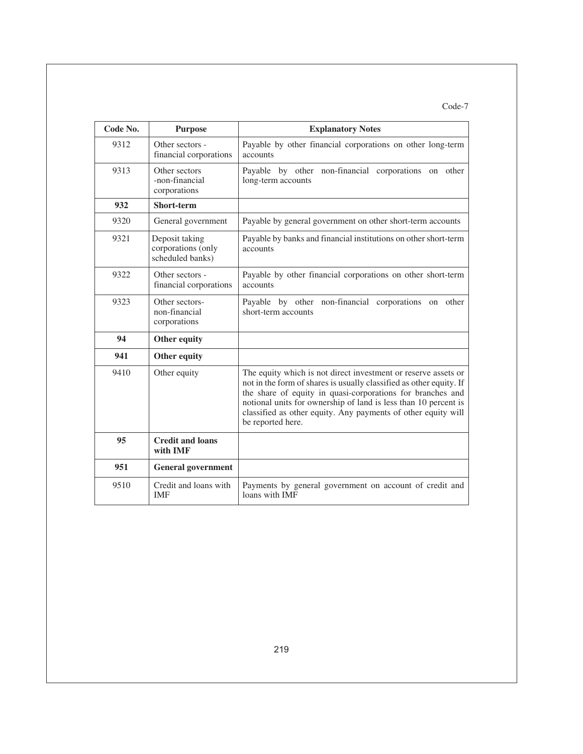Code-7

| Code No. | Purpose | Explanatory Notes |
|---|---|---|
| 9312 | Other sectors - financial corporations | Payable by other financial corporations on other long-term accounts |
| 9313 | Other sectors -non-financial corporations | Payable by other non-financial corporations on other long-term accounts |
| **932** | **Short-term** | |
| 9320 | General government | Payable by general government on other short-term accounts |
| 9321 | Deposit taking corporations (only scheduled banks) | Payable by banks and financial institutions on other short-term accounts |
| 9322 | Other sectors - financial corporations | Payable by other financial corporations on other short-term accounts |
| 9323 | Other sectors- non-financial corporations | Payable by other non-financial corporations on other short-term accounts |
| **94** | **Other equity** | |
| **941** | **Other equity** | |
| 9410 | Other equity | The equity which is not direct investment or reserve assets or not in the form of shares is usually classified as other equity. If the share of equity in quasi-corporations for branches and notional units for ownership of land is less than 10 percent is classified as other equity. Any payments of other equity will be reported here. |
| **95** | **Credit and loans with IMF** | |
| **951** | **General government** | |
| 9510 | Credit and loans with IMF | Payments by general government on account of credit and loans with IMF |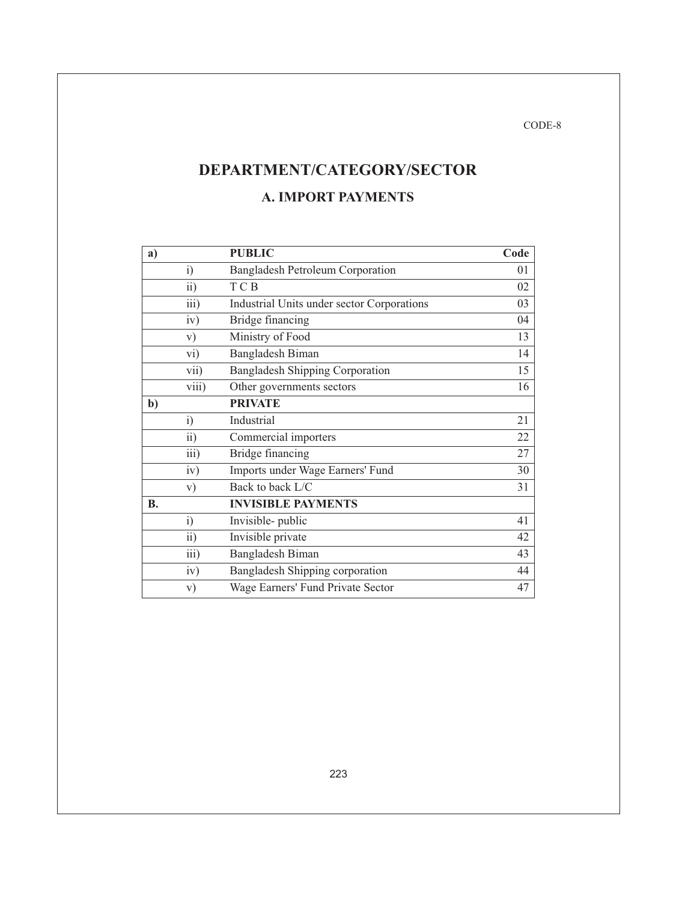CODE-8

# DEPARTMENT/CATEGORY/SECTOR

## A. IMPORT PAYMENTS

| **a)** | | **PUBLIC** | **Code** |
|---|---|---|---|
| | i) | Bangladesh Petroleum Corporation | 01 |
| | ii) | T C B | 02 |
| | iii) | Industrial Units under sector Corporations | 03 |
| | iv) | Bridge financing | 04 |
| | v) | Ministry of Food | 13 |
| | vi) | Bangladesh Biman | 14 |
| | vii) | Bangladesh Shipping Corporation | 15 |
| | viii) | Other governments sectors | 16 |
| **b)** | | **PRIVATE** | |
| | i) | Industrial | 21 |
| | ii) | Commercial importers | 22 |
| | iii) | Bridge financing | 27 |
| | iv) | Imports under Wage Earners' Fund | 30 |
| | v) | Back to back L/C | 31 |
| **B.** | | **INVISIBLE PAYMENTS** | |
| | i) | Invisible- public | 41 |
| | ii) | Invisible private | 42 |
| | iii) | Bangladesh Biman | 43 |
| | iv) | Bangladesh Shipping corporation | 44 |
| | v) | Wage Earners' Fund Private Sector | 47 |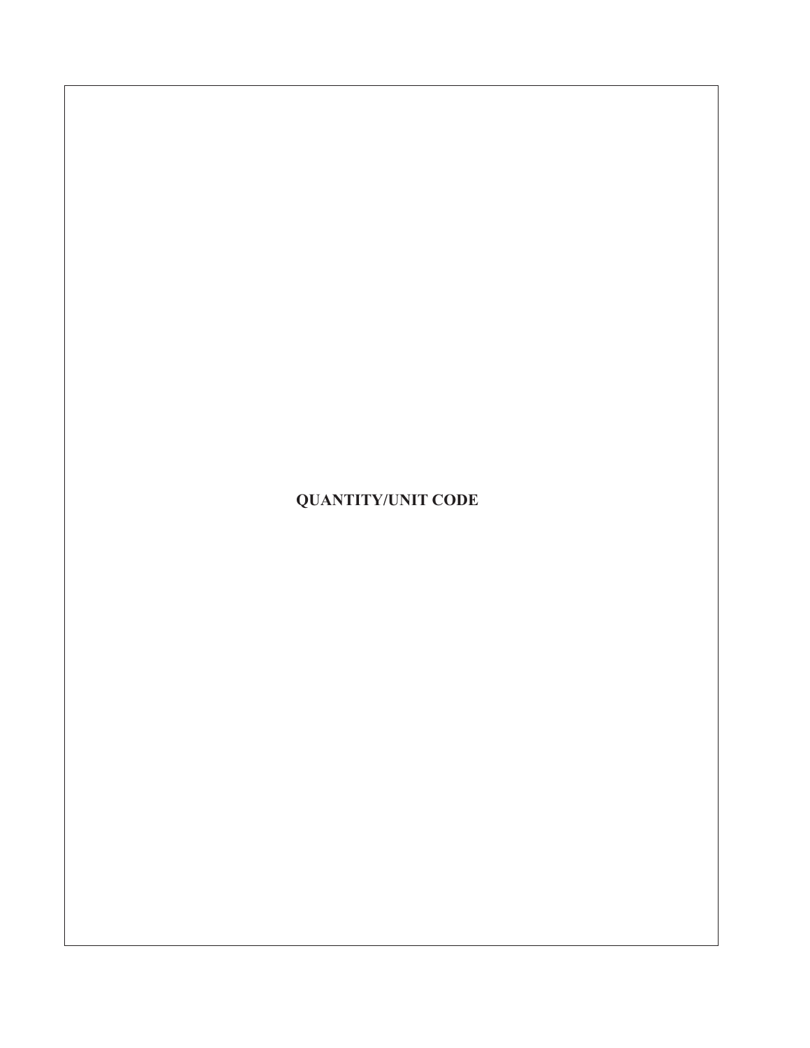# QUANTITY/UNIT CODE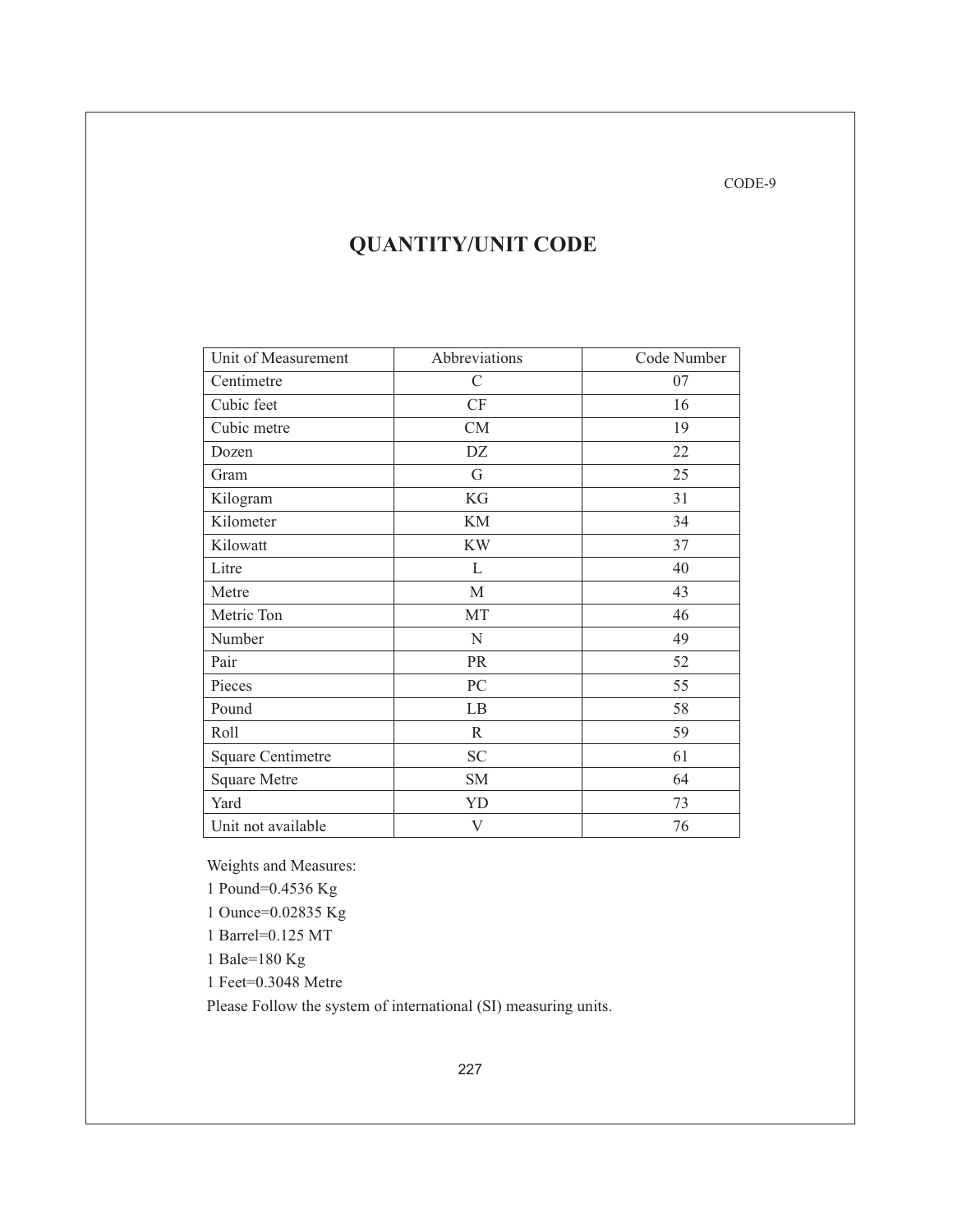CODE-9

# QUANTITY/UNIT CODE

| Unit of Measurement | Abbreviations | Code Number |
|---|---|---|
| Centimetre | C | 07 |
| Cubic feet | CF | 16 |
| Cubic metre | CM | 19 |
| Dozen | DZ | 22 |
| Gram | G | 25 |
| Kilogram | KG | 31 |
| Kilometer | KM | 34 |
| Kilowatt | KW | 37 |
| Litre | L | 40 |
| Metre | M | 43 |
| Metric Ton | MT | 46 |
| Number | N | 49 |
| Pair | PR | 52 |
| Pieces | PC | 55 |
| Pound | LB | 58 |
| Roll | R | 59 |
| Square Centimetre | SC | 61 |
| Square Metre | SM | 64 |
| Yard | YD | 73 |
| Unit not available | V | 76 |

Weights and Measures:

1 Pound=0.4536 Kg

1 Ounce=0.02835 Kg

1 Barrel=0.125 MT

1 Bale=180 Kg

1 Feet=0.3048 Metre

Please Follow the system of international (SI) measuring units.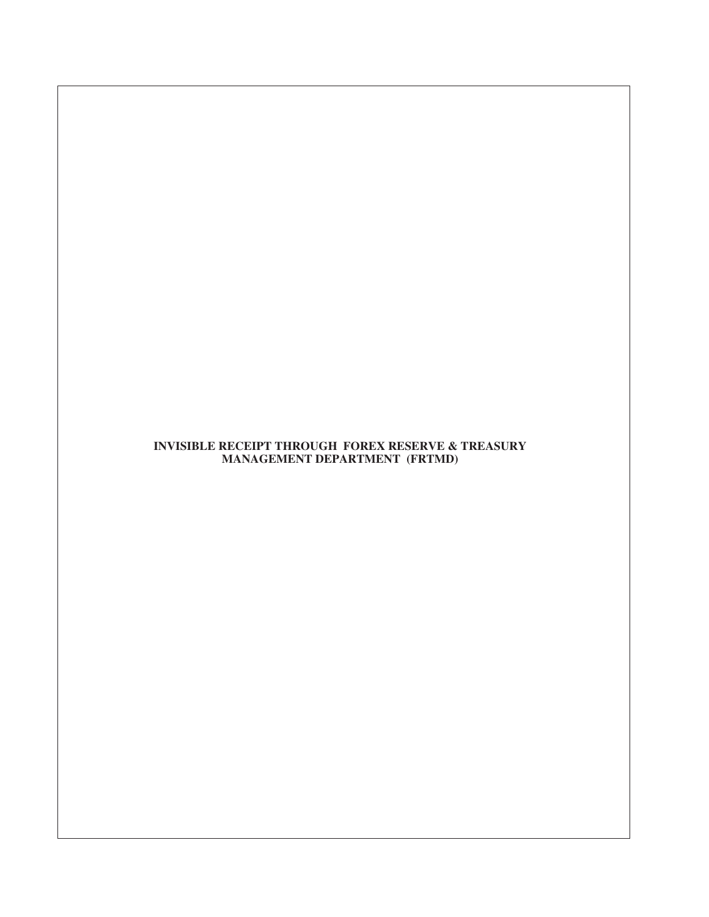# INVISIBLE RECEIPT THROUGH FOREX RESERVE & TREASURY MANAGEMENT DEPARTMENT (FRTMD)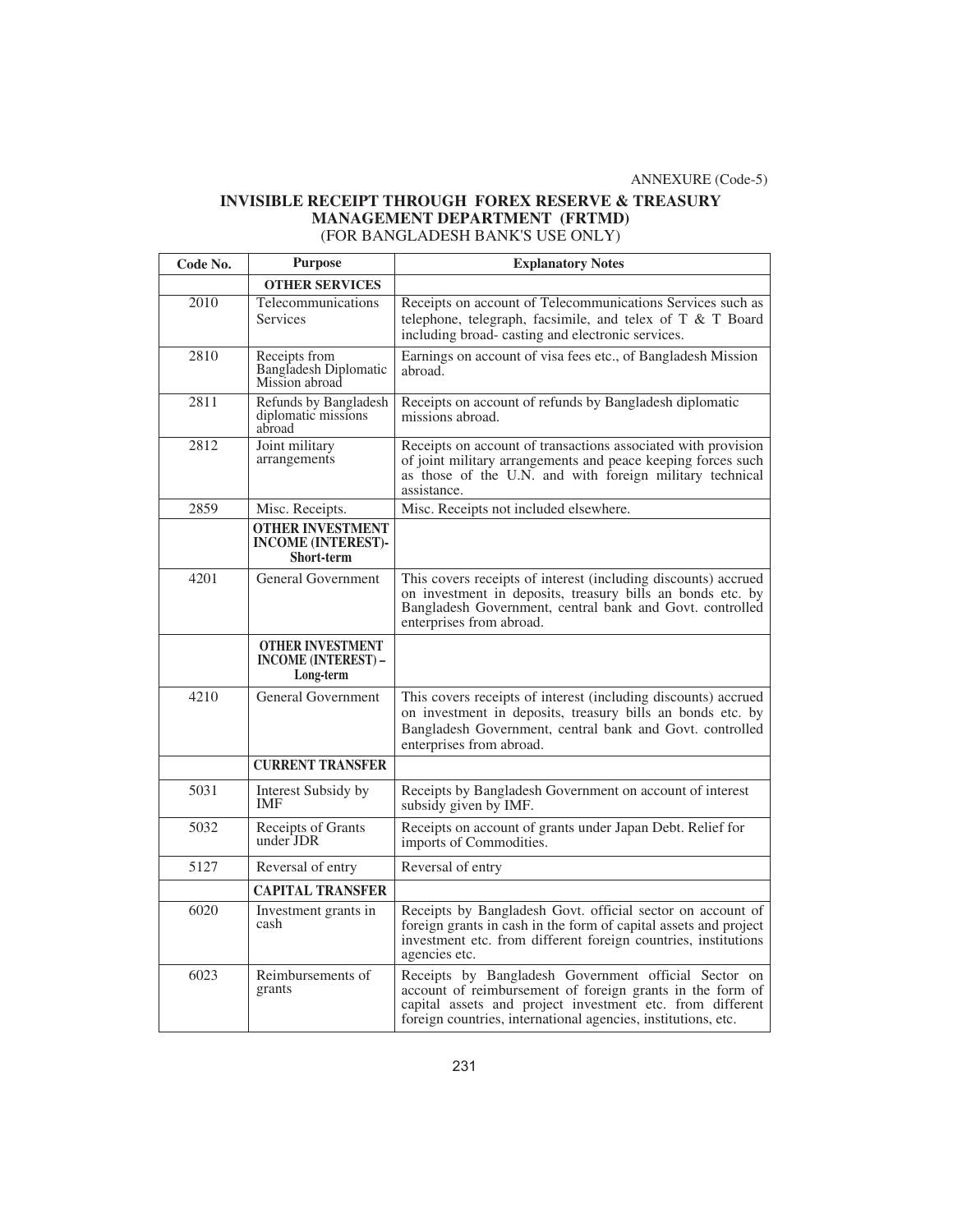ANNEXURE (Code-5)

## INVISIBLE RECEIPT THROUGH FOREX RESERVE & TREASURY MANAGEMENT DEPARTMENT (FRTMD)
(FOR BANGLADESH BANK'S USE ONLY)

| Code No. | Purpose | Explanatory Notes |
|---|---|---|
| | **OTHER SERVICES** | |
| 2010 | Telecommunications Services | Receipts on account of Telecommunications Services such as telephone, telegraph, facsimile, and telex of T & T Board including broad- casting and electronic services. |
| 2810 | Receipts from Bangladesh Diplomatic Mission abroad | Earnings on account of visa fees etc., of Bangladesh Mission abroad. |
| 2811 | Refunds by Bangladesh diplomatic missions abroad | Receipts on account of refunds by Bangladesh diplomatic missions abroad. |
| 2812 | Joint military arrangements | Receipts on account of transactions associated with provision of joint military arrangements and peace keeping forces such as those of the U.N. and with foreign military technical assistance. |
| 2859 | Misc. Receipts. | Misc. Receipts not included elsewhere. |
| | **OTHER INVESTMENT INCOME (INTEREST)- Short-term** | |
| 4201 | General Government | This covers receipts of interest (including discounts) accrued on investment in deposits, treasury bills an bonds etc. by Bangladesh Government, central bank and Govt. controlled enterprises from abroad. |
| | **OTHER INVESTMENT INCOME (INTEREST) – Long-term** | |
| 4210 | General Government | This covers receipts of interest (including discounts) accrued on investment in deposits, treasury bills an bonds etc. by Bangladesh Government, central bank and Govt. controlled enterprises from abroad. |
| | **CURRENT TRANSFER** | |
| 5031 | Interest Subsidy by IMF | Receipts by Bangladesh Government on account of interest subsidy given by IMF. |
| 5032 | Receipts of Grants under JDR | Receipts on account of grants under Japan Debt. Relief for imports of Commodities. |
| 5127 | Reversal of entry | Reversal of entry |
| | **CAPITAL TRANSFER** | |
| 6020 | Investment grants in cash | Receipts by Bangladesh Govt. official sector on account of foreign grants in cash in the form of capital assets and project investment etc. from different foreign countries, institutions agencies etc. |
| 6023 | Reimbursements of grants | Receipts by Bangladesh Government official Sector on account of reimbursement of foreign grants in the form of capital assets and project investment etc. from different foreign countries, international agencies, institutions, etc. |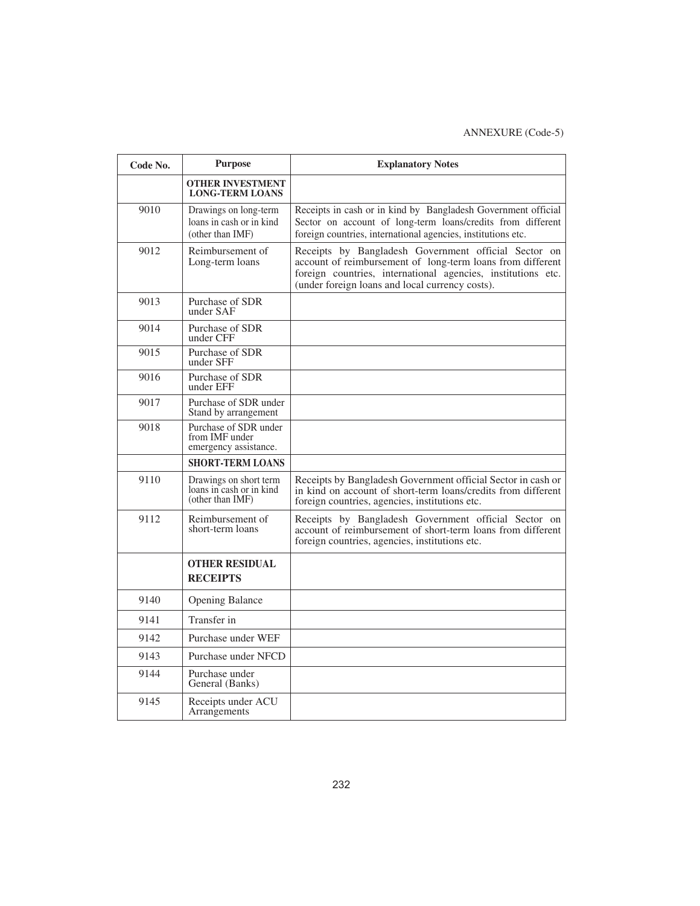ANNEXURE (Code-5)

| Code No. | Purpose | Explanatory Notes |
|---|---|---|
| | **OTHER INVESTMENT LONG-TERM LOANS** | |
| 9010 | Drawings on long-term loans in cash or in kind (other than IMF) | Receipts in cash or in kind by Bangladesh Government official Sector on account of long-term loans/credits from different foreign countries, international agencies, institutions etc. |
| 9012 | Reimbursement of Long-term loans | Receipts by Bangladesh Government official Sector on account of reimbursement of long-term loans from different foreign countries, international agencies, institutions etc. (under foreign loans and local currency costs). |
| 9013 | Purchase of SDR under SAF | |
| 9014 | Purchase of SDR under CFF | |
| 9015 | Purchase of SDR under SFF | |
| 9016 | Purchase of SDR under EFF | |
| 9017 | Purchase of SDR under Stand by arrangement | |
| 9018 | Purchase of SDR under from IMF under emergency assistance. | |
| | **SHORT-TERM LOANS** | |
| 9110 | Drawings on short term loans in cash or in kind (other than IMF) | Receipts by Bangladesh Government official Sector in cash or in kind on account of short-term loans/credits from different foreign countries, agencies, institutions etc. |
| 9112 | Reimbursement of short-term loans | Receipts by Bangladesh Government official Sector on account of reimbursement of short-term loans from different foreign countries, agencies, institutions etc. |
| | **OTHER RESIDUAL RECEIPTS** | |
| 9140 | Opening Balance | |
| 9141 | Transfer in | |
| 9142 | Purchase under WEF | |
| 9143 | Purchase under NFCD | |
| 9144 | Purchase under General (Banks) | |
| 9145 | Receipts under ACU Arrangements | |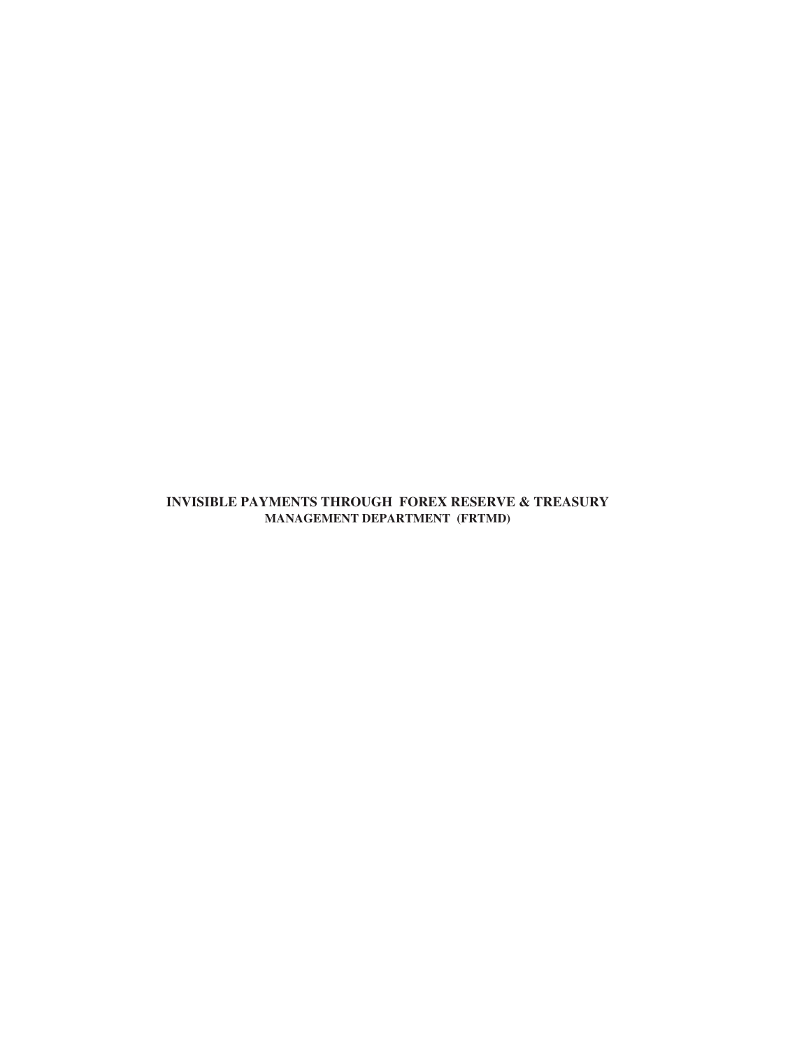# INVISIBLE PAYMENTS THROUGH FOREX RESERVE & TREASURY MANAGEMENT DEPARTMENT (FRTMD)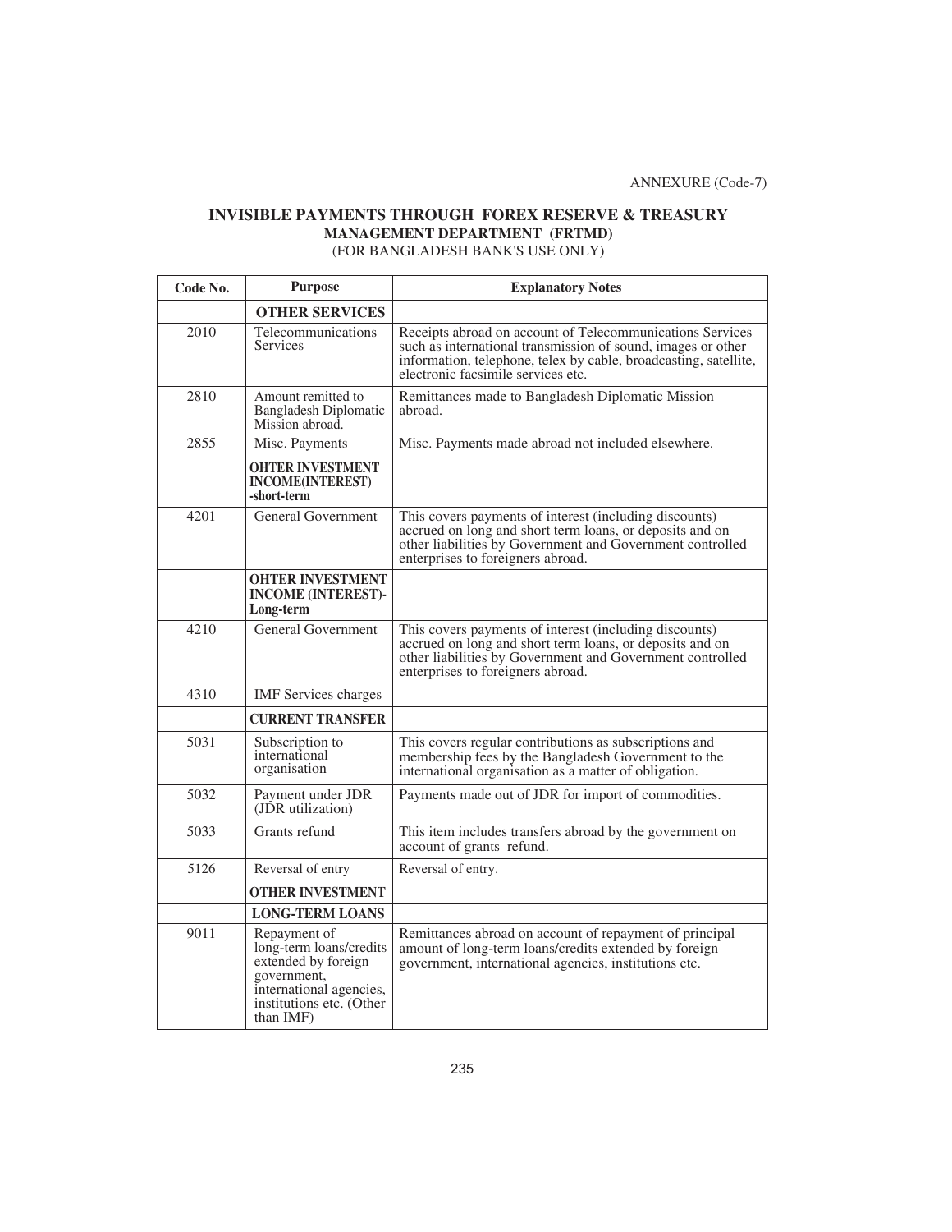ANNEXURE (Code-7)

## INVISIBLE PAYMENTS THROUGH FOREX RESERVE & TREASURY MANAGEMENT DEPARTMENT (FRTMD)

(FOR BANGLADESH BANK'S USE ONLY)

| Code No. | Purpose | Explanatory Notes |
|---|---|---|
| | **OTHER SERVICES** | |
| 2010 | Telecommunications Services | Receipts abroad on account of Telecommunications Services such as international transmission of sound, images or other information, telephone, telex by cable, broadcasting, satellite, electronic facsimile services etc. |
| 2810 | Amount remitted to Bangladesh Diplomatic Mission abroad. | Remittances made to Bangladesh Diplomatic Mission abroad. |
| 2855 | Misc. Payments | Misc. Payments made abroad not included elsewhere. |
| | **OHTER INVESTMENT INCOME(INTEREST) -short-term** | |
| 4201 | General Government | This covers payments of interest (including discounts) accrued on long and short term loans, or deposits and on other liabilities by Government and Government controlled enterprises to foreigners abroad. |
| | **OHTER INVESTMENT INCOME (INTEREST)- Long-term** | |
| 4210 | General Government | This covers payments of interest (including discounts) accrued on long and short term loans, or deposits and on other liabilities by Government and Government controlled enterprises to foreigners abroad. |
| 4310 | IMF Services charges | |
| | **CURRENT TRANSFER** | |
| 5031 | Subscription to international organisation | This covers regular contributions as subscriptions and membership fees by the Bangladesh Government to the international organisation as a matter of obligation. |
| 5032 | Payment under JDR (JDR utilization) | Payments made out of JDR for import of commodities. |
| 5033 | Grants refund | This item includes transfers abroad by the government on account of grants refund. |
| 5126 | Reversal of entry | Reversal of entry. |
| | **OTHER INVESTMENT** | |
| | **LONG-TERM LOANS** | |
| 9011 | Repayment of long-term loans/credits extended by foreign government, international agencies, institutions etc. (Other than IMF) | Remittances abroad on account of repayment of principal amount of long-term loans/credits extended by foreign government, international agencies, institutions etc. |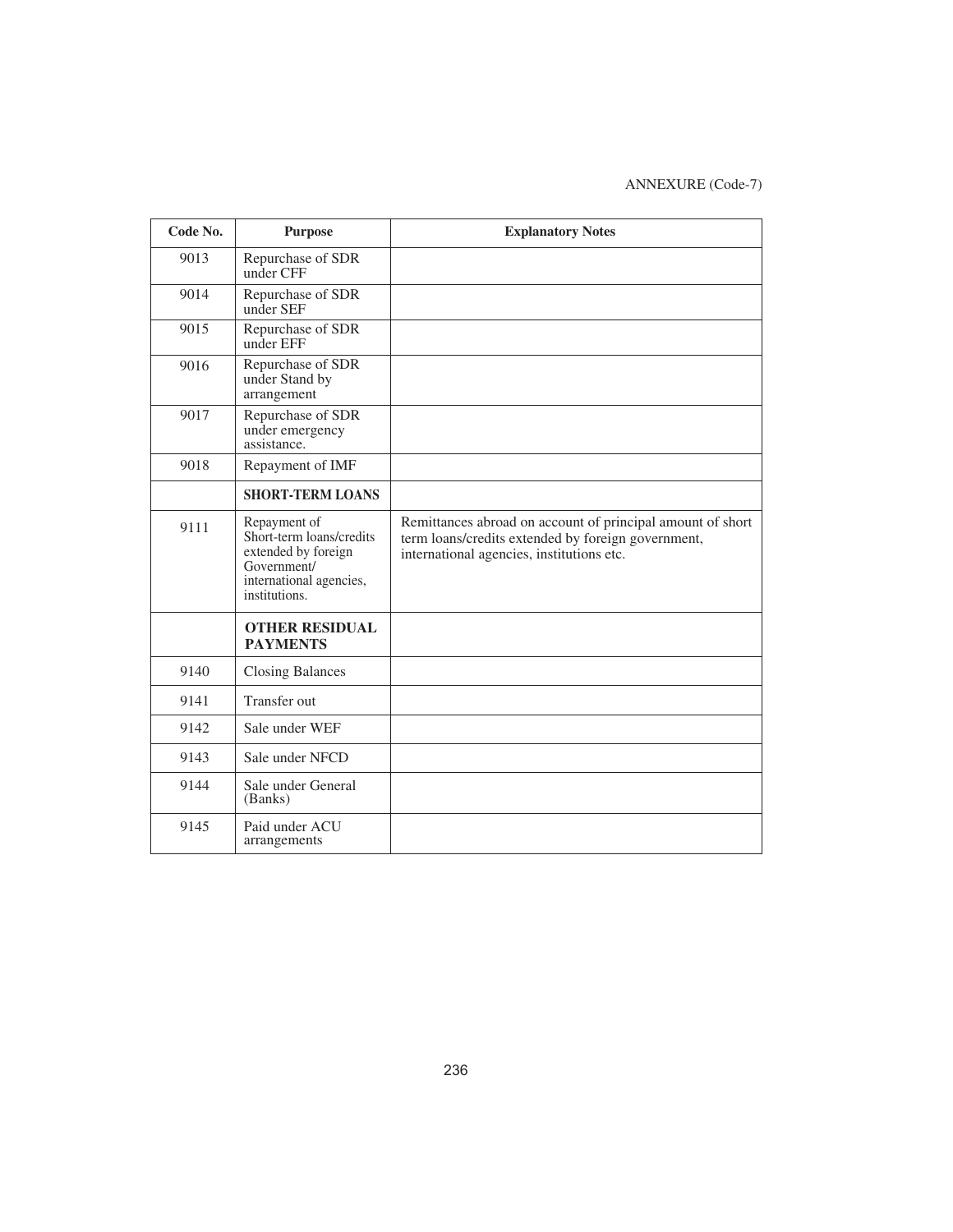ANNEXURE (Code-7)

| Code No. | Purpose | Explanatory Notes |
|---|---|---|
| 9013 | Repurchase of SDR under CFF | |
| 9014 | Repurchase of SDR under SEF | |
| 9015 | Repurchase of SDR under EFF | |
| 9016 | Repurchase of SDR under Stand by arrangement | |
| 9017 | Repurchase of SDR under emergency assistance. | |
| 9018 | Repayment of IMF | |
| | **SHORT-TERM LOANS** | |
| 9111 | Repayment of Short-term loans/credits extended by foreign Government/ international agencies, institutions. | Remittances abroad on account of principal amount of short term loans/credits extended by foreign government, international agencies, institutions etc. |
| | **OTHER RESIDUAL PAYMENTS** | |
| 9140 | Closing Balances | |
| 9141 | Transfer out | |
| 9142 | Sale under WEF | |
| 9143 | Sale under NFCD | |
| 9144 | Sale under General (Banks) | |
| 9145 | Paid under ACU arrangements | |